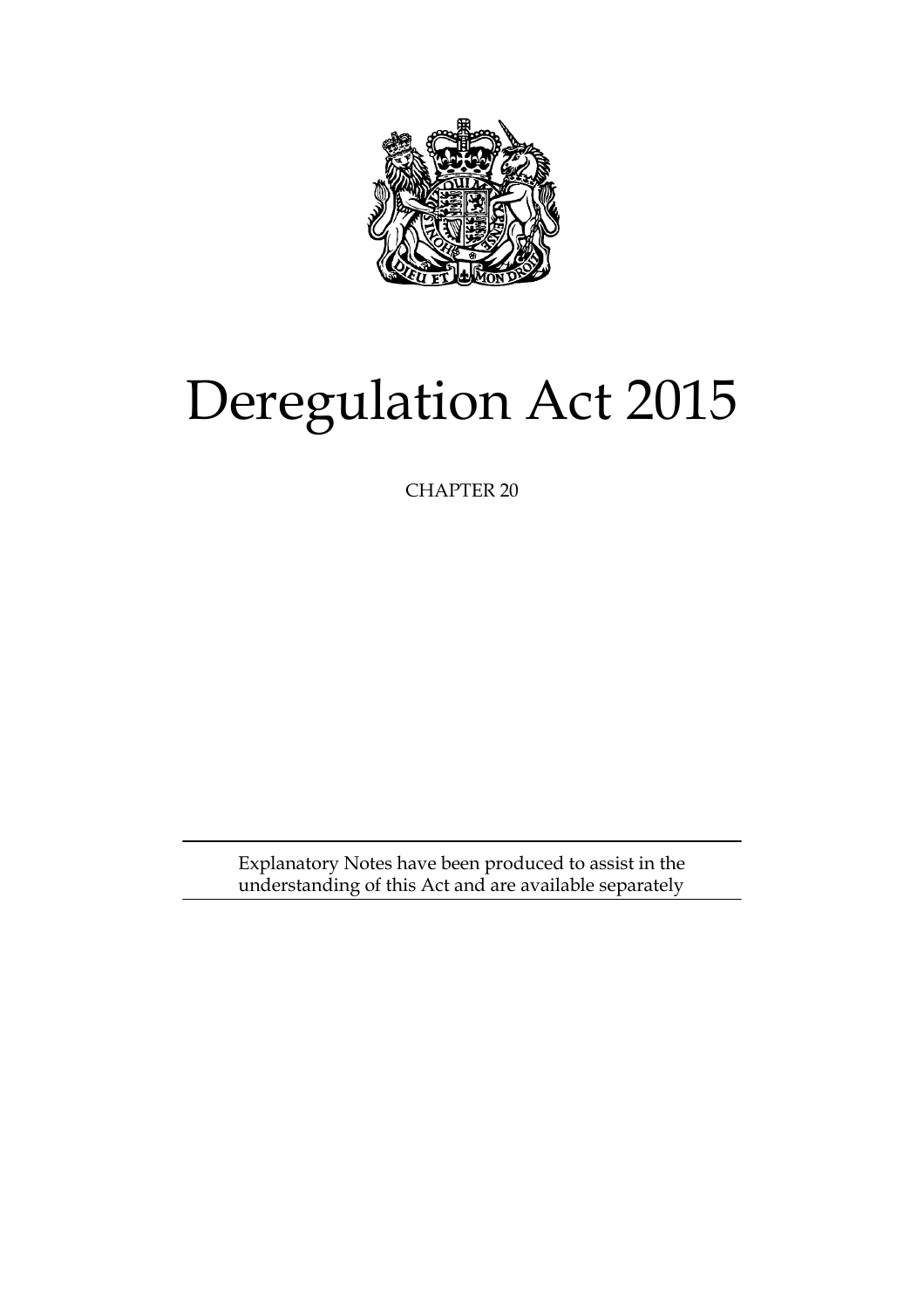# Deregulation Act 2015

CHAPTER 20

Explanatory Notes have been produced to assist in the understanding of this Act and are available separately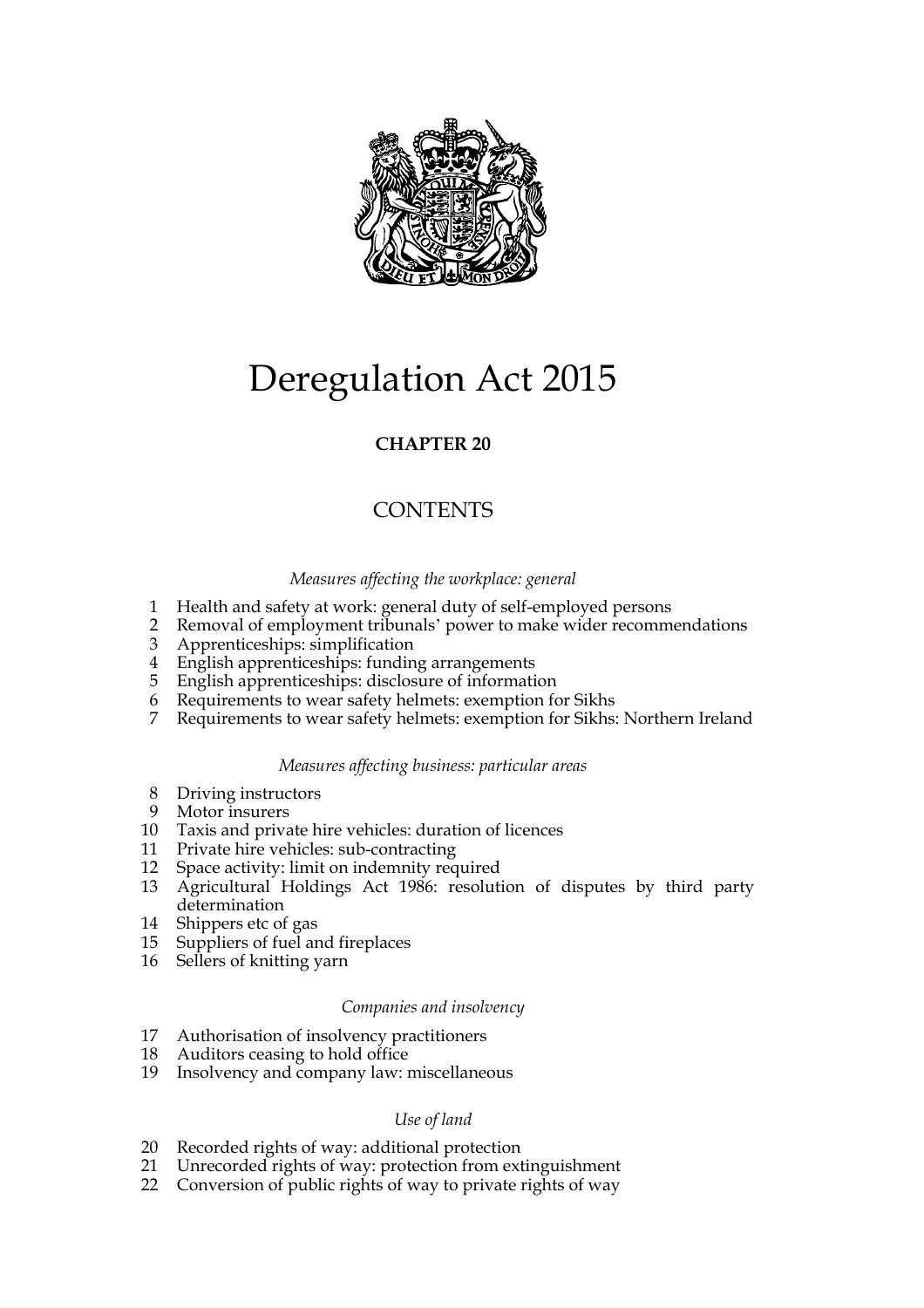# Deregulation Act 2015

**CHAPTER 20**

## CONTENTS

*Measures affecting the workplace: general*

1 Health and safety at work: general duty of self-employed persons
2 Removal of employment tribunals' power to make wider recommendations
3 Apprenticeships: simplification
4 English apprenticeships: funding arrangements
5 English apprenticeships: disclosure of information
6 Requirements to wear safety helmets: exemption for Sikhs
7 Requirements to wear safety helmets: exemption for Sikhs: Northern Ireland

*Measures affecting business: particular areas*

8 Driving instructors
9 Motor insurers
10 Taxis and private hire vehicles: duration of licences
11 Private hire vehicles: sub-contracting
12 Space activity: limit on indemnity required
13 Agricultural Holdings Act 1986: resolution of disputes by third party determination
14 Shippers etc of gas
15 Suppliers of fuel and fireplaces
16 Sellers of knitting yarn

*Companies and insolvency*

17 Authorisation of insolvency practitioners
18 Auditors ceasing to hold office
19 Insolvency and company law: miscellaneous

*Use of land*

20 Recorded rights of way: additional protection
21 Unrecorded rights of way: protection from extinguishment
22 Conversion of public rights of way to private rights of way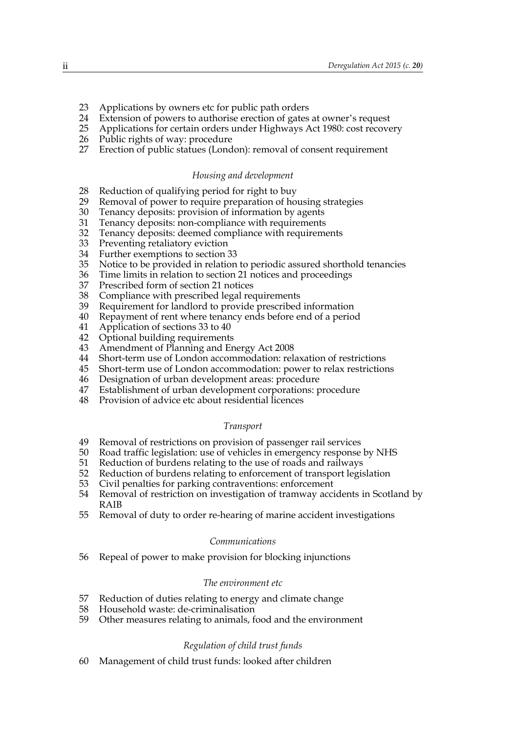23 Applications by owners etc for public path orders
24 Extension of powers to authorise erection of gates at owner's request
25 Applications for certain orders under Highways Act 1980: cost recovery
26 Public rights of way: procedure
27 Erection of public statues (London): removal of consent requirement

*Housing and development*

28 Reduction of qualifying period for right to buy
29 Removal of power to require preparation of housing strategies
30 Tenancy deposits: provision of information by agents
31 Tenancy deposits: non-compliance with requirements
32 Tenancy deposits: deemed compliance with requirements
33 Preventing retaliatory eviction
34 Further exemptions to section 33
35 Notice to be provided in relation to periodic assured shorthold tenancies
36 Time limits in relation to section 21 notices and proceedings
37 Prescribed form of section 21 notices
38 Compliance with prescribed legal requirements
39 Requirement for landlord to provide prescribed information
40 Repayment of rent where tenancy ends before end of a period
41 Application of sections 33 to 40
42 Optional building requirements
43 Amendment of Planning and Energy Act 2008
44 Short-term use of London accommodation: relaxation of restrictions
45 Short-term use of London accommodation: power to relax restrictions
46 Designation of urban development areas: procedure
47 Establishment of urban development corporations: procedure
48 Provision of advice etc about residential licences

*Transport*

49 Removal of restrictions on provision of passenger rail services
50 Road traffic legislation: use of vehicles in emergency response by NHS
51 Reduction of burdens relating to the use of roads and railways
52 Reduction of burdens relating to enforcement of transport legislation
53 Civil penalties for parking contraventions: enforcement
54 Removal of restriction on investigation of tramway accidents in Scotland by RAIB
55 Removal of duty to order re-hearing of marine accident investigations

*Communications*

56 Repeal of power to make provision for blocking injunctions

*The environment etc*

57 Reduction of duties relating to energy and climate change
58 Household waste: de-criminalisation
59 Other measures relating to animals, food and the environment

*Regulation of child trust funds*

60 Management of child trust funds: looked after children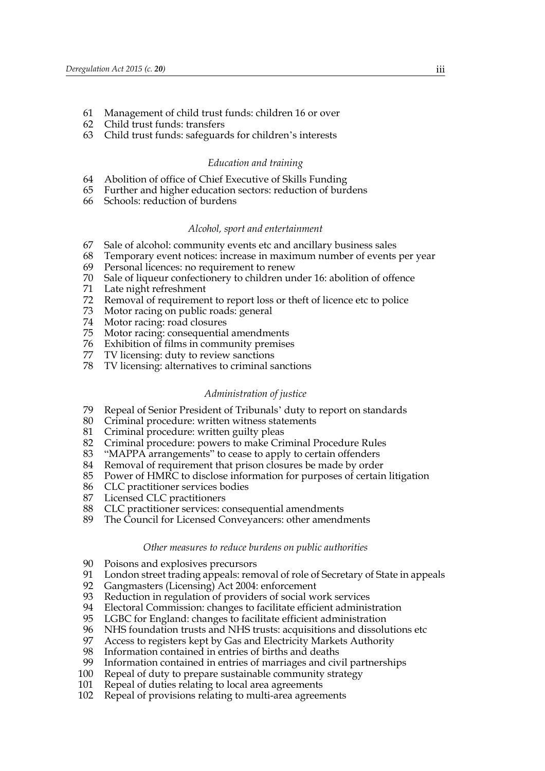61 Management of child trust funds: children 16 or over
62 Child trust funds: transfers
63 Child trust funds: safeguards for children's interests

*Education and training*

64 Abolition of office of Chief Executive of Skills Funding
65 Further and higher education sectors: reduction of burdens
66 Schools: reduction of burdens

*Alcohol, sport and entertainment*

67 Sale of alcohol: community events etc and ancillary business sales
68 Temporary event notices: increase in maximum number of events per year
69 Personal licences: no requirement to renew
70 Sale of liqueur confectionery to children under 16: abolition of offence
71 Late night refreshment
72 Removal of requirement to report loss or theft of licence etc to police
73 Motor racing on public roads: general
74 Motor racing: road closures
75 Motor racing: consequential amendments
76 Exhibition of films in community premises
77 TV licensing: duty to review sanctions
78 TV licensing: alternatives to criminal sanctions

*Administration of justice*

79 Repeal of Senior President of Tribunals' duty to report on standards
80 Criminal procedure: written witness statements
81 Criminal procedure: written guilty pleas
82 Criminal procedure: powers to make Criminal Procedure Rules
83 "MAPPA arrangements" to cease to apply to certain offenders
84 Removal of requirement that prison closures be made by order
85 Power of HMRC to disclose information for purposes of certain litigation
86 CLC practitioner services bodies
87 Licensed CLC practitioners
88 CLC practitioner services: consequential amendments
89 The Council for Licensed Conveyancers: other amendments

*Other measures to reduce burdens on public authorities*

90 Poisons and explosives precursors
91 London street trading appeals: removal of role of Secretary of State in appeals
92 Gangmasters (Licensing) Act 2004: enforcement
93 Reduction in regulation of providers of social work services
94 Electoral Commission: changes to facilitate efficient administration
95 LGBC for England: changes to facilitate efficient administration
96 NHS foundation trusts and NHS trusts: acquisitions and dissolutions etc
97 Access to registers kept by Gas and Electricity Markets Authority
98 Information contained in entries of births and deaths
99 Information contained in entries of marriages and civil partnerships
100 Repeal of duty to prepare sustainable community strategy
101 Repeal of duties relating to local area agreements
102 Repeal of provisions relating to multi-area agreements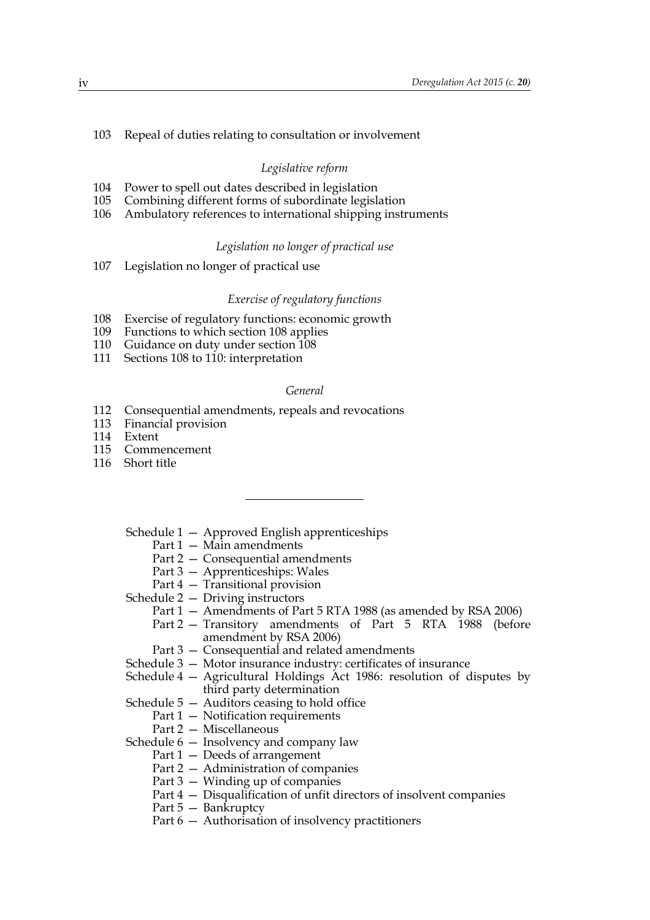103 Repeal of duties relating to consultation or involvement

*Legislative reform*

104 Power to spell out dates described in legislation
105 Combining different forms of subordinate legislation
106 Ambulatory references to international shipping instruments

*Legislation no longer of practical use*

107 Legislation no longer of practical use

*Exercise of regulatory functions*

108 Exercise of regulatory functions: economic growth
109 Functions to which section 108 applies
110 Guidance on duty under section 108
111 Sections 108 to 110: interpretation

*General*

112 Consequential amendments, repeals and revocations
113 Financial provision
114 Extent
115 Commencement
116 Short title

---

Schedule 1 — Approved English apprenticeships
- Part 1 — Main amendments
- Part 2 — Consequential amendments
- Part 3 — Apprenticeships: Wales
- Part 4 — Transitional provision

Schedule 2 — Driving instructors
- Part 1 — Amendments of Part 5 RTA 1988 (as amended by RSA 2006)
- Part 2 — Transitory amendments of Part 5 RTA 1988 (before amendment by RSA 2006)
- Part 3 — Consequential and related amendments

Schedule 3 — Motor insurance industry: certificates of insurance

Schedule 4 — Agricultural Holdings Act 1986: resolution of disputes by third party determination

Schedule 5 — Auditors ceasing to hold office
- Part 1 — Notification requirements
- Part 2 — Miscellaneous

Schedule 6 — Insolvency and company law
- Part 1 — Deeds of arrangement
- Part 2 — Administration of companies
- Part 3 — Winding up of companies
- Part 4 — Disqualification of unfit directors of insolvent companies
- Part 5 — Bankruptcy
- Part 6 — Authorisation of insolvency practitioners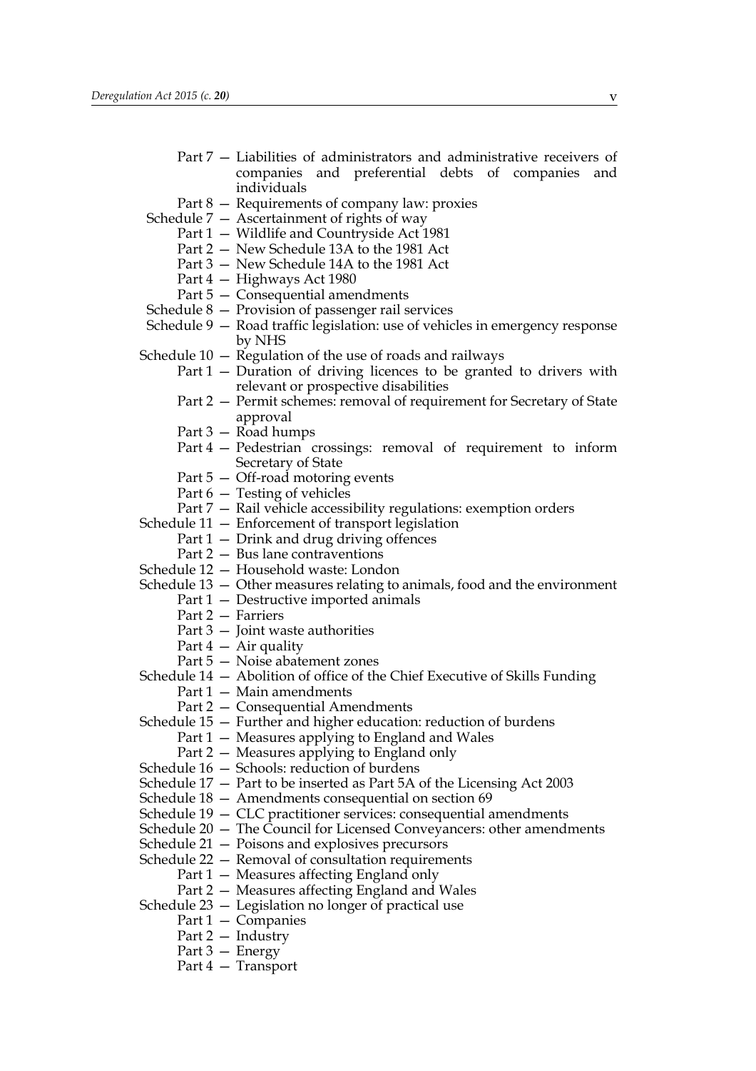Part 7 — Liabilities of administrators and administrative receivers of companies and preferential debts of companies and individuals

Part 8 — Requirements of company law: proxies

Schedule 7 — Ascertainment of rights of way

- Part 1 — Wildlife and Countryside Act 1981
- Part 2 — New Schedule 13A to the 1981 Act
- Part 3 — New Schedule 14A to the 1981 Act
- Part 4 — Highways Act 1980
- Part 5 — Consequential amendments

Schedule 8 — Provision of passenger rail services

Schedule 9 — Road traffic legislation: use of vehicles in emergency response by NHS

Schedule 10 — Regulation of the use of roads and railways

- Part 1 — Duration of driving licences to be granted to drivers with relevant or prospective disabilities
- Part 2 — Permit schemes: removal of requirement for Secretary of State approval
- Part 3 — Road humps
- Part 4 — Pedestrian crossings: removal of requirement to inform Secretary of State
- Part 5 — Off-road motoring events
- Part 6 — Testing of vehicles
- Part 7 — Rail vehicle accessibility regulations: exemption orders

Schedule 11 — Enforcement of transport legislation

- Part 1 — Drink and drug driving offences
- Part 2 — Bus lane contraventions

Schedule 12 — Household waste: London

Schedule 13 — Other measures relating to animals, food and the environment

- Part 1 — Destructive imported animals
- Part 2 — Farriers
- Part 3 — Joint waste authorities
- Part 4 — Air quality
- Part 5 — Noise abatement zones

Schedule 14 — Abolition of office of the Chief Executive of Skills Funding

- Part 1 — Main amendments
- Part 2 — Consequential Amendments

Schedule 15 — Further and higher education: reduction of burdens

- Part 1 — Measures applying to England and Wales
- Part 2 — Measures applying to England only

Schedule 16 — Schools: reduction of burdens

Schedule 17 — Part to be inserted as Part 5A of the Licensing Act 2003

Schedule 18 — Amendments consequential on section 69

Schedule 19 — CLC practitioner services: consequential amendments

Schedule 20 — The Council for Licensed Conveyancers: other amendments

Schedule 21 — Poisons and explosives precursors

Schedule 22 — Removal of consultation requirements

- Part 1 — Measures affecting England only
- Part 2 — Measures affecting England and Wales

Schedule 23 — Legislation no longer of practical use

- Part 1 — Companies
- Part 2 — Industry
- Part 3 — Energy
- Part 4 — Transport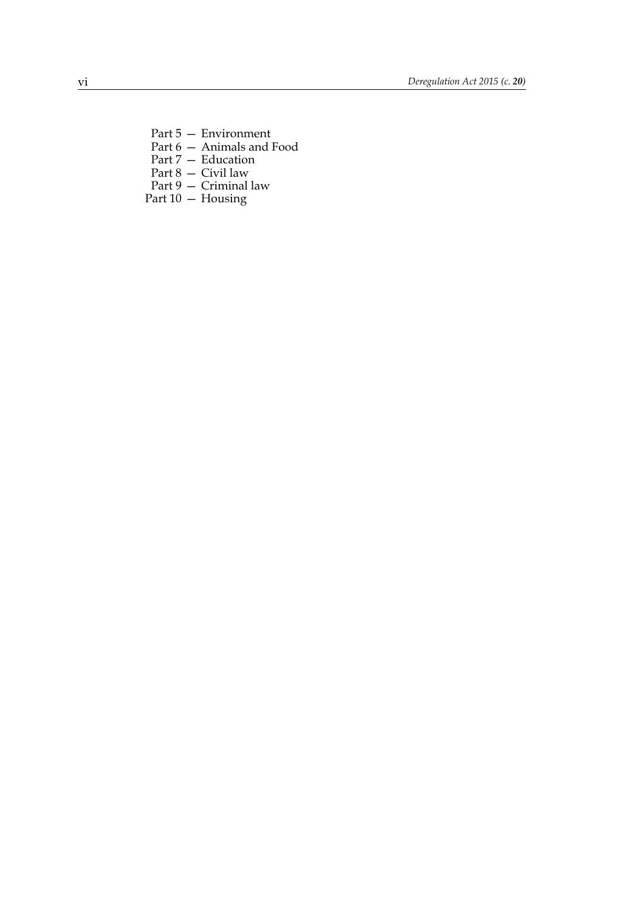Part 5 — Environment
Part 6 — Animals and Food
Part 7 — Education
Part 8 — Civil law
Part 9 — Criminal law
Part 10 — Housing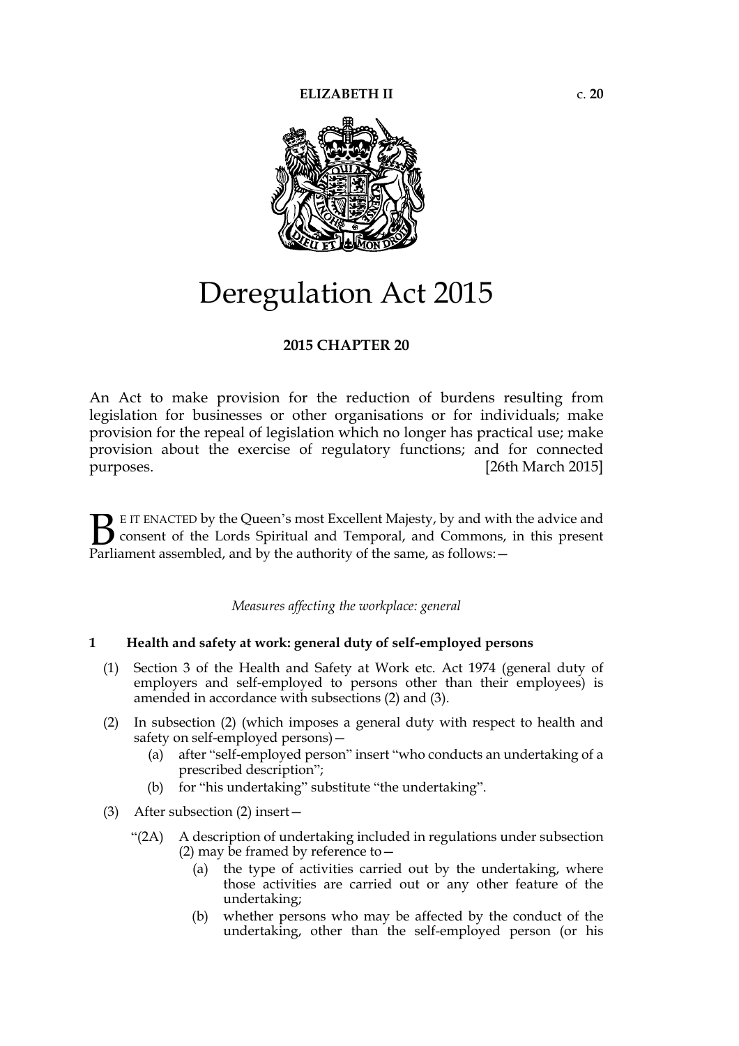**ELIZABETH II** c. **20**

# Deregulation Act 2015

**2015 CHAPTER 20**

An Act to make provision for the reduction of burdens resulting from legislation for businesses or other organisations or for individuals; make provision for the repeal of legislation which no longer has practical use; make provision about the exercise of regulatory functions; and for connected purposes. [26th March 2015]

BE IT ENACTED by the Queen's most Excellent Majesty, by and with the advice and consent of the Lords Spiritual and Temporal, and Commons, in this present Parliament assembled, and by the authority of the same, as follows:—

*Measures affecting the workplace: general*

### 1 Health and safety at work: general duty of self-employed persons

(1) Section 3 of the Health and Safety at Work etc. Act 1974 (general duty of employers and self-employed to persons other than their employees) is amended in accordance with subsections (2) and (3).

(2) In subsection (2) (which imposes a general duty with respect to health and safety on self-employed persons)—

(a) after "self-employed person" insert "who conducts an undertaking of a prescribed description";

(b) for "his undertaking" substitute "the undertaking".

(3) After subsection (2) insert—

"(2A) A description of undertaking included in regulations under subsection (2) may be framed by reference to—

(a) the type of activities carried out by the undertaking, where those activities are carried out or any other feature of the undertaking;

(b) whether persons who may be affected by the conduct of the undertaking, other than the self-employed person (or his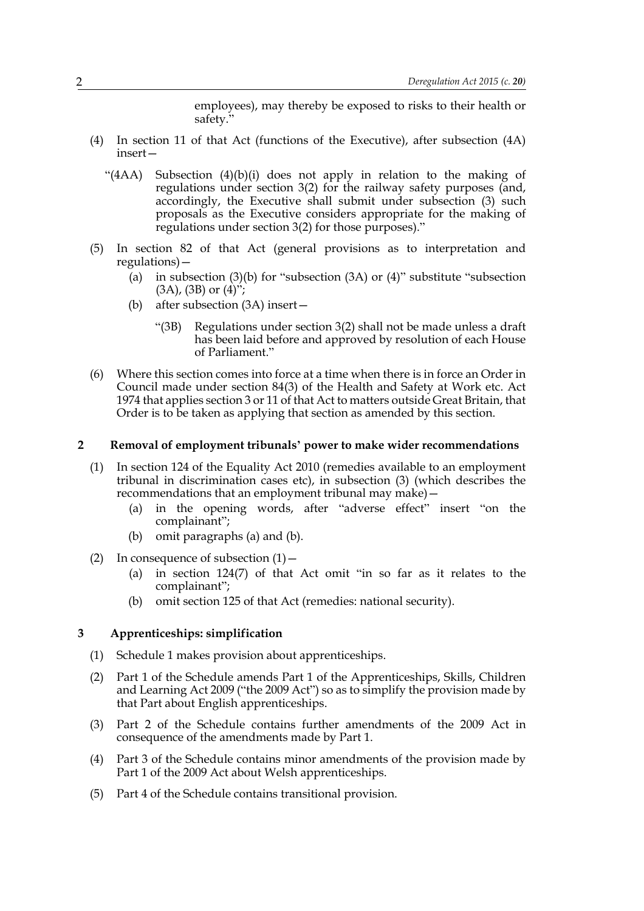employees), may thereby be exposed to risks to their health or safety."

(4) In section 11 of that Act (functions of the Executive), after subsection (4A) insert—

"(4AA) Subsection (4)(b)(i) does not apply in relation to the making of regulations under section 3(2) for the railway safety purposes (and, accordingly, the Executive shall submit under subsection (3) such proposals as the Executive considers appropriate for the making of regulations under section 3(2) for those purposes)."

(5) In section 82 of that Act (general provisions as to interpretation and regulations)—

(a) in subsection (3)(b) for "subsection (3A) or (4)" substitute "subsection (3A), (3B) or (4)";

(b) after subsection (3A) insert—

"(3B) Regulations under section 3(2) shall not be made unless a draft has been laid before and approved by resolution of each House of Parliament."

(6) Where this section comes into force at a time when there is in force an Order in Council made under section 84(3) of the Health and Safety at Work etc. Act 1974 that applies section 3 or 11 of that Act to matters outside Great Britain, that Order is to be taken as applying that section as amended by this section.

### 2 Removal of employment tribunals' power to make wider recommendations

(1) In section 124 of the Equality Act 2010 (remedies available to an employment tribunal in discrimination cases etc), in subsection (3) (which describes the recommendations that an employment tribunal may make)—

(a) in the opening words, after "adverse effect" insert "on the complainant";

(b) omit paragraphs (a) and (b).

(2) In consequence of subsection (1)—

(a) in section 124(7) of that Act omit "in so far as it relates to the complainant";

(b) omit section 125 of that Act (remedies: national security).

### 3 Apprenticeships: simplification

(1) Schedule 1 makes provision about apprenticeships.

(2) Part 1 of the Schedule amends Part 1 of the Apprenticeships, Skills, Children and Learning Act 2009 ("the 2009 Act") so as to simplify the provision made by that Part about English apprenticeships.

(3) Part 2 of the Schedule contains further amendments of the 2009 Act in consequence of the amendments made by Part 1.

(4) Part 3 of the Schedule contains minor amendments of the provision made by Part 1 of the 2009 Act about Welsh apprenticeships.

(5) Part 4 of the Schedule contains transitional provision.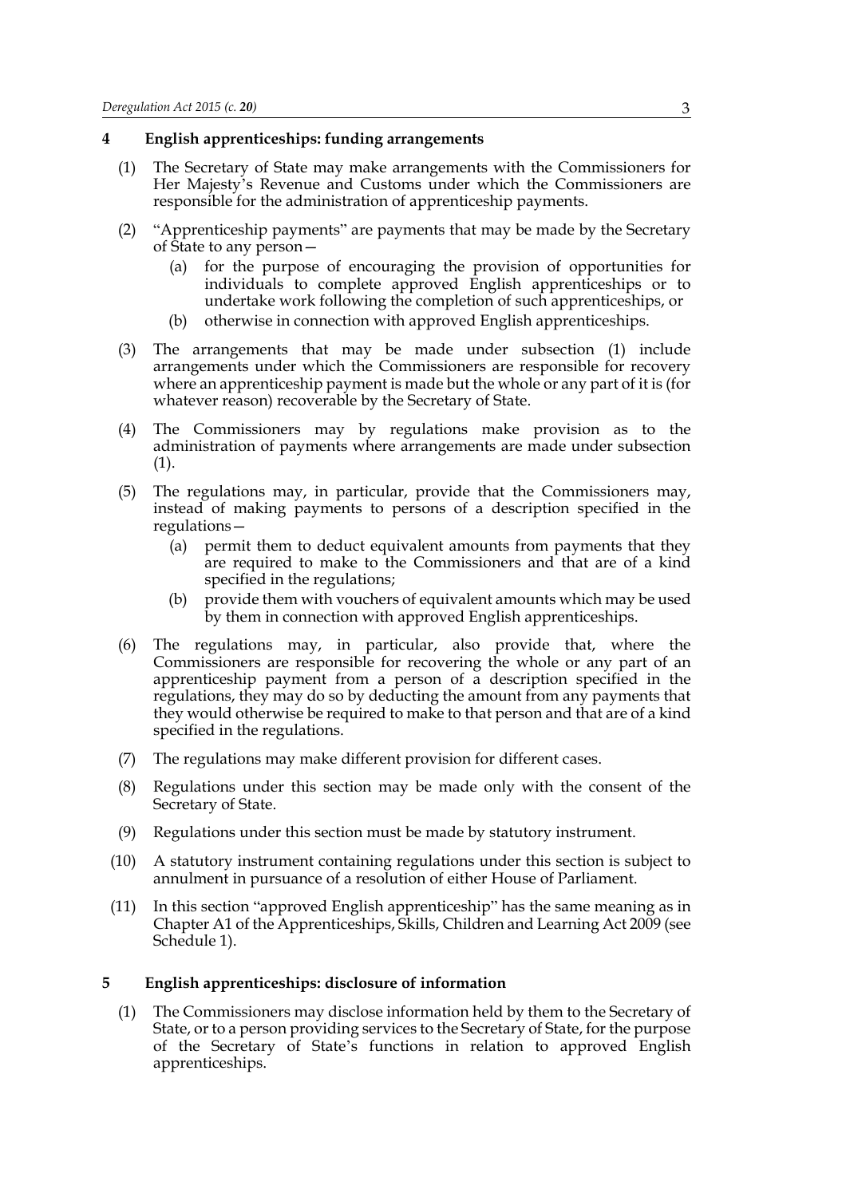## 4 English apprenticeships: funding arrangements

(1) The Secretary of State may make arrangements with the Commissioners for Her Majesty's Revenue and Customs under which the Commissioners are responsible for the administration of apprenticeship payments.

(2) "Apprenticeship payments" are payments that may be made by the Secretary of State to any person—

(a) for the purpose of encouraging the provision of opportunities for individuals to complete approved English apprenticeships or to undertake work following the completion of such apprenticeships, or

(b) otherwise in connection with approved English apprenticeships.

(3) The arrangements that may be made under subsection (1) include arrangements under which the Commissioners are responsible for recovery where an apprenticeship payment is made but the whole or any part of it is (for whatever reason) recoverable by the Secretary of State.

(4) The Commissioners may by regulations make provision as to the administration of payments where arrangements are made under subsection (1).

(5) The regulations may, in particular, provide that the Commissioners may, instead of making payments to persons of a description specified in the regulations—

(a) permit them to deduct equivalent amounts from payments that they are required to make to the Commissioners and that are of a kind specified in the regulations;

(b) provide them with vouchers of equivalent amounts which may be used by them in connection with approved English apprenticeships.

(6) The regulations may, in particular, also provide that, where the Commissioners are responsible for recovering the whole or any part of an apprenticeship payment from a person of a description specified in the regulations, they may do so by deducting the amount from any payments that they would otherwise be required to make to that person and that are of a kind specified in the regulations.

(7) The regulations may make different provision for different cases.

(8) Regulations under this section may be made only with the consent of the Secretary of State.

(9) Regulations under this section must be made by statutory instrument.

(10) A statutory instrument containing regulations under this section is subject to annulment in pursuance of a resolution of either House of Parliament.

(11) In this section "approved English apprenticeship" has the same meaning as in Chapter A1 of the Apprenticeships, Skills, Children and Learning Act 2009 (see Schedule 1).

## 5 English apprenticeships: disclosure of information

(1) The Commissioners may disclose information held by them to the Secretary of State, or to a person providing services to the Secretary of State, for the purpose of the Secretary of State's functions in relation to approved English apprenticeships.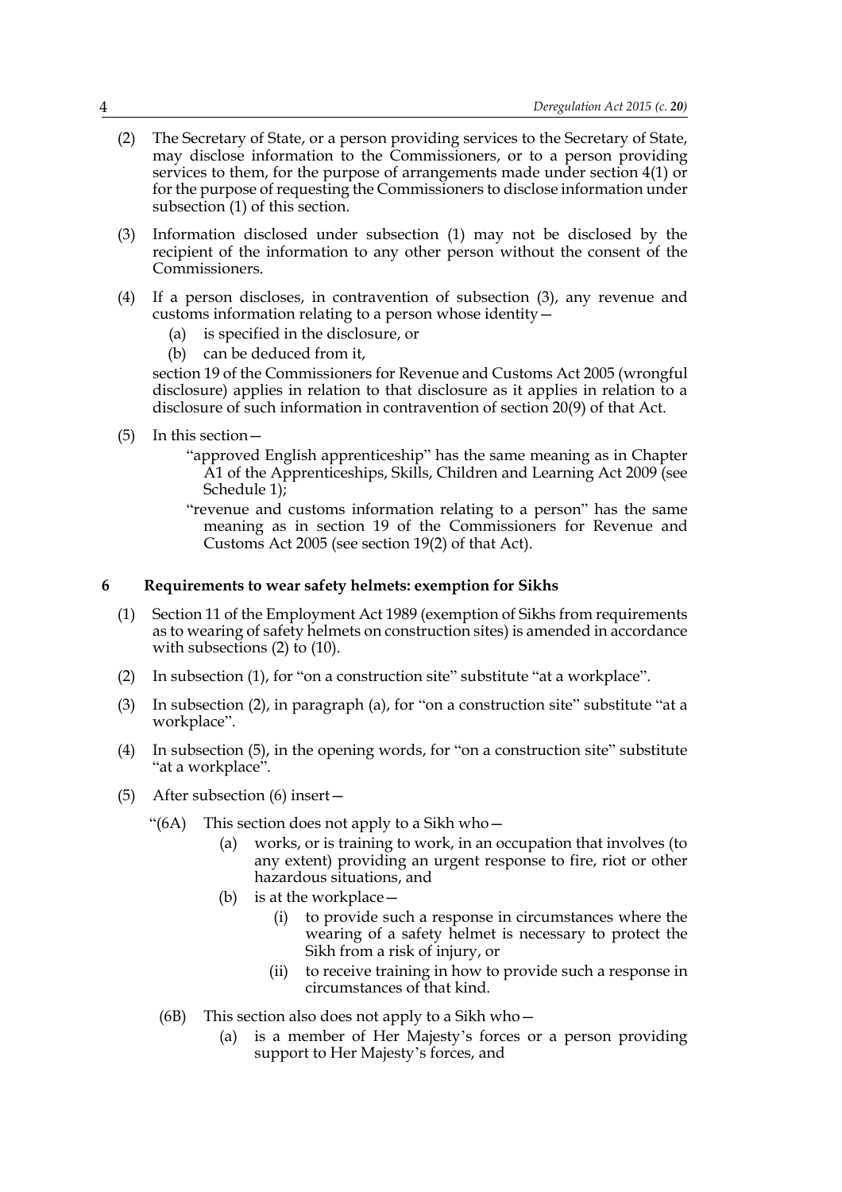(2) The Secretary of State, or a person providing services to the Secretary of State, may disclose information to the Commissioners, or to a person providing services to them, for the purpose of arrangements made under section 4(1) or for the purpose of requesting the Commissioners to disclose information under subsection (1) of this section.

(3) Information disclosed under subsection (1) may not be disclosed by the recipient of the information to any other person without the consent of the Commissioners.

(4) If a person discloses, in contravention of subsection (3), any revenue and customs information relating to a person whose identity—

 (a) is specified in the disclosure, or

 (b) can be deduced from it,

section 19 of the Commissioners for Revenue and Customs Act 2005 (wrongful disclosure) applies in relation to that disclosure as it applies in relation to a disclosure of such information in contravention of section 20(9) of that Act.

(5) In this section—

"approved English apprenticeship" has the same meaning as in Chapter A1 of the Apprenticeships, Skills, Children and Learning Act 2009 (see Schedule 1);

"revenue and customs information relating to a person" has the same meaning as in section 19 of the Commissioners for Revenue and Customs Act 2005 (see section 19(2) of that Act).

### 6 Requirements to wear safety helmets: exemption for Sikhs

(1) Section 11 of the Employment Act 1989 (exemption of Sikhs from requirements as to wearing of safety helmets on construction sites) is amended in accordance with subsections (2) to (10).

(2) In subsection (1), for "on a construction site" substitute "at a workplace".

(3) In subsection (2), in paragraph (a), for "on a construction site" substitute "at a workplace".

(4) In subsection (5), in the opening words, for "on a construction site" substitute "at a workplace".

(5) After subsection (6) insert—

"(6A) This section does not apply to a Sikh who—

 (a) works, or is training to work, in an occupation that involves (to any extent) providing an urgent response to fire, riot or other hazardous situations, and

 (b) is at the workplace—

  (i) to provide such a response in circumstances where the wearing of a safety helmet is necessary to protect the Sikh from a risk of injury, or

  (ii) to receive training in how to provide such a response in circumstances of that kind.

(6B) This section also does not apply to a Sikh who—

 (a) is a member of Her Majesty's forces or a person providing support to Her Majesty's forces, and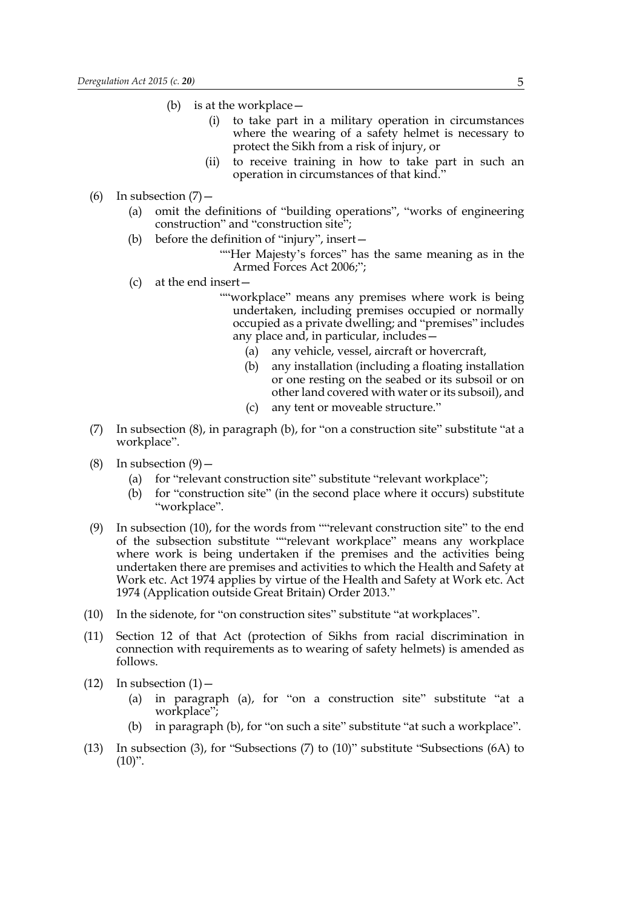(b) is at the workplace—

   (i) to take part in a military operation in circumstances where the wearing of a safety helmet is necessary to protect the Sikh from a risk of injury, or

   (ii) to receive training in how to take part in such an operation in circumstances of that kind."

(6) In subsection (7)—

   (a) omit the definitions of "building operations", "works of engineering construction" and "construction site";

   (b) before the definition of "injury", insert—

      ""Her Majesty's forces" has the same meaning as in the Armed Forces Act 2006;";

   (c) at the end insert—

      ""workplace" means any premises where work is being undertaken, including premises occupied or normally occupied as a private dwelling; and "premises" includes any place and, in particular, includes—

         (a) any vehicle, vessel, aircraft or hovercraft,

         (b) any installation (including a floating installation or one resting on the seabed or its subsoil or on other land covered with water or its subsoil), and

         (c) any tent or moveable structure."

(7) In subsection (8), in paragraph (b), for "on a construction site" substitute "at a workplace".

(8) In subsection (9)—

   (a) for "relevant construction site" substitute "relevant workplace";

   (b) for "construction site" (in the second place where it occurs) substitute "workplace".

(9) In subsection (10), for the words from ""relevant construction site" to the end of the subsection substitute ""relevant workplace" means any workplace where work is being undertaken if the premises and the activities being undertaken there are premises and activities to which the Health and Safety at Work etc. Act 1974 applies by virtue of the Health and Safety at Work etc. Act 1974 (Application outside Great Britain) Order 2013."

(10) In the sidenote, for "on construction sites" substitute "at workplaces".

(11) Section 12 of that Act (protection of Sikhs from racial discrimination in connection with requirements as to wearing of safety helmets) is amended as follows.

(12) In subsection (1)—

   (a) in paragraph (a), for "on a construction site" substitute "at a workplace";

   (b) in paragraph (b), for "on such a site" substitute "at such a workplace".

(13) In subsection (3), for "Subsections (7) to (10)" substitute "Subsections (6A) to (10)".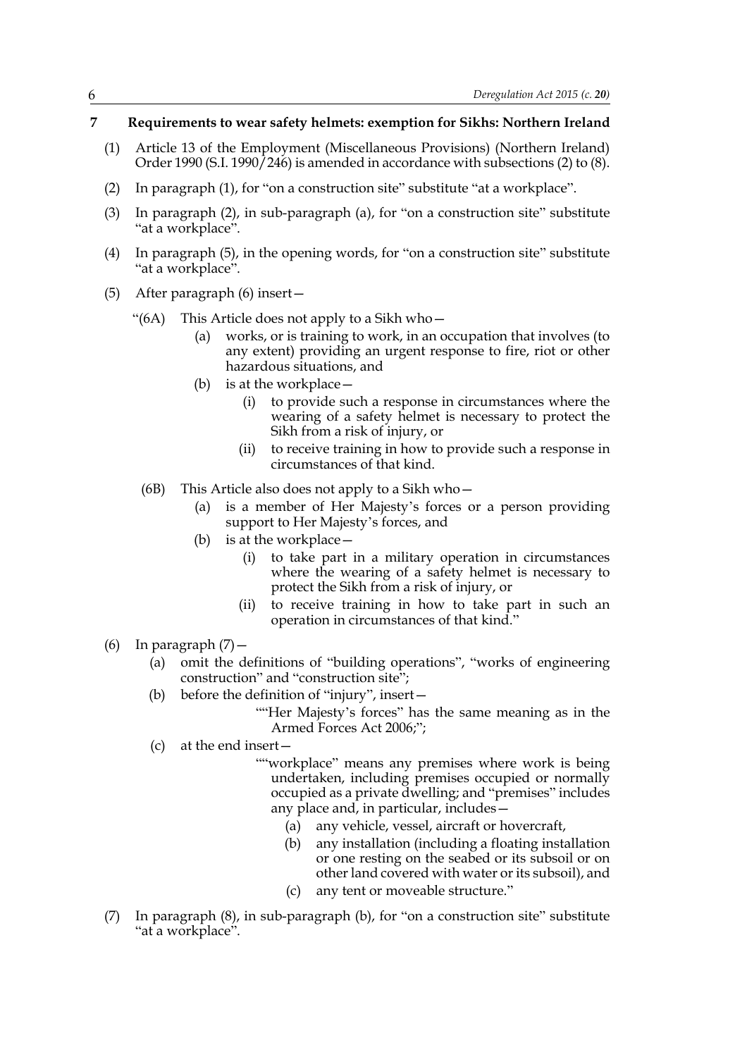## 7 Requirements to wear safety helmets: exemption for Sikhs: Northern Ireland

(1) Article 13 of the Employment (Miscellaneous Provisions) (Northern Ireland) Order 1990 (S.I. 1990/246) is amended in accordance with subsections (2) to (8).

(2) In paragraph (1), for "on a construction site" substitute "at a workplace".

(3) In paragraph (2), in sub-paragraph (a), for "on a construction site" substitute "at a workplace".

(4) In paragraph (5), in the opening words, for "on a construction site" substitute "at a workplace".

(5) After paragraph (6) insert—

"(6A) This Article does not apply to a Sikh who—

(a) works, or is training to work, in an occupation that involves (to any extent) providing an urgent response to fire, riot or other hazardous situations, and

(b) is at the workplace—

(i) to provide such a response in circumstances where the wearing of a safety helmet is necessary to protect the Sikh from a risk of injury, or

(ii) to receive training in how to provide such a response in circumstances of that kind.

(6B) This Article also does not apply to a Sikh who—

(a) is a member of Her Majesty's forces or a person providing support to Her Majesty's forces, and

(b) is at the workplace—

(i) to take part in a military operation in circumstances where the wearing of a safety helmet is necessary to protect the Sikh from a risk of injury, or

(ii) to receive training in how to take part in such an operation in circumstances of that kind."

(6) In paragraph (7)—

(a) omit the definitions of "building operations", "works of engineering construction" and "construction site";

(b) before the definition of "injury", insert—

""Her Majesty's forces" has the same meaning as in the Armed Forces Act 2006;";

(c) at the end insert—

""workplace" means any premises where work is being undertaken, including premises occupied or normally occupied as a private dwelling; and "premises" includes any place and, in particular, includes—

(a) any vehicle, vessel, aircraft or hovercraft,

(b) any installation (including a floating installation or one resting on the seabed or its subsoil or on other land covered with water or its subsoil), and

(c) any tent or moveable structure."

(7) In paragraph (8), in sub-paragraph (b), for "on a construction site" substitute "at a workplace".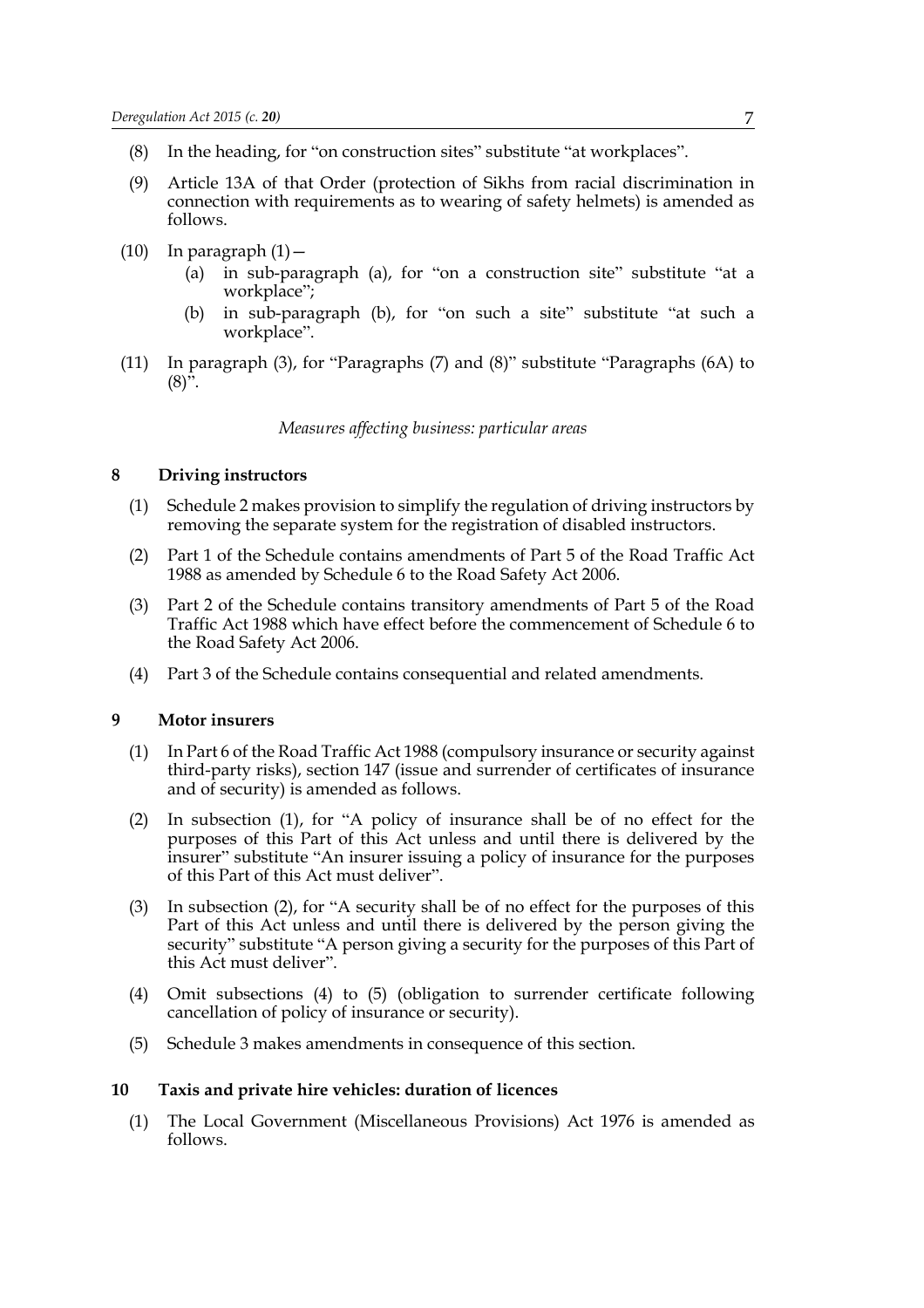(8) In the heading, for "on construction sites" substitute "at workplaces".

(9) Article 13A of that Order (protection of Sikhs from racial discrimination in connection with requirements as to wearing of safety helmets) is amended as follows.

(10) In paragraph (1)—

  (a) in sub-paragraph (a), for "on a construction site" substitute "at a workplace";

  (b) in sub-paragraph (b), for "on such a site" substitute "at such a workplace".

(11) In paragraph (3), for "Paragraphs (7) and (8)" substitute "Paragraphs (6A) to (8)".

*Measures affecting business: particular areas*

### 8 Driving instructors

(1) Schedule 2 makes provision to simplify the regulation of driving instructors by removing the separate system for the registration of disabled instructors.

(2) Part 1 of the Schedule contains amendments of Part 5 of the Road Traffic Act 1988 as amended by Schedule 6 to the Road Safety Act 2006.

(3) Part 2 of the Schedule contains transitory amendments of Part 5 of the Road Traffic Act 1988 which have effect before the commencement of Schedule 6 to the Road Safety Act 2006.

(4) Part 3 of the Schedule contains consequential and related amendments.

### 9 Motor insurers

(1) In Part 6 of the Road Traffic Act 1988 (compulsory insurance or security against third-party risks), section 147 (issue and surrender of certificates of insurance and of security) is amended as follows.

(2) In subsection (1), for "A policy of insurance shall be of no effect for the purposes of this Part of this Act unless and until there is delivered by the insurer" substitute "An insurer issuing a policy of insurance for the purposes of this Part of this Act must deliver".

(3) In subsection (2), for "A security shall be of no effect for the purposes of this Part of this Act unless and until there is delivered by the person giving the security" substitute "A person giving a security for the purposes of this Part of this Act must deliver".

(4) Omit subsections (4) to (5) (obligation to surrender certificate following cancellation of policy of insurance or security).

(5) Schedule 3 makes amendments in consequence of this section.

### 10 Taxis and private hire vehicles: duration of licences

(1) The Local Government (Miscellaneous Provisions) Act 1976 is amended as follows.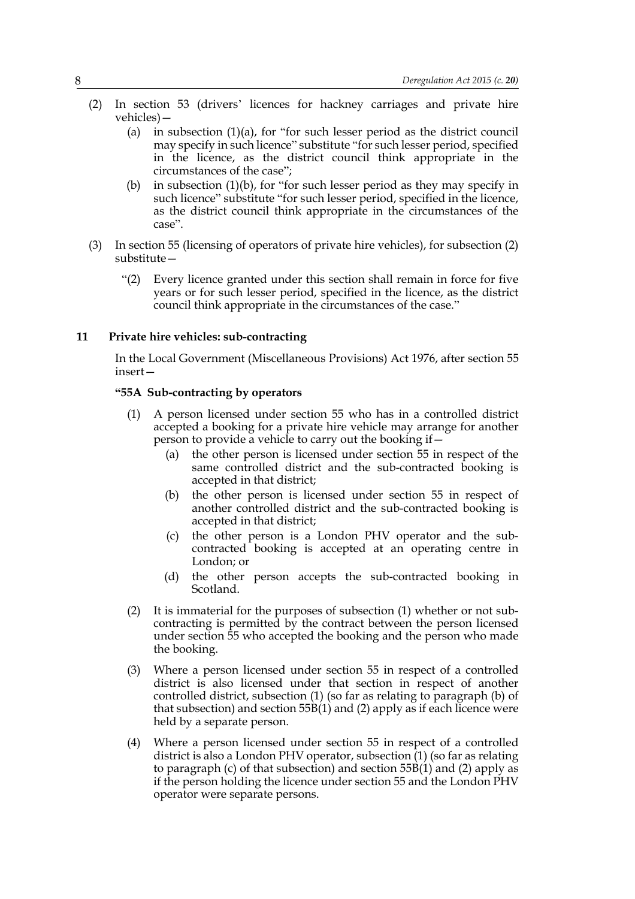(2) In section 53 (drivers' licences for hackney carriages and private hire vehicles)—

   (a) in subsection (1)(a), for "for such lesser period as the district council may specify in such licence" substitute "for such lesser period, specified in the licence, as the district council think appropriate in the circumstances of the case";

   (b) in subsection (1)(b), for "for such lesser period as they may specify in such licence" substitute "for such lesser period, specified in the licence, as the district council think appropriate in the circumstances of the case".

(3) In section 55 (licensing of operators of private hire vehicles), for subsection (2) substitute—

   "(2) Every licence granted under this section shall remain in force for five years or for such lesser period, specified in the licence, as the district council think appropriate in the circumstances of the case."

## 11 Private hire vehicles: sub-contracting

In the Local Government (Miscellaneous Provisions) Act 1976, after section 55 insert—

**"55A Sub-contracting by operators**

(1) A person licensed under section 55 who has in a controlled district accepted a booking for a private hire vehicle may arrange for another person to provide a vehicle to carry out the booking if—

   (a) the other person is licensed under section 55 in respect of the same controlled district and the sub-contracted booking is accepted in that district;

   (b) the other person is licensed under section 55 in respect of another controlled district and the sub-contracted booking is accepted in that district;

   (c) the other person is a London PHV operator and the sub-contracted booking is accepted at an operating centre in London; or

   (d) the other person accepts the sub-contracted booking in Scotland.

(2) It is immaterial for the purposes of subsection (1) whether or not sub-contracting is permitted by the contract between the person licensed under section 55 who accepted the booking and the person who made the booking.

(3) Where a person licensed under section 55 in respect of a controlled district is also licensed under that section in respect of another controlled district, subsection (1) (so far as relating to paragraph (b) of that subsection) and section 55B(1) and (2) apply as if each licence were held by a separate person.

(4) Where a person licensed under section 55 in respect of a controlled district is also a London PHV operator, subsection (1) (so far as relating to paragraph (c) of that subsection) and section 55B(1) and (2) apply as if the person holding the licence under section 55 and the London PHV operator were separate persons.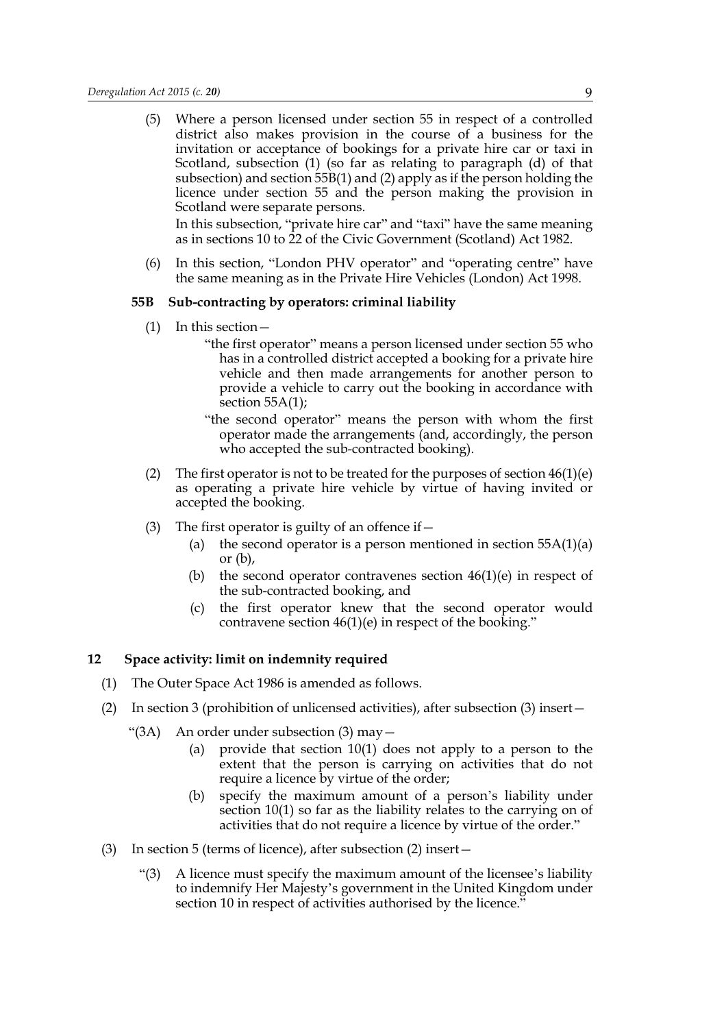(5) Where a person licensed under section 55 in respect of a controlled district also makes provision in the course of a business for the invitation or acceptance of bookings for a private hire car or taxi in Scotland, subsection (1) (so far as relating to paragraph (d) of that subsection) and section 55B(1) and (2) apply as if the person holding the licence under section 55 and the person making the provision in Scotland were separate persons.

In this subsection, "private hire car" and "taxi" have the same meaning as in sections 10 to 22 of the Civic Government (Scotland) Act 1982.

(6) In this section, "London PHV operator" and "operating centre" have the same meaning as in the Private Hire Vehicles (London) Act 1998.

**55B Sub-contracting by operators: criminal liability**

(1) In this section—

"the first operator" means a person licensed under section 55 who has in a controlled district accepted a booking for a private hire vehicle and then made arrangements for another person to provide a vehicle to carry out the booking in accordance with section 55A(1);

"the second operator" means the person with whom the first operator made the arrangements (and, accordingly, the person who accepted the sub-contracted booking).

(2) The first operator is not to be treated for the purposes of section 46(1)(e) as operating a private hire vehicle by virtue of having invited or accepted the booking.

(3) The first operator is guilty of an offence if—

(a) the second operator is a person mentioned in section 55A(1)(a) or (b),

(b) the second operator contravenes section 46(1)(e) in respect of the sub-contracted booking, and

(c) the first operator knew that the second operator would contravene section 46(1)(e) in respect of the booking."

## 12 Space activity: limit on indemnity required

(1) The Outer Space Act 1986 is amended as follows.

(2) In section 3 (prohibition of unlicensed activities), after subsection (3) insert—

"(3A) An order under subsection (3) may—

(a) provide that section 10(1) does not apply to a person to the extent that the person is carrying on activities that do not require a licence by virtue of the order;

(b) specify the maximum amount of a person's liability under section 10(1) so far as the liability relates to the carrying on of activities that do not require a licence by virtue of the order."

(3) In section 5 (terms of licence), after subsection (2) insert—

"(3) A licence must specify the maximum amount of the licensee's liability to indemnify Her Majesty's government in the United Kingdom under section 10 in respect of activities authorised by the licence."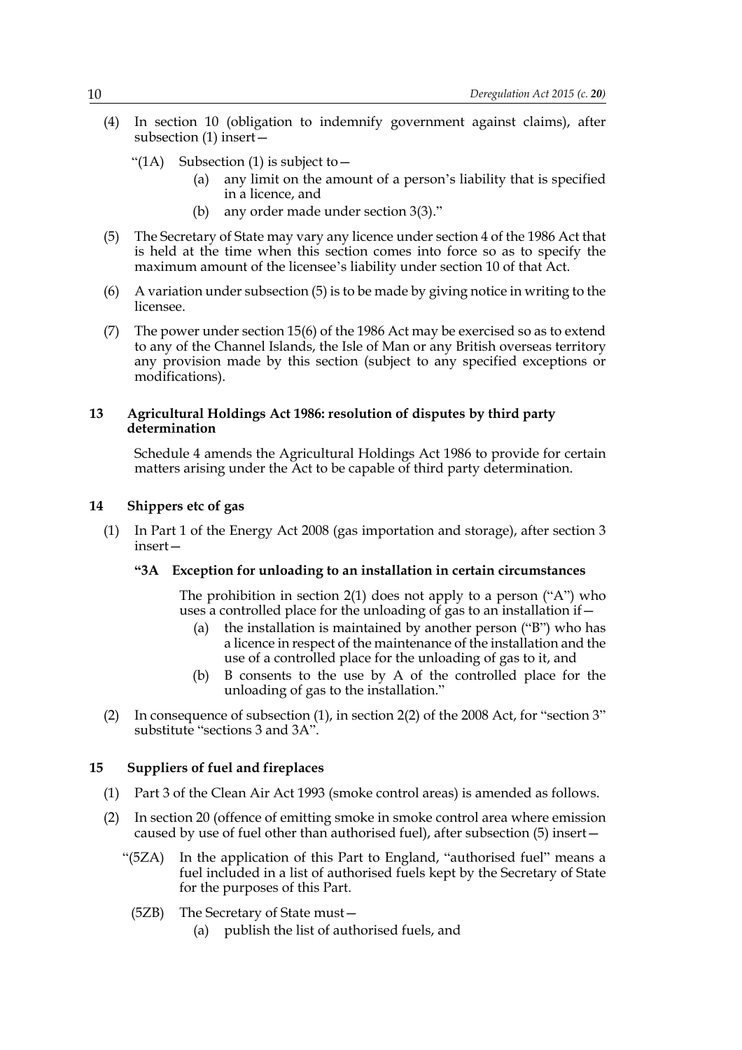(4) In section 10 (obligation to indemnify government against claims), after subsection (1) insert—

"(1A) Subsection (1) is subject to—

(a) any limit on the amount of a person's liability that is specified in a licence, and

(b) any order made under section 3(3)."

(5) The Secretary of State may vary any licence under section 4 of the 1986 Act that is held at the time when this section comes into force so as to specify the maximum amount of the licensee's liability under section 10 of that Act.

(6) A variation under subsection (5) is to be made by giving notice in writing to the licensee.

(7) The power under section 15(6) of the 1986 Act may be exercised so as to extend to any of the Channel Islands, the Isle of Man or any British overseas territory any provision made by this section (subject to any specified exceptions or modifications).

### 13 Agricultural Holdings Act 1986: resolution of disputes by third party determination

Schedule 4 amends the Agricultural Holdings Act 1986 to provide for certain matters arising under the Act to be capable of third party determination.

### 14 Shippers etc of gas

(1) In Part 1 of the Energy Act 2008 (gas importation and storage), after section 3 insert—

**"3A Exception for unloading to an installation in certain circumstances**

The prohibition in section 2(1) does not apply to a person ("A") who uses a controlled place for the unloading of gas to an installation if—

(a) the installation is maintained by another person ("B") who has a licence in respect of the maintenance of the installation and the use of a controlled place for the unloading of gas to it, and

(b) B consents to the use by A of the controlled place for the unloading of gas to the installation."

(2) In consequence of subsection (1), in section 2(2) of the 2008 Act, for "section 3" substitute "sections 3 and 3A".

### 15 Suppliers of fuel and fireplaces

(1) Part 3 of the Clean Air Act 1993 (smoke control areas) is amended as follows.

(2) In section 20 (offence of emitting smoke in smoke control area where emission caused by use of fuel other than authorised fuel), after subsection (5) insert—

"(5ZA) In the application of this Part to England, "authorised fuel" means a fuel included in a list of authorised fuels kept by the Secretary of State for the purposes of this Part.

(5ZB) The Secretary of State must—

(a) publish the list of authorised fuels, and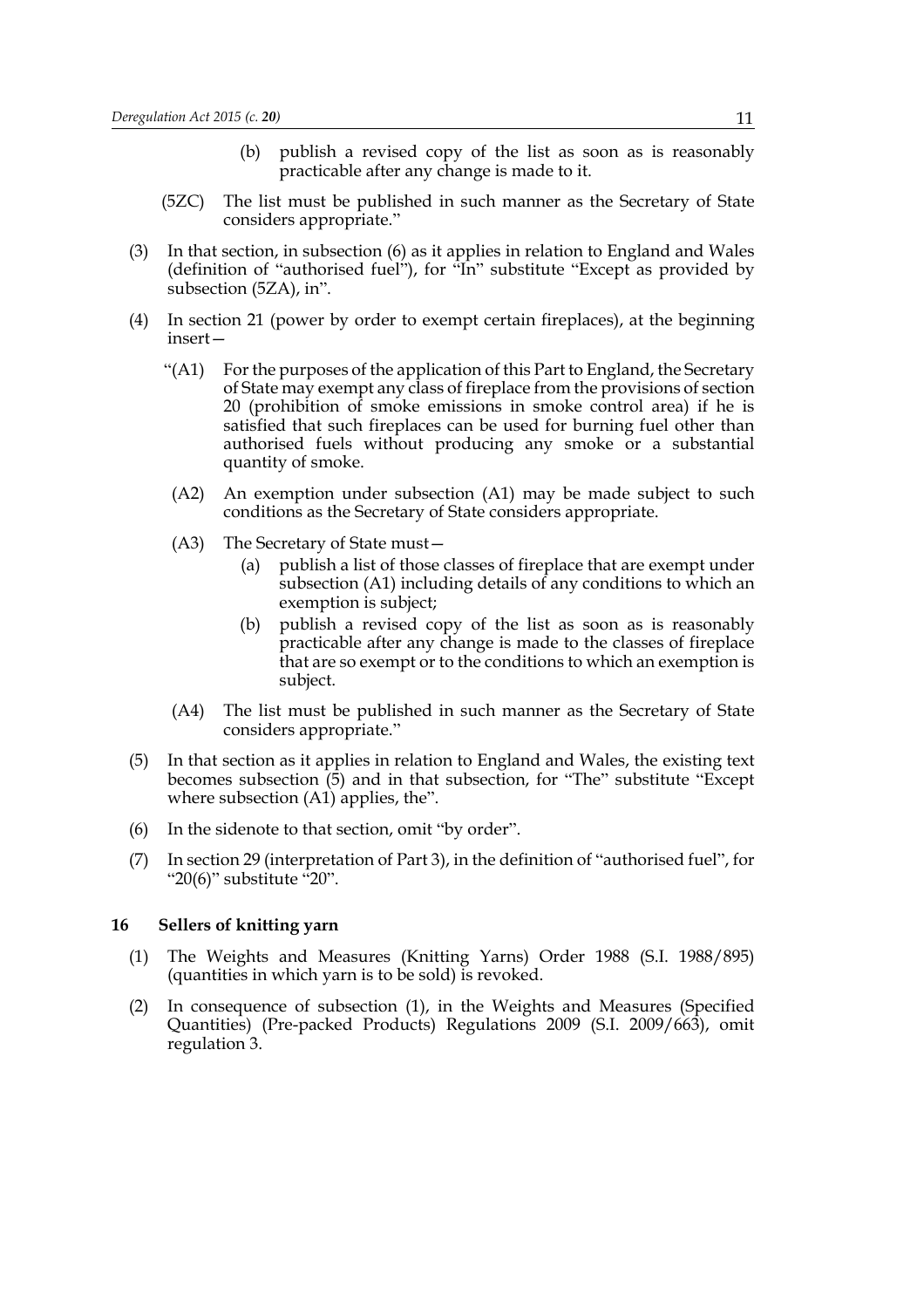(b) publish a revised copy of the list as soon as is reasonably practicable after any change is made to it.

(5ZC) The list must be published in such manner as the Secretary of State considers appropriate."

(3) In that section, in subsection (6) as it applies in relation to England and Wales (definition of "authorised fuel"), for "In" substitute "Except as provided by subsection (5ZA), in".

(4) In section 21 (power by order to exempt certain fireplaces), at the beginning insert—

"(A1) For the purposes of the application of this Part to England, the Secretary of State may exempt any class of fireplace from the provisions of section 20 (prohibition of smoke emissions in smoke control area) if he is satisfied that such fireplaces can be used for burning fuel other than authorised fuels without producing any smoke or a substantial quantity of smoke.

(A2) An exemption under subsection (A1) may be made subject to such conditions as the Secretary of State considers appropriate.

(A3) The Secretary of State must—

(a) publish a list of those classes of fireplace that are exempt under subsection (A1) including details of any conditions to which an exemption is subject;

(b) publish a revised copy of the list as soon as is reasonably practicable after any change is made to the classes of fireplace that are so exempt or to the conditions to which an exemption is subject.

(A4) The list must be published in such manner as the Secretary of State considers appropriate."

(5) In that section as it applies in relation to England and Wales, the existing text becomes subsection (5) and in that subsection, for "The" substitute "Except where subsection (A1) applies, the".

(6) In the sidenote to that section, omit "by order".

(7) In section 29 (interpretation of Part 3), in the definition of "authorised fuel", for "20(6)" substitute "20".

### 16 Sellers of knitting yarn

(1) The Weights and Measures (Knitting Yarns) Order 1988 (S.I. 1988/895) (quantities in which yarn is to be sold) is revoked.

(2) In consequence of subsection (1), in the Weights and Measures (Specified Quantities) (Pre-packed Products) Regulations 2009 (S.I. 2009/663), omit regulation 3.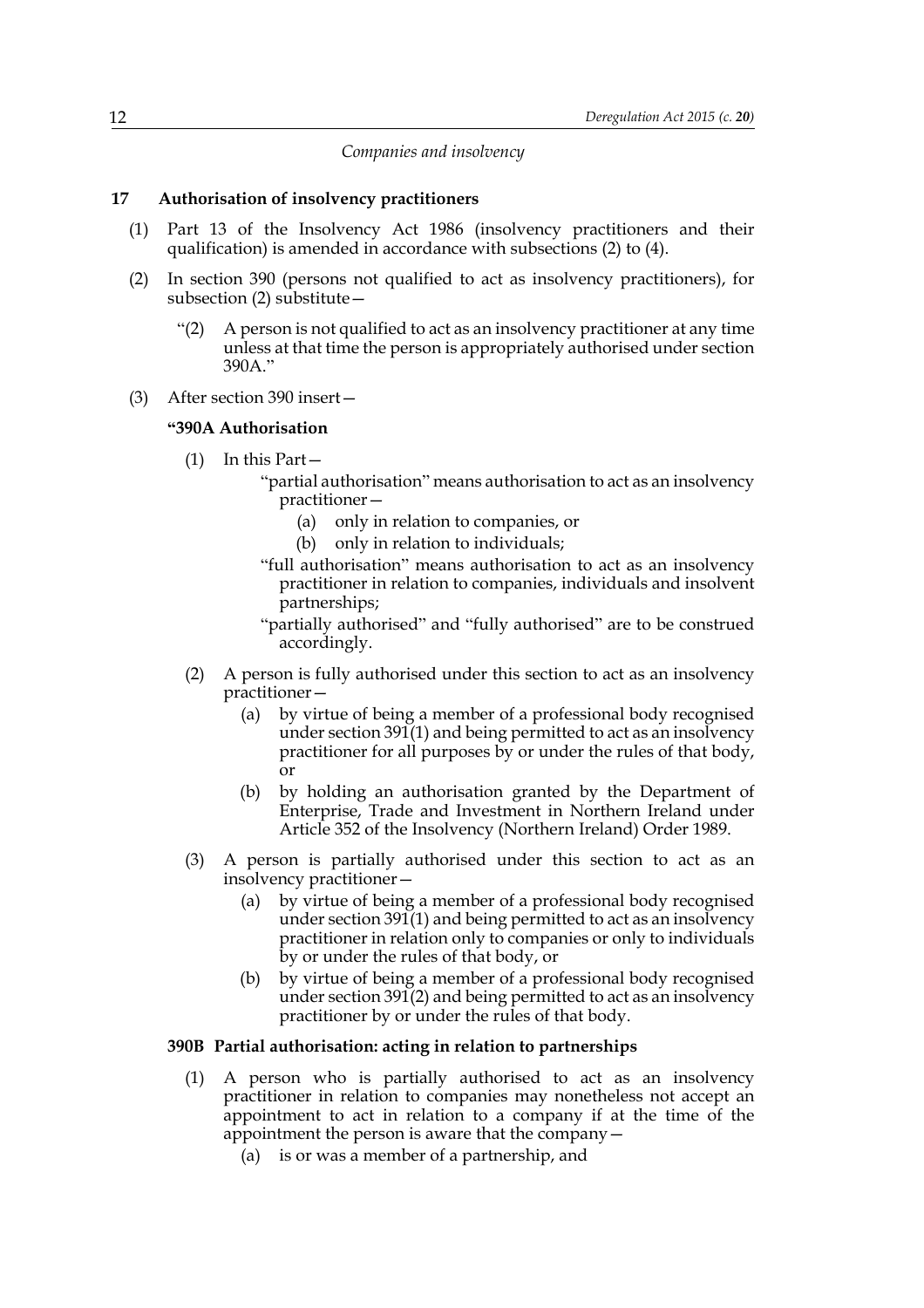*Companies and insolvency*

**17 Authorisation of insolvency practitioners**

(1) Part 13 of the Insolvency Act 1986 (insolvency practitioners and their qualification) is amended in accordance with subsections (2) to (4).

(2) In section 390 (persons not qualified to act as insolvency practitioners), for subsection (2) substitute—

"(2) A person is not qualified to act as an insolvency practitioner at any time unless at that time the person is appropriately authorised under section 390A."

(3) After section 390 insert—

**"390A Authorisation**

(1) In this Part—

"partial authorisation" means authorisation to act as an insolvency practitioner—

(a) only in relation to companies, or

(b) only in relation to individuals;

"full authorisation" means authorisation to act as an insolvency practitioner in relation to companies, individuals and insolvent partnerships;

"partially authorised" and "fully authorised" are to be construed accordingly.

(2) A person is fully authorised under this section to act as an insolvency practitioner—

(a) by virtue of being a member of a professional body recognised under section 391(1) and being permitted to act as an insolvency practitioner for all purposes by or under the rules of that body, or

(b) by holding an authorisation granted by the Department of Enterprise, Trade and Investment in Northern Ireland under Article 352 of the Insolvency (Northern Ireland) Order 1989.

(3) A person is partially authorised under this section to act as an insolvency practitioner—

(a) by virtue of being a member of a professional body recognised under section 391(1) and being permitted to act as an insolvency practitioner in relation only to companies or only to individuals by or under the rules of that body, or

(b) by virtue of being a member of a professional body recognised under section 391(2) and being permitted to act as an insolvency practitioner by or under the rules of that body.

**390B Partial authorisation: acting in relation to partnerships**

(1) A person who is partially authorised to act as an insolvency practitioner in relation to companies may nonetheless not accept an appointment to act in relation to a company if at the time of the appointment the person is aware that the company—

(a) is or was a member of a partnership, and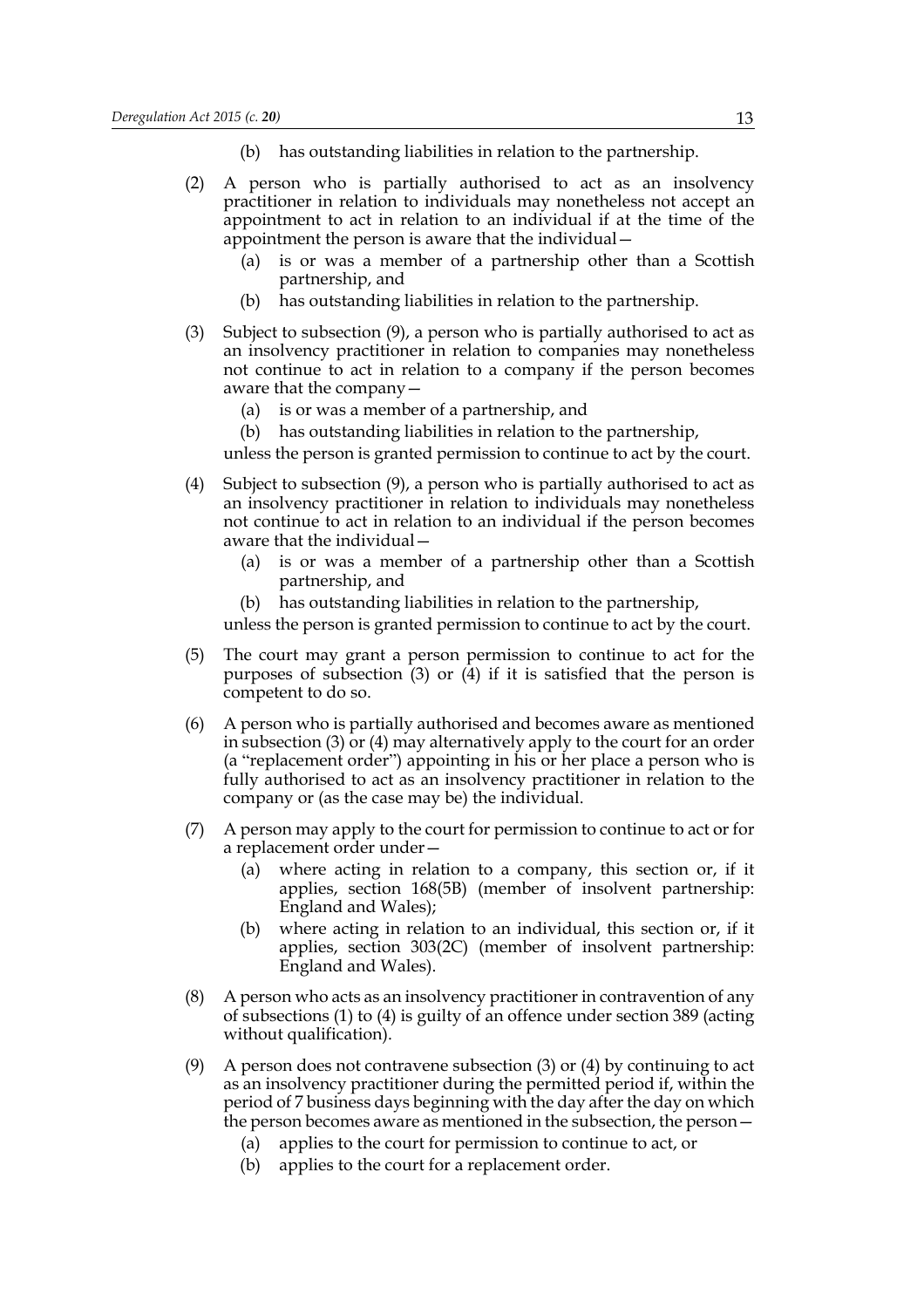(b) has outstanding liabilities in relation to the partnership.

(2) A person who is partially authorised to act as an insolvency practitioner in relation to individuals may nonetheless not accept an appointment to act in relation to an individual if at the time of the appointment the person is aware that the individual—

   (a) is or was a member of a partnership other than a Scottish partnership, and

   (b) has outstanding liabilities in relation to the partnership.

(3) Subject to subsection (9), a person who is partially authorised to act as an insolvency practitioner in relation to companies may nonetheless not continue to act in relation to a company if the person becomes aware that the company—

   (a) is or was a member of a partnership, and

   (b) has outstanding liabilities in relation to the partnership,

unless the person is granted permission to continue to act by the court.

(4) Subject to subsection (9), a person who is partially authorised to act as an insolvency practitioner in relation to individuals may nonetheless not continue to act in relation to an individual if the person becomes aware that the individual—

   (a) is or was a member of a partnership other than a Scottish partnership, and

   (b) has outstanding liabilities in relation to the partnership,

unless the person is granted permission to continue to act by the court.

(5) The court may grant a person permission to continue to act for the purposes of subsection (3) or (4) if it is satisfied that the person is competent to do so.

(6) A person who is partially authorised and becomes aware as mentioned in subsection (3) or (4) may alternatively apply to the court for an order (a "replacement order") appointing in his or her place a person who is fully authorised to act as an insolvency practitioner in relation to the company or (as the case may be) the individual.

(7) A person may apply to the court for permission to continue to act or for a replacement order under—

   (a) where acting in relation to a company, this section or, if it applies, section 168(5B) (member of insolvent partnership: England and Wales);

   (b) where acting in relation to an individual, this section or, if it applies, section 303(2C) (member of insolvent partnership: England and Wales).

(8) A person who acts as an insolvency practitioner in contravention of any of subsections (1) to (4) is guilty of an offence under section 389 (acting without qualification).

(9) A person does not contravene subsection (3) or (4) by continuing to act as an insolvency practitioner during the permitted period if, within the period of 7 business days beginning with the day after the day on which the person becomes aware as mentioned in the subsection, the person—

   (a) applies to the court for permission to continue to act, or

   (b) applies to the court for a replacement order.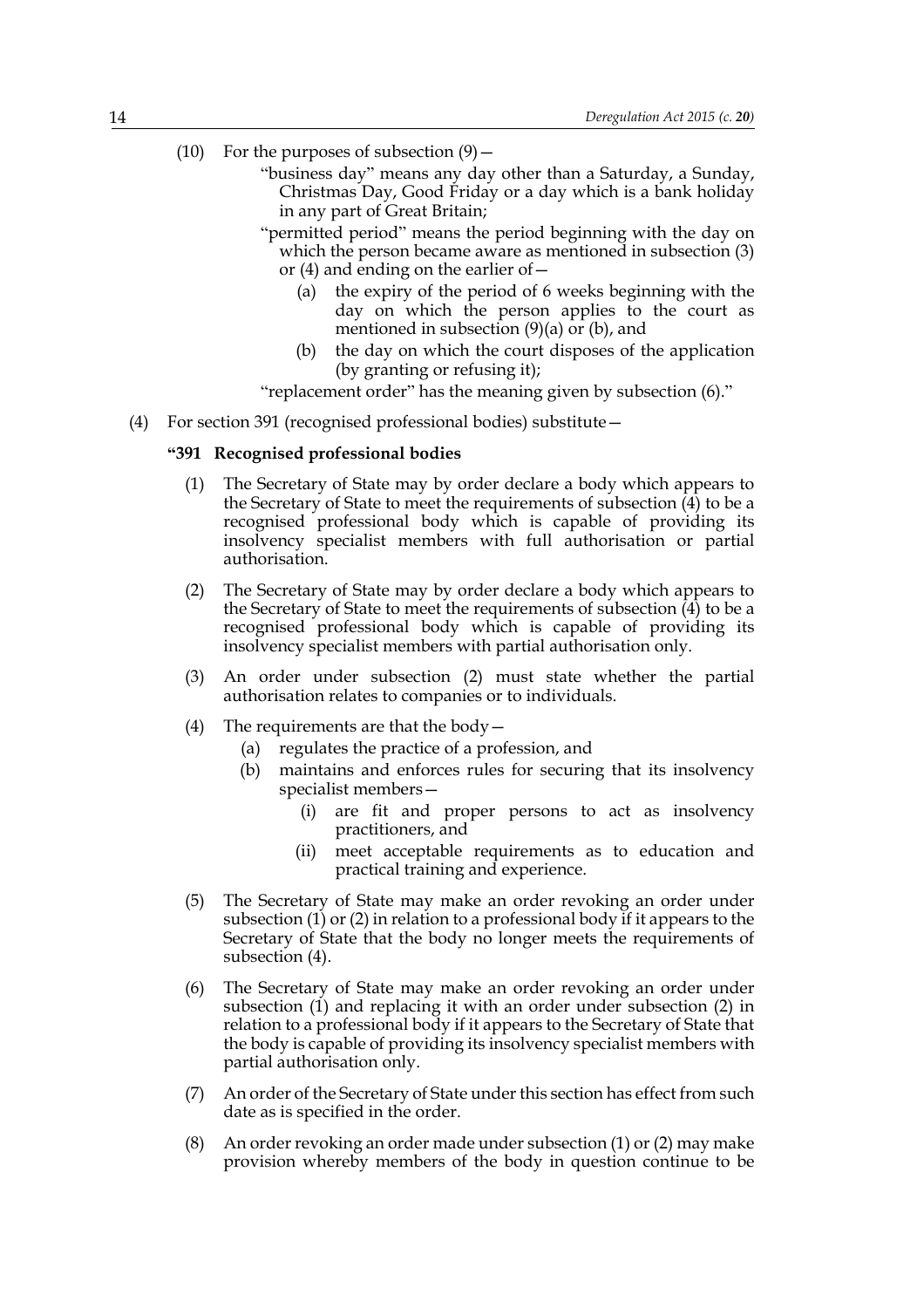(10) For the purposes of subsection (9)—

"business day" means any day other than a Saturday, a Sunday, Christmas Day, Good Friday or a day which is a bank holiday in any part of Great Britain;

"permitted period" means the period beginning with the day on which the person became aware as mentioned in subsection (3) or (4) and ending on the earlier of—

(a) the expiry of the period of 6 weeks beginning with the day on which the person applies to the court as mentioned in subsection (9)(a) or (b), and

(b) the day on which the court disposes of the application (by granting or refusing it);

"replacement order" has the meaning given by subsection (6)."

(4) For section 391 (recognised professional bodies) substitute—

**"391 Recognised professional bodies**

(1) The Secretary of State may by order declare a body which appears to the Secretary of State to meet the requirements of subsection (4) to be a recognised professional body which is capable of providing its insolvency specialist members with full authorisation or partial authorisation.

(2) The Secretary of State may by order declare a body which appears to the Secretary of State to meet the requirements of subsection (4) to be a recognised professional body which is capable of providing its insolvency specialist members with partial authorisation only.

(3) An order under subsection (2) must state whether the partial authorisation relates to companies or to individuals.

(4) The requirements are that the body—

(a) regulates the practice of a profession, and

(b) maintains and enforces rules for securing that its insolvency specialist members—

(i) are fit and proper persons to act as insolvency practitioners, and

(ii) meet acceptable requirements as to education and practical training and experience.

(5) The Secretary of State may make an order revoking an order under subsection (1) or (2) in relation to a professional body if it appears to the Secretary of State that the body no longer meets the requirements of subsection (4).

(6) The Secretary of State may make an order revoking an order under subsection (1) and replacing it with an order under subsection (2) in relation to a professional body if it appears to the Secretary of State that the body is capable of providing its insolvency specialist members with partial authorisation only.

(7) An order of the Secretary of State under this section has effect from such date as is specified in the order.

(8) An order revoking an order made under subsection (1) or (2) may make provision whereby members of the body in question continue to be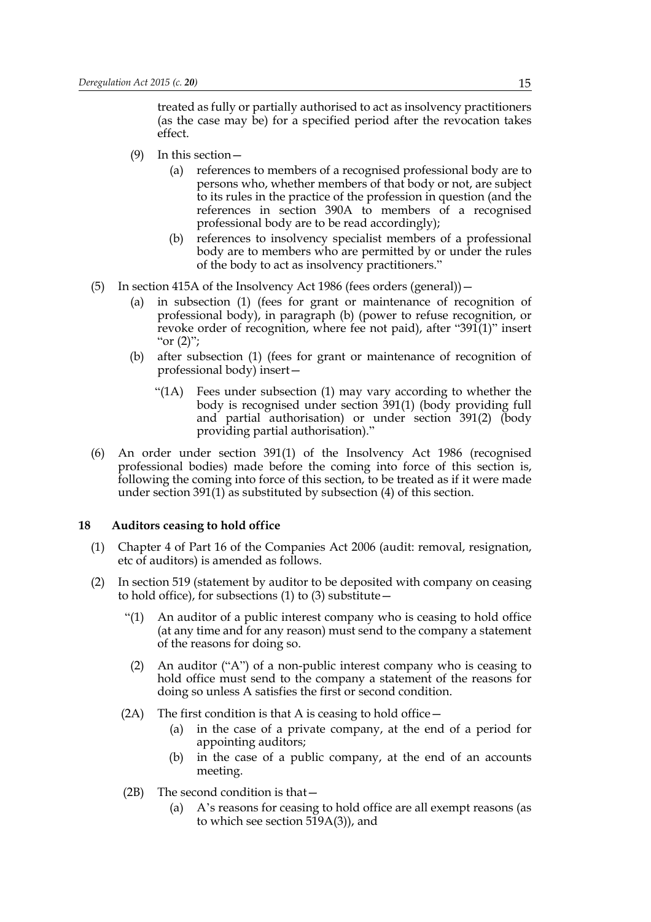treated as fully or partially authorised to act as insolvency practitioners (as the case may be) for a specified period after the revocation takes effect.

(9) In this section—

(a) references to members of a recognised professional body are to persons who, whether members of that body or not, are subject to its rules in the practice of the profession in question (and the references in section 390A to members of a recognised professional body are to be read accordingly);

(b) references to insolvency specialist members of a professional body are to members who are permitted by or under the rules of the body to act as insolvency practitioners."

(5) In section 415A of the Insolvency Act 1986 (fees orders (general))—

(a) in subsection (1) (fees for grant or maintenance of recognition of professional body), in paragraph (b) (power to refuse recognition, or revoke order of recognition, where fee not paid), after "391(1)" insert "or (2)";

(b) after subsection (1) (fees for grant or maintenance of recognition of professional body) insert—

"(1A) Fees under subsection (1) may vary according to whether the body is recognised under section 391(1) (body providing full and partial authorisation) or under section 391(2) (body providing partial authorisation)."

(6) An order under section 391(1) of the Insolvency Act 1986 (recognised professional bodies) made before the coming into force of this section is, following the coming into force of this section, to be treated as if it were made under section 391(1) as substituted by subsection (4) of this section.

### 18 Auditors ceasing to hold office

(1) Chapter 4 of Part 16 of the Companies Act 2006 (audit: removal, resignation, etc of auditors) is amended as follows.

(2) In section 519 (statement by auditor to be deposited with company on ceasing to hold office), for subsections (1) to (3) substitute—

"(1) An auditor of a public interest company who is ceasing to hold office (at any time and for any reason) must send to the company a statement of the reasons for doing so.

(2) An auditor ("A") of a non-public interest company who is ceasing to hold office must send to the company a statement of the reasons for doing so unless A satisfies the first or second condition.

(2A) The first condition is that A is ceasing to hold office—

(a) in the case of a private company, at the end of a period for appointing auditors;

(b) in the case of a public company, at the end of an accounts meeting.

(2B) The second condition is that—

(a) A's reasons for ceasing to hold office are all exempt reasons (as to which see section 519A(3)), and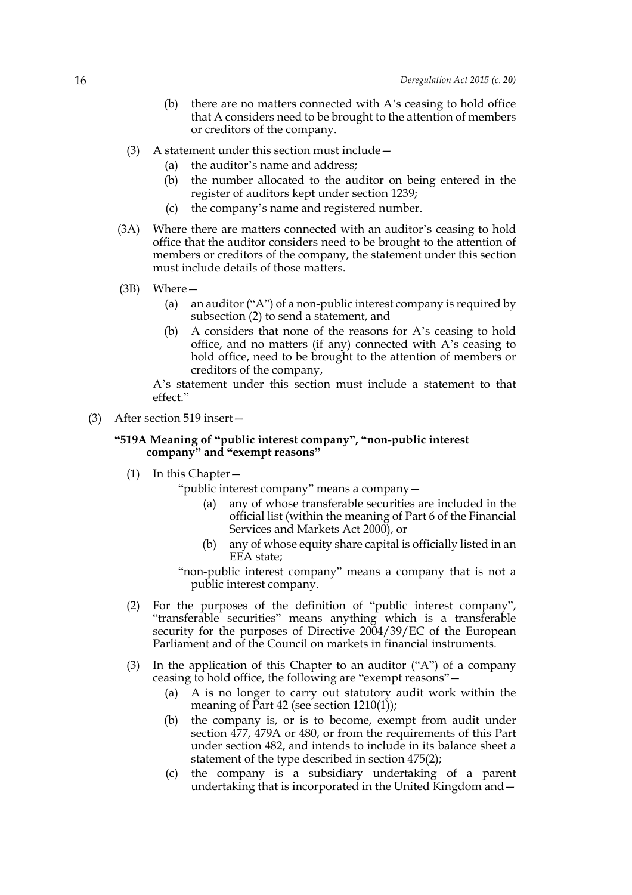(b) there are no matters connected with A's ceasing to hold office that A considers need to be brought to the attention of members or creditors of the company.

(3) A statement under this section must include—

(a) the auditor's name and address;

(b) the number allocated to the auditor on being entered in the register of auditors kept under section 1239;

(c) the company's name and registered number.

(3A) Where there are matters connected with an auditor's ceasing to hold office that the auditor considers need to be brought to the attention of members or creditors of the company, the statement under this section must include details of those matters.

(3B) Where—

(a) an auditor ("A") of a non-public interest company is required by subsection (2) to send a statement, and

(b) A considers that none of the reasons for A's ceasing to hold office, and no matters (if any) connected with A's ceasing to hold office, need to be brought to the attention of members or creditors of the company,

A's statement under this section must include a statement to that effect."

(3) After section 519 insert—

**"519A Meaning of "public interest company", "non-public interest company" and "exempt reasons"**

(1) In this Chapter—

"public interest company" means a company—

(a) any of whose transferable securities are included in the official list (within the meaning of Part 6 of the Financial Services and Markets Act 2000), or

(b) any of whose equity share capital is officially listed in an EEA state;

"non-public interest company" means a company that is not a public interest company.

(2) For the purposes of the definition of "public interest company", "transferable securities" means anything which is a transferable security for the purposes of Directive 2004/39/EC of the European Parliament and of the Council on markets in financial instruments.

(3) In the application of this Chapter to an auditor ("A") of a company ceasing to hold office, the following are "exempt reasons"—

(a) A is no longer to carry out statutory audit work within the meaning of Part 42 (see section 1210(1));

(b) the company is, or is to become, exempt from audit under section 477, 479A or 480, or from the requirements of this Part under section 482, and intends to include in its balance sheet a statement of the type described in section 475(2);

(c) the company is a subsidiary undertaking of a parent undertaking that is incorporated in the United Kingdom and—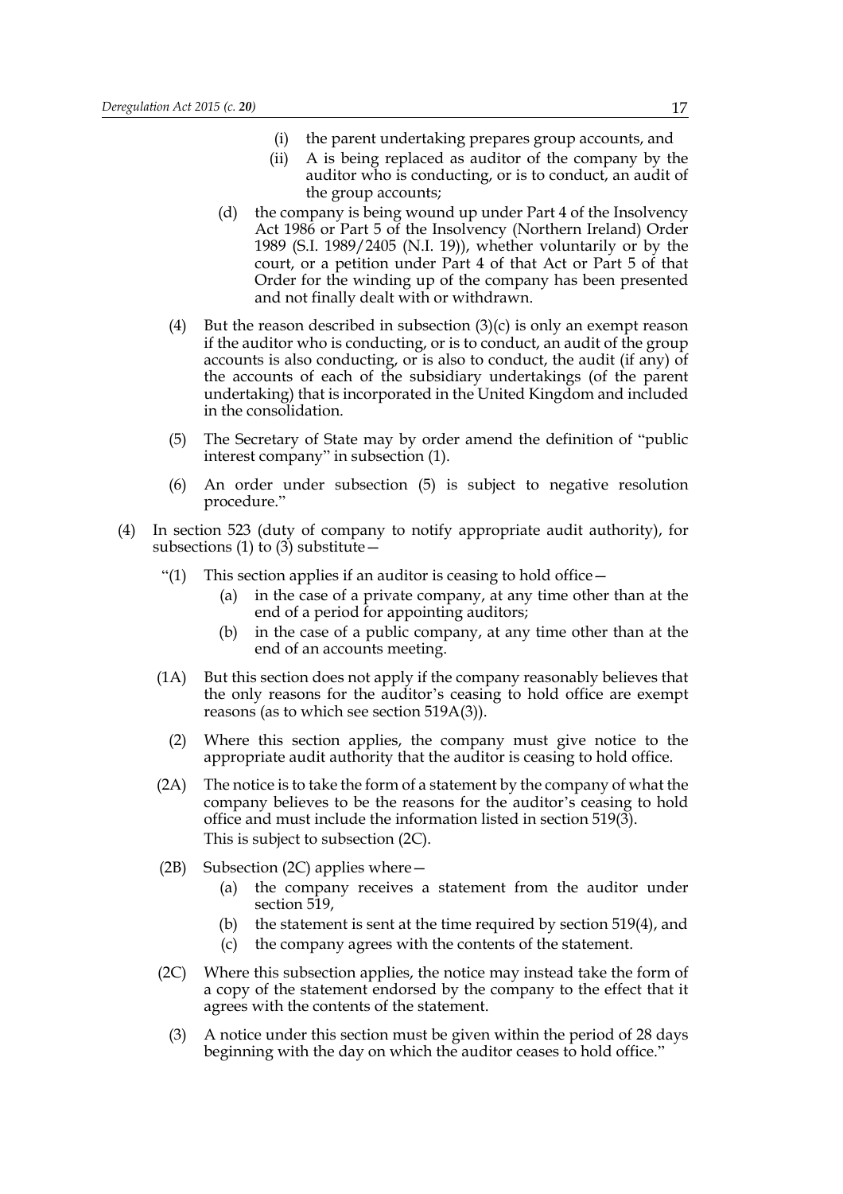(i) the parent undertaking prepares group accounts, and

(ii) A is being replaced as auditor of the company by the auditor who is conducting, or is to conduct, an audit of the group accounts;

(d) the company is being wound up under Part 4 of the Insolvency Act 1986 or Part 5 of the Insolvency (Northern Ireland) Order 1989 (S.I. 1989/2405 (N.I. 19)), whether voluntarily or by the court, or a petition under Part 4 of that Act or Part 5 of that Order for the winding up of the company has been presented and not finally dealt with or withdrawn.

(4) But the reason described in subsection (3)(c) is only an exempt reason if the auditor who is conducting, or is to conduct, an audit of the group accounts is also conducting, or is also to conduct, the audit (if any) of the accounts of each of the subsidiary undertakings (of the parent undertaking) that is incorporated in the United Kingdom and included in the consolidation.

(5) The Secretary of State may by order amend the definition of "public interest company" in subsection (1).

(6) An order under subsection (5) is subject to negative resolution procedure."

(4) In section 523 (duty of company to notify appropriate audit authority), for subsections (1) to (3) substitute—

"(1) This section applies if an auditor is ceasing to hold office—

(a) in the case of a private company, at any time other than at the end of a period for appointing auditors;

(b) in the case of a public company, at any time other than at the end of an accounts meeting.

(1A) But this section does not apply if the company reasonably believes that the only reasons for the auditor's ceasing to hold office are exempt reasons (as to which see section 519A(3)).

(2) Where this section applies, the company must give notice to the appropriate audit authority that the auditor is ceasing to hold office.

(2A) The notice is to take the form of a statement by the company of what the company believes to be the reasons for the auditor's ceasing to hold office and must include the information listed in section 519(3).
This is subject to subsection (2C).

(2B) Subsection (2C) applies where—

(a) the company receives a statement from the auditor under section 519,

(b) the statement is sent at the time required by section 519(4), and

(c) the company agrees with the contents of the statement.

(2C) Where this subsection applies, the notice may instead take the form of a copy of the statement endorsed by the company to the effect that it agrees with the contents of the statement.

(3) A notice under this section must be given within the period of 28 days beginning with the day on which the auditor ceases to hold office."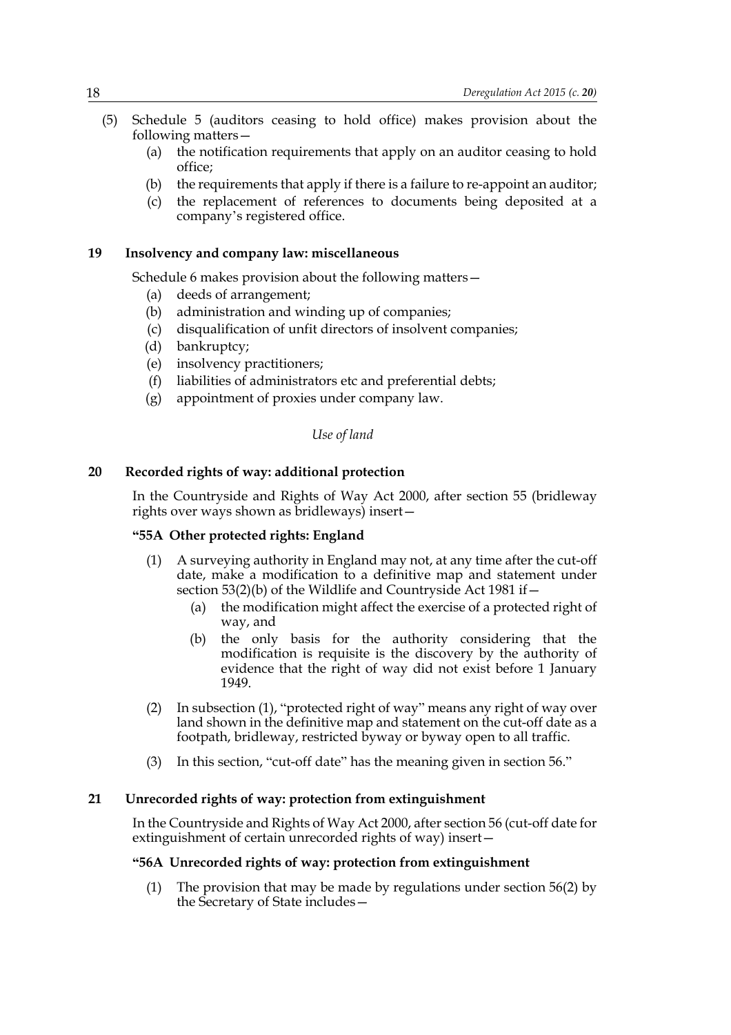(5) Schedule 5 (auditors ceasing to hold office) makes provision about the following matters—

(a) the notification requirements that apply on an auditor ceasing to hold office;

(b) the requirements that apply if there is a failure to re-appoint an auditor;

(c) the replacement of references to documents being deposited at a company's registered office.

### 19 Insolvency and company law: miscellaneous

Schedule 6 makes provision about the following matters—

(a) deeds of arrangement;

(b) administration and winding up of companies;

(c) disqualification of unfit directors of insolvent companies;

(d) bankruptcy;

(e) insolvency practitioners;

(f) liabilities of administrators etc and preferential debts;

(g) appointment of proxies under company law.

*Use of land*

### 20 Recorded rights of way: additional protection

In the Countryside and Rights of Way Act 2000, after section 55 (bridleway rights over ways shown as bridleways) insert—

**"55A Other protected rights: England**

(1) A surveying authority in England may not, at any time after the cut-off date, make a modification to a definitive map and statement under section 53(2)(b) of the Wildlife and Countryside Act 1981 if—

(a) the modification might affect the exercise of a protected right of way, and

(b) the only basis for the authority considering that the modification is requisite is the discovery by the authority of evidence that the right of way did not exist before 1 January 1949.

(2) In subsection (1), "protected right of way" means any right of way over land shown in the definitive map and statement on the cut-off date as a footpath, bridleway, restricted byway or byway open to all traffic.

(3) In this section, "cut-off date" has the meaning given in section 56."

### 21 Unrecorded rights of way: protection from extinguishment

In the Countryside and Rights of Way Act 2000, after section 56 (cut-off date for extinguishment of certain unrecorded rights of way) insert—

**"56A Unrecorded rights of way: protection from extinguishment**

(1) The provision that may be made by regulations under section 56(2) by the Secretary of State includes—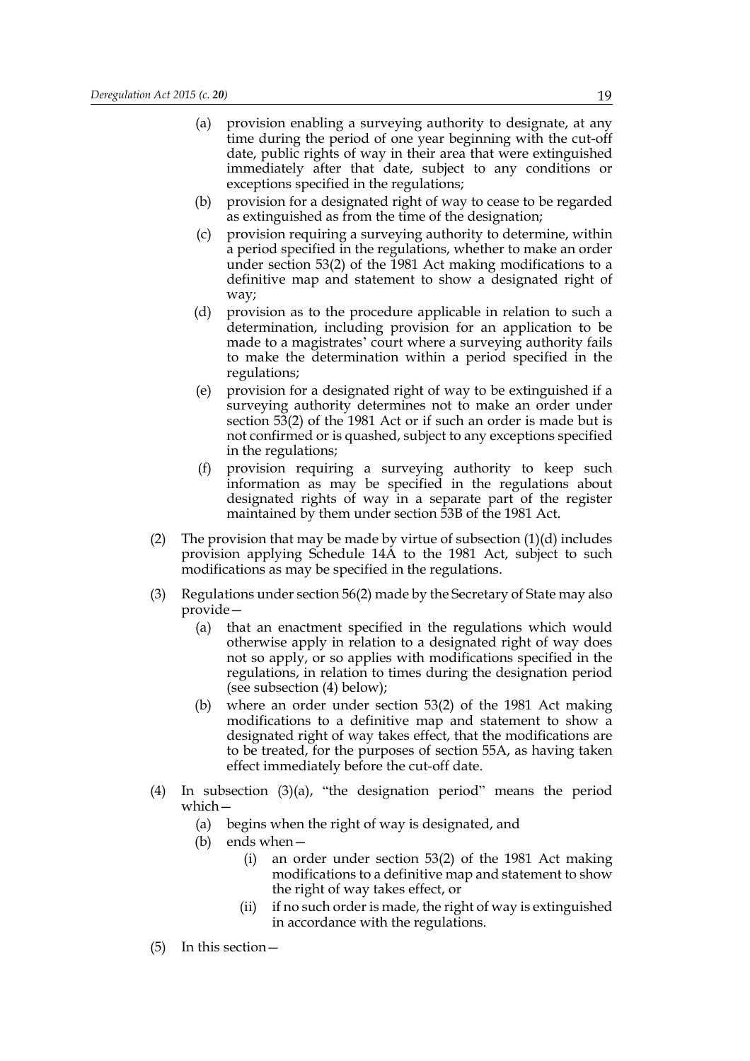(a) provision enabling a surveying authority to designate, at any time during the period of one year beginning with the cut-off date, public rights of way in their area that were extinguished immediately after that date, subject to any conditions or exceptions specified in the regulations;

(b) provision for a designated right of way to cease to be regarded as extinguished as from the time of the designation;

(c) provision requiring a surveying authority to determine, within a period specified in the regulations, whether to make an order under section 53(2) of the 1981 Act making modifications to a definitive map and statement to show a designated right of way;

(d) provision as to the procedure applicable in relation to such a determination, including provision for an application to be made to a magistrates' court where a surveying authority fails to make the determination within a period specified in the regulations;

(e) provision for a designated right of way to be extinguished if a surveying authority determines not to make an order under section 53(2) of the 1981 Act or if such an order is made but is not confirmed or is quashed, subject to any exceptions specified in the regulations;

(f) provision requiring a surveying authority to keep such information as may be specified in the regulations about designated rights of way in a separate part of the register maintained by them under section 53B of the 1981 Act.

(2) The provision that may be made by virtue of subsection (1)(d) includes provision applying Schedule 14A to the 1981 Act, subject to such modifications as may be specified in the regulations.

(3) Regulations under section 56(2) made by the Secretary of State may also provide—

(a) that an enactment specified in the regulations which would otherwise apply in relation to a designated right of way does not so apply, or so applies with modifications specified in the regulations, in relation to times during the designation period (see subsection (4) below);

(b) where an order under section 53(2) of the 1981 Act making modifications to a definitive map and statement to show a designated right of way takes effect, that the modifications are to be treated, for the purposes of section 55A, as having taken effect immediately before the cut-off date.

(4) In subsection (3)(a), "the designation period" means the period which—

(a) begins when the right of way is designated, and

(b) ends when—

(i) an order under section 53(2) of the 1981 Act making modifications to a definitive map and statement to show the right of way takes effect, or

(ii) if no such order is made, the right of way is extinguished in accordance with the regulations.

(5) In this section—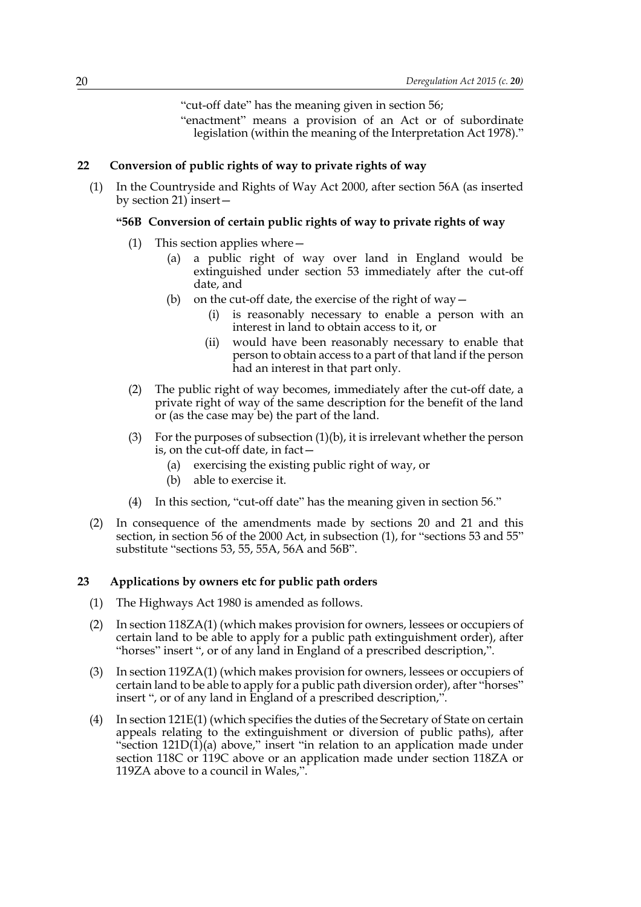"cut-off date" has the meaning given in section 56;

"enactment" means a provision of an Act or of subordinate legislation (within the meaning of the Interpretation Act 1978)."

### 22 Conversion of public rights of way to private rights of way

(1) In the Countryside and Rights of Way Act 2000, after section 56A (as inserted by section 21) insert—

**"56B Conversion of certain public rights of way to private rights of way**

(1) This section applies where—

(a) a public right of way over land in England would be extinguished under section 53 immediately after the cut-off date, and

(b) on the cut-off date, the exercise of the right of way—

(i) is reasonably necessary to enable a person with an interest in land to obtain access to it, or

(ii) would have been reasonably necessary to enable that person to obtain access to a part of that land if the person had an interest in that part only.

(2) The public right of way becomes, immediately after the cut-off date, a private right of way of the same description for the benefit of the land or (as the case may be) the part of the land.

(3) For the purposes of subsection (1)(b), it is irrelevant whether the person is, on the cut-off date, in fact—

(a) exercising the existing public right of way, or

(b) able to exercise it.

(4) In this section, "cut-off date" has the meaning given in section 56."

(2) In consequence of the amendments made by sections 20 and 21 and this section, in section 56 of the 2000 Act, in subsection (1), for "sections 53 and 55" substitute "sections 53, 55, 55A, 56A and 56B".

### 23 Applications by owners etc for public path orders

(1) The Highways Act 1980 is amended as follows.

(2) In section 118ZA(1) (which makes provision for owners, lessees or occupiers of certain land to be able to apply for a public path extinguishment order), after "horses" insert ", or of any land in England of a prescribed description,".

(3) In section 119ZA(1) (which makes provision for owners, lessees or occupiers of certain land to be able to apply for a public path diversion order), after "horses" insert ", or of any land in England of a prescribed description,".

(4) In section 121E(1) (which specifies the duties of the Secretary of State on certain appeals relating to the extinguishment or diversion of public paths), after "section 121D(1)(a) above," insert "in relation to an application made under section 118C or 119C above or an application made under section 118ZA or 119ZA above to a council in Wales,".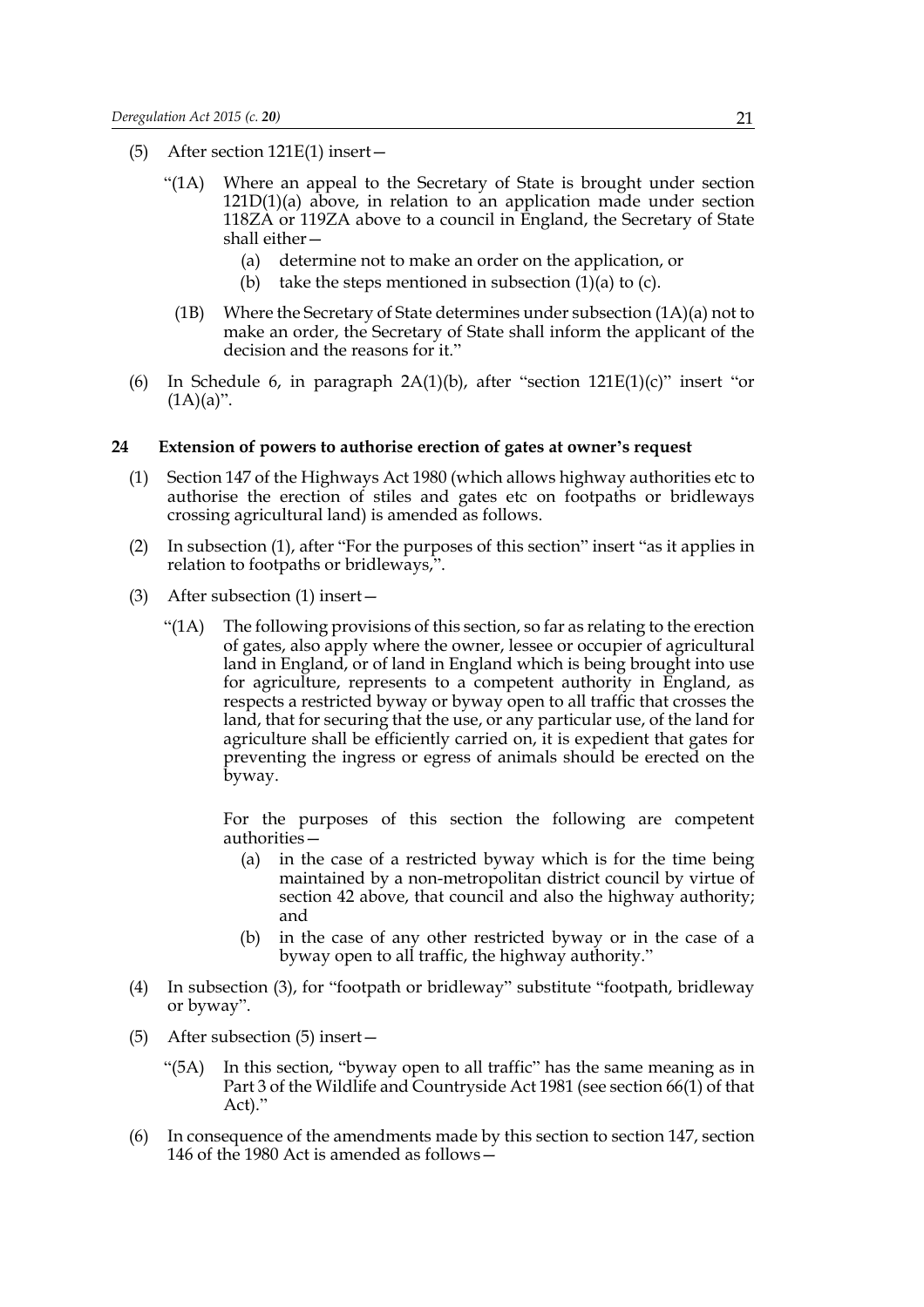(5) After section 121E(1) insert—

“(1A) Where an appeal to the Secretary of State is brought under section 121D(1)(a) above, in relation to an application made under section 118ZA or 119ZA above to a council in England, the Secretary of State shall either—

(a) determine not to make an order on the application, or

(b) take the steps mentioned in subsection (1)(a) to (c).

(1B) Where the Secretary of State determines under subsection (1A)(a) not to make an order, the Secretary of State shall inform the applicant of the decision and the reasons for it.”

(6) In Schedule 6, in paragraph 2A(1)(b), after “section 121E(1)(c)” insert “or (1A)(a)”.

### 24 Extension of powers to authorise erection of gates at owner’s request

(1) Section 147 of the Highways Act 1980 (which allows highway authorities etc to authorise the erection of stiles and gates etc on footpaths or bridleways crossing agricultural land) is amended as follows.

(2) In subsection (1), after “For the purposes of this section” insert “as it applies in relation to footpaths or bridleways,”.

(3) After subsection (1) insert—

“(1A) The following provisions of this section, so far as relating to the erection of gates, also apply where the owner, lessee or occupier of agricultural land in England, or of land in England which is being brought into use for agriculture, represents to a competent authority in England, as respects a restricted byway or byway open to all traffic that crosses the land, that for securing that the use, or any particular use, of the land for agriculture shall be efficiently carried on, it is expedient that gates for preventing the ingress or egress of animals should be erected on the byway.

For the purposes of this section the following are competent authorities—

(a) in the case of a restricted byway which is for the time being maintained by a non-metropolitan district council by virtue of section 42 above, that council and also the highway authority; and

(b) in the case of any other restricted byway or in the case of a byway open to all traffic, the highway authority.”

(4) In subsection (3), for “footpath or bridleway” substitute “footpath, bridleway or byway”.

(5) After subsection (5) insert—

“(5A) In this section, “byway open to all traffic” has the same meaning as in Part 3 of the Wildlife and Countryside Act 1981 (see section 66(1) of that Act).”

(6) In consequence of the amendments made by this section to section 147, section 146 of the 1980 Act is amended as follows—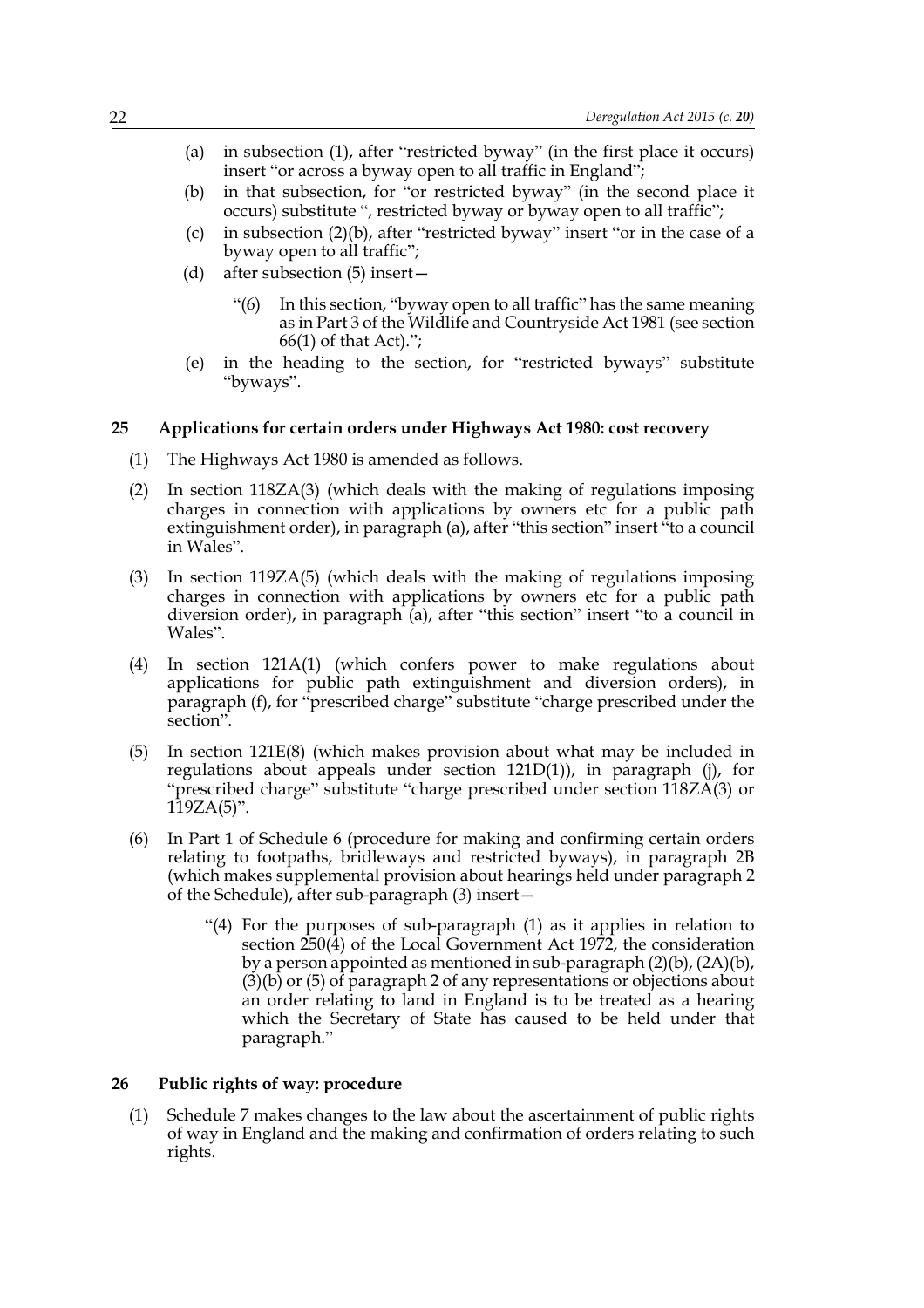(a) in subsection (1), after "restricted byway" (in the first place it occurs) insert "or across a byway open to all traffic in England";

(b) in that subsection, for "or restricted byway" (in the second place it occurs) substitute ", restricted byway or byway open to all traffic";

(c) in subsection (2)(b), after "restricted byway" insert "or in the case of a byway open to all traffic";

(d) after subsection (5) insert—

> "(6) In this section, "byway open to all traffic" has the same meaning as in Part 3 of the Wildlife and Countryside Act 1981 (see section 66(1) of that Act).";

(e) in the heading to the section, for "restricted byways" substitute "byways".

### 25 Applications for certain orders under Highways Act 1980: cost recovery

(1) The Highways Act 1980 is amended as follows.

(2) In section 118ZA(3) (which deals with the making of regulations imposing charges in connection with applications by owners etc for a public path extinguishment order), in paragraph (a), after "this section" insert "to a council in Wales".

(3) In section 119ZA(5) (which deals with the making of regulations imposing charges in connection with applications by owners etc for a public path diversion order), in paragraph (a), after "this section" insert "to a council in Wales".

(4) In section 121A(1) (which confers power to make regulations about applications for public path extinguishment and diversion orders), in paragraph (f), for "prescribed charge" substitute "charge prescribed under the section".

(5) In section 121E(8) (which makes provision about what may be included in regulations about appeals under section 121D(1)), in paragraph (j), for "prescribed charge" substitute "charge prescribed under section 118ZA(3) or 119ZA(5)".

(6) In Part 1 of Schedule 6 (procedure for making and confirming certain orders relating to footpaths, bridleways and restricted byways), in paragraph 2B (which makes supplemental provision about hearings held under paragraph 2 of the Schedule), after sub-paragraph (3) insert—

> "(4) For the purposes of sub-paragraph (1) as it applies in relation to section 250(4) of the Local Government Act 1972, the consideration by a person appointed as mentioned in sub-paragraph (2)(b), (2A)(b), (3)(b) or (5) of paragraph 2 of any representations or objections about an order relating to land in England is to be treated as a hearing which the Secretary of State has caused to be held under that paragraph."

### 26 Public rights of way: procedure

(1) Schedule 7 makes changes to the law about the ascertainment of public rights of way in England and the making and confirmation of orders relating to such rights.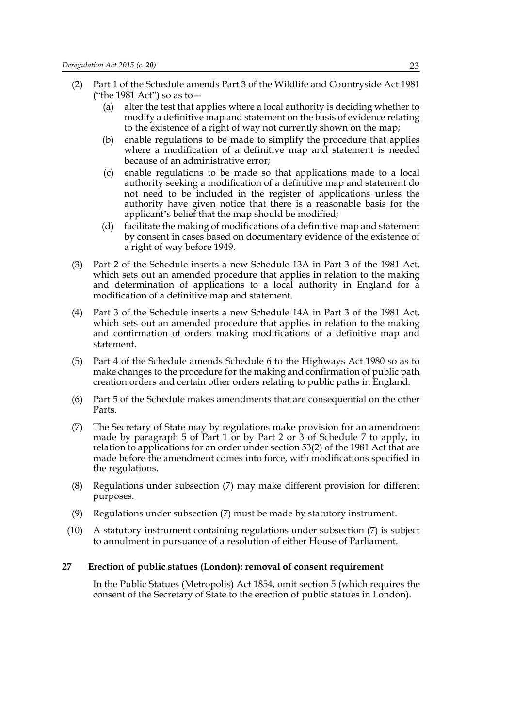(2) Part 1 of the Schedule amends Part 3 of the Wildlife and Countryside Act 1981 ("the 1981 Act") so as to—

   (a) alter the test that applies where a local authority is deciding whether to modify a definitive map and statement on the basis of evidence relating to the existence of a right of way not currently shown on the map;

   (b) enable regulations to be made to simplify the procedure that applies where a modification of a definitive map and statement is needed because of an administrative error;

   (c) enable regulations to be made so that applications made to a local authority seeking a modification of a definitive map and statement do not need to be included in the register of applications unless the authority have given notice that there is a reasonable basis for the applicant's belief that the map should be modified;

   (d) facilitate the making of modifications of a definitive map and statement by consent in cases based on documentary evidence of the existence of a right of way before 1949.

(3) Part 2 of the Schedule inserts a new Schedule 13A in Part 3 of the 1981 Act, which sets out an amended procedure that applies in relation to the making and determination of applications to a local authority in England for a modification of a definitive map and statement.

(4) Part 3 of the Schedule inserts a new Schedule 14A in Part 3 of the 1981 Act, which sets out an amended procedure that applies in relation to the making and confirmation of orders making modifications of a definitive map and statement.

(5) Part 4 of the Schedule amends Schedule 6 to the Highways Act 1980 so as to make changes to the procedure for the making and confirmation of public path creation orders and certain other orders relating to public paths in England.

(6) Part 5 of the Schedule makes amendments that are consequential on the other Parts.

(7) The Secretary of State may by regulations make provision for an amendment made by paragraph 5 of Part 1 or by Part 2 or 3 of Schedule 7 to apply, in relation to applications for an order under section 53(2) of the 1981 Act that are made before the amendment comes into force, with modifications specified in the regulations.

(8) Regulations under subsection (7) may make different provision for different purposes.

(9) Regulations under subsection (7) must be made by statutory instrument.

(10) A statutory instrument containing regulations under subsection (7) is subject to annulment in pursuance of a resolution of either House of Parliament.

### 27 Erection of public statues (London): removal of consent requirement

In the Public Statues (Metropolis) Act 1854, omit section 5 (which requires the consent of the Secretary of State to the erection of public statues in London).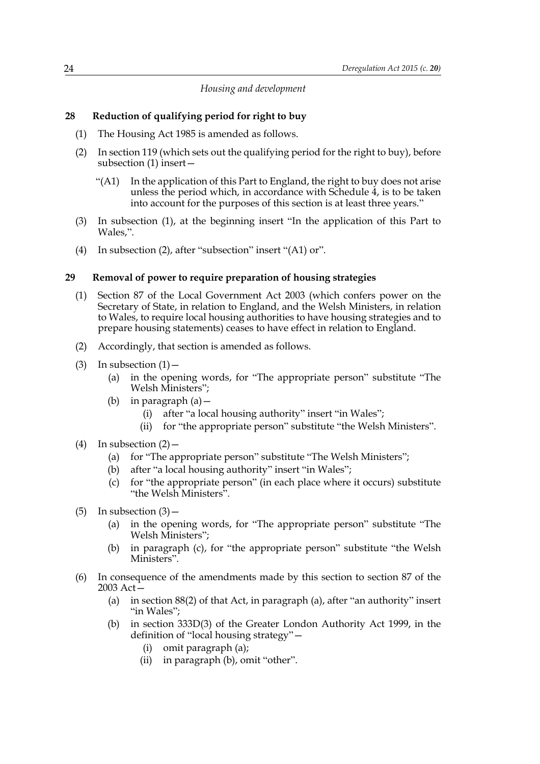*Housing and development*

### 28 Reduction of qualifying period for right to buy

(1) The Housing Act 1985 is amended as follows.

(2) In section 119 (which sets out the qualifying period for the right to buy), before subsection (1) insert—

> "(A1) In the application of this Part to England, the right to buy does not arise unless the period which, in accordance with Schedule 4, is to be taken into account for the purposes of this section is at least three years."

(3) In subsection (1), at the beginning insert "In the application of this Part to Wales,".

(4) In subsection (2), after "subsection" insert "(A1) or".

### 29 Removal of power to require preparation of housing strategies

(1) Section 87 of the Local Government Act 2003 (which confers power on the Secretary of State, in relation to England, and the Welsh Ministers, in relation to Wales, to require local housing authorities to have housing strategies and to prepare housing statements) ceases to have effect in relation to England.

(2) Accordingly, that section is amended as follows.

(3) In subsection (1)—

- (a) in the opening words, for "The appropriate person" substitute "The Welsh Ministers";
- (b) in paragraph (a)—
  - (i) after "a local housing authority" insert "in Wales";
  - (ii) for "the appropriate person" substitute "the Welsh Ministers".

(4) In subsection (2)—

- (a) for "The appropriate person" substitute "The Welsh Ministers";
- (b) after "a local housing authority" insert "in Wales";
- (c) for "the appropriate person" (in each place where it occurs) substitute "the Welsh Ministers".

(5) In subsection (3)—

- (a) in the opening words, for "The appropriate person" substitute "The Welsh Ministers";
- (b) in paragraph (c), for "the appropriate person" substitute "the Welsh Ministers".

(6) In consequence of the amendments made by this section to section 87 of the 2003 Act—

- (a) in section 88(2) of that Act, in paragraph (a), after "an authority" insert "in Wales";
- (b) in section 333D(3) of the Greater London Authority Act 1999, in the definition of "local housing strategy"—
  - (i) omit paragraph (a);
  - (ii) in paragraph (b), omit "other".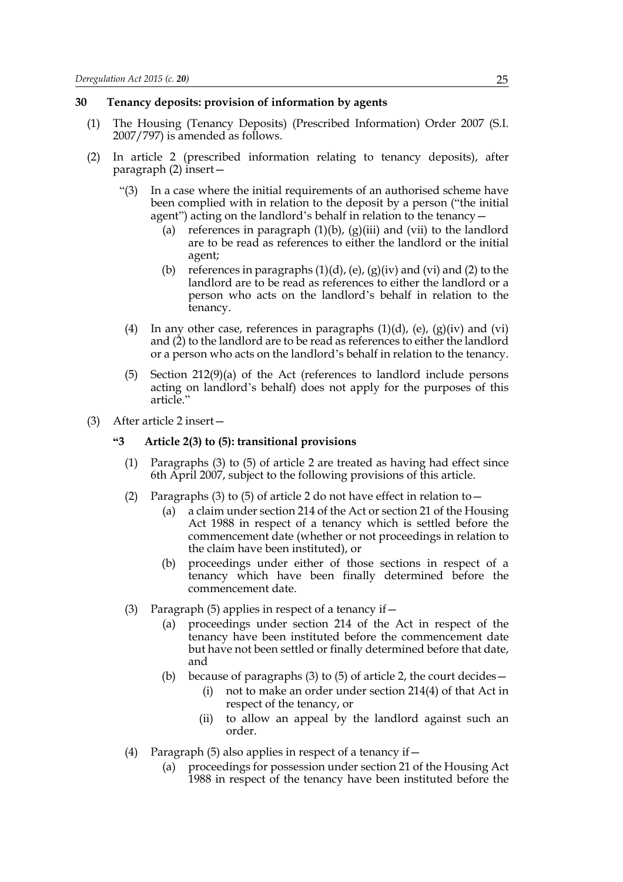## 30 Tenancy deposits: provision of information by agents

(1) The Housing (Tenancy Deposits) (Prescribed Information) Order 2007 (S.I. 2007/797) is amended as follows.

(2) In article 2 (prescribed information relating to tenancy deposits), after paragraph (2) insert—

"(3) In a case where the initial requirements of an authorised scheme have been complied with in relation to the deposit by a person ("the initial agent") acting on the landlord's behalf in relation to the tenancy—

(a) references in paragraph (1)(b), (g)(iii) and (vii) to the landlord are to be read as references to either the landlord or the initial agent;

(b) references in paragraphs (1)(d), (e), (g)(iv) and (vi) and (2) to the landlord are to be read as references to either the landlord or a person who acts on the landlord's behalf in relation to the tenancy.

(4) In any other case, references in paragraphs (1)(d), (e), (g)(iv) and (vi) and (2) to the landlord are to be read as references to either the landlord or a person who acts on the landlord's behalf in relation to the tenancy.

(5) Section 212(9)(a) of the Act (references to landlord include persons acting on landlord's behalf) does not apply for the purposes of this article."

(3) After article 2 insert—

**"3 Article 2(3) to (5): transitional provisions**

(1) Paragraphs (3) to (5) of article 2 are treated as having had effect since 6th April 2007, subject to the following provisions of this article.

(2) Paragraphs (3) to (5) of article 2 do not have effect in relation to—

(a) a claim under section 214 of the Act or section 21 of the Housing Act 1988 in respect of a tenancy which is settled before the commencement date (whether or not proceedings in relation to the claim have been instituted), or

(b) proceedings under either of those sections in respect of a tenancy which have been finally determined before the commencement date.

(3) Paragraph (5) applies in respect of a tenancy if—

(a) proceedings under section 214 of the Act in respect of the tenancy have been instituted before the commencement date but have not been settled or finally determined before that date, and

(b) because of paragraphs (3) to (5) of article 2, the court decides—

(i) not to make an order under section 214(4) of that Act in respect of the tenancy, or

(ii) to allow an appeal by the landlord against such an order.

(4) Paragraph (5) also applies in respect of a tenancy if—

(a) proceedings for possession under section 21 of the Housing Act 1988 in respect of the tenancy have been instituted before the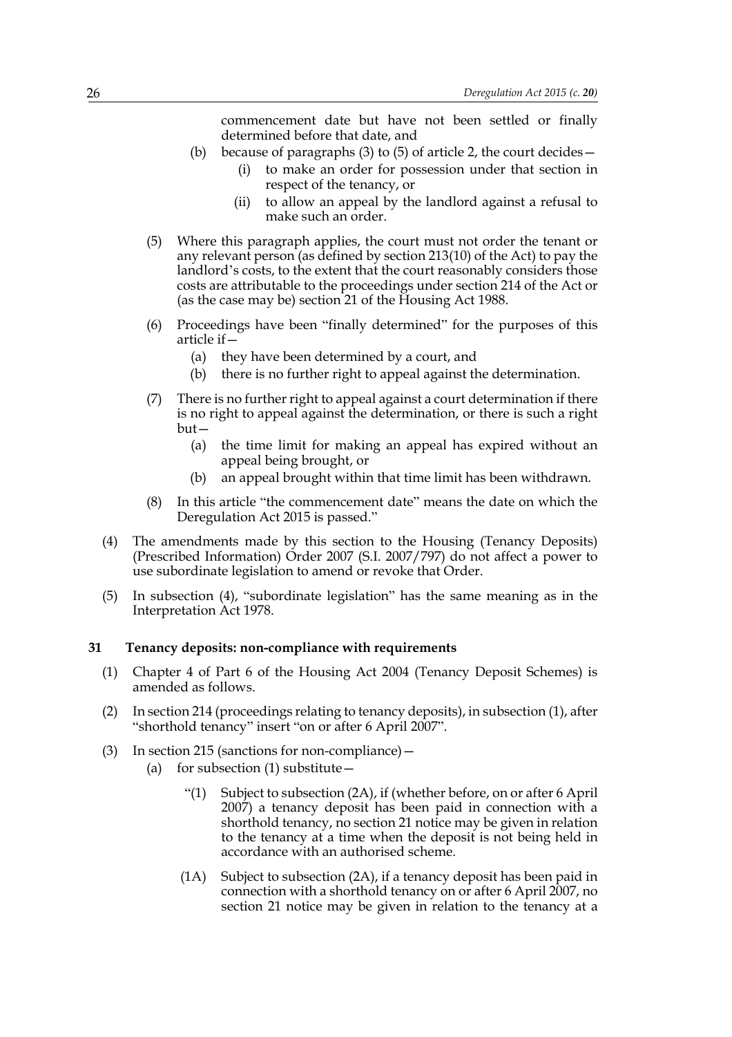commencement date but have not been settled or finally determined before that date, and

(b) because of paragraphs (3) to (5) of article 2, the court decides—

(i) to make an order for possession under that section in respect of the tenancy, or

(ii) to allow an appeal by the landlord against a refusal to make such an order.

(5) Where this paragraph applies, the court must not order the tenant or any relevant person (as defined by section 213(10) of the Act) to pay the landlord's costs, to the extent that the court reasonably considers those costs are attributable to the proceedings under section 214 of the Act or (as the case may be) section 21 of the Housing Act 1988.

(6) Proceedings have been "finally determined" for the purposes of this article if—

(a) they have been determined by a court, and

(b) there is no further right to appeal against the determination.

(7) There is no further right to appeal against a court determination if there is no right to appeal against the determination, or there is such a right but—

(a) the time limit for making an appeal has expired without an appeal being brought, or

(b) an appeal brought within that time limit has been withdrawn.

(8) In this article "the commencement date" means the date on which the Deregulation Act 2015 is passed."

(4) The amendments made by this section to the Housing (Tenancy Deposits) (Prescribed Information) Order 2007 (S.I. 2007/797) do not affect a power to use subordinate legislation to amend or revoke that Order.

(5) In subsection (4), "subordinate legislation" has the same meaning as in the Interpretation Act 1978.

### 31 Tenancy deposits: non-compliance with requirements

(1) Chapter 4 of Part 6 of the Housing Act 2004 (Tenancy Deposit Schemes) is amended as follows.

(2) In section 214 (proceedings relating to tenancy deposits), in subsection (1), after "shorthold tenancy" insert "on or after 6 April 2007".

(3) In section 215 (sanctions for non-compliance)—

(a) for subsection (1) substitute—

"(1) Subject to subsection (2A), if (whether before, on or after 6 April 2007) a tenancy deposit has been paid in connection with a shorthold tenancy, no section 21 notice may be given in relation to the tenancy at a time when the deposit is not being held in accordance with an authorised scheme.

(1A) Subject to subsection (2A), if a tenancy deposit has been paid in connection with a shorthold tenancy on or after 6 April 2007, no section 21 notice may be given in relation to the tenancy at a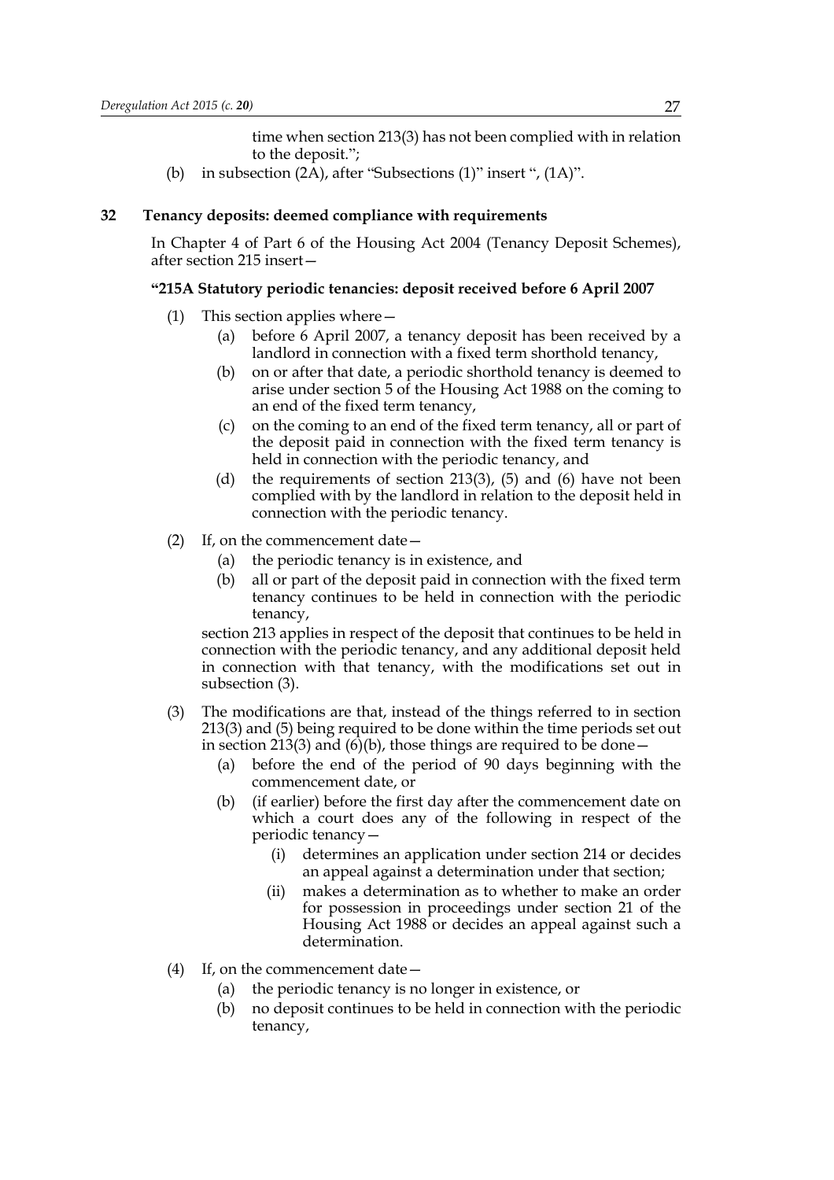time when section 213(3) has not been complied with in relation to the deposit.";

(b) in subsection (2A), after "Subsections (1)" insert ", (1A)".

## 32 Tenancy deposits: deemed compliance with requirements

In Chapter 4 of Part 6 of the Housing Act 2004 (Tenancy Deposit Schemes), after section 215 insert—

### "215A Statutory periodic tenancies: deposit received before 6 April 2007

(1) This section applies where—

(a) before 6 April 2007, a tenancy deposit has been received by a landlord in connection with a fixed term shorthold tenancy,

(b) on or after that date, a periodic shorthold tenancy is deemed to arise under section 5 of the Housing Act 1988 on the coming to an end of the fixed term tenancy,

(c) on the coming to an end of the fixed term tenancy, all or part of the deposit paid in connection with the fixed term tenancy is held in connection with the periodic tenancy, and

(d) the requirements of section 213(3), (5) and (6) have not been complied with by the landlord in relation to the deposit held in connection with the periodic tenancy.

(2) If, on the commencement date—

(a) the periodic tenancy is in existence, and

(b) all or part of the deposit paid in connection with the fixed term tenancy continues to be held in connection with the periodic tenancy,

section 213 applies in respect of the deposit that continues to be held in connection with the periodic tenancy, and any additional deposit held in connection with that tenancy, with the modifications set out in subsection (3).

(3) The modifications are that, instead of the things referred to in section 213(3) and (5) being required to be done within the time periods set out in section 213(3) and (6)(b), those things are required to be done—

(a) before the end of the period of 90 days beginning with the commencement date, or

(b) (if earlier) before the first day after the commencement date on which a court does any of the following in respect of the periodic tenancy—

(i) determines an application under section 214 or decides an appeal against a determination under that section;

(ii) makes a determination as to whether to make an order for possession in proceedings under section 21 of the Housing Act 1988 or decides an appeal against such a determination.

(4) If, on the commencement date—

(a) the periodic tenancy is no longer in existence, or

(b) no deposit continues to be held in connection with the periodic tenancy,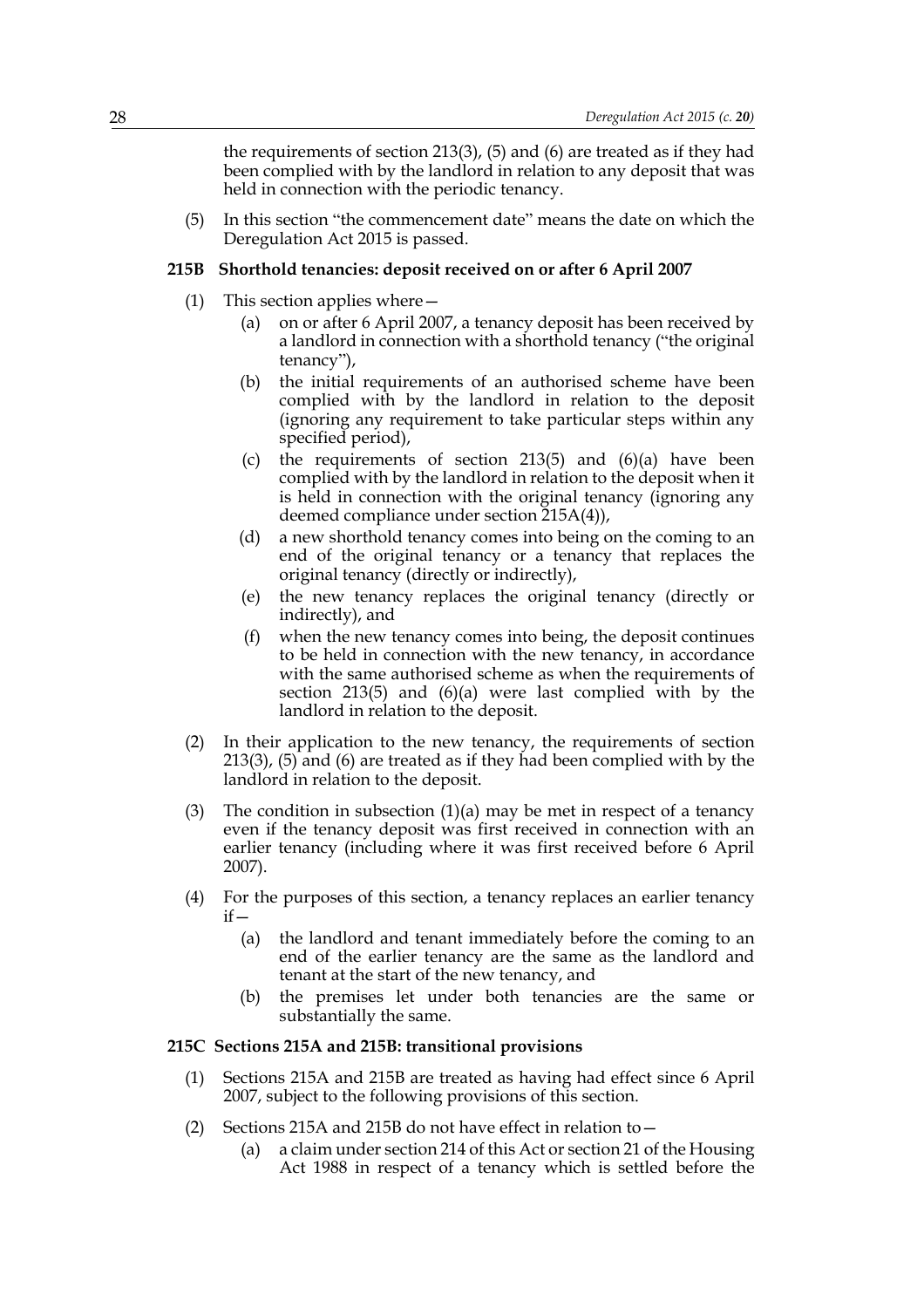the requirements of section 213(3), (5) and (6) are treated as if they had been complied with by the landlord in relation to any deposit that was held in connection with the periodic tenancy.

(5) In this section "the commencement date" means the date on which the Deregulation Act 2015 is passed.

**215B Shorthold tenancies: deposit received on or after 6 April 2007**

(1) This section applies where—

(a) on or after 6 April 2007, a tenancy deposit has been received by a landlord in connection with a shorthold tenancy ("the original tenancy"),

(b) the initial requirements of an authorised scheme have been complied with by the landlord in relation to the deposit (ignoring any requirement to take particular steps within any specified period),

(c) the requirements of section 213(5) and (6)(a) have been complied with by the landlord in relation to the deposit when it is held in connection with the original tenancy (ignoring any deemed compliance under section 215A(4)),

(d) a new shorthold tenancy comes into being on the coming to an end of the original tenancy or a tenancy that replaces the original tenancy (directly or indirectly),

(e) the new tenancy replaces the original tenancy (directly or indirectly), and

(f) when the new tenancy comes into being, the deposit continues to be held in connection with the new tenancy, in accordance with the same authorised scheme as when the requirements of section 213(5) and (6)(a) were last complied with by the landlord in relation to the deposit.

(2) In their application to the new tenancy, the requirements of section 213(3), (5) and (6) are treated as if they had been complied with by the landlord in relation to the deposit.

(3) The condition in subsection (1)(a) may be met in respect of a tenancy even if the tenancy deposit was first received in connection with an earlier tenancy (including where it was first received before 6 April 2007).

(4) For the purposes of this section, a tenancy replaces an earlier tenancy if—

(a) the landlord and tenant immediately before the coming to an end of the earlier tenancy are the same as the landlord and tenant at the start of the new tenancy, and

(b) the premises let under both tenancies are the same or substantially the same.

**215C Sections 215A and 215B: transitional provisions**

(1) Sections 215A and 215B are treated as having had effect since 6 April 2007, subject to the following provisions of this section.

(2) Sections 215A and 215B do not have effect in relation to—

(a) a claim under section 214 of this Act or section 21 of the Housing Act 1988 in respect of a tenancy which is settled before the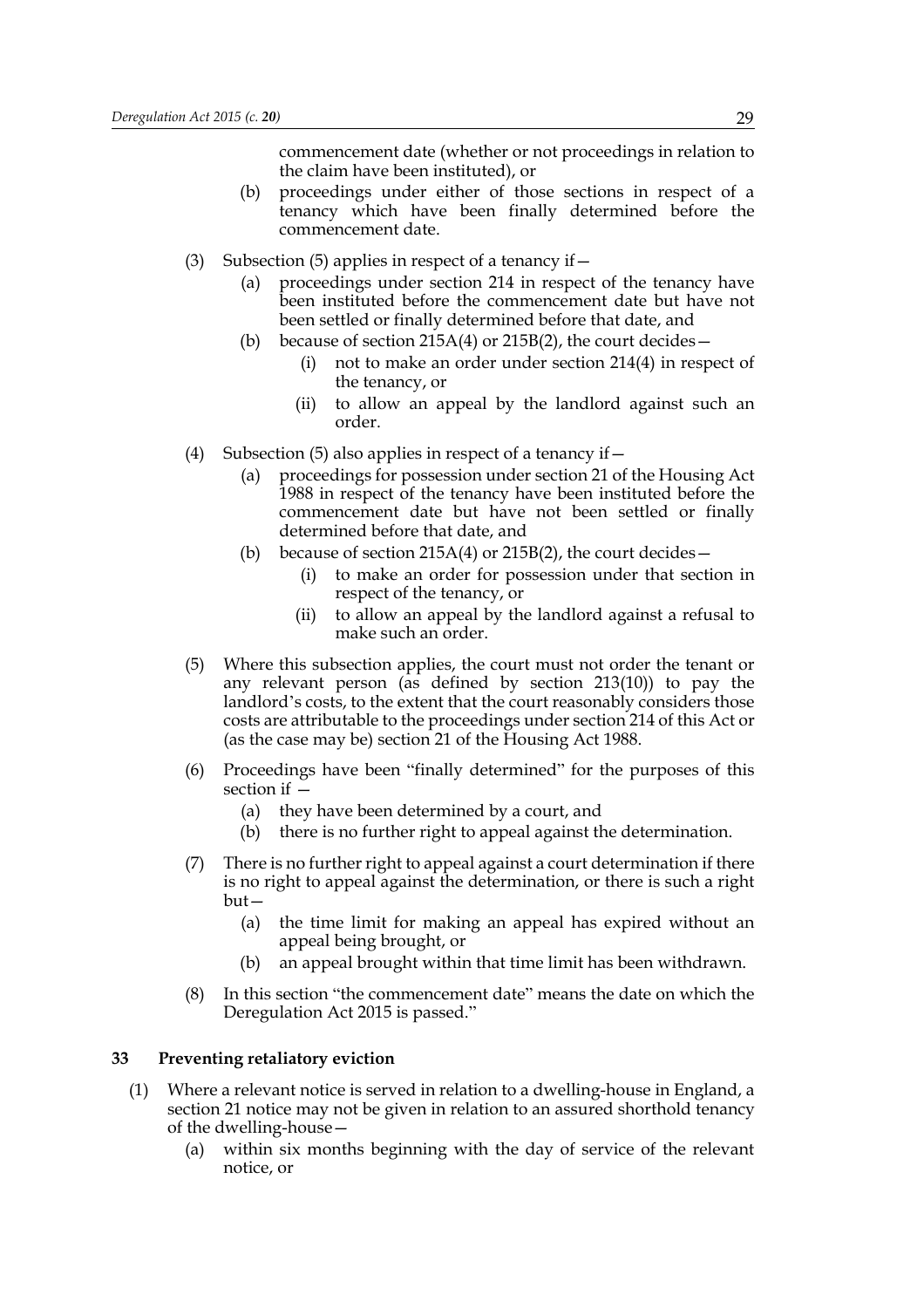commencement date (whether or not proceedings in relation to the claim have been instituted), or

(b) proceedings under either of those sections in respect of a tenancy which have been finally determined before the commencement date.

(3) Subsection (5) applies in respect of a tenancy if—

(a) proceedings under section 214 in respect of the tenancy have been instituted before the commencement date but have not been settled or finally determined before that date, and

(b) because of section 215A(4) or 215B(2), the court decides—

(i) not to make an order under section 214(4) in respect of the tenancy, or

(ii) to allow an appeal by the landlord against such an order.

(4) Subsection (5) also applies in respect of a tenancy if—

(a) proceedings for possession under section 21 of the Housing Act 1988 in respect of the tenancy have been instituted before the commencement date but have not been settled or finally determined before that date, and

(b) because of section 215A(4) or 215B(2), the court decides—

(i) to make an order for possession under that section in respect of the tenancy, or

(ii) to allow an appeal by the landlord against a refusal to make such an order.

(5) Where this subsection applies, the court must not order the tenant or any relevant person (as defined by section 213(10)) to pay the landlord's costs, to the extent that the court reasonably considers those costs are attributable to the proceedings under section 214 of this Act or (as the case may be) section 21 of the Housing Act 1988.

(6) Proceedings have been "finally determined" for the purposes of this section if —

(a) they have been determined by a court, and

(b) there is no further right to appeal against the determination.

(7) There is no further right to appeal against a court determination if there is no right to appeal against the determination, or there is such a right but—

(a) the time limit for making an appeal has expired without an appeal being brought, or

(b) an appeal brought within that time limit has been withdrawn.

(8) In this section "the commencement date" means the date on which the Deregulation Act 2015 is passed."

### 33 Preventing retaliatory eviction

(1) Where a relevant notice is served in relation to a dwelling-house in England, a section 21 notice may not be given in relation to an assured shorthold tenancy of the dwelling-house—

(a) within six months beginning with the day of service of the relevant notice, or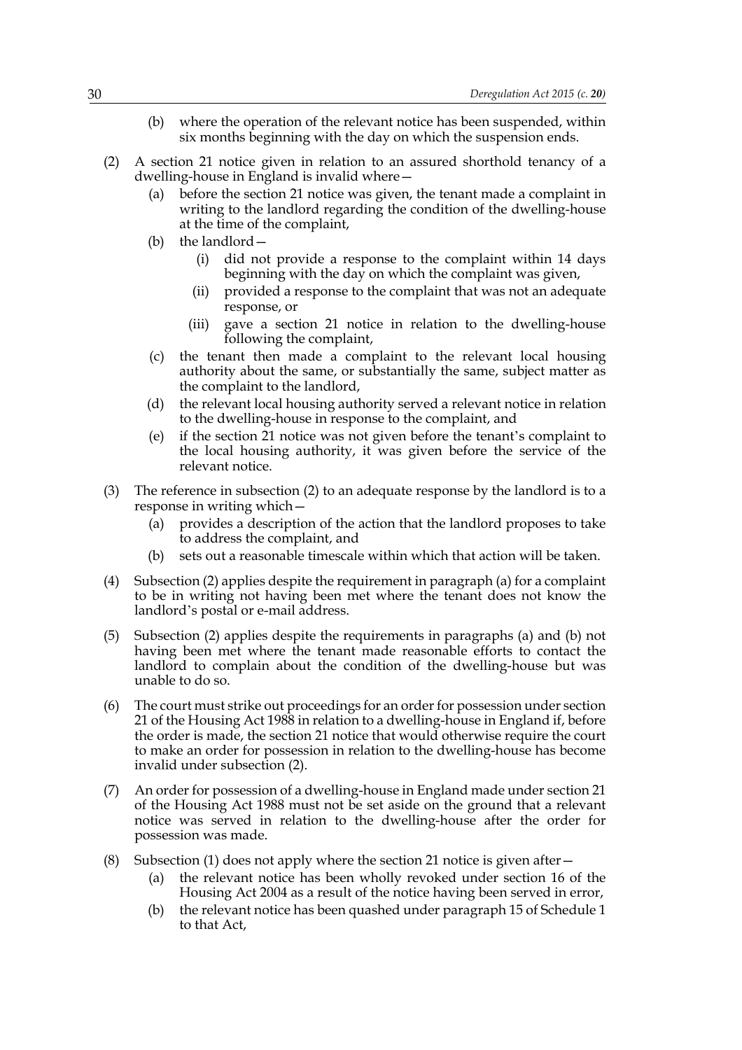(b) where the operation of the relevant notice has been suspended, within six months beginning with the day on which the suspension ends.

(2) A section 21 notice given in relation to an assured shorthold tenancy of a dwelling-house in England is invalid where—

(a) before the section 21 notice was given, the tenant made a complaint in writing to the landlord regarding the condition of the dwelling-house at the time of the complaint,

(b) the landlord—

(i) did not provide a response to the complaint within 14 days beginning with the day on which the complaint was given,

(ii) provided a response to the complaint that was not an adequate response, or

(iii) gave a section 21 notice in relation to the dwelling-house following the complaint,

(c) the tenant then made a complaint to the relevant local housing authority about the same, or substantially the same, subject matter as the complaint to the landlord,

(d) the relevant local housing authority served a relevant notice in relation to the dwelling-house in response to the complaint, and

(e) if the section 21 notice was not given before the tenant's complaint to the local housing authority, it was given before the service of the relevant notice.

(3) The reference in subsection (2) to an adequate response by the landlord is to a response in writing which—

(a) provides a description of the action that the landlord proposes to take to address the complaint, and

(b) sets out a reasonable timescale within which that action will be taken.

(4) Subsection (2) applies despite the requirement in paragraph (a) for a complaint to be in writing not having been met where the tenant does not know the landlord's postal or e-mail address.

(5) Subsection (2) applies despite the requirements in paragraphs (a) and (b) not having been met where the tenant made reasonable efforts to contact the landlord to complain about the condition of the dwelling-house but was unable to do so.

(6) The court must strike out proceedings for an order for possession under section 21 of the Housing Act 1988 in relation to a dwelling-house in England if, before the order is made, the section 21 notice that would otherwise require the court to make an order for possession in relation to the dwelling-house has become invalid under subsection (2).

(7) An order for possession of a dwelling-house in England made under section 21 of the Housing Act 1988 must not be set aside on the ground that a relevant notice was served in relation to the dwelling-house after the order for possession was made.

(8) Subsection (1) does not apply where the section 21 notice is given after—

(a) the relevant notice has been wholly revoked under section 16 of the Housing Act 2004 as a result of the notice having been served in error,

(b) the relevant notice has been quashed under paragraph 15 of Schedule 1 to that Act,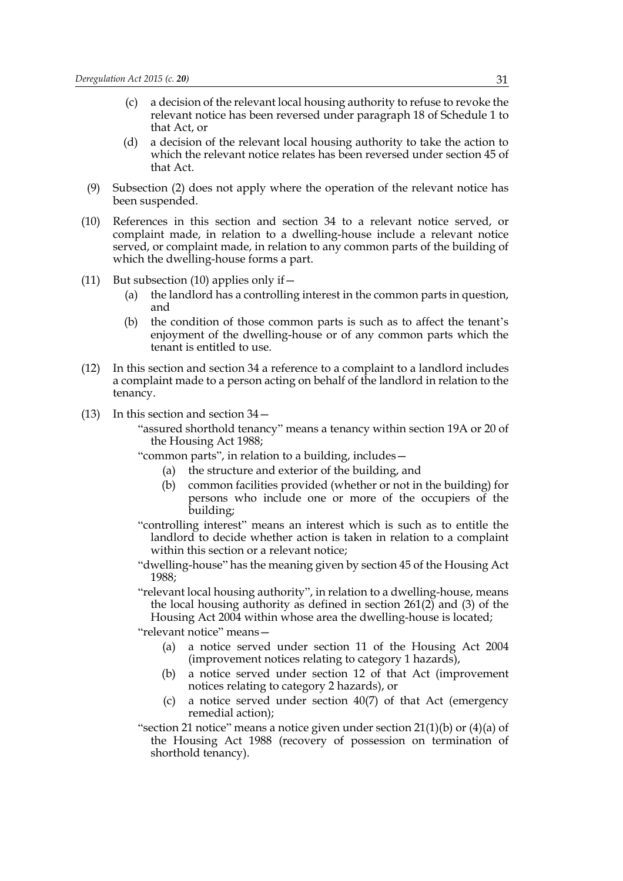(c) a decision of the relevant local housing authority to refuse to revoke the relevant notice has been reversed under paragraph 18 of Schedule 1 to that Act, or

(d) a decision of the relevant local housing authority to take the action to which the relevant notice relates has been reversed under section 45 of that Act.

(9) Subsection (2) does not apply where the operation of the relevant notice has been suspended.

(10) References in this section and section 34 to a relevant notice served, or complaint made, in relation to a dwelling-house include a relevant notice served, or complaint made, in relation to any common parts of the building of which the dwelling-house forms a part.

(11) But subsection (10) applies only if—

(a) the landlord has a controlling interest in the common parts in question, and

(b) the condition of those common parts is such as to affect the tenant's enjoyment of the dwelling-house or of any common parts which the tenant is entitled to use.

(12) In this section and section 34 a reference to a complaint to a landlord includes a complaint made to a person acting on behalf of the landlord in relation to the tenancy.

(13) In this section and section 34—

"assured shorthold tenancy" means a tenancy within section 19A or 20 of the Housing Act 1988;

"common parts", in relation to a building, includes—

(a) the structure and exterior of the building, and

(b) common facilities provided (whether or not in the building) for persons who include one or more of the occupiers of the building;

"controlling interest" means an interest which is such as to entitle the landlord to decide whether action is taken in relation to a complaint within this section or a relevant notice;

"dwelling-house" has the meaning given by section 45 of the Housing Act 1988;

"relevant local housing authority", in relation to a dwelling-house, means the local housing authority as defined in section 261(2) and (3) of the Housing Act 2004 within whose area the dwelling-house is located;

"relevant notice" means—

(a) a notice served under section 11 of the Housing Act 2004 (improvement notices relating to category 1 hazards),

(b) a notice served under section 12 of that Act (improvement notices relating to category 2 hazards), or

(c) a notice served under section 40(7) of that Act (emergency remedial action);

"section 21 notice" means a notice given under section 21(1)(b) or (4)(a) of the Housing Act 1988 (recovery of possession on termination of shorthold tenancy).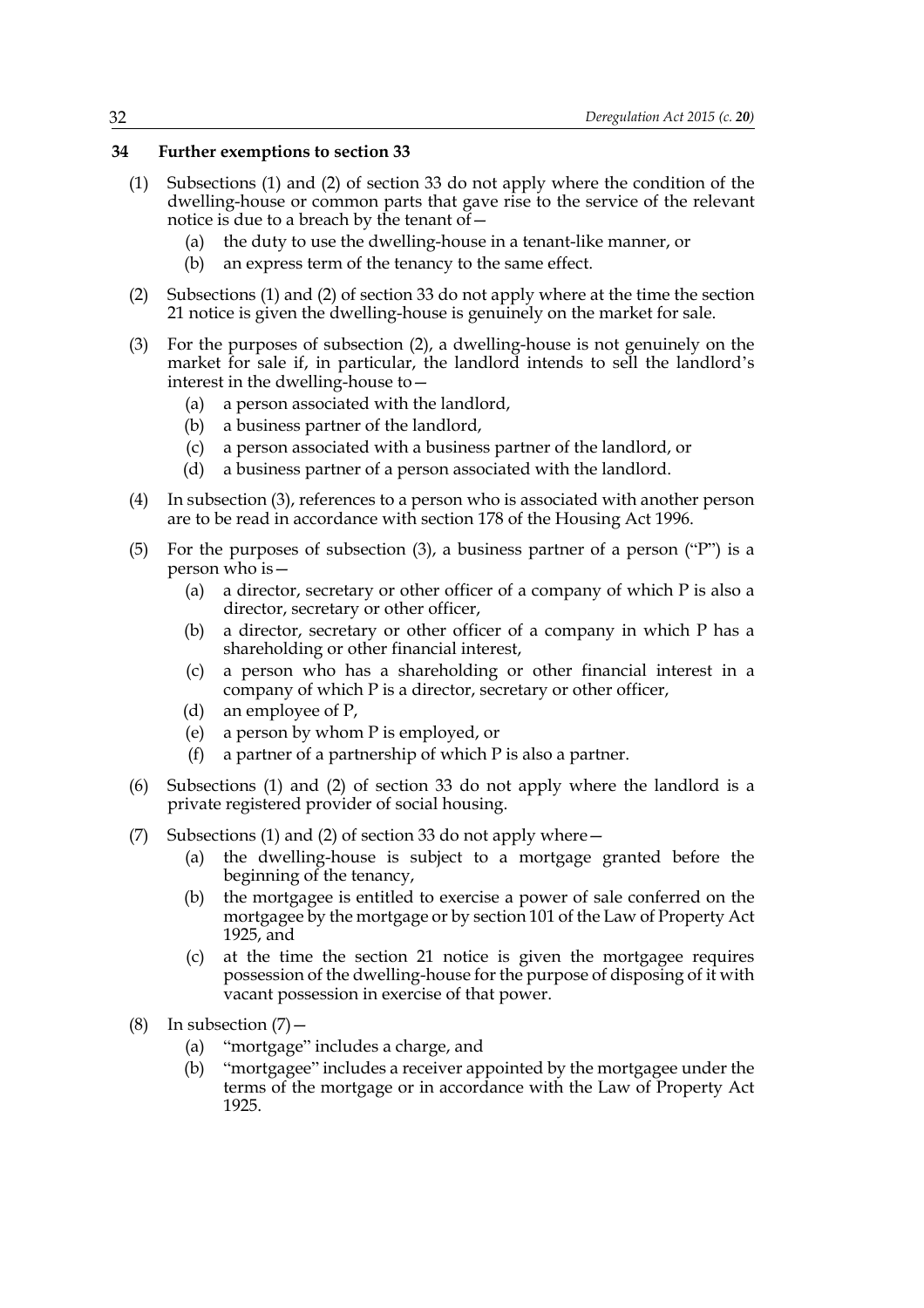## 34 Further exemptions to section 33

(1) Subsections (1) and (2) of section 33 do not apply where the condition of the dwelling-house or common parts that gave rise to the service of the relevant notice is due to a breach by the tenant of—

  (a) the duty to use the dwelling-house in a tenant-like manner, or

  (b) an express term of the tenancy to the same effect.

(2) Subsections (1) and (2) of section 33 do not apply where at the time the section 21 notice is given the dwelling-house is genuinely on the market for sale.

(3) For the purposes of subsection (2), a dwelling-house is not genuinely on the market for sale if, in particular, the landlord intends to sell the landlord's interest in the dwelling-house to—

  (a) a person associated with the landlord,

  (b) a business partner of the landlord,

  (c) a person associated with a business partner of the landlord, or

  (d) a business partner of a person associated with the landlord.

(4) In subsection (3), references to a person who is associated with another person are to be read in accordance with section 178 of the Housing Act 1996.

(5) For the purposes of subsection (3), a business partner of a person ("P") is a person who is—

  (a) a director, secretary or other officer of a company of which P is also a director, secretary or other officer,

  (b) a director, secretary or other officer of a company in which P has a shareholding or other financial interest,

  (c) a person who has a shareholding or other financial interest in a company of which P is a director, secretary or other officer,

  (d) an employee of P,

  (e) a person by whom P is employed, or

  (f) a partner of a partnership of which P is also a partner.

(6) Subsections (1) and (2) of section 33 do not apply where the landlord is a private registered provider of social housing.

(7) Subsections (1) and (2) of section 33 do not apply where—

  (a) the dwelling-house is subject to a mortgage granted before the beginning of the tenancy,

  (b) the mortgagee is entitled to exercise a power of sale conferred on the mortgagee by the mortgage or by section 101 of the Law of Property Act 1925, and

  (c) at the time the section 21 notice is given the mortgagee requires possession of the dwelling-house for the purpose of disposing of it with vacant possession in exercise of that power.

(8) In subsection (7)—

  (a) "mortgage" includes a charge, and

  (b) "mortgagee" includes a receiver appointed by the mortgagee under the terms of the mortgage or in accordance with the Law of Property Act 1925.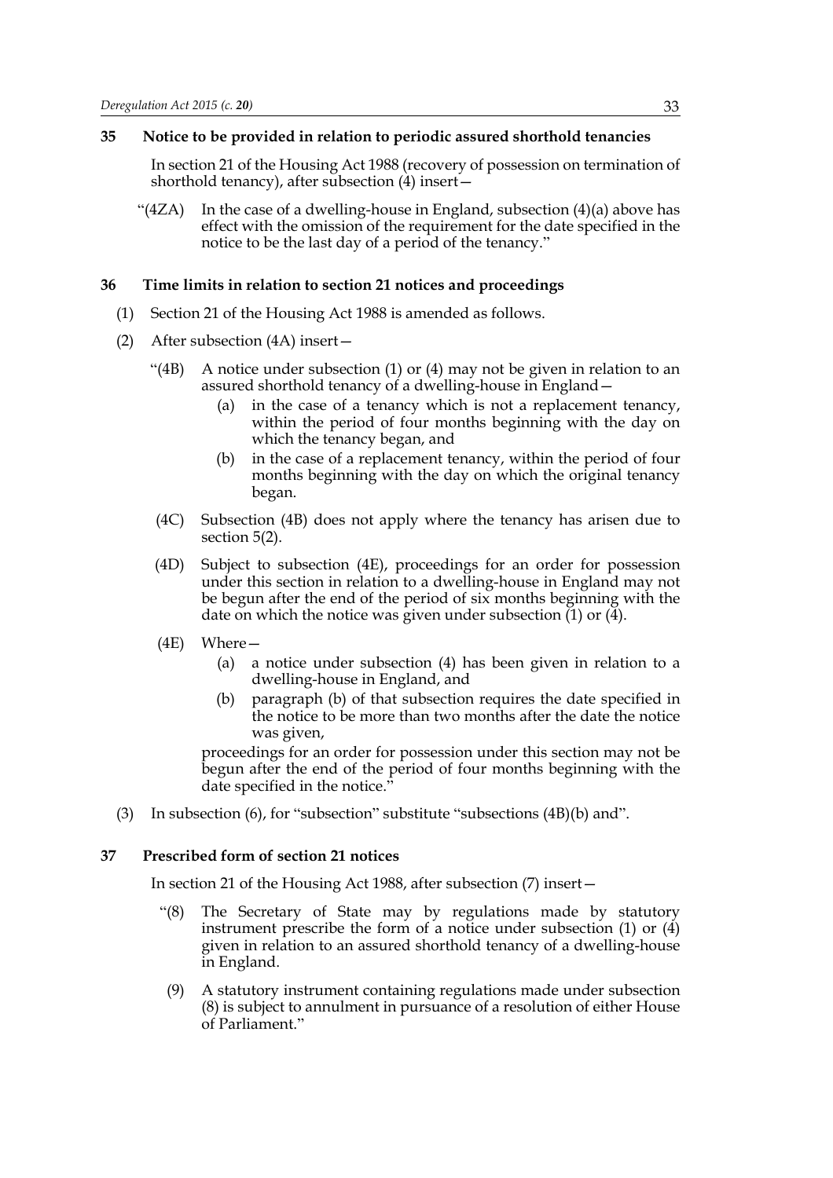### 35 Notice to be provided in relation to periodic assured shorthold tenancies

In section 21 of the Housing Act 1988 (recovery of possession on termination of shorthold tenancy), after subsection (4) insert—

"(4ZA) In the case of a dwelling-house in England, subsection (4)(a) above has effect with the omission of the requirement for the date specified in the notice to be the last day of a period of the tenancy."

### 36 Time limits in relation to section 21 notices and proceedings

(1) Section 21 of the Housing Act 1988 is amended as follows.

(2) After subsection (4A) insert—

"(4B) A notice under subsection (1) or (4) may not be given in relation to an assured shorthold tenancy of a dwelling-house in England—

(a) in the case of a tenancy which is not a replacement tenancy, within the period of four months beginning with the day on which the tenancy began, and

(b) in the case of a replacement tenancy, within the period of four months beginning with the day on which the original tenancy began.

(4C) Subsection (4B) does not apply where the tenancy has arisen due to section 5(2).

(4D) Subject to subsection (4E), proceedings for an order for possession under this section in relation to a dwelling-house in England may not be begun after the end of the period of six months beginning with the date on which the notice was given under subsection (1) or (4).

(4E) Where—

(a) a notice under subsection (4) has been given in relation to a dwelling-house in England, and

(b) paragraph (b) of that subsection requires the date specified in the notice to be more than two months after the date the notice was given,

proceedings for an order for possession under this section may not be begun after the end of the period of four months beginning with the date specified in the notice."

(3) In subsection (6), for "subsection" substitute "subsections (4B)(b) and".

### 37 Prescribed form of section 21 notices

In section 21 of the Housing Act 1988, after subsection (7) insert—

"(8) The Secretary of State may by regulations made by statutory instrument prescribe the form of a notice under subsection (1) or (4) given in relation to an assured shorthold tenancy of a dwelling-house in England.

(9) A statutory instrument containing regulations made under subsection (8) is subject to annulment in pursuance of a resolution of either House of Parliament."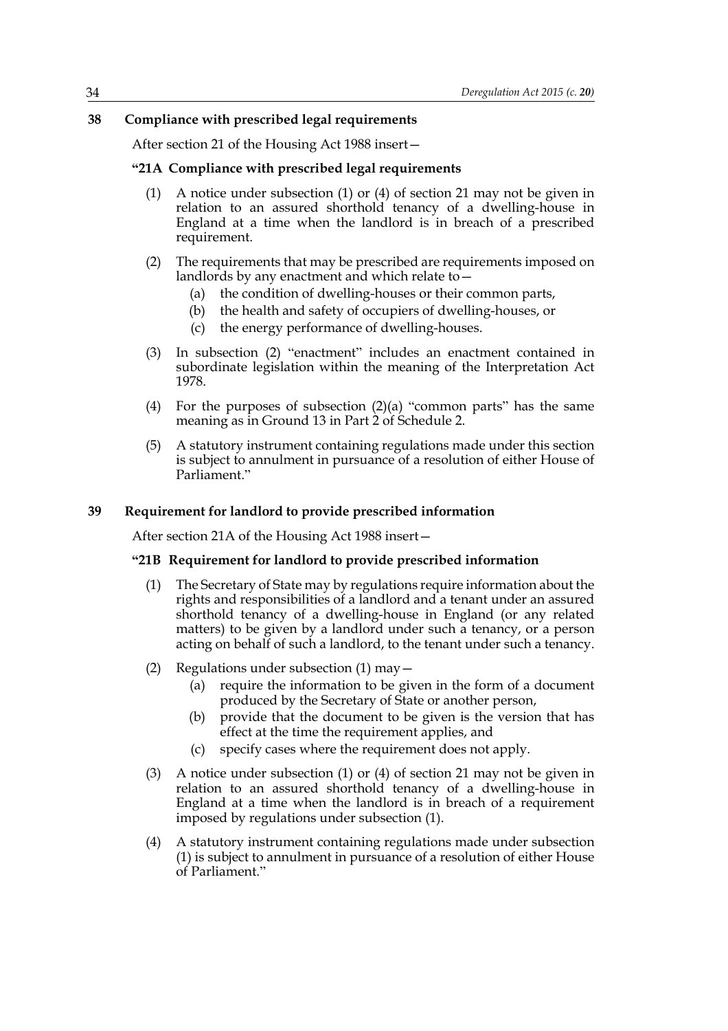## 38 Compliance with prescribed legal requirements

After section 21 of the Housing Act 1988 insert—

### "21A Compliance with prescribed legal requirements

(1) A notice under subsection (1) or (4) of section 21 may not be given in relation to an assured shorthold tenancy of a dwelling-house in England at a time when the landlord is in breach of a prescribed requirement.

(2) The requirements that may be prescribed are requirements imposed on landlords by any enactment and which relate to—

(a) the condition of dwelling-houses or their common parts,

(b) the health and safety of occupiers of dwelling-houses, or

(c) the energy performance of dwelling-houses.

(3) In subsection (2) "enactment" includes an enactment contained in subordinate legislation within the meaning of the Interpretation Act 1978.

(4) For the purposes of subsection (2)(a) "common parts" has the same meaning as in Ground 13 in Part 2 of Schedule 2.

(5) A statutory instrument containing regulations made under this section is subject to annulment in pursuance of a resolution of either House of Parliament."

## 39 Requirement for landlord to provide prescribed information

After section 21A of the Housing Act 1988 insert—

### "21B Requirement for landlord to provide prescribed information

(1) The Secretary of State may by regulations require information about the rights and responsibilities of a landlord and a tenant under an assured shorthold tenancy of a dwelling-house in England (or any related matters) to be given by a landlord under such a tenancy, or a person acting on behalf of such a landlord, to the tenant under such a tenancy.

(2) Regulations under subsection (1) may—

(a) require the information to be given in the form of a document produced by the Secretary of State or another person,

(b) provide that the document to be given is the version that has effect at the time the requirement applies, and

(c) specify cases where the requirement does not apply.

(3) A notice under subsection (1) or (4) of section 21 may not be given in relation to an assured shorthold tenancy of a dwelling-house in England at a time when the landlord is in breach of a requirement imposed by regulations under subsection (1).

(4) A statutory instrument containing regulations made under subsection (1) is subject to annulment in pursuance of a resolution of either House of Parliament."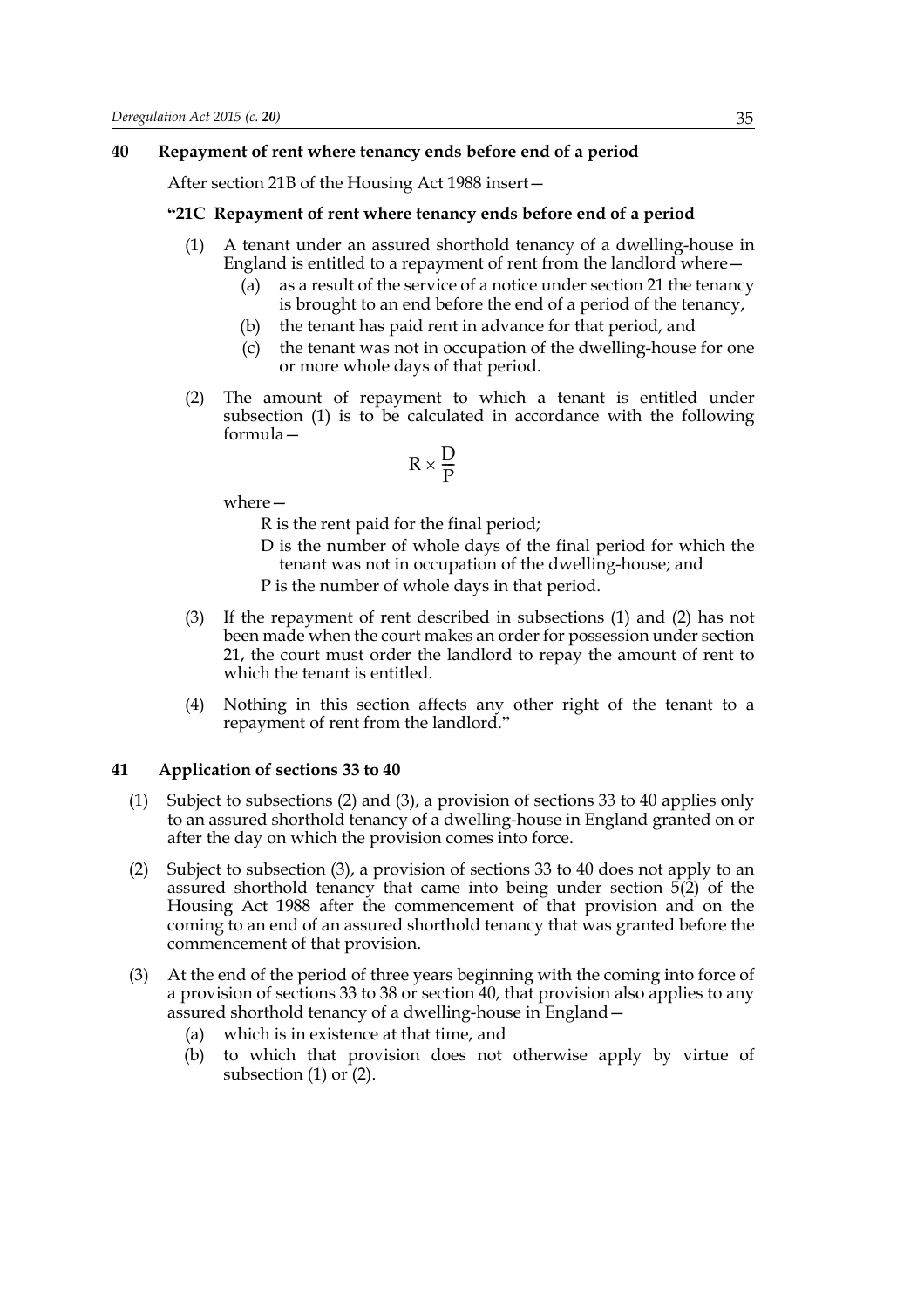### 40 Repayment of rent where tenancy ends before end of a period

After section 21B of the Housing Act 1988 insert—

**"21C Repayment of rent where tenancy ends before end of a period**

(1) A tenant under an assured shorthold tenancy of a dwelling-house in England is entitled to a repayment of rent from the landlord where—

(a) as a result of the service of a notice under section 21 the tenancy is brought to an end before the end of a period of the tenancy,

(b) the tenant has paid rent in advance for that period, and

(c) the tenant was not in occupation of the dwelling-house for one or more whole days of that period.

(2) The amount of repayment to which a tenant is entitled under subsection (1) is to be calculated in accordance with the following formula—

$$R \times \frac{D}{P}$$

where—

R is the rent paid for the final period;

D is the number of whole days of the final period for which the tenant was not in occupation of the dwelling-house; and

P is the number of whole days in that period.

(3) If the repayment of rent described in subsections (1) and (2) has not been made when the court makes an order for possession under section 21, the court must order the landlord to repay the amount of rent to which the tenant is entitled.

(4) Nothing in this section affects any other right of the tenant to a repayment of rent from the landlord."

### 41 Application of sections 33 to 40

(1) Subject to subsections (2) and (3), a provision of sections 33 to 40 applies only to an assured shorthold tenancy of a dwelling-house in England granted on or after the day on which the provision comes into force.

(2) Subject to subsection (3), a provision of sections 33 to 40 does not apply to an assured shorthold tenancy that came into being under section 5(2) of the Housing Act 1988 after the commencement of that provision and on the coming to an end of an assured shorthold tenancy that was granted before the commencement of that provision.

(3) At the end of the period of three years beginning with the coming into force of a provision of sections 33 to 38 or section 40, that provision also applies to any assured shorthold tenancy of a dwelling-house in England—

(a) which is in existence at that time, and

(b) to which that provision does not otherwise apply by virtue of subsection (1) or (2).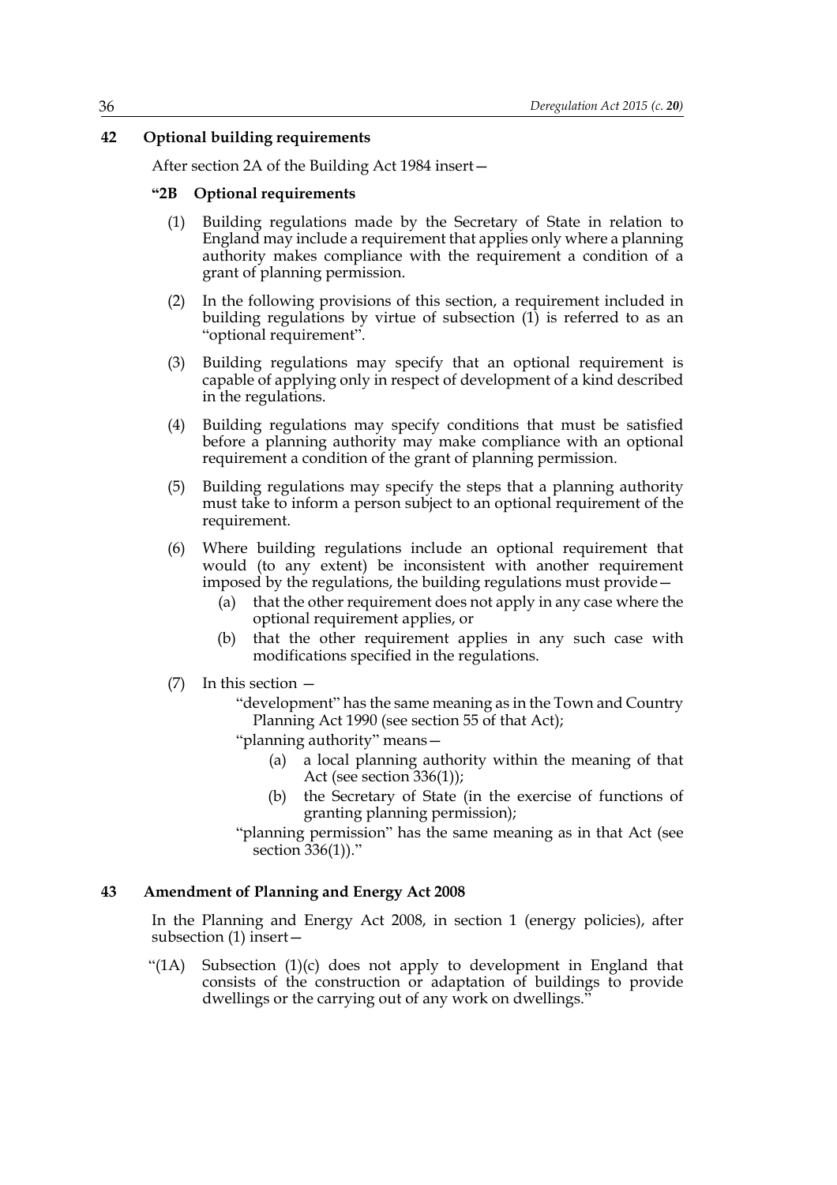## 42 Optional building requirements

After section 2A of the Building Act 1984 insert—

### "2B Optional requirements

(1) Building regulations made by the Secretary of State in relation to England may include a requirement that applies only where a planning authority makes compliance with the requirement a condition of a grant of planning permission.

(2) In the following provisions of this section, a requirement included in building regulations by virtue of subsection (1) is referred to as an "optional requirement".

(3) Building regulations may specify that an optional requirement is capable of applying only in respect of development of a kind described in the regulations.

(4) Building regulations may specify conditions that must be satisfied before a planning authority may make compliance with an optional requirement a condition of the grant of planning permission.

(5) Building regulations may specify the steps that a planning authority must take to inform a person subject to an optional requirement of the requirement.

(6) Where building regulations include an optional requirement that would (to any extent) be inconsistent with another requirement imposed by the regulations, the building regulations must provide—

- (a) that the other requirement does not apply in any case where the optional requirement applies, or
- (b) that the other requirement applies in any such case with modifications specified in the regulations.

(7) In this section —

"development" has the same meaning as in the Town and Country Planning Act 1990 (see section 55 of that Act);

"planning authority" means—

- (a) a local planning authority within the meaning of that Act (see section 336(1));
- (b) the Secretary of State (in the exercise of functions of granting planning permission);

"planning permission" has the same meaning as in that Act (see section 336(1))."

## 43 Amendment of Planning and Energy Act 2008

In the Planning and Energy Act 2008, in section 1 (energy policies), after subsection (1) insert—

"(1A) Subsection (1)(c) does not apply to development in England that consists of the construction or adaptation of buildings to provide dwellings or the carrying out of any work on dwellings."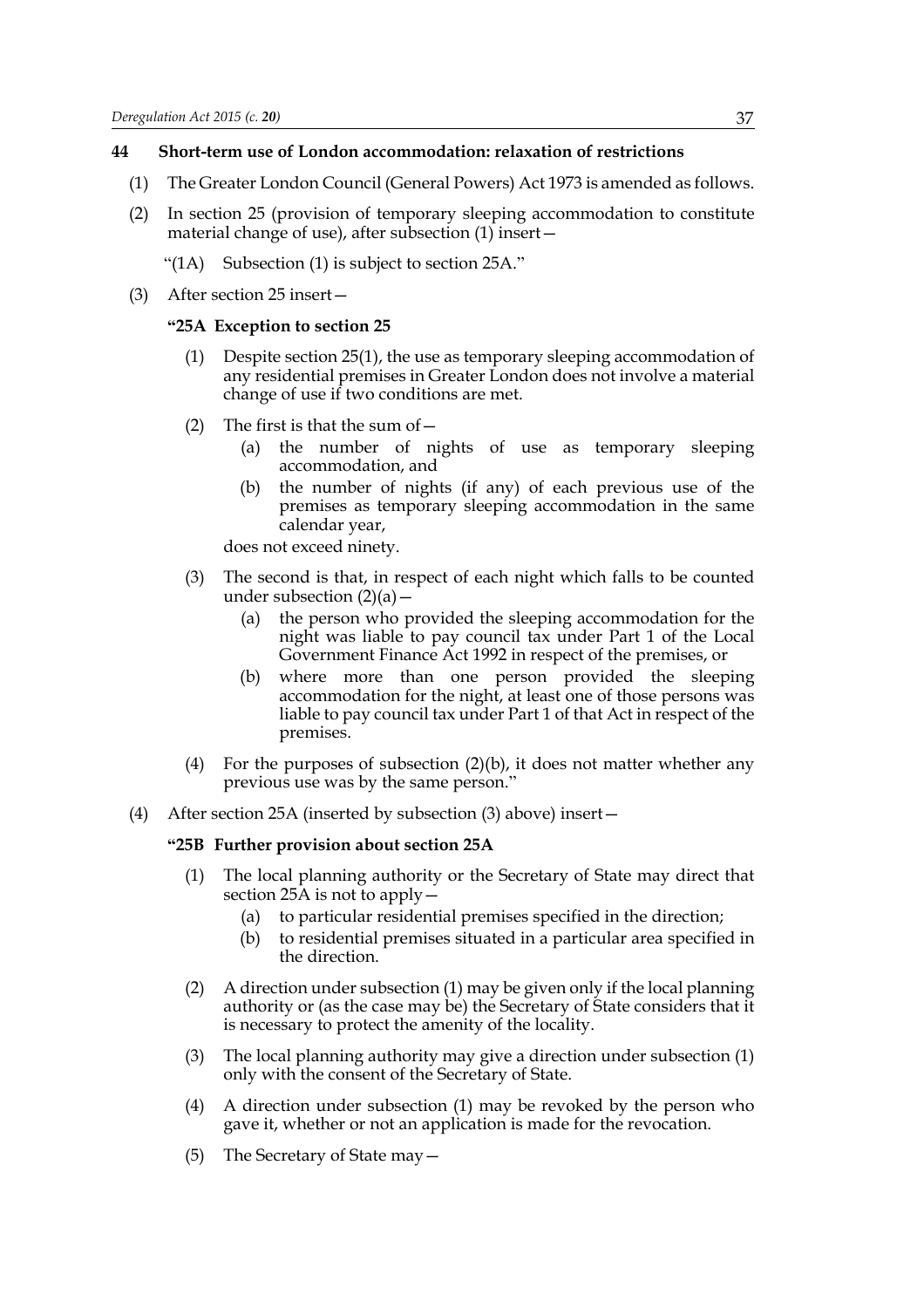### 44 Short-term use of London accommodation: relaxation of restrictions

(1) The Greater London Council (General Powers) Act 1973 is amended as follows.

(2) In section 25 (provision of temporary sleeping accommodation to constitute material change of use), after subsection (1) insert—

"(1A) Subsection (1) is subject to section 25A."

(3) After section 25 insert—

**"25A Exception to section 25**

(1) Despite section 25(1), the use as temporary sleeping accommodation of any residential premises in Greater London does not involve a material change of use if two conditions are met.

(2) The first is that the sum of—

(a) the number of nights of use as temporary sleeping accommodation, and

(b) the number of nights (if any) of each previous use of the premises as temporary sleeping accommodation in the same calendar year,

does not exceed ninety.

(3) The second is that, in respect of each night which falls to be counted under subsection (2)(a)—

(a) the person who provided the sleeping accommodation for the night was liable to pay council tax under Part 1 of the Local Government Finance Act 1992 in respect of the premises, or

(b) where more than one person provided the sleeping accommodation for the night, at least one of those persons was liable to pay council tax under Part 1 of that Act in respect of the premises.

(4) For the purposes of subsection (2)(b), it does not matter whether any previous use was by the same person."

(4) After section 25A (inserted by subsection (3) above) insert—

**"25B Further provision about section 25A**

(1) The local planning authority or the Secretary of State may direct that section 25A is not to apply—

(a) to particular residential premises specified in the direction;

(b) to residential premises situated in a particular area specified in the direction.

(2) A direction under subsection (1) may be given only if the local planning authority or (as the case may be) the Secretary of State considers that it is necessary to protect the amenity of the locality.

(3) The local planning authority may give a direction under subsection (1) only with the consent of the Secretary of State.

(4) A direction under subsection (1) may be revoked by the person who gave it, whether or not an application is made for the revocation.

(5) The Secretary of State may—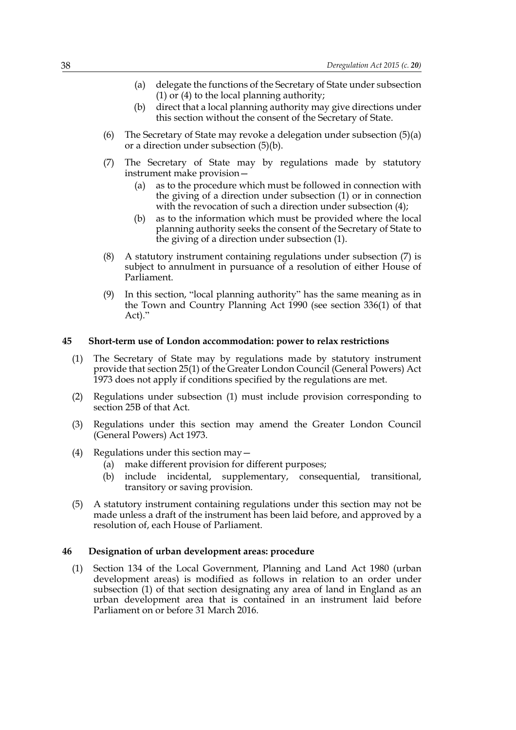(a) delegate the functions of the Secretary of State under subsection (1) or (4) to the local planning authority;

(b) direct that a local planning authority may give directions under this section without the consent of the Secretary of State.

(6) The Secretary of State may revoke a delegation under subsection (5)(a) or a direction under subsection (5)(b).

(7) The Secretary of State may by regulations made by statutory instrument make provision—

(a) as to the procedure which must be followed in connection with the giving of a direction under subsection (1) or in connection with the revocation of such a direction under subsection (4);

(b) as to the information which must be provided where the local planning authority seeks the consent of the Secretary of State to the giving of a direction under subsection (1).

(8) A statutory instrument containing regulations under subsection (7) is subject to annulment in pursuance of a resolution of either House of Parliament.

(9) In this section, "local planning authority" has the same meaning as in the Town and Country Planning Act 1990 (see section 336(1) of that Act)."

### 45 Short-term use of London accommodation: power to relax restrictions

(1) The Secretary of State may by regulations made by statutory instrument provide that section 25(1) of the Greater London Council (General Powers) Act 1973 does not apply if conditions specified by the regulations are met.

(2) Regulations under subsection (1) must include provision corresponding to section 25B of that Act.

(3) Regulations under this section may amend the Greater London Council (General Powers) Act 1973.

(4) Regulations under this section may—

(a) make different provision for different purposes;

(b) include incidental, supplementary, consequential, transitional, transitory or saving provision.

(5) A statutory instrument containing regulations under this section may not be made unless a draft of the instrument has been laid before, and approved by a resolution of, each House of Parliament.

### 46 Designation of urban development areas: procedure

(1) Section 134 of the Local Government, Planning and Land Act 1980 (urban development areas) is modified as follows in relation to an order under subsection (1) of that section designating any area of land in England as an urban development area that is contained in an instrument laid before Parliament on or before 31 March 2016.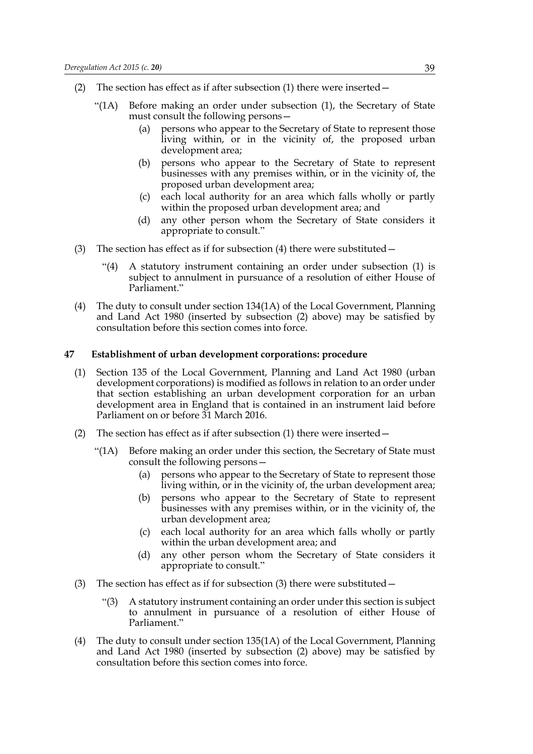(2) The section has effect as if after subsection (1) there were inserted—

"(1A) Before making an order under subsection (1), the Secretary of State must consult the following persons—

(a) persons who appear to the Secretary of State to represent those living within, or in the vicinity of, the proposed urban development area;

(b) persons who appear to the Secretary of State to represent businesses with any premises within, or in the vicinity of, the proposed urban development area;

(c) each local authority for an area which falls wholly or partly within the proposed urban development area; and

(d) any other person whom the Secretary of State considers it appropriate to consult."

(3) The section has effect as if for subsection (4) there were substituted—

"(4) A statutory instrument containing an order under subsection (1) is subject to annulment in pursuance of a resolution of either House of Parliament."

(4) The duty to consult under section 134(1A) of the Local Government, Planning and Land Act 1980 (inserted by subsection (2) above) may be satisfied by consultation before this section comes into force.

**47 Establishment of urban development corporations: procedure**

(1) Section 135 of the Local Government, Planning and Land Act 1980 (urban development corporations) is modified as follows in relation to an order under that section establishing an urban development corporation for an urban development area in England that is contained in an instrument laid before Parliament on or before 31 March 2016.

(2) The section has effect as if after subsection (1) there were inserted—

"(1A) Before making an order under this section, the Secretary of State must consult the following persons—

(a) persons who appear to the Secretary of State to represent those living within, or in the vicinity of, the urban development area;

(b) persons who appear to the Secretary of State to represent businesses with any premises within, or in the vicinity of, the urban development area;

(c) each local authority for an area which falls wholly or partly within the urban development area; and

(d) any other person whom the Secretary of State considers it appropriate to consult."

(3) The section has effect as if for subsection (3) there were substituted—

"(3) A statutory instrument containing an order under this section is subject to annulment in pursuance of a resolution of either House of Parliament."

(4) The duty to consult under section 135(1A) of the Local Government, Planning and Land Act 1980 (inserted by subsection (2) above) may be satisfied by consultation before this section comes into force.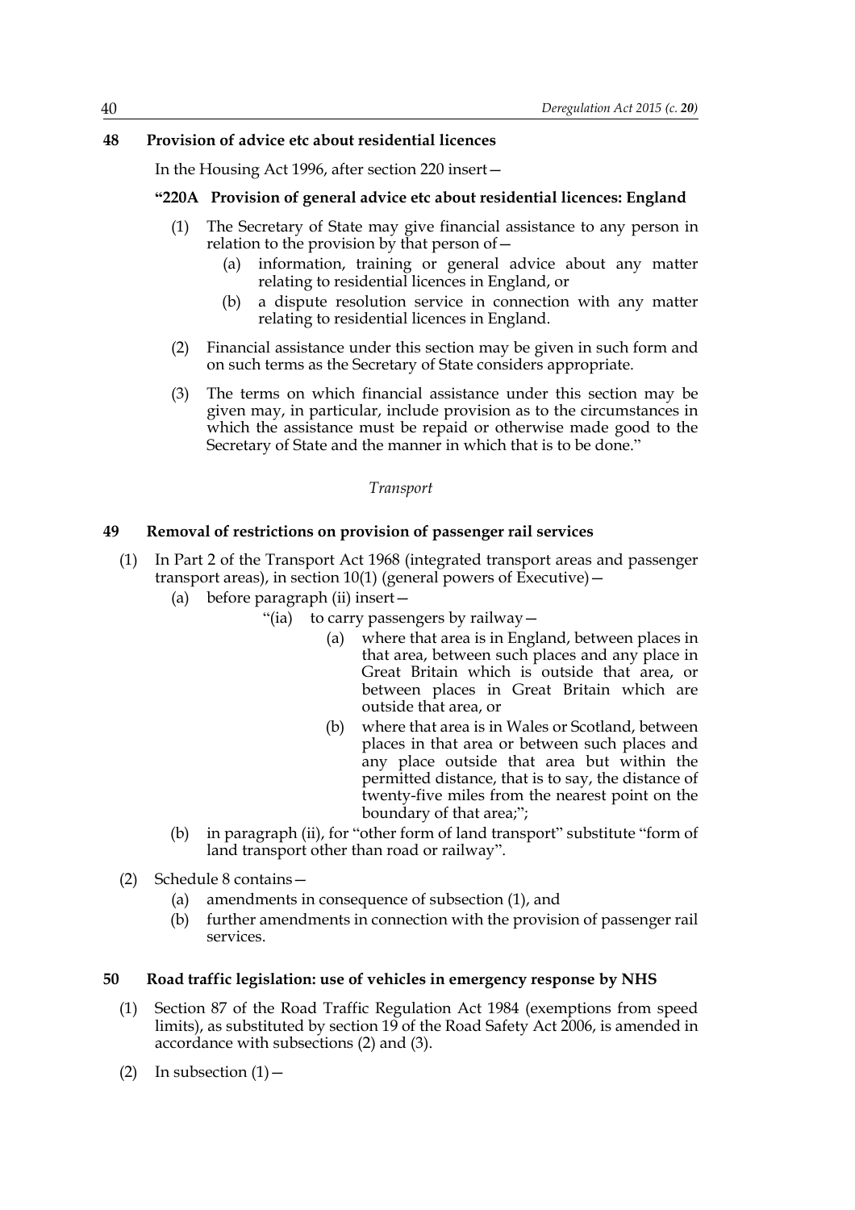**48 Provision of advice etc about residential licences**

In the Housing Act 1996, after section 220 insert—

**"220A Provision of general advice etc about residential licences: England**

(1) The Secretary of State may give financial assistance to any person in relation to the provision by that person of—

(a) information, training or general advice about any matter relating to residential licences in England, or

(b) a dispute resolution service in connection with any matter relating to residential licences in England.

(2) Financial assistance under this section may be given in such form and on such terms as the Secretary of State considers appropriate.

(3) The terms on which financial assistance under this section may be given may, in particular, include provision as to the circumstances in which the assistance must be repaid or otherwise made good to the Secretary of State and the manner in which that is to be done."

*Transport*

**49 Removal of restrictions on provision of passenger rail services**

(1) In Part 2 of the Transport Act 1968 (integrated transport areas and passenger transport areas), in section 10(1) (general powers of Executive)—

(a) before paragraph (ii) insert—

"(ia) to carry passengers by railway—

(a) where that area is in England, between places in that area, between such places and any place in Great Britain which is outside that area, or between places in Great Britain which are outside that area, or

(b) where that area is in Wales or Scotland, between places in that area or between such places and any place outside that area but within the permitted distance, that is to say, the distance of twenty-five miles from the nearest point on the boundary of that area;";

(b) in paragraph (ii), for "other form of land transport" substitute "form of land transport other than road or railway".

(2) Schedule 8 contains—

(a) amendments in consequence of subsection (1), and

(b) further amendments in connection with the provision of passenger rail services.

**50 Road traffic legislation: use of vehicles in emergency response by NHS**

(1) Section 87 of the Road Traffic Regulation Act 1984 (exemptions from speed limits), as substituted by section 19 of the Road Safety Act 2006, is amended in accordance with subsections (2) and (3).

(2) In subsection (1)—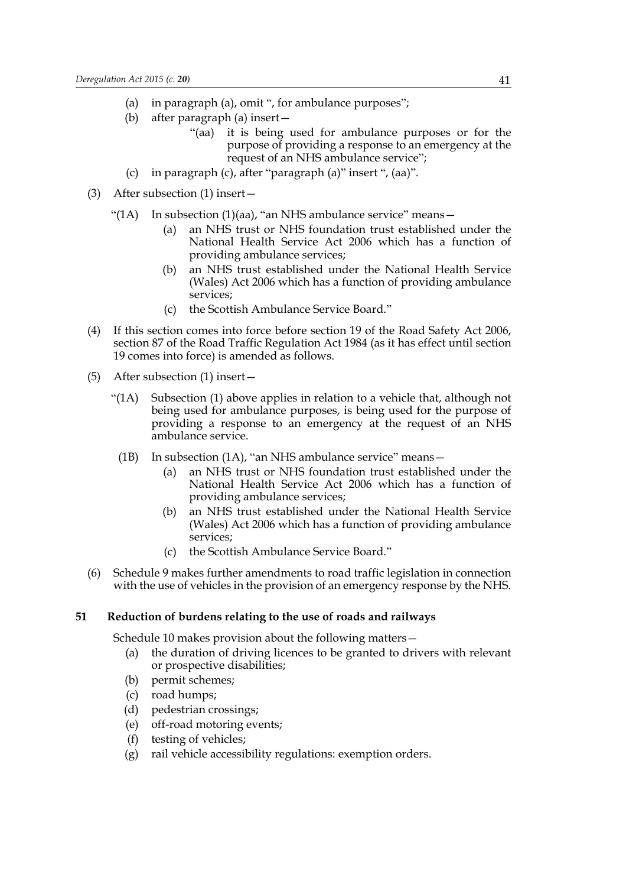(a) in paragraph (a), omit ", for ambulance purposes";

(b) after paragraph (a) insert—

> "(aa) it is being used for ambulance purposes or for the purpose of providing a response to an emergency at the request of an NHS ambulance service";

(c) in paragraph (c), after "paragraph (a)" insert ", (aa)".

(3) After subsection (1) insert—

> "(1A) In subsection (1)(aa), "an NHS ambulance service" means—
>
> (a) an NHS trust or NHS foundation trust established under the National Health Service Act 2006 which has a function of providing ambulance services;
>
> (b) an NHS trust established under the National Health Service (Wales) Act 2006 which has a function of providing ambulance services;
>
> (c) the Scottish Ambulance Service Board."

(4) If this section comes into force before section 19 of the Road Safety Act 2006, section 87 of the Road Traffic Regulation Act 1984 (as it has effect until section 19 comes into force) is amended as follows.

(5) After subsection (1) insert—

> "(1A) Subsection (1) above applies in relation to a vehicle that, although not being used for ambulance purposes, is being used for the purpose of providing a response to an emergency at the request of an NHS ambulance service.
>
> (1B) In subsection (1A), "an NHS ambulance service" means—
>
> (a) an NHS trust or NHS foundation trust established under the National Health Service Act 2006 which has a function of providing ambulance services;
>
> (b) an NHS trust established under the National Health Service (Wales) Act 2006 which has a function of providing ambulance services;
>
> (c) the Scottish Ambulance Service Board."

(6) Schedule 9 makes further amendments to road traffic legislation in connection with the use of vehicles in the provision of an emergency response by the NHS.

### 51 Reduction of burdens relating to the use of roads and railways

Schedule 10 makes provision about the following matters—

(a) the duration of driving licences to be granted to drivers with relevant or prospective disabilities;

(b) permit schemes;

(c) road humps;

(d) pedestrian crossings;

(e) off-road motoring events;

(f) testing of vehicles;

(g) rail vehicle accessibility regulations: exemption orders.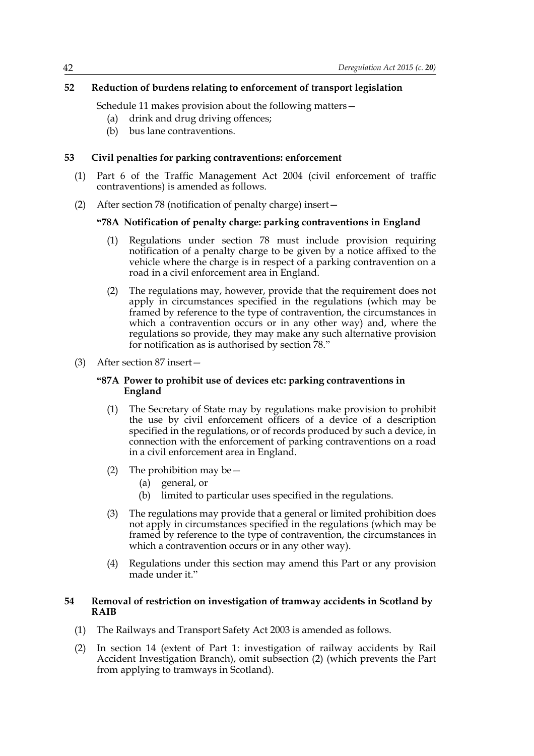### 52 Reduction of burdens relating to enforcement of transport legislation

Schedule 11 makes provision about the following matters—

(a) drink and drug driving offences;

(b) bus lane contraventions.

### 53 Civil penalties for parking contraventions: enforcement

(1) Part 6 of the Traffic Management Act 2004 (civil enforcement of traffic contraventions) is amended as follows.

(2) After section 78 (notification of penalty charge) insert—

**"78A Notification of penalty charge: parking contraventions in England**

(1) Regulations under section 78 must include provision requiring notification of a penalty charge to be given by a notice affixed to the vehicle where the charge is in respect of a parking contravention on a road in a civil enforcement area in England.

(2) The regulations may, however, provide that the requirement does not apply in circumstances specified in the regulations (which may be framed by reference to the type of contravention, the circumstances in which a contravention occurs or in any other way) and, where the regulations so provide, they may make any such alternative provision for notification as is authorised by section 78."

(3) After section 87 insert—

**"87A Power to prohibit use of devices etc: parking contraventions in England**

(1) The Secretary of State may by regulations make provision to prohibit the use by civil enforcement officers of a device of a description specified in the regulations, or of records produced by such a device, in connection with the enforcement of parking contraventions on a road in a civil enforcement area in England.

(2) The prohibition may be—

(a) general, or

(b) limited to particular uses specified in the regulations.

(3) The regulations may provide that a general or limited prohibition does not apply in circumstances specified in the regulations (which may be framed by reference to the type of contravention, the circumstances in which a contravention occurs or in any other way).

(4) Regulations under this section may amend this Part or any provision made under it."

### 54 Removal of restriction on investigation of tramway accidents in Scotland by RAIB

(1) The Railways and Transport Safety Act 2003 is amended as follows.

(2) In section 14 (extent of Part 1: investigation of railway accidents by Rail Accident Investigation Branch), omit subsection (2) (which prevents the Part from applying to tramways in Scotland).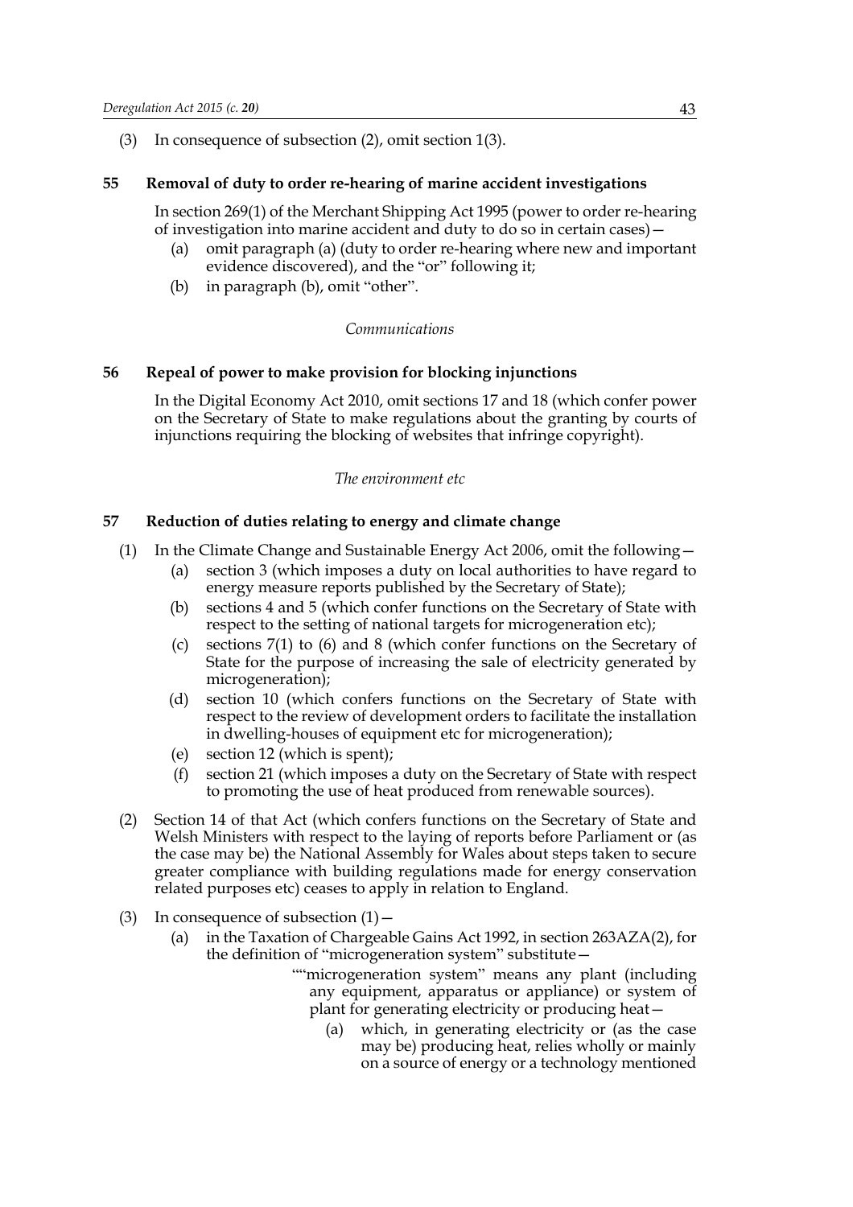(3) In consequence of subsection (2), omit section 1(3).

### 55 Removal of duty to order re-hearing of marine accident investigations

In section 269(1) of the Merchant Shipping Act 1995 (power to order re-hearing of investigation into marine accident and duty to do so in certain cases)—

- (a) omit paragraph (a) (duty to order re-hearing where new and important evidence discovered), and the "or" following it;
- (b) in paragraph (b), omit "other".

*Communications*

### 56 Repeal of power to make provision for blocking injunctions

In the Digital Economy Act 2010, omit sections 17 and 18 (which confer power on the Secretary of State to make regulations about the granting by courts of injunctions requiring the blocking of websites that infringe copyright).

*The environment etc*

### 57 Reduction of duties relating to energy and climate change

(1) In the Climate Change and Sustainable Energy Act 2006, omit the following—

- (a) section 3 (which imposes a duty on local authorities to have regard to energy measure reports published by the Secretary of State);
- (b) sections 4 and 5 (which confer functions on the Secretary of State with respect to the setting of national targets for microgeneration etc);
- (c) sections 7(1) to (6) and 8 (which confer functions on the Secretary of State for the purpose of increasing the sale of electricity generated by microgeneration);
- (d) section 10 (which confers functions on the Secretary of State with respect to the review of development orders to facilitate the installation in dwelling-houses of equipment etc for microgeneration);
- (e) section 12 (which is spent);
- (f) section 21 (which imposes a duty on the Secretary of State with respect to promoting the use of heat produced from renewable sources).

(2) Section 14 of that Act (which confers functions on the Secretary of State and Welsh Ministers with respect to the laying of reports before Parliament or (as the case may be) the National Assembly for Wales about steps taken to secure greater compliance with building regulations made for energy conservation related purposes etc) ceases to apply in relation to England.

(3) In consequence of subsection (1)—

- (a) in the Taxation of Chargeable Gains Act 1992, in section 263AZA(2), for the definition of "microgeneration system" substitute—

  ""microgeneration system" means any plant (including any equipment, apparatus or appliance) or system of plant for generating electricity or producing heat—

  - (a) which, in generating electricity or (as the case may be) producing heat, relies wholly or mainly on a source of energy or a technology mentioned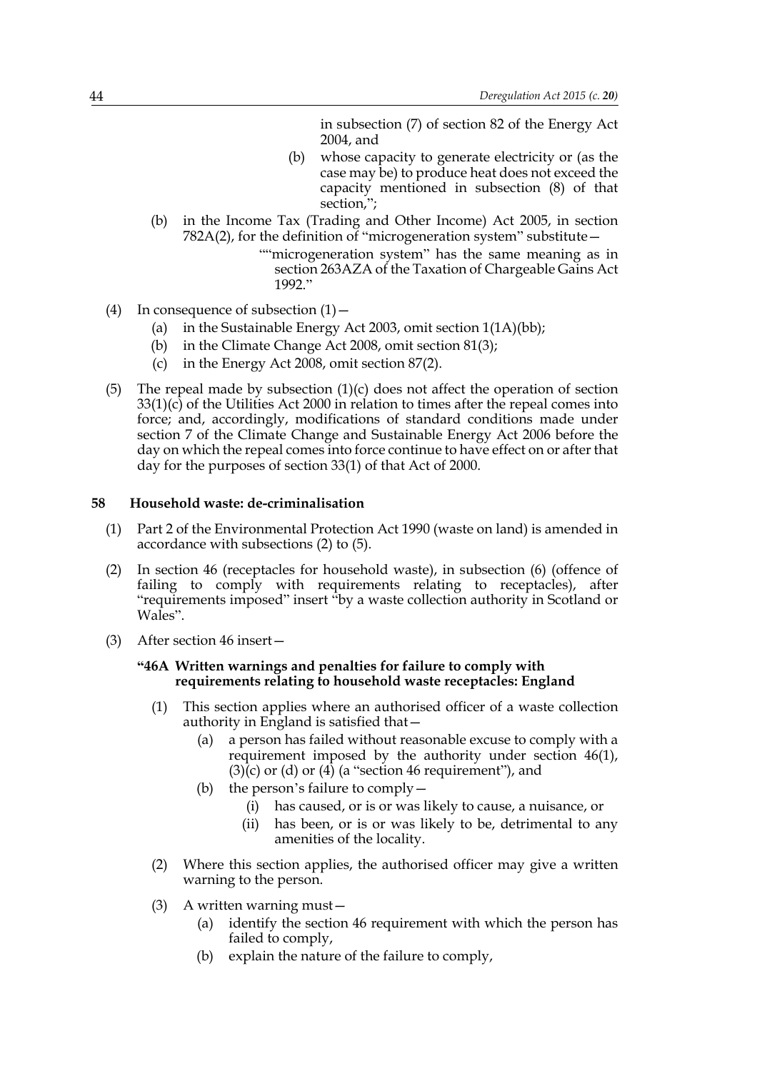in subsection (7) of section 82 of the Energy Act 2004, and

(b) whose capacity to generate electricity or (as the case may be) to produce heat does not exceed the capacity mentioned in subsection (8) of that section,";

(b) in the Income Tax (Trading and Other Income) Act 2005, in section 782A(2), for the definition of "microgeneration system" substitute—

""microgeneration system" has the same meaning as in section 263AZA of the Taxation of Chargeable Gains Act 1992."

(4) In consequence of subsection (1)—

(a) in the Sustainable Energy Act 2003, omit section 1(1A)(bb);

(b) in the Climate Change Act 2008, omit section 81(3);

(c) in the Energy Act 2008, omit section 87(2).

(5) The repeal made by subsection (1)(c) does not affect the operation of section 33(1)(c) of the Utilities Act 2000 in relation to times after the repeal comes into force; and, accordingly, modifications of standard conditions made under section 7 of the Climate Change and Sustainable Energy Act 2006 before the day on which the repeal comes into force continue to have effect on or after that day for the purposes of section 33(1) of that Act of 2000.

### 58 Household waste: de-criminalisation

(1) Part 2 of the Environmental Protection Act 1990 (waste on land) is amended in accordance with subsections (2) to (5).

(2) In section 46 (receptacles for household waste), in subsection (6) (offence of failing to comply with requirements relating to receptacles), after "requirements imposed" insert "by a waste collection authority in Scotland or Wales".

(3) After section 46 insert—

**"46A Written warnings and penalties for failure to comply with requirements relating to household waste receptacles: England**

(1) This section applies where an authorised officer of a waste collection authority in England is satisfied that—

(a) a person has failed without reasonable excuse to comply with a requirement imposed by the authority under section 46(1), (3)(c) or (d) or (4) (a "section 46 requirement"), and

(b) the person's failure to comply—

(i) has caused, or is or was likely to cause, a nuisance, or

(ii) has been, or is or was likely to be, detrimental to any amenities of the locality.

(2) Where this section applies, the authorised officer may give a written warning to the person.

(3) A written warning must—

(a) identify the section 46 requirement with which the person has failed to comply,

(b) explain the nature of the failure to comply,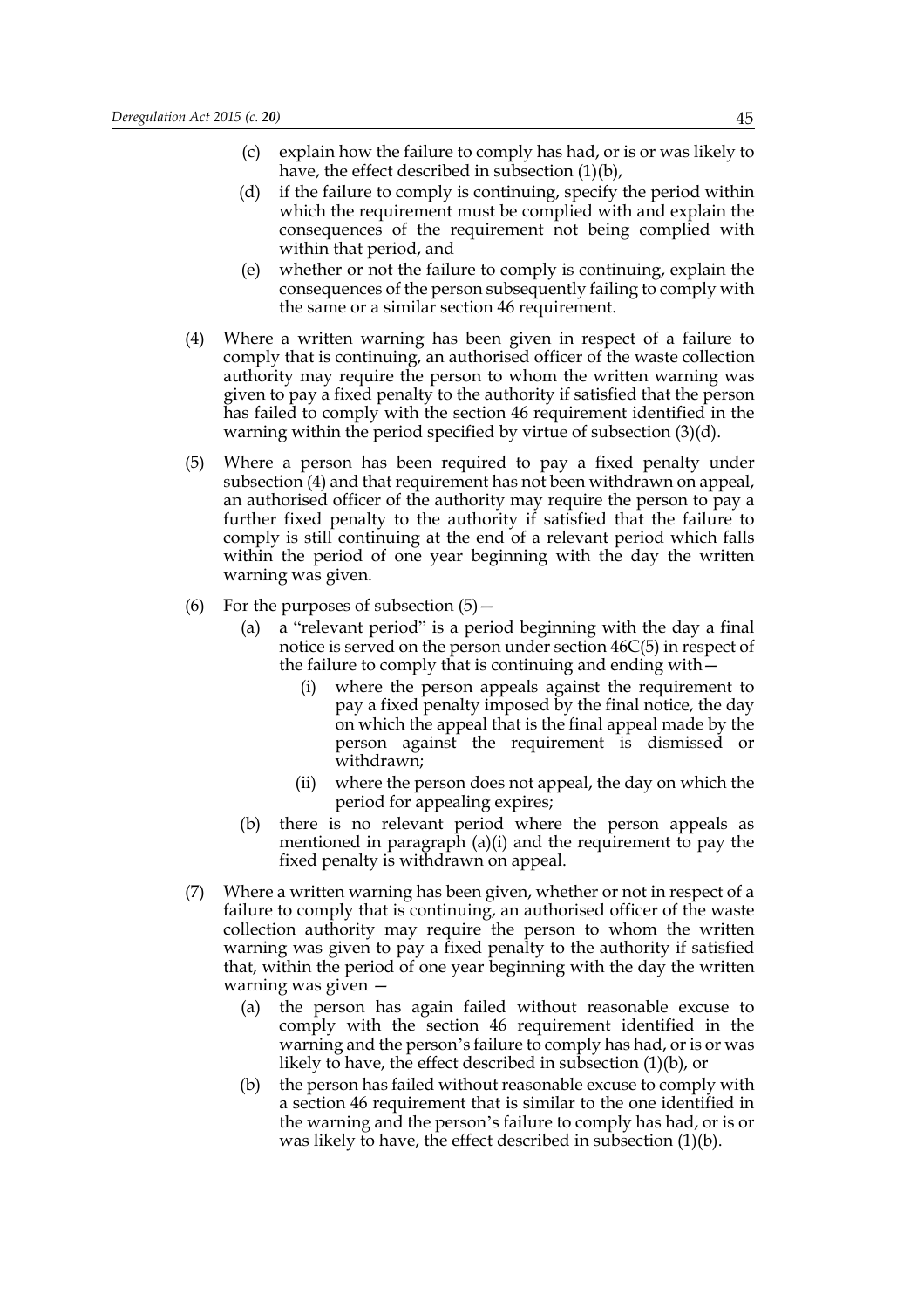(c) explain how the failure to comply has had, or is or was likely to have, the effect described in subsection (1)(b),

(d) if the failure to comply is continuing, specify the period within which the requirement must be complied with and explain the consequences of the requirement not being complied with within that period, and

(e) whether or not the failure to comply is continuing, explain the consequences of the person subsequently failing to comply with the same or a similar section 46 requirement.

(4) Where a written warning has been given in respect of a failure to comply that is continuing, an authorised officer of the waste collection authority may require the person to whom the written warning was given to pay a fixed penalty to the authority if satisfied that the person has failed to comply with the section 46 requirement identified in the warning within the period specified by virtue of subsection (3)(d).

(5) Where a person has been required to pay a fixed penalty under subsection (4) and that requirement has not been withdrawn on appeal, an authorised officer of the authority may require the person to pay a further fixed penalty to the authority if satisfied that the failure to comply is still continuing at the end of a relevant period which falls within the period of one year beginning with the day the written warning was given.

(6) For the purposes of subsection (5)—

(a) a "relevant period" is a period beginning with the day a final notice is served on the person under section 46C(5) in respect of the failure to comply that is continuing and ending with—

(i) where the person appeals against the requirement to pay a fixed penalty imposed by the final notice, the day on which the appeal that is the final appeal made by the person against the requirement is dismissed or withdrawn;

(ii) where the person does not appeal, the day on which the period for appealing expires;

(b) there is no relevant period where the person appeals as mentioned in paragraph (a)(i) and the requirement to pay the fixed penalty is withdrawn on appeal.

(7) Where a written warning has been given, whether or not in respect of a failure to comply that is continuing, an authorised officer of the waste collection authority may require the person to whom the written warning was given to pay a fixed penalty to the authority if satisfied that, within the period of one year beginning with the day the written warning was given —

(a) the person has again failed without reasonable excuse to comply with the section 46 requirement identified in the warning and the person's failure to comply has had, or is or was likely to have, the effect described in subsection (1)(b), or

(b) the person has failed without reasonable excuse to comply with a section 46 requirement that is similar to the one identified in the warning and the person's failure to comply has had, or is or was likely to have, the effect described in subsection (1)(b).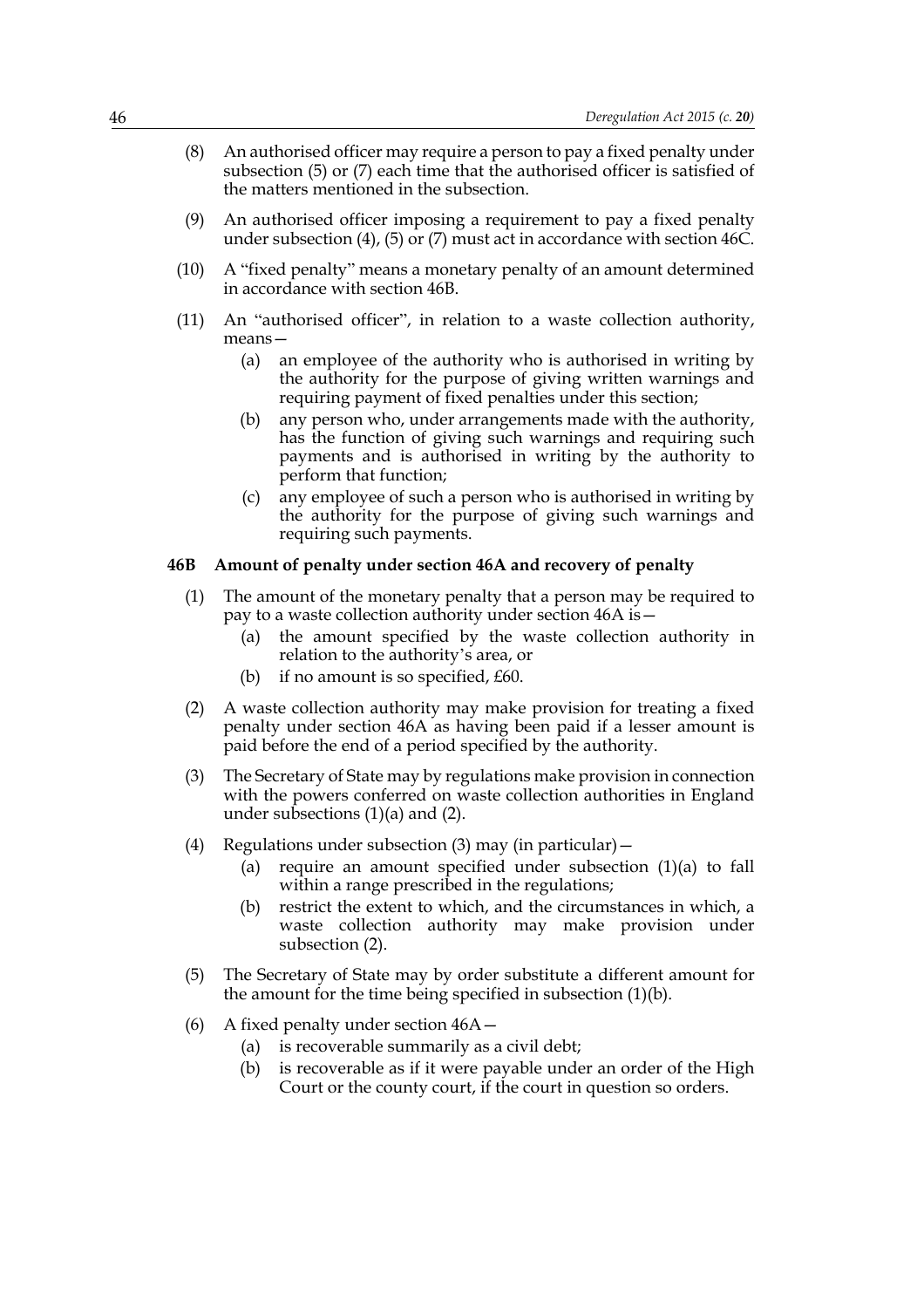(8) An authorised officer may require a person to pay a fixed penalty under subsection (5) or (7) each time that the authorised officer is satisfied of the matters mentioned in the subsection.

(9) An authorised officer imposing a requirement to pay a fixed penalty under subsection (4), (5) or (7) must act in accordance with section 46C.

(10) A "fixed penalty" means a monetary penalty of an amount determined in accordance with section 46B.

(11) An "authorised officer", in relation to a waste collection authority, means—

- (a) an employee of the authority who is authorised in writing by the authority for the purpose of giving written warnings and requiring payment of fixed penalties under this section;
- (b) any person who, under arrangements made with the authority, has the function of giving such warnings and requiring such payments and is authorised in writing by the authority to perform that function;
- (c) any employee of such a person who is authorised in writing by the authority for the purpose of giving such warnings and requiring such payments.

**46B Amount of penalty under section 46A and recovery of penalty**

(1) The amount of the monetary penalty that a person may be required to pay to a waste collection authority under section 46A is—

- (a) the amount specified by the waste collection authority in relation to the authority's area, or
- (b) if no amount is so specified, £60.

(2) A waste collection authority may make provision for treating a fixed penalty under section 46A as having been paid if a lesser amount is paid before the end of a period specified by the authority.

(3) The Secretary of State may by regulations make provision in connection with the powers conferred on waste collection authorities in England under subsections (1)(a) and (2).

(4) Regulations under subsection (3) may (in particular)—

- (a) require an amount specified under subsection (1)(a) to fall within a range prescribed in the regulations;
- (b) restrict the extent to which, and the circumstances in which, a waste collection authority may make provision under subsection (2).

(5) The Secretary of State may by order substitute a different amount for the amount for the time being specified in subsection (1)(b).

(6) A fixed penalty under section 46A—

- (a) is recoverable summarily as a civil debt;
- (b) is recoverable as if it were payable under an order of the High Court or the county court, if the court in question so orders.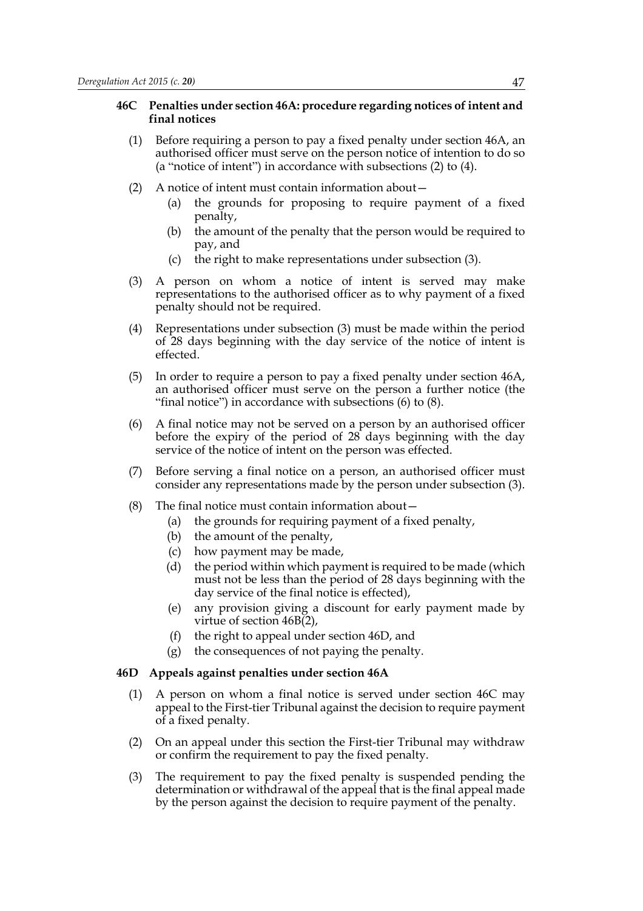### 46C Penalties under section 46A: procedure regarding notices of intent and final notices

(1) Before requiring a person to pay a fixed penalty under section 46A, an authorised officer must serve on the person notice of intention to do so (a "notice of intent") in accordance with subsections (2) to (4).

(2) A notice of intent must contain information about—

- (a) the grounds for proposing to require payment of a fixed penalty,
- (b) the amount of the penalty that the person would be required to pay, and
- (c) the right to make representations under subsection (3).

(3) A person on whom a notice of intent is served may make representations to the authorised officer as to why payment of a fixed penalty should not be required.

(4) Representations under subsection (3) must be made within the period of 28 days beginning with the day service of the notice of intent is effected.

(5) In order to require a person to pay a fixed penalty under section 46A, an authorised officer must serve on the person a further notice (the "final notice") in accordance with subsections (6) to (8).

(6) A final notice may not be served on a person by an authorised officer before the expiry of the period of 28 days beginning with the day service of the notice of intent on the person was effected.

(7) Before serving a final notice on a person, an authorised officer must consider any representations made by the person under subsection (3).

(8) The final notice must contain information about—

- (a) the grounds for requiring payment of a fixed penalty,
- (b) the amount of the penalty,
- (c) how payment may be made,
- (d) the period within which payment is required to be made (which must not be less than the period of 28 days beginning with the day service of the final notice is effected),
- (e) any provision giving a discount for early payment made by virtue of section 46B(2),
- (f) the right to appeal under section 46D, and
- (g) the consequences of not paying the penalty.

### 46D Appeals against penalties under section 46A

(1) A person on whom a final notice is served under section 46C may appeal to the First-tier Tribunal against the decision to require payment of a fixed penalty.

(2) On an appeal under this section the First-tier Tribunal may withdraw or confirm the requirement to pay the fixed penalty.

(3) The requirement to pay the fixed penalty is suspended pending the determination or withdrawal of the appeal that is the final appeal made by the person against the decision to require payment of the penalty.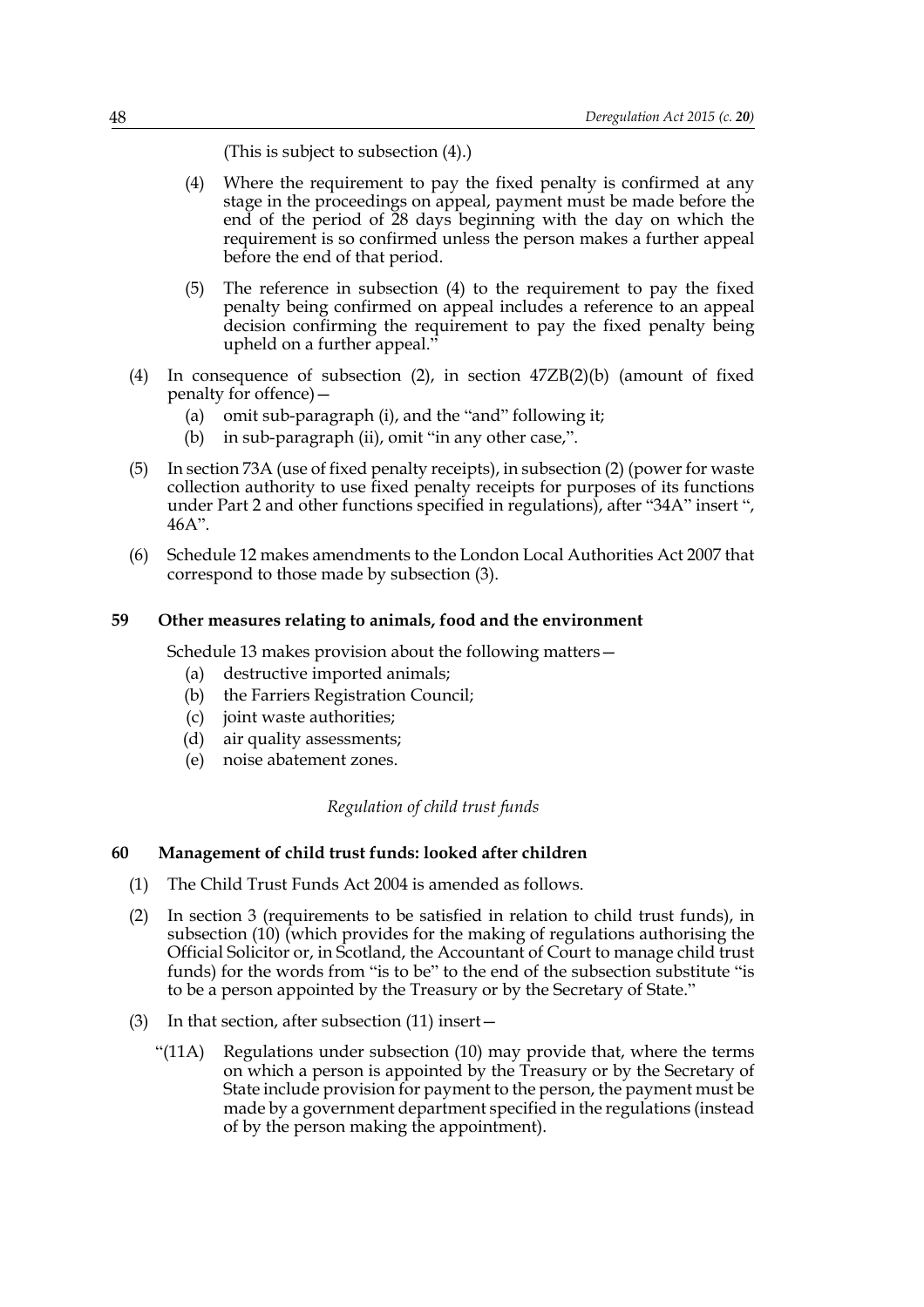(This is subject to subsection (4).)

(4) Where the requirement to pay the fixed penalty is confirmed at any stage in the proceedings on appeal, payment must be made before the end of the period of 28 days beginning with the day on which the requirement is so confirmed unless the person makes a further appeal before the end of that period.

(5) The reference in subsection (4) to the requirement to pay the fixed penalty being confirmed on appeal includes a reference to an appeal decision confirming the requirement to pay the fixed penalty being upheld on a further appeal."

(4) In consequence of subsection (2), in section 47ZB(2)(b) (amount of fixed penalty for offence)—

(a) omit sub-paragraph (i), and the "and" following it;

(b) in sub-paragraph (ii), omit "in any other case,".

(5) In section 73A (use of fixed penalty receipts), in subsection (2) (power for waste collection authority to use fixed penalty receipts for purposes of its functions under Part 2 and other functions specified in regulations), after "34A" insert ", 46A".

(6) Schedule 12 makes amendments to the London Local Authorities Act 2007 that correspond to those made by subsection (3).

**59 Other measures relating to animals, food and the environment**

Schedule 13 makes provision about the following matters—

(a) destructive imported animals;

(b) the Farriers Registration Council;

(c) joint waste authorities;

(d) air quality assessments;

(e) noise abatement zones.

*Regulation of child trust funds*

**60 Management of child trust funds: looked after children**

(1) The Child Trust Funds Act 2004 is amended as follows.

(2) In section 3 (requirements to be satisfied in relation to child trust funds), in subsection (10) (which provides for the making of regulations authorising the Official Solicitor or, in Scotland, the Accountant of Court to manage child trust funds) for the words from "is to be" to the end of the subsection substitute "is to be a person appointed by the Treasury or by the Secretary of State."

(3) In that section, after subsection (11) insert—

"(11A) Regulations under subsection (10) may provide that, where the terms on which a person is appointed by the Treasury or by the Secretary of State include provision for payment to the person, the payment must be made by a government department specified in the regulations (instead of by the person making the appointment).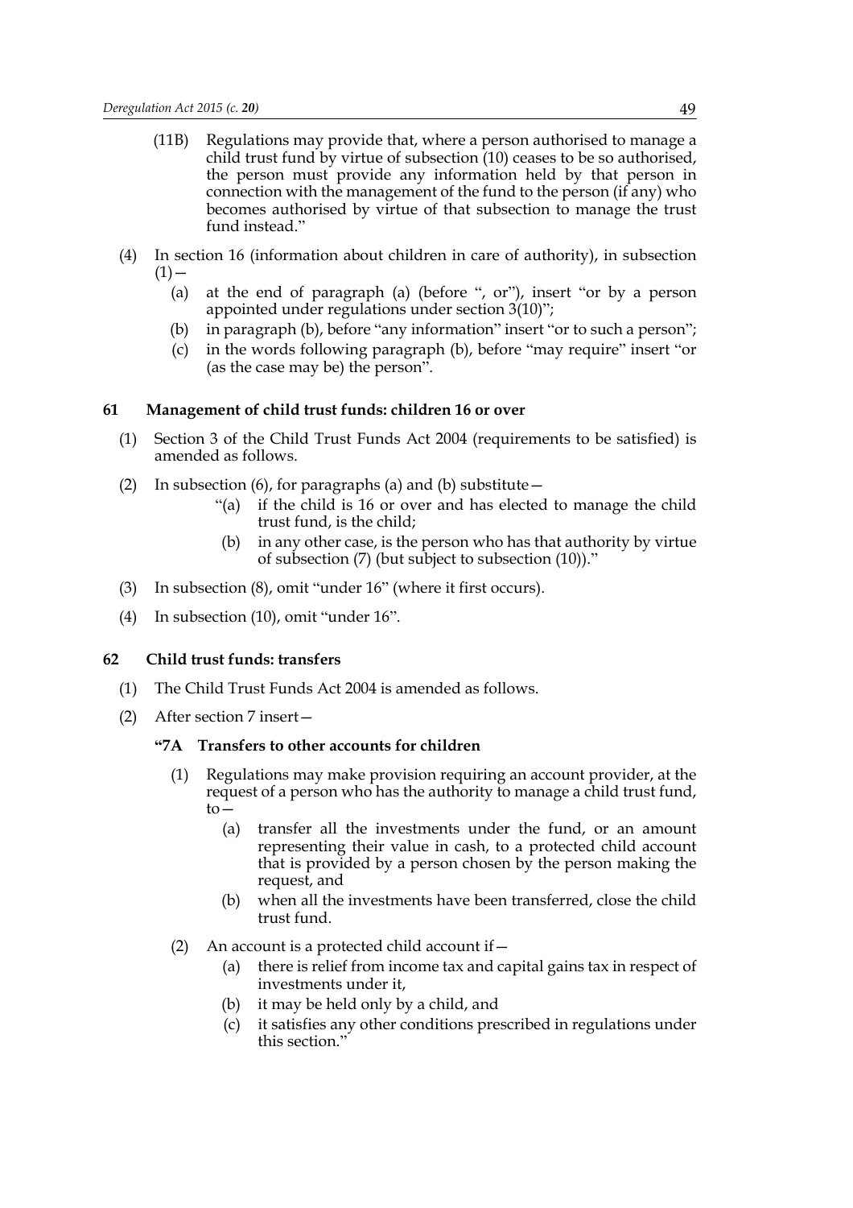(11B) Regulations may provide that, where a person authorised to manage a child trust fund by virtue of subsection (10) ceases to be so authorised, the person must provide any information held by that person in connection with the management of the fund to the person (if any) who becomes authorised by virtue of that subsection to manage the trust fund instead."

(4) In section 16 (information about children in care of authority), in subsection (1)—

(a) at the end of paragraph (a) (before ", or"), insert "or by a person appointed under regulations under section 3(10)";

(b) in paragraph (b), before "any information" insert "or to such a person";

(c) in the words following paragraph (b), before "may require" insert "or (as the case may be) the person".

### 61 Management of child trust funds: children 16 or over

(1) Section 3 of the Child Trust Funds Act 2004 (requirements to be satisfied) is amended as follows.

(2) In subsection (6), for paragraphs (a) and (b) substitute—

"(a) if the child is 16 or over and has elected to manage the child trust fund, is the child;

(b) in any other case, is the person who has that authority by virtue of subsection (7) (but subject to subsection (10))."

(3) In subsection (8), omit "under 16" (where it first occurs).

(4) In subsection (10), omit "under 16".

### 62 Child trust funds: transfers

(1) The Child Trust Funds Act 2004 is amended as follows.

(2) After section 7 insert—

**"7A Transfers to other accounts for children**

(1) Regulations may make provision requiring an account provider, at the request of a person who has the authority to manage a child trust fund, to—

(a) transfer all the investments under the fund, or an amount representing their value in cash, to a protected child account that is provided by a person chosen by the person making the request, and

(b) when all the investments have been transferred, close the child trust fund.

(2) An account is a protected child account if—

(a) there is relief from income tax and capital gains tax in respect of investments under it,

(b) it may be held only by a child, and

(c) it satisfies any other conditions prescribed in regulations under this section."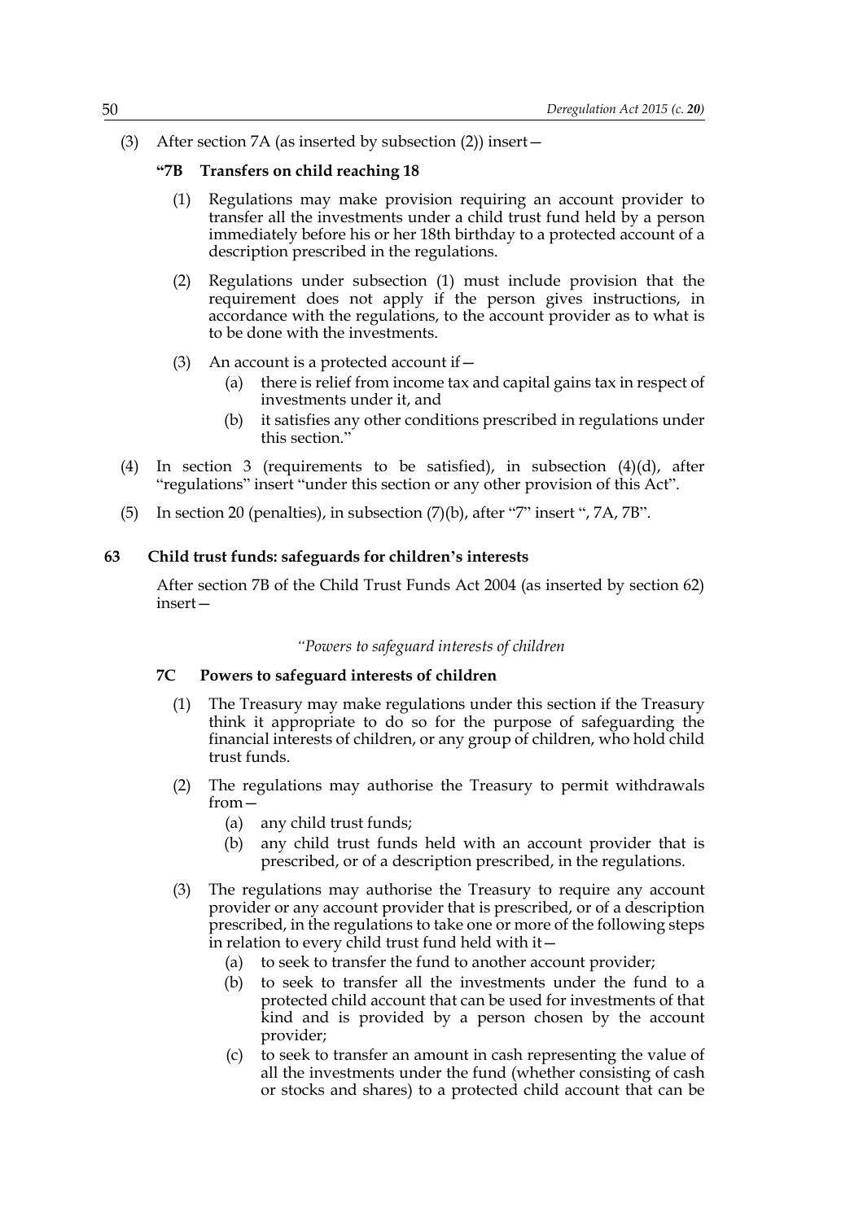(3) After section 7A (as inserted by subsection (2)) insert—

**"7B Transfers on child reaching 18**

(1) Regulations may make provision requiring an account provider to transfer all the investments under a child trust fund held by a person immediately before his or her 18th birthday to a protected account of a description prescribed in the regulations.

(2) Regulations under subsection (1) must include provision that the requirement does not apply if the person gives instructions, in accordance with the regulations, to the account provider as to what is to be done with the investments.

(3) An account is a protected account if—

(a) there is relief from income tax and capital gains tax in respect of investments under it, and

(b) it satisfies any other conditions prescribed in regulations under this section."

(4) In section 3 (requirements to be satisfied), in subsection (4)(d), after "regulations" insert "under this section or any other provision of this Act".

(5) In section 20 (penalties), in subsection (7)(b), after "7" insert ", 7A, 7B".

**63 Child trust funds: safeguards for children's interests**

After section 7B of the Child Trust Funds Act 2004 (as inserted by section 62) insert—

*"Powers to safeguard interests of children*

**7C Powers to safeguard interests of children**

(1) The Treasury may make regulations under this section if the Treasury think it appropriate to do so for the purpose of safeguarding the financial interests of children, or any group of children, who hold child trust funds.

(2) The regulations may authorise the Treasury to permit withdrawals from—

(a) any child trust funds;

(b) any child trust funds held with an account provider that is prescribed, or of a description prescribed, in the regulations.

(3) The regulations may authorise the Treasury to require any account provider or any account provider that is prescribed, or of a description prescribed, in the regulations to take one or more of the following steps in relation to every child trust fund held with it—

(a) to seek to transfer the fund to another account provider;

(b) to seek to transfer all the investments under the fund to a protected child account that can be used for investments of that kind and is provided by a person chosen by the account provider;

(c) to seek to transfer an amount in cash representing the value of all the investments under the fund (whether consisting of cash or stocks and shares) to a protected child account that can be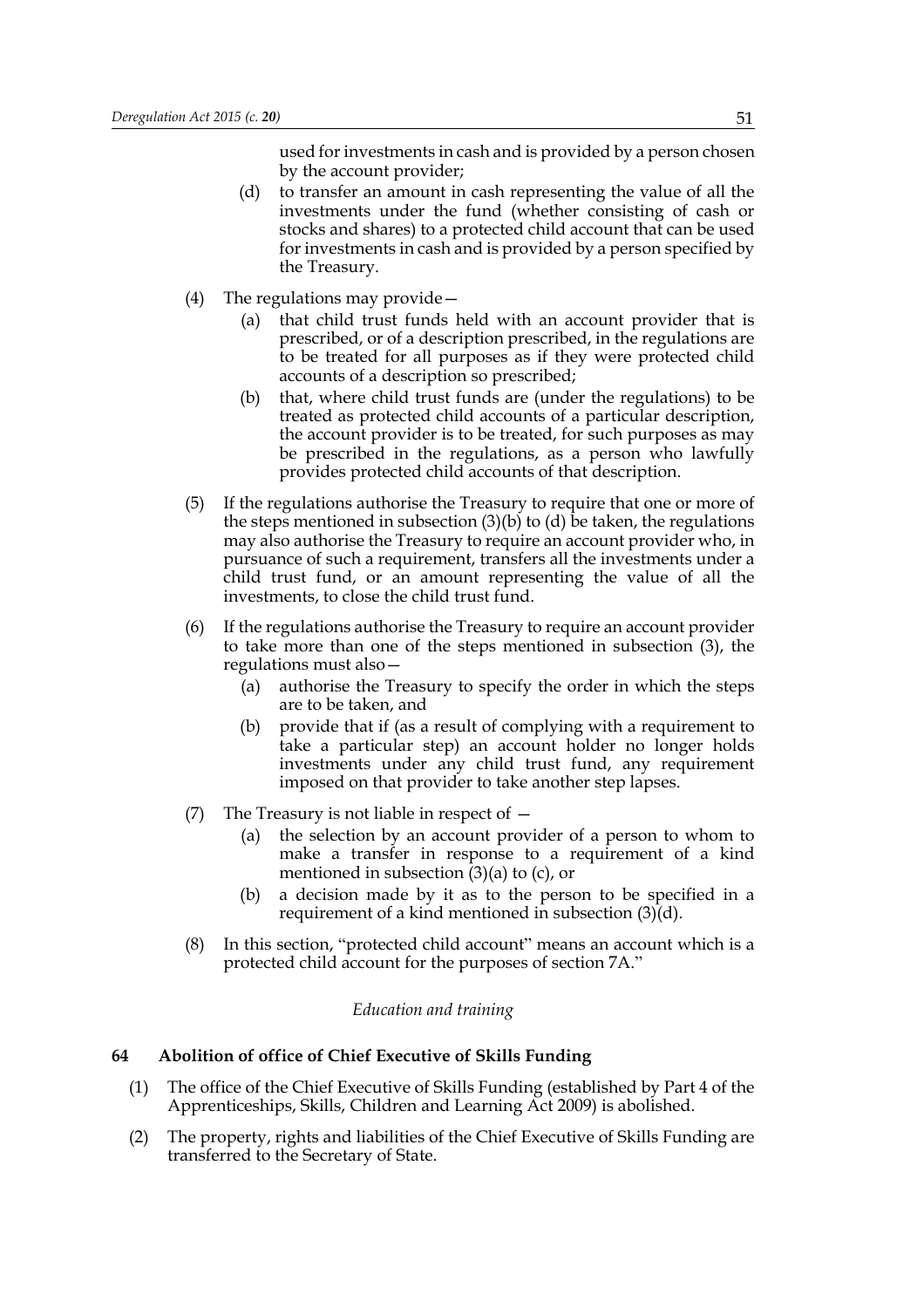used for investments in cash and is provided by a person chosen by the account provider;

(d) to transfer an amount in cash representing the value of all the investments under the fund (whether consisting of cash or stocks and shares) to a protected child account that can be used for investments in cash and is provided by a person specified by the Treasury.

(4) The regulations may provide—

(a) that child trust funds held with an account provider that is prescribed, or of a description prescribed, in the regulations are to be treated for all purposes as if they were protected child accounts of a description so prescribed;

(b) that, where child trust funds are (under the regulations) to be treated as protected child accounts of a particular description, the account provider is to be treated, for such purposes as may be prescribed in the regulations, as a person who lawfully provides protected child accounts of that description.

(5) If the regulations authorise the Treasury to require that one or more of the steps mentioned in subsection (3)(b) to (d) be taken, the regulations may also authorise the Treasury to require an account provider who, in pursuance of such a requirement, transfers all the investments under a child trust fund, or an amount representing the value of all the investments, to close the child trust fund.

(6) If the regulations authorise the Treasury to require an account provider to take more than one of the steps mentioned in subsection (3), the regulations must also—

(a) authorise the Treasury to specify the order in which the steps are to be taken, and

(b) provide that if (as a result of complying with a requirement to take a particular step) an account holder no longer holds investments under any child trust fund, any requirement imposed on that provider to take another step lapses.

(7) The Treasury is not liable in respect of —

(a) the selection by an account provider of a person to whom to make a transfer in response to a requirement of a kind mentioned in subsection (3)(a) to (c), or

(b) a decision made by it as to the person to be specified in a requirement of a kind mentioned in subsection (3)(d).

(8) In this section, "protected child account" means an account which is a protected child account for the purposes of section 7A."

*Education and training*

**64 Abolition of office of Chief Executive of Skills Funding**

(1) The office of the Chief Executive of Skills Funding (established by Part 4 of the Apprenticeships, Skills, Children and Learning Act 2009) is abolished.

(2) The property, rights and liabilities of the Chief Executive of Skills Funding are transferred to the Secretary of State.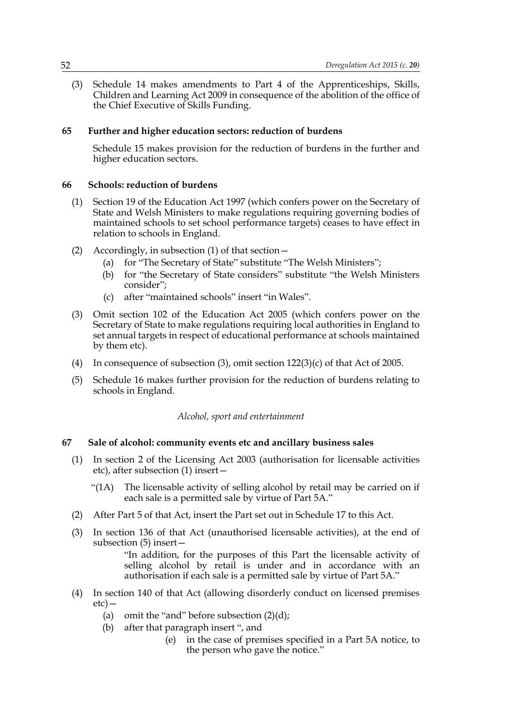(3) Schedule 14 makes amendments to Part 4 of the Apprenticeships, Skills, Children and Learning Act 2009 in consequence of the abolition of the office of the Chief Executive of Skills Funding.

**65 Further and higher education sectors: reduction of burdens**

Schedule 15 makes provision for the reduction of burdens in the further and higher education sectors.

**66 Schools: reduction of burdens**

(1) Section 19 of the Education Act 1997 (which confers power on the Secretary of State and Welsh Ministers to make regulations requiring governing bodies of maintained schools to set school performance targets) ceases to have effect in relation to schools in England.

(2) Accordingly, in subsection (1) of that section—

(a) for "The Secretary of State" substitute "The Welsh Ministers";

(b) for "the Secretary of State considers" substitute "the Welsh Ministers consider";

(c) after "maintained schools" insert "in Wales".

(3) Omit section 102 of the Education Act 2005 (which confers power on the Secretary of State to make regulations requiring local authorities in England to set annual targets in respect of educational performance at schools maintained by them etc).

(4) In consequence of subsection (3), omit section 122(3)(c) of that Act of 2005.

(5) Schedule 16 makes further provision for the reduction of burdens relating to schools in England.

*Alcohol, sport and entertainment*

**67 Sale of alcohol: community events etc and ancillary business sales**

(1) In section 2 of the Licensing Act 2003 (authorisation for licensable activities etc), after subsection (1) insert—

"(1A) The licensable activity of selling alcohol by retail may be carried on if each sale is a permitted sale by virtue of Part 5A."

(2) After Part 5 of that Act, insert the Part set out in Schedule 17 to this Act.

(3) In section 136 of that Act (unauthorised licensable activities), at the end of subsection (5) insert—

"In addition, for the purposes of this Part the licensable activity of selling alcohol by retail is under and in accordance with an authorisation if each sale is a permitted sale by virtue of Part 5A."

(4) In section 140 of that Act (allowing disorderly conduct on licensed premises etc)—

(a) omit the "and" before subsection (2)(d);

(b) after that paragraph insert ", and

(e) in the case of premises specified in a Part 5A notice, to the person who gave the notice."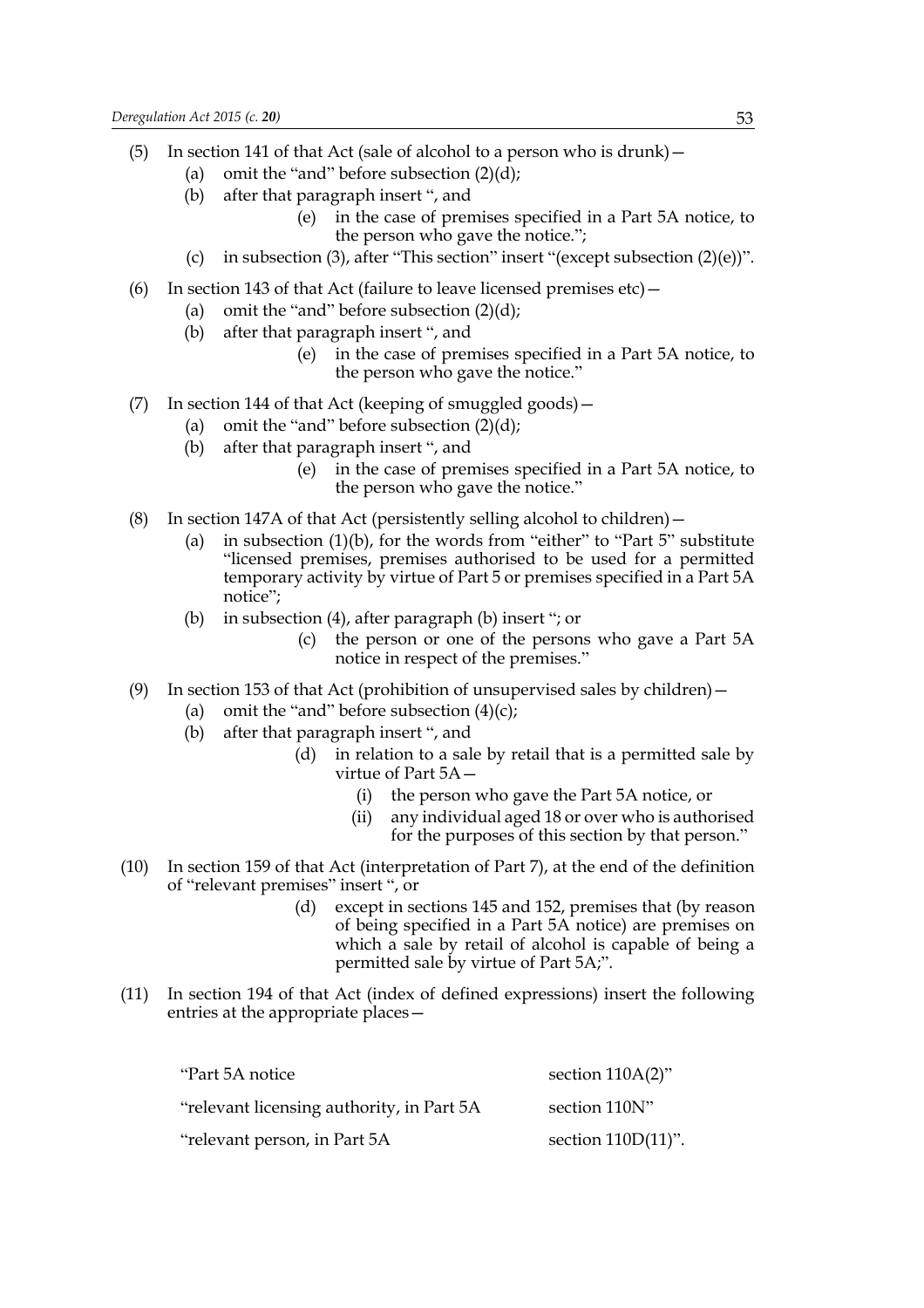(5) In section 141 of that Act (sale of alcohol to a person who is drunk)—

  (a) omit the "and" before subsection (2)(d);

  (b) after that paragraph insert ", and

    (e) in the case of premises specified in a Part 5A notice, to the person who gave the notice.";

  (c) in subsection (3), after "This section" insert "(except subsection (2)(e))".

(6) In section 143 of that Act (failure to leave licensed premises etc)—

  (a) omit the "and" before subsection (2)(d);

  (b) after that paragraph insert ", and

    (e) in the case of premises specified in a Part 5A notice, to the person who gave the notice."

(7) In section 144 of that Act (keeping of smuggled goods)—

  (a) omit the "and" before subsection (2)(d);

  (b) after that paragraph insert ", and

    (e) in the case of premises specified in a Part 5A notice, to the person who gave the notice."

(8) In section 147A of that Act (persistently selling alcohol to children)—

  (a) in subsection (1)(b), for the words from "either" to "Part 5" substitute "licensed premises, premises authorised to be used for a permitted temporary activity by virtue of Part 5 or premises specified in a Part 5A notice";

  (b) in subsection (4), after paragraph (b) insert "; or

    (c) the person or one of the persons who gave a Part 5A notice in respect of the premises."

(9) In section 153 of that Act (prohibition of unsupervised sales by children)—

  (a) omit the "and" before subsection (4)(c);

  (b) after that paragraph insert ", and

    (d) in relation to a sale by retail that is a permitted sale by virtue of Part 5A—

      (i) the person who gave the Part 5A notice, or

      (ii) any individual aged 18 or over who is authorised for the purposes of this section by that person."

(10) In section 159 of that Act (interpretation of Part 7), at the end of the definition of "relevant premises" insert ", or

    (d) except in sections 145 and 152, premises that (by reason of being specified in a Part 5A notice) are premises on which a sale by retail of alcohol is capable of being a permitted sale by virtue of Part 5A;".

(11) In section 194 of that Act (index of defined expressions) insert the following entries at the appropriate places—

| | |
|---|---|
| "Part 5A notice | section 110A(2)" |
| "relevant licensing authority, in Part 5A | section 110N" |
| "relevant person, in Part 5A | section 110D(11)". |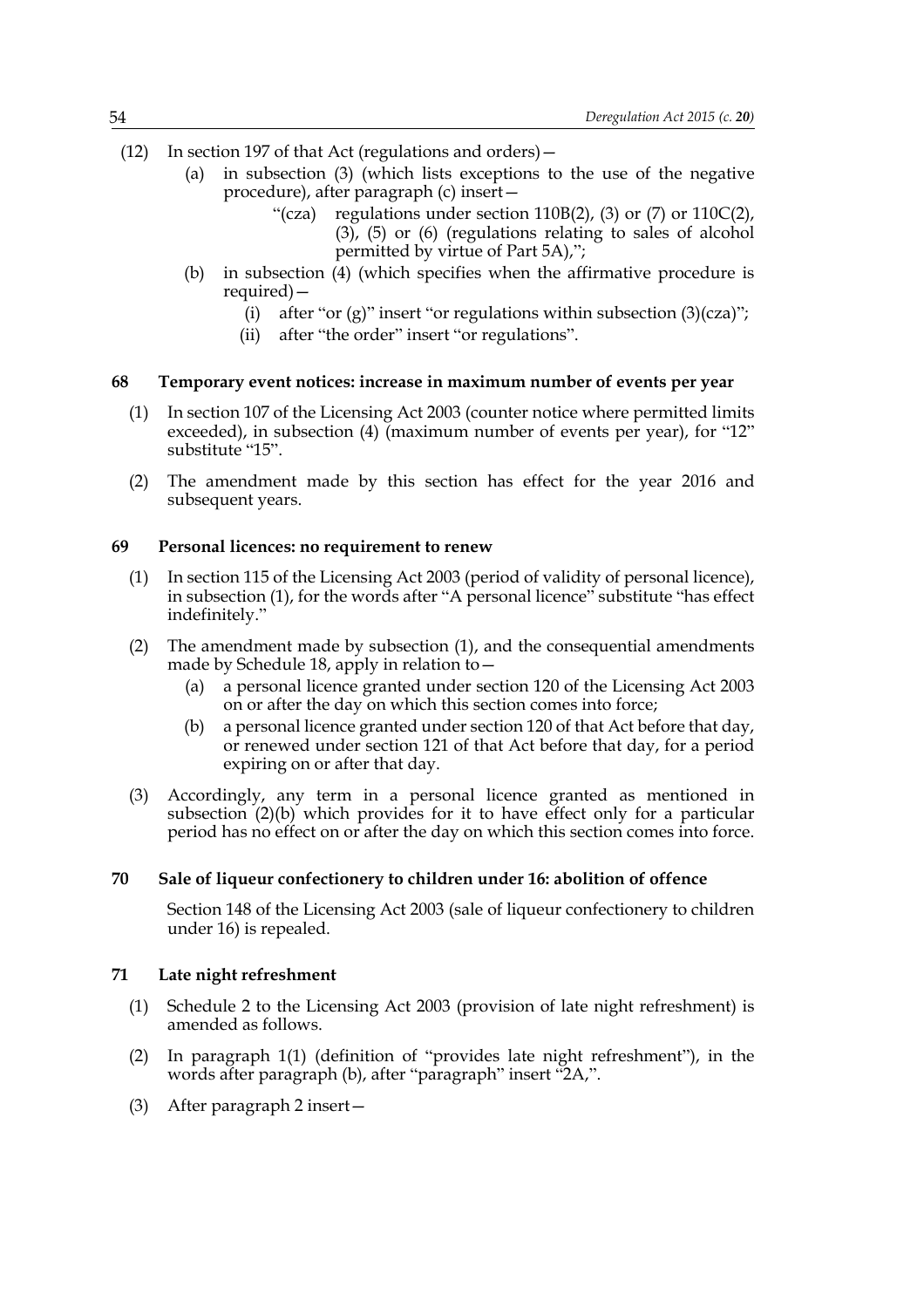(12) In section 197 of that Act (regulations and orders)—

   (a) in subsection (3) (which lists exceptions to the use of the negative procedure), after paragraph (c) insert—

      "(cza) regulations under section 110B(2), (3) or (7) or 110C(2), (3), (5) or (6) (regulations relating to sales of alcohol permitted by virtue of Part 5A),";

   (b) in subsection (4) (which specifies when the affirmative procedure is required)—

      (i) after "or (g)" insert "or regulations within subsection (3)(cza)";

      (ii) after "the order" insert "or regulations".

### 68 Temporary event notices: increase in maximum number of events per year

(1) In section 107 of the Licensing Act 2003 (counter notice where permitted limits exceeded), in subsection (4) (maximum number of events per year), for "12" substitute "15".

(2) The amendment made by this section has effect for the year 2016 and subsequent years.

### 69 Personal licences: no requirement to renew

(1) In section 115 of the Licensing Act 2003 (period of validity of personal licence), in subsection (1), for the words after "A personal licence" substitute "has effect indefinitely."

(2) The amendment made by subsection (1), and the consequential amendments made by Schedule 18, apply in relation to—

   (a) a personal licence granted under section 120 of the Licensing Act 2003 on or after the day on which this section comes into force;

   (b) a personal licence granted under section 120 of that Act before that day, or renewed under section 121 of that Act before that day, for a period expiring on or after that day.

(3) Accordingly, any term in a personal licence granted as mentioned in subsection (2)(b) which provides for it to have effect only for a particular period has no effect on or after the day on which this section comes into force.

### 70 Sale of liqueur confectionery to children under 16: abolition of offence

Section 148 of the Licensing Act 2003 (sale of liqueur confectionery to children under 16) is repealed.

### 71 Late night refreshment

(1) Schedule 2 to the Licensing Act 2003 (provision of late night refreshment) is amended as follows.

(2) In paragraph 1(1) (definition of "provides late night refreshment"), in the words after paragraph (b), after "paragraph" insert "2A,".

(3) After paragraph 2 insert—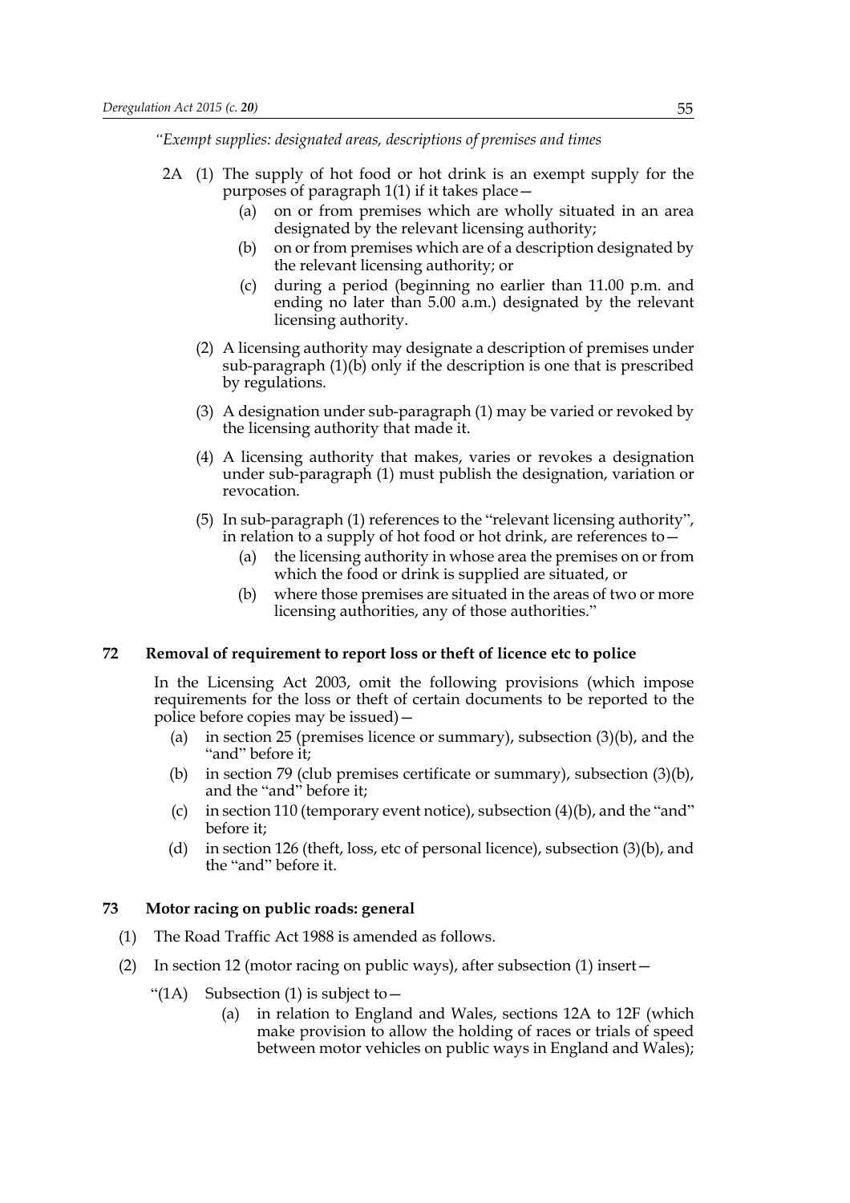*"Exempt supplies: designated areas, descriptions of premises and times*

2A (1) The supply of hot food or hot drink is an exempt supply for the purposes of paragraph 1(1) if it takes place—

(a) on or from premises which are wholly situated in an area designated by the relevant licensing authority;

(b) on or from premises which are of a description designated by the relevant licensing authority; or

(c) during a period (beginning no earlier than 11.00 p.m. and ending no later than 5.00 a.m.) designated by the relevant licensing authority.

(2) A licensing authority may designate a description of premises under sub-paragraph (1)(b) only if the description is one that is prescribed by regulations.

(3) A designation under sub-paragraph (1) may be varied or revoked by the licensing authority that made it.

(4) A licensing authority that makes, varies or revokes a designation under sub-paragraph (1) must publish the designation, variation or revocation.

(5) In sub-paragraph (1) references to the "relevant licensing authority", in relation to a supply of hot food or hot drink, are references to—

(a) the licensing authority in whose area the premises on or from which the food or drink is supplied are situated, or

(b) where those premises are situated in the areas of two or more licensing authorities, any of those authorities."

### 72 Removal of requirement to report loss or theft of licence etc to police

In the Licensing Act 2003, omit the following provisions (which impose requirements for the loss or theft of certain documents to be reported to the police before copies may be issued)—

(a) in section 25 (premises licence or summary), subsection (3)(b), and the "and" before it;

(b) in section 79 (club premises certificate or summary), subsection (3)(b), and the "and" before it;

(c) in section 110 (temporary event notice), subsection (4)(b), and the "and" before it;

(d) in section 126 (theft, loss, etc of personal licence), subsection (3)(b), and the "and" before it.

### 73 Motor racing on public roads: general

(1) The Road Traffic Act 1988 is amended as follows.

(2) In section 12 (motor racing on public ways), after subsection (1) insert—

"(1A) Subsection (1) is subject to—

(a) in relation to England and Wales, sections 12A to 12F (which make provision to allow the holding of races or trials of speed between motor vehicles on public ways in England and Wales);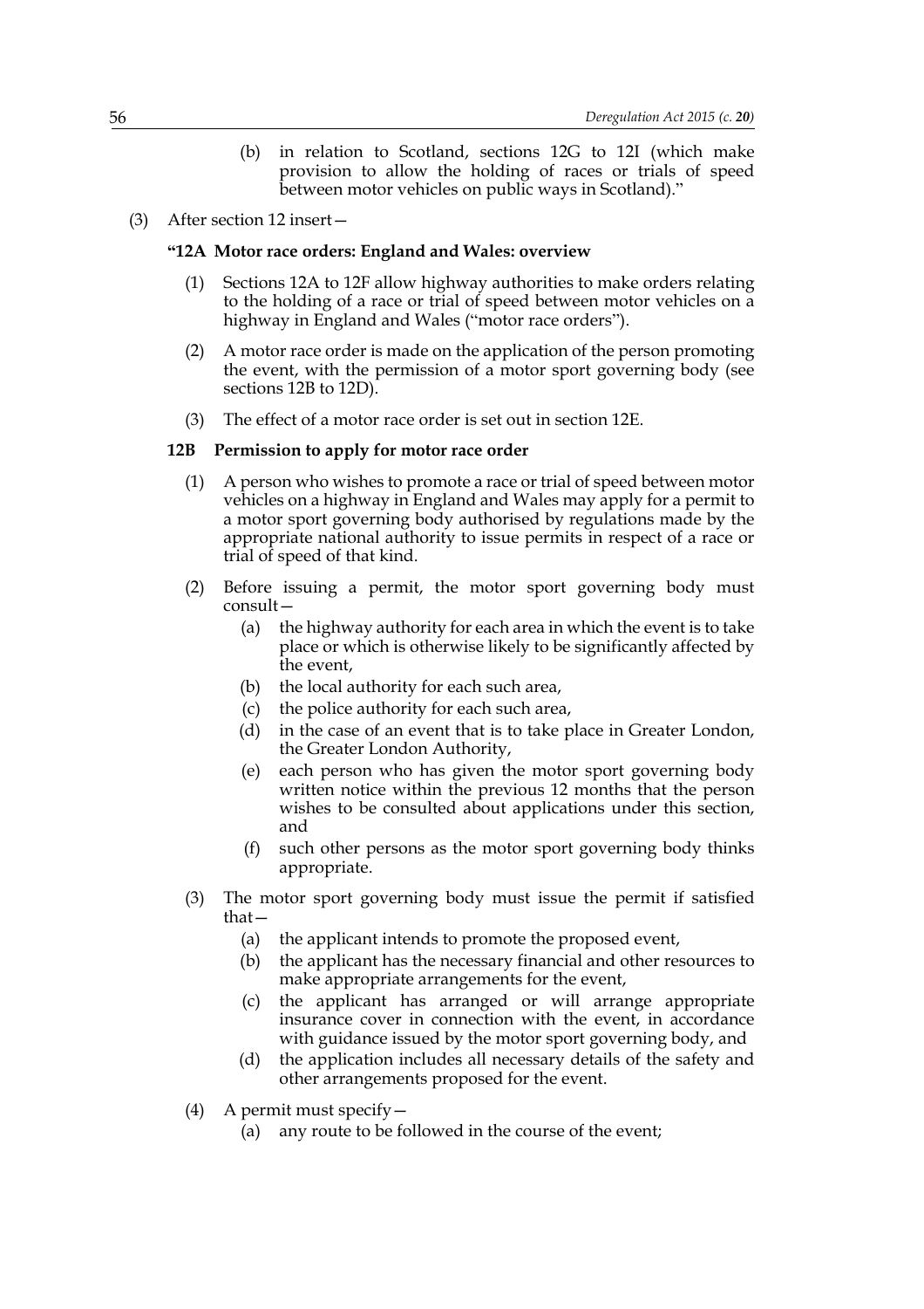(b) in relation to Scotland, sections 12G to 12I (which make provision to allow the holding of races or trials of speed between motor vehicles on public ways in Scotland)."

(3) After section 12 insert—

**"12A Motor race orders: England and Wales: overview**

(1) Sections 12A to 12F allow highway authorities to make orders relating to the holding of a race or trial of speed between motor vehicles on a highway in England and Wales ("motor race orders").

(2) A motor race order is made on the application of the person promoting the event, with the permission of a motor sport governing body (see sections 12B to 12D).

(3) The effect of a motor race order is set out in section 12E.

**12B Permission to apply for motor race order**

(1) A person who wishes to promote a race or trial of speed between motor vehicles on a highway in England and Wales may apply for a permit to a motor sport governing body authorised by regulations made by the appropriate national authority to issue permits in respect of a race or trial of speed of that kind.

(2) Before issuing a permit, the motor sport governing body must consult—

(a) the highway authority for each area in which the event is to take place or which is otherwise likely to be significantly affected by the event,

(b) the local authority for each such area,

(c) the police authority for each such area,

(d) in the case of an event that is to take place in Greater London, the Greater London Authority,

(e) each person who has given the motor sport governing body written notice within the previous 12 months that the person wishes to be consulted about applications under this section, and

(f) such other persons as the motor sport governing body thinks appropriate.

(3) The motor sport governing body must issue the permit if satisfied that—

(a) the applicant intends to promote the proposed event,

(b) the applicant has the necessary financial and other resources to make appropriate arrangements for the event,

(c) the applicant has arranged or will arrange appropriate insurance cover in connection with the event, in accordance with guidance issued by the motor sport governing body, and

(d) the application includes all necessary details of the safety and other arrangements proposed for the event.

(4) A permit must specify—

(a) any route to be followed in the course of the event;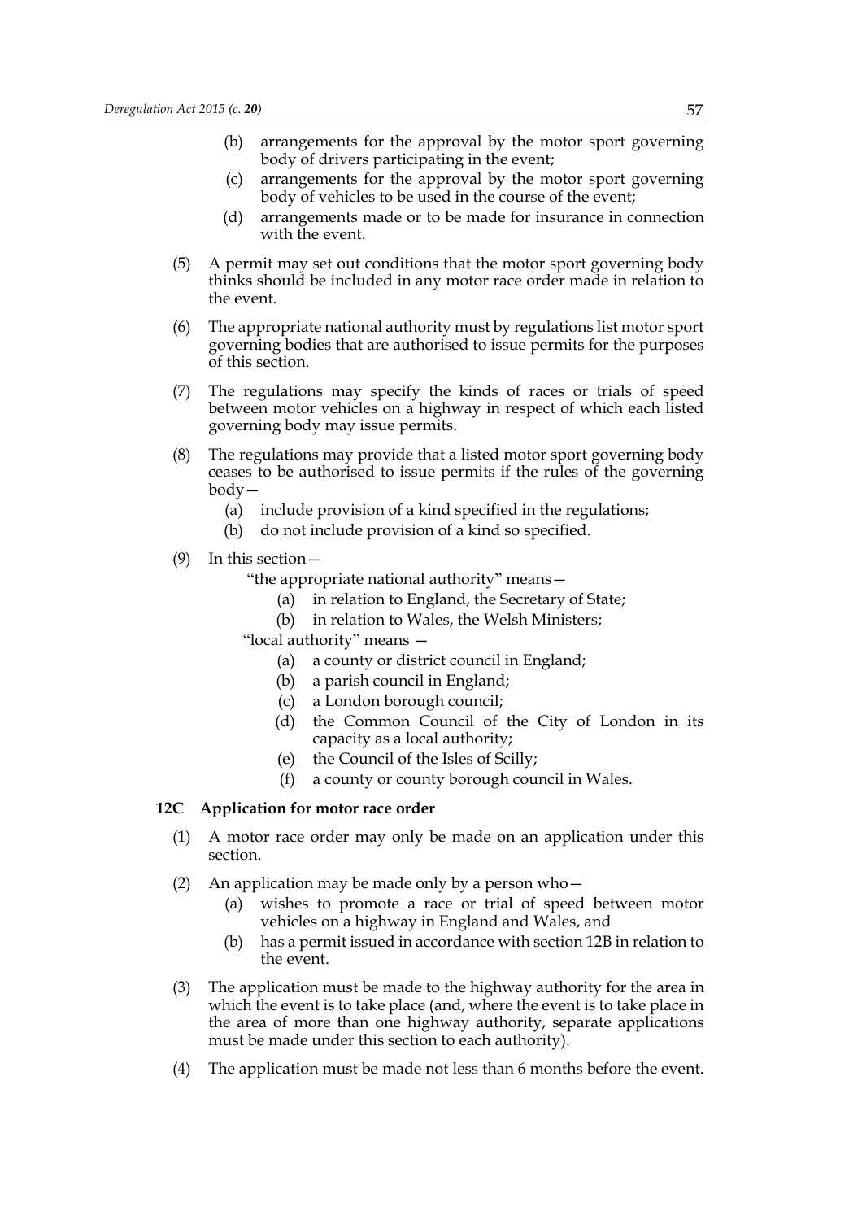(b) arrangements for the approval by the motor sport governing body of drivers participating in the event;

(c) arrangements for the approval by the motor sport governing body of vehicles to be used in the course of the event;

(d) arrangements made or to be made for insurance in connection with the event.

(5) A permit may set out conditions that the motor sport governing body thinks should be included in any motor race order made in relation to the event.

(6) The appropriate national authority must by regulations list motor sport governing bodies that are authorised to issue permits for the purposes of this section.

(7) The regulations may specify the kinds of races or trials of speed between motor vehicles on a highway in respect of which each listed governing body may issue permits.

(8) The regulations may provide that a listed motor sport governing body ceases to be authorised to issue permits if the rules of the governing body—

(a) include provision of a kind specified in the regulations;

(b) do not include provision of a kind so specified.

(9) In this section—

"the appropriate national authority" means—

(a) in relation to England, the Secretary of State;

(b) in relation to Wales, the Welsh Ministers;

"local authority" means —

(a) a county or district council in England;

(b) a parish council in England;

(c) a London borough council;

(d) the Common Council of the City of London in its capacity as a local authority;

(e) the Council of the Isles of Scilly;

(f) a county or county borough council in Wales.

**12C Application for motor race order**

(1) A motor race order may only be made on an application under this section.

(2) An application may be made only by a person who—

(a) wishes to promote a race or trial of speed between motor vehicles on a highway in England and Wales, and

(b) has a permit issued in accordance with section 12B in relation to the event.

(3) The application must be made to the highway authority for the area in which the event is to take place (and, where the event is to take place in the area of more than one highway authority, separate applications must be made under this section to each authority).

(4) The application must be made not less than 6 months before the event.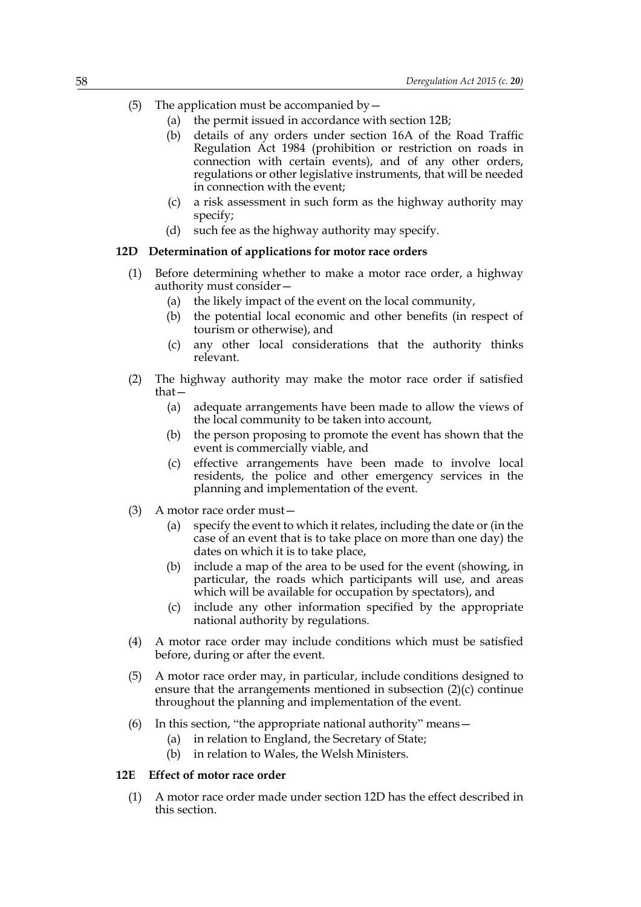(5) The application must be accompanied by—

  (a) the permit issued in accordance with section 12B;

  (b) details of any orders under section 16A of the Road Traffic Regulation Act 1984 (prohibition or restriction on roads in connection with certain events), and of any other orders, regulations or other legislative instruments, that will be needed in connection with the event;

  (c) a risk assessment in such form as the highway authority may specify;

  (d) such fee as the highway authority may specify.

### 12D Determination of applications for motor race orders

(1) Before determining whether to make a motor race order, a highway authority must consider—

  (a) the likely impact of the event on the local community,

  (b) the potential local economic and other benefits (in respect of tourism or otherwise), and

  (c) any other local considerations that the authority thinks relevant.

(2) The highway authority may make the motor race order if satisfied that—

  (a) adequate arrangements have been made to allow the views of the local community to be taken into account,

  (b) the person proposing to promote the event has shown that the event is commercially viable, and

  (c) effective arrangements have been made to involve local residents, the police and other emergency services in the planning and implementation of the event.

(3) A motor race order must—

  (a) specify the event to which it relates, including the date or (in the case of an event that is to take place on more than one day) the dates on which it is to take place,

  (b) include a map of the area to be used for the event (showing, in particular, the roads which participants will use, and areas which will be available for occupation by spectators), and

  (c) include any other information specified by the appropriate national authority by regulations.

(4) A motor race order may include conditions which must be satisfied before, during or after the event.

(5) A motor race order may, in particular, include conditions designed to ensure that the arrangements mentioned in subsection (2)(c) continue throughout the planning and implementation of the event.

(6) In this section, "the appropriate national authority" means—

  (a) in relation to England, the Secretary of State;

  (b) in relation to Wales, the Welsh Ministers.

### 12E Effect of motor race order

(1) A motor race order made under section 12D has the effect described in this section.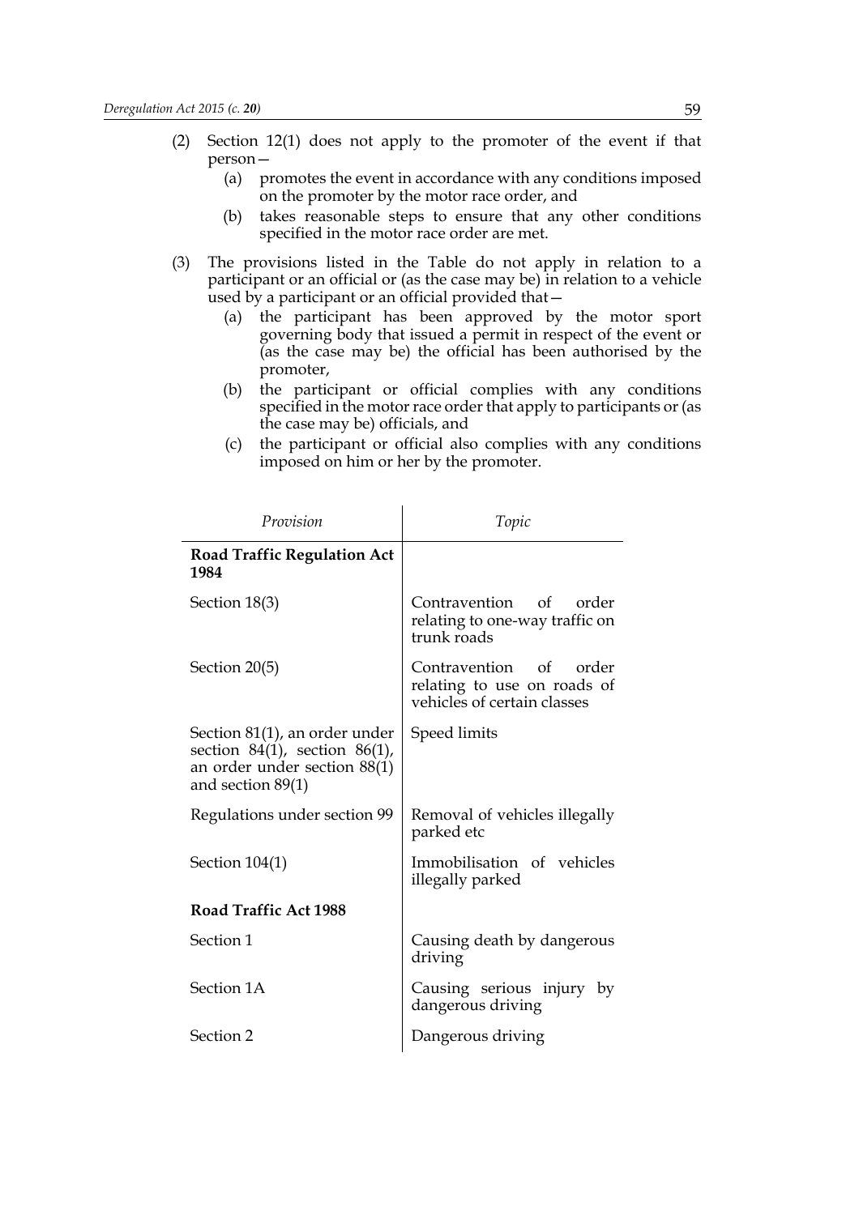(2) Section 12(1) does not apply to the promoter of the event if that person—

  (a) promotes the event in accordance with any conditions imposed on the promoter by the motor race order, and

  (b) takes reasonable steps to ensure that any other conditions specified in the motor race order are met.

(3) The provisions listed in the Table do not apply in relation to a participant or an official or (as the case may be) in relation to a vehicle used by a participant or an official provided that—

  (a) the participant has been approved by the motor sport governing body that issued a permit in respect of the event or (as the case may be) the official has been authorised by the promoter,

  (b) the participant or official complies with any conditions specified in the motor race order that apply to participants or (as the case may be) officials, and

  (c) the participant or official also complies with any conditions imposed on him or her by the promoter.

| *Provision* | *Topic* |
|---|---|
| **Road Traffic Regulation Act 1984** | |
| Section 18(3) | Contravention of order relating to one-way traffic on trunk roads |
| Section 20(5) | Contravention of order relating to use on roads of vehicles of certain classes |
| Section 81(1), an order under section 84(1), section 86(1), an order under section 88(1) and section 89(1) | Speed limits |
| Regulations under section 99 | Removal of vehicles illegally parked etc |
| Section 104(1) | Immobilisation of vehicles illegally parked |
| **Road Traffic Act 1988** | |
| Section 1 | Causing death by dangerous driving |
| Section 1A | Causing serious injury by dangerous driving |
| Section 2 | Dangerous driving |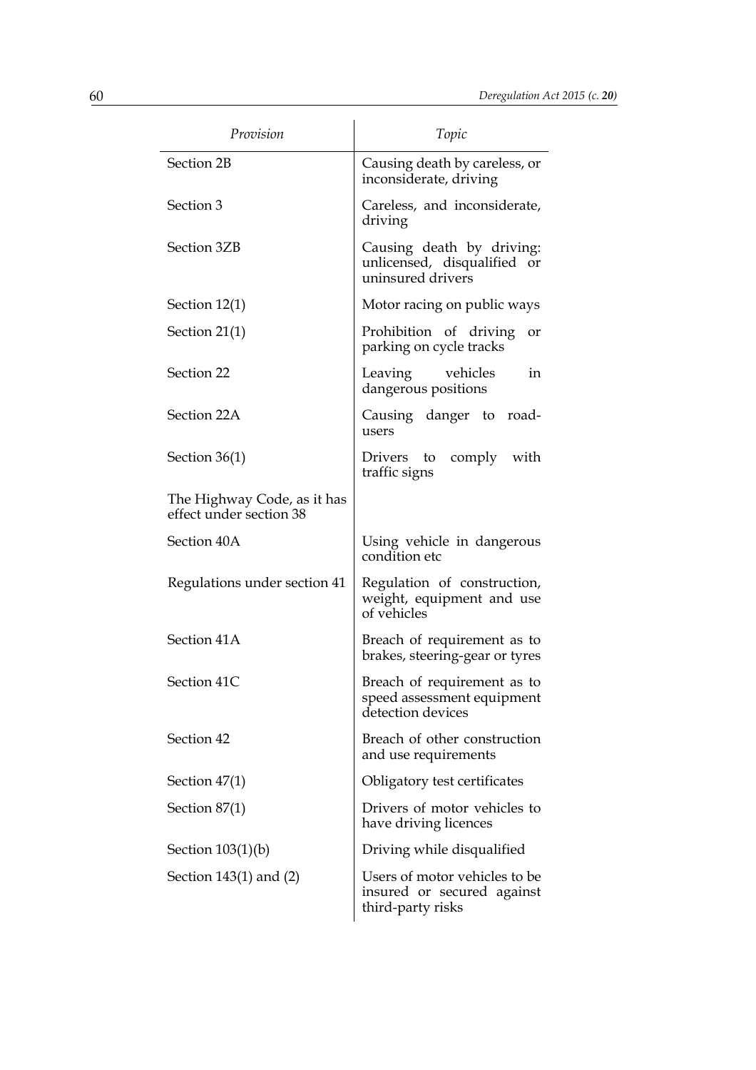| *Provision* | *Topic* |
|---|---|
| Section 2B | Causing death by careless, or inconsiderate, driving |
| Section 3 | Careless, and inconsiderate, driving |
| Section 3ZB | Causing death by driving: unlicensed, disqualified or uninsured drivers |
| Section 12(1) | Motor racing on public ways |
| Section 21(1) | Prohibition of driving or parking on cycle tracks |
| Section 22 | Leaving vehicles in dangerous positions |
| Section 22A | Causing danger to road-users |
| Section 36(1) | Drivers to comply with traffic signs |
| The Highway Code, as it has effect under section 38 | |
| Section 40A | Using vehicle in dangerous condition etc |
| Regulations under section 41 | Regulation of construction, weight, equipment and use of vehicles |
| Section 41A | Breach of requirement as to brakes, steering-gear or tyres |
| Section 41C | Breach of requirement as to speed assessment equipment detection devices |
| Section 42 | Breach of other construction and use requirements |
| Section 47(1) | Obligatory test certificates |
| Section 87(1) | Drivers of motor vehicles to have driving licences |
| Section 103(1)(b) | Driving while disqualified |
| Section 143(1) and (2) | Users of motor vehicles to be insured or secured against third-party risks |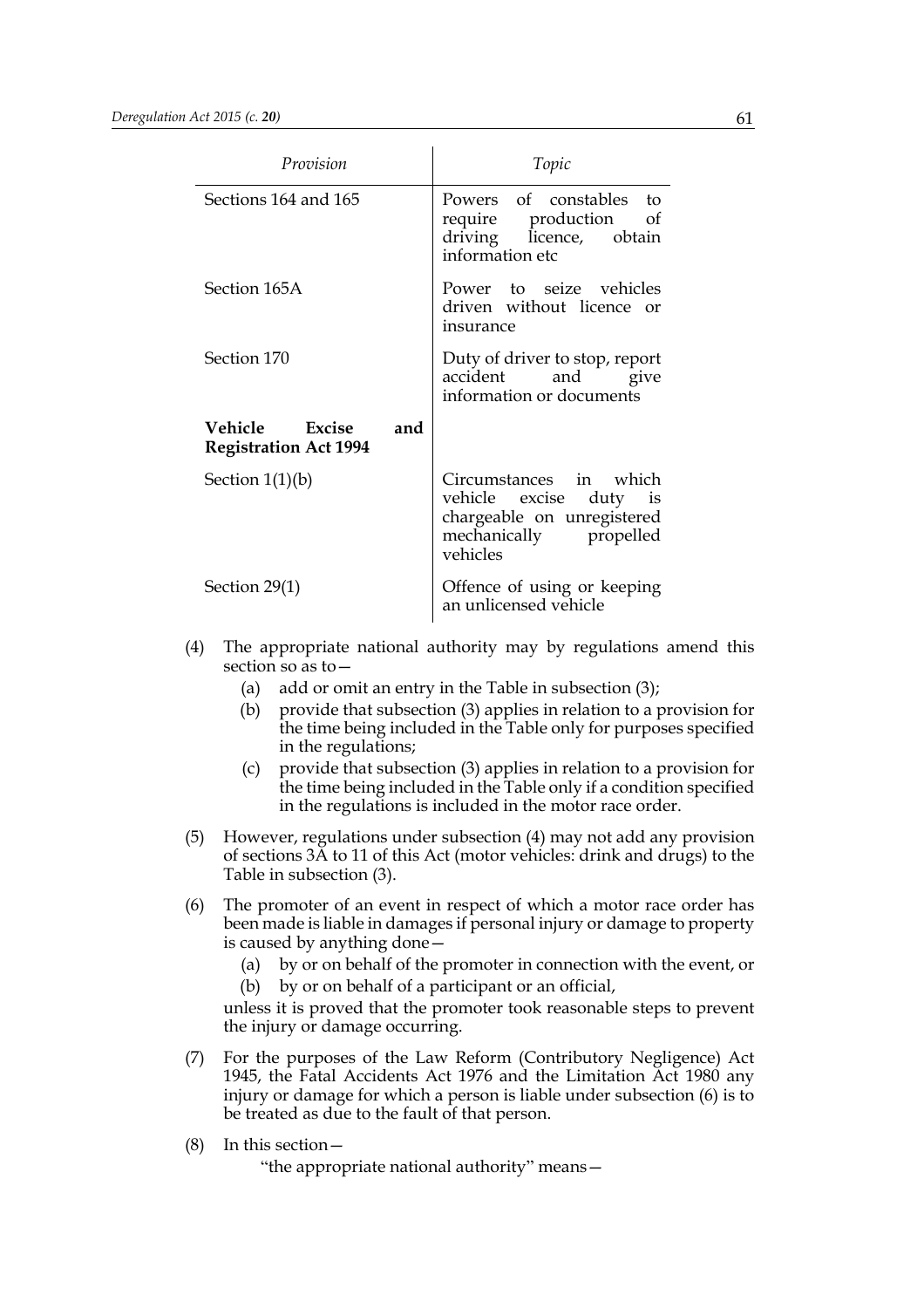| Provision | Topic |
|---|---|
| Sections 164 and 165 | Powers of constables to require production of driving licence, obtain information etc |
| Section 165A | Power to seize vehicles driven without licence or insurance |
| Section 170 | Duty of driver to stop, report accident and give information or documents |
| **Vehicle Excise and Registration Act 1994** | |
| Section 1(1)(b) | Circumstances in which vehicle excise duty is chargeable on unregistered mechanically propelled vehicles |
| Section 29(1) | Offence of using or keeping an unlicensed vehicle |

(4) The appropriate national authority may by regulations amend this section so as to—

- (a) add or omit an entry in the Table in subsection (3);
- (b) provide that subsection (3) applies in relation to a provision for the time being included in the Table only for purposes specified in the regulations;
- (c) provide that subsection (3) applies in relation to a provision for the time being included in the Table only if a condition specified in the regulations is included in the motor race order.

(5) However, regulations under subsection (4) may not add any provision of sections 3A to 11 of this Act (motor vehicles: drink and drugs) to the Table in subsection (3).

(6) The promoter of an event in respect of which a motor race order has been made is liable in damages if personal injury or damage to property is caused by anything done—

- (a) by or on behalf of the promoter in connection with the event, or
- (b) by or on behalf of a participant or an official,

unless it is proved that the promoter took reasonable steps to prevent the injury or damage occurring.

(7) For the purposes of the Law Reform (Contributory Negligence) Act 1945, the Fatal Accidents Act 1976 and the Limitation Act 1980 any injury or damage for which a person is liable under subsection (6) is to be treated as due to the fault of that person.

(8) In this section—

"the appropriate national authority" means—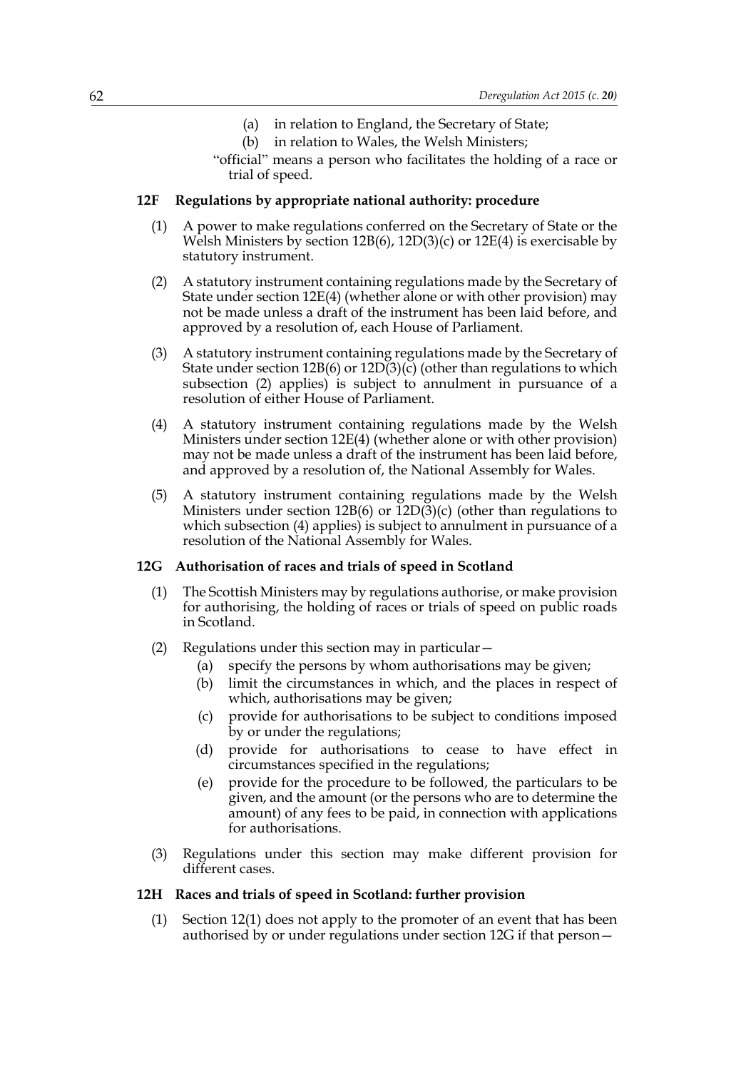(a) in relation to England, the Secretary of State;

(b) in relation to Wales, the Welsh Ministers;

"official" means a person who facilitates the holding of a race or trial of speed.

**12F Regulations by appropriate national authority: procedure**

(1) A power to make regulations conferred on the Secretary of State or the Welsh Ministers by section 12B(6), 12D(3)(c) or 12E(4) is exercisable by statutory instrument.

(2) A statutory instrument containing regulations made by the Secretary of State under section 12E(4) (whether alone or with other provision) may not be made unless a draft of the instrument has been laid before, and approved by a resolution of, each House of Parliament.

(3) A statutory instrument containing regulations made by the Secretary of State under section 12B(6) or 12D(3)(c) (other than regulations to which subsection (2) applies) is subject to annulment in pursuance of a resolution of either House of Parliament.

(4) A statutory instrument containing regulations made by the Welsh Ministers under section 12E(4) (whether alone or with other provision) may not be made unless a draft of the instrument has been laid before, and approved by a resolution of, the National Assembly for Wales.

(5) A statutory instrument containing regulations made by the Welsh Ministers under section 12B(6) or 12D(3)(c) (other than regulations to which subsection (4) applies) is subject to annulment in pursuance of a resolution of the National Assembly for Wales.

**12G Authorisation of races and trials of speed in Scotland**

(1) The Scottish Ministers may by regulations authorise, or make provision for authorising, the holding of races or trials of speed on public roads in Scotland.

(2) Regulations under this section may in particular—

(a) specify the persons by whom authorisations may be given;

(b) limit the circumstances in which, and the places in respect of which, authorisations may be given;

(c) provide for authorisations to be subject to conditions imposed by or under the regulations;

(d) provide for authorisations to cease to have effect in circumstances specified in the regulations;

(e) provide for the procedure to be followed, the particulars to be given, and the amount (or the persons who are to determine the amount) of any fees to be paid, in connection with applications for authorisations.

(3) Regulations under this section may make different provision for different cases.

**12H Races and trials of speed in Scotland: further provision**

(1) Section 12(1) does not apply to the promoter of an event that has been authorised by or under regulations under section 12G if that person—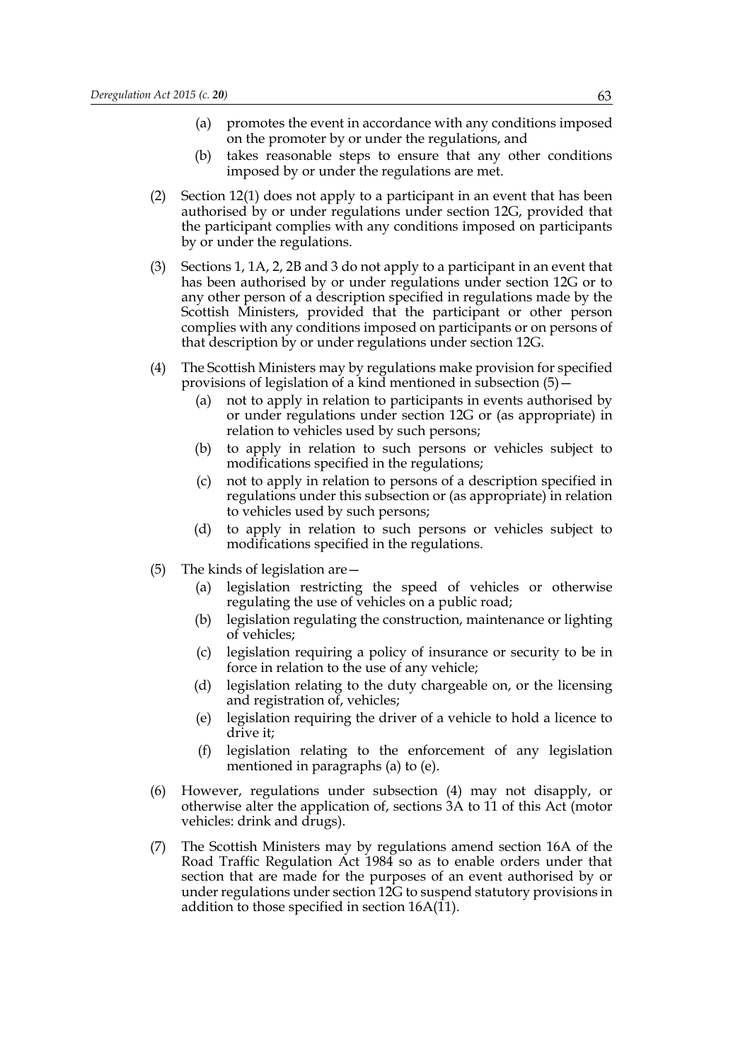(a) promotes the event in accordance with any conditions imposed on the promoter by or under the regulations, and

(b) takes reasonable steps to ensure that any other conditions imposed by or under the regulations are met.

(2) Section 12(1) does not apply to a participant in an event that has been authorised by or under regulations under section 12G, provided that the participant complies with any conditions imposed on participants by or under the regulations.

(3) Sections 1, 1A, 2, 2B and 3 do not apply to a participant in an event that has been authorised by or under regulations under section 12G or to any other person of a description specified in regulations made by the Scottish Ministers, provided that the participant or other person complies with any conditions imposed on participants or on persons of that description by or under regulations under section 12G.

(4) The Scottish Ministers may by regulations make provision for specified provisions of legislation of a kind mentioned in subsection (5)—

(a) not to apply in relation to participants in events authorised by or under regulations under section 12G or (as appropriate) in relation to vehicles used by such persons;

(b) to apply in relation to such persons or vehicles subject to modifications specified in the regulations;

(c) not to apply in relation to persons of a description specified in regulations under this subsection or (as appropriate) in relation to vehicles used by such persons;

(d) to apply in relation to such persons or vehicles subject to modifications specified in the regulations.

(5) The kinds of legislation are—

(a) legislation restricting the speed of vehicles or otherwise regulating the use of vehicles on a public road;

(b) legislation regulating the construction, maintenance or lighting of vehicles;

(c) legislation requiring a policy of insurance or security to be in force in relation to the use of any vehicle;

(d) legislation relating to the duty chargeable on, or the licensing and registration of, vehicles;

(e) legislation requiring the driver of a vehicle to hold a licence to drive it;

(f) legislation relating to the enforcement of any legislation mentioned in paragraphs (a) to (e).

(6) However, regulations under subsection (4) may not disapply, or otherwise alter the application of, sections 3A to 11 of this Act (motor vehicles: drink and drugs).

(7) The Scottish Ministers may by regulations amend section 16A of the Road Traffic Regulation Act 1984 so as to enable orders under that section that are made for the purposes of an event authorised by or under regulations under section 12G to suspend statutory provisions in addition to those specified in section 16A(11).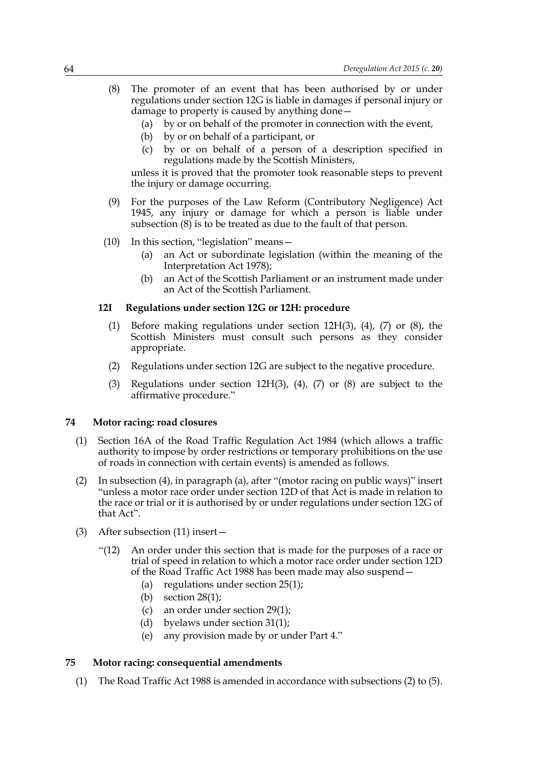(8) The promoter of an event that has been authorised by or under regulations under section 12G is liable in damages if personal injury or damage to property is caused by anything done—

   (a) by or on behalf of the promoter in connection with the event,

   (b) by or on behalf of a participant, or

   (c) by or on behalf of a person of a description specified in regulations made by the Scottish Ministers,

unless it is proved that the promoter took reasonable steps to prevent the injury or damage occurring.

(9) For the purposes of the Law Reform (Contributory Negligence) Act 1945, any injury or damage for which a person is liable under subsection (8) is to be treated as due to the fault of that person.

(10) In this section, "legislation" means—

   (a) an Act or subordinate legislation (within the meaning of the Interpretation Act 1978);

   (b) an Act of the Scottish Parliament or an instrument made under an Act of the Scottish Parliament.

**12I Regulations under section 12G or 12H: procedure**

(1) Before making regulations under section 12H(3), (4), (7) or (8), the Scottish Ministers must consult such persons as they consider appropriate.

(2) Regulations under section 12G are subject to the negative procedure.

(3) Regulations under section 12H(3), (4), (7) or (8) are subject to the affirmative procedure."

## 74 Motor racing: road closures

(1) Section 16A of the Road Traffic Regulation Act 1984 (which allows a traffic authority to impose by order restrictions or temporary prohibitions on the use of roads in connection with certain events) is amended as follows.

(2) In subsection (4), in paragraph (a), after "(motor racing on public ways)" insert "unless a motor race order under section 12D of that Act is made in relation to the race or trial or it is authorised by or under regulations under section 12G of that Act".

(3) After subsection (11) insert—

"(12) An order under this section that is made for the purposes of a race or trial of speed in relation to which a motor race order under section 12D of the Road Traffic Act 1988 has been made may also suspend—

   (a) regulations under section 25(1);

   (b) section 28(1);

   (c) an order under section 29(1);

   (d) byelaws under section 31(1);

   (e) any provision made by or under Part 4."

## 75 Motor racing: consequential amendments

(1) The Road Traffic Act 1988 is amended in accordance with subsections (2) to (5).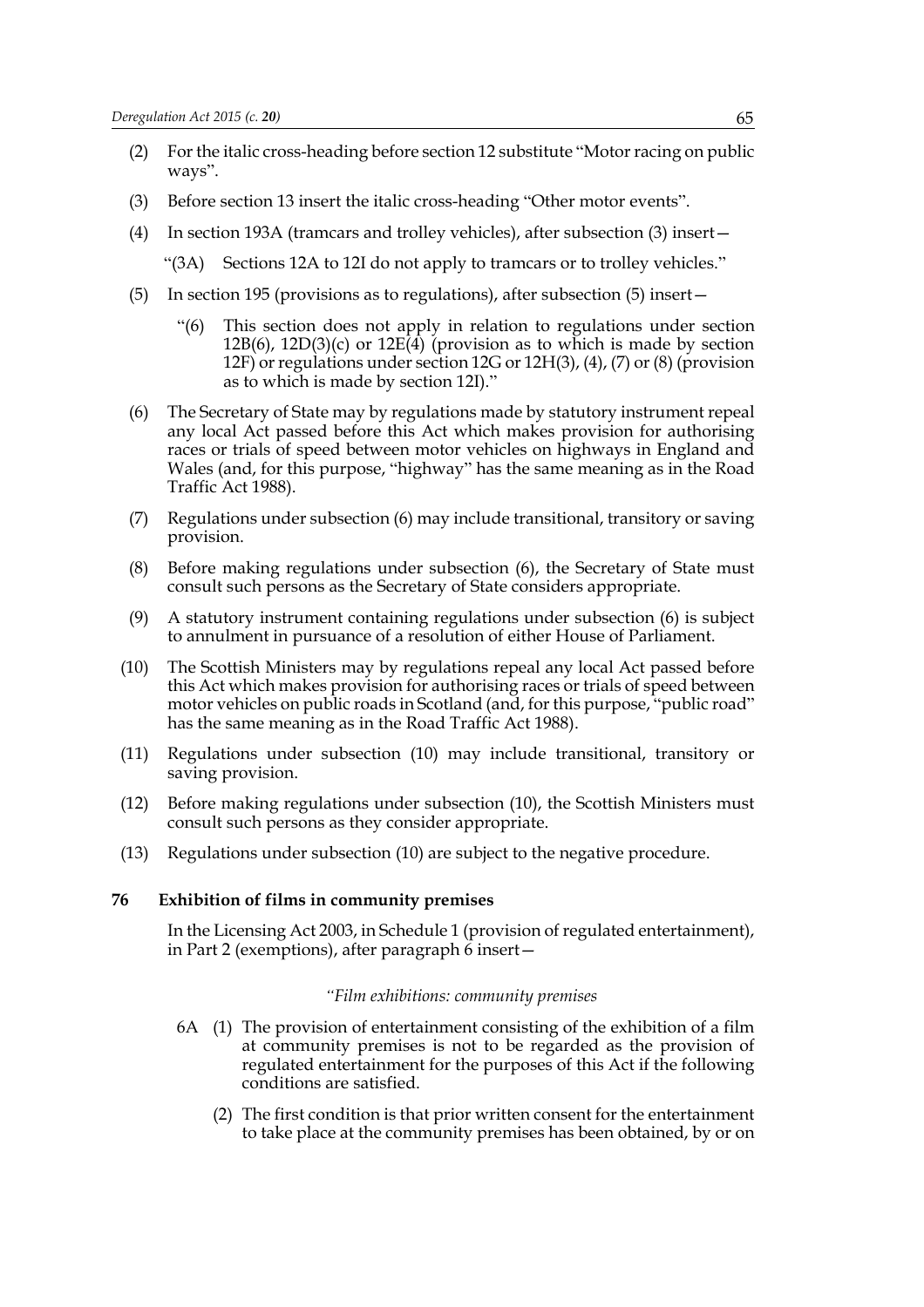(2) For the italic cross-heading before section 12 substitute "Motor racing on public ways".

(3) Before section 13 insert the italic cross-heading "Other motor events".

(4) In section 193A (tramcars and trolley vehicles), after subsection (3) insert—

"(3A) Sections 12A to 12I do not apply to tramcars or to trolley vehicles."

(5) In section 195 (provisions as to regulations), after subsection (5) insert—

"(6) This section does not apply in relation to regulations under section 12B(6), 12D(3)(c) or 12E(4) (provision as to which is made by section 12F) or regulations under section 12G or 12H(3), (4), (7) or (8) (provision as to which is made by section 12I)."

(6) The Secretary of State may by regulations made by statutory instrument repeal any local Act passed before this Act which makes provision for authorising races or trials of speed between motor vehicles on highways in England and Wales (and, for this purpose, "highway" has the same meaning as in the Road Traffic Act 1988).

(7) Regulations under subsection (6) may include transitional, transitory or saving provision.

(8) Before making regulations under subsection (6), the Secretary of State must consult such persons as the Secretary of State considers appropriate.

(9) A statutory instrument containing regulations under subsection (6) is subject to annulment in pursuance of a resolution of either House of Parliament.

(10) The Scottish Ministers may by regulations repeal any local Act passed before this Act which makes provision for authorising races or trials of speed between motor vehicles on public roads in Scotland (and, for this purpose, "public road" has the same meaning as in the Road Traffic Act 1988).

(11) Regulations under subsection (10) may include transitional, transitory or saving provision.

(12) Before making regulations under subsection (10), the Scottish Ministers must consult such persons as they consider appropriate.

(13) Regulations under subsection (10) are subject to the negative procedure.

**76 Exhibition of films in community premises**

In the Licensing Act 2003, in Schedule 1 (provision of regulated entertainment), in Part 2 (exemptions), after paragraph 6 insert—

*"Film exhibitions: community premises*

6A (1) The provision of entertainment consisting of the exhibition of a film at community premises is not to be regarded as the provision of regulated entertainment for the purposes of this Act if the following conditions are satisfied.

(2) The first condition is that prior written consent for the entertainment to take place at the community premises has been obtained, by or on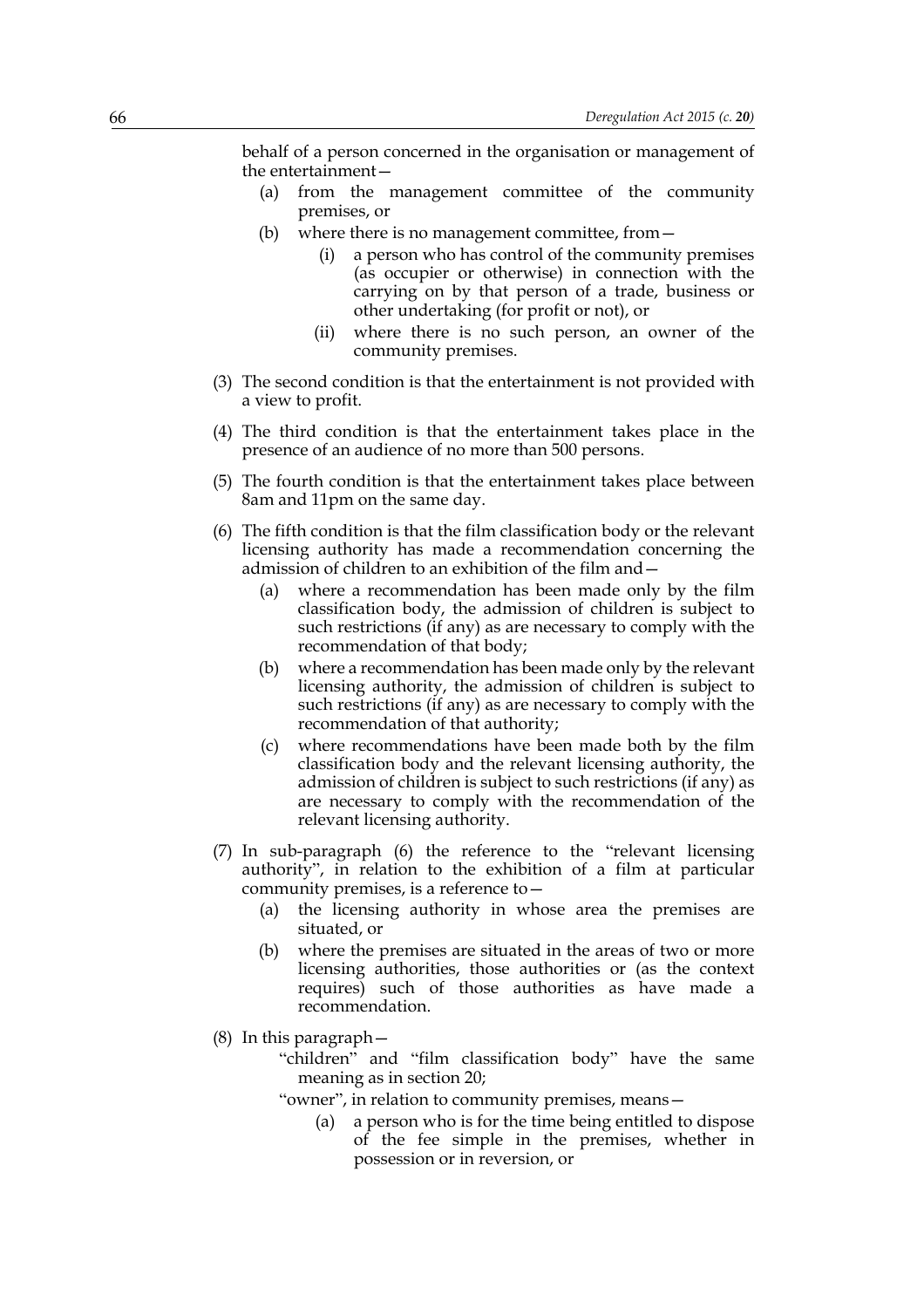behalf of a person concerned in the organisation or management of the entertainment—

(a) from the management committee of the community premises, or

(b) where there is no management committee, from—

(i) a person who has control of the community premises (as occupier or otherwise) in connection with the carrying on by that person of a trade, business or other undertaking (for profit or not), or

(ii) where there is no such person, an owner of the community premises.

(3) The second condition is that the entertainment is not provided with a view to profit.

(4) The third condition is that the entertainment takes place in the presence of an audience of no more than 500 persons.

(5) The fourth condition is that the entertainment takes place between 8am and 11pm on the same day.

(6) The fifth condition is that the film classification body or the relevant licensing authority has made a recommendation concerning the admission of children to an exhibition of the film and—

(a) where a recommendation has been made only by the film classification body, the admission of children is subject to such restrictions (if any) as are necessary to comply with the recommendation of that body;

(b) where a recommendation has been made only by the relevant licensing authority, the admission of children is subject to such restrictions (if any) as are necessary to comply with the recommendation of that authority;

(c) where recommendations have been made both by the film classification body and the relevant licensing authority, the admission of children is subject to such restrictions (if any) as are necessary to comply with the recommendation of the relevant licensing authority.

(7) In sub-paragraph (6) the reference to the "relevant licensing authority", in relation to the exhibition of a film at particular community premises, is a reference to—

(a) the licensing authority in whose area the premises are situated, or

(b) where the premises are situated in the areas of two or more licensing authorities, those authorities or (as the context requires) such of those authorities as have made a recommendation.

(8) In this paragraph—

"children" and "film classification body" have the same meaning as in section 20;

"owner", in relation to community premises, means—

(a) a person who is for the time being entitled to dispose of the fee simple in the premises, whether in possession or in reversion, or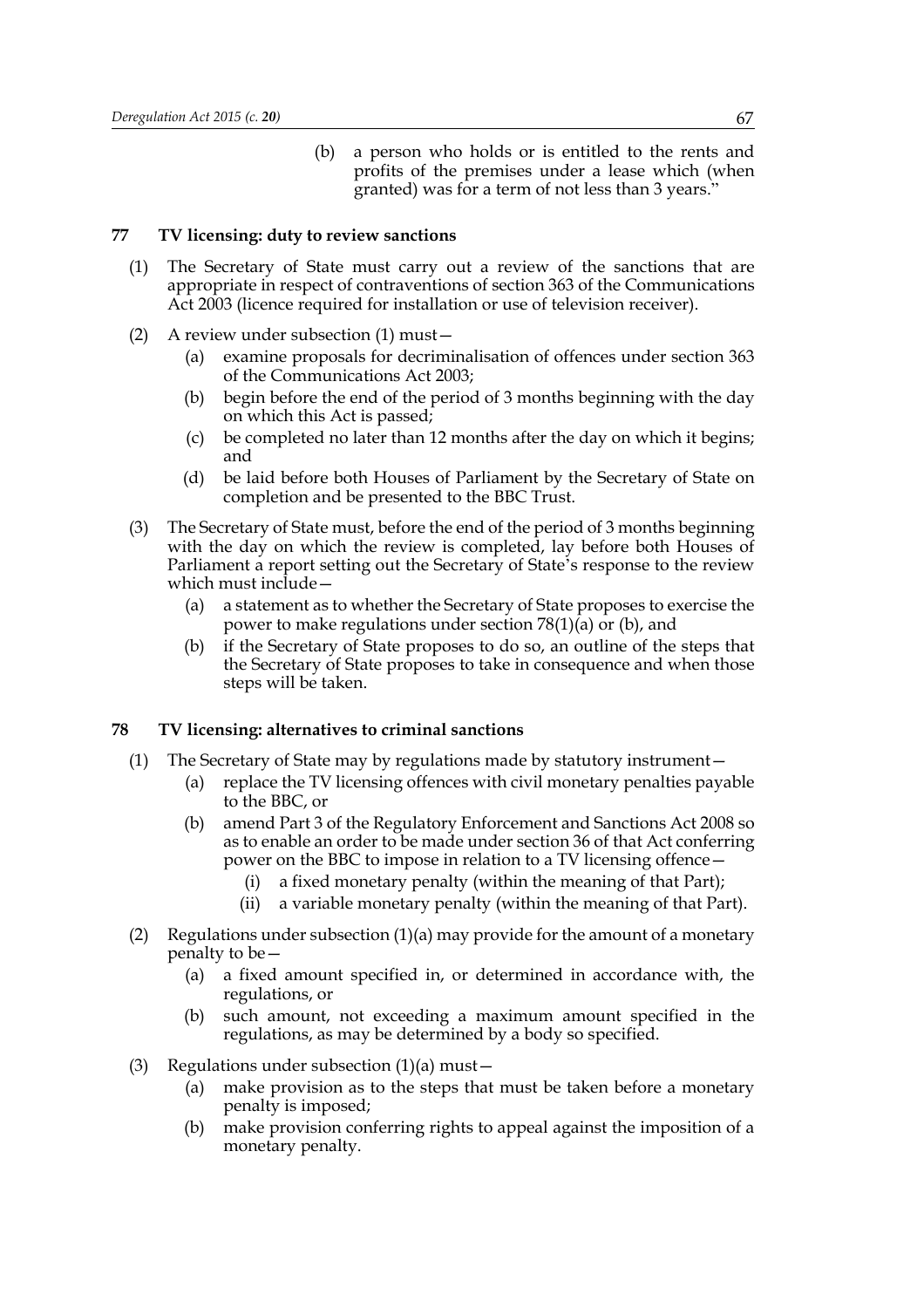(b) a person who holds or is entitled to the rents and profits of the premises under a lease which (when granted) was for a term of not less than 3 years."

### 77 TV licensing: duty to review sanctions

(1) The Secretary of State must carry out a review of the sanctions that are appropriate in respect of contraventions of section 363 of the Communications Act 2003 (licence required for installation or use of television receiver).

(2) A review under subsection (1) must—

- (a) examine proposals for decriminalisation of offences under section 363 of the Communications Act 2003;
- (b) begin before the end of the period of 3 months beginning with the day on which this Act is passed;
- (c) be completed no later than 12 months after the day on which it begins; and
- (d) be laid before both Houses of Parliament by the Secretary of State on completion and be presented to the BBC Trust.

(3) The Secretary of State must, before the end of the period of 3 months beginning with the day on which the review is completed, lay before both Houses of Parliament a report setting out the Secretary of State's response to the review which must include—

- (a) a statement as to whether the Secretary of State proposes to exercise the power to make regulations under section 78(1)(a) or (b), and
- (b) if the Secretary of State proposes to do so, an outline of the steps that the Secretary of State proposes to take in consequence and when those steps will be taken.

### 78 TV licensing: alternatives to criminal sanctions

(1) The Secretary of State may by regulations made by statutory instrument—

- (a) replace the TV licensing offences with civil monetary penalties payable to the BBC, or
- (b) amend Part 3 of the Regulatory Enforcement and Sanctions Act 2008 so as to enable an order to be made under section 36 of that Act conferring power on the BBC to impose in relation to a TV licensing offence—
  - (i) a fixed monetary penalty (within the meaning of that Part);
  - (ii) a variable monetary penalty (within the meaning of that Part).

(2) Regulations under subsection (1)(a) may provide for the amount of a monetary penalty to be—

- (a) a fixed amount specified in, or determined in accordance with, the regulations, or
- (b) such amount, not exceeding a maximum amount specified in the regulations, as may be determined by a body so specified.

(3) Regulations under subsection (1)(a) must—

- (a) make provision as to the steps that must be taken before a monetary penalty is imposed;
- (b) make provision conferring rights to appeal against the imposition of a monetary penalty.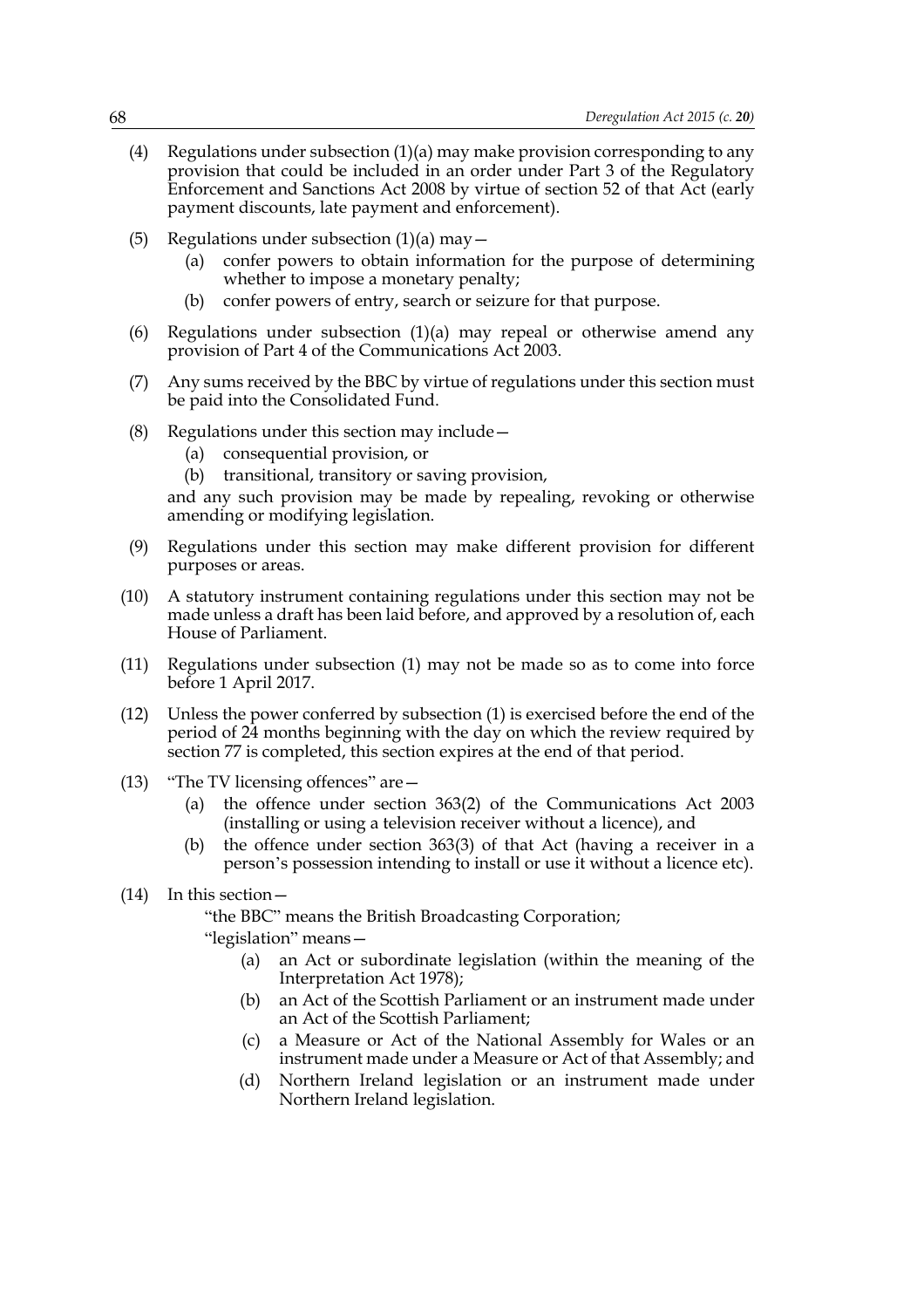(4) Regulations under subsection (1)(a) may make provision corresponding to any provision that could be included in an order under Part 3 of the Regulatory Enforcement and Sanctions Act 2008 by virtue of section 52 of that Act (early payment discounts, late payment and enforcement).

(5) Regulations under subsection (1)(a) may—
  (a) confer powers to obtain information for the purpose of determining whether to impose a monetary penalty;
  (b) confer powers of entry, search or seizure for that purpose.

(6) Regulations under subsection (1)(a) may repeal or otherwise amend any provision of Part 4 of the Communications Act 2003.

(7) Any sums received by the BBC by virtue of regulations under this section must be paid into the Consolidated Fund.

(8) Regulations under this section may include—
  (a) consequential provision, or
  (b) transitional, transitory or saving provision,

and any such provision may be made by repealing, revoking or otherwise amending or modifying legislation.

(9) Regulations under this section may make different provision for different purposes or areas.

(10) A statutory instrument containing regulations under this section may not be made unless a draft has been laid before, and approved by a resolution of, each House of Parliament.

(11) Regulations under subsection (1) may not be made so as to come into force before 1 April 2017.

(12) Unless the power conferred by subsection (1) is exercised before the end of the period of 24 months beginning with the day on which the review required by section 77 is completed, this section expires at the end of that period.

(13) "The TV licensing offences" are—
  (a) the offence under section 363(2) of the Communications Act 2003 (installing or using a television receiver without a licence), and
  (b) the offence under section 363(3) of that Act (having a receiver in a person's possession intending to install or use it without a licence etc).

(14) In this section—

"the BBC" means the British Broadcasting Corporation;

"legislation" means—
  (a) an Act or subordinate legislation (within the meaning of the Interpretation Act 1978);
  (b) an Act of the Scottish Parliament or an instrument made under an Act of the Scottish Parliament;
  (c) a Measure or Act of the National Assembly for Wales or an instrument made under a Measure or Act of that Assembly; and
  (d) Northern Ireland legislation or an instrument made under Northern Ireland legislation.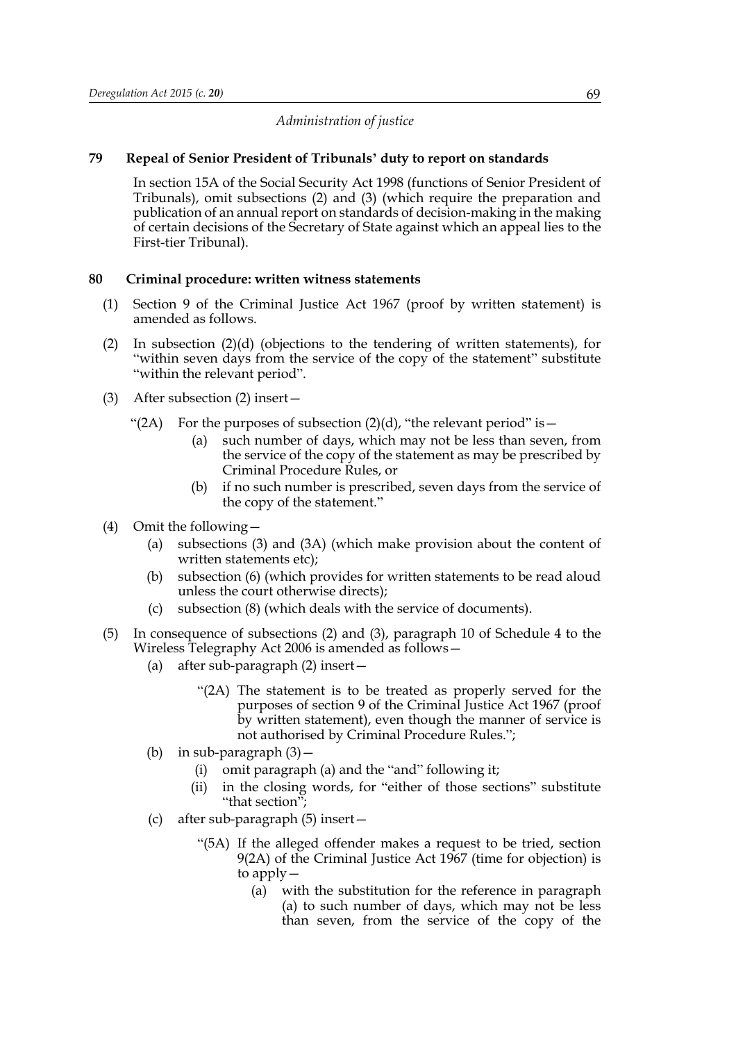*Administration of justice*

**79 Repeal of Senior President of Tribunals' duty to report on standards**

In section 15A of the Social Security Act 1998 (functions of Senior President of Tribunals), omit subsections (2) and (3) (which require the preparation and publication of an annual report on standards of decision-making in the making of certain decisions of the Secretary of State against which an appeal lies to the First-tier Tribunal).

**80 Criminal procedure: written witness statements**

(1) Section 9 of the Criminal Justice Act 1967 (proof by written statement) is amended as follows.

(2) In subsection (2)(d) (objections to the tendering of written statements), for "within seven days from the service of the copy of the statement" substitute "within the relevant period".

(3) After subsection (2) insert—

"(2A) For the purposes of subsection (2)(d), "the relevant period" is—

(a) such number of days, which may not be less than seven, from the service of the copy of the statement as may be prescribed by Criminal Procedure Rules, or

(b) if no such number is prescribed, seven days from the service of the copy of the statement."

(4) Omit the following—

(a) subsections (3) and (3A) (which make provision about the content of written statements etc);

(b) subsection (6) (which provides for written statements to be read aloud unless the court otherwise directs);

(c) subsection (8) (which deals with the service of documents).

(5) In consequence of subsections (2) and (3), paragraph 10 of Schedule 4 to the Wireless Telegraphy Act 2006 is amended as follows—

(a) after sub-paragraph (2) insert—

"(2A) The statement is to be treated as properly served for the purposes of section 9 of the Criminal Justice Act 1967 (proof by written statement), even though the manner of service is not authorised by Criminal Procedure Rules.";

(b) in sub-paragraph (3)—

(i) omit paragraph (a) and the "and" following it;

(ii) in the closing words, for "either of those sections" substitute "that section";

(c) after sub-paragraph (5) insert—

"(5A) If the alleged offender makes a request to be tried, section 9(2A) of the Criminal Justice Act 1967 (time for objection) is to apply—

(a) with the substitution for the reference in paragraph (a) to such number of days, which may not be less than seven, from the service of the copy of the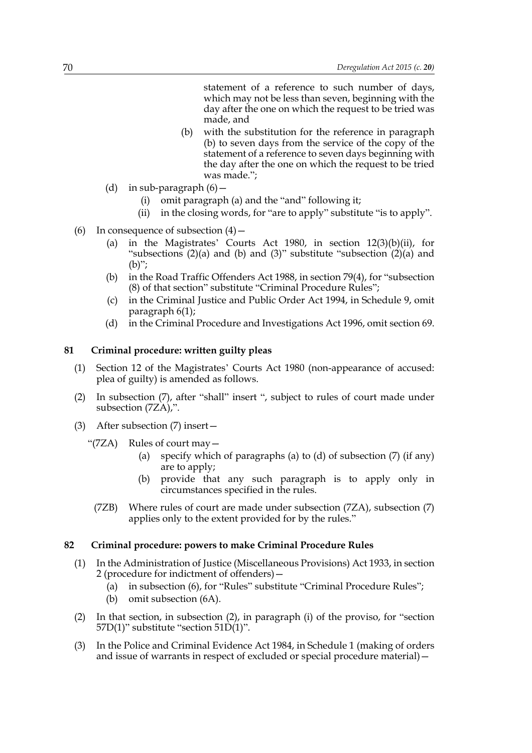statement of a reference to such number of days, which may not be less than seven, beginning with the day after the one on which the request to be tried was made, and

(b) with the substitution for the reference in paragraph (b) to seven days from the service of the copy of the statement of a reference to seven days beginning with the day after the one on which the request to be tried was made.";

(d) in sub-paragraph (6)—

(i) omit paragraph (a) and the "and" following it;

(ii) in the closing words, for "are to apply" substitute "is to apply".

(6) In consequence of subsection (4)—

(a) in the Magistrates' Courts Act 1980, in section 12(3)(b)(ii), for "subsections (2)(a) and (b) and (3)" substitute "subsection (2)(a) and (b)";

(b) in the Road Traffic Offenders Act 1988, in section 79(4), for "subsection (8) of that section" substitute "Criminal Procedure Rules";

(c) in the Criminal Justice and Public Order Act 1994, in Schedule 9, omit paragraph 6(1);

(d) in the Criminal Procedure and Investigations Act 1996, omit section 69.

### 81 Criminal procedure: written guilty pleas

(1) Section 12 of the Magistrates' Courts Act 1980 (non-appearance of accused: plea of guilty) is amended as follows.

(2) In subsection (7), after "shall" insert ", subject to rules of court made under subsection (7ZA),".

(3) After subsection (7) insert—

"(7ZA) Rules of court may—

(a) specify which of paragraphs (a) to (d) of subsection (7) (if any) are to apply;

(b) provide that any such paragraph is to apply only in circumstances specified in the rules.

(7ZB) Where rules of court are made under subsection (7ZA), subsection (7) applies only to the extent provided for by the rules."

### 82 Criminal procedure: powers to make Criminal Procedure Rules

(1) In the Administration of Justice (Miscellaneous Provisions) Act 1933, in section 2 (procedure for indictment of offenders)—

(a) in subsection (6), for "Rules" substitute "Criminal Procedure Rules";

(b) omit subsection (6A).

(2) In that section, in subsection (2), in paragraph (i) of the proviso, for "section 57D(1)" substitute "section 51D(1)".

(3) In the Police and Criminal Evidence Act 1984, in Schedule 1 (making of orders and issue of warrants in respect of excluded or special procedure material)—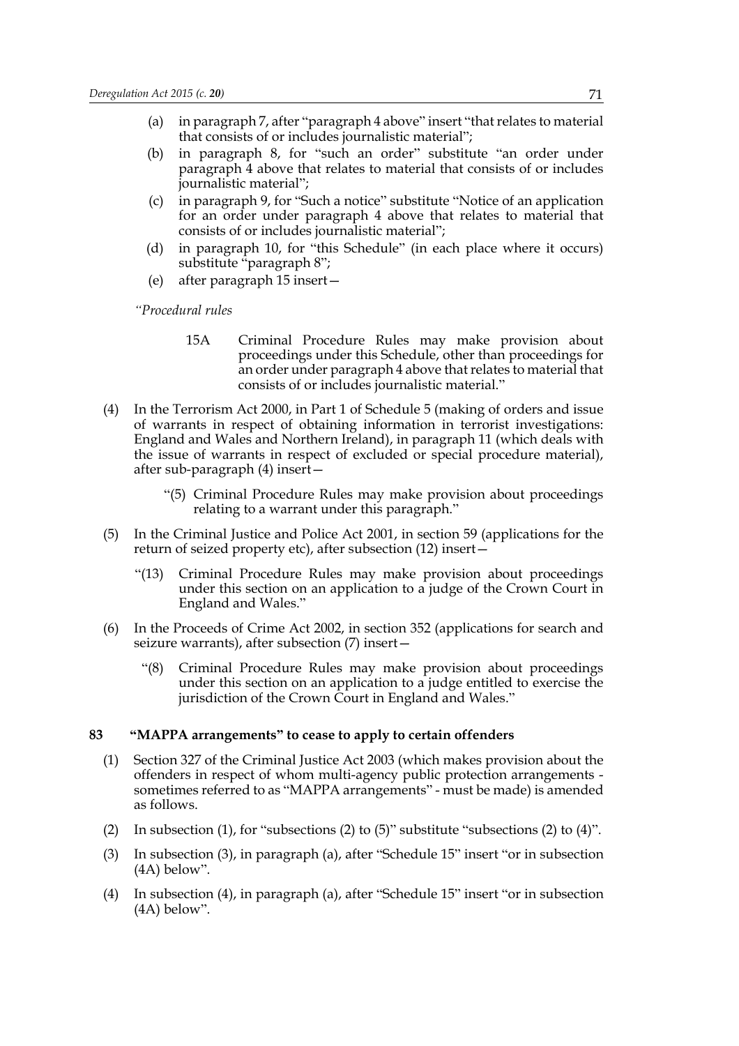(a) in paragraph 7, after "paragraph 4 above" insert "that relates to material that consists of or includes journalistic material";

(b) in paragraph 8, for "such an order" substitute "an order under paragraph 4 above that relates to material that consists of or includes journalistic material";

(c) in paragraph 9, for "Such a notice" substitute "Notice of an application for an order under paragraph 4 above that relates to material that consists of or includes journalistic material";

(d) in paragraph 10, for "this Schedule" (in each place where it occurs) substitute "paragraph 8";

(e) after paragraph 15 insert—

*"Procedural rules*

15A Criminal Procedure Rules may make provision about proceedings under this Schedule, other than proceedings for an order under paragraph 4 above that relates to material that consists of or includes journalistic material."

(4) In the Terrorism Act 2000, in Part 1 of Schedule 5 (making of orders and issue of warrants in respect of obtaining information in terrorist investigations: England and Wales and Northern Ireland), in paragraph 11 (which deals with the issue of warrants in respect of excluded or special procedure material), after sub-paragraph (4) insert—

"(5) Criminal Procedure Rules may make provision about proceedings relating to a warrant under this paragraph."

(5) In the Criminal Justice and Police Act 2001, in section 59 (applications for the return of seized property etc), after subsection (12) insert—

"(13) Criminal Procedure Rules may make provision about proceedings under this section on an application to a judge of the Crown Court in England and Wales."

(6) In the Proceeds of Crime Act 2002, in section 352 (applications for search and seizure warrants), after subsection (7) insert—

"(8) Criminal Procedure Rules may make provision about proceedings under this section on an application to a judge entitled to exercise the jurisdiction of the Crown Court in England and Wales."

### 83 "MAPPA arrangements" to cease to apply to certain offenders

(1) Section 327 of the Criminal Justice Act 2003 (which makes provision about the offenders in respect of whom multi-agency public protection arrangements - sometimes referred to as "MAPPA arrangements" - must be made) is amended as follows.

(2) In subsection (1), for "subsections (2) to (5)" substitute "subsections (2) to (4)".

(3) In subsection (3), in paragraph (a), after "Schedule 15" insert "or in subsection (4A) below".

(4) In subsection (4), in paragraph (a), after "Schedule 15" insert "or in subsection (4A) below".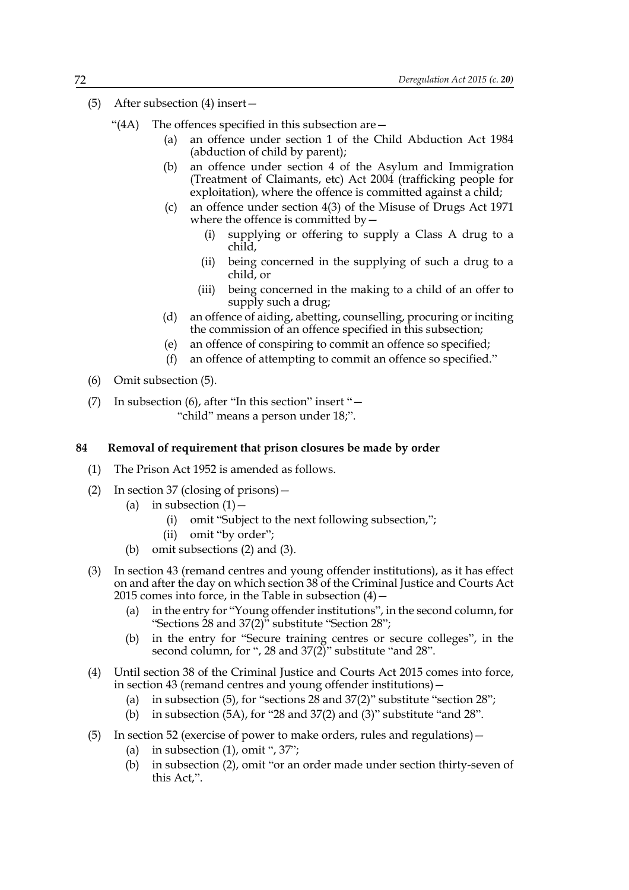(5) After subsection (4) insert—

"(4A) The offences specified in this subsection are—

  (a) an offence under section 1 of the Child Abduction Act 1984 (abduction of child by parent);

  (b) an offence under section 4 of the Asylum and Immigration (Treatment of Claimants, etc) Act 2004 (trafficking people for exploitation), where the offence is committed against a child;

  (c) an offence under section 4(3) of the Misuse of Drugs Act 1971 where the offence is committed by—

    (i) supplying or offering to supply a Class A drug to a child,

    (ii) being concerned in the supplying of such a drug to a child, or

    (iii) being concerned in the making to a child of an offer to supply such a drug;

  (d) an offence of aiding, abetting, counselling, procuring or inciting the commission of an offence specified in this subsection;

  (e) an offence of conspiring to commit an offence so specified;

  (f) an offence of attempting to commit an offence so specified."

(6) Omit subsection (5).

(7) In subsection (6), after "In this section" insert "—
"child" means a person under 18;".

### 84 Removal of requirement that prison closures be made by order

(1) The Prison Act 1952 is amended as follows.

(2) In section 37 (closing of prisons)—

  (a) in subsection (1)—

    (i) omit "Subject to the next following subsection,";

    (ii) omit "by order";

  (b) omit subsections (2) and (3).

(3) In section 43 (remand centres and young offender institutions), as it has effect on and after the day on which section 38 of the Criminal Justice and Courts Act 2015 comes into force, in the Table in subsection (4)—

  (a) in the entry for "Young offender institutions", in the second column, for "Sections 28 and 37(2)" substitute "Section 28";

  (b) in the entry for "Secure training centres or secure colleges", in the second column, for ", 28 and 37(2)" substitute "and 28".

(4) Until section 38 of the Criminal Justice and Courts Act 2015 comes into force, in section 43 (remand centres and young offender institutions)—

  (a) in subsection (5), for "sections 28 and 37(2)" substitute "section 28";

  (b) in subsection (5A), for "28 and 37(2) and (3)" substitute "and 28".

(5) In section 52 (exercise of power to make orders, rules and regulations)—

  (a) in subsection (1), omit ", 37";

  (b) in subsection (2), omit "or an order made under section thirty-seven of this Act,".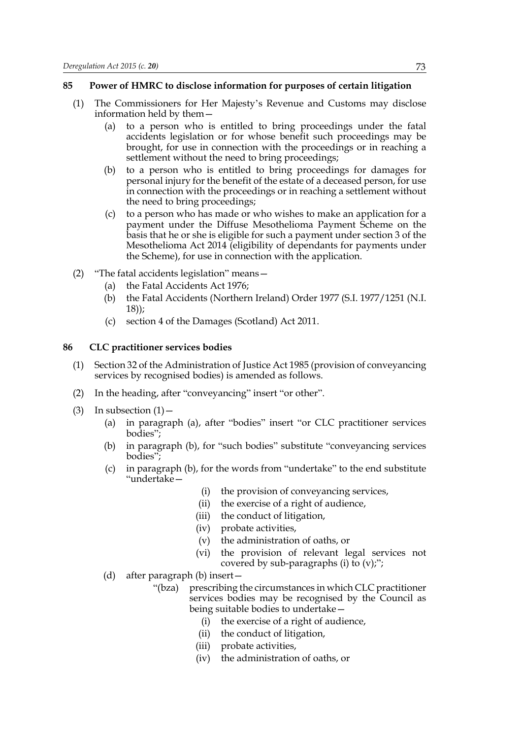## 85 Power of HMRC to disclose information for purposes of certain litigation

(1) The Commissioners for Her Majesty's Revenue and Customs may disclose information held by them—

  (a) to a person who is entitled to bring proceedings under the fatal accidents legislation or for whose benefit such proceedings may be brought, for use in connection with the proceedings or in reaching a settlement without the need to bring proceedings;

  (b) to a person who is entitled to bring proceedings for damages for personal injury for the benefit of the estate of a deceased person, for use in connection with the proceedings or in reaching a settlement without the need to bring proceedings;

  (c) to a person who has made or who wishes to make an application for a payment under the Diffuse Mesothelioma Payment Scheme on the basis that he or she is eligible for such a payment under section 3 of the Mesothelioma Act 2014 (eligibility of dependants for payments under the Scheme), for use in connection with the application.

(2) "The fatal accidents legislation" means—

  (a) the Fatal Accidents Act 1976;

  (b) the Fatal Accidents (Northern Ireland) Order 1977 (S.I. 1977/1251 (N.I. 18));

  (c) section 4 of the Damages (Scotland) Act 2011.

## 86 CLC practitioner services bodies

(1) Section 32 of the Administration of Justice Act 1985 (provision of conveyancing services by recognised bodies) is amended as follows.

(2) In the heading, after "conveyancing" insert "or other".

(3) In subsection (1)—

  (a) in paragraph (a), after "bodies" insert "or CLC practitioner services bodies";

  (b) in paragraph (b), for "such bodies" substitute "conveyancing services bodies";

  (c) in paragraph (b), for the words from "undertake" to the end substitute "undertake—

    (i) the provision of conveyancing services,

    (ii) the exercise of a right of audience,

    (iii) the conduct of litigation,

    (iv) probate activities,

    (v) the administration of oaths, or

    (vi) the provision of relevant legal services not covered by sub-paragraphs (i) to (v);";

  (d) after paragraph (b) insert—

    "(bza) prescribing the circumstances in which CLC practitioner services bodies may be recognised by the Council as being suitable bodies to undertake—

      (i) the exercise of a right of audience,

      (ii) the conduct of litigation,

      (iii) probate activities,

      (iv) the administration of oaths, or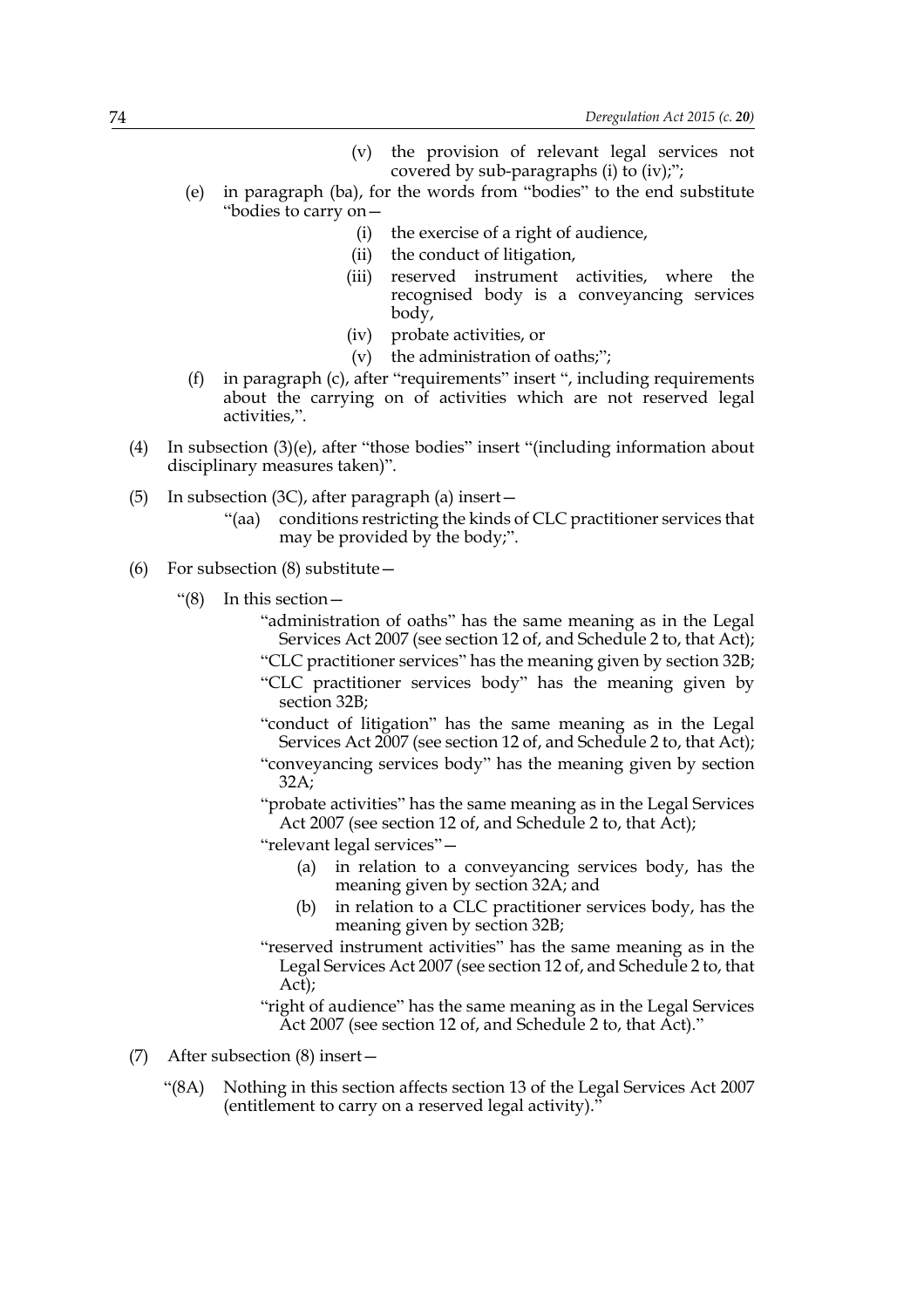(v) the provision of relevant legal services not covered by sub-paragraphs (i) to (iv);";

(e) in paragraph (ba), for the words from "bodies" to the end substitute "bodies to carry on—

(i) the exercise of a right of audience,

(ii) the conduct of litigation,

(iii) reserved instrument activities, where the recognised body is a conveyancing services body,

(iv) probate activities, or

(v) the administration of oaths;";

(f) in paragraph (c), after "requirements" insert ", including requirements about the carrying on of activities which are not reserved legal activities,".

(4) In subsection (3)(e), after "those bodies" insert "(including information about disciplinary measures taken)".

(5) In subsection (3C), after paragraph (a) insert—

"(aa) conditions restricting the kinds of CLC practitioner services that may be provided by the body;".

(6) For subsection (8) substitute—

"(8) In this section—

"administration of oaths" has the same meaning as in the Legal Services Act 2007 (see section 12 of, and Schedule 2 to, that Act);

"CLC practitioner services" has the meaning given by section 32B;

"CLC practitioner services body" has the meaning given by section 32B;

"conduct of litigation" has the same meaning as in the Legal Services Act 2007 (see section 12 of, and Schedule 2 to, that Act);

"conveyancing services body" has the meaning given by section 32A;

"probate activities" has the same meaning as in the Legal Services Act 2007 (see section 12 of, and Schedule 2 to, that Act);

"relevant legal services"—

(a) in relation to a conveyancing services body, has the meaning given by section 32A; and

(b) in relation to a CLC practitioner services body, has the meaning given by section 32B;

"reserved instrument activities" has the same meaning as in the Legal Services Act 2007 (see section 12 of, and Schedule 2 to, that Act);

"right of audience" has the same meaning as in the Legal Services Act 2007 (see section 12 of, and Schedule 2 to, that Act)."

(7) After subsection (8) insert—

"(8A) Nothing in this section affects section 13 of the Legal Services Act 2007 (entitlement to carry on a reserved legal activity)."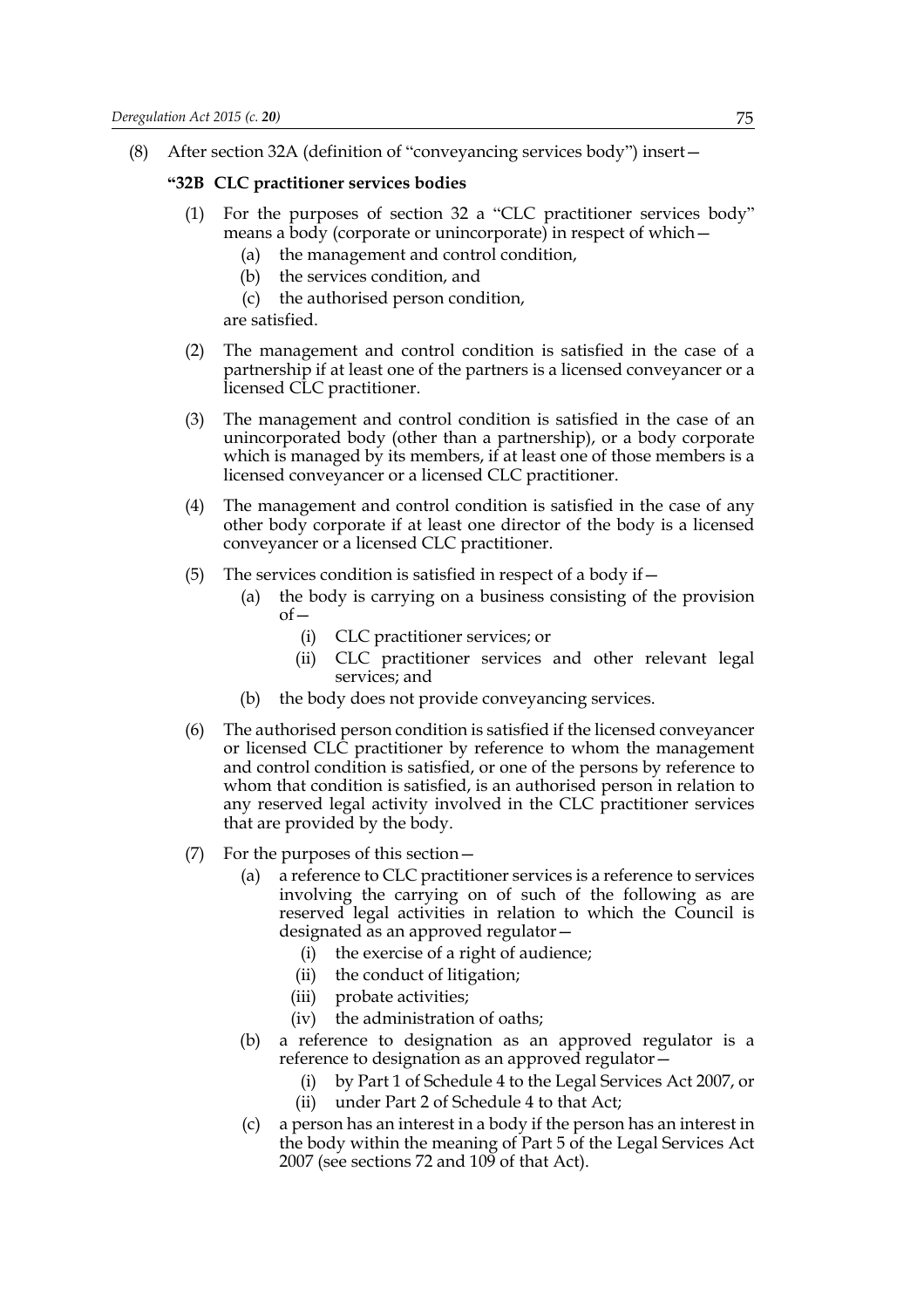(8) After section 32A (definition of "conveyancing services body") insert—

**"32B CLC practitioner services bodies**

(1) For the purposes of section 32 a "CLC practitioner services body" means a body (corporate or unincorporate) in respect of which—

(a) the management and control condition,

(b) the services condition, and

(c) the authorised person condition,

are satisfied.

(2) The management and control condition is satisfied in the case of a partnership if at least one of the partners is a licensed conveyancer or a licensed CLC practitioner.

(3) The management and control condition is satisfied in the case of an unincorporated body (other than a partnership), or a body corporate which is managed by its members, if at least one of those members is a licensed conveyancer or a licensed CLC practitioner.

(4) The management and control condition is satisfied in the case of any other body corporate if at least one director of the body is a licensed conveyancer or a licensed CLC practitioner.

(5) The services condition is satisfied in respect of a body if—

(a) the body is carrying on a business consisting of the provision of—

(i) CLC practitioner services; or

(ii) CLC practitioner services and other relevant legal services; and

(b) the body does not provide conveyancing services.

(6) The authorised person condition is satisfied if the licensed conveyancer or licensed CLC practitioner by reference to whom the management and control condition is satisfied, or one of the persons by reference to whom that condition is satisfied, is an authorised person in relation to any reserved legal activity involved in the CLC practitioner services that are provided by the body.

(7) For the purposes of this section—

(a) a reference to CLC practitioner services is a reference to services involving the carrying on of such of the following as are reserved legal activities in relation to which the Council is designated as an approved regulator—

(i) the exercise of a right of audience;

(ii) the conduct of litigation;

(iii) probate activities;

(iv) the administration of oaths;

(b) a reference to designation as an approved regulator is a reference to designation as an approved regulator—

(i) by Part 1 of Schedule 4 to the Legal Services Act 2007, or

(ii) under Part 2 of Schedule 4 to that Act;

(c) a person has an interest in a body if the person has an interest in the body within the meaning of Part 5 of the Legal Services Act 2007 (see sections 72 and 109 of that Act).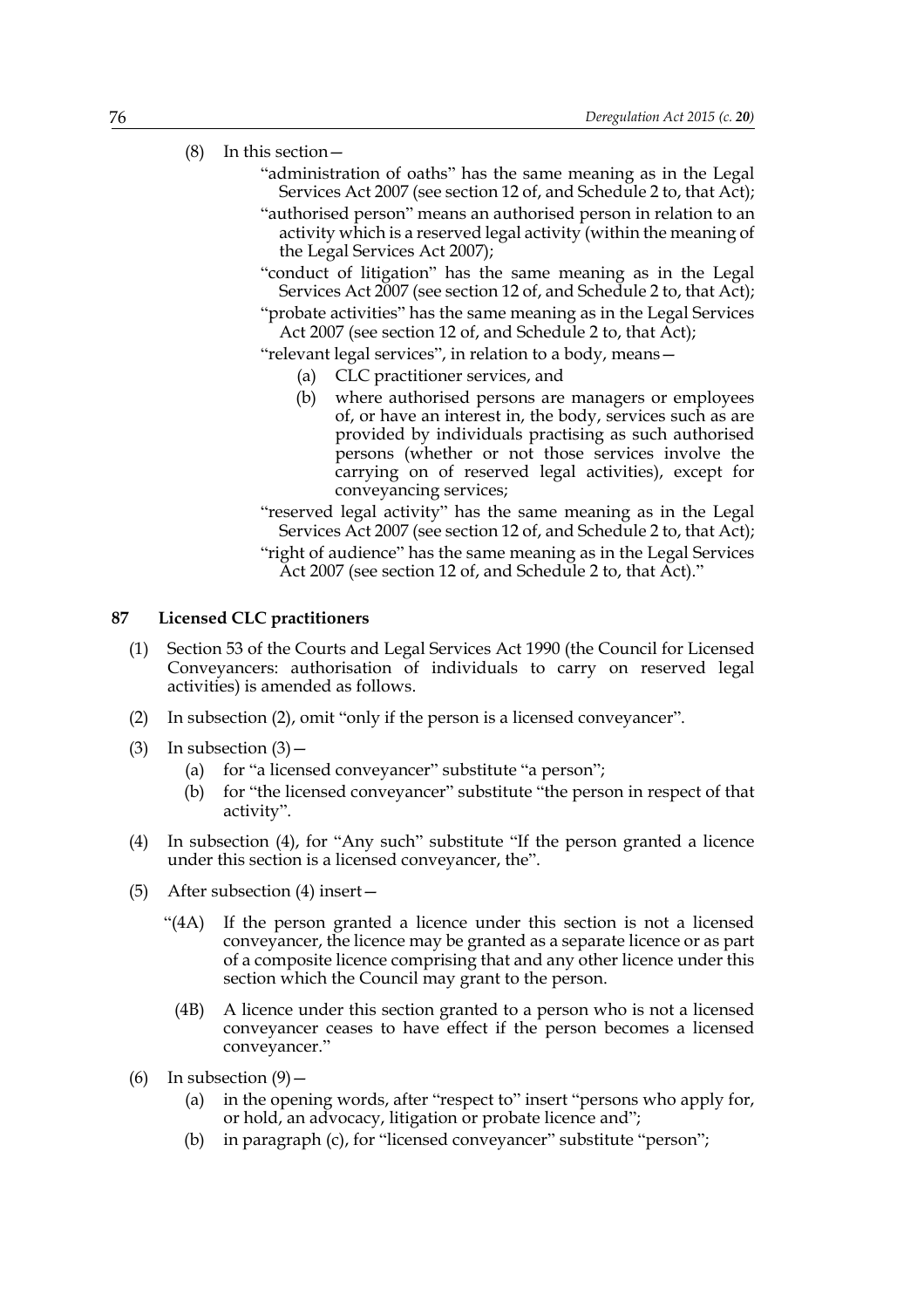(8) In this section—

"administration of oaths" has the same meaning as in the Legal Services Act 2007 (see section 12 of, and Schedule 2 to, that Act);

"authorised person" means an authorised person in relation to an activity which is a reserved legal activity (within the meaning of the Legal Services Act 2007);

"conduct of litigation" has the same meaning as in the Legal Services Act 2007 (see section 12 of, and Schedule 2 to, that Act);

"probate activities" has the same meaning as in the Legal Services Act 2007 (see section 12 of, and Schedule 2 to, that Act);

"relevant legal services", in relation to a body, means—

(a) CLC practitioner services, and

(b) where authorised persons are managers or employees of, or have an interest in, the body, services such as are provided by individuals practising as such authorised persons (whether or not those services involve the carrying on of reserved legal activities), except for conveyancing services;

"reserved legal activity" has the same meaning as in the Legal Services Act 2007 (see section 12 of, and Schedule 2 to, that Act);

"right of audience" has the same meaning as in the Legal Services Act 2007 (see section 12 of, and Schedule 2 to, that Act)."

## 87 Licensed CLC practitioners

(1) Section 53 of the Courts and Legal Services Act 1990 (the Council for Licensed Conveyancers: authorisation of individuals to carry on reserved legal activities) is amended as follows.

(2) In subsection (2), omit "only if the person is a licensed conveyancer".

(3) In subsection (3)—

(a) for "a licensed conveyancer" substitute "a person";

(b) for "the licensed conveyancer" substitute "the person in respect of that activity".

(4) In subsection (4), for "Any such" substitute "If the person granted a licence under this section is a licensed conveyancer, the".

(5) After subsection (4) insert—

"(4A) If the person granted a licence under this section is not a licensed conveyancer, the licence may be granted as a separate licence or as part of a composite licence comprising that and any other licence under this section which the Council may grant to the person.

(4B) A licence under this section granted to a person who is not a licensed conveyancer ceases to have effect if the person becomes a licensed conveyancer."

(6) In subsection (9)—

(a) in the opening words, after "respect to" insert "persons who apply for, or hold, an advocacy, litigation or probate licence and";

(b) in paragraph (c), for "licensed conveyancer" substitute "person";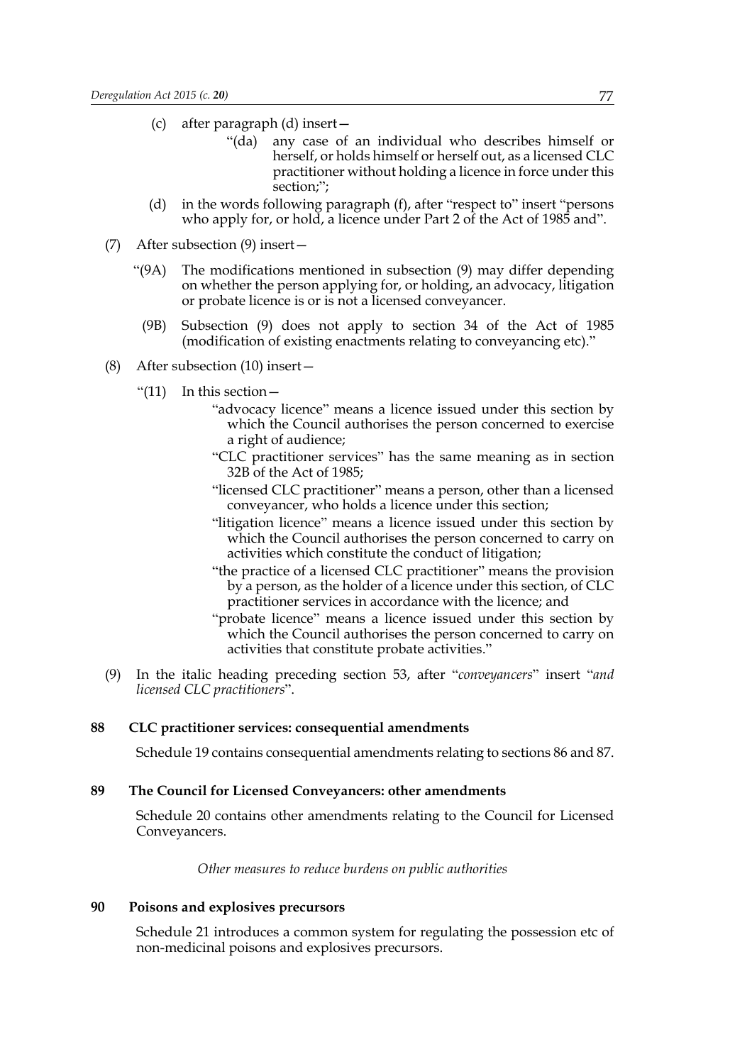(c) after paragraph (d) insert—

> "(da) any case of an individual who describes himself or herself, or holds himself or herself out, as a licensed CLC practitioner without holding a licence in force under this section;";

(d) in the words following paragraph (f), after "respect to" insert "persons who apply for, or hold, a licence under Part 2 of the Act of 1985 and".

(7) After subsection (9) insert—

> "(9A) The modifications mentioned in subsection (9) may differ depending on whether the person applying for, or holding, an advocacy, litigation or probate licence is or is not a licensed conveyancer.
>
> (9B) Subsection (9) does not apply to section 34 of the Act of 1985 (modification of existing enactments relating to conveyancing etc)."

(8) After subsection (10) insert—

> "(11) In this section—
>
> "advocacy licence" means a licence issued under this section by which the Council authorises the person concerned to exercise a right of audience;
>
> "CLC practitioner services" has the same meaning as in section 32B of the Act of 1985;
>
> "licensed CLC practitioner" means a person, other than a licensed conveyancer, who holds a licence under this section;
>
> "litigation licence" means a licence issued under this section by which the Council authorises the person concerned to carry on activities which constitute the conduct of litigation;
>
> "the practice of a licensed CLC practitioner" means the provision by a person, as the holder of a licence under this section, of CLC practitioner services in accordance with the licence; and
>
> "probate licence" means a licence issued under this section by which the Council authorises the person concerned to carry on activities that constitute probate activities."

(9) In the italic heading preceding section 53, after "*conveyancers*" insert "*and licensed CLC practitioners*".

### 88 CLC practitioner services: consequential amendments

Schedule 19 contains consequential amendments relating to sections 86 and 87.

### 89 The Council for Licensed Conveyancers: other amendments

Schedule 20 contains other amendments relating to the Council for Licensed Conveyancers.

*Other measures to reduce burdens on public authorities*

### 90 Poisons and explosives precursors

Schedule 21 introduces a common system for regulating the possession etc of non-medicinal poisons and explosives precursors.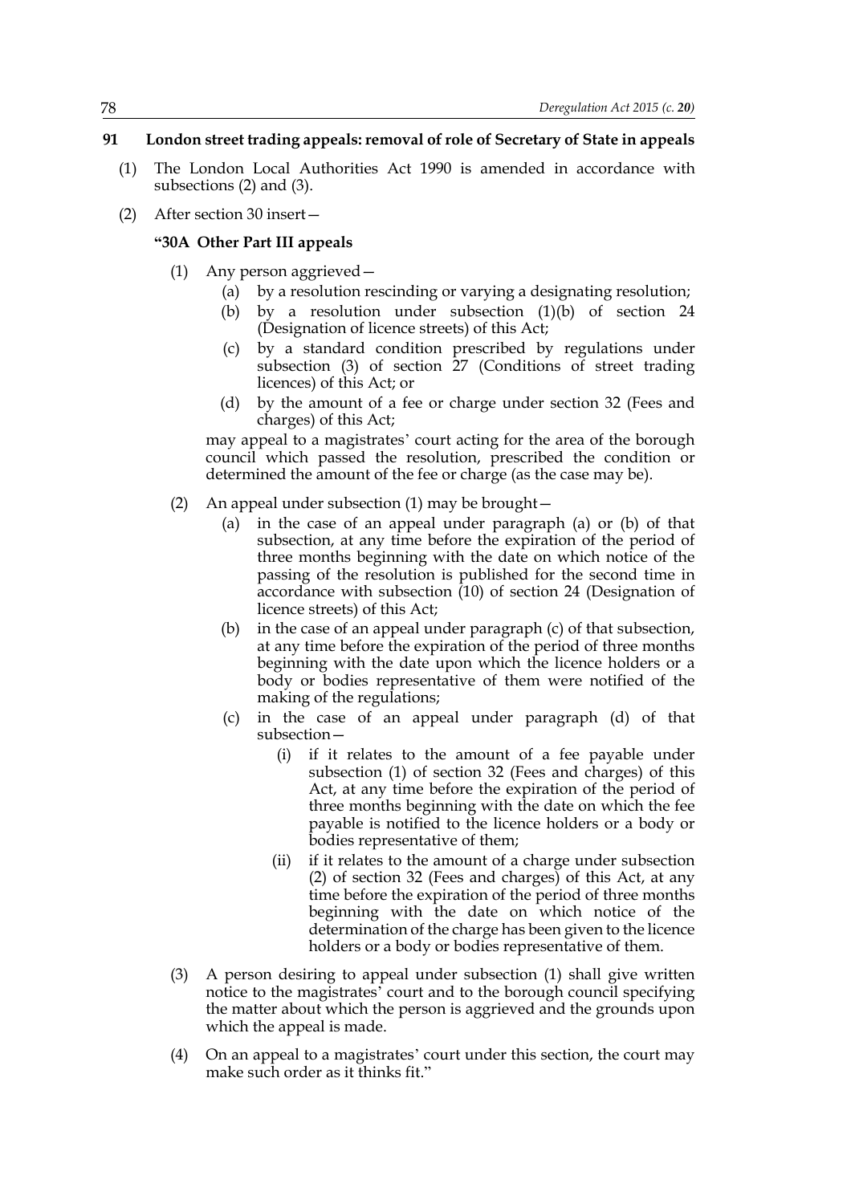**91 London street trading appeals: removal of role of Secretary of State in appeals**

(1) The London Local Authorities Act 1990 is amended in accordance with subsections (2) and (3).

(2) After section 30 insert—

**"30A Other Part III appeals**

(1) Any person aggrieved—

(a) by a resolution rescinding or varying a designating resolution;

(b) by a resolution under subsection (1)(b) of section 24 (Designation of licence streets) of this Act;

(c) by a standard condition prescribed by regulations under subsection (3) of section 27 (Conditions of street trading licences) of this Act; or

(d) by the amount of a fee or charge under section 32 (Fees and charges) of this Act;

may appeal to a magistrates' court acting for the area of the borough council which passed the resolution, prescribed the condition or determined the amount of the fee or charge (as the case may be).

(2) An appeal under subsection (1) may be brought—

(a) in the case of an appeal under paragraph (a) or (b) of that subsection, at any time before the expiration of the period of three months beginning with the date on which notice of the passing of the resolution is published for the second time in accordance with subsection (10) of section 24 (Designation of licence streets) of this Act;

(b) in the case of an appeal under paragraph (c) of that subsection, at any time before the expiration of the period of three months beginning with the date upon which the licence holders or a body or bodies representative of them were notified of the making of the regulations;

(c) in the case of an appeal under paragraph (d) of that subsection—

(i) if it relates to the amount of a fee payable under subsection (1) of section 32 (Fees and charges) of this Act, at any time before the expiration of the period of three months beginning with the date on which the fee payable is notified to the licence holders or a body or bodies representative of them;

(ii) if it relates to the amount of a charge under subsection (2) of section 32 (Fees and charges) of this Act, at any time before the expiration of the period of three months beginning with the date on which notice of the determination of the charge has been given to the licence holders or a body or bodies representative of them.

(3) A person desiring to appeal under subsection (1) shall give written notice to the magistrates' court and to the borough council specifying the matter about which the person is aggrieved and the grounds upon which the appeal is made.

(4) On an appeal to a magistrates' court under this section, the court may make such order as it thinks fit."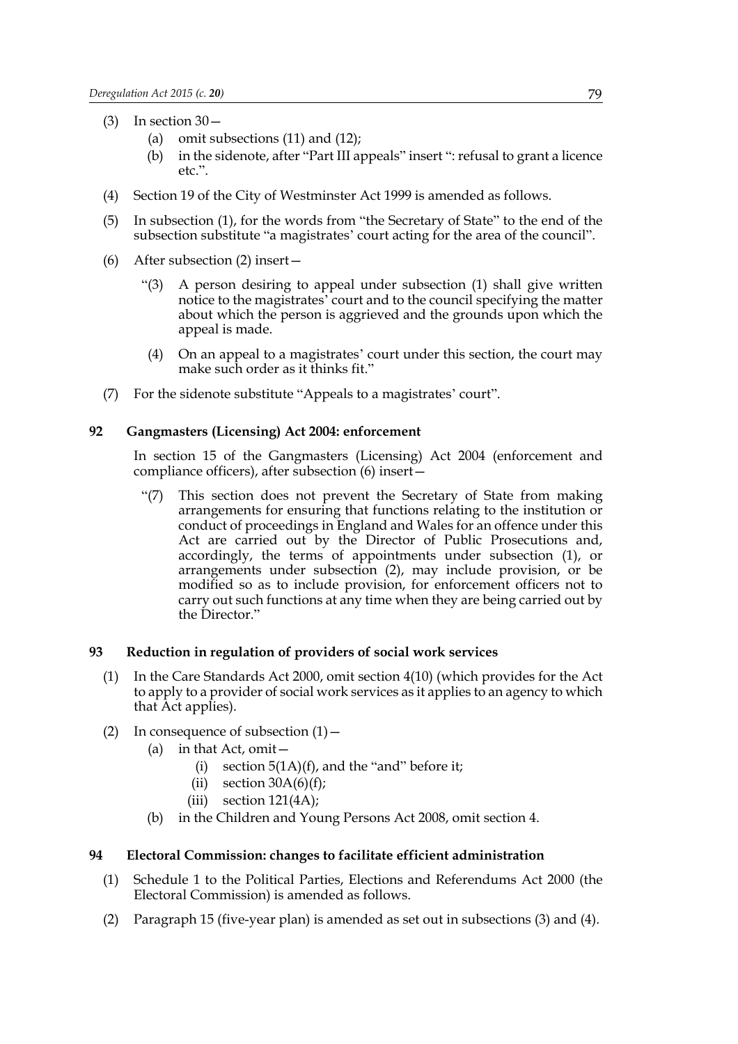(3) In section 30—

  (a) omit subsections (11) and (12);

  (b) in the sidenote, after "Part III appeals" insert ": refusal to grant a licence etc.".

(4) Section 19 of the City of Westminster Act 1999 is amended as follows.

(5) In subsection (1), for the words from "the Secretary of State" to the end of the subsection substitute "a magistrates' court acting for the area of the council".

(6) After subsection (2) insert—

> "(3) A person desiring to appeal under subsection (1) shall give written notice to the magistrates' court and to the council specifying the matter about which the person is aggrieved and the grounds upon which the appeal is made.
>
> (4) On an appeal to a magistrates' court under this section, the court may make such order as it thinks fit."

(7) For the sidenote substitute "Appeals to a magistrates' court".

### 92 Gangmasters (Licensing) Act 2004: enforcement

In section 15 of the Gangmasters (Licensing) Act 2004 (enforcement and compliance officers), after subsection (6) insert—

> "(7) This section does not prevent the Secretary of State from making arrangements for ensuring that functions relating to the institution or conduct of proceedings in England and Wales for an offence under this Act are carried out by the Director of Public Prosecutions and, accordingly, the terms of appointments under subsection (1), or arrangements under subsection (2), may include provision, or be modified so as to include provision, for enforcement officers not to carry out such functions at any time when they are being carried out by the Director."

### 93 Reduction in regulation of providers of social work services

(1) In the Care Standards Act 2000, omit section 4(10) (which provides for the Act to apply to a provider of social work services as it applies to an agency to which that Act applies).

(2) In consequence of subsection (1)—

  (a) in that Act, omit—

    (i) section 5(1A)(f), and the "and" before it;

    (ii) section 30A(6)(f);

    (iii) section 121(4A);

  (b) in the Children and Young Persons Act 2008, omit section 4.

### 94 Electoral Commission: changes to facilitate efficient administration

(1) Schedule 1 to the Political Parties, Elections and Referendums Act 2000 (the Electoral Commission) is amended as follows.

(2) Paragraph 15 (five-year plan) is amended as set out in subsections (3) and (4).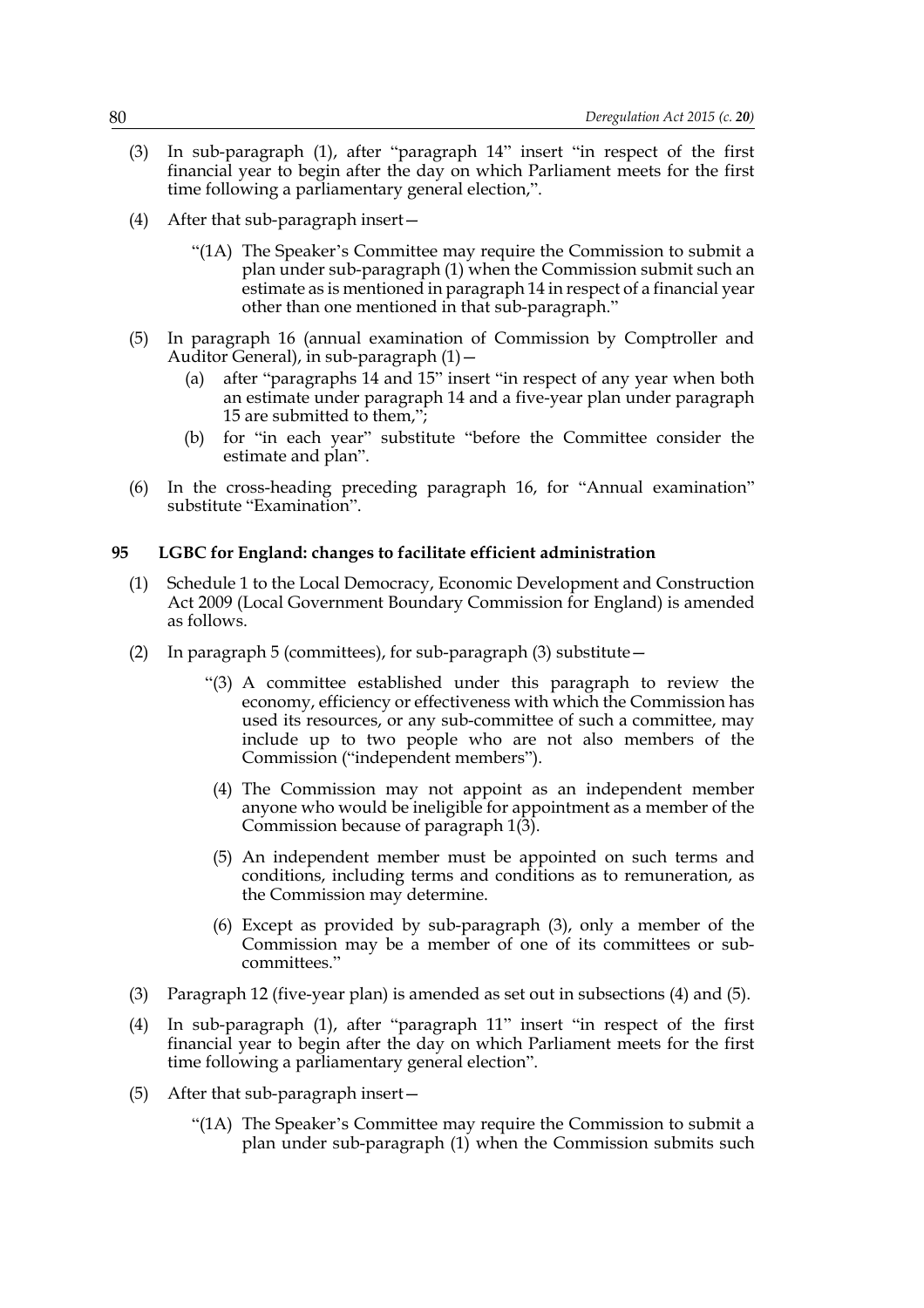(3) In sub-paragraph (1), after "paragraph 14" insert "in respect of the first financial year to begin after the day on which Parliament meets for the first time following a parliamentary general election,".

(4) After that sub-paragraph insert—

> "(1A) The Speaker's Committee may require the Commission to submit a plan under sub-paragraph (1) when the Commission submit such an estimate as is mentioned in paragraph 14 in respect of a financial year other than one mentioned in that sub-paragraph."

(5) In paragraph 16 (annual examination of Commission by Comptroller and Auditor General), in sub-paragraph (1)—

> (a) after "paragraphs 14 and 15" insert "in respect of any year when both an estimate under paragraph 14 and a five-year plan under paragraph 15 are submitted to them,";
>
> (b) for "in each year" substitute "before the Committee consider the estimate and plan".

(6) In the cross-heading preceding paragraph 16, for "Annual examination" substitute "Examination".

### 95 LGBC for England: changes to facilitate efficient administration

(1) Schedule 1 to the Local Democracy, Economic Development and Construction Act 2009 (Local Government Boundary Commission for England) is amended as follows.

(2) In paragraph 5 (committees), for sub-paragraph (3) substitute—

> "(3) A committee established under this paragraph to review the economy, efficiency or effectiveness with which the Commission has used its resources, or any sub-committee of such a committee, may include up to two people who are not also members of the Commission ("independent members").
>
> (4) The Commission may not appoint as an independent member anyone who would be ineligible for appointment as a member of the Commission because of paragraph 1(3).
>
> (5) An independent member must be appointed on such terms and conditions, including terms and conditions as to remuneration, as the Commission may determine.
>
> (6) Except as provided by sub-paragraph (3), only a member of the Commission may be a member of one of its committees or sub-committees."

(3) Paragraph 12 (five-year plan) is amended as set out in subsections (4) and (5).

(4) In sub-paragraph (1), after "paragraph 11" insert "in respect of the first financial year to begin after the day on which Parliament meets for the first time following a parliamentary general election".

(5) After that sub-paragraph insert—

> "(1A) The Speaker's Committee may require the Commission to submit a plan under sub-paragraph (1) when the Commission submits such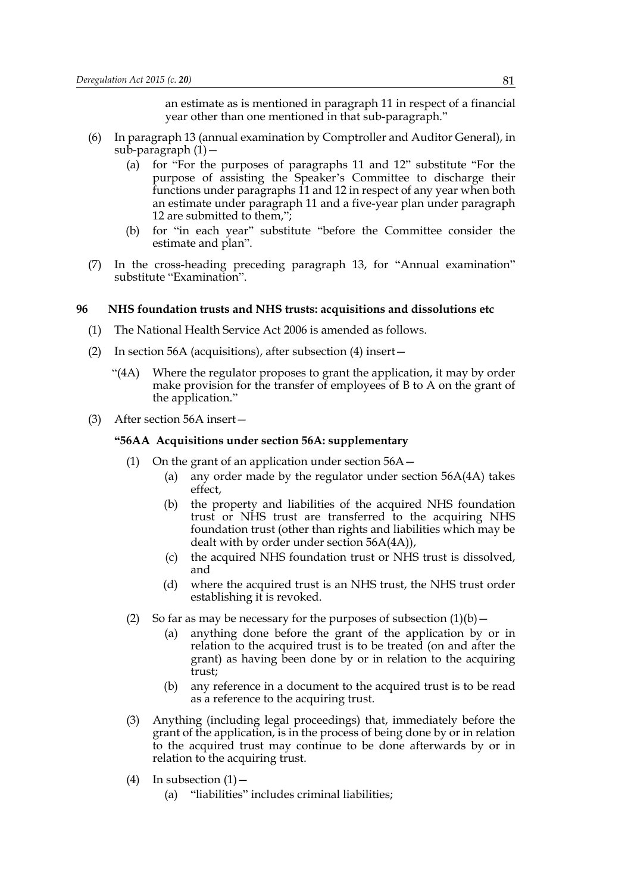an estimate as is mentioned in paragraph 11 in respect of a financial year other than one mentioned in that sub-paragraph."

(6) In paragraph 13 (annual examination by Comptroller and Auditor General), in sub-paragraph (1)—

(a) for "For the purposes of paragraphs 11 and 12" substitute "For the purpose of assisting the Speaker's Committee to discharge their functions under paragraphs 11 and 12 in respect of any year when both an estimate under paragraph 11 and a five-year plan under paragraph 12 are submitted to them,";

(b) for "in each year" substitute "before the Committee consider the estimate and plan".

(7) In the cross-heading preceding paragraph 13, for "Annual examination" substitute "Examination".

**96 NHS foundation trusts and NHS trusts: acquisitions and dissolutions etc**

(1) The National Health Service Act 2006 is amended as follows.

(2) In section 56A (acquisitions), after subsection (4) insert—

"(4A) Where the regulator proposes to grant the application, it may by order make provision for the transfer of employees of B to A on the grant of the application."

(3) After section 56A insert—

**"56AA Acquisitions under section 56A: supplementary**

(1) On the grant of an application under section 56A—

(a) any order made by the regulator under section 56A(4A) takes effect,

(b) the property and liabilities of the acquired NHS foundation trust or NHS trust are transferred to the acquiring NHS foundation trust (other than rights and liabilities which may be dealt with by order under section 56A(4A)),

(c) the acquired NHS foundation trust or NHS trust is dissolved, and

(d) where the acquired trust is an NHS trust, the NHS trust order establishing it is revoked.

(2) So far as may be necessary for the purposes of subsection (1)(b)—

(a) anything done before the grant of the application by or in relation to the acquired trust is to be treated (on and after the grant) as having been done by or in relation to the acquiring trust;

(b) any reference in a document to the acquired trust is to be read as a reference to the acquiring trust.

(3) Anything (including legal proceedings) that, immediately before the grant of the application, is in the process of being done by or in relation to the acquired trust may continue to be done afterwards by or in relation to the acquiring trust.

(4) In subsection (1)—

(a) "liabilities" includes criminal liabilities;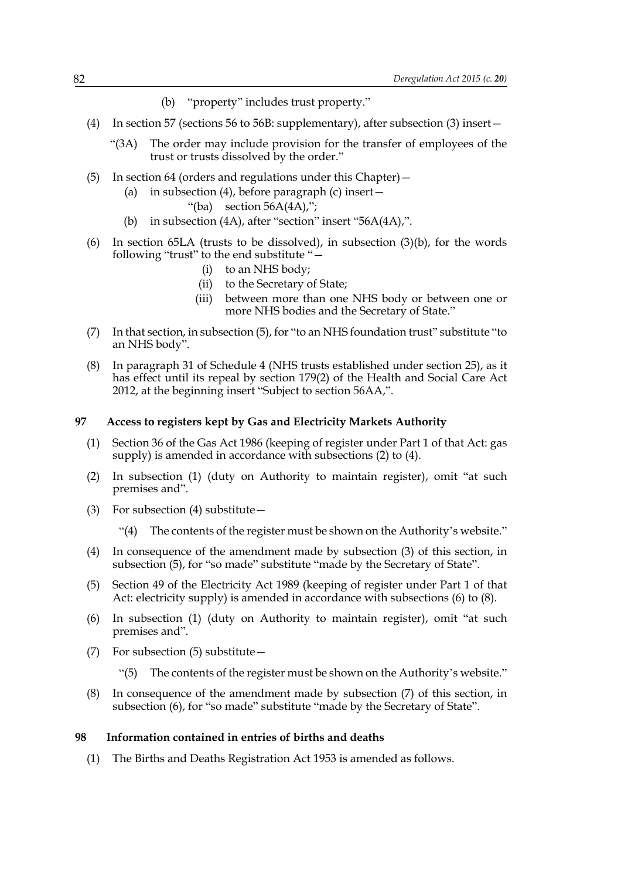(b) "property" includes trust property."

(4) In section 57 (sections 56 to 56B: supplementary), after subsection (3) insert—

"(3A) The order may include provision for the transfer of employees of the trust or trusts dissolved by the order."

(5) In section 64 (orders and regulations under this Chapter)—

(a) in subsection (4), before paragraph (c) insert—

"(ba) section 56A(4A),";

(b) in subsection (4A), after "section" insert "56A(4A),".

(6) In section 65LA (trusts to be dissolved), in subsection (3)(b), for the words following "trust" to the end substitute "—

(i) to an NHS body;

(ii) to the Secretary of State;

(iii) between more than one NHS body or between one or more NHS bodies and the Secretary of State."

(7) In that section, in subsection (5), for "to an NHS foundation trust" substitute "to an NHS body".

(8) In paragraph 31 of Schedule 4 (NHS trusts established under section 25), as it has effect until its repeal by section 179(2) of the Health and Social Care Act 2012, at the beginning insert "Subject to section 56AA,".

### 97 Access to registers kept by Gas and Electricity Markets Authority

(1) Section 36 of the Gas Act 1986 (keeping of register under Part 1 of that Act: gas supply) is amended in accordance with subsections (2) to (4).

(2) In subsection (1) (duty on Authority to maintain register), omit "at such premises and".

(3) For subsection (4) substitute—

"(4) The contents of the register must be shown on the Authority's website."

(4) In consequence of the amendment made by subsection (3) of this section, in subsection (5), for "so made" substitute "made by the Secretary of State".

(5) Section 49 of the Electricity Act 1989 (keeping of register under Part 1 of that Act: electricity supply) is amended in accordance with subsections (6) to (8).

(6) In subsection (1) (duty on Authority to maintain register), omit "at such premises and".

(7) For subsection (5) substitute—

"(5) The contents of the register must be shown on the Authority's website."

(8) In consequence of the amendment made by subsection (7) of this section, in subsection (6), for "so made" substitute "made by the Secretary of State".

### 98 Information contained in entries of births and deaths

(1) The Births and Deaths Registration Act 1953 is amended as follows.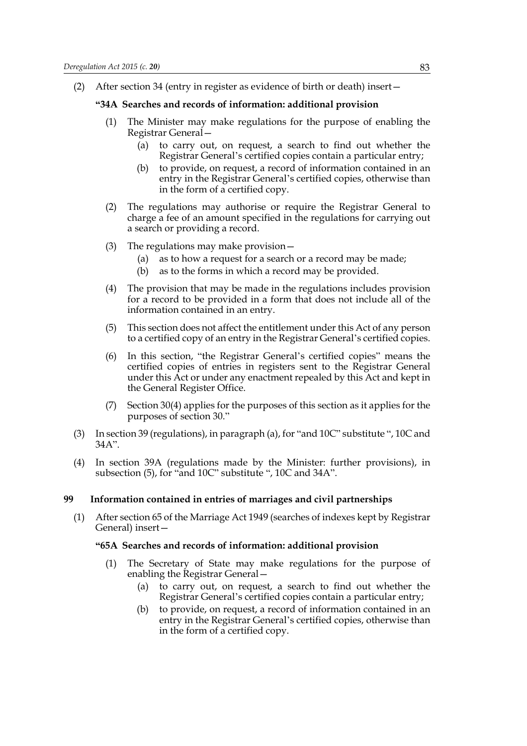(2) After section 34 (entry in register as evidence of birth or death) insert—

**"34A Searches and records of information: additional provision**

(1) The Minister may make regulations for the purpose of enabling the Registrar General—

(a) to carry out, on request, a search to find out whether the Registrar General's certified copies contain a particular entry;

(b) to provide, on request, a record of information contained in an entry in the Registrar General's certified copies, otherwise than in the form of a certified copy.

(2) The regulations may authorise or require the Registrar General to charge a fee of an amount specified in the regulations for carrying out a search or providing a record.

(3) The regulations may make provision—

(a) as to how a request for a search or a record may be made;

(b) as to the forms in which a record may be provided.

(4) The provision that may be made in the regulations includes provision for a record to be provided in a form that does not include all of the information contained in an entry.

(5) This section does not affect the entitlement under this Act of any person to a certified copy of an entry in the Registrar General's certified copies.

(6) In this section, "the Registrar General's certified copies" means the certified copies of entries in registers sent to the Registrar General under this Act or under any enactment repealed by this Act and kept in the General Register Office.

(7) Section 30(4) applies for the purposes of this section as it applies for the purposes of section 30."

(3) In section 39 (regulations), in paragraph (a), for "and 10C" substitute ", 10C and 34A".

(4) In section 39A (regulations made by the Minister: further provisions), in subsection (5), for "and 10C" substitute ", 10C and 34A".

**99 Information contained in entries of marriages and civil partnerships**

(1) After section 65 of the Marriage Act 1949 (searches of indexes kept by Registrar General) insert—

**"65A Searches and records of information: additional provision**

(1) The Secretary of State may make regulations for the purpose of enabling the Registrar General—

(a) to carry out, on request, a search to find out whether the Registrar General's certified copies contain a particular entry;

(b) to provide, on request, a record of information contained in an entry in the Registrar General's certified copies, otherwise than in the form of a certified copy.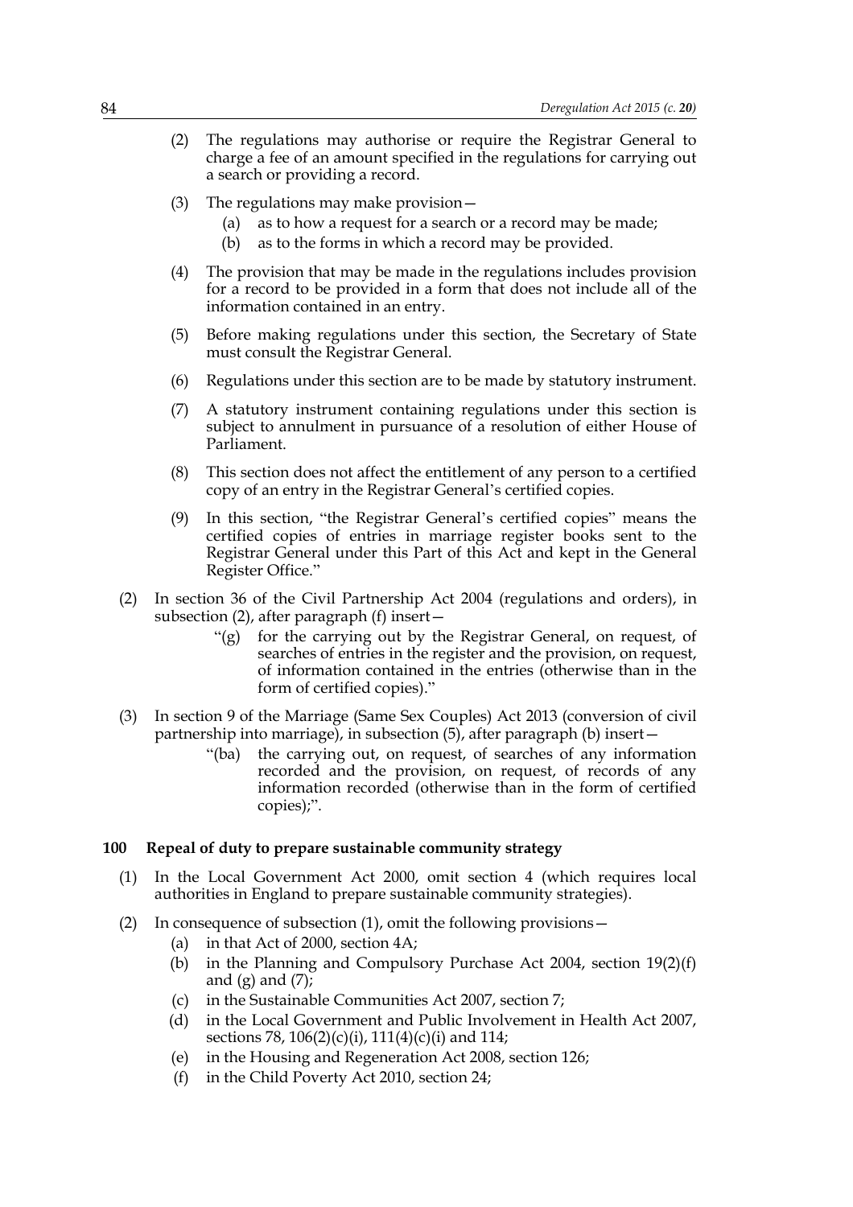(2) The regulations may authorise or require the Registrar General to charge a fee of an amount specified in the regulations for carrying out a search or providing a record.

(3) The regulations may make provision—

  (a) as to how a request for a search or a record may be made;

  (b) as to the forms in which a record may be provided.

(4) The provision that may be made in the regulations includes provision for a record to be provided in a form that does not include all of the information contained in an entry.

(5) Before making regulations under this section, the Secretary of State must consult the Registrar General.

(6) Regulations under this section are to be made by statutory instrument.

(7) A statutory instrument containing regulations under this section is subject to annulment in pursuance of a resolution of either House of Parliament.

(8) This section does not affect the entitlement of any person to a certified copy of an entry in the Registrar General's certified copies.

(9) In this section, "the Registrar General's certified copies" means the certified copies of entries in marriage register books sent to the Registrar General under this Part of this Act and kept in the General Register Office."

(2) In section 36 of the Civil Partnership Act 2004 (regulations and orders), in subsection (2), after paragraph (f) insert—

  "(g) for the carrying out by the Registrar General, on request, of searches of entries in the register and the provision, on request, of information contained in the entries (otherwise than in the form of certified copies)."

(3) In section 9 of the Marriage (Same Sex Couples) Act 2013 (conversion of civil partnership into marriage), in subsection (5), after paragraph (b) insert—

  "(ba) the carrying out, on request, of searches of any information recorded and the provision, on request, of records of any information recorded (otherwise than in the form of certified copies);".

**100 Repeal of duty to prepare sustainable community strategy**

(1) In the Local Government Act 2000, omit section 4 (which requires local authorities in England to prepare sustainable community strategies).

(2) In consequence of subsection (1), omit the following provisions—

  (a) in that Act of 2000, section 4A;

  (b) in the Planning and Compulsory Purchase Act 2004, section 19(2)(f) and (g) and (7);

  (c) in the Sustainable Communities Act 2007, section 7;

  (d) in the Local Government and Public Involvement in Health Act 2007, sections 78, 106(2)(c)(i), 111(4)(c)(i) and 114;

  (e) in the Housing and Regeneration Act 2008, section 126;

  (f) in the Child Poverty Act 2010, section 24;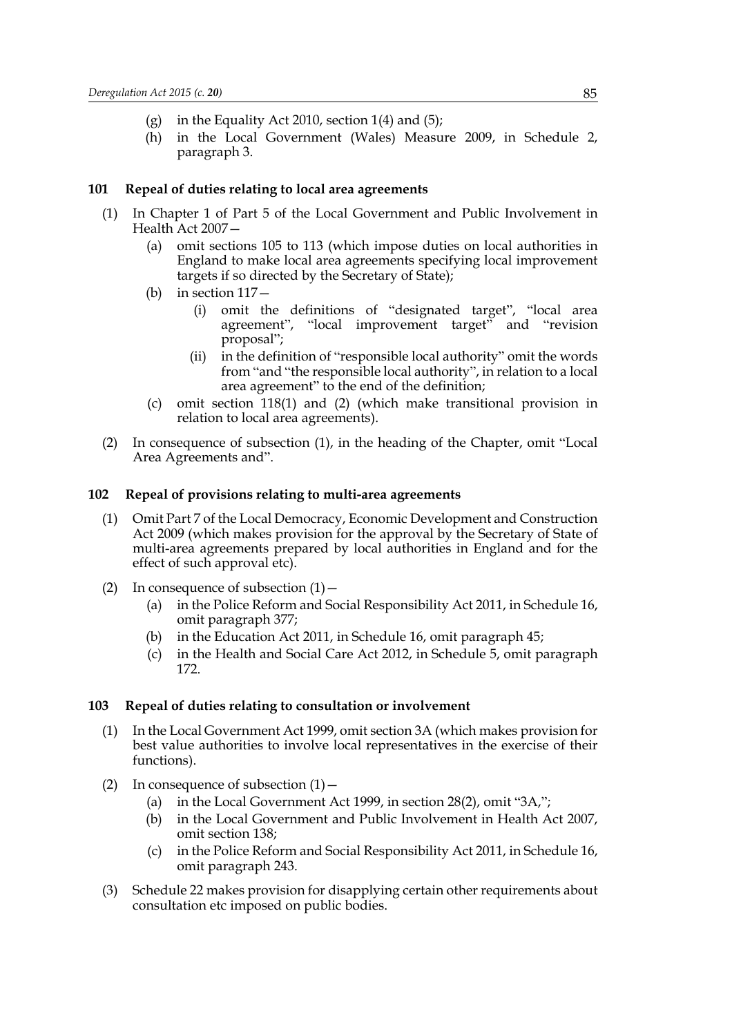(g) in the Equality Act 2010, section 1(4) and (5);

(h) in the Local Government (Wales) Measure 2009, in Schedule 2, paragraph 3.

### 101 Repeal of duties relating to local area agreements

(1) In Chapter 1 of Part 5 of the Local Government and Public Involvement in Health Act 2007—

(a) omit sections 105 to 113 (which impose duties on local authorities in England to make local area agreements specifying local improvement targets if so directed by the Secretary of State);

(b) in section 117—

(i) omit the definitions of "designated target", "local area agreement", "local improvement target" and "revision proposal";

(ii) in the definition of "responsible local authority" omit the words from "and "the responsible local authority", in relation to a local area agreement" to the end of the definition;

(c) omit section 118(1) and (2) (which make transitional provision in relation to local area agreements).

(2) In consequence of subsection (1), in the heading of the Chapter, omit "Local Area Agreements and".

### 102 Repeal of provisions relating to multi-area agreements

(1) Omit Part 7 of the Local Democracy, Economic Development and Construction Act 2009 (which makes provision for the approval by the Secretary of State of multi-area agreements prepared by local authorities in England and for the effect of such approval etc).

(2) In consequence of subsection (1)—

(a) in the Police Reform and Social Responsibility Act 2011, in Schedule 16, omit paragraph 377;

(b) in the Education Act 2011, in Schedule 16, omit paragraph 45;

(c) in the Health and Social Care Act 2012, in Schedule 5, omit paragraph 172.

### 103 Repeal of duties relating to consultation or involvement

(1) In the Local Government Act 1999, omit section 3A (which makes provision for best value authorities to involve local representatives in the exercise of their functions).

(2) In consequence of subsection (1)—

(a) in the Local Government Act 1999, in section 28(2), omit "3A,";

(b) in the Local Government and Public Involvement in Health Act 2007, omit section 138;

(c) in the Police Reform and Social Responsibility Act 2011, in Schedule 16, omit paragraph 243.

(3) Schedule 22 makes provision for disapplying certain other requirements about consultation etc imposed on public bodies.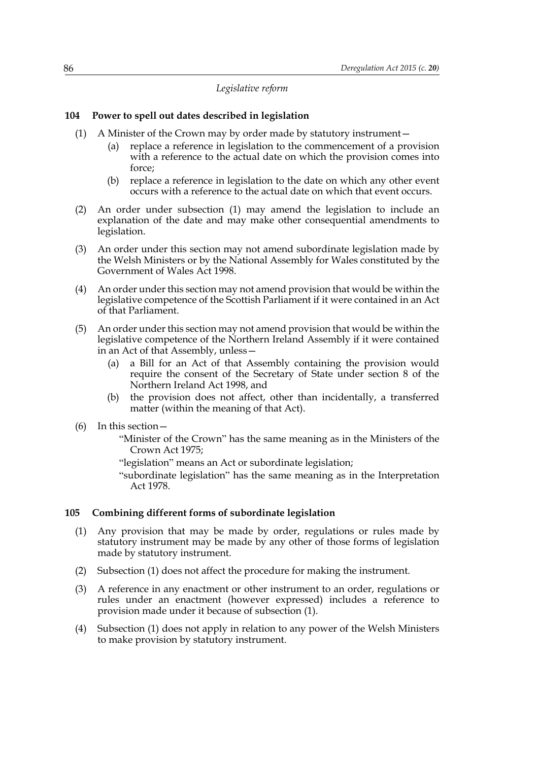*Legislative reform*

### 104 Power to spell out dates described in legislation

(1) A Minister of the Crown may by order made by statutory instrument—

(a) replace a reference in legislation to the commencement of a provision with a reference to the actual date on which the provision comes into force;

(b) replace a reference in legislation to the date on which any other event occurs with a reference to the actual date on which that event occurs.

(2) An order under subsection (1) may amend the legislation to include an explanation of the date and may make other consequential amendments to legislation.

(3) An order under this section may not amend subordinate legislation made by the Welsh Ministers or by the National Assembly for Wales constituted by the Government of Wales Act 1998.

(4) An order under this section may not amend provision that would be within the legislative competence of the Scottish Parliament if it were contained in an Act of that Parliament.

(5) An order under this section may not amend provision that would be within the legislative competence of the Northern Ireland Assembly if it were contained in an Act of that Assembly, unless—

(a) a Bill for an Act of that Assembly containing the provision would require the consent of the Secretary of State under section 8 of the Northern Ireland Act 1998, and

(b) the provision does not affect, other than incidentally, a transferred matter (within the meaning of that Act).

(6) In this section—

"Minister of the Crown" has the same meaning as in the Ministers of the Crown Act 1975;

"legislation" means an Act or subordinate legislation;

"subordinate legislation" has the same meaning as in the Interpretation Act 1978.

### 105 Combining different forms of subordinate legislation

(1) Any provision that may be made by order, regulations or rules made by statutory instrument may be made by any other of those forms of legislation made by statutory instrument.

(2) Subsection (1) does not affect the procedure for making the instrument.

(3) A reference in any enactment or other instrument to an order, regulations or rules under an enactment (however expressed) includes a reference to provision made under it because of subsection (1).

(4) Subsection (1) does not apply in relation to any power of the Welsh Ministers to make provision by statutory instrument.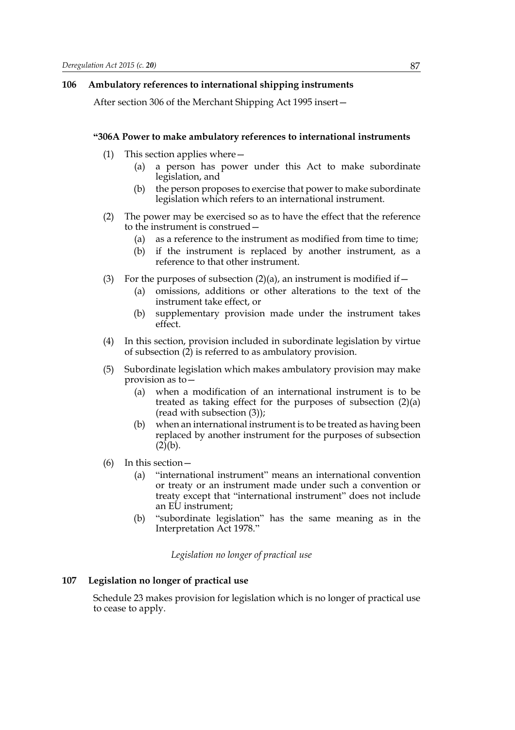### 106 Ambulatory references to international shipping instruments

After section 306 of the Merchant Shipping Act 1995 insert—

**"306A Power to make ambulatory references to international instruments**

(1) This section applies where—

(a) a person has power under this Act to make subordinate legislation, and

(b) the person proposes to exercise that power to make subordinate legislation which refers to an international instrument.

(2) The power may be exercised so as to have the effect that the reference to the instrument is construed—

(a) as a reference to the instrument as modified from time to time;

(b) if the instrument is replaced by another instrument, as a reference to that other instrument.

(3) For the purposes of subsection (2)(a), an instrument is modified if—

(a) omissions, additions or other alterations to the text of the instrument take effect, or

(b) supplementary provision made under the instrument takes effect.

(4) In this section, provision included in subordinate legislation by virtue of subsection (2) is referred to as ambulatory provision.

(5) Subordinate legislation which makes ambulatory provision may make provision as to—

(a) when a modification of an international instrument is to be treated as taking effect for the purposes of subsection (2)(a) (read with subsection (3));

(b) when an international instrument is to be treated as having been replaced by another instrument for the purposes of subsection (2)(b).

(6) In this section—

(a) "international instrument" means an international convention or treaty or an instrument made under such a convention or treaty except that "international instrument" does not include an EU instrument;

(b) "subordinate legislation" has the same meaning as in the Interpretation Act 1978."

*Legislation no longer of practical use*

### 107 Legislation no longer of practical use

Schedule 23 makes provision for legislation which is no longer of practical use to cease to apply.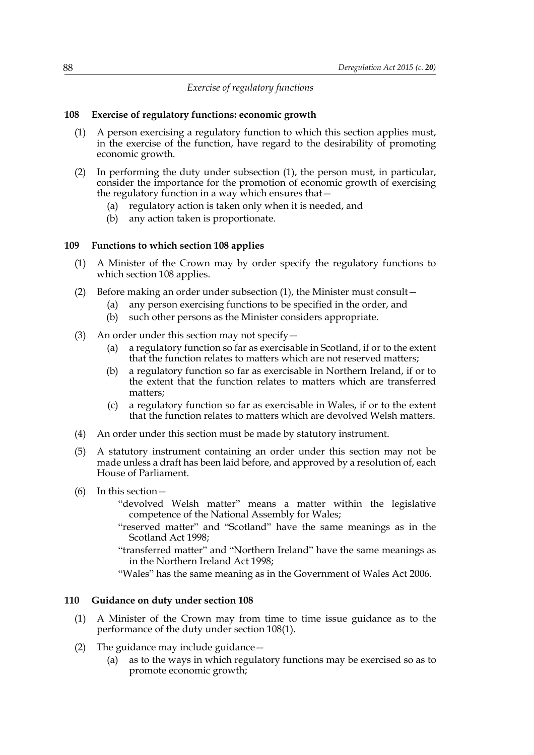*Exercise of regulatory functions*

### 108 Exercise of regulatory functions: economic growth

(1) A person exercising a regulatory function to which this section applies must, in the exercise of the function, have regard to the desirability of promoting economic growth.

(2) In performing the duty under subsection (1), the person must, in particular, consider the importance for the promotion of economic growth of exercising the regulatory function in a way which ensures that—

(a) regulatory action is taken only when it is needed, and

(b) any action taken is proportionate.

### 109 Functions to which section 108 applies

(1) A Minister of the Crown may by order specify the regulatory functions to which section 108 applies.

(2) Before making an order under subsection (1), the Minister must consult—

(a) any person exercising functions to be specified in the order, and

(b) such other persons as the Minister considers appropriate.

(3) An order under this section may not specify—

(a) a regulatory function so far as exercisable in Scotland, if or to the extent that the function relates to matters which are not reserved matters;

(b) a regulatory function so far as exercisable in Northern Ireland, if or to the extent that the function relates to matters which are transferred matters;

(c) a regulatory function so far as exercisable in Wales, if or to the extent that the function relates to matters which are devolved Welsh matters.

(4) An order under this section must be made by statutory instrument.

(5) A statutory instrument containing an order under this section may not be made unless a draft has been laid before, and approved by a resolution of, each House of Parliament.

(6) In this section—

"devolved Welsh matter" means a matter within the legislative competence of the National Assembly for Wales;

"reserved matter" and "Scotland" have the same meanings as in the Scotland Act 1998;

"transferred matter" and "Northern Ireland" have the same meanings as in the Northern Ireland Act 1998;

"Wales" has the same meaning as in the Government of Wales Act 2006.

### 110 Guidance on duty under section 108

(1) A Minister of the Crown may from time to time issue guidance as to the performance of the duty under section 108(1).

(2) The guidance may include guidance—

(a) as to the ways in which regulatory functions may be exercised so as to promote economic growth;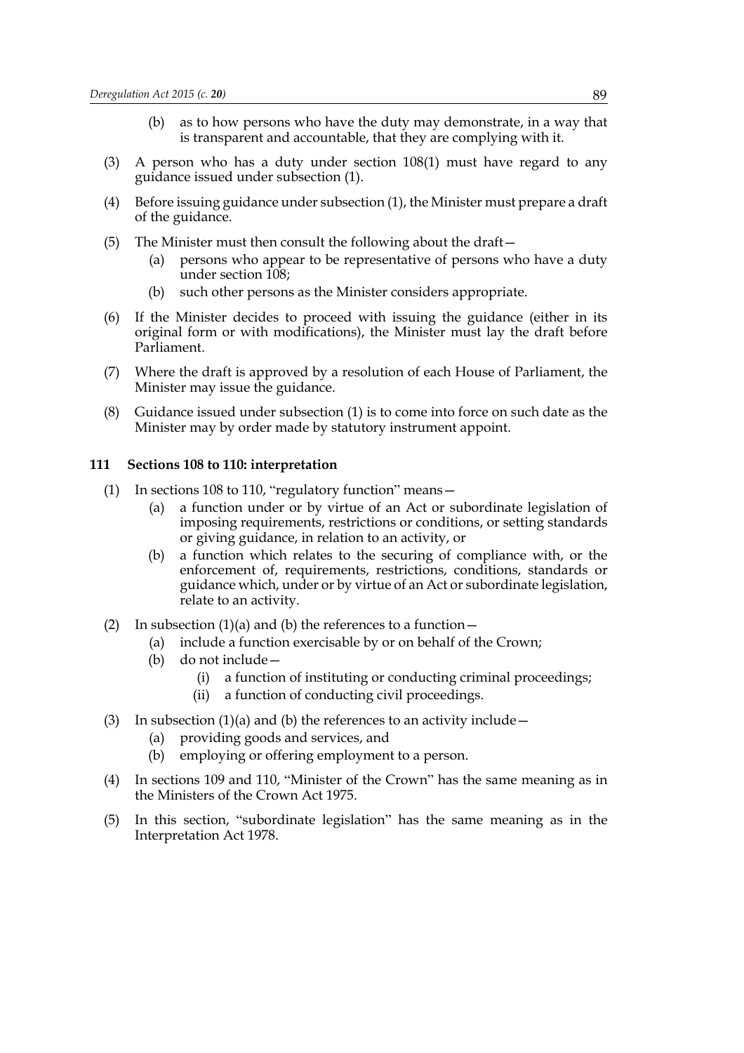(b) as to how persons who have the duty may demonstrate, in a way that is transparent and accountable, that they are complying with it.

(3) A person who has a duty under section 108(1) must have regard to any guidance issued under subsection (1).

(4) Before issuing guidance under subsection (1), the Minister must prepare a draft of the guidance.

(5) The Minister must then consult the following about the draft—

(a) persons who appear to be representative of persons who have a duty under section 108;

(b) such other persons as the Minister considers appropriate.

(6) If the Minister decides to proceed with issuing the guidance (either in its original form or with modifications), the Minister must lay the draft before Parliament.

(7) Where the draft is approved by a resolution of each House of Parliament, the Minister may issue the guidance.

(8) Guidance issued under subsection (1) is to come into force on such date as the Minister may by order made by statutory instrument appoint.

### 111 Sections 108 to 110: interpretation

(1) In sections 108 to 110, "regulatory function" means—

(a) a function under or by virtue of an Act or subordinate legislation of imposing requirements, restrictions or conditions, or setting standards or giving guidance, in relation to an activity, or

(b) a function which relates to the securing of compliance with, or the enforcement of, requirements, restrictions, conditions, standards or guidance which, under or by virtue of an Act or subordinate legislation, relate to an activity.

(2) In subsection (1)(a) and (b) the references to a function—

(a) include a function exercisable by or on behalf of the Crown;

(b) do not include—

(i) a function of instituting or conducting criminal proceedings;

(ii) a function of conducting civil proceedings.

(3) In subsection (1)(a) and (b) the references to an activity include—

(a) providing goods and services, and

(b) employing or offering employment to a person.

(4) In sections 109 and 110, "Minister of the Crown" has the same meaning as in the Ministers of the Crown Act 1975.

(5) In this section, "subordinate legislation" has the same meaning as in the Interpretation Act 1978.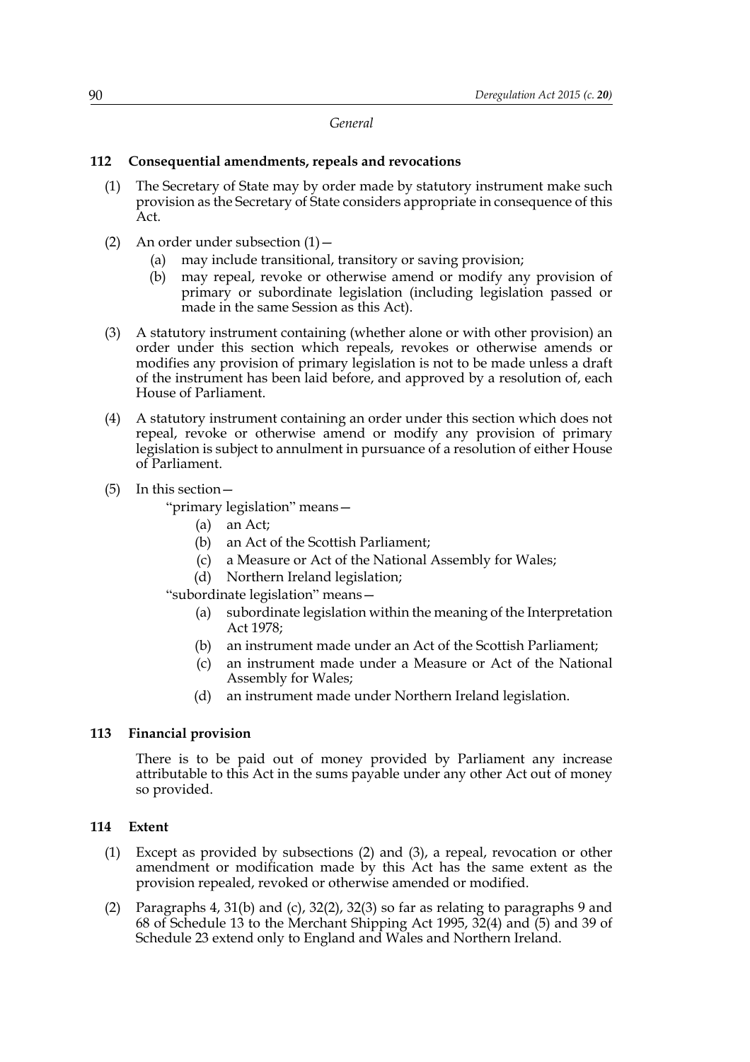*General*

### 112 Consequential amendments, repeals and revocations

(1) The Secretary of State may by order made by statutory instrument make such provision as the Secretary of State considers appropriate in consequence of this Act.

(2) An order under subsection (1)—

- (a) may include transitional, transitory or saving provision;
- (b) may repeal, revoke or otherwise amend or modify any provision of primary or subordinate legislation (including legislation passed or made in the same Session as this Act).

(3) A statutory instrument containing (whether alone or with other provision) an order under this section which repeals, revokes or otherwise amends or modifies any provision of primary legislation is not to be made unless a draft of the instrument has been laid before, and approved by a resolution of, each House of Parliament.

(4) A statutory instrument containing an order under this section which does not repeal, revoke or otherwise amend or modify any provision of primary legislation is subject to annulment in pursuance of a resolution of either House of Parliament.

(5) In this section—

"primary legislation" means—

- (a) an Act;
- (b) an Act of the Scottish Parliament;
- (c) a Measure or Act of the National Assembly for Wales;
- (d) Northern Ireland legislation;

"subordinate legislation" means—

- (a) subordinate legislation within the meaning of the Interpretation Act 1978;
- (b) an instrument made under an Act of the Scottish Parliament;
- (c) an instrument made under a Measure or Act of the National Assembly for Wales;
- (d) an instrument made under Northern Ireland legislation.

### 113 Financial provision

There is to be paid out of money provided by Parliament any increase attributable to this Act in the sums payable under any other Act out of money so provided.

### 114 Extent

(1) Except as provided by subsections (2) and (3), a repeal, revocation or other amendment or modification made by this Act has the same extent as the provision repealed, revoked or otherwise amended or modified.

(2) Paragraphs 4, 31(b) and (c), 32(2), 32(3) so far as relating to paragraphs 9 and 68 of Schedule 13 to the Merchant Shipping Act 1995, 32(4) and (5) and 39 of Schedule 23 extend only to England and Wales and Northern Ireland.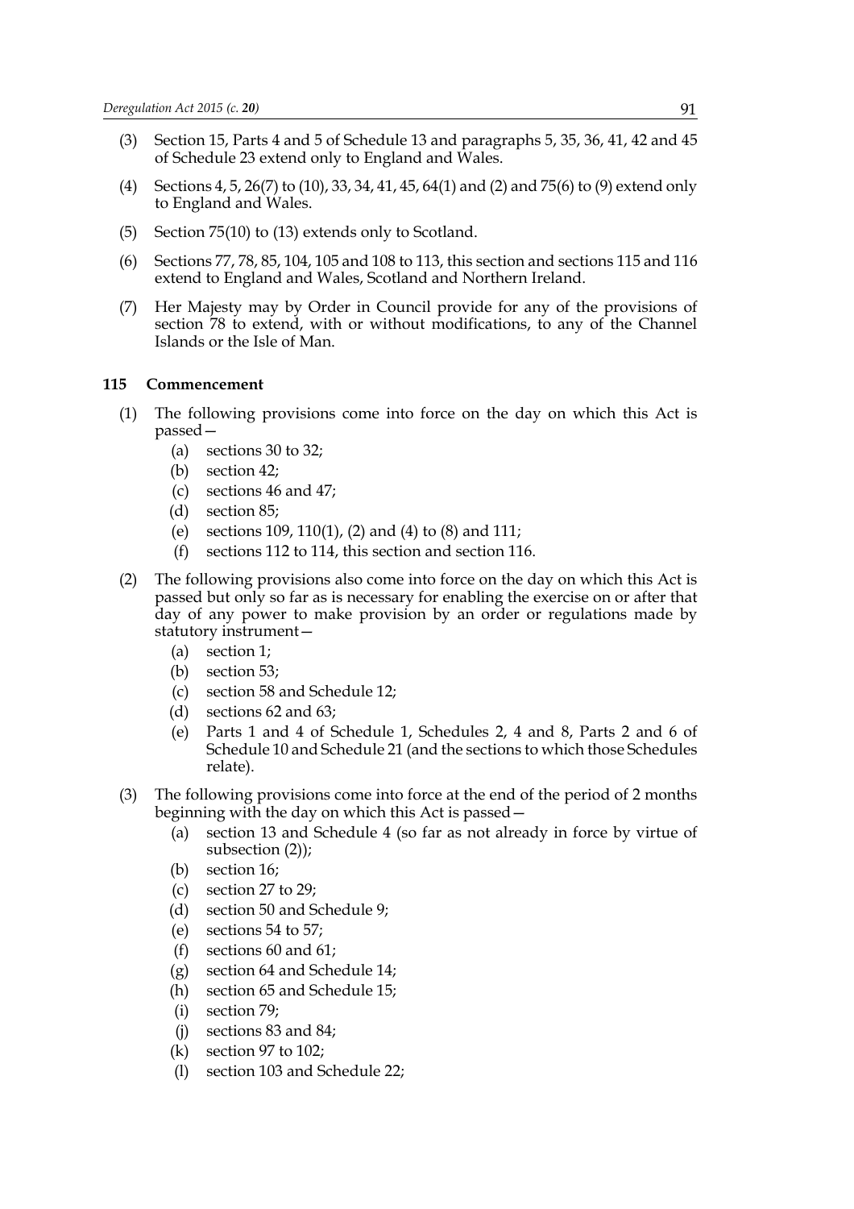(3) Section 15, Parts 4 and 5 of Schedule 13 and paragraphs 5, 35, 36, 41, 42 and 45 of Schedule 23 extend only to England and Wales.

(4) Sections 4, 5, 26(7) to (10), 33, 34, 41, 45, 64(1) and (2) and 75(6) to (9) extend only to England and Wales.

(5) Section 75(10) to (13) extends only to Scotland.

(6) Sections 77, 78, 85, 104, 105 and 108 to 113, this section and sections 115 and 116 extend to England and Wales, Scotland and Northern Ireland.

(7) Her Majesty may by Order in Council provide for any of the provisions of section 78 to extend, with or without modifications, to any of the Channel Islands or the Isle of Man.

## 115 Commencement

(1) The following provisions come into force on the day on which this Act is passed—

- (a) sections 30 to 32;
- (b) section 42;
- (c) sections 46 and 47;
- (d) section 85;
- (e) sections 109, 110(1), (2) and (4) to (8) and 111;
- (f) sections 112 to 114, this section and section 116.

(2) The following provisions also come into force on the day on which this Act is passed but only so far as is necessary for enabling the exercise on or after that day of any power to make provision by an order or regulations made by statutory instrument—

- (a) section 1;
- (b) section 53;
- (c) section 58 and Schedule 12;
- (d) sections 62 and 63;
- (e) Parts 1 and 4 of Schedule 1, Schedules 2, 4 and 8, Parts 2 and 6 of Schedule 10 and Schedule 21 (and the sections to which those Schedules relate).

(3) The following provisions come into force at the end of the period of 2 months beginning with the day on which this Act is passed—

- (a) section 13 and Schedule 4 (so far as not already in force by virtue of subsection (2));
- (b) section 16;
- (c) section 27 to 29;
- (d) section 50 and Schedule 9;
- (e) sections 54 to 57;
- (f) sections 60 and 61;
- (g) section 64 and Schedule 14;
- (h) section 65 and Schedule 15;
- (i) section 79;
- (j) sections 83 and 84;
- (k) section 97 to 102;
- (l) section 103 and Schedule 22;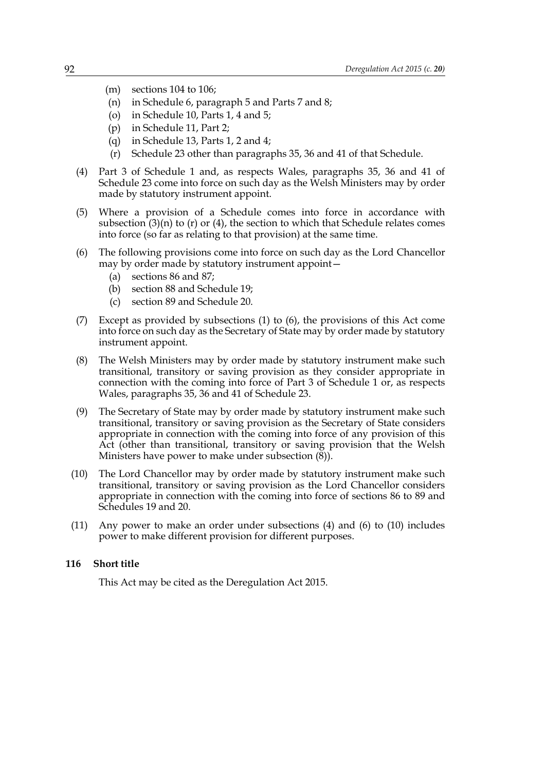(m) sections 104 to 106;

(n) in Schedule 6, paragraph 5 and Parts 7 and 8;

(o) in Schedule 10, Parts 1, 4 and 5;

(p) in Schedule 11, Part 2;

(q) in Schedule 13, Parts 1, 2 and 4;

(r) Schedule 23 other than paragraphs 35, 36 and 41 of that Schedule.

(4) Part 3 of Schedule 1 and, as respects Wales, paragraphs 35, 36 and 41 of Schedule 23 come into force on such day as the Welsh Ministers may by order made by statutory instrument appoint.

(5) Where a provision of a Schedule comes into force in accordance with subsection (3)(n) to (r) or (4), the section to which that Schedule relates comes into force (so far as relating to that provision) at the same time.

(6) The following provisions come into force on such day as the Lord Chancellor may by order made by statutory instrument appoint—

(a) sections 86 and 87;

(b) section 88 and Schedule 19;

(c) section 89 and Schedule 20.

(7) Except as provided by subsections (1) to (6), the provisions of this Act come into force on such day as the Secretary of State may by order made by statutory instrument appoint.

(8) The Welsh Ministers may by order made by statutory instrument make such transitional, transitory or saving provision as they consider appropriate in connection with the coming into force of Part 3 of Schedule 1 or, as respects Wales, paragraphs 35, 36 and 41 of Schedule 23.

(9) The Secretary of State may by order made by statutory instrument make such transitional, transitory or saving provision as the Secretary of State considers appropriate in connection with the coming into force of any provision of this Act (other than transitional, transitory or saving provision that the Welsh Ministers have power to make under subsection (8)).

(10) The Lord Chancellor may by order made by statutory instrument make such transitional, transitory or saving provision as the Lord Chancellor considers appropriate in connection with the coming into force of sections 86 to 89 and Schedules 19 and 20.

(11) Any power to make an order under subsections (4) and (6) to (10) includes power to make different provision for different purposes.

**116 Short title**

This Act may be cited as the Deregulation Act 2015.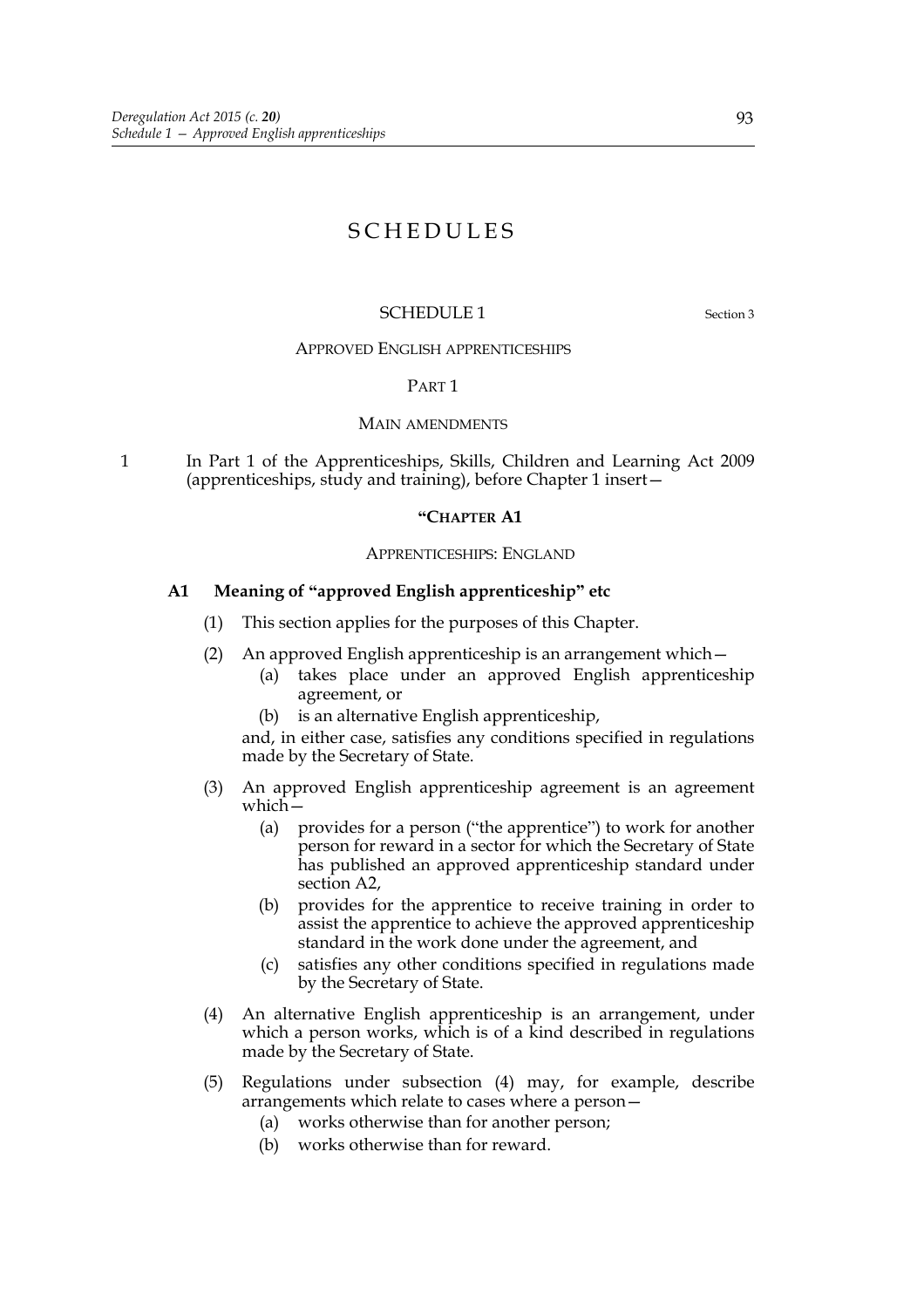# SCHEDULES

## SCHEDULE 1

Section 3

### APPROVED ENGLISH APPRENTICESHIPS

#### PART 1

#### MAIN AMENDMENTS

1 In Part 1 of the Apprenticeships, Skills, Children and Learning Act 2009 (apprenticeships, study and training), before Chapter 1 insert—

**"CHAPTER A1**

APPRENTICESHIPS: ENGLAND

**A1 Meaning of "approved English apprenticeship" etc**

(1) This section applies for the purposes of this Chapter.

(2) An approved English apprenticeship is an arrangement which—

(a) takes place under an approved English apprenticeship agreement, or

(b) is an alternative English apprenticeship,

and, in either case, satisfies any conditions specified in regulations made by the Secretary of State.

(3) An approved English apprenticeship agreement is an agreement which—

(a) provides for a person ("the apprentice") to work for another person for reward in a sector for which the Secretary of State has published an approved apprenticeship standard under section A2,

(b) provides for the apprentice to receive training in order to assist the apprentice to achieve the approved apprenticeship standard in the work done under the agreement, and

(c) satisfies any other conditions specified in regulations made by the Secretary of State.

(4) An alternative English apprenticeship is an arrangement, under which a person works, which is of a kind described in regulations made by the Secretary of State.

(5) Regulations under subsection (4) may, for example, describe arrangements which relate to cases where a person—

(a) works otherwise than for another person;

(b) works otherwise than for reward.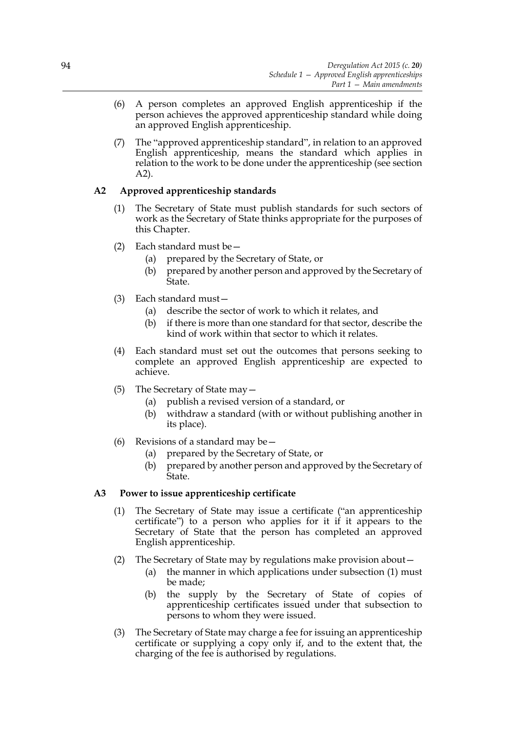(6) A person completes an approved English apprenticeship if the person achieves the approved apprenticeship standard while doing an approved English apprenticeship.

(7) The "approved apprenticeship standard", in relation to an approved English apprenticeship, means the standard which applies in relation to the work to be done under the apprenticeship (see section A2).

### A2 Approved apprenticeship standards

(1) The Secretary of State must publish standards for such sectors of work as the Secretary of State thinks appropriate for the purposes of this Chapter.

(2) Each standard must be—
   - (a) prepared by the Secretary of State, or
   - (b) prepared by another person and approved by the Secretary of State.

(3) Each standard must—
   - (a) describe the sector of work to which it relates, and
   - (b) if there is more than one standard for that sector, describe the kind of work within that sector to which it relates.

(4) Each standard must set out the outcomes that persons seeking to complete an approved English apprenticeship are expected to achieve.

(5) The Secretary of State may—
   - (a) publish a revised version of a standard, or
   - (b) withdraw a standard (with or without publishing another in its place).

(6) Revisions of a standard may be—
   - (a) prepared by the Secretary of State, or
   - (b) prepared by another person and approved by the Secretary of State.

### A3 Power to issue apprenticeship certificate

(1) The Secretary of State may issue a certificate ("an apprenticeship certificate") to a person who applies for it if it appears to the Secretary of State that the person has completed an approved English apprenticeship.

(2) The Secretary of State may by regulations make provision about—
   - (a) the manner in which applications under subsection (1) must be made;
   - (b) the supply by the Secretary of State of copies of apprenticeship certificates issued under that subsection to persons to whom they were issued.

(3) The Secretary of State may charge a fee for issuing an apprenticeship certificate or supplying a copy only if, and to the extent that, the charging of the fee is authorised by regulations.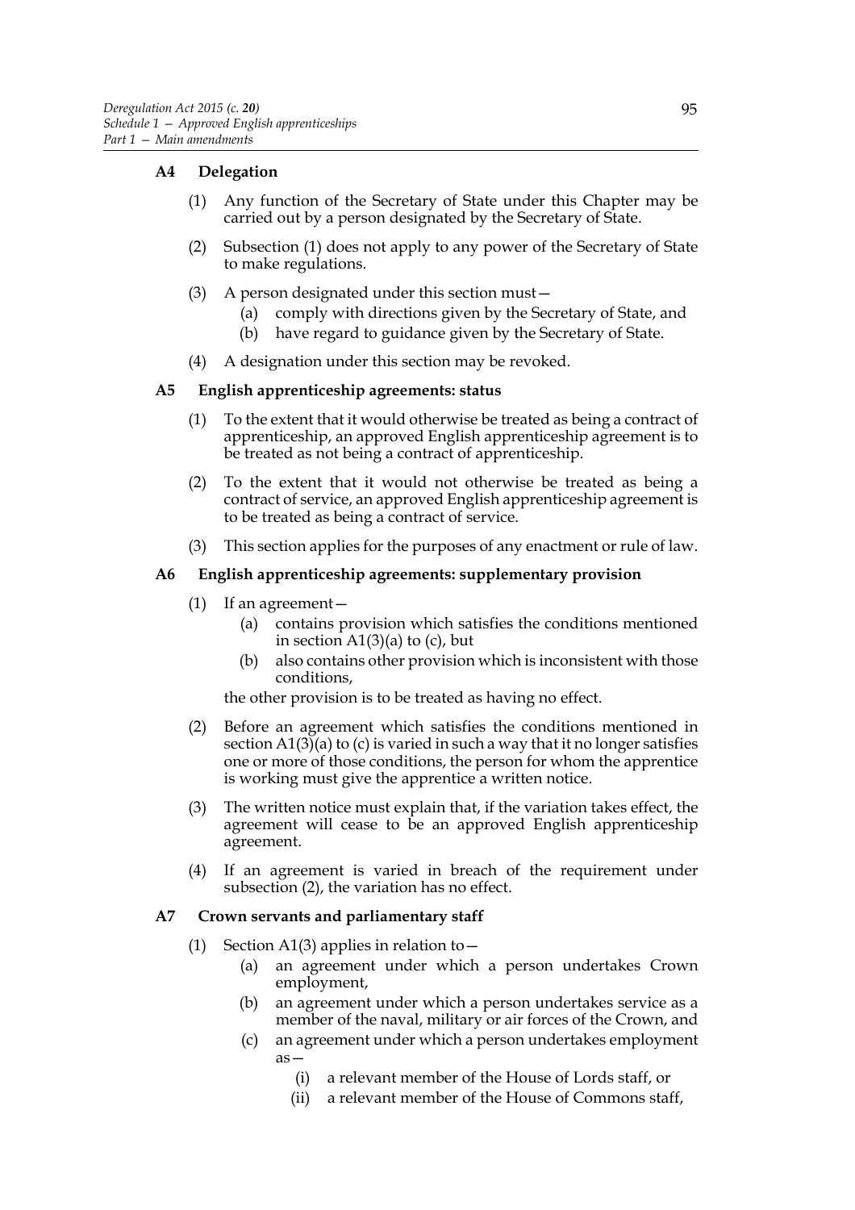### A4 Delegation

(1) Any function of the Secretary of State under this Chapter may be carried out by a person designated by the Secretary of State.

(2) Subsection (1) does not apply to any power of the Secretary of State to make regulations.

(3) A person designated under this section must—

  (a) comply with directions given by the Secretary of State, and

  (b) have regard to guidance given by the Secretary of State.

(4) A designation under this section may be revoked.

### A5 English apprenticeship agreements: status

(1) To the extent that it would otherwise be treated as being a contract of apprenticeship, an approved English apprenticeship agreement is to be treated as not being a contract of apprenticeship.

(2) To the extent that it would not otherwise be treated as being a contract of service, an approved English apprenticeship agreement is to be treated as being a contract of service.

(3) This section applies for the purposes of any enactment or rule of law.

### A6 English apprenticeship agreements: supplementary provision

(1) If an agreement—

  (a) contains provision which satisfies the conditions mentioned in section A1(3)(a) to (c), but

  (b) also contains other provision which is inconsistent with those conditions,

the other provision is to be treated as having no effect.

(2) Before an agreement which satisfies the conditions mentioned in section A1(3)(a) to (c) is varied in such a way that it no longer satisfies one or more of those conditions, the person for whom the apprentice is working must give the apprentice a written notice.

(3) The written notice must explain that, if the variation takes effect, the agreement will cease to be an approved English apprenticeship agreement.

(4) If an agreement is varied in breach of the requirement under subsection (2), the variation has no effect.

### A7 Crown servants and parliamentary staff

(1) Section A1(3) applies in relation to—

  (a) an agreement under which a person undertakes Crown employment,

  (b) an agreement under which a person undertakes service as a member of the naval, military or air forces of the Crown, and

  (c) an agreement under which a person undertakes employment as—

    (i) a relevant member of the House of Lords staff, or

    (ii) a relevant member of the House of Commons staff,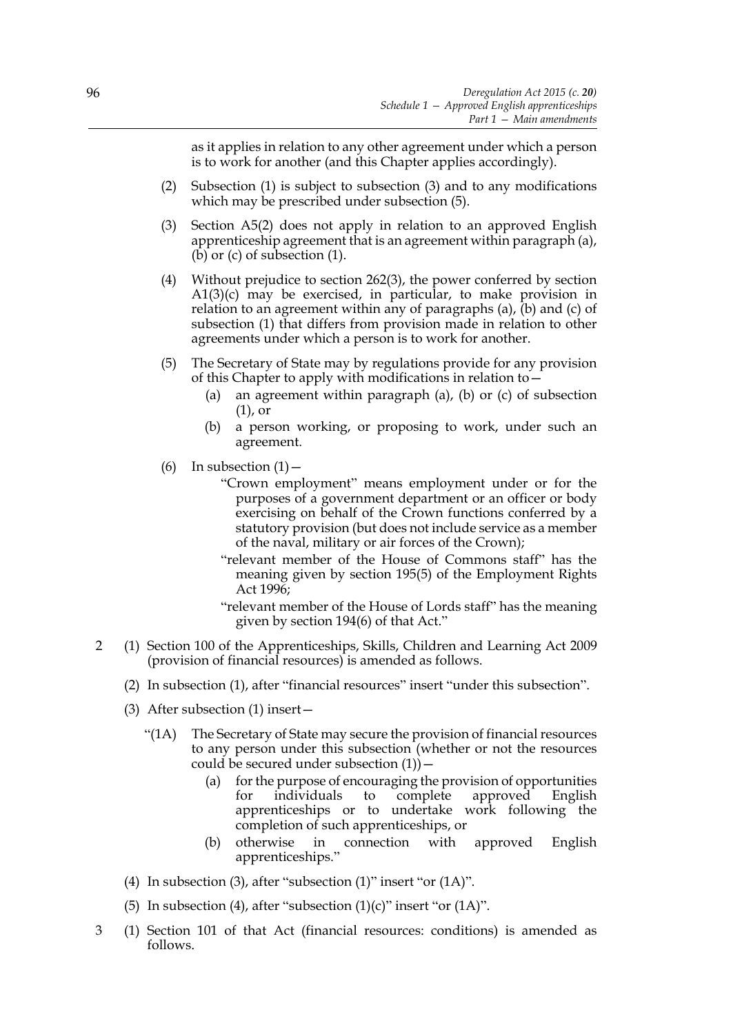as it applies in relation to any other agreement under which a person is to work for another (and this Chapter applies accordingly).

(2) Subsection (1) is subject to subsection (3) and to any modifications which may be prescribed under subsection (5).

(3) Section A5(2) does not apply in relation to an approved English apprenticeship agreement that is an agreement within paragraph (a), (b) or (c) of subsection (1).

(4) Without prejudice to section 262(3), the power conferred by section A1(3)(c) may be exercised, in particular, to make provision in relation to an agreement within any of paragraphs (a), (b) and (c) of subsection (1) that differs from provision made in relation to other agreements under which a person is to work for another.

(5) The Secretary of State may by regulations provide for any provision of this Chapter to apply with modifications in relation to—

- (a) an agreement within paragraph (a), (b) or (c) of subsection (1), or
- (b) a person working, or proposing to work, under such an agreement.

(6) In subsection (1)—

"Crown employment" means employment under or for the purposes of a government department or an officer or body exercising on behalf of the Crown functions conferred by a statutory provision (but does not include service as a member of the naval, military or air forces of the Crown);

"relevant member of the House of Commons staff" has the meaning given by section 195(5) of the Employment Rights Act 1996;

"relevant member of the House of Lords staff" has the meaning given by section 194(6) of that Act."

2 (1) Section 100 of the Apprenticeships, Skills, Children and Learning Act 2009 (provision of financial resources) is amended as follows.

(2) In subsection (1), after "financial resources" insert "under this subsection".

(3) After subsection (1) insert—

"(1A) The Secretary of State may secure the provision of financial resources to any person under this subsection (whether or not the resources could be secured under subsection (1))—

- (a) for the purpose of encouraging the provision of opportunities for individuals to complete approved English apprenticeships or to undertake work following the completion of such apprenticeships, or
- (b) otherwise in connection with approved English apprenticeships."

(4) In subsection (3), after "subsection (1)" insert "or (1A)".

(5) In subsection (4), after "subsection (1)(c)" insert "or (1A)".

3 (1) Section 101 of that Act (financial resources: conditions) is amended as follows.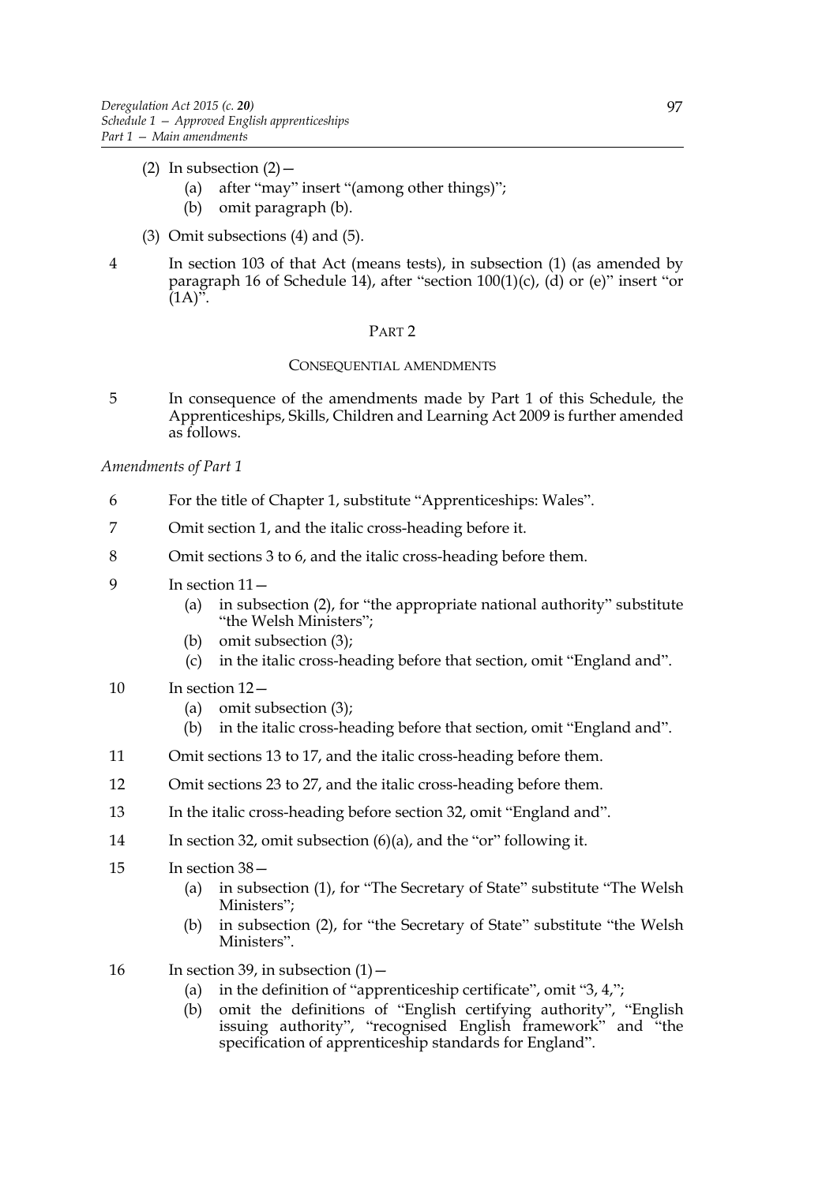(2) In subsection (2)—

   (a) after "may" insert "(among other things)";

   (b) omit paragraph (b).

(3) Omit subsections (4) and (5).

4 In section 103 of that Act (means tests), in subsection (1) (as amended by paragraph 16 of Schedule 14), after "section 100(1)(c), (d) or (e)" insert "or (1A)".

## PART 2

### CONSEQUENTIAL AMENDMENTS

5 In consequence of the amendments made by Part 1 of this Schedule, the Apprenticeships, Skills, Children and Learning Act 2009 is further amended as follows.

*Amendments of Part 1*

6 For the title of Chapter 1, substitute "Apprenticeships: Wales".

7 Omit section 1, and the italic cross-heading before it.

8 Omit sections 3 to 6, and the italic cross-heading before them.

9 In section 11—

   (a) in subsection (2), for "the appropriate national authority" substitute "the Welsh Ministers";

   (b) omit subsection (3);

   (c) in the italic cross-heading before that section, omit "England and".

10 In section 12—

   (a) omit subsection (3);

   (b) in the italic cross-heading before that section, omit "England and".

11 Omit sections 13 to 17, and the italic cross-heading before them.

12 Omit sections 23 to 27, and the italic cross-heading before them.

13 In the italic cross-heading before section 32, omit "England and".

14 In section 32, omit subsection (6)(a), and the "or" following it.

15 In section 38—

   (a) in subsection (1), for "The Secretary of State" substitute "The Welsh Ministers";

   (b) in subsection (2), for "the Secretary of State" substitute "the Welsh Ministers".

16 In section 39, in subsection (1)—

   (a) in the definition of "apprenticeship certificate", omit "3, 4,";

   (b) omit the definitions of "English certifying authority", "English issuing authority", "recognised English framework" and "the specification of apprenticeship standards for England".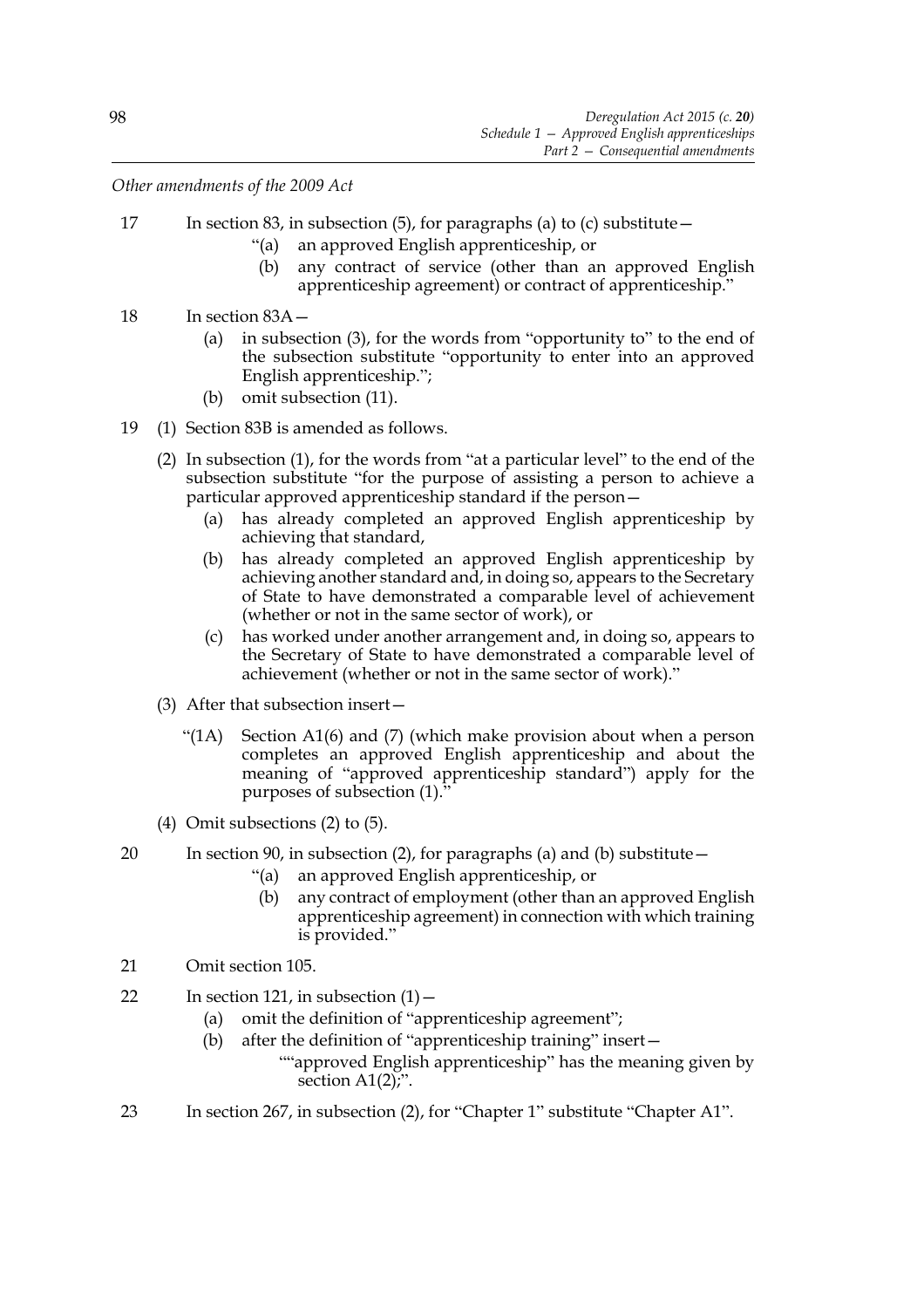*Other amendments of the 2009 Act*

17 In section 83, in subsection (5), for paragraphs (a) to (c) substitute—

"(a) an approved English apprenticeship, or

(b) any contract of service (other than an approved English apprenticeship agreement) or contract of apprenticeship."

18 In section 83A—

(a) in subsection (3), for the words from "opportunity to" to the end of the subsection substitute "opportunity to enter into an approved English apprenticeship.";

(b) omit subsection (11).

19 (1) Section 83B is amended as follows.

(2) In subsection (1), for the words from "at a particular level" to the end of the subsection substitute "for the purpose of assisting a person to achieve a particular approved apprenticeship standard if the person—

(a) has already completed an approved English apprenticeship by achieving that standard,

(b) has already completed an approved English apprenticeship by achieving another standard and, in doing so, appears to the Secretary of State to have demonstrated a comparable level of achievement (whether or not in the same sector of work), or

(c) has worked under another arrangement and, in doing so, appears to the Secretary of State to have demonstrated a comparable level of achievement (whether or not in the same sector of work)."

(3) After that subsection insert—

"(1A) Section A1(6) and (7) (which make provision about when a person completes an approved English apprenticeship and about the meaning of "approved apprenticeship standard") apply for the purposes of subsection (1)."

(4) Omit subsections (2) to (5).

20 In section 90, in subsection (2), for paragraphs (a) and (b) substitute—

"(a) an approved English apprenticeship, or

(b) any contract of employment (other than an approved English apprenticeship agreement) in connection with which training is provided."

21 Omit section 105.

22 In section 121, in subsection (1)—

(a) omit the definition of "apprenticeship agreement";

(b) after the definition of "apprenticeship training" insert—

""approved English apprenticeship" has the meaning given by section A1(2);".

23 In section 267, in subsection (2), for "Chapter 1" substitute "Chapter A1".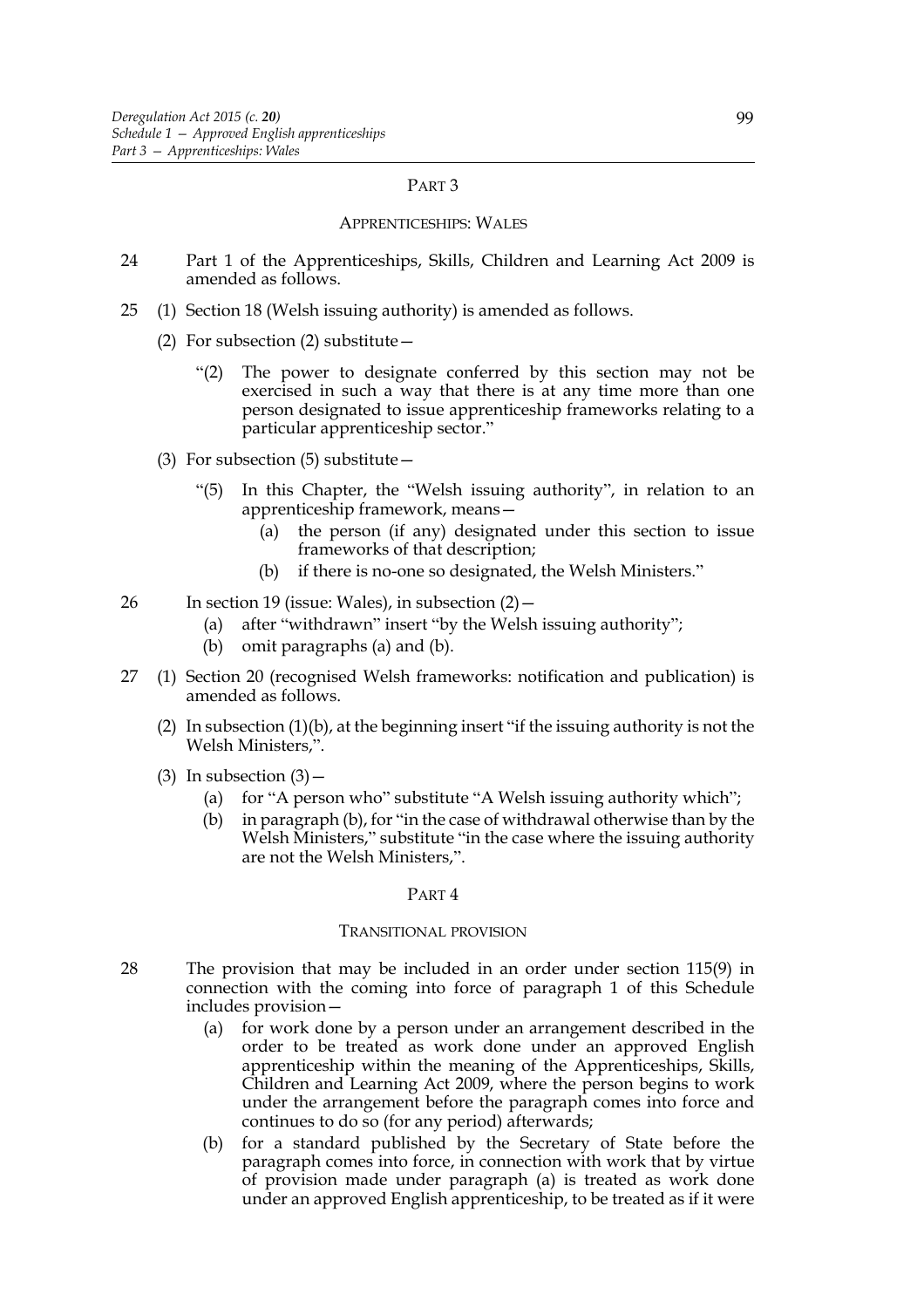## PART 3

### APPRENTICESHIPS: WALES

24 Part 1 of the Apprenticeships, Skills, Children and Learning Act 2009 is amended as follows.

25 (1) Section 18 (Welsh issuing authority) is amended as follows.

(2) For subsection (2) substitute—

"(2) The power to designate conferred by this section may not be exercised in such a way that there is at any time more than one person designated to issue apprenticeship frameworks relating to a particular apprenticeship sector."

(3) For subsection (5) substitute—

"(5) In this Chapter, the "Welsh issuing authority", in relation to an apprenticeship framework, means—

(a) the person (if any) designated under this section to issue frameworks of that description;

(b) if there is no-one so designated, the Welsh Ministers."

26 In section 19 (issue: Wales), in subsection (2)—

(a) after "withdrawn" insert "by the Welsh issuing authority";

(b) omit paragraphs (a) and (b).

27 (1) Section 20 (recognised Welsh frameworks: notification and publication) is amended as follows.

(2) In subsection (1)(b), at the beginning insert "if the issuing authority is not the Welsh Ministers,".

(3) In subsection (3)—

(a) for "A person who" substitute "A Welsh issuing authority which";

(b) in paragraph (b), for "in the case of withdrawal otherwise than by the Welsh Ministers," substitute "in the case where the issuing authority are not the Welsh Ministers,".

## PART 4

### TRANSITIONAL PROVISION

28 The provision that may be included in an order under section 115(9) in connection with the coming into force of paragraph 1 of this Schedule includes provision—

(a) for work done by a person under an arrangement described in the order to be treated as work done under an approved English apprenticeship within the meaning of the Apprenticeships, Skills, Children and Learning Act 2009, where the person begins to work under the arrangement before the paragraph comes into force and continues to do so (for any period) afterwards;

(b) for a standard published by the Secretary of State before the paragraph comes into force, in connection with work that by virtue of provision made under paragraph (a) is treated as work done under an approved English apprenticeship, to be treated as if it were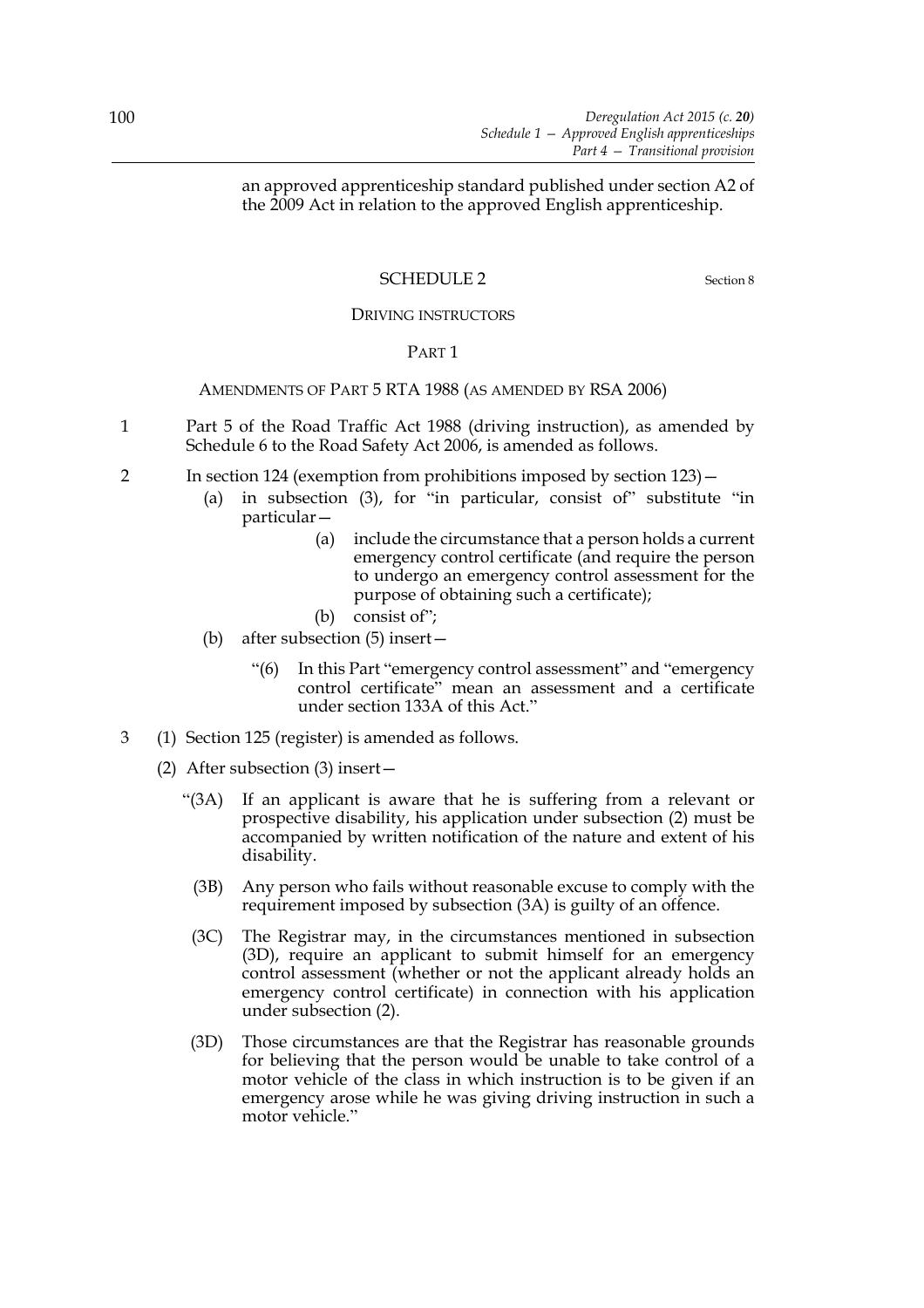an approved apprenticeship standard published under section A2 of the 2009 Act in relation to the approved English apprenticeship.

## SCHEDULE 2

Section 8

### DRIVING INSTRUCTORS

#### PART 1

##### AMENDMENTS OF PART 5 RTA 1988 (AS AMENDED BY RSA 2006)

1 Part 5 of the Road Traffic Act 1988 (driving instruction), as amended by Schedule 6 to the Road Safety Act 2006, is amended as follows.

2 In section 124 (exemption from prohibitions imposed by section 123)—

(a) in subsection (3), for "in particular, consist of" substitute "in particular—

(a) include the circumstance that a person holds a current emergency control certificate (and require the person to undergo an emergency control assessment for the purpose of obtaining such a certificate);

(b) consist of";

(b) after subsection (5) insert—

"(6) In this Part "emergency control assessment" and "emergency control certificate" mean an assessment and a certificate under section 133A of this Act."

3 (1) Section 125 (register) is amended as follows.

(2) After subsection (3) insert—

"(3A) If an applicant is aware that he is suffering from a relevant or prospective disability, his application under subsection (2) must be accompanied by written notification of the nature and extent of his disability.

(3B) Any person who fails without reasonable excuse to comply with the requirement imposed by subsection (3A) is guilty of an offence.

(3C) The Registrar may, in the circumstances mentioned in subsection (3D), require an applicant to submit himself for an emergency control assessment (whether or not the applicant already holds an emergency control certificate) in connection with his application under subsection (2).

(3D) Those circumstances are that the Registrar has reasonable grounds for believing that the person would be unable to take control of a motor vehicle of the class in which instruction is to be given if an emergency arose while he was giving driving instruction in such a motor vehicle."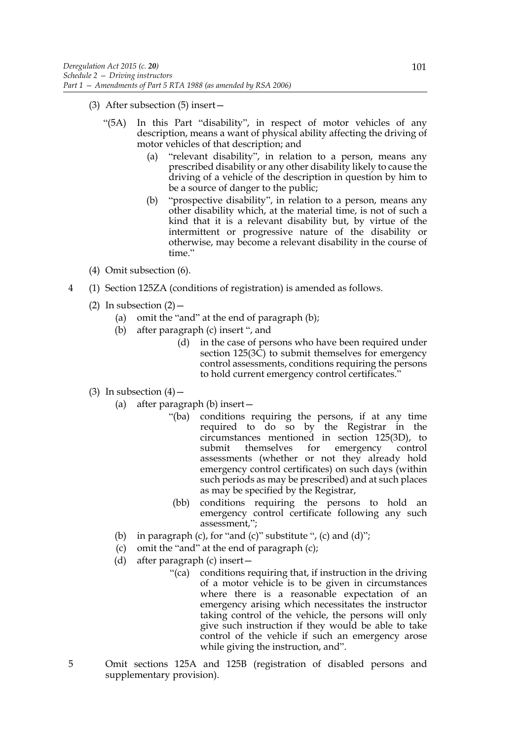(3) After subsection (5) insert—

"(5A) In this Part "disability", in respect of motor vehicles of any description, means a want of physical ability affecting the driving of motor vehicles of that description; and

(a) "relevant disability", in relation to a person, means any prescribed disability or any other disability likely to cause the driving of a vehicle of the description in question by him to be a source of danger to the public;

(b) "prospective disability", in relation to a person, means any other disability which, at the material time, is not of such a kind that it is a relevant disability but, by virtue of the intermittent or progressive nature of the disability or otherwise, may become a relevant disability in the course of time."

(4) Omit subsection (6).

4 (1) Section 125ZA (conditions of registration) is amended as follows.

(2) In subsection (2)—

(a) omit the "and" at the end of paragraph (b);

(b) after paragraph (c) insert ", and

(d) in the case of persons who have been required under section 125(3C) to submit themselves for emergency control assessments, conditions requiring the persons to hold current emergency control certificates."

(3) In subsection (4)—

(a) after paragraph (b) insert—

"(ba) conditions requiring the persons, if at any time required to do so by the Registrar in the circumstances mentioned in section 125(3D), to submit themselves for emergency control assessments (whether or not they already hold emergency control certificates) on such days (within such periods as may be prescribed) and at such places as may be specified by the Registrar,

(bb) conditions requiring the persons to hold an emergency control certificate following any such assessment,";

(b) in paragraph (c), for "and (c)" substitute ", (c) and (d)";

(c) omit the "and" at the end of paragraph (c);

(d) after paragraph (c) insert—

"(ca) conditions requiring that, if instruction in the driving of a motor vehicle is to be given in circumstances where there is a reasonable expectation of an emergency arising which necessitates the instructor taking control of the vehicle, the persons will only give such instruction if they would be able to take control of the vehicle if such an emergency arose while giving the instruction, and".

5 Omit sections 125A and 125B (registration of disabled persons and supplementary provision).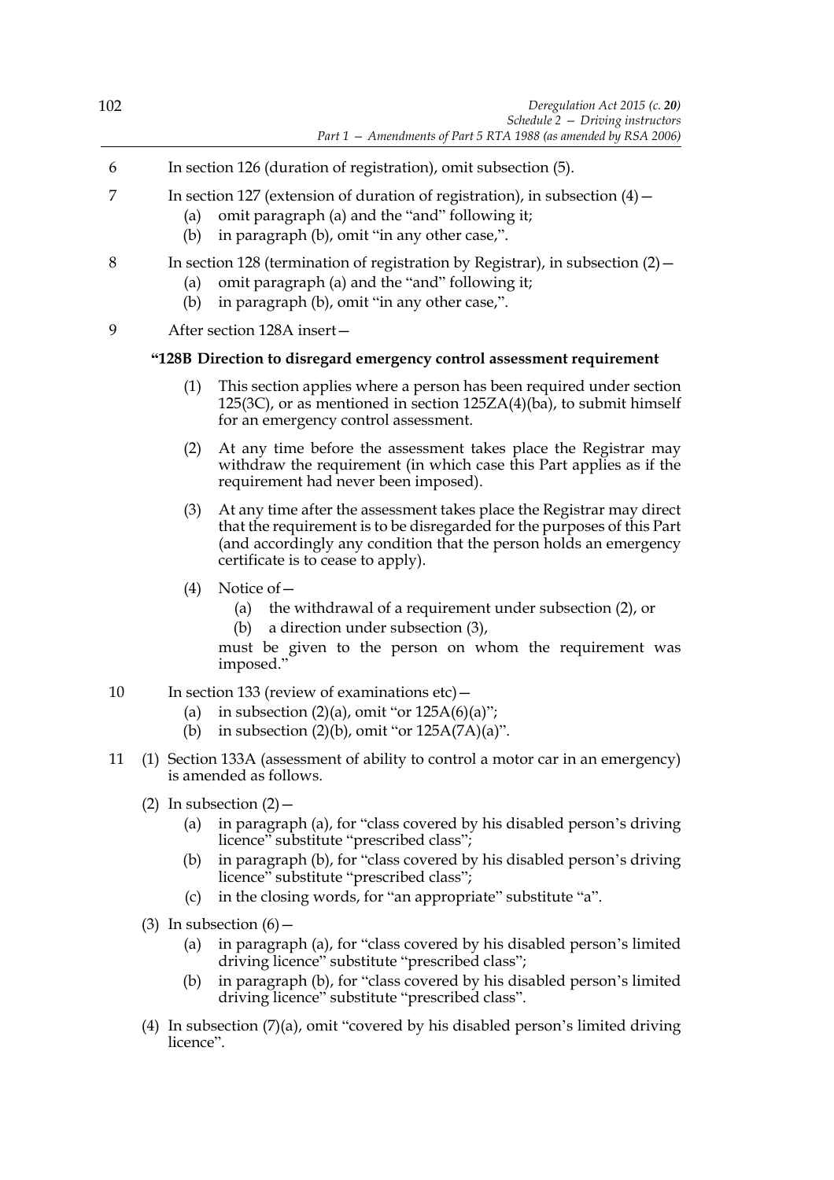6 In section 126 (duration of registration), omit subsection (5).

7 In section 127 (extension of duration of registration), in subsection (4)—
   (a) omit paragraph (a) and the "and" following it;
   (b) in paragraph (b), omit "in any other case,".

8 In section 128 (termination of registration by Registrar), in subsection (2)—
   (a) omit paragraph (a) and the "and" following it;
   (b) in paragraph (b), omit "in any other case,".

9 After section 128A insert—

**"128B Direction to disregard emergency control assessment requirement**

(1) This section applies where a person has been required under section 125(3C), or as mentioned in section 125ZA(4)(ba), to submit himself for an emergency control assessment.

(2) At any time before the assessment takes place the Registrar may withdraw the requirement (in which case this Part applies as if the requirement had never been imposed).

(3) At any time after the assessment takes place the Registrar may direct that the requirement is to be disregarded for the purposes of this Part (and accordingly any condition that the person holds an emergency certificate is to cease to apply).

(4) Notice of—
   (a) the withdrawal of a requirement under subsection (2), or
   (b) a direction under subsection (3),

must be given to the person on whom the requirement was imposed."

10 In section 133 (review of examinations etc)—
   (a) in subsection (2)(a), omit "or 125A(6)(a)";
   (b) in subsection (2)(b), omit "or 125A(7A)(a)".

11 (1) Section 133A (assessment of ability to control a motor car in an emergency) is amended as follows.

(2) In subsection (2)—
   (a) in paragraph (a), for "class covered by his disabled person's driving licence" substitute "prescribed class";
   (b) in paragraph (b), for "class covered by his disabled person's driving licence" substitute "prescribed class";
   (c) in the closing words, for "an appropriate" substitute "a".

(3) In subsection (6)—
   (a) in paragraph (a), for "class covered by his disabled person's limited driving licence" substitute "prescribed class";
   (b) in paragraph (b), for "class covered by his disabled person's limited driving licence" substitute "prescribed class".

(4) In subsection (7)(a), omit "covered by his disabled person's limited driving licence".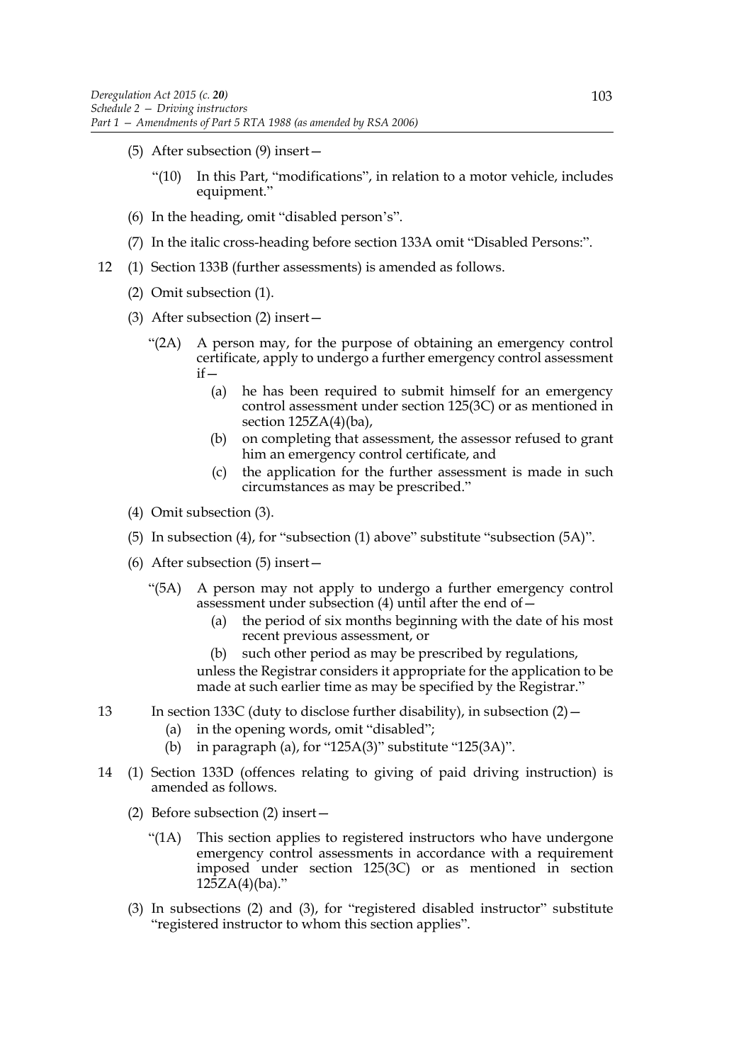(5) After subsection (9) insert—

"(10) In this Part, "modifications", in relation to a motor vehicle, includes equipment."

(6) In the heading, omit "disabled person's".

(7) In the italic cross-heading before section 133A omit "Disabled Persons:".

12 (1) Section 133B (further assessments) is amended as follows.

(2) Omit subsection (1).

(3) After subsection (2) insert—

"(2A) A person may, for the purpose of obtaining an emergency control certificate, apply to undergo a further emergency control assessment if—

(a) he has been required to submit himself for an emergency control assessment under section 125(3C) or as mentioned in section 125ZA(4)(ba),

(b) on completing that assessment, the assessor refused to grant him an emergency control certificate, and

(c) the application for the further assessment is made in such circumstances as may be prescribed."

(4) Omit subsection (3).

(5) In subsection (4), for "subsection (1) above" substitute "subsection (5A)".

(6) After subsection (5) insert—

"(5A) A person may not apply to undergo a further emergency control assessment under subsection (4) until after the end of—

(a) the period of six months beginning with the date of his most recent previous assessment, or

(b) such other period as may be prescribed by regulations,

unless the Registrar considers it appropriate for the application to be made at such earlier time as may be specified by the Registrar."

13 In section 133C (duty to disclose further disability), in subsection (2)—

(a) in the opening words, omit "disabled";

(b) in paragraph (a), for "125A(3)" substitute "125(3A)".

14 (1) Section 133D (offences relating to giving of paid driving instruction) is amended as follows.

(2) Before subsection (2) insert—

"(1A) This section applies to registered instructors who have undergone emergency control assessments in accordance with a requirement imposed under section 125(3C) or as mentioned in section 125ZA(4)(ba)."

(3) In subsections (2) and (3), for "registered disabled instructor" substitute "registered instructor to whom this section applies".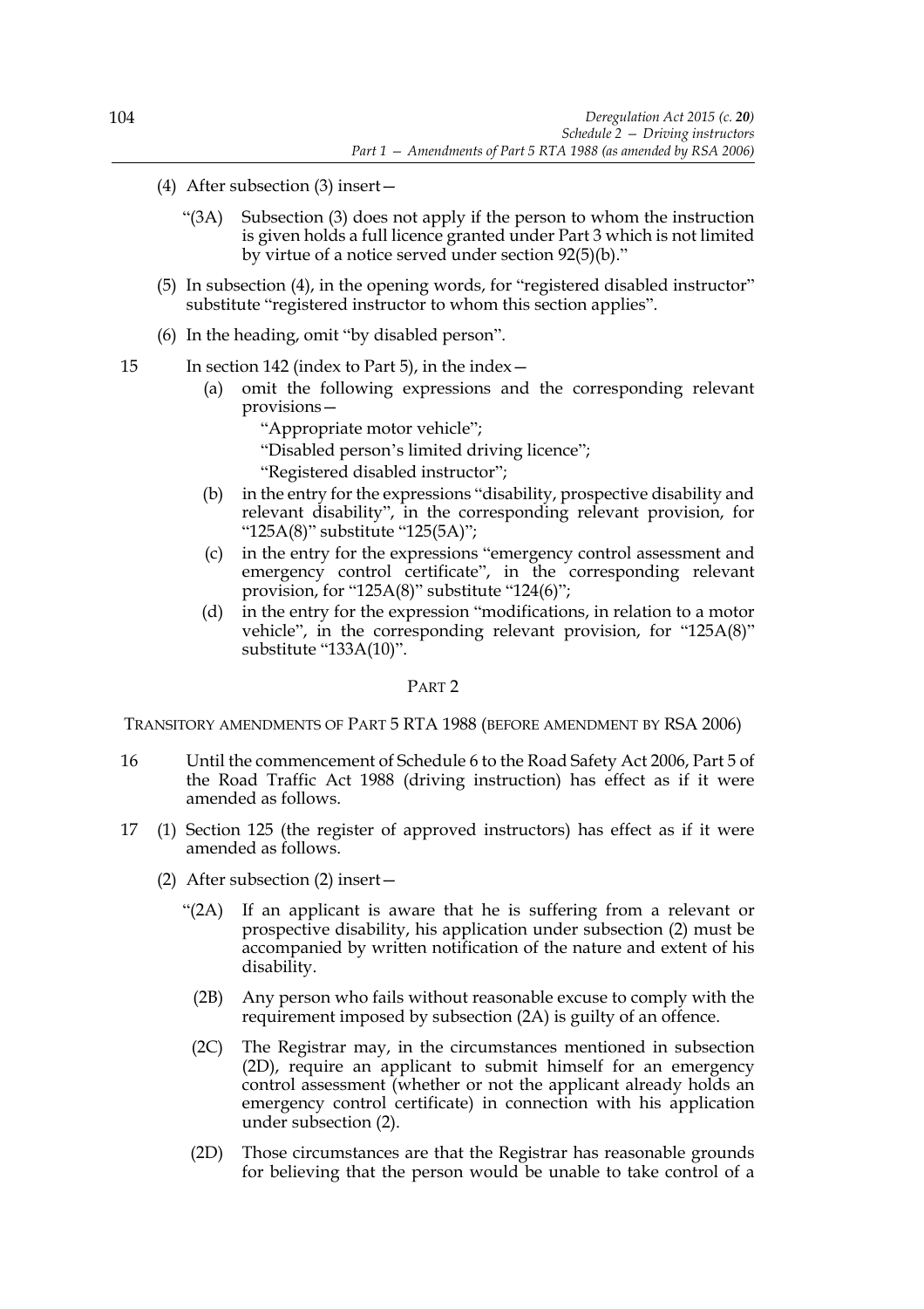(4) After subsection (3) insert—

> "(3A) Subsection (3) does not apply if the person to whom the instruction is given holds a full licence granted under Part 3 which is not limited by virtue of a notice served under section 92(5)(b)."

(5) In subsection (4), in the opening words, for "registered disabled instructor" substitute "registered instructor to whom this section applies".

(6) In the heading, omit "by disabled person".

15 In section 142 (index to Part 5), in the index—

(a) omit the following expressions and the corresponding relevant provisions—

"Appropriate motor vehicle";

"Disabled person's limited driving licence";

"Registered disabled instructor";

(b) in the entry for the expressions "disability, prospective disability and relevant disability", in the corresponding relevant provision, for "125A(8)" substitute "125(5A)";

(c) in the entry for the expressions "emergency control assessment and emergency control certificate", in the corresponding relevant provision, for "125A(8)" substitute "124(6)";

(d) in the entry for the expression "modifications, in relation to a motor vehicle", in the corresponding relevant provision, for "125A(8)" substitute "133A(10)".

## PART 2

### TRANSITORY AMENDMENTS OF PART 5 RTA 1988 (BEFORE AMENDMENT BY RSA 2006)

16 Until the commencement of Schedule 6 to the Road Safety Act 2006, Part 5 of the Road Traffic Act 1988 (driving instruction) has effect as if it were amended as follows.

17 (1) Section 125 (the register of approved instructors) has effect as if it were amended as follows.

(2) After subsection (2) insert—

> "(2A) If an applicant is aware that he is suffering from a relevant or prospective disability, his application under subsection (2) must be accompanied by written notification of the nature and extent of his disability.
>
> (2B) Any person who fails without reasonable excuse to comply with the requirement imposed by subsection (2A) is guilty of an offence.
>
> (2C) The Registrar may, in the circumstances mentioned in subsection (2D), require an applicant to submit himself for an emergency control assessment (whether or not the applicant already holds an emergency control certificate) in connection with his application under subsection (2).
>
> (2D) Those circumstances are that the Registrar has reasonable grounds for believing that the person would be unable to take control of a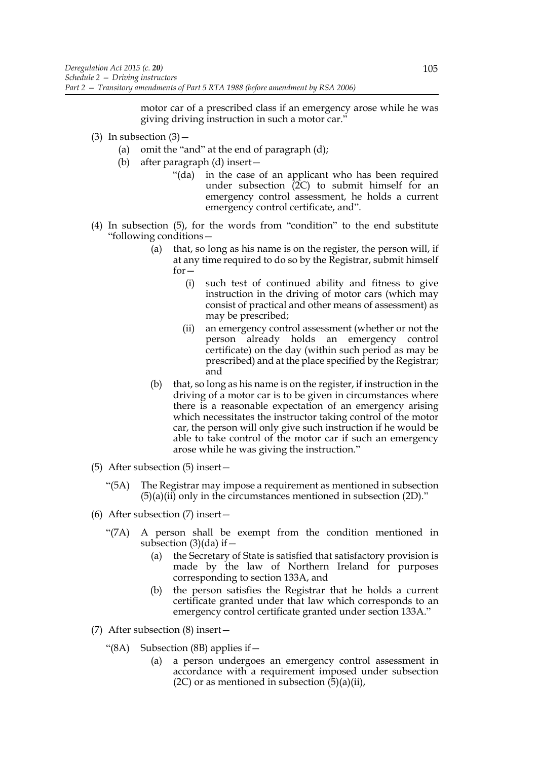motor car of a prescribed class if an emergency arose while he was giving driving instruction in such a motor car."

(3) In subsection (3)—

(a) omit the "and" at the end of paragraph (d);

(b) after paragraph (d) insert—

"(da) in the case of an applicant who has been required under subsection (2C) to submit himself for an emergency control assessment, he holds a current emergency control certificate, and".

(4) In subsection (5), for the words from "condition" to the end substitute "following conditions—

(a) that, so long as his name is on the register, the person will, if at any time required to do so by the Registrar, submit himself for—

(i) such test of continued ability and fitness to give instruction in the driving of motor cars (which may consist of practical and other means of assessment) as may be prescribed;

(ii) an emergency control assessment (whether or not the person already holds an emergency control certificate) on the day (within such period as may be prescribed) and at the place specified by the Registrar; and

(b) that, so long as his name is on the register, if instruction in the driving of a motor car is to be given in circumstances where there is a reasonable expectation of an emergency arising which necessitates the instructor taking control of the motor car, the person will only give such instruction if he would be able to take control of the motor car if such an emergency arose while he was giving the instruction."

(5) After subsection (5) insert—

"(5A) The Registrar may impose a requirement as mentioned in subsection (5)(a)(ii) only in the circumstances mentioned in subsection (2D)."

(6) After subsection (7) insert—

"(7A) A person shall be exempt from the condition mentioned in subsection (3)(da) if—

(a) the Secretary of State is satisfied that satisfactory provision is made by the law of Northern Ireland for purposes corresponding to section 133A, and

(b) the person satisfies the Registrar that he holds a current certificate granted under that law which corresponds to an emergency control certificate granted under section 133A."

(7) After subsection (8) insert—

"(8A) Subsection (8B) applies if—

(a) a person undergoes an emergency control assessment in accordance with a requirement imposed under subsection (2C) or as mentioned in subsection (5)(a)(ii),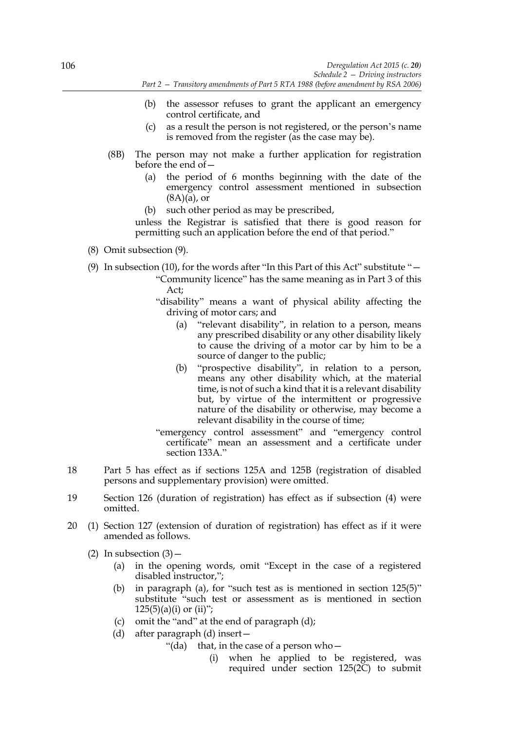(b) the assessor refuses to grant the applicant an emergency control certificate, and

(c) as a result the person is not registered, or the person's name is removed from the register (as the case may be).

(8B) The person may not make a further application for registration before the end of—

(a) the period of 6 months beginning with the date of the emergency control assessment mentioned in subsection (8A)(a), or

(b) such other period as may be prescribed,

unless the Registrar is satisfied that there is good reason for permitting such an application before the end of that period."

(8) Omit subsection (9).

(9) In subsection (10), for the words after "In this Part of this Act" substitute "—

"Community licence" has the same meaning as in Part 3 of this Act;

"disability" means a want of physical ability affecting the driving of motor cars; and

(a) "relevant disability", in relation to a person, means any prescribed disability or any other disability likely to cause the driving of a motor car by him to be a source of danger to the public;

(b) "prospective disability", in relation to a person, means any other disability which, at the material time, is not of such a kind that it is a relevant disability but, by virtue of the intermittent or progressive nature of the disability or otherwise, may become a relevant disability in the course of time;

"emergency control assessment" and "emergency control certificate" mean an assessment and a certificate under section 133A."

18 Part 5 has effect as if sections 125A and 125B (registration of disabled persons and supplementary provision) were omitted.

19 Section 126 (duration of registration) has effect as if subsection (4) were omitted.

20 (1) Section 127 (extension of duration of registration) has effect as if it were amended as follows.

(2) In subsection (3)—

(a) in the opening words, omit "Except in the case of a registered disabled instructor,";

(b) in paragraph (a), for "such test as is mentioned in section 125(5)" substitute "such test or assessment as is mentioned in section 125(5)(a)(i) or (ii)";

(c) omit the "and" at the end of paragraph (d);

(d) after paragraph (d) insert—

"(da) that, in the case of a person who—

(i) when he applied to be registered, was required under section 125(2C) to submit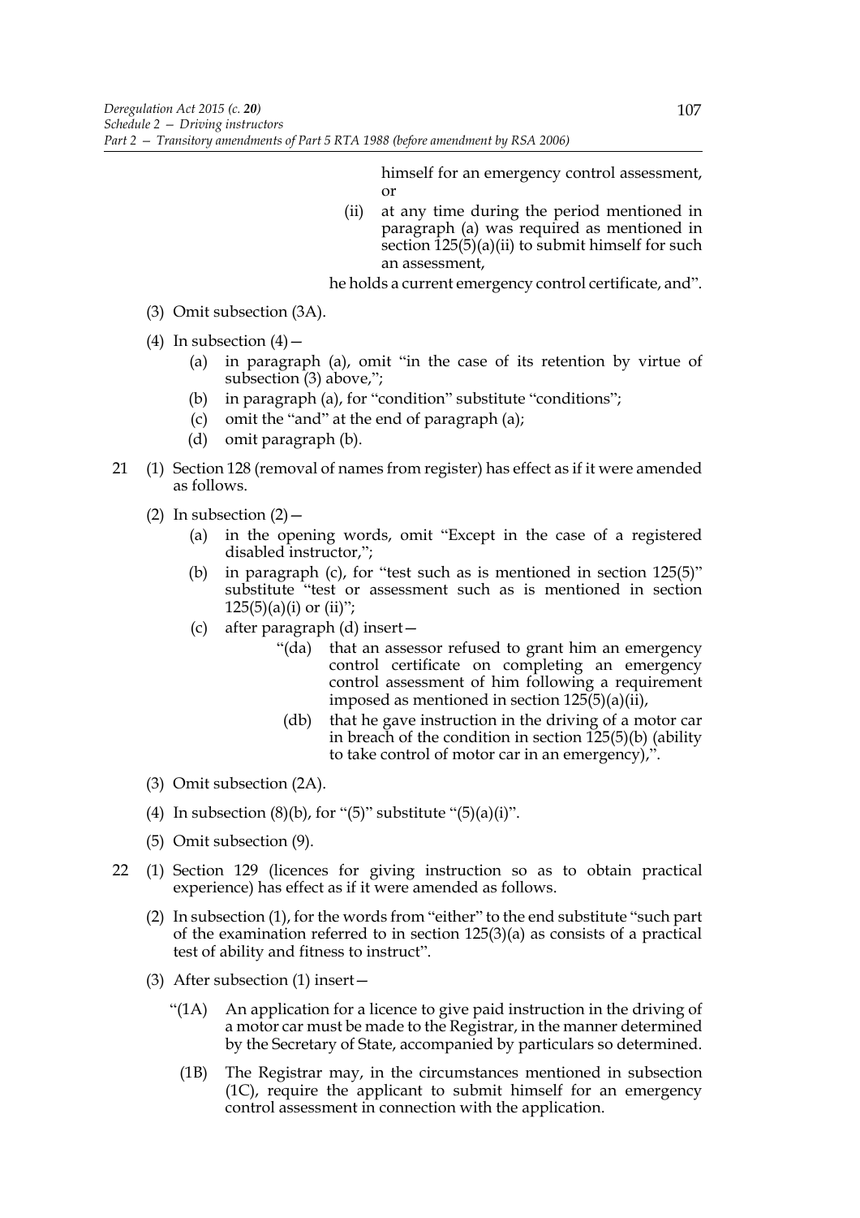himself for an emergency control assessment, or

(ii) at any time during the period mentioned in paragraph (a) was required as mentioned in section 125(5)(a)(ii) to submit himself for such an assessment,

he holds a current emergency control certificate, and".

(3) Omit subsection (3A).

(4) In subsection (4)—

(a) in paragraph (a), omit "in the case of its retention by virtue of subsection (3) above,";

(b) in paragraph (a), for "condition" substitute "conditions";

(c) omit the "and" at the end of paragraph (a);

(d) omit paragraph (b).

21 (1) Section 128 (removal of names from register) has effect as if it were amended as follows.

(2) In subsection (2)—

(a) in the opening words, omit "Except in the case of a registered disabled instructor,";

(b) in paragraph (c), for "test such as is mentioned in section 125(5)" substitute "test or assessment such as is mentioned in section 125(5)(a)(i) or (ii)";

(c) after paragraph (d) insert—

"(da) that an assessor refused to grant him an emergency control certificate on completing an emergency control assessment of him following a requirement imposed as mentioned in section 125(5)(a)(ii),

(db) that he gave instruction in the driving of a motor car in breach of the condition in section 125(5)(b) (ability to take control of motor car in an emergency),".

(3) Omit subsection (2A).

(4) In subsection (8)(b), for "(5)" substitute "(5)(a)(i)".

(5) Omit subsection (9).

22 (1) Section 129 (licences for giving instruction so as to obtain practical experience) has effect as if it were amended as follows.

(2) In subsection (1), for the words from "either" to the end substitute "such part of the examination referred to in section 125(3)(a) as consists of a practical test of ability and fitness to instruct".

(3) After subsection (1) insert—

"(1A) An application for a licence to give paid instruction in the driving of a motor car must be made to the Registrar, in the manner determined by the Secretary of State, accompanied by particulars so determined.

(1B) The Registrar may, in the circumstances mentioned in subsection (1C), require the applicant to submit himself for an emergency control assessment in connection with the application.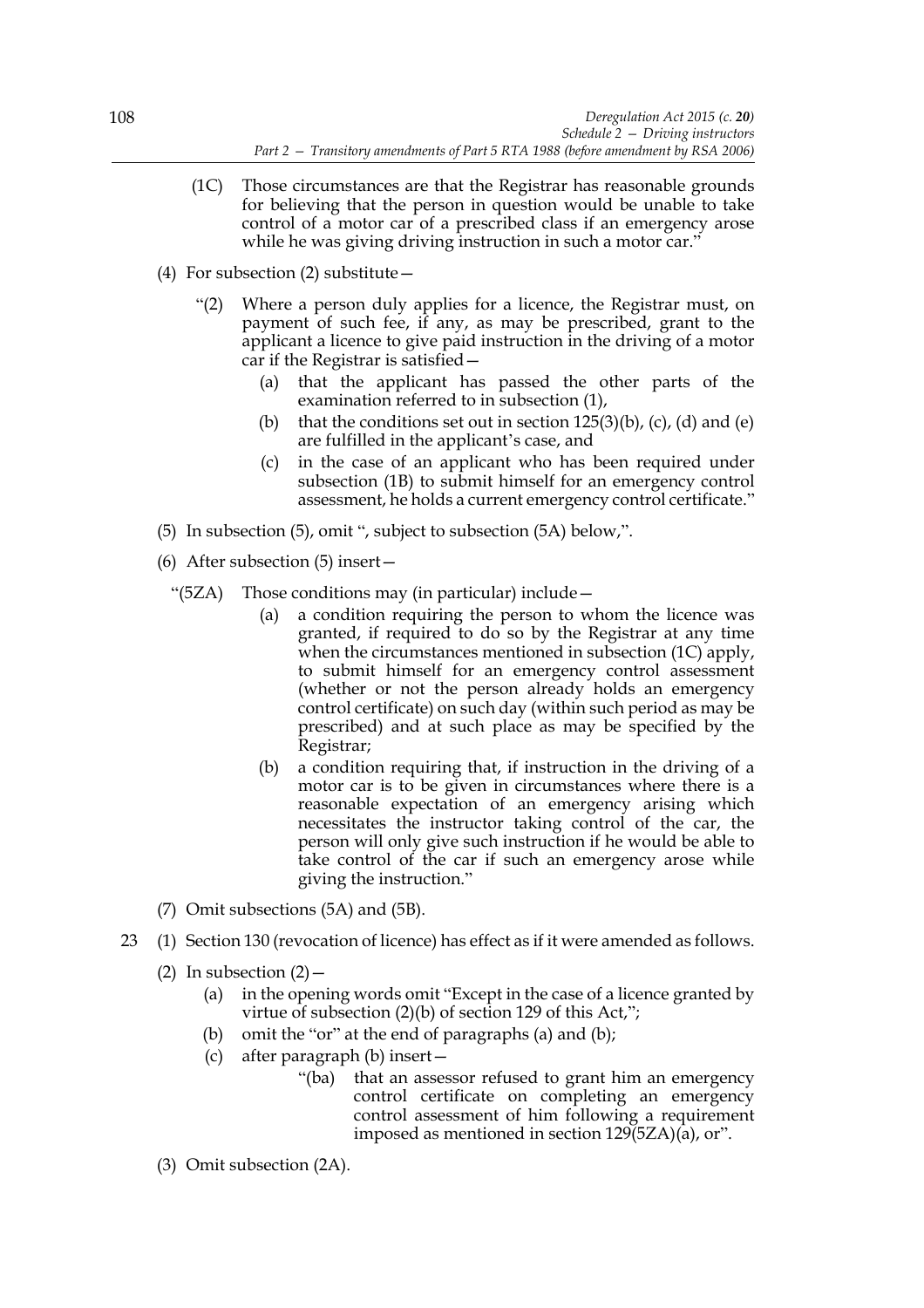(1C) Those circumstances are that the Registrar has reasonable grounds for believing that the person in question would be unable to take control of a motor car of a prescribed class if an emergency arose while he was giving driving instruction in such a motor car."

(4) For subsection (2) substitute—

"(2) Where a person duly applies for a licence, the Registrar must, on payment of such fee, if any, as may be prescribed, grant to the applicant a licence to give paid instruction in the driving of a motor car if the Registrar is satisfied—

(a) that the applicant has passed the other parts of the examination referred to in subsection (1),

(b) that the conditions set out in section 125(3)(b), (c), (d) and (e) are fulfilled in the applicant's case, and

(c) in the case of an applicant who has been required under subsection (1B) to submit himself for an emergency control assessment, he holds a current emergency control certificate."

(5) In subsection (5), omit ", subject to subsection (5A) below,".

(6) After subsection (5) insert—

"(5ZA) Those conditions may (in particular) include—

(a) a condition requiring the person to whom the licence was granted, if required to do so by the Registrar at any time when the circumstances mentioned in subsection (1C) apply, to submit himself for an emergency control assessment (whether or not the person already holds an emergency control certificate) on such day (within such period as may be prescribed) and at such place as may be specified by the Registrar;

(b) a condition requiring that, if instruction in the driving of a motor car is to be given in circumstances where there is a reasonable expectation of an emergency arising which necessitates the instructor taking control of the car, the person will only give such instruction if he would be able to take control of the car if such an emergency arose while giving the instruction."

(7) Omit subsections (5A) and (5B).

23 (1) Section 130 (revocation of licence) has effect as if it were amended as follows.

(2) In subsection (2)—

(a) in the opening words omit "Except in the case of a licence granted by virtue of subsection (2)(b) of section 129 of this Act,";

(b) omit the "or" at the end of paragraphs (a) and (b);

(c) after paragraph (b) insert—

"(ba) that an assessor refused to grant him an emergency control certificate on completing an emergency control assessment of him following a requirement imposed as mentioned in section 129(5ZA)(a), or".

(3) Omit subsection (2A).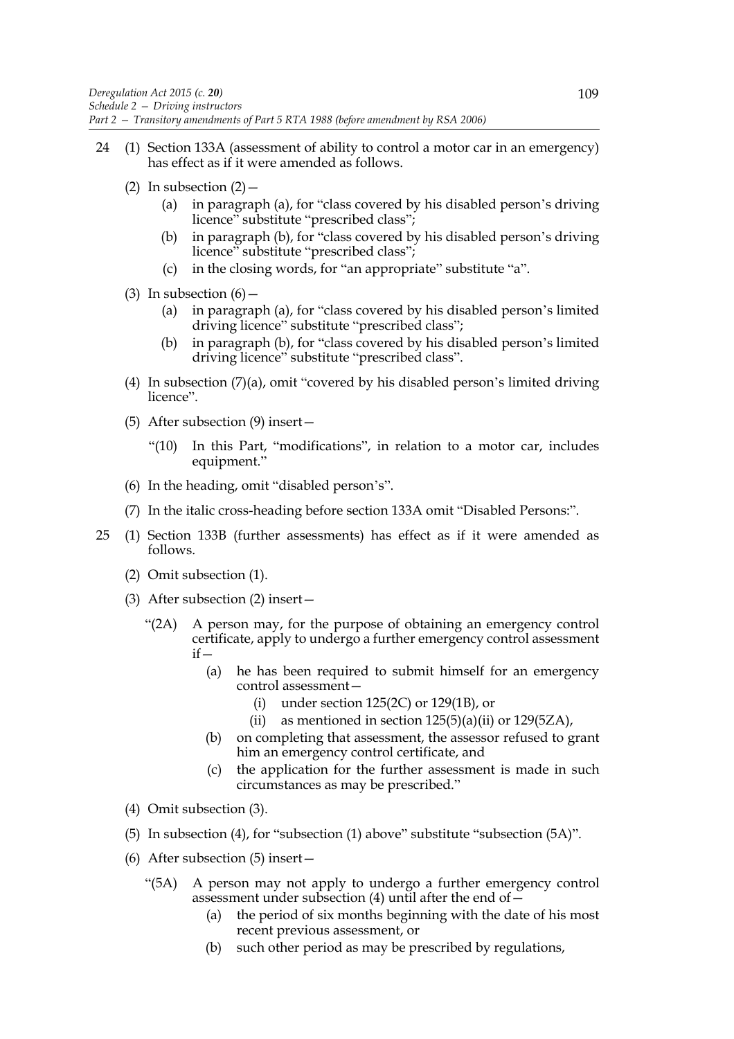24 (1) Section 133A (assessment of ability to control a motor car in an emergency) has effect as if it were amended as follows.

(2) In subsection (2)—

(a) in paragraph (a), for "class covered by his disabled person's driving licence" substitute "prescribed class";

(b) in paragraph (b), for "class covered by his disabled person's driving licence" substitute "prescribed class";

(c) in the closing words, for "an appropriate" substitute "a".

(3) In subsection (6)—

(a) in paragraph (a), for "class covered by his disabled person's limited driving licence" substitute "prescribed class";

(b) in paragraph (b), for "class covered by his disabled person's limited driving licence" substitute "prescribed class".

(4) In subsection (7)(a), omit "covered by his disabled person's limited driving licence".

(5) After subsection (9) insert—

"(10) In this Part, "modifications", in relation to a motor car, includes equipment."

(6) In the heading, omit "disabled person's".

(7) In the italic cross-heading before section 133A omit "Disabled Persons:".

25 (1) Section 133B (further assessments) has effect as if it were amended as follows.

(2) Omit subsection (1).

(3) After subsection (2) insert—

"(2A) A person may, for the purpose of obtaining an emergency control certificate, apply to undergo a further emergency control assessment if—

(a) he has been required to submit himself for an emergency control assessment—

(i) under section 125(2C) or 129(1B), or

(ii) as mentioned in section 125(5)(a)(ii) or 129(5ZA),

(b) on completing that assessment, the assessor refused to grant him an emergency control certificate, and

(c) the application for the further assessment is made in such circumstances as may be prescribed."

(4) Omit subsection (3).

(5) In subsection (4), for "subsection (1) above" substitute "subsection (5A)".

(6) After subsection (5) insert—

"(5A) A person may not apply to undergo a further emergency control assessment under subsection (4) until after the end of—

(a) the period of six months beginning with the date of his most recent previous assessment, or

(b) such other period as may be prescribed by regulations,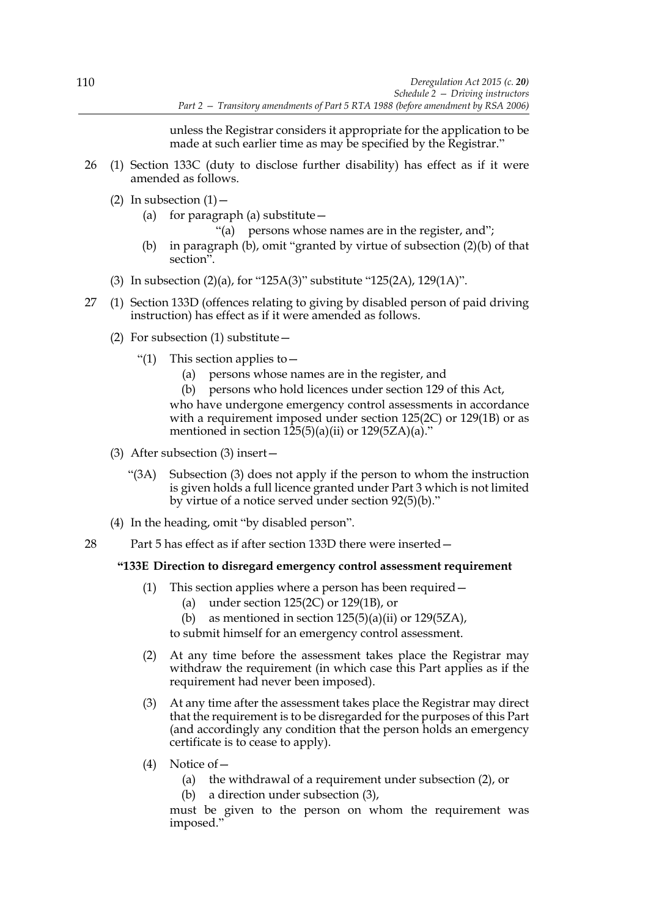unless the Registrar considers it appropriate for the application to be made at such earlier time as may be specified by the Registrar."

26 (1) Section 133C (duty to disclose further disability) has effect as if it were amended as follows.

(2) In subsection (1)—

(a) for paragraph (a) substitute—

"(a) persons whose names are in the register, and";

(b) in paragraph (b), omit "granted by virtue of subsection (2)(b) of that section".

(3) In subsection (2)(a), for "125A(3)" substitute "125(2A), 129(1A)".

27 (1) Section 133D (offences relating to giving by disabled person of paid driving instruction) has effect as if it were amended as follows.

(2) For subsection (1) substitute—

"(1) This section applies to—

(a) persons whose names are in the register, and

(b) persons who hold licences under section 129 of this Act,

who have undergone emergency control assessments in accordance with a requirement imposed under section 125(2C) or 129(1B) or as mentioned in section 125(5)(a)(ii) or 129(5ZA)(a)."

(3) After subsection (3) insert—

"(3A) Subsection (3) does not apply if the person to whom the instruction is given holds a full licence granted under Part 3 which is not limited by virtue of a notice served under section 92(5)(b)."

(4) In the heading, omit "by disabled person".

28 Part 5 has effect as if after section 133D there were inserted—

**"133E Direction to disregard emergency control assessment requirement**

(1) This section applies where a person has been required—

(a) under section 125(2C) or 129(1B), or

(b) as mentioned in section 125(5)(a)(ii) or 129(5ZA),

to submit himself for an emergency control assessment.

(2) At any time before the assessment takes place the Registrar may withdraw the requirement (in which case this Part applies as if the requirement had never been imposed).

(3) At any time after the assessment takes place the Registrar may direct that the requirement is to be disregarded for the purposes of this Part (and accordingly any condition that the person holds an emergency certificate is to cease to apply).

(4) Notice of—

(a) the withdrawal of a requirement under subsection (2), or

(b) a direction under subsection (3),

must be given to the person on whom the requirement was imposed."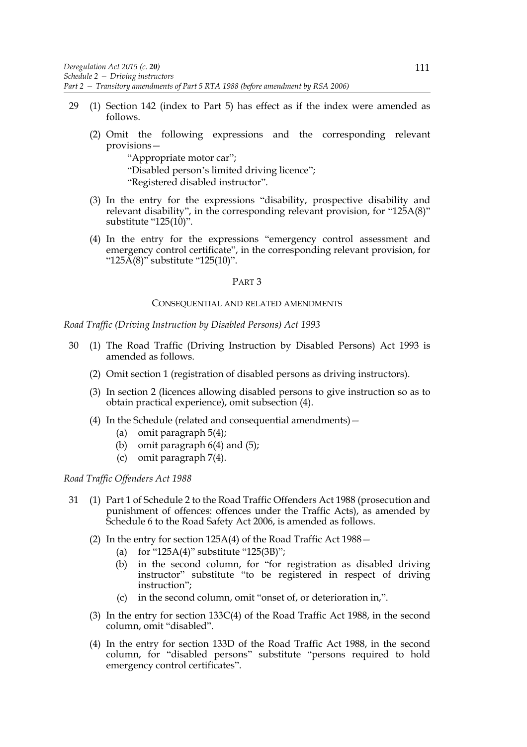29 (1) Section 142 (index to Part 5) has effect as if the index were amended as follows.

(2) Omit the following expressions and the corresponding relevant provisions—

"Appropriate motor car";

"Disabled person's limited driving licence";

"Registered disabled instructor".

(3) In the entry for the expressions "disability, prospective disability and relevant disability", in the corresponding relevant provision, for "125A(8)" substitute "125(10)".

(4) In the entry for the expressions "emergency control assessment and emergency control certificate", in the corresponding relevant provision, for "125A(8)" substitute "125(10)".

## PART 3

### CONSEQUENTIAL AND RELATED AMENDMENTS

*Road Traffic (Driving Instruction by Disabled Persons) Act 1993*

30 (1) The Road Traffic (Driving Instruction by Disabled Persons) Act 1993 is amended as follows.

(2) Omit section 1 (registration of disabled persons as driving instructors).

(3) In section 2 (licences allowing disabled persons to give instruction so as to obtain practical experience), omit subsection (4).

(4) In the Schedule (related and consequential amendments)—

(a) omit paragraph 5(4);

(b) omit paragraph 6(4) and (5);

(c) omit paragraph 7(4).

*Road Traffic Offenders Act 1988*

31 (1) Part 1 of Schedule 2 to the Road Traffic Offenders Act 1988 (prosecution and punishment of offences: offences under the Traffic Acts), as amended by Schedule 6 to the Road Safety Act 2006, is amended as follows.

(2) In the entry for section 125A(4) of the Road Traffic Act 1988—

(a) for "125A(4)" substitute "125(3B)";

(b) in the second column, for "for registration as disabled driving instructor" substitute "to be registered in respect of driving instruction";

(c) in the second column, omit "onset of, or deterioration in,".

(3) In the entry for section 133C(4) of the Road Traffic Act 1988, in the second column, omit "disabled".

(4) In the entry for section 133D of the Road Traffic Act 1988, in the second column, for "disabled persons" substitute "persons required to hold emergency control certificates".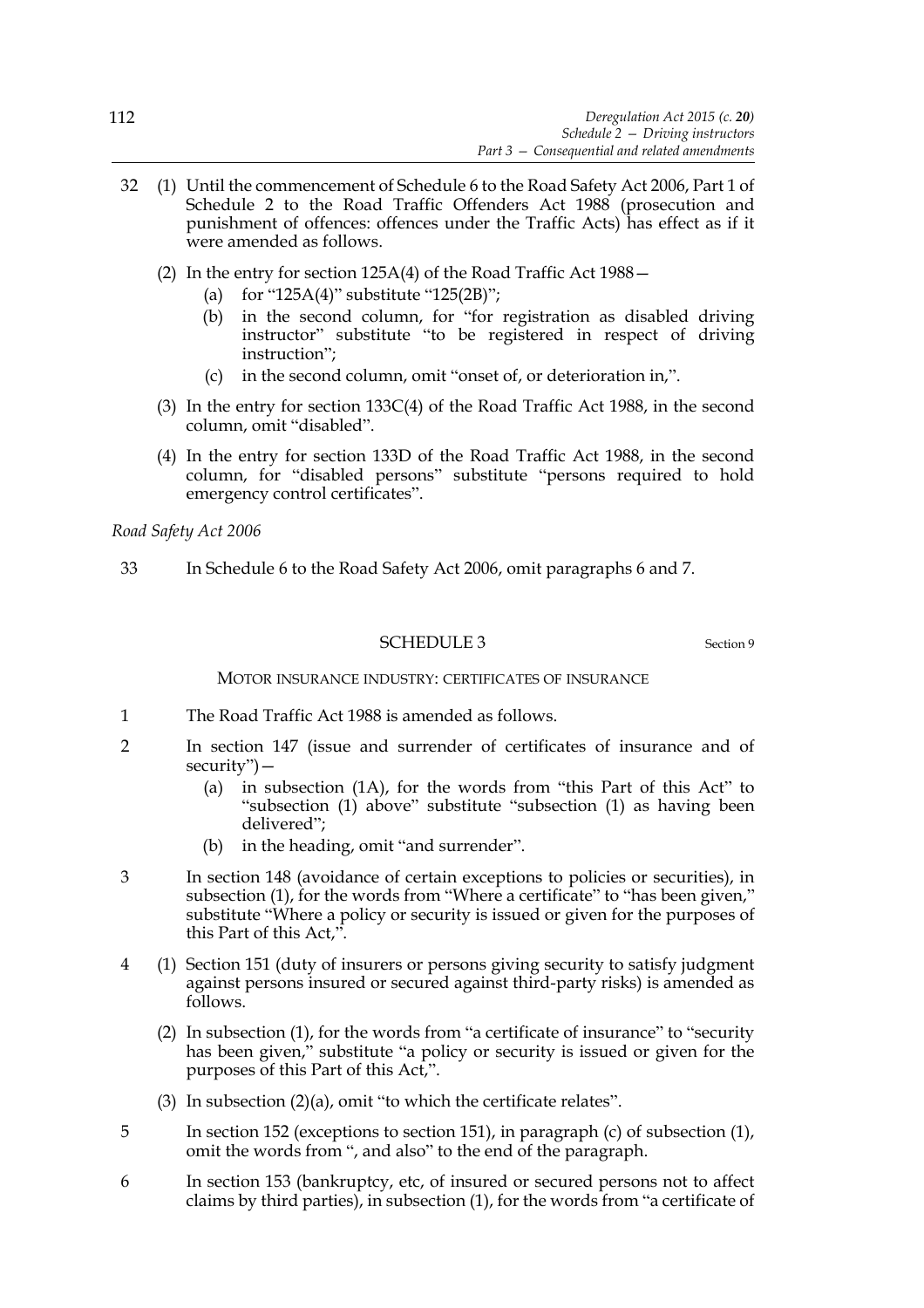32 (1) Until the commencement of Schedule 6 to the Road Safety Act 2006, Part 1 of Schedule 2 to the Road Traffic Offenders Act 1988 (prosecution and punishment of offences: offences under the Traffic Acts) has effect as if it were amended as follows.

(2) In the entry for section 125A(4) of the Road Traffic Act 1988—

(a) for "125A(4)" substitute "125(2B)";

(b) in the second column, for "for registration as disabled driving instructor" substitute "to be registered in respect of driving instruction";

(c) in the second column, omit "onset of, or deterioration in,".

(3) In the entry for section 133C(4) of the Road Traffic Act 1988, in the second column, omit "disabled".

(4) In the entry for section 133D of the Road Traffic Act 1988, in the second column, for "disabled persons" substitute "persons required to hold emergency control certificates".

*Road Safety Act 2006*

33 In Schedule 6 to the Road Safety Act 2006, omit paragraphs 6 and 7.

## SCHEDULE 3

Section 9

MOTOR INSURANCE INDUSTRY: CERTIFICATES OF INSURANCE

1 The Road Traffic Act 1988 is amended as follows.

2 In section 147 (issue and surrender of certificates of insurance and of security")—

(a) in subsection (1A), for the words from "this Part of this Act" to "subsection (1) above" substitute "subsection (1) as having been delivered";

(b) in the heading, omit "and surrender".

3 In section 148 (avoidance of certain exceptions to policies or securities), in subsection (1), for the words from "Where a certificate" to "has been given," substitute "Where a policy or security is issued or given for the purposes of this Part of this Act,".

4 (1) Section 151 (duty of insurers or persons giving security to satisfy judgment against persons insured or secured against third-party risks) is amended as follows.

(2) In subsection (1), for the words from "a certificate of insurance" to "security has been given," substitute "a policy or security is issued or given for the purposes of this Part of this Act,".

(3) In subsection (2)(a), omit "to which the certificate relates".

5 In section 152 (exceptions to section 151), in paragraph (c) of subsection (1), omit the words from ", and also" to the end of the paragraph.

6 In section 153 (bankruptcy, etc, of insured or secured persons not to affect claims by third parties), in subsection (1), for the words from "a certificate of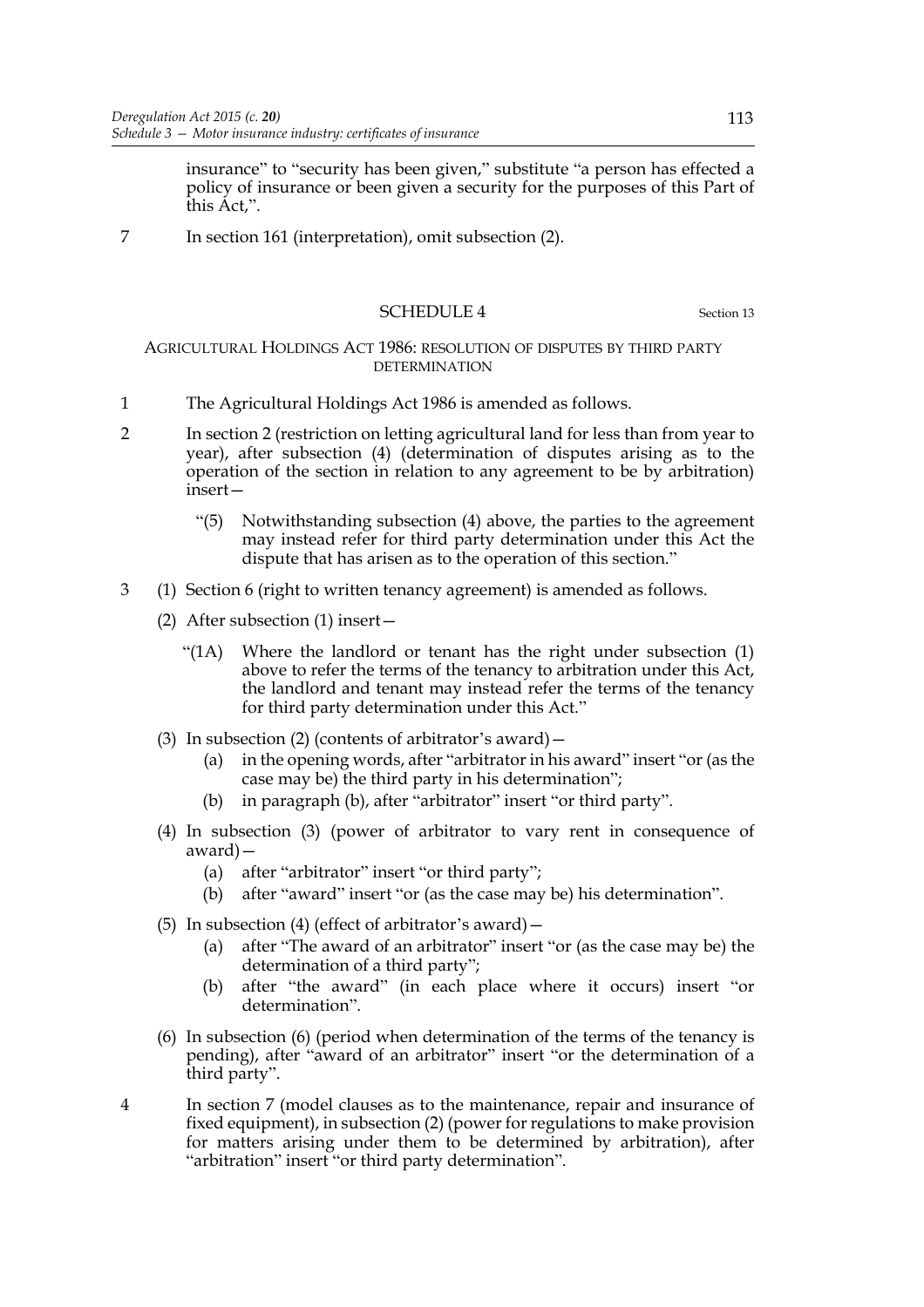insurance" to "security has been given," substitute "a person has effected a policy of insurance or been given a security for the purposes of this Part of this Act,".

7 In section 161 (interpretation), omit subsection (2).

## SCHEDULE 4

Section 13

### AGRICULTURAL HOLDINGS ACT 1986: RESOLUTION OF DISPUTES BY THIRD PARTY DETERMINATION

1 The Agricultural Holdings Act 1986 is amended as follows.

2 In section 2 (restriction on letting agricultural land for less than from year to year), after subsection (4) (determination of disputes arising as to the operation of the section in relation to any agreement to be by arbitration) insert—

> "(5) Notwithstanding subsection (4) above, the parties to the agreement may instead refer for third party determination under this Act the dispute that has arisen as to the operation of this section."

3 (1) Section 6 (right to written tenancy agreement) is amended as follows.

(2) After subsection (1) insert—

> "(1A) Where the landlord or tenant has the right under subsection (1) above to refer the terms of the tenancy to arbitration under this Act, the landlord and tenant may instead refer the terms of the tenancy for third party determination under this Act."

(3) In subsection (2) (contents of arbitrator's award)—

- (a) in the opening words, after "arbitrator in his award" insert "or (as the case may be) the third party in his determination";
- (b) in paragraph (b), after "arbitrator" insert "or third party".

(4) In subsection (3) (power of arbitrator to vary rent in consequence of award)—

- (a) after "arbitrator" insert "or third party";
- (b) after "award" insert "or (as the case may be) his determination".

(5) In subsection (4) (effect of arbitrator's award)—

- (a) after "The award of an arbitrator" insert "or (as the case may be) the determination of a third party";
- (b) after "the award" (in each place where it occurs) insert "or determination".

(6) In subsection (6) (period when determination of the terms of the tenancy is pending), after "award of an arbitrator" insert "or the determination of a third party".

4 In section 7 (model clauses as to the maintenance, repair and insurance of fixed equipment), in subsection (2) (power for regulations to make provision for matters arising under them to be determined by arbitration), after "arbitration" insert "or third party determination".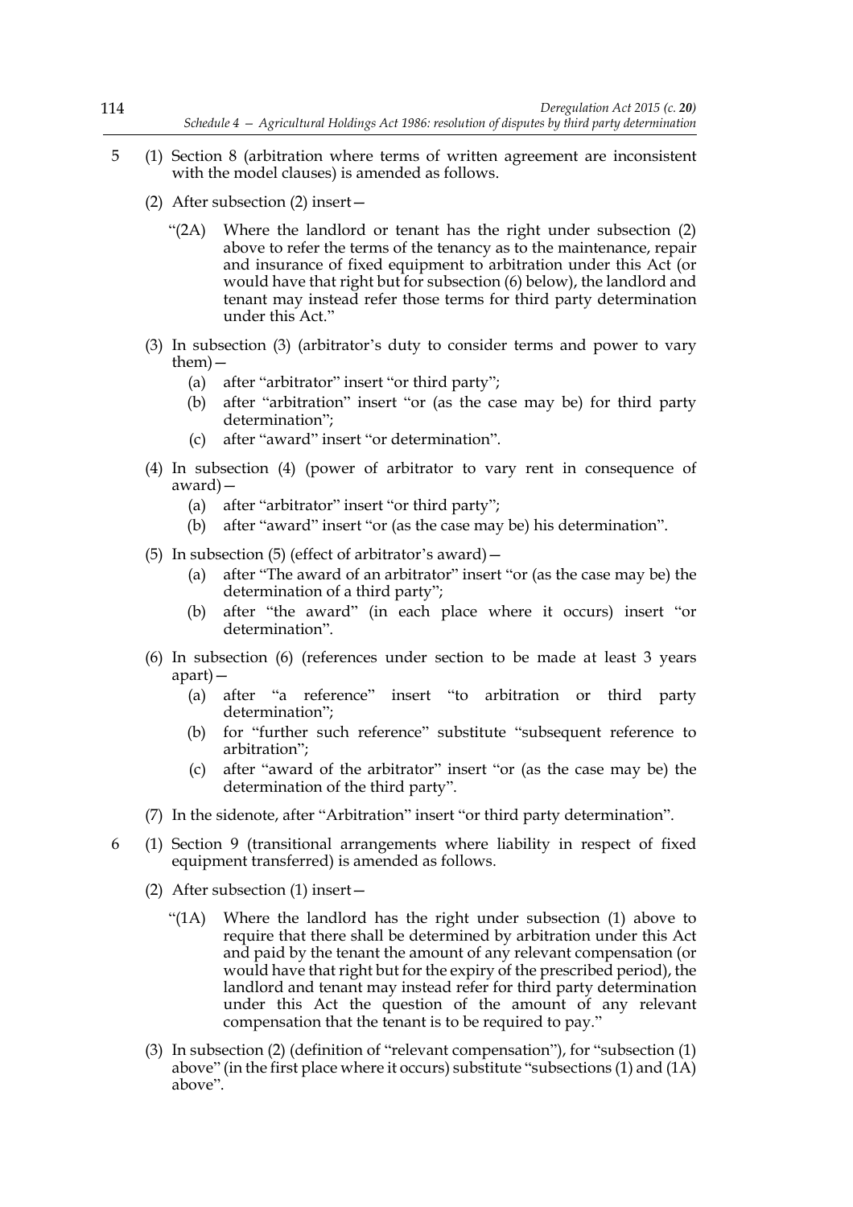5 (1) Section 8 (arbitration where terms of written agreement are inconsistent with the model clauses) is amended as follows.

(2) After subsection (2) insert—

"(2A) Where the landlord or tenant has the right under subsection (2) above to refer the terms of the tenancy as to the maintenance, repair and insurance of fixed equipment to arbitration under this Act (or would have that right but for subsection (6) below), the landlord and tenant may instead refer those terms for third party determination under this Act."

(3) In subsection (3) (arbitrator's duty to consider terms and power to vary them)—

(a) after "arbitrator" insert "or third party";

(b) after "arbitration" insert "or (as the case may be) for third party determination";

(c) after "award" insert "or determination".

(4) In subsection (4) (power of arbitrator to vary rent in consequence of award)—

(a) after "arbitrator" insert "or third party";

(b) after "award" insert "or (as the case may be) his determination".

(5) In subsection (5) (effect of arbitrator's award)—

(a) after "The award of an arbitrator" insert "or (as the case may be) the determination of a third party";

(b) after "the award" (in each place where it occurs) insert "or determination".

(6) In subsection (6) (references under section to be made at least 3 years apart)—

(a) after "a reference" insert "to arbitration or third party determination";

(b) for "further such reference" substitute "subsequent reference to arbitration";

(c) after "award of the arbitrator" insert "or (as the case may be) the determination of the third party".

(7) In the sidenote, after "Arbitration" insert "or third party determination".

6 (1) Section 9 (transitional arrangements where liability in respect of fixed equipment transferred) is amended as follows.

(2) After subsection (1) insert—

"(1A) Where the landlord has the right under subsection (1) above to require that there shall be determined by arbitration under this Act and paid by the tenant the amount of any relevant compensation (or would have that right but for the expiry of the prescribed period), the landlord and tenant may instead refer for third party determination under this Act the question of the amount of any relevant compensation that the tenant is to be required to pay."

(3) In subsection (2) (definition of "relevant compensation"), for "subsection (1) above" (in the first place where it occurs) substitute "subsections (1) and (1A) above".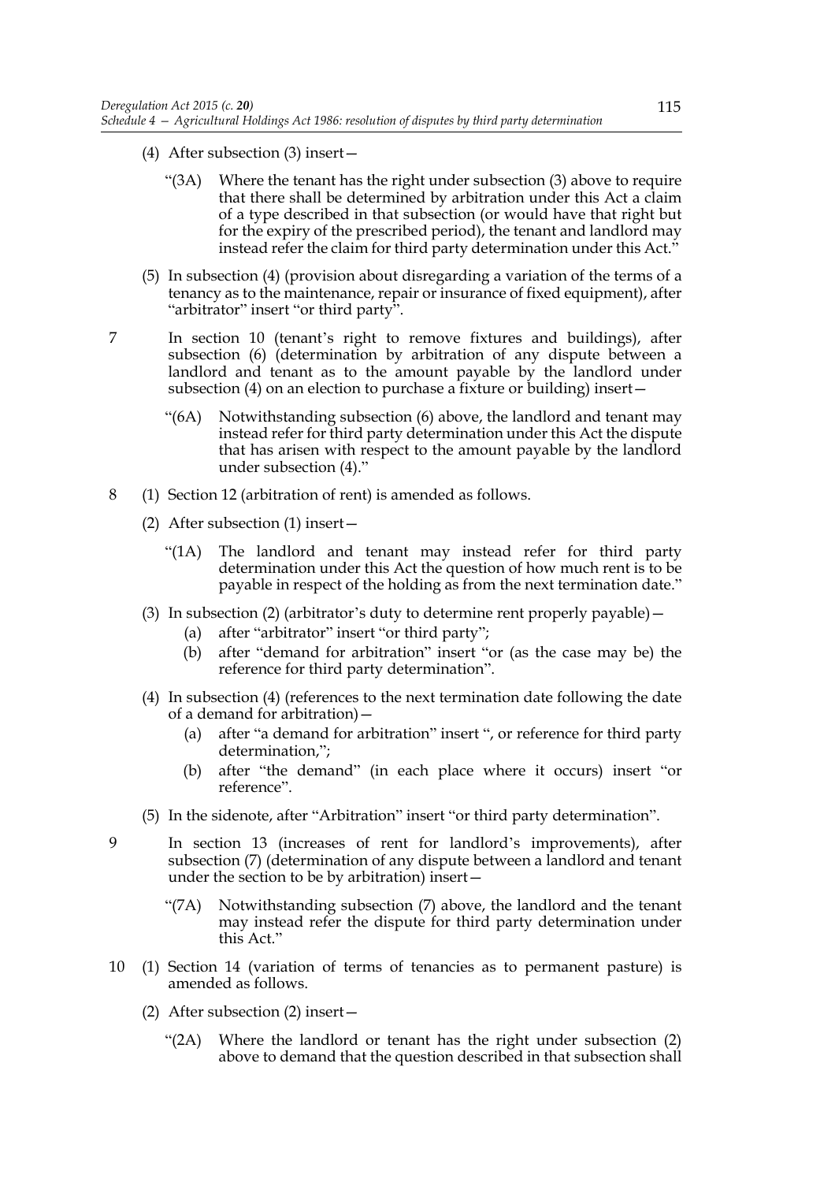(4) After subsection (3) insert—

> "(3A) Where the tenant has the right under subsection (3) above to require that there shall be determined by arbitration under this Act a claim of a type described in that subsection (or would have that right but for the expiry of the prescribed period), the tenant and landlord may instead refer the claim for third party determination under this Act."

(5) In subsection (4) (provision about disregarding a variation of the terms of a tenancy as to the maintenance, repair or insurance of fixed equipment), after "arbitrator" insert "or third party".

7 In section 10 (tenant's right to remove fixtures and buildings), after subsection (6) (determination by arbitration of any dispute between a landlord and tenant as to the amount payable by the landlord under subsection (4) on an election to purchase a fixture or building) insert—

> "(6A) Notwithstanding subsection (6) above, the landlord and tenant may instead refer for third party determination under this Act the dispute that has arisen with respect to the amount payable by the landlord under subsection (4)."

8 (1) Section 12 (arbitration of rent) is amended as follows.

(2) After subsection (1) insert—

> "(1A) The landlord and tenant may instead refer for third party determination under this Act the question of how much rent is to be payable in respect of the holding as from the next termination date."

(3) In subsection (2) (arbitrator's duty to determine rent properly payable)—

- (a) after "arbitrator" insert "or third party";
- (b) after "demand for arbitration" insert "or (as the case may be) the reference for third party determination".

(4) In subsection (4) (references to the next termination date following the date of a demand for arbitration)—

- (a) after "a demand for arbitration" insert ", or reference for third party determination,";
- (b) after "the demand" (in each place where it occurs) insert "or reference".

(5) In the sidenote, after "Arbitration" insert "or third party determination".

9 In section 13 (increases of rent for landlord's improvements), after subsection (7) (determination of any dispute between a landlord and tenant under the section to be by arbitration) insert—

> "(7A) Notwithstanding subsection (7) above, the landlord and the tenant may instead refer the dispute for third party determination under this Act."

10 (1) Section 14 (variation of terms of tenancies as to permanent pasture) is amended as follows.

(2) After subsection (2) insert—

> "(2A) Where the landlord or tenant has the right under subsection (2) above to demand that the question described in that subsection shall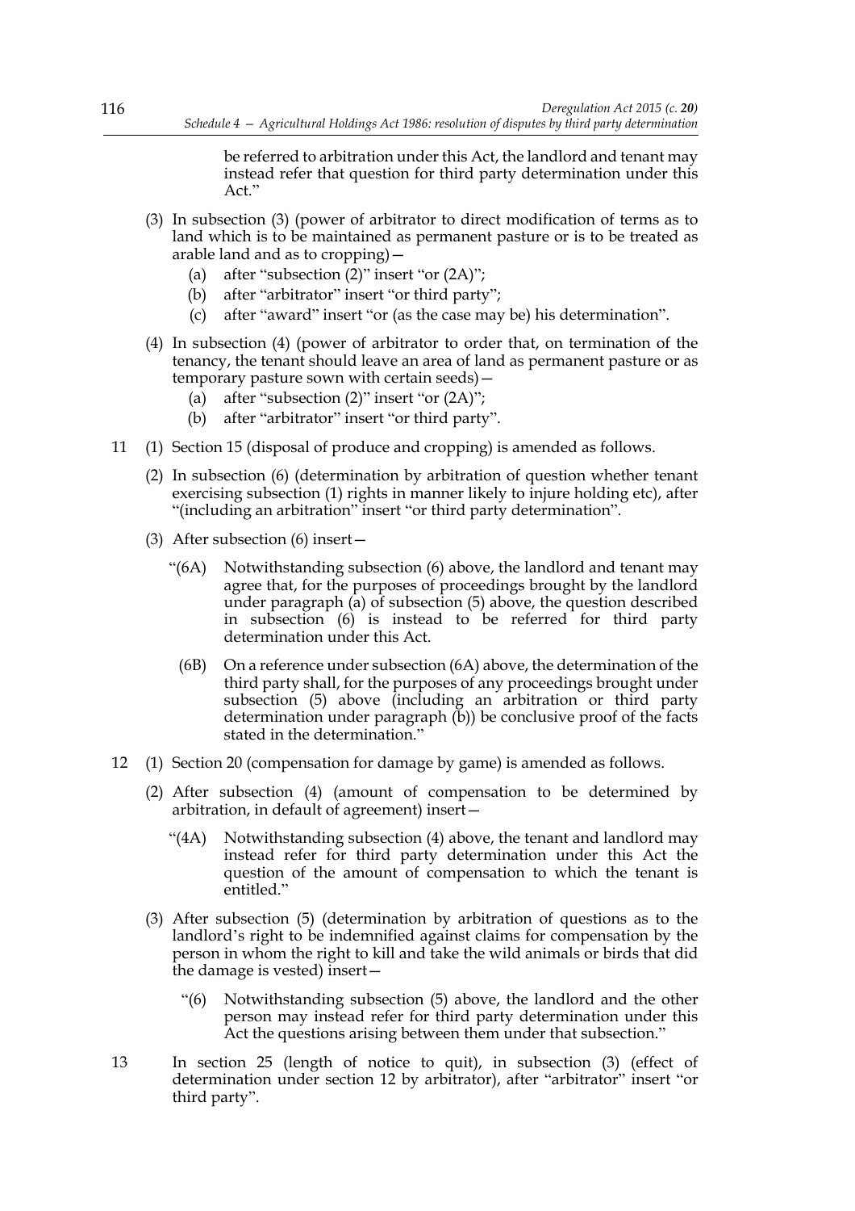be referred to arbitration under this Act, the landlord and tenant may instead refer that question for third party determination under this Act."

(3) In subsection (3) (power of arbitrator to direct modification of terms as to land which is to be maintained as permanent pasture or is to be treated as arable land and as to cropping)—

(a) after "subsection (2)" insert "or (2A)";

(b) after "arbitrator" insert "or third party";

(c) after "award" insert "or (as the case may be) his determination".

(4) In subsection (4) (power of arbitrator to order that, on termination of the tenancy, the tenant should leave an area of land as permanent pasture or as temporary pasture sown with certain seeds)—

(a) after "subsection (2)" insert "or (2A)";

(b) after "arbitrator" insert "or third party".

11 (1) Section 15 (disposal of produce and cropping) is amended as follows.

(2) In subsection (6) (determination by arbitration of question whether tenant exercising subsection (1) rights in manner likely to injure holding etc), after "(including an arbitration" insert "or third party determination".

(3) After subsection (6) insert—

"(6A) Notwithstanding subsection (6) above, the landlord and tenant may agree that, for the purposes of proceedings brought by the landlord under paragraph (a) of subsection (5) above, the question described in subsection (6) is instead to be referred for third party determination under this Act.

(6B) On a reference under subsection (6A) above, the determination of the third party shall, for the purposes of any proceedings brought under subsection (5) above (including an arbitration or third party determination under paragraph (b)) be conclusive proof of the facts stated in the determination."

12 (1) Section 20 (compensation for damage by game) is amended as follows.

(2) After subsection (4) (amount of compensation to be determined by arbitration, in default of agreement) insert—

"(4A) Notwithstanding subsection (4) above, the tenant and landlord may instead refer for third party determination under this Act the question of the amount of compensation to which the tenant is entitled."

(3) After subsection (5) (determination by arbitration of questions as to the landlord's right to be indemnified against claims for compensation by the person in whom the right to kill and take the wild animals or birds that did the damage is vested) insert—

"(6) Notwithstanding subsection (5) above, the landlord and the other person may instead refer for third party determination under this Act the questions arising between them under that subsection."

13 In section 25 (length of notice to quit), in subsection (3) (effect of determination under section 12 by arbitrator), after "arbitrator" insert "or third party".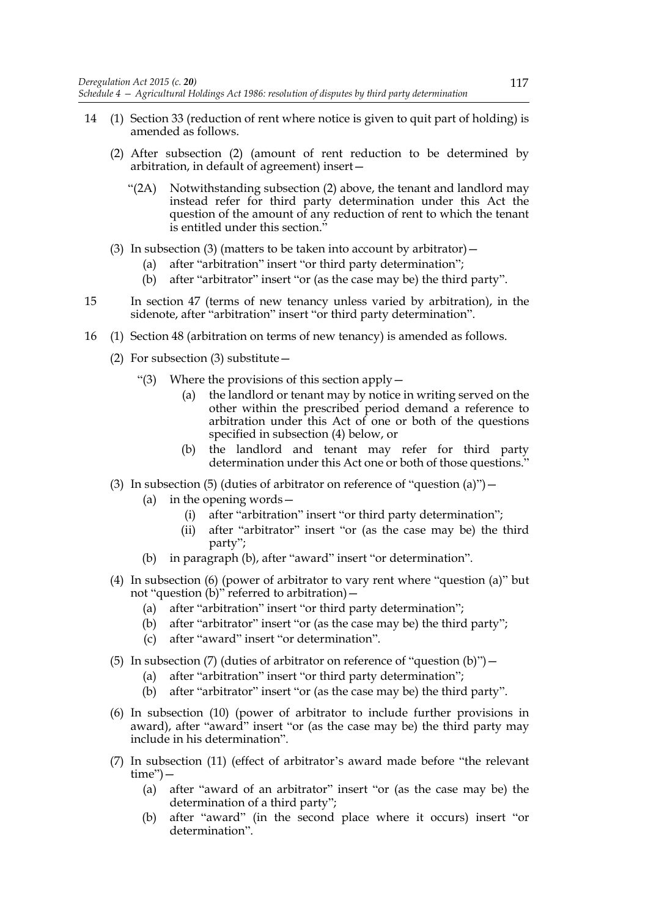14 (1) Section 33 (reduction of rent where notice is given to quit part of holding) is amended as follows.

(2) After subsection (2) (amount of rent reduction to be determined by arbitration, in default of agreement) insert—

"(2A) Notwithstanding subsection (2) above, the tenant and landlord may instead refer for third party determination under this Act the question of the amount of any reduction of rent to which the tenant is entitled under this section."

(3) In subsection (3) (matters to be taken into account by arbitrator)—

(a) after "arbitration" insert "or third party determination";

(b) after "arbitrator" insert "or (as the case may be) the third party".

15 In section 47 (terms of new tenancy unless varied by arbitration), in the sidenote, after "arbitration" insert "or third party determination".

16 (1) Section 48 (arbitration on terms of new tenancy) is amended as follows.

(2) For subsection (3) substitute—

"(3) Where the provisions of this section apply—

(a) the landlord or tenant may by notice in writing served on the other within the prescribed period demand a reference to arbitration under this Act of one or both of the questions specified in subsection (4) below, or

(b) the landlord and tenant may refer for third party determination under this Act one or both of those questions."

(3) In subsection (5) (duties of arbitrator on reference of "question (a)")—

(a) in the opening words—

(i) after "arbitration" insert "or third party determination";

(ii) after "arbitrator" insert "or (as the case may be) the third party";

(b) in paragraph (b), after "award" insert "or determination".

(4) In subsection (6) (power of arbitrator to vary rent where "question (a)" but not "question (b)" referred to arbitration)—

(a) after "arbitration" insert "or third party determination";

(b) after "arbitrator" insert "or (as the case may be) the third party";

(c) after "award" insert "or determination".

(5) In subsection (7) (duties of arbitrator on reference of "question (b)")—

(a) after "arbitration" insert "or third party determination";

(b) after "arbitrator" insert "or (as the case may be) the third party".

(6) In subsection (10) (power of arbitrator to include further provisions in award), after "award" insert "or (as the case may be) the third party may include in his determination".

(7) In subsection (11) (effect of arbitrator's award made before "the relevant time")—

(a) after "award of an arbitrator" insert "or (as the case may be) the determination of a third party";

(b) after "award" (in the second place where it occurs) insert "or determination".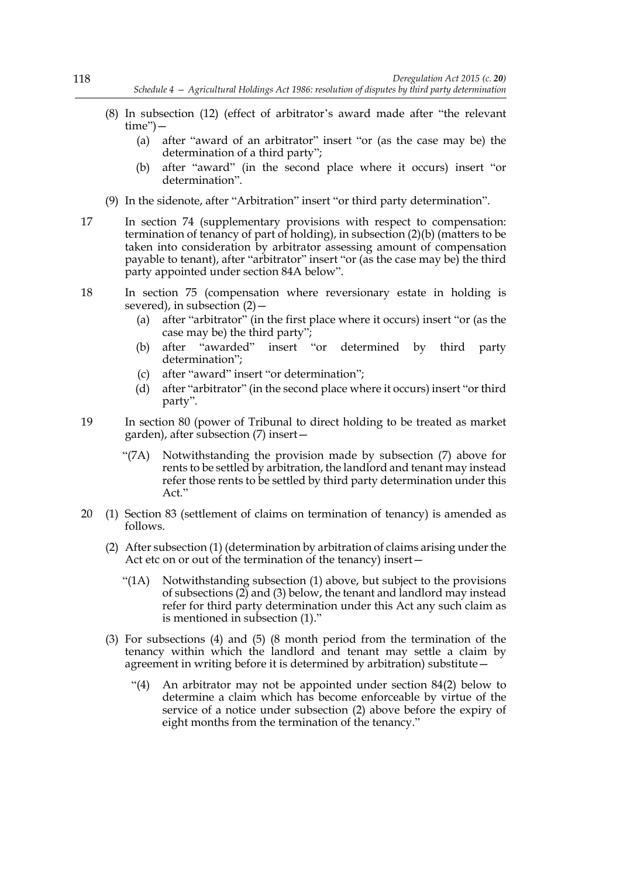(8) In subsection (12) (effect of arbitrator's award made after "the relevant time")—

   (a) after "award of an arbitrator" insert "or (as the case may be) the determination of a third party";

   (b) after "award" (in the second place where it occurs) insert "or determination".

(9) In the sidenote, after "Arbitration" insert "or third party determination".

17 In section 74 (supplementary provisions with respect to compensation: termination of tenancy of part of holding), in subsection (2)(b) (matters to be taken into consideration by arbitrator assessing amount of compensation payable to tenant), after "arbitrator" insert "or (as the case may be) the third party appointed under section 84A below".

18 In section 75 (compensation where reversionary estate in holding is severed), in subsection (2)—

   (a) after "arbitrator" (in the first place where it occurs) insert "or (as the case may be) the third party";

   (b) after "awarded" insert "or determined by third party determination";

   (c) after "award" insert "or determination";

   (d) after "arbitrator" (in the second place where it occurs) insert "or third party".

19 In section 80 (power of Tribunal to direct holding to be treated as market garden), after subsection (7) insert—

   "(7A) Notwithstanding the provision made by subsection (7) above for rents to be settled by arbitration, the landlord and tenant may instead refer those rents to be settled by third party determination under this Act."

20 (1) Section 83 (settlement of claims on termination of tenancy) is amended as follows.

   (2) After subsection (1) (determination by arbitration of claims arising under the Act etc on or out of the termination of the tenancy) insert—

   "(1A) Notwithstanding subsection (1) above, but subject to the provisions of subsections (2) and (3) below, the tenant and landlord may instead refer for third party determination under this Act any such claim as is mentioned in subsection (1)."

   (3) For subsections (4) and (5) (8 month period from the termination of the tenancy within which the landlord and tenant may settle a claim by agreement in writing before it is determined by arbitration) substitute—

   "(4) An arbitrator may not be appointed under section 84(2) below to determine a claim which has become enforceable by virtue of the service of a notice under subsection (2) above before the expiry of eight months from the termination of the tenancy."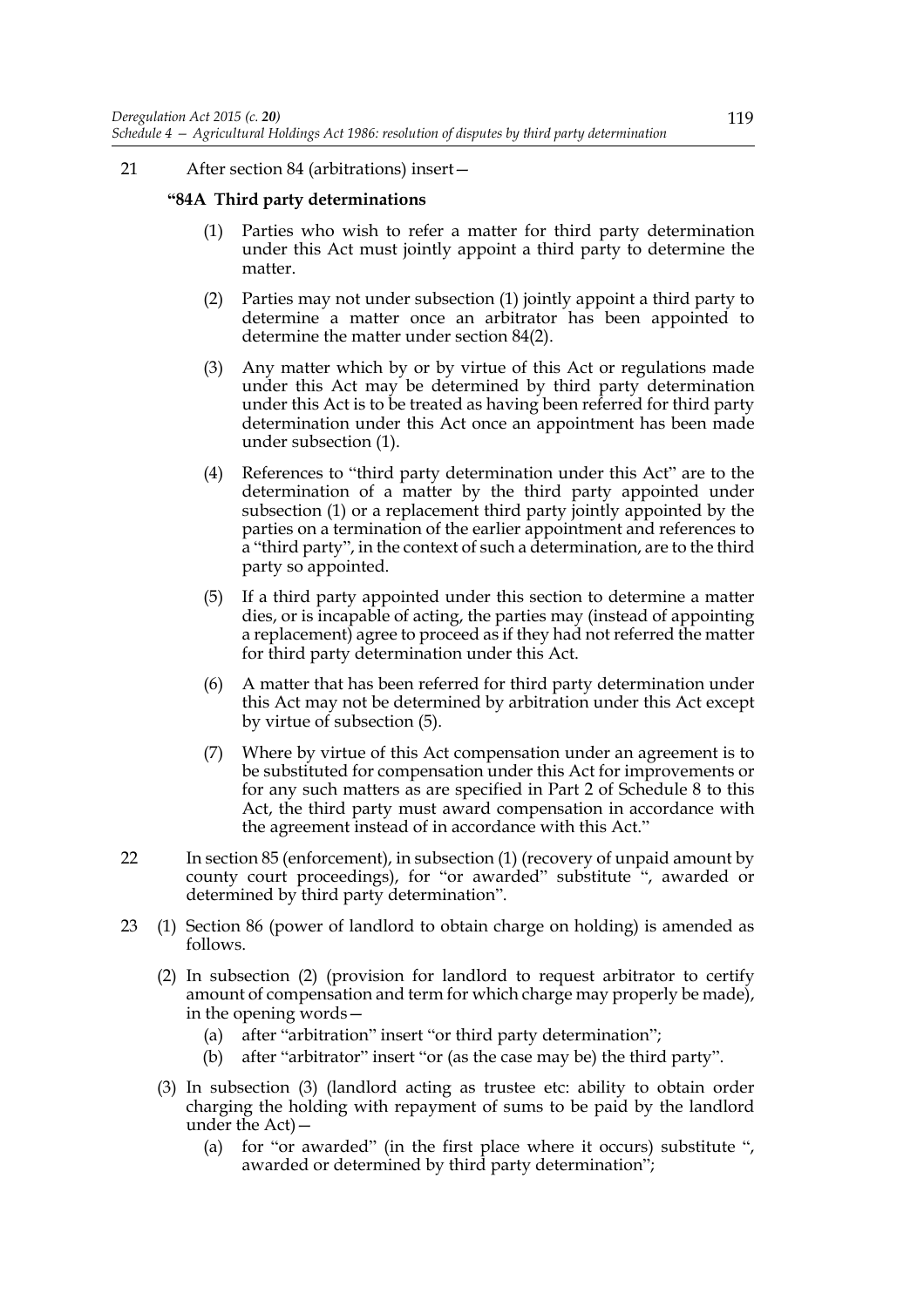21 After section 84 (arbitrations) insert—

**"84A Third party determinations**

(1) Parties who wish to refer a matter for third party determination under this Act must jointly appoint a third party to determine the matter.

(2) Parties may not under subsection (1) jointly appoint a third party to determine a matter once an arbitrator has been appointed to determine the matter under section 84(2).

(3) Any matter which by or by virtue of this Act or regulations made under this Act may be determined by third party determination under this Act is to be treated as having been referred for third party determination under this Act once an appointment has been made under subsection (1).

(4) References to "third party determination under this Act" are to the determination of a matter by the third party appointed under subsection (1) or a replacement third party jointly appointed by the parties on a termination of the earlier appointment and references to a "third party", in the context of such a determination, are to the third party so appointed.

(5) If a third party appointed under this section to determine a matter dies, or is incapable of acting, the parties may (instead of appointing a replacement) agree to proceed as if they had not referred the matter for third party determination under this Act.

(6) A matter that has been referred for third party determination under this Act may not be determined by arbitration under this Act except by virtue of subsection (5).

(7) Where by virtue of this Act compensation under an agreement is to be substituted for compensation under this Act for improvements or for any such matters as are specified in Part 2 of Schedule 8 to this Act, the third party must award compensation in accordance with the agreement instead of in accordance with this Act."

22 In section 85 (enforcement), in subsection (1) (recovery of unpaid amount by county court proceedings), for "or awarded" substitute ", awarded or determined by third party determination".

23 (1) Section 86 (power of landlord to obtain charge on holding) is amended as follows.

(2) In subsection (2) (provision for landlord to request arbitrator to certify amount of compensation and term for which charge may properly be made), in the opening words—

(a) after "arbitration" insert "or third party determination";

(b) after "arbitrator" insert "or (as the case may be) the third party".

(3) In subsection (3) (landlord acting as trustee etc: ability to obtain order charging the holding with repayment of sums to be paid by the landlord under the Act)—

(a) for "or awarded" (in the first place where it occurs) substitute ", awarded or determined by third party determination";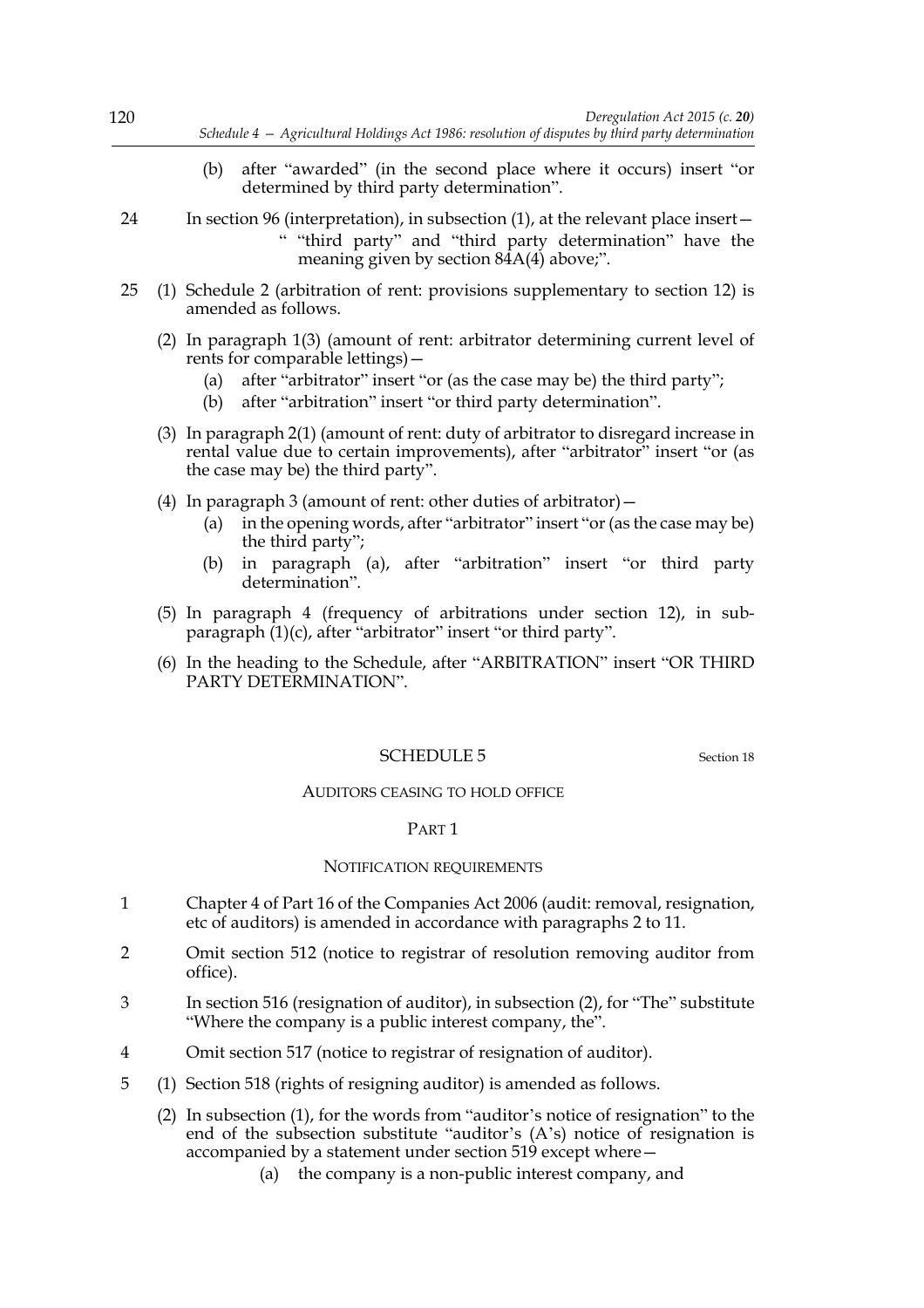(b) after "awarded" (in the second place where it occurs) insert "or determined by third party determination".

24 In section 96 (interpretation), in subsection (1), at the relevant place insert—

" "third party" and "third party determination" have the meaning given by section 84A(4) above;".

25 (1) Schedule 2 (arbitration of rent: provisions supplementary to section 12) is amended as follows.

(2) In paragraph 1(3) (amount of rent: arbitrator determining current level of rents for comparable lettings)—

(a) after "arbitrator" insert "or (as the case may be) the third party";

(b) after "arbitration" insert "or third party determination".

(3) In paragraph 2(1) (amount of rent: duty of arbitrator to disregard increase in rental value due to certain improvements), after "arbitrator" insert "or (as the case may be) the third party".

(4) In paragraph 3 (amount of rent: other duties of arbitrator)—

(a) in the opening words, after "arbitrator" insert "or (as the case may be) the third party";

(b) in paragraph (a), after "arbitration" insert "or third party determination".

(5) In paragraph 4 (frequency of arbitrations under section 12), in sub-paragraph (1)(c), after "arbitrator" insert "or third party".

(6) In the heading to the Schedule, after "ARBITRATION" insert "OR THIRD PARTY DETERMINATION".

## SCHEDULE 5

Section 18

### AUDITORS CEASING TO HOLD OFFICE

#### PART 1

##### NOTIFICATION REQUIREMENTS

1 Chapter 4 of Part 16 of the Companies Act 2006 (audit: removal, resignation, etc of auditors) is amended in accordance with paragraphs 2 to 11.

2 Omit section 512 (notice to registrar of resolution removing auditor from office).

3 In section 516 (resignation of auditor), in subsection (2), for "The" substitute "Where the company is a public interest company, the".

4 Omit section 517 (notice to registrar of resignation of auditor).

5 (1) Section 518 (rights of resigning auditor) is amended as follows.

(2) In subsection (1), for the words from "auditor's notice of resignation" to the end of the subsection substitute "auditor's (A's) notice of resignation is accompanied by a statement under section 519 except where—

(a) the company is a non-public interest company, and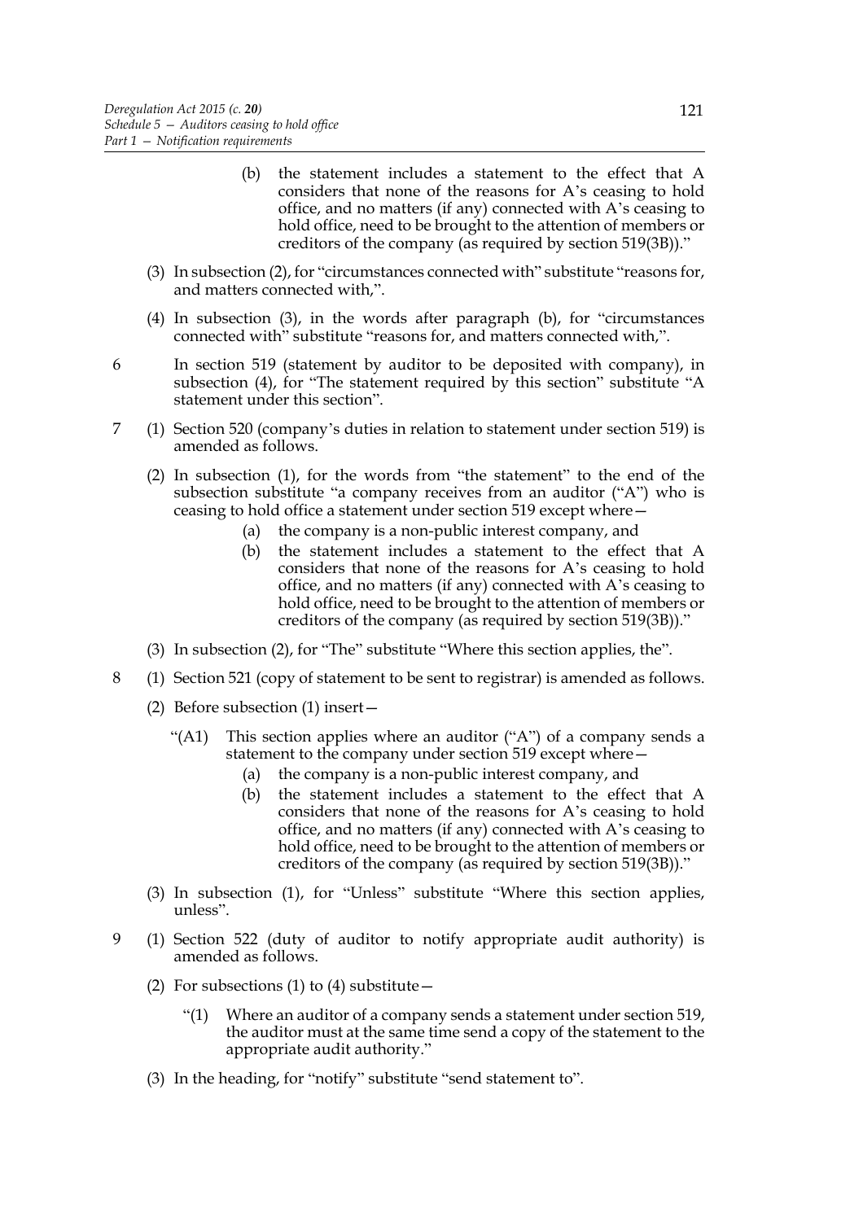(b) the statement includes a statement to the effect that A considers that none of the reasons for A's ceasing to hold office, and no matters (if any) connected with A's ceasing to hold office, need to be brought to the attention of members or creditors of the company (as required by section 519(3B))."

(3) In subsection (2), for "circumstances connected with" substitute "reasons for, and matters connected with,".

(4) In subsection (3), in the words after paragraph (b), for "circumstances connected with" substitute "reasons for, and matters connected with,".

6 In section 519 (statement by auditor to be deposited with company), in subsection (4), for "The statement required by this section" substitute "A statement under this section".

7 (1) Section 520 (company's duties in relation to statement under section 519) is amended as follows.

(2) In subsection (1), for the words from "the statement" to the end of the subsection substitute "a company receives from an auditor ("A") who is ceasing to hold office a statement under section 519 except where—

(a) the company is a non-public interest company, and

(b) the statement includes a statement to the effect that A considers that none of the reasons for A's ceasing to hold office, and no matters (if any) connected with A's ceasing to hold office, need to be brought to the attention of members or creditors of the company (as required by section 519(3B))."

(3) In subsection (2), for "The" substitute "Where this section applies, the".

8 (1) Section 521 (copy of statement to be sent to registrar) is amended as follows.

(2) Before subsection (1) insert—

"(A1) This section applies where an auditor ("A") of a company sends a statement to the company under section 519 except where—

(a) the company is a non-public interest company, and

(b) the statement includes a statement to the effect that A considers that none of the reasons for A's ceasing to hold office, and no matters (if any) connected with A's ceasing to hold office, need to be brought to the attention of members or creditors of the company (as required by section 519(3B))."

(3) In subsection (1), for "Unless" substitute "Where this section applies, unless".

9 (1) Section 522 (duty of auditor to notify appropriate audit authority) is amended as follows.

(2) For subsections (1) to (4) substitute—

"(1) Where an auditor of a company sends a statement under section 519, the auditor must at the same time send a copy of the statement to the appropriate audit authority."

(3) In the heading, for "notify" substitute "send statement to".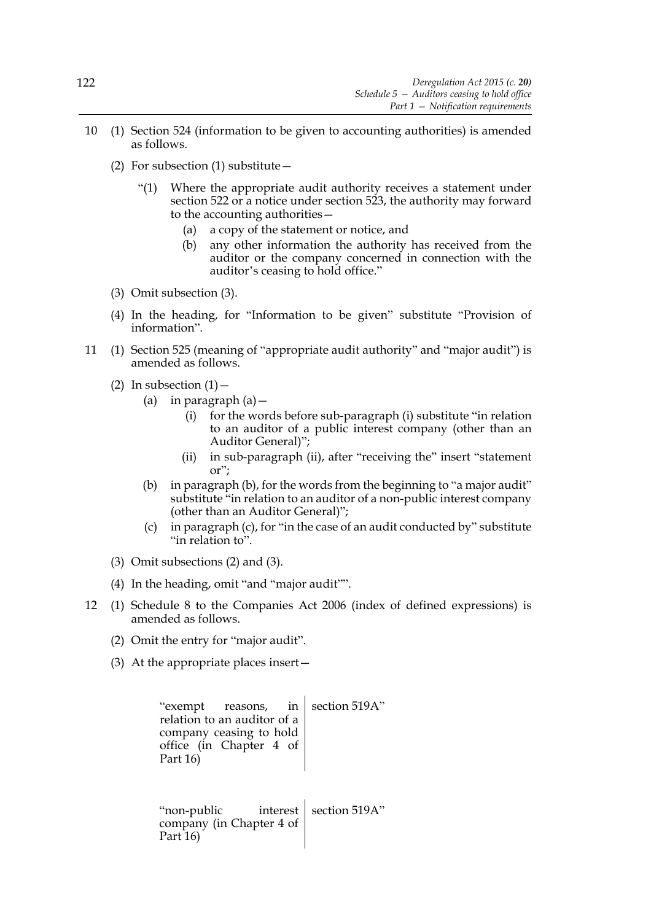10 (1) Section 524 (information to be given to accounting authorities) is amended as follows.

(2) For subsection (1) substitute—

"(1) Where the appropriate audit authority receives a statement under section 522 or a notice under section 523, the authority may forward to the accounting authorities—

(a) a copy of the statement or notice, and

(b) any other information the authority has received from the auditor or the company concerned in connection with the auditor's ceasing to hold office."

(3) Omit subsection (3).

(4) In the heading, for "Information to be given" substitute "Provision of information".

11 (1) Section 525 (meaning of "appropriate audit authority" and "major audit") is amended as follows.

(2) In subsection (1)—

(a) in paragraph (a)—

(i) for the words before sub-paragraph (i) substitute "in relation to an auditor of a public interest company (other than an Auditor General)";

(ii) in sub-paragraph (ii), after "receiving the" insert "statement or";

(b) in paragraph (b), for the words from the beginning to "a major audit" substitute "in relation to an auditor of a non-public interest company (other than an Auditor General)";

(c) in paragraph (c), for "in the case of an audit conducted by" substitute "in relation to".

(3) Omit subsections (2) and (3).

(4) In the heading, omit "and "major audit"".

12 (1) Schedule 8 to the Companies Act 2006 (index of defined expressions) is amended as follows.

(2) Omit the entry for "major audit".

(3) At the appropriate places insert—

| | |
|---|---|
| "exempt reasons, in relation to an auditor of a company ceasing to hold office (in Chapter 4 of Part 16) | section 519A" |
| "non-public interest company (in Chapter 4 of Part 16) | section 519A" |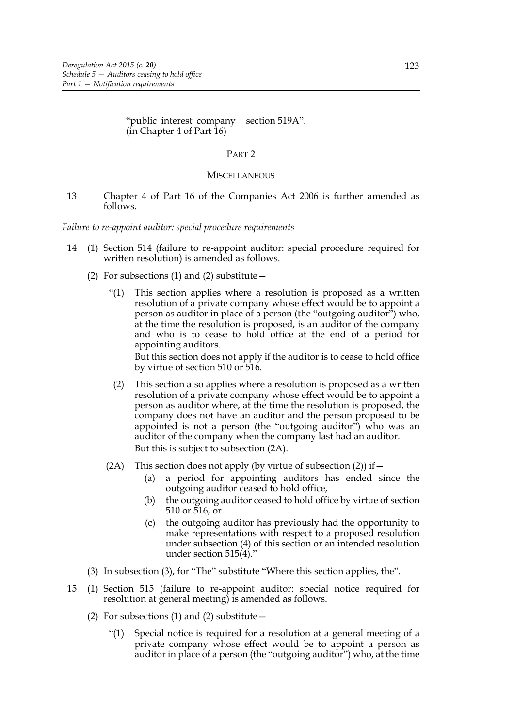| "public interest company (in Chapter 4 of Part 16) | section 519A". |
| --- | --- |

PART 2

MISCELLANEOUS

13 Chapter 4 of Part 16 of the Companies Act 2006 is further amended as follows.

*Failure to re-appoint auditor: special procedure requirements*

14 (1) Section 514 (failure to re-appoint auditor: special procedure required for written resolution) is amended as follows.

(2) For subsections (1) and (2) substitute—

"(1) This section applies where a resolution is proposed as a written resolution of a private company whose effect would be to appoint a person as auditor in place of a person (the "outgoing auditor") who, at the time the resolution is proposed, is an auditor of the company and who is to cease to hold office at the end of a period for appointing auditors.

But this section does not apply if the auditor is to cease to hold office by virtue of section 510 or 516.

(2) This section also applies where a resolution is proposed as a written resolution of a private company whose effect would be to appoint a person as auditor where, at the time the resolution is proposed, the company does not have an auditor and the person proposed to be appointed is not a person (the "outgoing auditor") who was an auditor of the company when the company last had an auditor.

But this is subject to subsection (2A).

(2A) This section does not apply (by virtue of subsection (2)) if—

(a) a period for appointing auditors has ended since the outgoing auditor ceased to hold office,

(b) the outgoing auditor ceased to hold office by virtue of section 510 or 516, or

(c) the outgoing auditor has previously had the opportunity to make representations with respect to a proposed resolution under subsection (4) of this section or an intended resolution under section 515(4)."

(3) In subsection (3), for "The" substitute "Where this section applies, the".

15 (1) Section 515 (failure to re-appoint auditor: special notice required for resolution at general meeting) is amended as follows.

(2) For subsections (1) and (2) substitute—

"(1) Special notice is required for a resolution at a general meeting of a private company whose effect would be to appoint a person as auditor in place of a person (the "outgoing auditor") who, at the time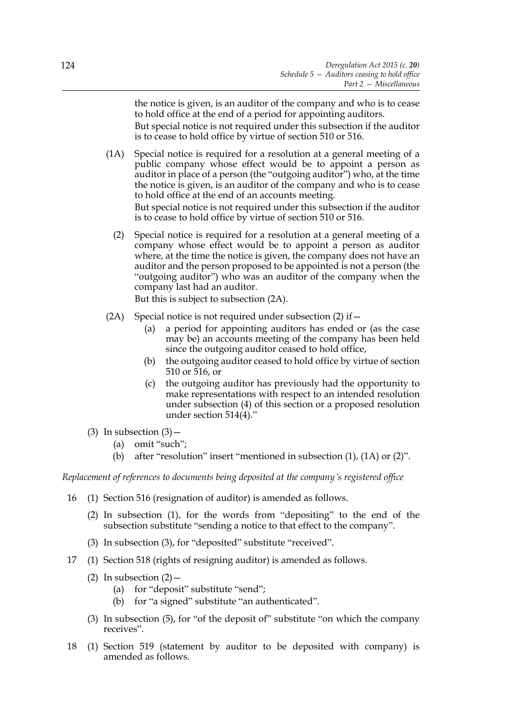the notice is given, is an auditor of the company and who is to cease to hold office at the end of a period for appointing auditors.

But special notice is not required under this subsection if the auditor is to cease to hold office by virtue of section 510 or 516.

(1A) Special notice is required for a resolution at a general meeting of a public company whose effect would be to appoint a person as auditor in place of a person (the "outgoing auditor") who, at the time the notice is given, is an auditor of the company and who is to cease to hold office at the end of an accounts meeting.

But special notice is not required under this subsection if the auditor is to cease to hold office by virtue of section 510 or 516.

(2) Special notice is required for a resolution at a general meeting of a company whose effect would be to appoint a person as auditor where, at the time the notice is given, the company does not have an auditor and the person proposed to be appointed is not a person (the "outgoing auditor") who was an auditor of the company when the company last had an auditor.

But this is subject to subsection (2A).

(2A) Special notice is not required under subsection (2) if—

(a) a period for appointing auditors has ended or (as the case may be) an accounts meeting of the company has been held since the outgoing auditor ceased to hold office,

(b) the outgoing auditor ceased to hold office by virtue of section 510 or 516, or

(c) the outgoing auditor has previously had the opportunity to make representations with respect to an intended resolution under subsection (4) of this section or a proposed resolution under section 514(4)."

(3) In subsection (3)—

(a) omit "such";

(b) after "resolution" insert "mentioned in subsection (1), (1A) or (2)".

*Replacement of references to documents being deposited at the company's registered office*

16 (1) Section 516 (resignation of auditor) is amended as follows.

(2) In subsection (1), for the words from "depositing" to the end of the subsection substitute "sending a notice to that effect to the company".

(3) In subsection (3), for "deposited" substitute "received".

17 (1) Section 518 (rights of resigning auditor) is amended as follows.

(2) In subsection (2)—

(a) for "deposit" substitute "send";

(b) for "a signed" substitute "an authenticated".

(3) In subsection (5), for "of the deposit of" substitute "on which the company receives".

18 (1) Section 519 (statement by auditor to be deposited with company) is amended as follows.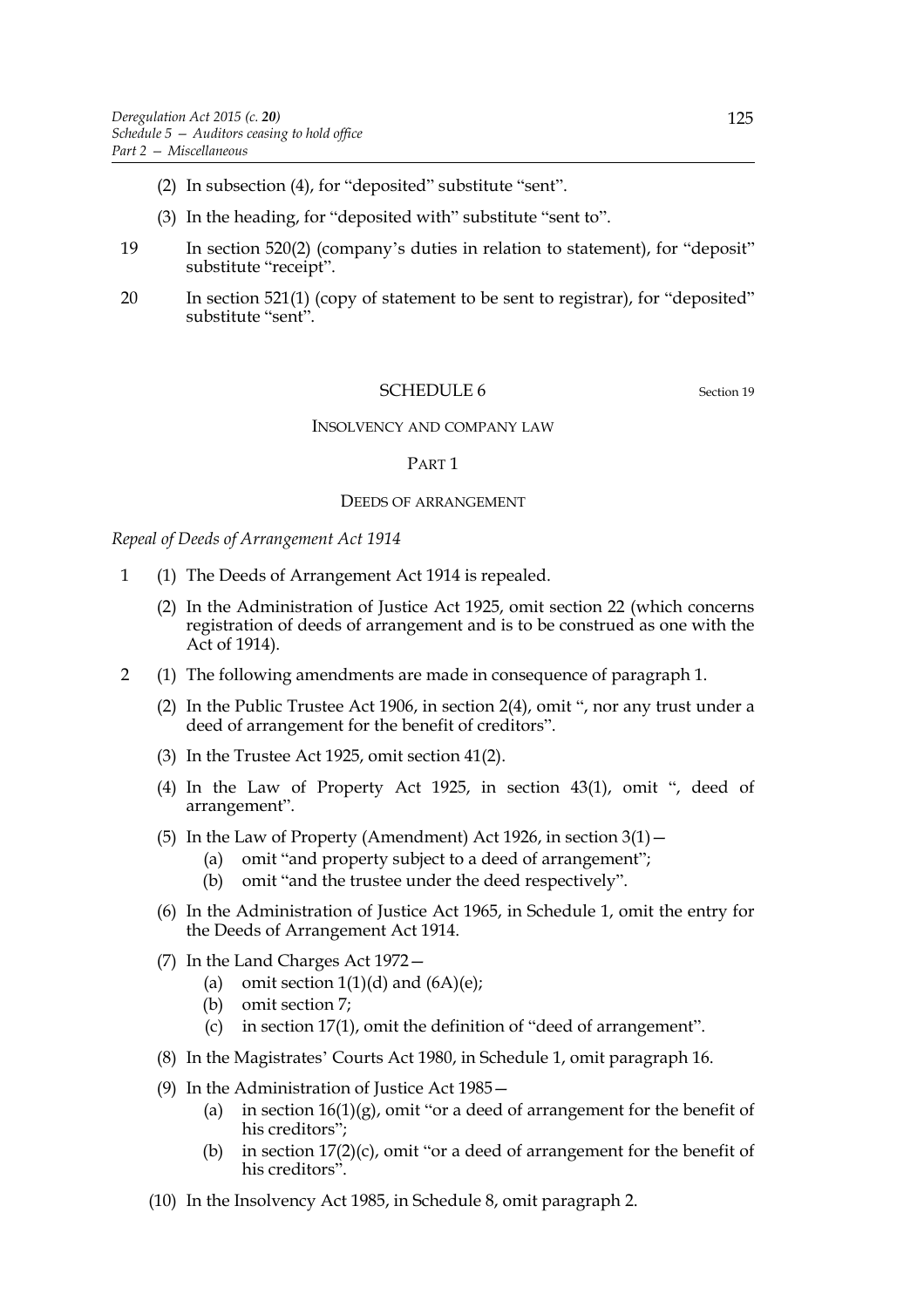(2) In subsection (4), for "deposited" substitute "sent".

(3) In the heading, for "deposited with" substitute "sent to".

19 In section 520(2) (company's duties in relation to statement), for "deposit" substitute "receipt".

20 In section 521(1) (copy of statement to be sent to registrar), for "deposited" substitute "sent".

## SCHEDULE 6

Section 19

### INSOLVENCY AND COMPANY LAW

### PART 1

### DEEDS OF ARRANGEMENT

*Repeal of Deeds of Arrangement Act 1914*

1 (1) The Deeds of Arrangement Act 1914 is repealed.

(2) In the Administration of Justice Act 1925, omit section 22 (which concerns registration of deeds of arrangement and is to be construed as one with the Act of 1914).

2 (1) The following amendments are made in consequence of paragraph 1.

(2) In the Public Trustee Act 1906, in section 2(4), omit ", nor any trust under a deed of arrangement for the benefit of creditors".

(3) In the Trustee Act 1925, omit section 41(2).

(4) In the Law of Property Act 1925, in section 43(1), omit ", deed of arrangement".

(5) In the Law of Property (Amendment) Act 1926, in section 3(1)—

(a) omit "and property subject to a deed of arrangement";

(b) omit "and the trustee under the deed respectively".

(6) In the Administration of Justice Act 1965, in Schedule 1, omit the entry for the Deeds of Arrangement Act 1914.

(7) In the Land Charges Act 1972—

(a) omit section 1(1)(d) and (6A)(e);

(b) omit section 7;

(c) in section 17(1), omit the definition of "deed of arrangement".

(8) In the Magistrates' Courts Act 1980, in Schedule 1, omit paragraph 16.

(9) In the Administration of Justice Act 1985—

(a) in section 16(1)(g), omit "or a deed of arrangement for the benefit of his creditors";

(b) in section 17(2)(c), omit "or a deed of arrangement for the benefit of his creditors".

(10) In the Insolvency Act 1985, in Schedule 8, omit paragraph 2.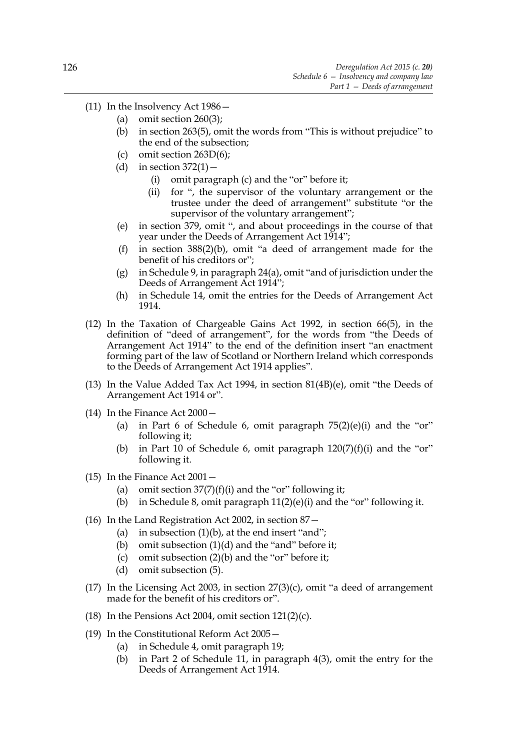(11) In the Insolvency Act 1986—

  (a) omit section 260(3);

  (b) in section 263(5), omit the words from "This is without prejudice" to the end of the subsection;

  (c) omit section 263D(6);

  (d) in section 372(1)—

    (i) omit paragraph (c) and the "or" before it;

    (ii) for ", the supervisor of the voluntary arrangement or the trustee under the deed of arrangement" substitute "or the supervisor of the voluntary arrangement";

  (e) in section 379, omit ", and about proceedings in the course of that year under the Deeds of Arrangement Act 1914";

  (f) in section 388(2)(b), omit "a deed of arrangement made for the benefit of his creditors or";

  (g) in Schedule 9, in paragraph 24(a), omit "and of jurisdiction under the Deeds of Arrangement Act 1914";

  (h) in Schedule 14, omit the entries for the Deeds of Arrangement Act 1914.

(12) In the Taxation of Chargeable Gains Act 1992, in section 66(5), in the definition of "deed of arrangement", for the words from "the Deeds of Arrangement Act 1914" to the end of the definition insert "an enactment forming part of the law of Scotland or Northern Ireland which corresponds to the Deeds of Arrangement Act 1914 applies".

(13) In the Value Added Tax Act 1994, in section 81(4B)(e), omit "the Deeds of Arrangement Act 1914 or".

(14) In the Finance Act 2000—

  (a) in Part 6 of Schedule 6, omit paragraph 75(2)(e)(i) and the "or" following it;

  (b) in Part 10 of Schedule 6, omit paragraph 120(7)(f)(i) and the "or" following it.

(15) In the Finance Act 2001—

  (a) omit section 37(7)(f)(i) and the "or" following it;

  (b) in Schedule 8, omit paragraph 11(2)(e)(i) and the "or" following it.

(16) In the Land Registration Act 2002, in section 87—

  (a) in subsection (1)(b), at the end insert "and";

  (b) omit subsection (1)(d) and the "and" before it;

  (c) omit subsection (2)(b) and the "or" before it;

  (d) omit subsection (5).

(17) In the Licensing Act 2003, in section 27(3)(c), omit "a deed of arrangement made for the benefit of his creditors or".

(18) In the Pensions Act 2004, omit section 121(2)(c).

(19) In the Constitutional Reform Act 2005—

  (a) in Schedule 4, omit paragraph 19;

  (b) in Part 2 of Schedule 11, in paragraph 4(3), omit the entry for the Deeds of Arrangement Act 1914.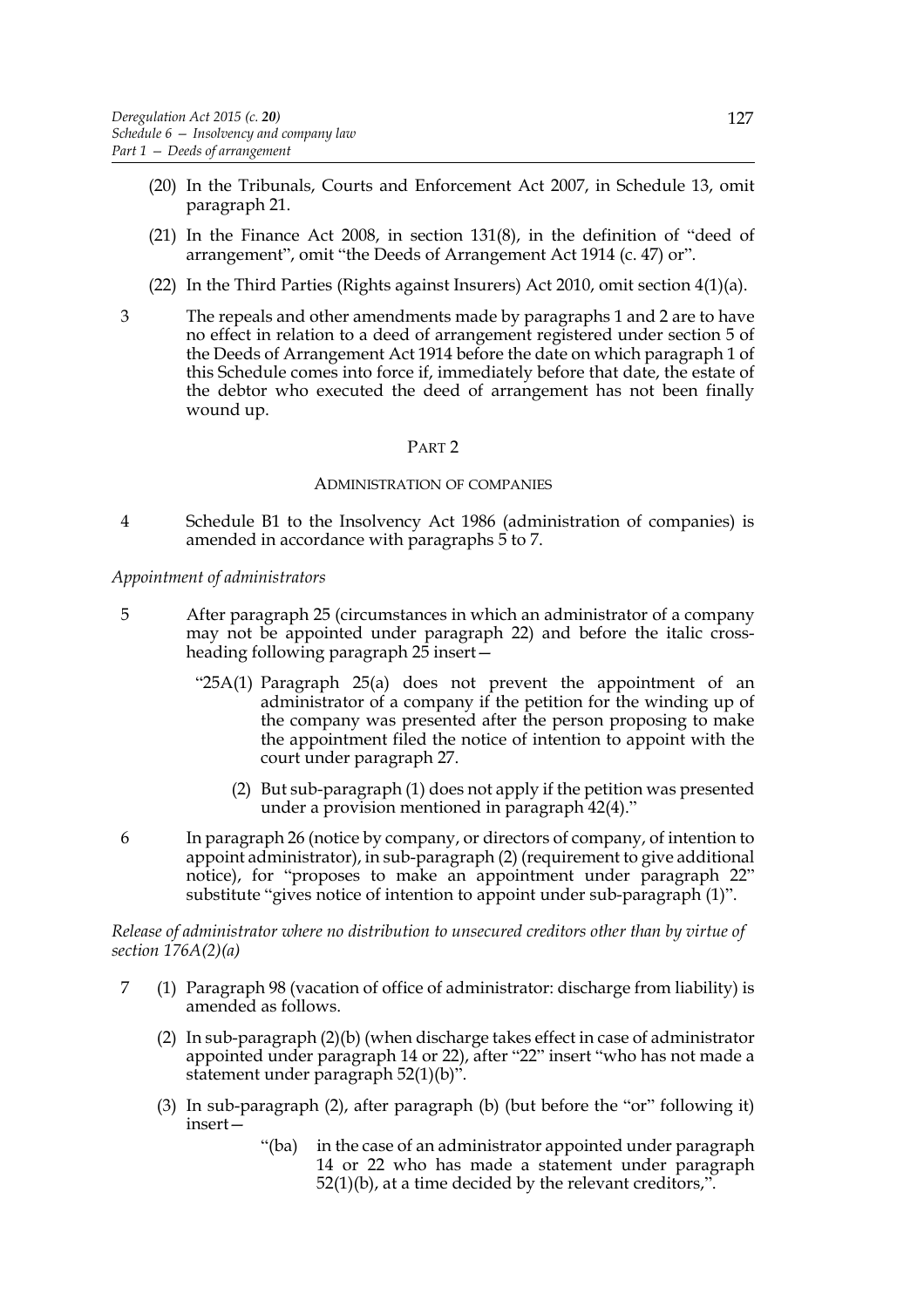(20) In the Tribunals, Courts and Enforcement Act 2007, in Schedule 13, omit paragraph 21.

(21) In the Finance Act 2008, in section 131(8), in the definition of "deed of arrangement", omit "the Deeds of Arrangement Act 1914 (c. 47) or".

(22) In the Third Parties (Rights against Insurers) Act 2010, omit section 4(1)(a).

3 The repeals and other amendments made by paragraphs 1 and 2 are to have no effect in relation to a deed of arrangement registered under section 5 of the Deeds of Arrangement Act 1914 before the date on which paragraph 1 of this Schedule comes into force if, immediately before that date, the estate of the debtor who executed the deed of arrangement has not been finally wound up.

## PART 2

### ADMINISTRATION OF COMPANIES

4 Schedule B1 to the Insolvency Act 1986 (administration of companies) is amended in accordance with paragraphs 5 to 7.

*Appointment of administrators*

5 After paragraph 25 (circumstances in which an administrator of a company may not be appointed under paragraph 22) and before the italic cross-heading following paragraph 25 insert—

"25A(1) Paragraph 25(a) does not prevent the appointment of an administrator of a company if the petition for the winding up of the company was presented after the person proposing to make the appointment filed the notice of intention to appoint with the court under paragraph 27.

(2) But sub-paragraph (1) does not apply if the petition was presented under a provision mentioned in paragraph 42(4)."

6 In paragraph 26 (notice by company, or directors of company, of intention to appoint administrator), in sub-paragraph (2) (requirement to give additional notice), for "proposes to make an appointment under paragraph 22" substitute "gives notice of intention to appoint under sub-paragraph (1)".

*Release of administrator where no distribution to unsecured creditors other than by virtue of section 176A(2)(a)*

7 (1) Paragraph 98 (vacation of office of administrator: discharge from liability) is amended as follows.

(2) In sub-paragraph (2)(b) (when discharge takes effect in case of administrator appointed under paragraph 14 or 22), after "22" insert "who has not made a statement under paragraph 52(1)(b)".

(3) In sub-paragraph (2), after paragraph (b) (but before the "or" following it) insert—

"(ba) in the case of an administrator appointed under paragraph 14 or 22 who has made a statement under paragraph 52(1)(b), at a time decided by the relevant creditors,".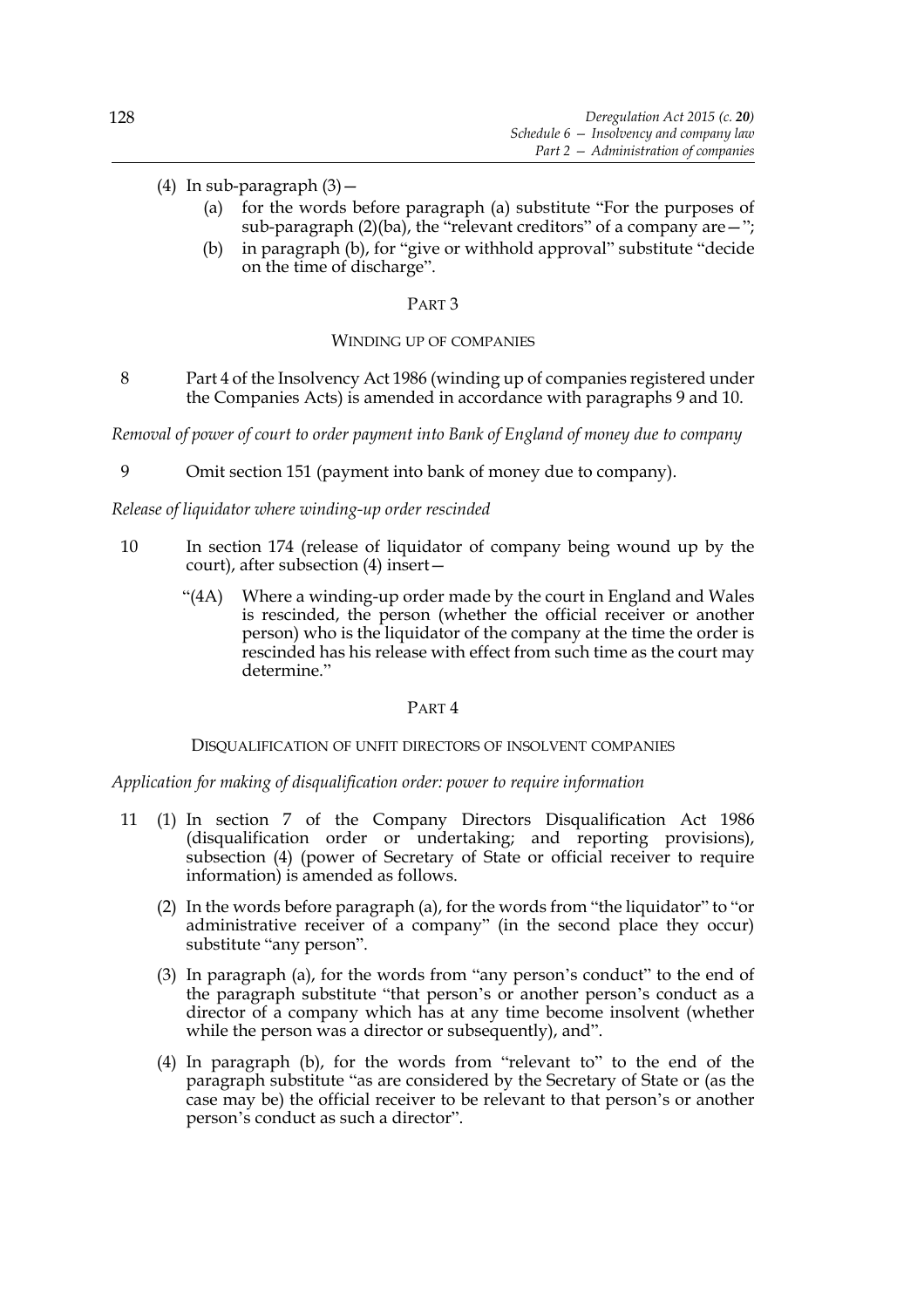(4) In sub-paragraph (3)—

  (a) for the words before paragraph (a) substitute "For the purposes of sub-paragraph (2)(ba), the "relevant creditors" of a company are—";

  (b) in paragraph (b), for "give or withhold approval" substitute "decide on the time of discharge".

## PART 3

### WINDING UP OF COMPANIES

8 Part 4 of the Insolvency Act 1986 (winding up of companies registered under the Companies Acts) is amended in accordance with paragraphs 9 and 10.

*Removal of power of court to order payment into Bank of England of money due to company*

9 Omit section 151 (payment into bank of money due to company).

*Release of liquidator where winding-up order rescinded*

10 In section 174 (release of liquidator of company being wound up by the court), after subsection (4) insert—

"(4A) Where a winding-up order made by the court in England and Wales is rescinded, the person (whether the official receiver or another person) who is the liquidator of the company at the time the order is rescinded has his release with effect from such time as the court may determine."

## PART 4

### DISQUALIFICATION OF UNFIT DIRECTORS OF INSOLVENT COMPANIES

*Application for making of disqualification order: power to require information*

11 (1) In section 7 of the Company Directors Disqualification Act 1986 (disqualification order or undertaking; and reporting provisions), subsection (4) (power of Secretary of State or official receiver to require information) is amended as follows.

(2) In the words before paragraph (a), for the words from "the liquidator" to "or administrative receiver of a company" (in the second place they occur) substitute "any person".

(3) In paragraph (a), for the words from "any person's conduct" to the end of the paragraph substitute "that person's or another person's conduct as a director of a company which has at any time become insolvent (whether while the person was a director or subsequently), and".

(4) In paragraph (b), for the words from "relevant to" to the end of the paragraph substitute "as are considered by the Secretary of State or (as the case may be) the official receiver to be relevant to that person's or another person's conduct as such a director".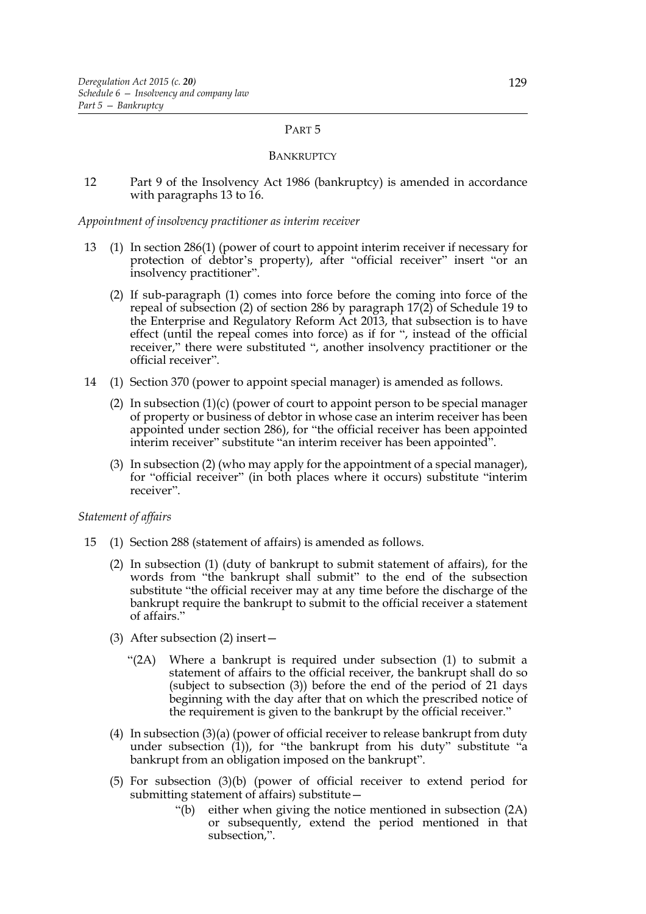PART 5

BANKRUPTCY

12 Part 9 of the Insolvency Act 1986 (bankruptcy) is amended in accordance with paragraphs 13 to 16.

*Appointment of insolvency practitioner as interim receiver*

13 (1) In section 286(1) (power of court to appoint interim receiver if necessary for protection of debtor's property), after "official receiver" insert "or an insolvency practitioner".

(2) If sub-paragraph (1) comes into force before the coming into force of the repeal of subsection (2) of section 286 by paragraph 17(2) of Schedule 19 to the Enterprise and Regulatory Reform Act 2013, that subsection is to have effect (until the repeal comes into force) as if for ", instead of the official receiver," there were substituted ", another insolvency practitioner or the official receiver".

14 (1) Section 370 (power to appoint special manager) is amended as follows.

(2) In subsection (1)(c) (power of court to appoint person to be special manager of property or business of debtor in whose case an interim receiver has been appointed under section 286), for "the official receiver has been appointed interim receiver" substitute "an interim receiver has been appointed".

(3) In subsection (2) (who may apply for the appointment of a special manager), for "official receiver" (in both places where it occurs) substitute "interim receiver".

*Statement of affairs*

15 (1) Section 288 (statement of affairs) is amended as follows.

(2) In subsection (1) (duty of bankrupt to submit statement of affairs), for the words from "the bankrupt shall submit" to the end of the subsection substitute "the official receiver may at any time before the discharge of the bankrupt require the bankrupt to submit to the official receiver a statement of affairs."

(3) After subsection (2) insert—

"(2A) Where a bankrupt is required under subsection (1) to submit a statement of affairs to the official receiver, the bankrupt shall do so (subject to subsection (3)) before the end of the period of 21 days beginning with the day after that on which the prescribed notice of the requirement is given to the bankrupt by the official receiver."

(4) In subsection (3)(a) (power of official receiver to release bankrupt from duty under subsection (1)), for "the bankrupt from his duty" substitute "a bankrupt from an obligation imposed on the bankrupt".

(5) For subsection (3)(b) (power of official receiver to extend period for submitting statement of affairs) substitute—

"(b) either when giving the notice mentioned in subsection (2A) or subsequently, extend the period mentioned in that subsection,".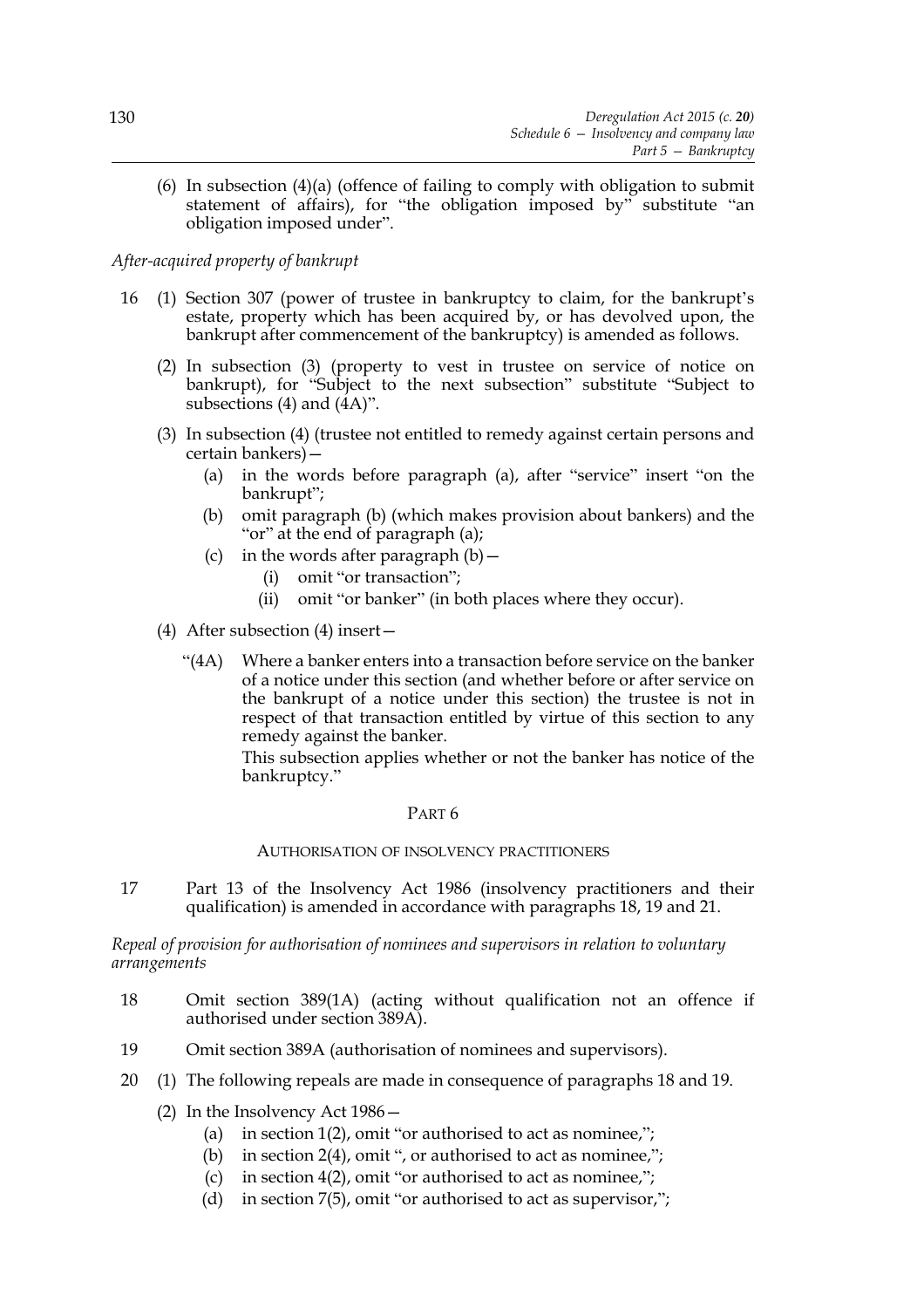(6) In subsection (4)(a) (offence of failing to comply with obligation to submit statement of affairs), for "the obligation imposed by" substitute "an obligation imposed under".

*After-acquired property of bankrupt*

16 (1) Section 307 (power of trustee in bankruptcy to claim, for the bankrupt's estate, property which has been acquired by, or has devolved upon, the bankrupt after commencement of the bankruptcy) is amended as follows.

(2) In subsection (3) (property to vest in trustee on service of notice on bankrupt), for "Subject to the next subsection" substitute "Subject to subsections (4) and (4A)".

(3) In subsection (4) (trustee not entitled to remedy against certain persons and certain bankers)—

  (a) in the words before paragraph (a), after "service" insert "on the bankrupt";

  (b) omit paragraph (b) (which makes provision about bankers) and the "or" at the end of paragraph (a);

  (c) in the words after paragraph (b)—

    (i) omit "or transaction";

    (ii) omit "or banker" (in both places where they occur).

(4) After subsection (4) insert—

"(4A) Where a banker enters into a transaction before service on the banker of a notice under this section (and whether before or after service on the bankrupt of a notice under this section) the trustee is not in respect of that transaction entitled by virtue of this section to any remedy against the banker.

This subsection applies whether or not the banker has notice of the bankruptcy."

## PART 6

### AUTHORISATION OF INSOLVENCY PRACTITIONERS

17 Part 13 of the Insolvency Act 1986 (insolvency practitioners and their qualification) is amended in accordance with paragraphs 18, 19 and 21.

*Repeal of provision for authorisation of nominees and supervisors in relation to voluntary arrangements*

18 Omit section 389(1A) (acting without qualification not an offence if authorised under section 389A).

19 Omit section 389A (authorisation of nominees and supervisors).

20 (1) The following repeals are made in consequence of paragraphs 18 and 19.

(2) In the Insolvency Act 1986—

  (a) in section 1(2), omit "or authorised to act as nominee,";

  (b) in section 2(4), omit ", or authorised to act as nominee,";

  (c) in section 4(2), omit "or authorised to act as nominee,";

  (d) in section 7(5), omit "or authorised to act as supervisor,";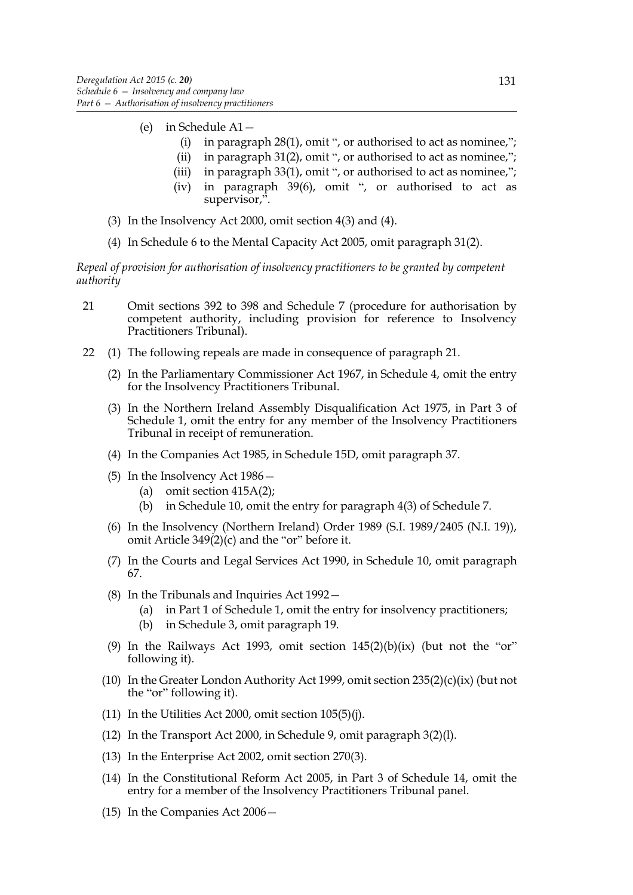(e) in Schedule A1—

(i) in paragraph 28(1), omit ", or authorised to act as nominee,";

(ii) in paragraph 31(2), omit ", or authorised to act as nominee,";

(iii) in paragraph 33(1), omit ", or authorised to act as nominee,";

(iv) in paragraph 39(6), omit ", or authorised to act as supervisor,".

(3) In the Insolvency Act 2000, omit section 4(3) and (4).

(4) In Schedule 6 to the Mental Capacity Act 2005, omit paragraph 31(2).

*Repeal of provision for authorisation of insolvency practitioners to be granted by competent authority*

21 Omit sections 392 to 398 and Schedule 7 (procedure for authorisation by competent authority, including provision for reference to Insolvency Practitioners Tribunal).

22 (1) The following repeals are made in consequence of paragraph 21.

(2) In the Parliamentary Commissioner Act 1967, in Schedule 4, omit the entry for the Insolvency Practitioners Tribunal.

(3) In the Northern Ireland Assembly Disqualification Act 1975, in Part 3 of Schedule 1, omit the entry for any member of the Insolvency Practitioners Tribunal in receipt of remuneration.

(4) In the Companies Act 1985, in Schedule 15D, omit paragraph 37.

(5) In the Insolvency Act 1986—

(a) omit section 415A(2);

(b) in Schedule 10, omit the entry for paragraph 4(3) of Schedule 7.

(6) In the Insolvency (Northern Ireland) Order 1989 (S.I. 1989/2405 (N.I. 19)), omit Article 349(2)(c) and the "or" before it.

(7) In the Courts and Legal Services Act 1990, in Schedule 10, omit paragraph 67.

(8) In the Tribunals and Inquiries Act 1992—

(a) in Part 1 of Schedule 1, omit the entry for insolvency practitioners;

(b) in Schedule 3, omit paragraph 19.

(9) In the Railways Act 1993, omit section 145(2)(b)(ix) (but not the "or" following it).

(10) In the Greater London Authority Act 1999, omit section 235(2)(c)(ix) (but not the "or" following it).

(11) In the Utilities Act 2000, omit section 105(5)(j).

(12) In the Transport Act 2000, in Schedule 9, omit paragraph 3(2)(l).

(13) In the Enterprise Act 2002, omit section 270(3).

(14) In the Constitutional Reform Act 2005, in Part 3 of Schedule 14, omit the entry for a member of the Insolvency Practitioners Tribunal panel.

(15) In the Companies Act 2006—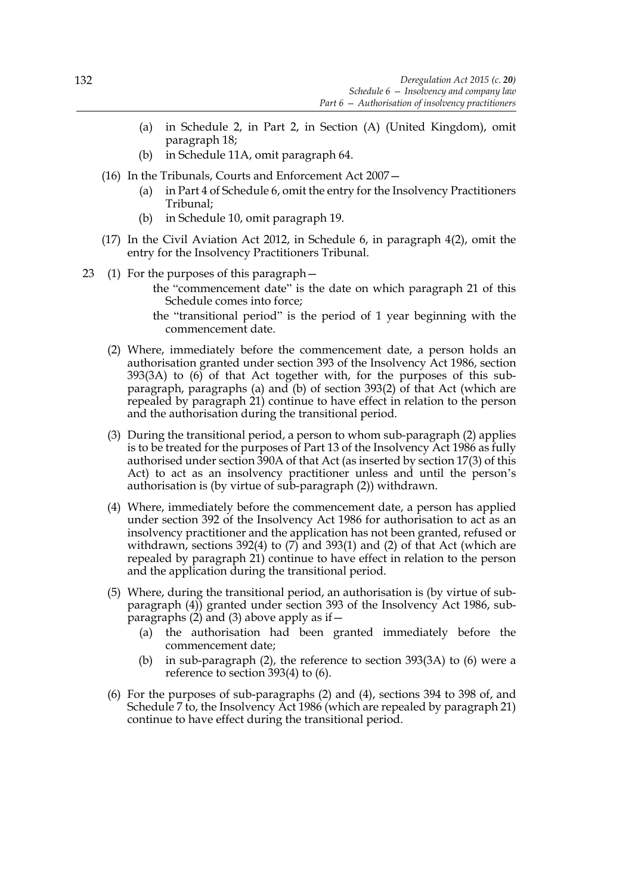(a) in Schedule 2, in Part 2, in Section (A) (United Kingdom), omit paragraph 18;

(b) in Schedule 11A, omit paragraph 64.

(16) In the Tribunals, Courts and Enforcement Act 2007—

(a) in Part 4 of Schedule 6, omit the entry for the Insolvency Practitioners Tribunal;

(b) in Schedule 10, omit paragraph 19.

(17) In the Civil Aviation Act 2012, in Schedule 6, in paragraph 4(2), omit the entry for the Insolvency Practitioners Tribunal.

23 (1) For the purposes of this paragraph—

the "commencement date" is the date on which paragraph 21 of this Schedule comes into force;

the "transitional period" is the period of 1 year beginning with the commencement date.

(2) Where, immediately before the commencement date, a person holds an authorisation granted under section 393 of the Insolvency Act 1986, section 393(3A) to (6) of that Act together with, for the purposes of this sub-paragraph, paragraphs (a) and (b) of section 393(2) of that Act (which are repealed by paragraph 21) continue to have effect in relation to the person and the authorisation during the transitional period.

(3) During the transitional period, a person to whom sub-paragraph (2) applies is to be treated for the purposes of Part 13 of the Insolvency Act 1986 as fully authorised under section 390A of that Act (as inserted by section 17(3) of this Act) to act as an insolvency practitioner unless and until the person's authorisation is (by virtue of sub-paragraph (2)) withdrawn.

(4) Where, immediately before the commencement date, a person has applied under section 392 of the Insolvency Act 1986 for authorisation to act as an insolvency practitioner and the application has not been granted, refused or withdrawn, sections 392(4) to (7) and 393(1) and (2) of that Act (which are repealed by paragraph 21) continue to have effect in relation to the person and the application during the transitional period.

(5) Where, during the transitional period, an authorisation is (by virtue of sub-paragraph (4)) granted under section 393 of the Insolvency Act 1986, sub-paragraphs (2) and (3) above apply as if—

(a) the authorisation had been granted immediately before the commencement date;

(b) in sub-paragraph (2), the reference to section 393(3A) to (6) were a reference to section 393(4) to (6).

(6) For the purposes of sub-paragraphs (2) and (4), sections 394 to 398 of, and Schedule 7 to, the Insolvency Act 1986 (which are repealed by paragraph 21) continue to have effect during the transitional period.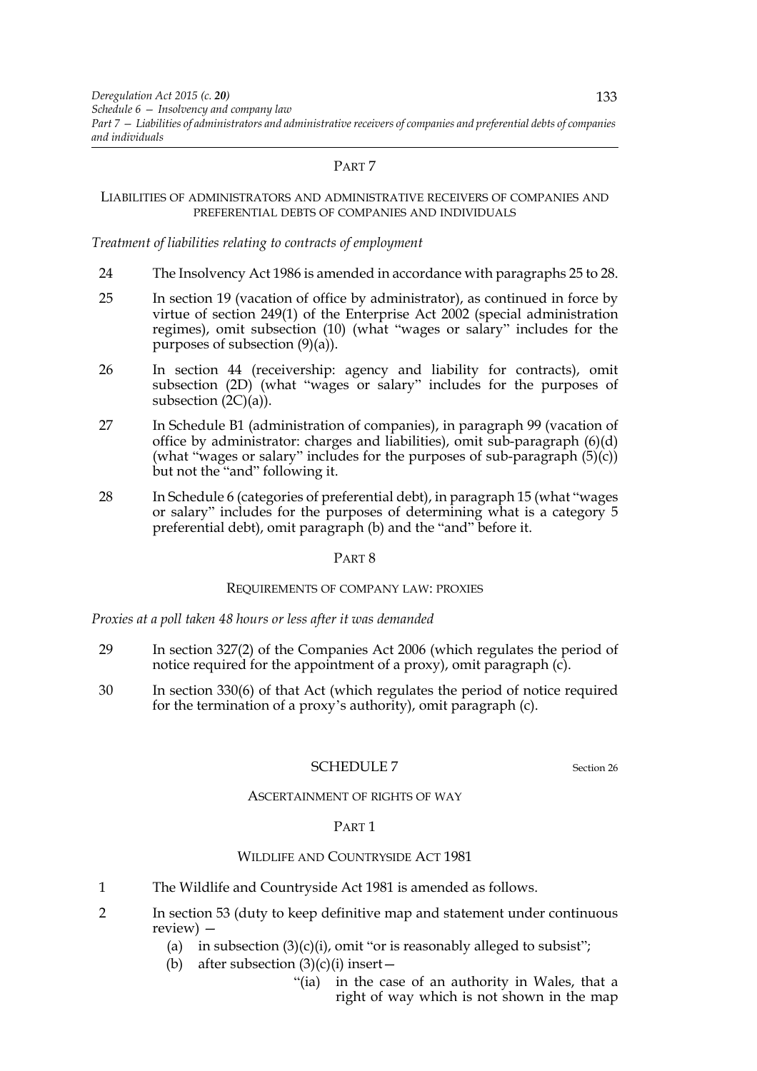## PART 7

### LIABILITIES OF ADMINISTRATORS AND ADMINISTRATIVE RECEIVERS OF COMPANIES AND PREFERENTIAL DEBTS OF COMPANIES AND INDIVIDUALS

*Treatment of liabilities relating to contracts of employment*

24 The Insolvency Act 1986 is amended in accordance with paragraphs 25 to 28.

25 In section 19 (vacation of office by administrator), as continued in force by virtue of section 249(1) of the Enterprise Act 2002 (special administration regimes), omit subsection (10) (what "wages or salary" includes for the purposes of subsection (9)(a)).

26 In section 44 (receivership: agency and liability for contracts), omit subsection (2D) (what "wages or salary" includes for the purposes of subsection (2C)(a)).

27 In Schedule B1 (administration of companies), in paragraph 99 (vacation of office by administrator: charges and liabilities), omit sub-paragraph (6)(d) (what "wages or salary" includes for the purposes of sub-paragraph (5)(c)) but not the "and" following it.

28 In Schedule 6 (categories of preferential debt), in paragraph 15 (what "wages or salary" includes for the purposes of determining what is a category 5 preferential debt), omit paragraph (b) and the "and" before it.

## PART 8

### REQUIREMENTS OF COMPANY LAW: PROXIES

*Proxies at a poll taken 48 hours or less after it was demanded*

29 In section 327(2) of the Companies Act 2006 (which regulates the period of notice required for the appointment of a proxy), omit paragraph (c).

30 In section 330(6) of that Act (which regulates the period of notice required for the termination of a proxy's authority), omit paragraph (c).

# SCHEDULE 7

Section 26

## ASCERTAINMENT OF RIGHTS OF WAY

## PART 1

### WILDLIFE AND COUNTRYSIDE ACT 1981

1 The Wildlife and Countryside Act 1981 is amended as follows.

2 In section 53 (duty to keep definitive map and statement under continuous review) —

(a) in subsection (3)(c)(i), omit "or is reasonably alleged to subsist";

(b) after subsection (3)(c)(i) insert—

"(ia) in the case of an authority in Wales, that a right of way which is not shown in the map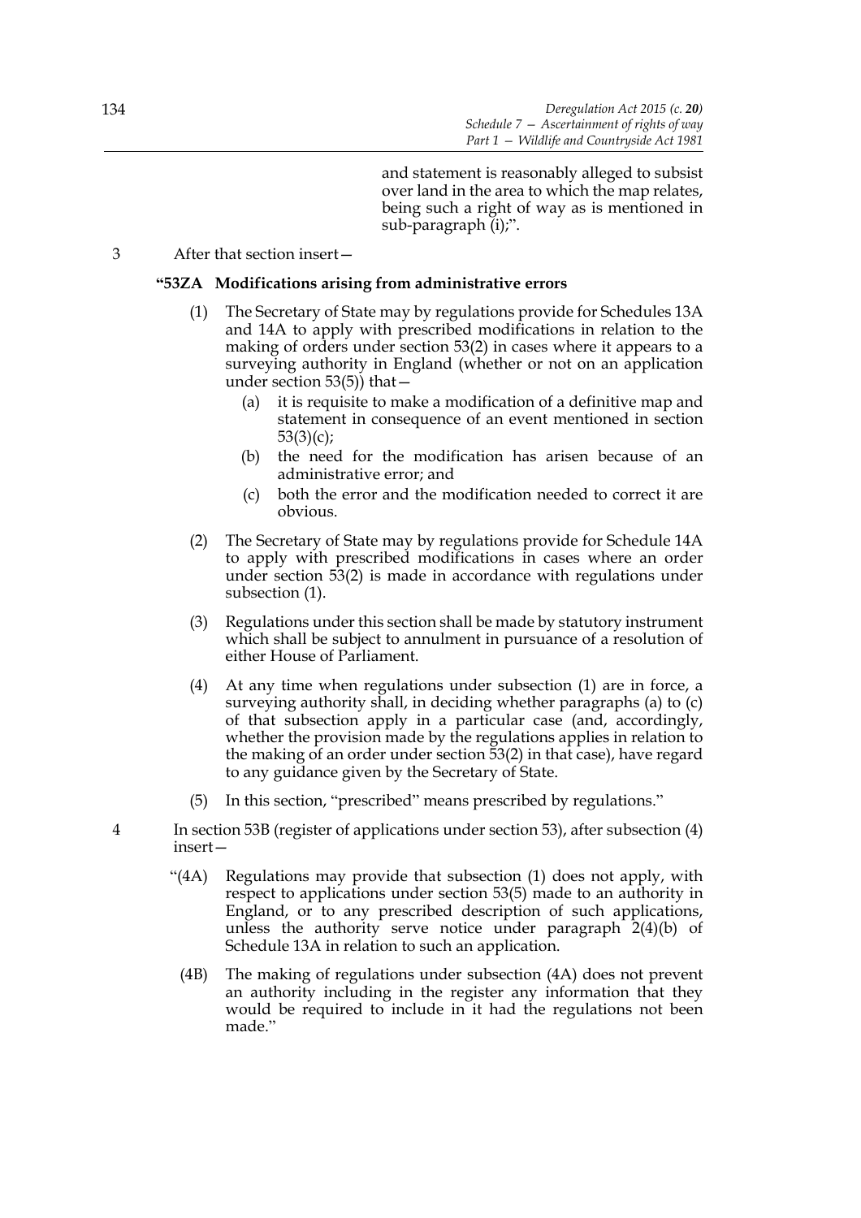and statement is reasonably alleged to subsist over land in the area to which the map relates, being such a right of way as is mentioned in sub-paragraph (i);".

3 After that section insert—

**"53ZA Modifications arising from administrative errors**

(1) The Secretary of State may by regulations provide for Schedules 13A and 14A to apply with prescribed modifications in relation to the making of orders under section 53(2) in cases where it appears to a surveying authority in England (whether or not on an application under section 53(5)) that—

  (a) it is requisite to make a modification of a definitive map and statement in consequence of an event mentioned in section 53(3)(c);

  (b) the need for the modification has arisen because of an administrative error; and

  (c) both the error and the modification needed to correct it are obvious.

(2) The Secretary of State may by regulations provide for Schedule 14A to apply with prescribed modifications in cases where an order under section 53(2) is made in accordance with regulations under subsection (1).

(3) Regulations under this section shall be made by statutory instrument which shall be subject to annulment in pursuance of a resolution of either House of Parliament.

(4) At any time when regulations under subsection (1) are in force, a surveying authority shall, in deciding whether paragraphs (a) to (c) of that subsection apply in a particular case (and, accordingly, whether the provision made by the regulations applies in relation to the making of an order under section 53(2) in that case), have regard to any guidance given by the Secretary of State.

(5) In this section, "prescribed" means prescribed by regulations."

4 In section 53B (register of applications under section 53), after subsection (4) insert—

"(4A) Regulations may provide that subsection (1) does not apply, with respect to applications under section 53(5) made to an authority in England, or to any prescribed description of such applications, unless the authority serve notice under paragraph 2(4)(b) of Schedule 13A in relation to such an application.

(4B) The making of regulations under subsection (4A) does not prevent an authority including in the register any information that they would be required to include in it had the regulations not been made."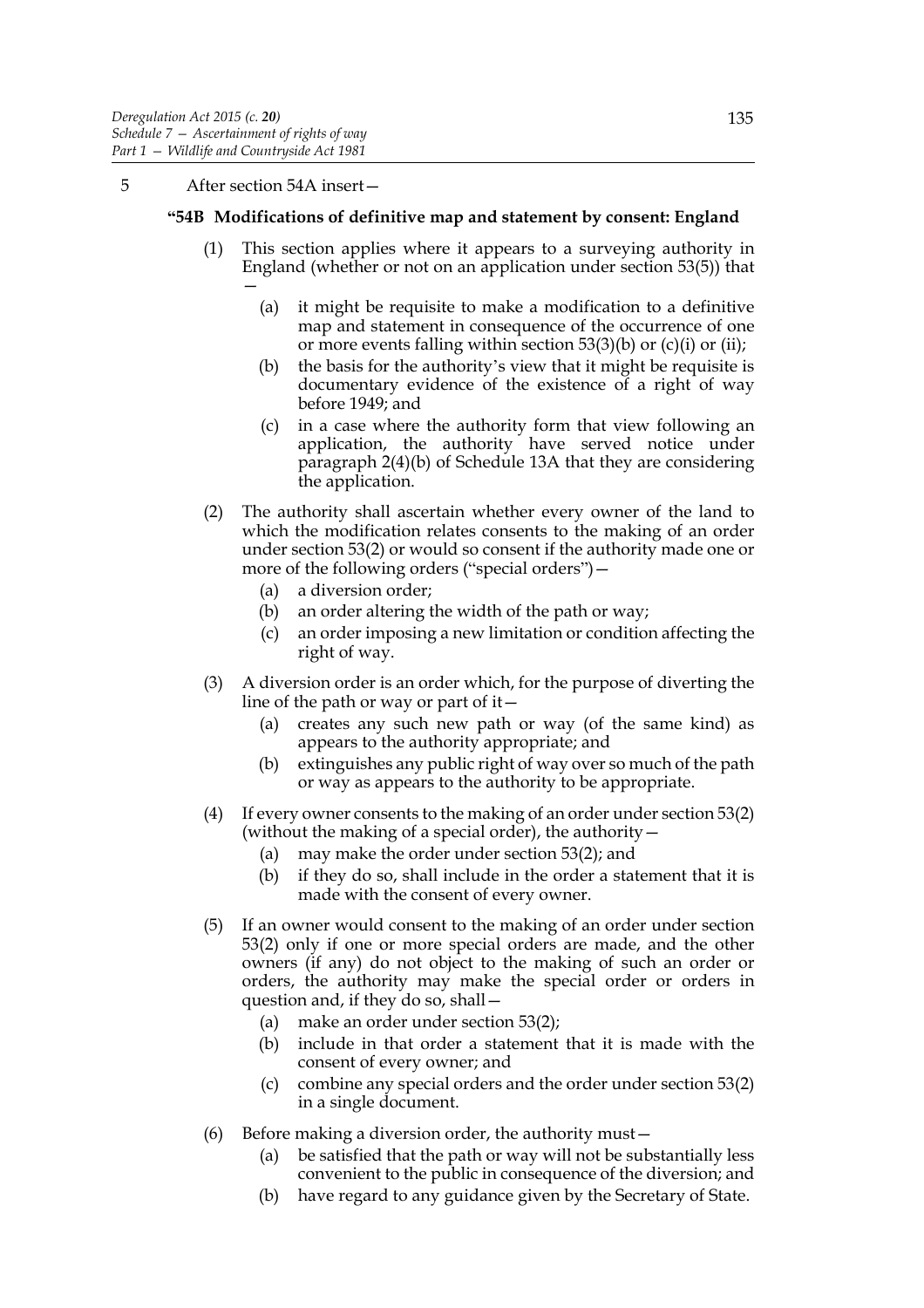5 After section 54A insert—

**"54B Modifications of definitive map and statement by consent: England**

(1) This section applies where it appears to a surveying authority in England (whether or not on an application under section 53(5)) that —

   (a) it might be requisite to make a modification to a definitive map and statement in consequence of the occurrence of one or more events falling within section 53(3)(b) or (c)(i) or (ii);

   (b) the basis for the authority's view that it might be requisite is documentary evidence of the existence of a right of way before 1949; and

   (c) in a case where the authority form that view following an application, the authority have served notice under paragraph 2(4)(b) of Schedule 13A that they are considering the application.

(2) The authority shall ascertain whether every owner of the land to which the modification relates consents to the making of an order under section 53(2) or would so consent if the authority made one or more of the following orders ("special orders")—

   (a) a diversion order;

   (b) an order altering the width of the path or way;

   (c) an order imposing a new limitation or condition affecting the right of way.

(3) A diversion order is an order which, for the purpose of diverting the line of the path or way or part of it—

   (a) creates any such new path or way (of the same kind) as appears to the authority appropriate; and

   (b) extinguishes any public right of way over so much of the path or way as appears to the authority to be appropriate.

(4) If every owner consents to the making of an order under section 53(2) (without the making of a special order), the authority—

   (a) may make the order under section 53(2); and

   (b) if they do so, shall include in the order a statement that it is made with the consent of every owner.

(5) If an owner would consent to the making of an order under section 53(2) only if one or more special orders are made, and the other owners (if any) do not object to the making of such an order or orders, the authority may make the special order or orders in question and, if they do so, shall—

   (a) make an order under section 53(2);

   (b) include in that order a statement that it is made with the consent of every owner; and

   (c) combine any special orders and the order under section 53(2) in a single document.

(6) Before making a diversion order, the authority must—

   (a) be satisfied that the path or way will not be substantially less convenient to the public in consequence of the diversion; and

   (b) have regard to any guidance given by the Secretary of State.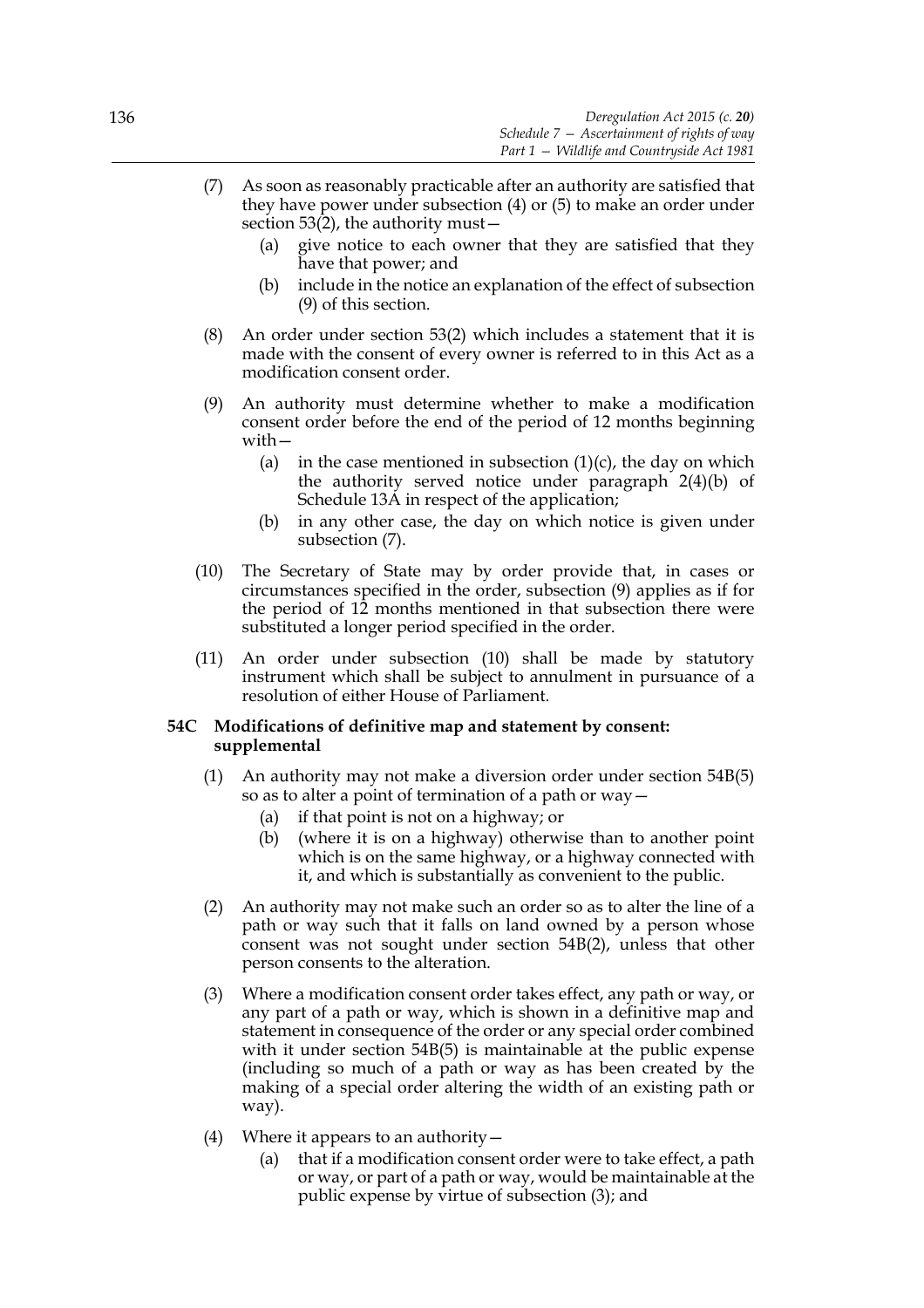(7) As soon as reasonably practicable after an authority are satisfied that they have power under subsection (4) or (5) to make an order under section 53(2), the authority must—

   (a) give notice to each owner that they are satisfied that they have that power; and

   (b) include in the notice an explanation of the effect of subsection (9) of this section.

(8) An order under section 53(2) which includes a statement that it is made with the consent of every owner is referred to in this Act as a modification consent order.

(9) An authority must determine whether to make a modification consent order before the end of the period of 12 months beginning with—

   (a) in the case mentioned in subsection (1)(c), the day on which the authority served notice under paragraph 2(4)(b) of Schedule 13A in respect of the application;

   (b) in any other case, the day on which notice is given under subsection (7).

(10) The Secretary of State may by order provide that, in cases or circumstances specified in the order, subsection (9) applies as if for the period of 12 months mentioned in that subsection there were substituted a longer period specified in the order.

(11) An order under subsection (10) shall be made by statutory instrument which shall be subject to annulment in pursuance of a resolution of either House of Parliament.

**54C Modifications of definitive map and statement by consent: supplemental**

(1) An authority may not make a diversion order under section 54B(5) so as to alter a point of termination of a path or way—

   (a) if that point is not on a highway; or

   (b) (where it is on a highway) otherwise than to another point which is on the same highway, or a highway connected with it, and which is substantially as convenient to the public.

(2) An authority may not make such an order so as to alter the line of a path or way such that it falls on land owned by a person whose consent was not sought under section 54B(2), unless that other person consents to the alteration.

(3) Where a modification consent order takes effect, any path or way, or any part of a path or way, which is shown in a definitive map and statement in consequence of the order or any special order combined with it under section 54B(5) is maintainable at the public expense (including so much of a path or way as has been created by the making of a special order altering the width of an existing path or way).

(4) Where it appears to an authority—

   (a) that if a modification consent order were to take effect, a path or way, or part of a path or way, would be maintainable at the public expense by virtue of subsection (3); and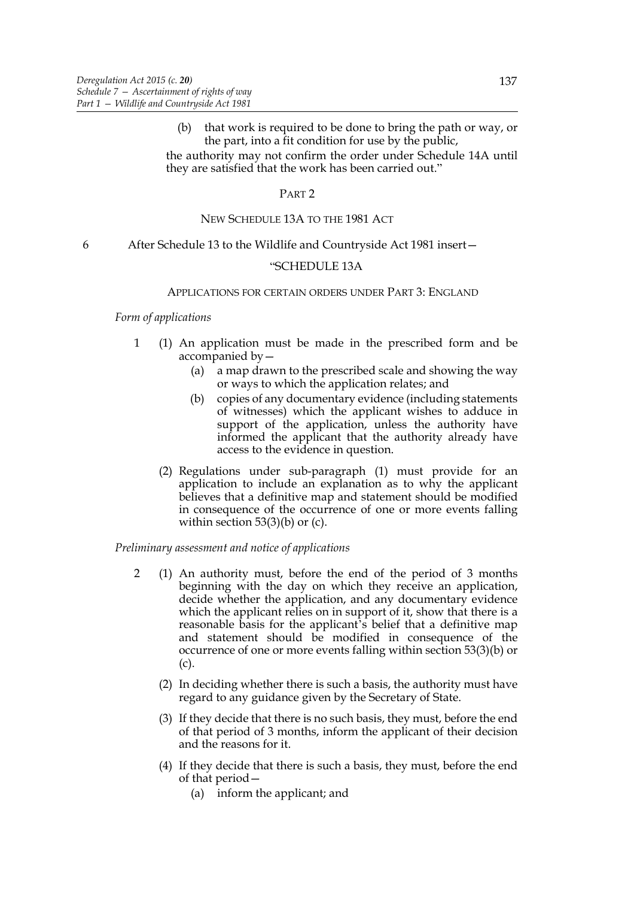(b) that work is required to be done to bring the path or way, or the part, into a fit condition for use by the public,

the authority may not confirm the order under Schedule 14A until they are satisfied that the work has been carried out."

## PART 2

### NEW SCHEDULE 13A TO THE 1981 ACT

6 After Schedule 13 to the Wildlife and Countryside Act 1981 insert—

"SCHEDULE 13A

APPLICATIONS FOR CERTAIN ORDERS UNDER PART 3: ENGLAND

*Form of applications*

1 (1) An application must be made in the prescribed form and be accompanied by—

(a) a map drawn to the prescribed scale and showing the way or ways to which the application relates; and

(b) copies of any documentary evidence (including statements of witnesses) which the applicant wishes to adduce in support of the application, unless the authority have informed the applicant that the authority already have access to the evidence in question.

(2) Regulations under sub-paragraph (1) must provide for an application to include an explanation as to why the applicant believes that a definitive map and statement should be modified in consequence of the occurrence of one or more events falling within section 53(3)(b) or (c).

*Preliminary assessment and notice of applications*

2 (1) An authority must, before the end of the period of 3 months beginning with the day on which they receive an application, decide whether the application, and any documentary evidence which the applicant relies on in support of it, show that there is a reasonable basis for the applicant's belief that a definitive map and statement should be modified in consequence of the occurrence of one or more events falling within section 53(3)(b) or (c).

(2) In deciding whether there is such a basis, the authority must have regard to any guidance given by the Secretary of State.

(3) If they decide that there is no such basis, they must, before the end of that period of 3 months, inform the applicant of their decision and the reasons for it.

(4) If they decide that there is such a basis, they must, before the end of that period—

(a) inform the applicant; and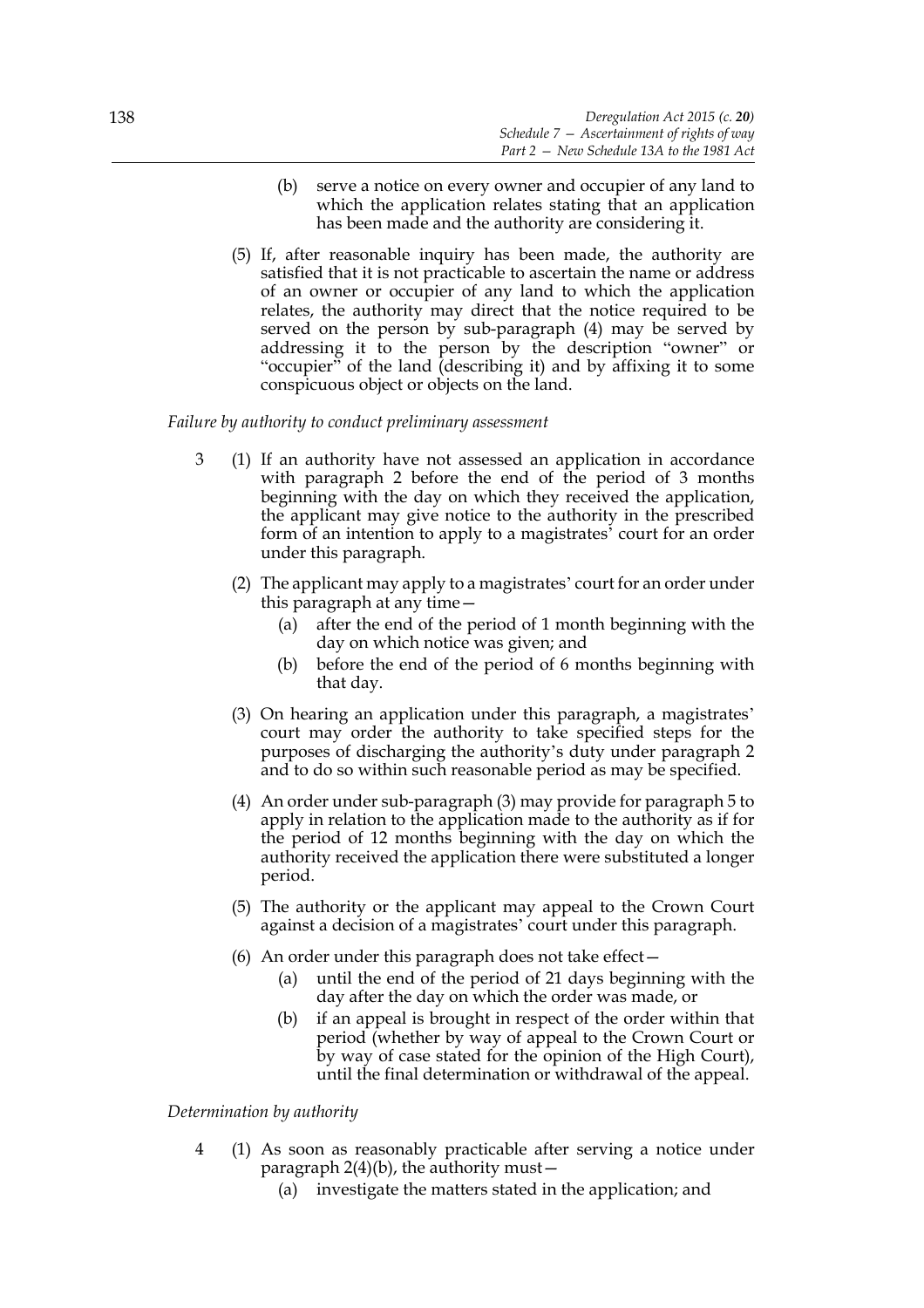(b) serve a notice on every owner and occupier of any land to which the application relates stating that an application has been made and the authority are considering it.

(5) If, after reasonable inquiry has been made, the authority are satisfied that it is not practicable to ascertain the name or address of an owner or occupier of any land to which the application relates, the authority may direct that the notice required to be served on the person by sub-paragraph (4) may be served by addressing it to the person by the description "owner" or "occupier" of the land (describing it) and by affixing it to some conspicuous object or objects on the land.

*Failure by authority to conduct preliminary assessment*

3 (1) If an authority have not assessed an application in accordance with paragraph 2 before the end of the period of 3 months beginning with the day on which they received the application, the applicant may give notice to the authority in the prescribed form of an intention to apply to a magistrates' court for an order under this paragraph.

(2) The applicant may apply to a magistrates' court for an order under this paragraph at any time—

(a) after the end of the period of 1 month beginning with the day on which notice was given; and

(b) before the end of the period of 6 months beginning with that day.

(3) On hearing an application under this paragraph, a magistrates' court may order the authority to take specified steps for the purposes of discharging the authority's duty under paragraph 2 and to do so within such reasonable period as may be specified.

(4) An order under sub-paragraph (3) may provide for paragraph 5 to apply in relation to the application made to the authority as if for the period of 12 months beginning with the day on which the authority received the application there were substituted a longer period.

(5) The authority or the applicant may appeal to the Crown Court against a decision of a magistrates' court under this paragraph.

(6) An order under this paragraph does not take effect—

(a) until the end of the period of 21 days beginning with the day after the day on which the order was made, or

(b) if an appeal is brought in respect of the order within that period (whether by way of appeal to the Crown Court or by way of case stated for the opinion of the High Court), until the final determination or withdrawal of the appeal.

*Determination by authority*

4 (1) As soon as reasonably practicable after serving a notice under paragraph 2(4)(b), the authority must—

(a) investigate the matters stated in the application; and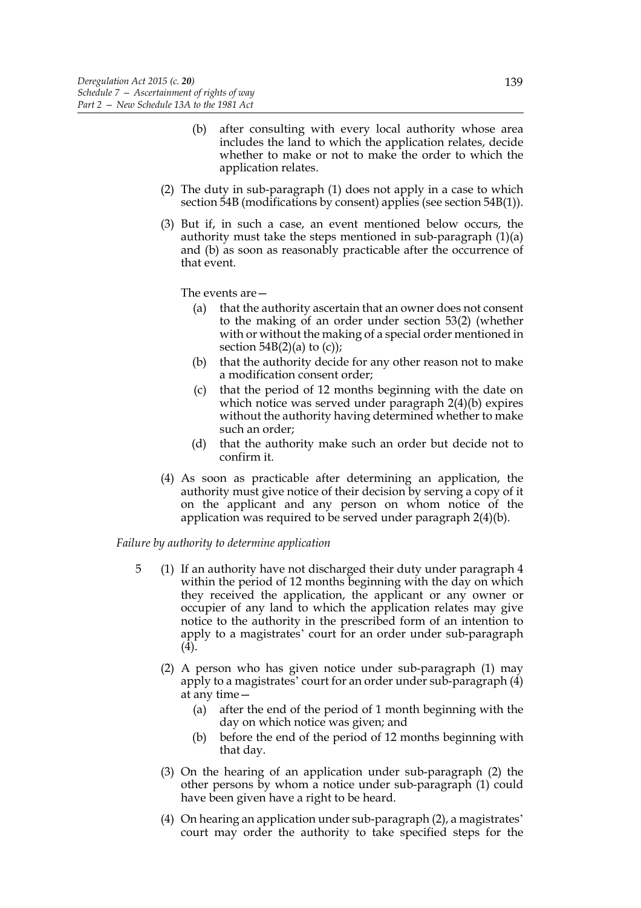(b) after consulting with every local authority whose area includes the land to which the application relates, decide whether to make or not to make the order to which the application relates.

(2) The duty in sub-paragraph (1) does not apply in a case to which section 54B (modifications by consent) applies (see section 54B(1)).

(3) But if, in such a case, an event mentioned below occurs, the authority must take the steps mentioned in sub-paragraph (1)(a) and (b) as soon as reasonably practicable after the occurrence of that event.

The events are—

(a) that the authority ascertain that an owner does not consent to the making of an order under section 53(2) (whether with or without the making of a special order mentioned in section 54B(2)(a) to (c));

(b) that the authority decide for any other reason not to make a modification consent order;

(c) that the period of 12 months beginning with the date on which notice was served under paragraph 2(4)(b) expires without the authority having determined whether to make such an order;

(d) that the authority make such an order but decide not to confirm it.

(4) As soon as practicable after determining an application, the authority must give notice of their decision by serving a copy of it on the applicant and any person on whom notice of the application was required to be served under paragraph 2(4)(b).

*Failure by authority to determine application*

5 (1) If an authority have not discharged their duty under paragraph 4 within the period of 12 months beginning with the day on which they received the application, the applicant or any owner or occupier of any land to which the application relates may give notice to the authority in the prescribed form of an intention to apply to a magistrates' court for an order under sub-paragraph (4).

(2) A person who has given notice under sub-paragraph (1) may apply to a magistrates' court for an order under sub-paragraph (4) at any time—

(a) after the end of the period of 1 month beginning with the day on which notice was given; and

(b) before the end of the period of 12 months beginning with that day.

(3) On the hearing of an application under sub-paragraph (2) the other persons by whom a notice under sub-paragraph (1) could have been given have a right to be heard.

(4) On hearing an application under sub-paragraph (2), a magistrates' court may order the authority to take specified steps for the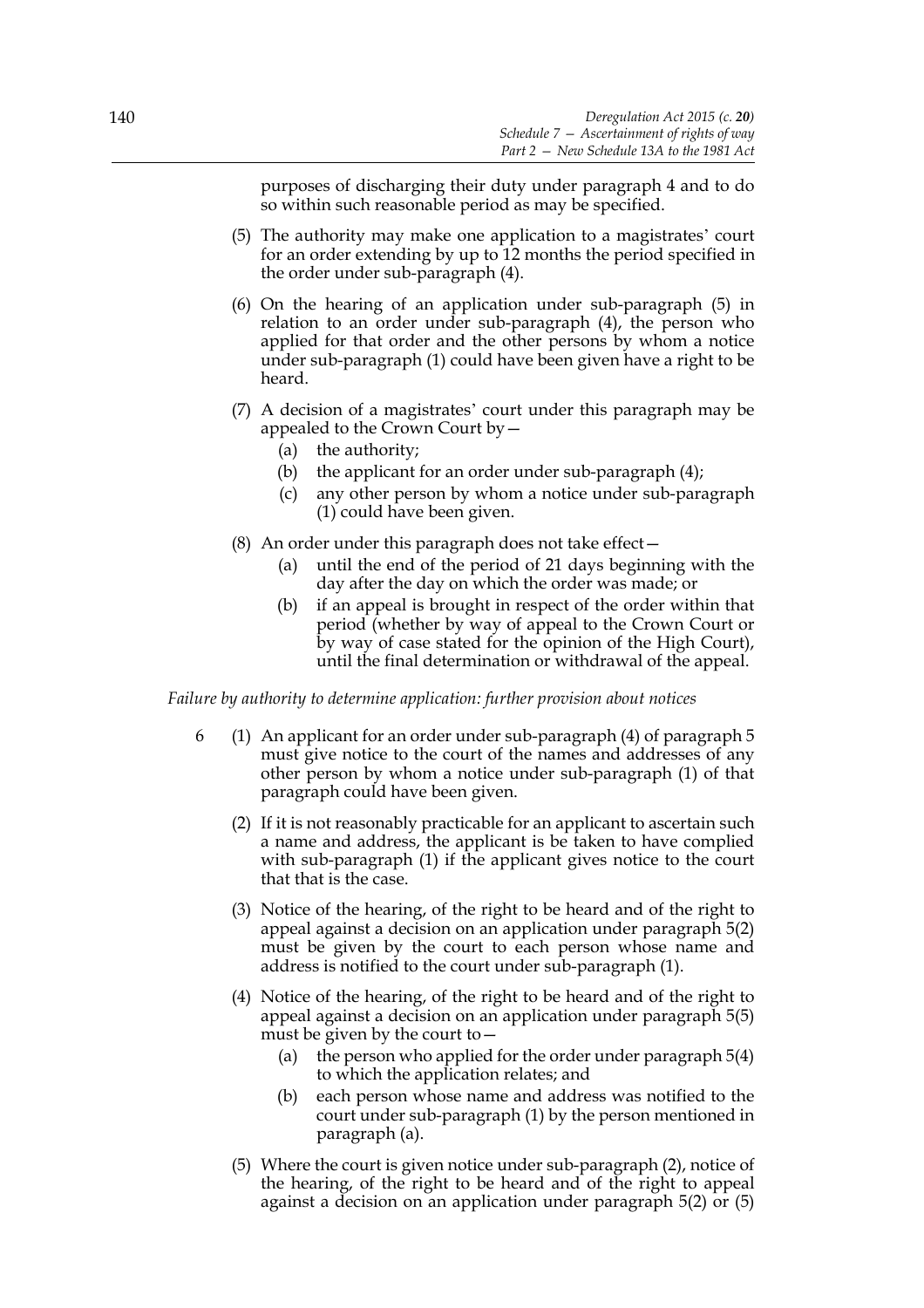purposes of discharging their duty under paragraph 4 and to do so within such reasonable period as may be specified.

(5) The authority may make one application to a magistrates' court for an order extending by up to 12 months the period specified in the order under sub-paragraph (4).

(6) On the hearing of an application under sub-paragraph (5) in relation to an order under sub-paragraph (4), the person who applied for that order and the other persons by whom a notice under sub-paragraph (1) could have been given have a right to be heard.

(7) A decision of a magistrates' court under this paragraph may be appealed to the Crown Court by—

- (a) the authority;
- (b) the applicant for an order under sub-paragraph (4);
- (c) any other person by whom a notice under sub-paragraph (1) could have been given.

(8) An order under this paragraph does not take effect—

- (a) until the end of the period of 21 days beginning with the day after the day on which the order was made; or
- (b) if an appeal is brought in respect of the order within that period (whether by way of appeal to the Crown Court or by way of case stated for the opinion of the High Court), until the final determination or withdrawal of the appeal.

*Failure by authority to determine application: further provision about notices*

6 (1) An applicant for an order under sub-paragraph (4) of paragraph 5 must give notice to the court of the names and addresses of any other person by whom a notice under sub-paragraph (1) of that paragraph could have been given.

(2) If it is not reasonably practicable for an applicant to ascertain such a name and address, the applicant is be taken to have complied with sub-paragraph (1) if the applicant gives notice to the court that that is the case.

(3) Notice of the hearing, of the right to be heard and of the right to appeal against a decision on an application under paragraph 5(2) must be given by the court to each person whose name and address is notified to the court under sub-paragraph (1).

(4) Notice of the hearing, of the right to be heard and of the right to appeal against a decision on an application under paragraph 5(5) must be given by the court to—

- (a) the person who applied for the order under paragraph 5(4) to which the application relates; and
- (b) each person whose name and address was notified to the court under sub-paragraph (1) by the person mentioned in paragraph (a).

(5) Where the court is given notice under sub-paragraph (2), notice of the hearing, of the right to be heard and of the right to appeal against a decision on an application under paragraph 5(2) or (5)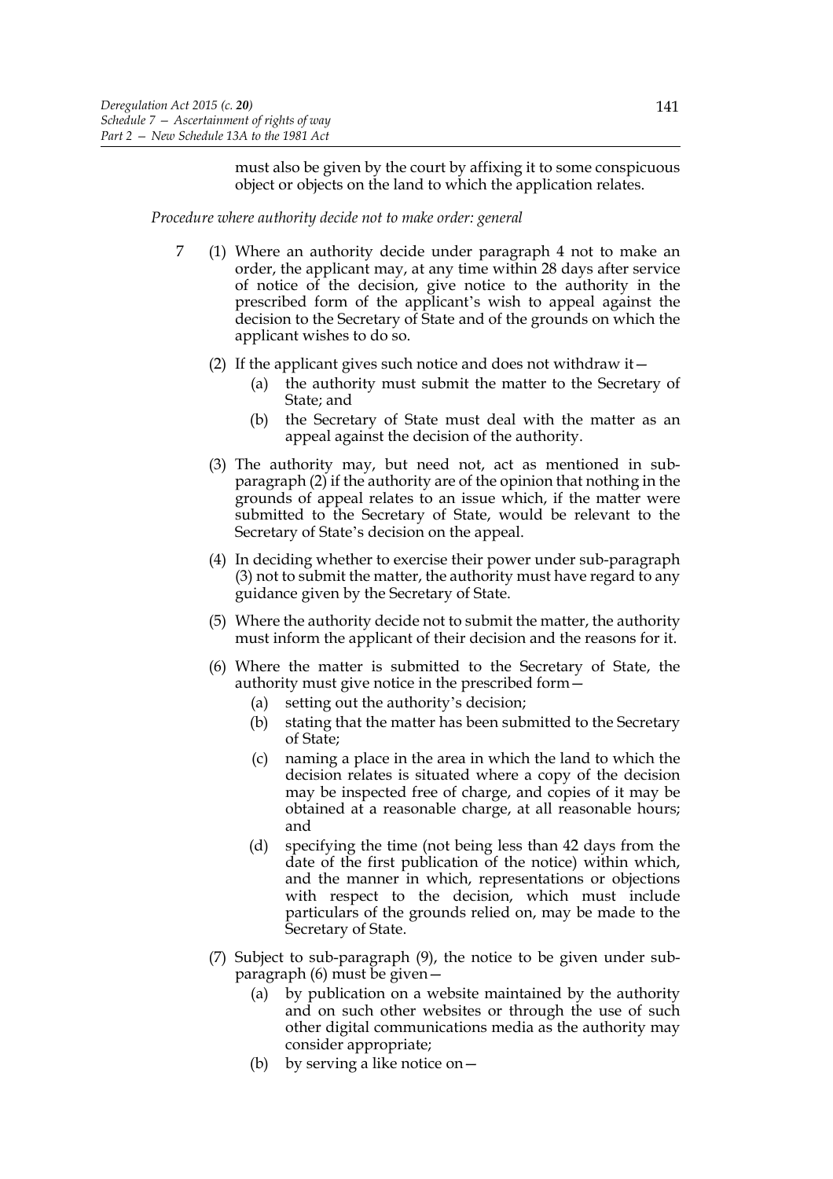must also be given by the court by affixing it to some conspicuous object or objects on the land to which the application relates.

*Procedure where authority decide not to make order: general*

7 (1) Where an authority decide under paragraph 4 not to make an order, the applicant may, at any time within 28 days after service of notice of the decision, give notice to the authority in the prescribed form of the applicant's wish to appeal against the decision to the Secretary of State and of the grounds on which the applicant wishes to do so.

(2) If the applicant gives such notice and does not withdraw it—

(a) the authority must submit the matter to the Secretary of State; and

(b) the Secretary of State must deal with the matter as an appeal against the decision of the authority.

(3) The authority may, but need not, act as mentioned in sub-paragraph (2) if the authority are of the opinion that nothing in the grounds of appeal relates to an issue which, if the matter were submitted to the Secretary of State, would be relevant to the Secretary of State's decision on the appeal.

(4) In deciding whether to exercise their power under sub-paragraph (3) not to submit the matter, the authority must have regard to any guidance given by the Secretary of State.

(5) Where the authority decide not to submit the matter, the authority must inform the applicant of their decision and the reasons for it.

(6) Where the matter is submitted to the Secretary of State, the authority must give notice in the prescribed form—

(a) setting out the authority's decision;

(b) stating that the matter has been submitted to the Secretary of State;

(c) naming a place in the area in which the land to which the decision relates is situated where a copy of the decision may be inspected free of charge, and copies of it may be obtained at a reasonable charge, at all reasonable hours; and

(d) specifying the time (not being less than 42 days from the date of the first publication of the notice) within which, and the manner in which, representations or objections with respect to the decision, which must include particulars of the grounds relied on, may be made to the Secretary of State.

(7) Subject to sub-paragraph (9), the notice to be given under sub-paragraph (6) must be given—

(a) by publication on a website maintained by the authority and on such other websites or through the use of such other digital communications media as the authority may consider appropriate;

(b) by serving a like notice on—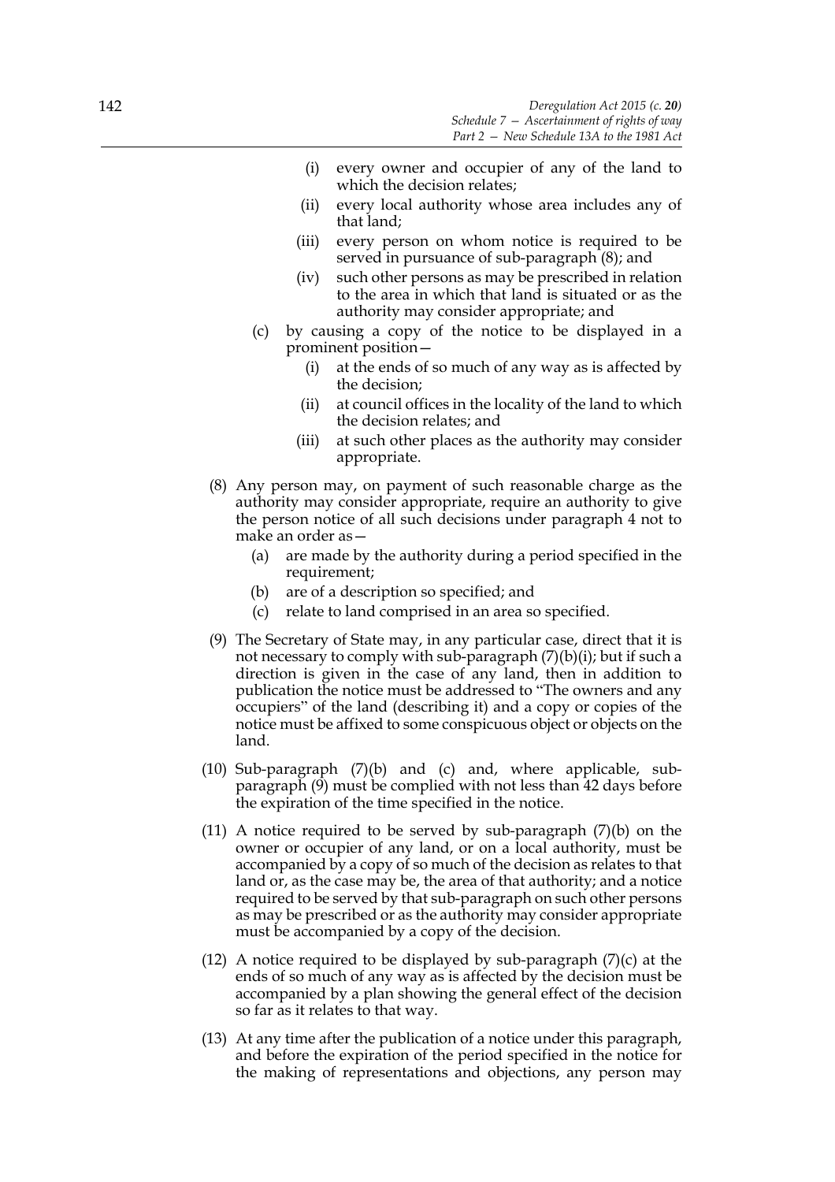(i) every owner and occupier of any of the land to which the decision relates;

(ii) every local authority whose area includes any of that land;

(iii) every person on whom notice is required to be served in pursuance of sub-paragraph (8); and

(iv) such other persons as may be prescribed in relation to the area in which that land is situated or as the authority may consider appropriate; and

(c) by causing a copy of the notice to be displayed in a prominent position—

(i) at the ends of so much of any way as is affected by the decision;

(ii) at council offices in the locality of the land to which the decision relates; and

(iii) at such other places as the authority may consider appropriate.

(8) Any person may, on payment of such reasonable charge as the authority may consider appropriate, require an authority to give the person notice of all such decisions under paragraph 4 not to make an order as—

(a) are made by the authority during a period specified in the requirement;

(b) are of a description so specified; and

(c) relate to land comprised in an area so specified.

(9) The Secretary of State may, in any particular case, direct that it is not necessary to comply with sub-paragraph (7)(b)(i); but if such a direction is given in the case of any land, then in addition to publication the notice must be addressed to "The owners and any occupiers" of the land (describing it) and a copy or copies of the notice must be affixed to some conspicuous object or objects on the land.

(10) Sub-paragraph (7)(b) and (c) and, where applicable, sub-paragraph (9) must be complied with not less than 42 days before the expiration of the time specified in the notice.

(11) A notice required to be served by sub-paragraph (7)(b) on the owner or occupier of any land, or on a local authority, must be accompanied by a copy of so much of the decision as relates to that land or, as the case may be, the area of that authority; and a notice required to be served by that sub-paragraph on such other persons as may be prescribed or as the authority may consider appropriate must be accompanied by a copy of the decision.

(12) A notice required to be displayed by sub-paragraph (7)(c) at the ends of so much of any way as is affected by the decision must be accompanied by a plan showing the general effect of the decision so far as it relates to that way.

(13) At any time after the publication of a notice under this paragraph, and before the expiration of the period specified in the notice for the making of representations and objections, any person may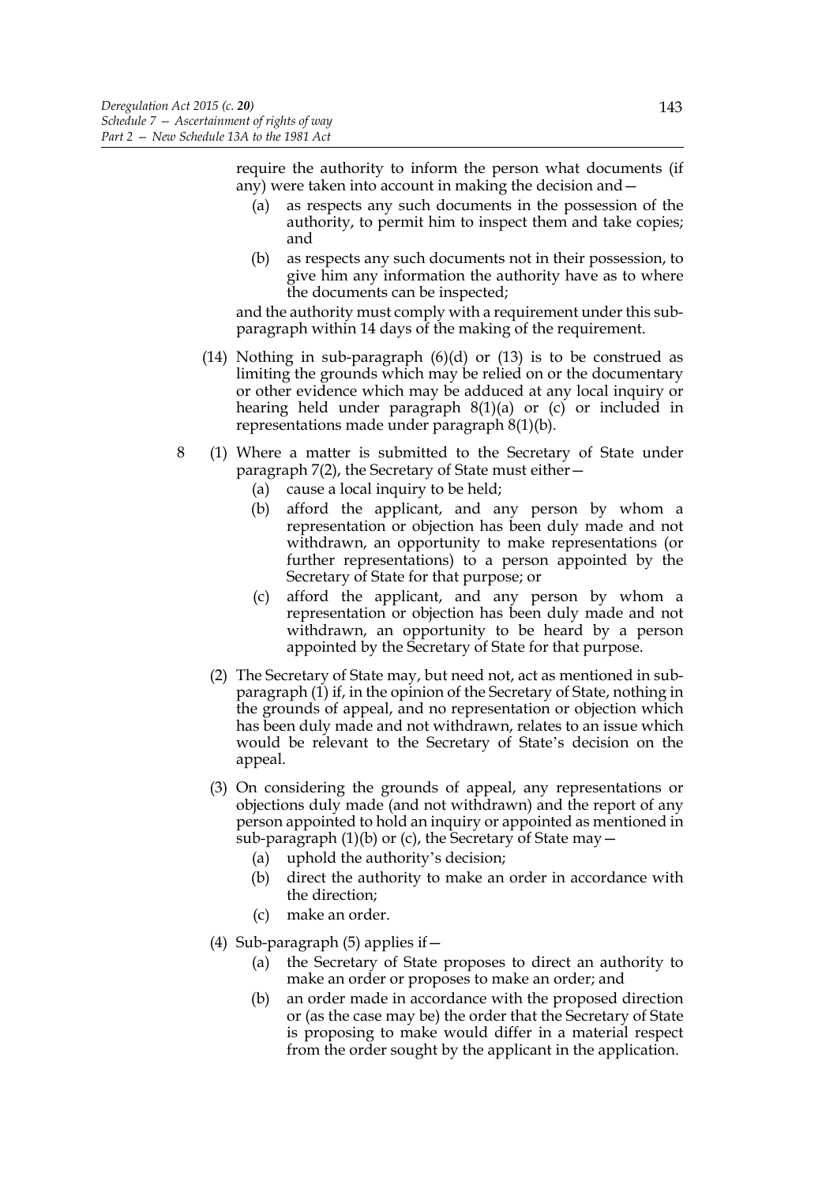require the authority to inform the person what documents (if any) were taken into account in making the decision and—

(a) as respects any such documents in the possession of the authority, to permit him to inspect them and take copies; and

(b) as respects any such documents not in their possession, to give him any information the authority have as to where the documents can be inspected;

and the authority must comply with a requirement under this sub-paragraph within 14 days of the making of the requirement.

(14) Nothing in sub-paragraph (6)(d) or (13) is to be construed as limiting the grounds which may be relied on or the documentary or other evidence which may be adduced at any local inquiry or hearing held under paragraph 8(1)(a) or (c) or included in representations made under paragraph 8(1)(b).

8 (1) Where a matter is submitted to the Secretary of State under paragraph 7(2), the Secretary of State must either—

(a) cause a local inquiry to be held;

(b) afford the applicant, and any person by whom a representation or objection has been duly made and not withdrawn, an opportunity to make representations (or further representations) to a person appointed by the Secretary of State for that purpose; or

(c) afford the applicant, and any person by whom a representation or objection has been duly made and not withdrawn, an opportunity to be heard by a person appointed by the Secretary of State for that purpose.

(2) The Secretary of State may, but need not, act as mentioned in sub-paragraph (1) if, in the opinion of the Secretary of State, nothing in the grounds of appeal, and no representation or objection which has been duly made and not withdrawn, relates to an issue which would be relevant to the Secretary of State's decision on the appeal.

(3) On considering the grounds of appeal, any representations or objections duly made (and not withdrawn) and the report of any person appointed to hold an inquiry or appointed as mentioned in sub-paragraph (1)(b) or (c), the Secretary of State may—

(a) uphold the authority's decision;

(b) direct the authority to make an order in accordance with the direction;

(c) make an order.

(4) Sub-paragraph (5) applies if—

(a) the Secretary of State proposes to direct an authority to make an order or proposes to make an order; and

(b) an order made in accordance with the proposed direction or (as the case may be) the order that the Secretary of State is proposing to make would differ in a material respect from the order sought by the applicant in the application.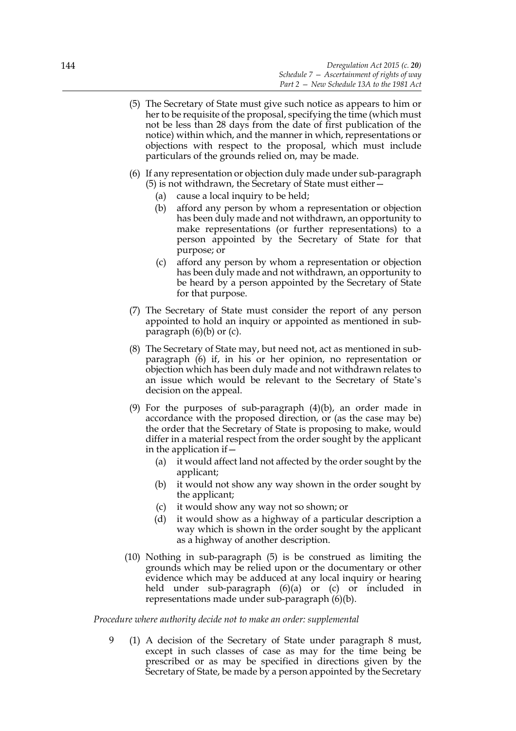(5) The Secretary of State must give such notice as appears to him or her to be requisite of the proposal, specifying the time (which must not be less than 28 days from the date of first publication of the notice) within which, and the manner in which, representations or objections with respect to the proposal, which must include particulars of the grounds relied on, may be made.

(6) If any representation or objection duly made under sub-paragraph (5) is not withdrawn, the Secretary of State must either—

(a) cause a local inquiry to be held;

(b) afford any person by whom a representation or objection has been duly made and not withdrawn, an opportunity to make representations (or further representations) to a person appointed by the Secretary of State for that purpose; or

(c) afford any person by whom a representation or objection has been duly made and not withdrawn, an opportunity to be heard by a person appointed by the Secretary of State for that purpose.

(7) The Secretary of State must consider the report of any person appointed to hold an inquiry or appointed as mentioned in sub-paragraph (6)(b) or (c).

(8) The Secretary of State may, but need not, act as mentioned in sub-paragraph (6) if, in his or her opinion, no representation or objection which has been duly made and not withdrawn relates to an issue which would be relevant to the Secretary of State's decision on the appeal.

(9) For the purposes of sub-paragraph (4)(b), an order made in accordance with the proposed direction, or (as the case may be) the order that the Secretary of State is proposing to make, would differ in a material respect from the order sought by the applicant in the application if—

(a) it would affect land not affected by the order sought by the applicant;

(b) it would not show any way shown in the order sought by the applicant;

(c) it would show any way not so shown; or

(d) it would show as a highway of a particular description a way which is shown in the order sought by the applicant as a highway of another description.

(10) Nothing in sub-paragraph (5) is be construed as limiting the grounds which may be relied upon or the documentary or other evidence which may be adduced at any local inquiry or hearing held under sub-paragraph (6)(a) or (c) or included in representations made under sub-paragraph (6)(b).

*Procedure where authority decide not to make an order: supplemental*

9 (1) A decision of the Secretary of State under paragraph 8 must, except in such classes of case as may for the time being be prescribed or as may be specified in directions given by the Secretary of State, be made by a person appointed by the Secretary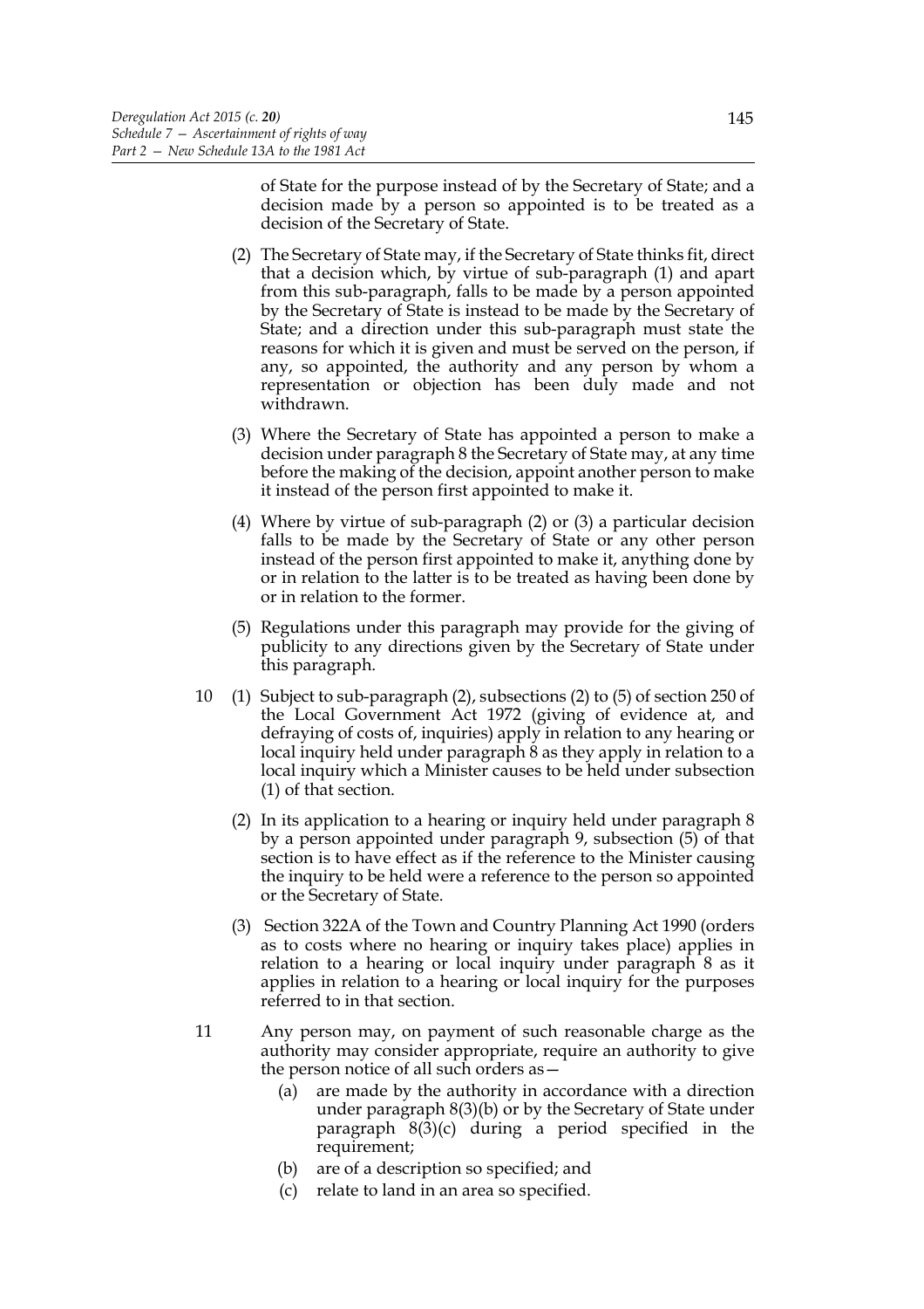of State for the purpose instead of by the Secretary of State; and a decision made by a person so appointed is to be treated as a decision of the Secretary of State.

(2) The Secretary of State may, if the Secretary of State thinks fit, direct that a decision which, by virtue of sub-paragraph (1) and apart from this sub-paragraph, falls to be made by a person appointed by the Secretary of State is instead to be made by the Secretary of State; and a direction under this sub-paragraph must state the reasons for which it is given and must be served on the person, if any, so appointed, the authority and any person by whom a representation or objection has been duly made and not withdrawn.

(3) Where the Secretary of State has appointed a person to make a decision under paragraph 8 the Secretary of State may, at any time before the making of the decision, appoint another person to make it instead of the person first appointed to make it.

(4) Where by virtue of sub-paragraph (2) or (3) a particular decision falls to be made by the Secretary of State or any other person instead of the person first appointed to make it, anything done by or in relation to the latter is to be treated as having been done by or in relation to the former.

(5) Regulations under this paragraph may provide for the giving of publicity to any directions given by the Secretary of State under this paragraph.

10 (1) Subject to sub-paragraph (2), subsections (2) to (5) of section 250 of the Local Government Act 1972 (giving of evidence at, and defraying of costs of, inquiries) apply in relation to any hearing or local inquiry held under paragraph 8 as they apply in relation to a local inquiry which a Minister causes to be held under subsection (1) of that section.

(2) In its application to a hearing or inquiry held under paragraph 8 by a person appointed under paragraph 9, subsection (5) of that section is to have effect as if the reference to the Minister causing the inquiry to be held were a reference to the person so appointed or the Secretary of State.

(3) Section 322A of the Town and Country Planning Act 1990 (orders as to costs where no hearing or inquiry takes place) applies in relation to a hearing or local inquiry under paragraph 8 as it applies in relation to a hearing or local inquiry for the purposes referred to in that section.

11 Any person may, on payment of such reasonable charge as the authority may consider appropriate, require an authority to give the person notice of all such orders as—

(a) are made by the authority in accordance with a direction under paragraph 8(3)(b) or by the Secretary of State under paragraph 8(3)(c) during a period specified in the requirement;

(b) are of a description so specified; and

(c) relate to land in an area so specified.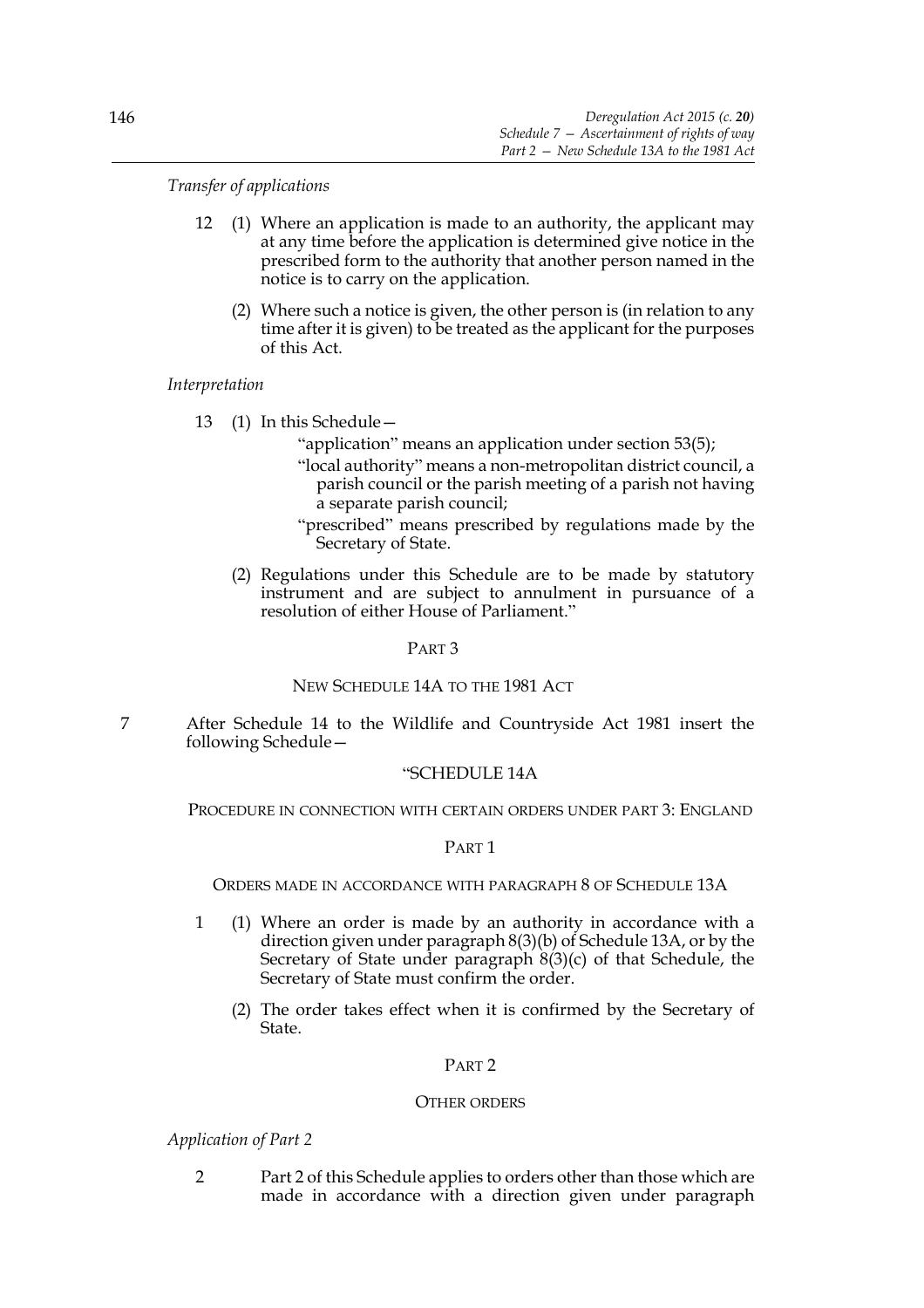*Transfer of applications*

12 (1) Where an application is made to an authority, the applicant may at any time before the application is determined give notice in the prescribed form to the authority that another person named in the notice is to carry on the application.

(2) Where such a notice is given, the other person is (in relation to any time after it is given) to be treated as the applicant for the purposes of this Act.

*Interpretation*

13 (1) In this Schedule—

"application" means an application under section 53(5);

"local authority" means a non-metropolitan district council, a parish council or the parish meeting of a parish not having a separate parish council;

"prescribed" means prescribed by regulations made by the Secretary of State.

(2) Regulations under this Schedule are to be made by statutory instrument and are subject to annulment in pursuance of a resolution of either House of Parliament."

PART 3

NEW SCHEDULE 14A TO THE 1981 ACT

7 After Schedule 14 to the Wildlife and Countryside Act 1981 insert the following Schedule—

"SCHEDULE 14A

PROCEDURE IN CONNECTION WITH CERTAIN ORDERS UNDER PART 3: ENGLAND

PART 1

ORDERS MADE IN ACCORDANCE WITH PARAGRAPH 8 OF SCHEDULE 13A

1 (1) Where an order is made by an authority in accordance with a direction given under paragraph 8(3)(b) of Schedule 13A, or by the Secretary of State under paragraph 8(3)(c) of that Schedule, the Secretary of State must confirm the order.

(2) The order takes effect when it is confirmed by the Secretary of State.

PART 2

OTHER ORDERS

*Application of Part 2*

2 Part 2 of this Schedule applies to orders other than those which are made in accordance with a direction given under paragraph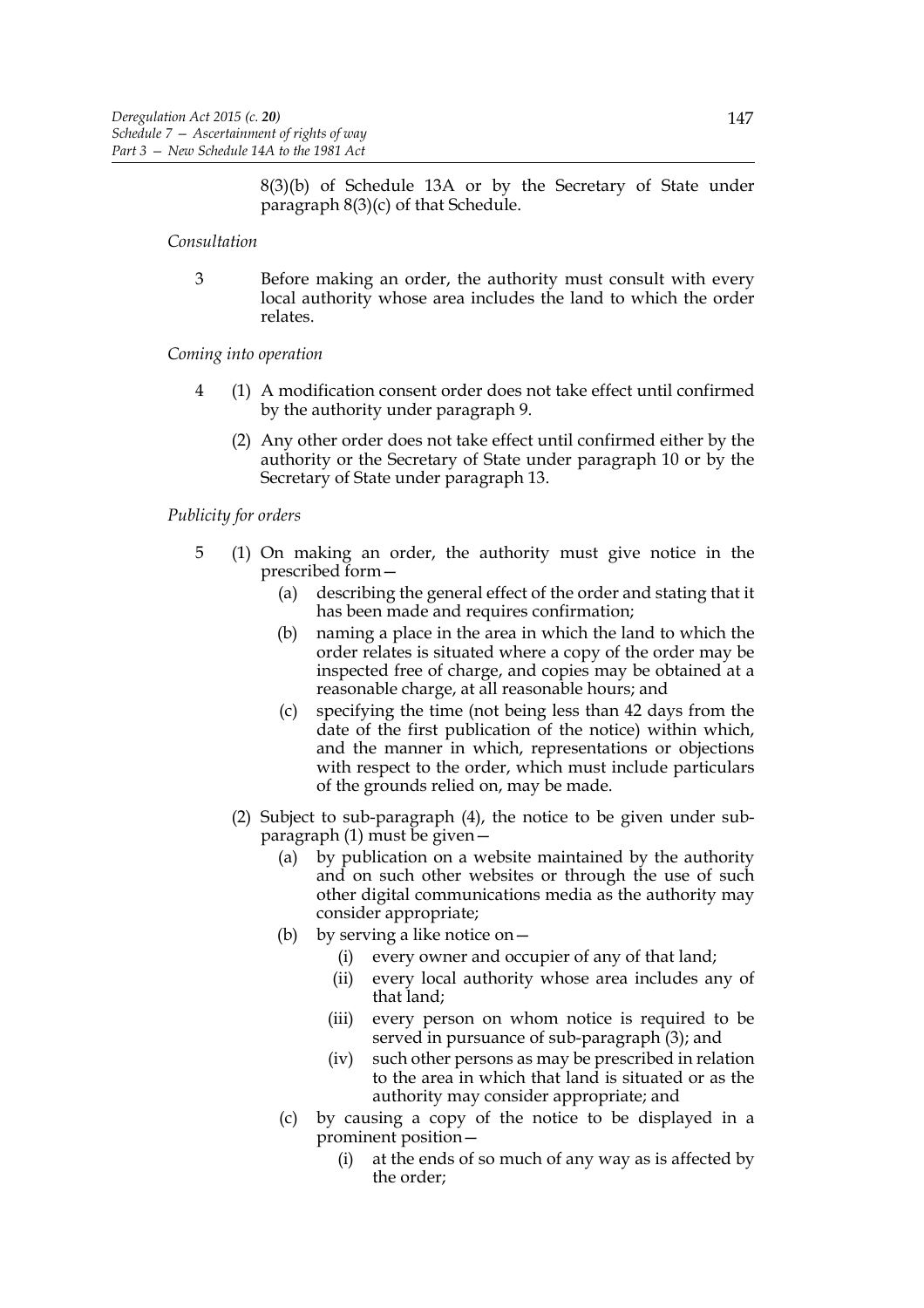8(3)(b) of Schedule 13A or by the Secretary of State under paragraph 8(3)(c) of that Schedule.

*Consultation*

3 Before making an order, the authority must consult with every local authority whose area includes the land to which the order relates.

*Coming into operation*

4 (1) A modification consent order does not take effect until confirmed by the authority under paragraph 9.

(2) Any other order does not take effect until confirmed either by the authority or the Secretary of State under paragraph 10 or by the Secretary of State under paragraph 13.

*Publicity for orders*

5 (1) On making an order, the authority must give notice in the prescribed form—

(a) describing the general effect of the order and stating that it has been made and requires confirmation;

(b) naming a place in the area in which the land to which the order relates is situated where a copy of the order may be inspected free of charge, and copies may be obtained at a reasonable charge, at all reasonable hours; and

(c) specifying the time (not being less than 42 days from the date of the first publication of the notice) within which, and the manner in which, representations or objections with respect to the order, which must include particulars of the grounds relied on, may be made.

(2) Subject to sub-paragraph (4), the notice to be given under sub-paragraph (1) must be given—

(a) by publication on a website maintained by the authority and on such other websites or through the use of such other digital communications media as the authority may consider appropriate;

(b) by serving a like notice on—

(i) every owner and occupier of any of that land;

(ii) every local authority whose area includes any of that land;

(iii) every person on whom notice is required to be served in pursuance of sub-paragraph (3); and

(iv) such other persons as may be prescribed in relation to the area in which that land is situated or as the authority may consider appropriate; and

(c) by causing a copy of the notice to be displayed in a prominent position—

(i) at the ends of so much of any way as is affected by the order;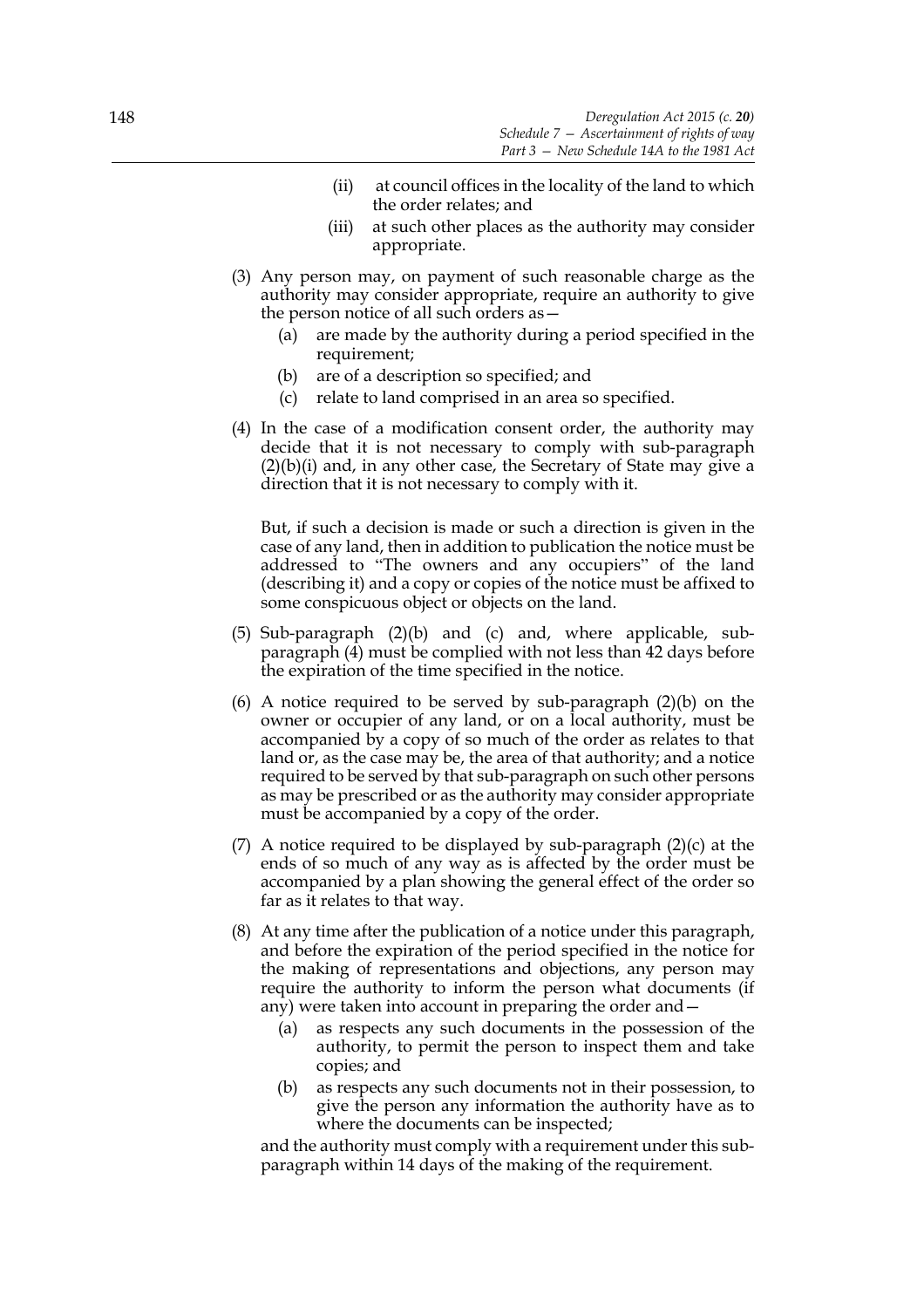(ii) at council offices in the locality of the land to which the order relates; and

(iii) at such other places as the authority may consider appropriate.

(3) Any person may, on payment of such reasonable charge as the authority may consider appropriate, require an authority to give the person notice of all such orders as—

(a) are made by the authority during a period specified in the requirement;

(b) are of a description so specified; and

(c) relate to land comprised in an area so specified.

(4) In the case of a modification consent order, the authority may decide that it is not necessary to comply with sub-paragraph (2)(b)(i) and, in any other case, the Secretary of State may give a direction that it is not necessary to comply with it.

But, if such a decision is made or such a direction is given in the case of any land, then in addition to publication the notice must be addressed to "The owners and any occupiers" of the land (describing it) and a copy or copies of the notice must be affixed to some conspicuous object or objects on the land.

(5) Sub-paragraph (2)(b) and (c) and, where applicable, sub-paragraph (4) must be complied with not less than 42 days before the expiration of the time specified in the notice.

(6) A notice required to be served by sub-paragraph (2)(b) on the owner or occupier of any land, or on a local authority, must be accompanied by a copy of so much of the order as relates to that land or, as the case may be, the area of that authority; and a notice required to be served by that sub-paragraph on such other persons as may be prescribed or as the authority may consider appropriate must be accompanied by a copy of the order.

(7) A notice required to be displayed by sub-paragraph (2)(c) at the ends of so much of any way as is affected by the order must be accompanied by a plan showing the general effect of the order so far as it relates to that way.

(8) At any time after the publication of a notice under this paragraph, and before the expiration of the period specified in the notice for the making of representations and objections, any person may require the authority to inform the person what documents (if any) were taken into account in preparing the order and—

(a) as respects any such documents in the possession of the authority, to permit the person to inspect them and take copies; and

(b) as respects any such documents not in their possession, to give the person any information the authority have as to where the documents can be inspected;

and the authority must comply with a requirement under this sub-paragraph within 14 days of the making of the requirement.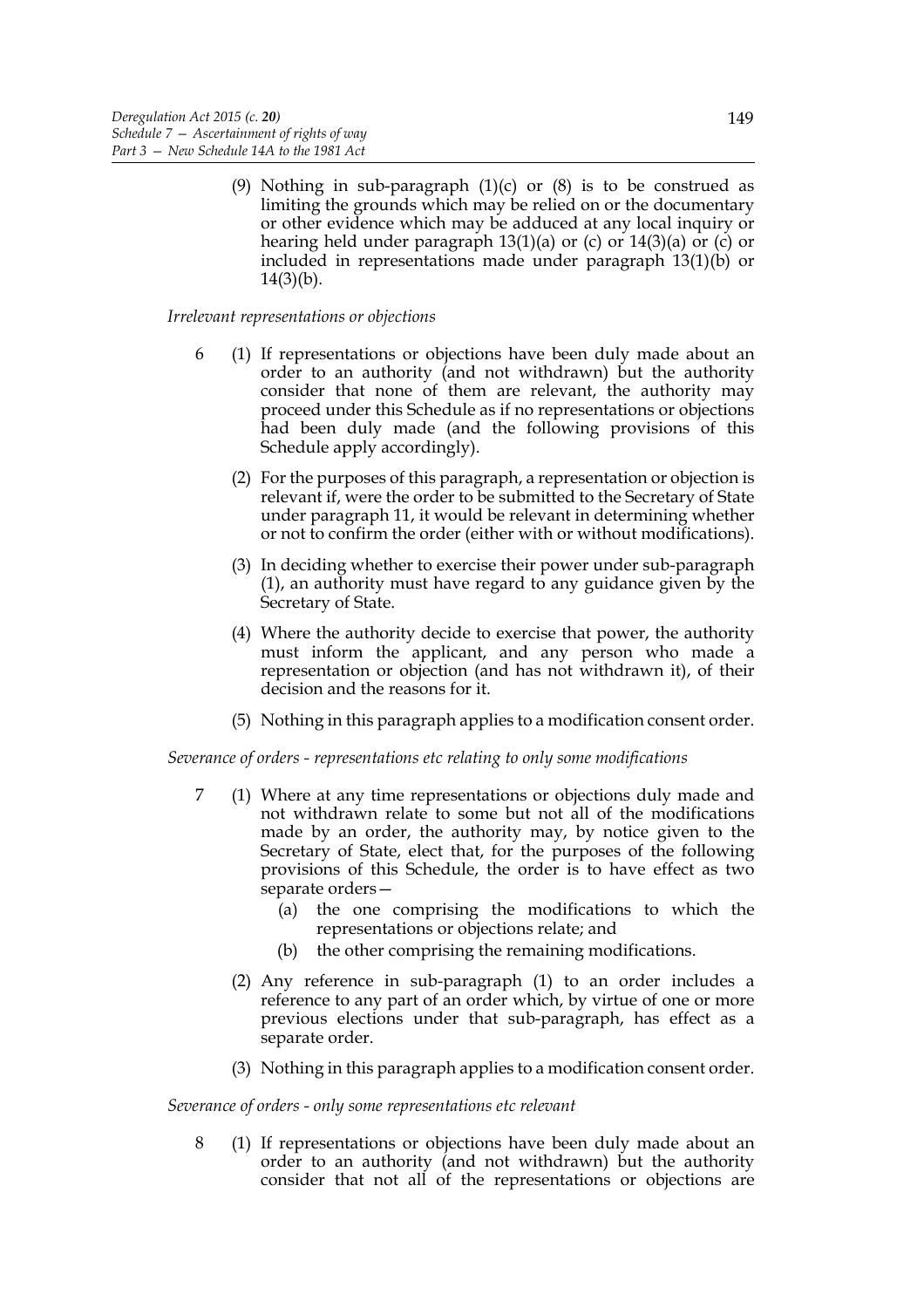(9) Nothing in sub-paragraph (1)(c) or (8) is to be construed as limiting the grounds which may be relied on or the documentary or other evidence which may be adduced at any local inquiry or hearing held under paragraph 13(1)(a) or (c) or 14(3)(a) or (c) or included in representations made under paragraph 13(1)(b) or 14(3)(b).

*Irrelevant representations or objections*

6 (1) If representations or objections have been duly made about an order to an authority (and not withdrawn) but the authority consider that none of them are relevant, the authority may proceed under this Schedule as if no representations or objections had been duly made (and the following provisions of this Schedule apply accordingly).

(2) For the purposes of this paragraph, a representation or objection is relevant if, were the order to be submitted to the Secretary of State under paragraph 11, it would be relevant in determining whether or not to confirm the order (either with or without modifications).

(3) In deciding whether to exercise their power under sub-paragraph (1), an authority must have regard to any guidance given by the Secretary of State.

(4) Where the authority decide to exercise that power, the authority must inform the applicant, and any person who made a representation or objection (and has not withdrawn it), of their decision and the reasons for it.

(5) Nothing in this paragraph applies to a modification consent order.

*Severance of orders - representations etc relating to only some modifications*

7 (1) Where at any time representations or objections duly made and not withdrawn relate to some but not all of the modifications made by an order, the authority may, by notice given to the Secretary of State, elect that, for the purposes of the following provisions of this Schedule, the order is to have effect as two separate orders—

(a) the one comprising the modifications to which the representations or objections relate; and

(b) the other comprising the remaining modifications.

(2) Any reference in sub-paragraph (1) to an order includes a reference to any part of an order which, by virtue of one or more previous elections under that sub-paragraph, has effect as a separate order.

(3) Nothing in this paragraph applies to a modification consent order.

*Severance of orders - only some representations etc relevant*

8 (1) If representations or objections have been duly made about an order to an authority (and not withdrawn) but the authority consider that not all of the representations or objections are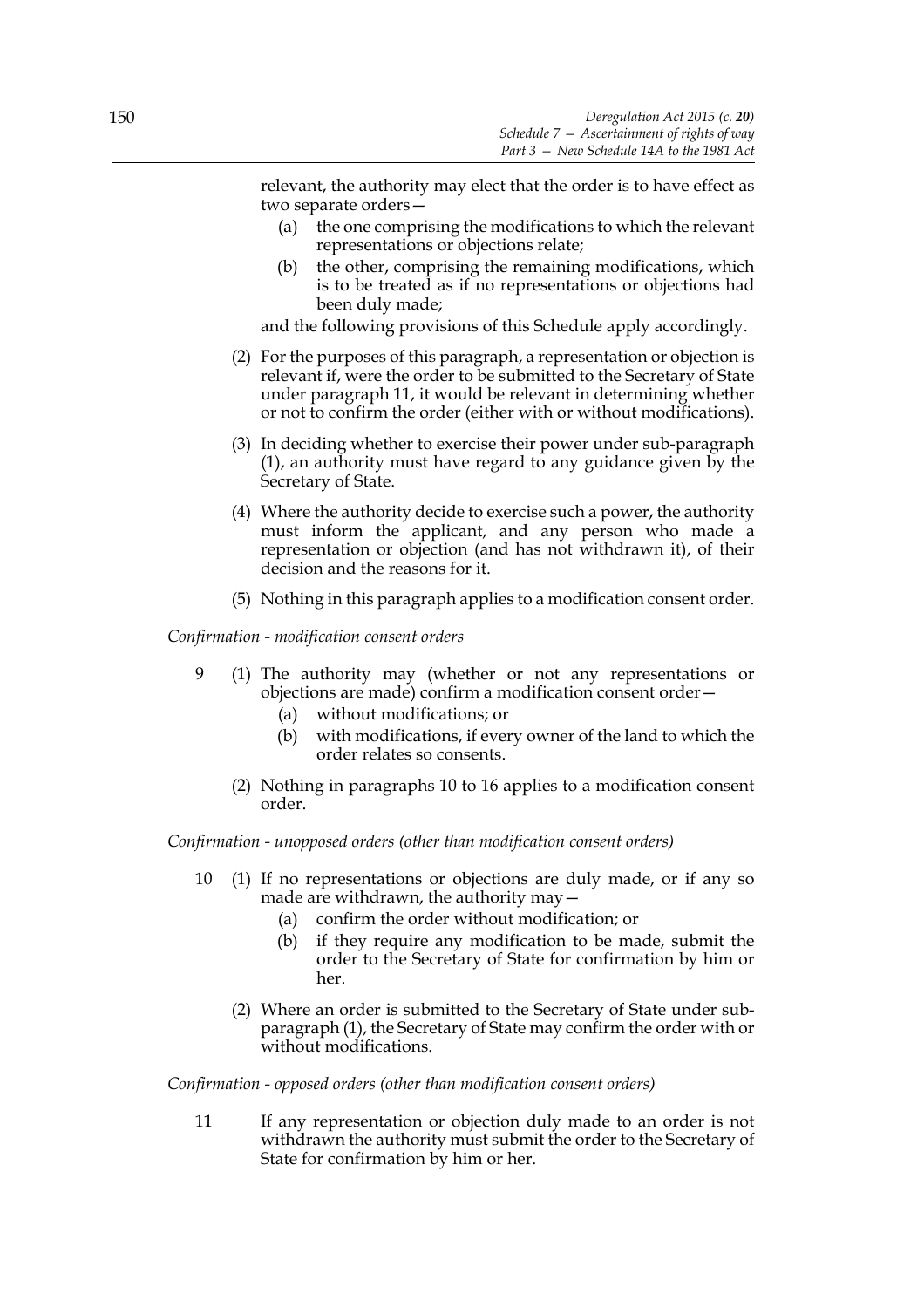relevant, the authority may elect that the order is to have effect as two separate orders—

(a) the one comprising the modifications to which the relevant representations or objections relate;

(b) the other, comprising the remaining modifications, which is to be treated as if no representations or objections had been duly made;

and the following provisions of this Schedule apply accordingly.

(2) For the purposes of this paragraph, a representation or objection is relevant if, were the order to be submitted to the Secretary of State under paragraph 11, it would be relevant in determining whether or not to confirm the order (either with or without modifications).

(3) In deciding whether to exercise their power under sub-paragraph (1), an authority must have regard to any guidance given by the Secretary of State.

(4) Where the authority decide to exercise such a power, the authority must inform the applicant, and any person who made a representation or objection (and has not withdrawn it), of their decision and the reasons for it.

(5) Nothing in this paragraph applies to a modification consent order.

*Confirmation - modification consent orders*

9 (1) The authority may (whether or not any representations or objections are made) confirm a modification consent order—

(a) without modifications; or

(b) with modifications, if every owner of the land to which the order relates so consents.

(2) Nothing in paragraphs 10 to 16 applies to a modification consent order.

*Confirmation - unopposed orders (other than modification consent orders)*

10 (1) If no representations or objections are duly made, or if any so made are withdrawn, the authority may—

(a) confirm the order without modification; or

(b) if they require any modification to be made, submit the order to the Secretary of State for confirmation by him or her.

(2) Where an order is submitted to the Secretary of State under sub-paragraph (1), the Secretary of State may confirm the order with or without modifications.

*Confirmation - opposed orders (other than modification consent orders)*

11 If any representation or objection duly made to an order is not withdrawn the authority must submit the order to the Secretary of State for confirmation by him or her.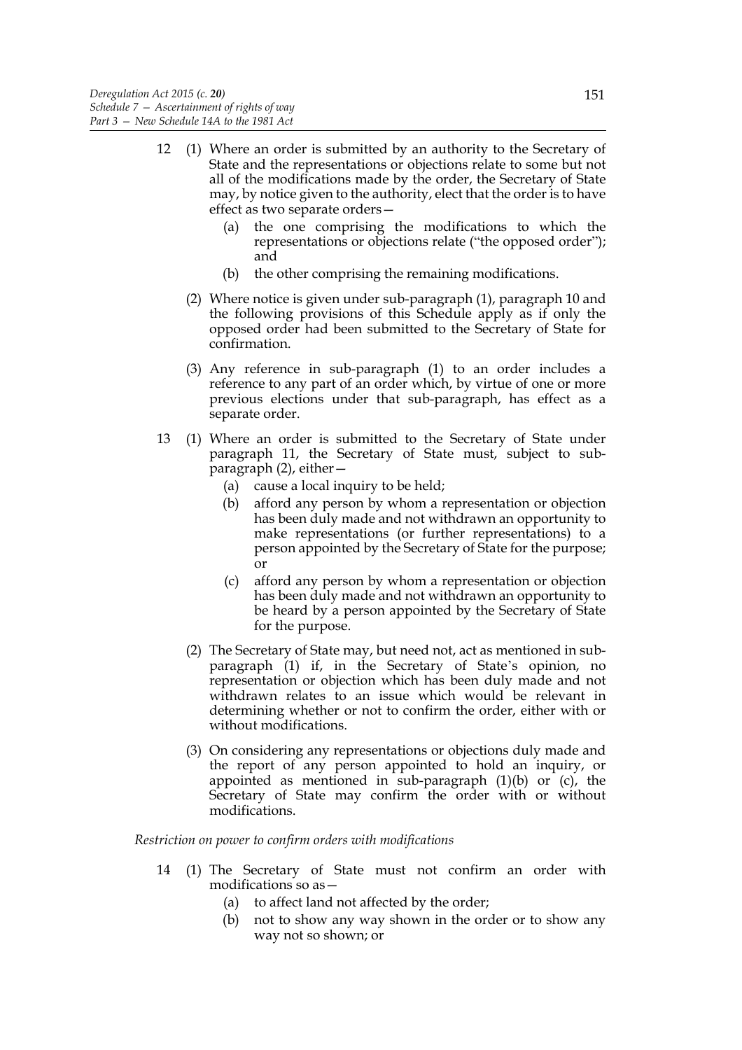12 (1) Where an order is submitted by an authority to the Secretary of State and the representations or objections relate to some but not all of the modifications made by the order, the Secretary of State may, by notice given to the authority, elect that the order is to have effect as two separate orders—

(a) the one comprising the modifications to which the representations or objections relate ("the opposed order"); and

(b) the other comprising the remaining modifications.

(2) Where notice is given under sub-paragraph (1), paragraph 10 and the following provisions of this Schedule apply as if only the opposed order had been submitted to the Secretary of State for confirmation.

(3) Any reference in sub-paragraph (1) to an order includes a reference to any part of an order which, by virtue of one or more previous elections under that sub-paragraph, has effect as a separate order.

13 (1) Where an order is submitted to the Secretary of State under paragraph 11, the Secretary of State must, subject to sub-paragraph (2), either—

(a) cause a local inquiry to be held;

(b) afford any person by whom a representation or objection has been duly made and not withdrawn an opportunity to make representations (or further representations) to a person appointed by the Secretary of State for the purpose; or

(c) afford any person by whom a representation or objection has been duly made and not withdrawn an opportunity to be heard by a person appointed by the Secretary of State for the purpose.

(2) The Secretary of State may, but need not, act as mentioned in sub-paragraph (1) if, in the Secretary of State's opinion, no representation or objection which has been duly made and not withdrawn relates to an issue which would be relevant in determining whether or not to confirm the order, either with or without modifications.

(3) On considering any representations or objections duly made and the report of any person appointed to hold an inquiry, or appointed as mentioned in sub-paragraph (1)(b) or (c), the Secretary of State may confirm the order with or without modifications.

*Restriction on power to confirm orders with modifications*

14 (1) The Secretary of State must not confirm an order with modifications so as—

(a) to affect land not affected by the order;

(b) not to show any way shown in the order or to show any way not so shown; or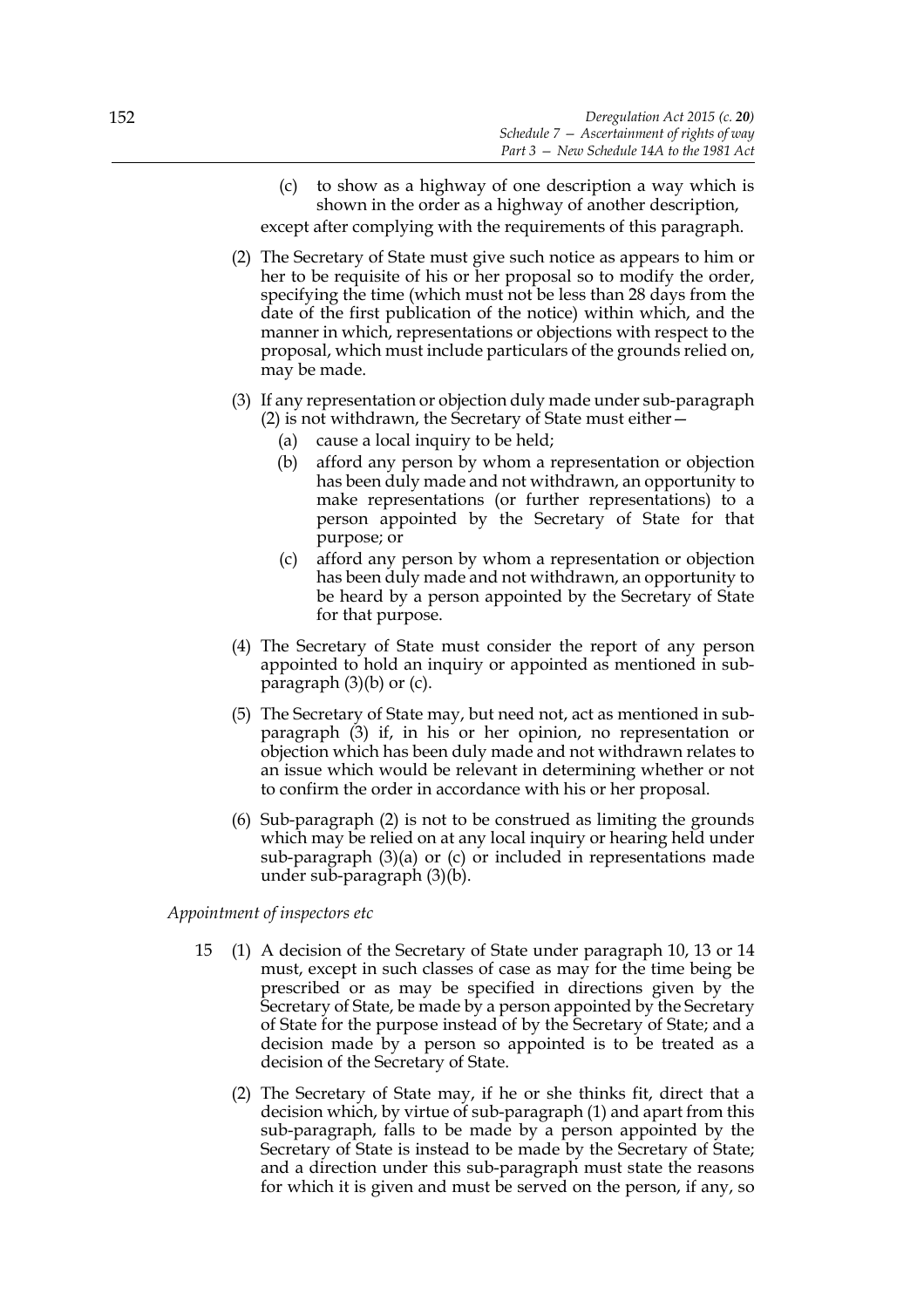(c) to show as a highway of one description a way which is shown in the order as a highway of another description,

except after complying with the requirements of this paragraph.

(2) The Secretary of State must give such notice as appears to him or her to be requisite of his or her proposal so to modify the order, specifying the time (which must not be less than 28 days from the date of the first publication of the notice) within which, and the manner in which, representations or objections with respect to the proposal, which must include particulars of the grounds relied on, may be made.

(3) If any representation or objection duly made under sub-paragraph (2) is not withdrawn, the Secretary of State must either—

(a) cause a local inquiry to be held;

(b) afford any person by whom a representation or objection has been duly made and not withdrawn, an opportunity to make representations (or further representations) to a person appointed by the Secretary of State for that purpose; or

(c) afford any person by whom a representation or objection has been duly made and not withdrawn, an opportunity to be heard by a person appointed by the Secretary of State for that purpose.

(4) The Secretary of State must consider the report of any person appointed to hold an inquiry or appointed as mentioned in sub-paragraph (3)(b) or (c).

(5) The Secretary of State may, but need not, act as mentioned in sub-paragraph (3) if, in his or her opinion, no representation or objection which has been duly made and not withdrawn relates to an issue which would be relevant in determining whether or not to confirm the order in accordance with his or her proposal.

(6) Sub-paragraph (2) is not to be construed as limiting the grounds which may be relied on at any local inquiry or hearing held under sub-paragraph (3)(a) or (c) or included in representations made under sub-paragraph (3)(b).

*Appointment of inspectors etc*

15 (1) A decision of the Secretary of State under paragraph 10, 13 or 14 must, except in such classes of case as may for the time being be prescribed or as may be specified in directions given by the Secretary of State, be made by a person appointed by the Secretary of State for the purpose instead of by the Secretary of State; and a decision made by a person so appointed is to be treated as a decision of the Secretary of State.

(2) The Secretary of State may, if he or she thinks fit, direct that a decision which, by virtue of sub-paragraph (1) and apart from this sub-paragraph, falls to be made by a person appointed by the Secretary of State is instead to be made by the Secretary of State; and a direction under this sub-paragraph must state the reasons for which it is given and must be served on the person, if any, so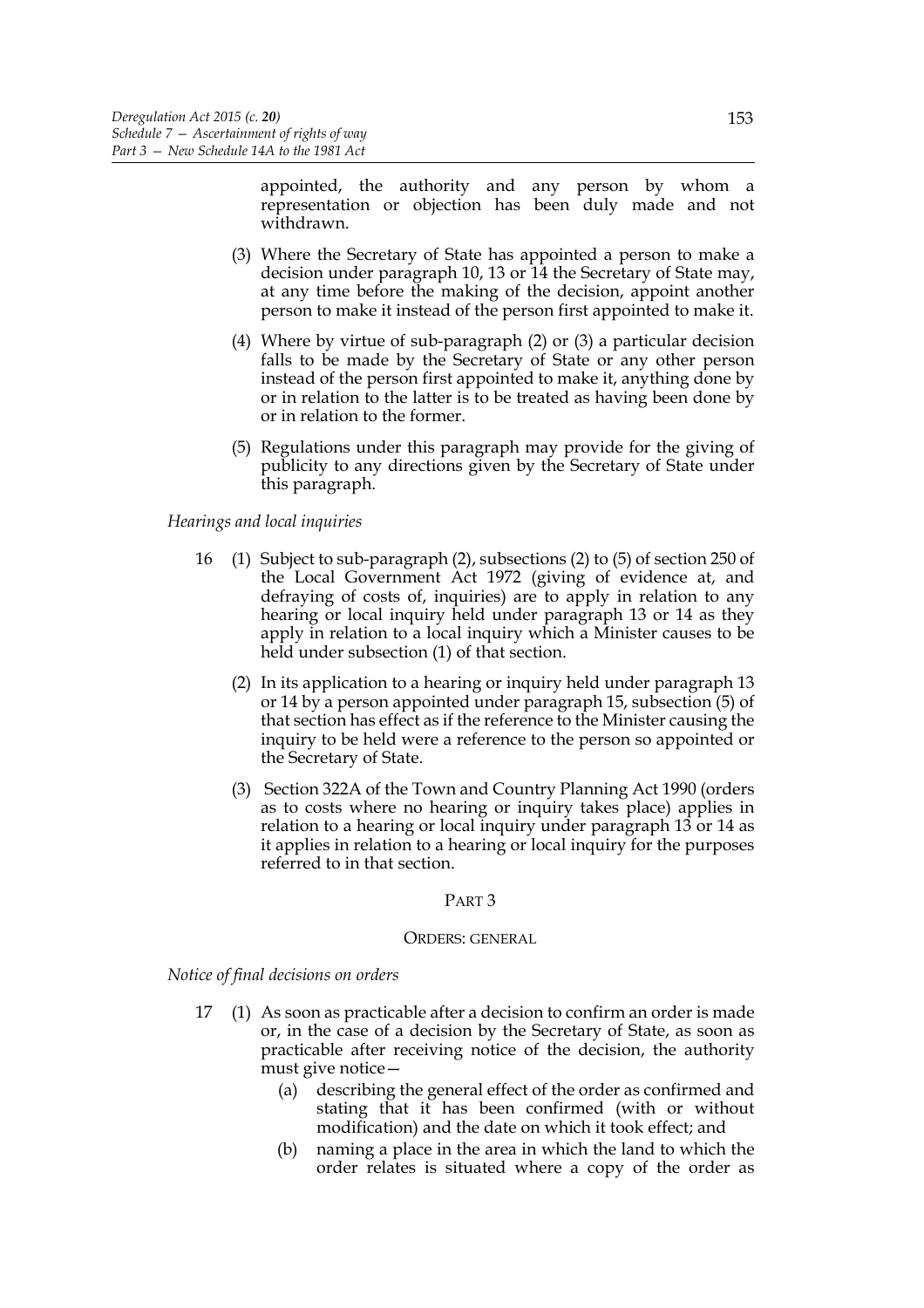appointed, the authority and any person by whom a representation or objection has been duly made and not withdrawn.

(3) Where the Secretary of State has appointed a person to make a decision under paragraph 10, 13 or 14 the Secretary of State may, at any time before the making of the decision, appoint another person to make it instead of the person first appointed to make it.

(4) Where by virtue of sub-paragraph (2) or (3) a particular decision falls to be made by the Secretary of State or any other person instead of the person first appointed to make it, anything done by or in relation to the latter is to be treated as having been done by or in relation to the former.

(5) Regulations under this paragraph may provide for the giving of publicity to any directions given by the Secretary of State under this paragraph.

*Hearings and local inquiries*

16 (1) Subject to sub-paragraph (2), subsections (2) to (5) of section 250 of the Local Government Act 1972 (giving of evidence at, and defraying of costs of, inquiries) are to apply in relation to any hearing or local inquiry held under paragraph 13 or 14 as they apply in relation to a local inquiry which a Minister causes to be held under subsection (1) of that section.

(2) In its application to a hearing or inquiry held under paragraph 13 or 14 by a person appointed under paragraph 15, subsection (5) of that section has effect as if the reference to the Minister causing the inquiry to be held were a reference to the person so appointed or the Secretary of State.

(3) Section 322A of the Town and Country Planning Act 1990 (orders as to costs where no hearing or inquiry takes place) applies in relation to a hearing or local inquiry under paragraph 13 or 14 as it applies in relation to a hearing or local inquiry for the purposes referred to in that section.

## PART 3

### ORDERS: GENERAL

*Notice of final decisions on orders*

17 (1) As soon as practicable after a decision to confirm an order is made or, in the case of a decision by the Secretary of State, as soon as practicable after receiving notice of the decision, the authority must give notice—

(a) describing the general effect of the order as confirmed and stating that it has been confirmed (with or without modification) and the date on which it took effect; and

(b) naming a place in the area in which the land to which the order relates is situated where a copy of the order as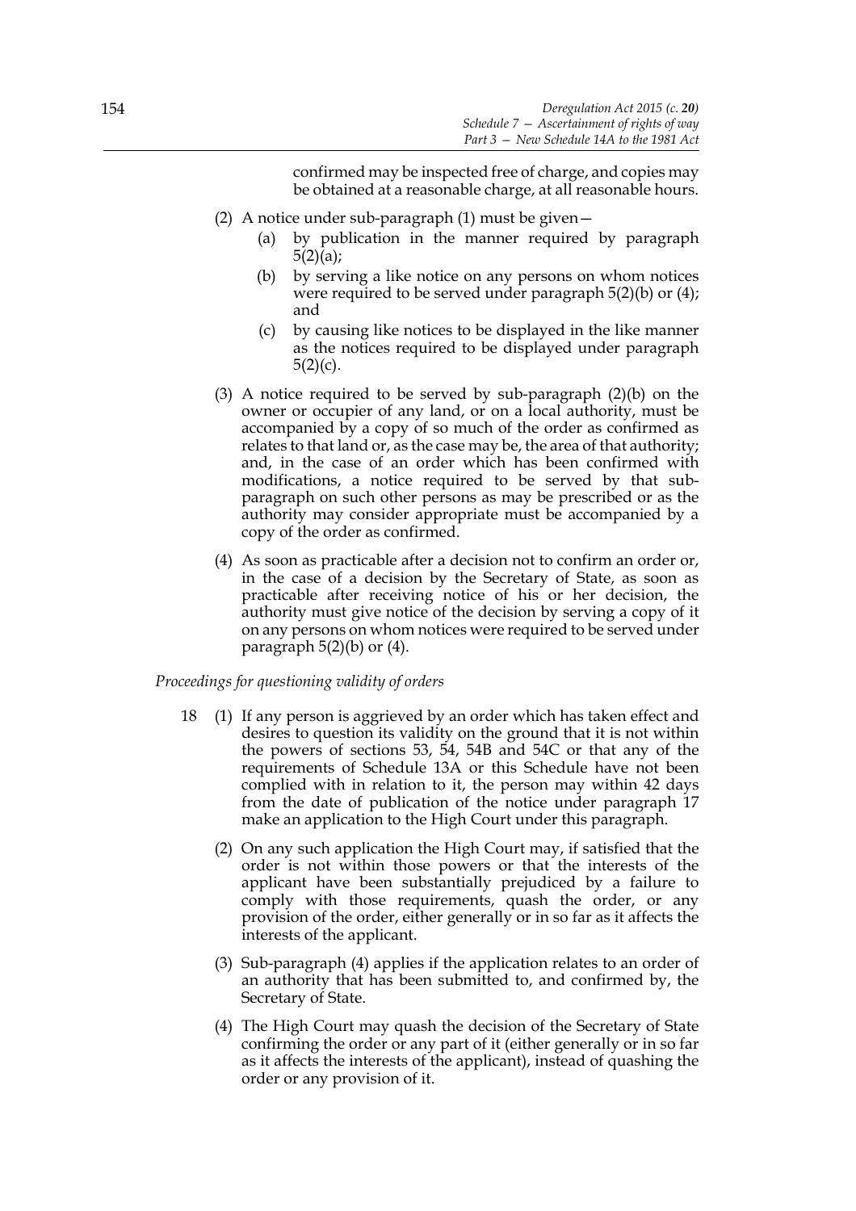confirmed may be inspected free of charge, and copies may be obtained at a reasonable charge, at all reasonable hours.

(2) A notice under sub-paragraph (1) must be given—

- (a) by publication in the manner required by paragraph 5(2)(a);
- (b) by serving a like notice on any persons on whom notices were required to be served under paragraph 5(2)(b) or (4); and
- (c) by causing like notices to be displayed in the like manner as the notices required to be displayed under paragraph 5(2)(c).

(3) A notice required to be served by sub-paragraph (2)(b) on the owner or occupier of any land, or on a local authority, must be accompanied by a copy of so much of the order as confirmed as relates to that land or, as the case may be, the area of that authority; and, in the case of an order which has been confirmed with modifications, a notice required to be served by that sub-paragraph on such other persons as may be prescribed or as the authority may consider appropriate must be accompanied by a copy of the order as confirmed.

(4) As soon as practicable after a decision not to confirm an order or, in the case of a decision by the Secretary of State, as soon as practicable after receiving notice of his or her decision, the authority must give notice of the decision by serving a copy of it on any persons on whom notices were required to be served under paragraph 5(2)(b) or (4).

*Proceedings for questioning validity of orders*

18 (1) If any person is aggrieved by an order which has taken effect and desires to question its validity on the ground that it is not within the powers of sections 53, 54, 54B and 54C or that any of the requirements of Schedule 13A or this Schedule have not been complied with in relation to it, the person may within 42 days from the date of publication of the notice under paragraph 17 make an application to the High Court under this paragraph.

(2) On any such application the High Court may, if satisfied that the order is not within those powers or that the interests of the applicant have been substantially prejudiced by a failure to comply with those requirements, quash the order, or any provision of the order, either generally or in so far as it affects the interests of the applicant.

(3) Sub-paragraph (4) applies if the application relates to an order of an authority that has been submitted to, and confirmed by, the Secretary of State.

(4) The High Court may quash the decision of the Secretary of State confirming the order or any part of it (either generally or in so far as it affects the interests of the applicant), instead of quashing the order or any provision of it.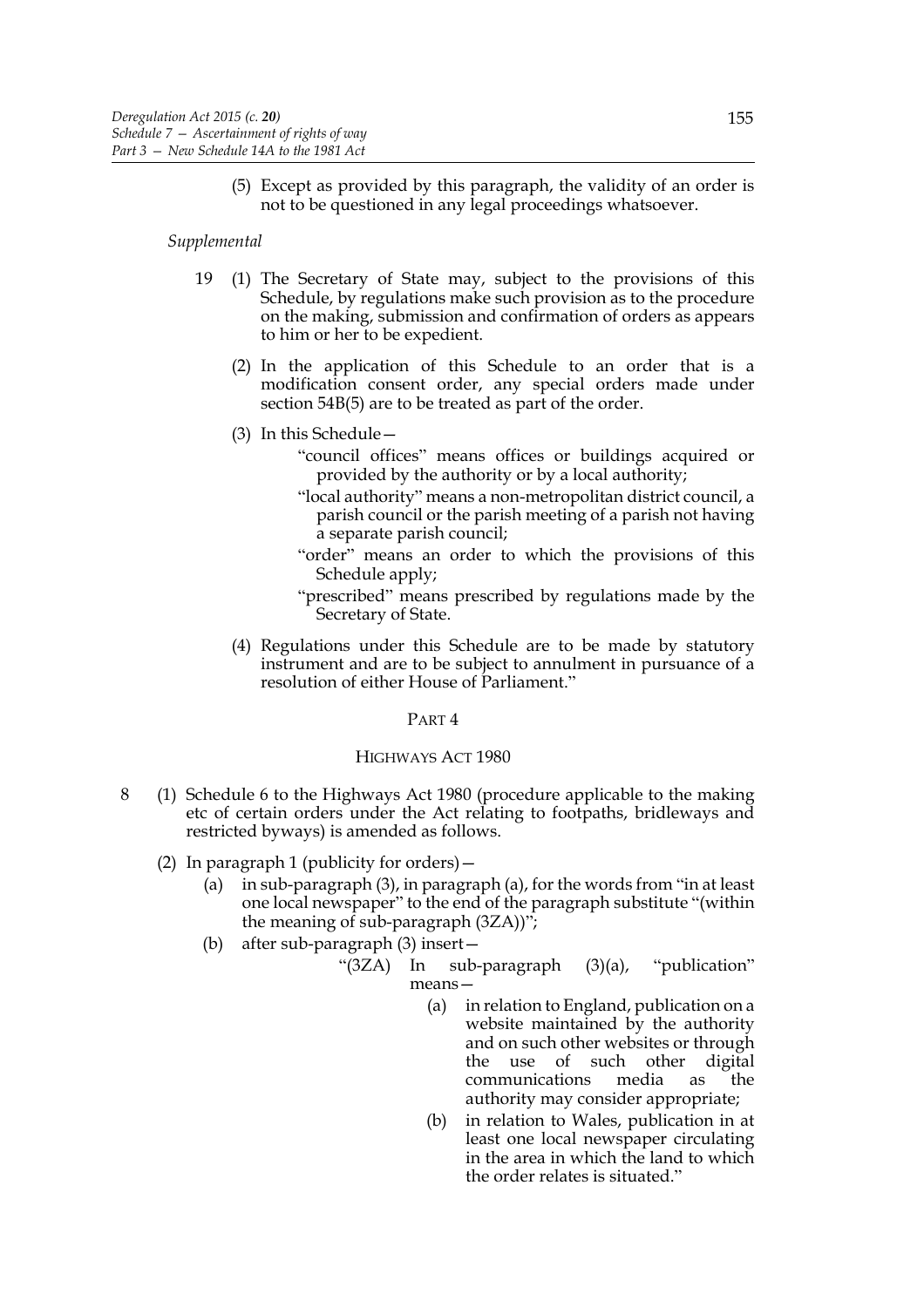(5) Except as provided by this paragraph, the validity of an order is not to be questioned in any legal proceedings whatsoever.

*Supplemental*

19 (1) The Secretary of State may, subject to the provisions of this Schedule, by regulations make such provision as to the procedure on the making, submission and confirmation of orders as appears to him or her to be expedient.

(2) In the application of this Schedule to an order that is a modification consent order, any special orders made under section 54B(5) are to be treated as part of the order.

(3) In this Schedule—

"council offices" means offices or buildings acquired or provided by the authority or by a local authority;

"local authority" means a non-metropolitan district council, a parish council or the parish meeting of a parish not having a separate parish council;

"order" means an order to which the provisions of this Schedule apply;

"prescribed" means prescribed by regulations made by the Secretary of State.

(4) Regulations under this Schedule are to be made by statutory instrument and are to be subject to annulment in pursuance of a resolution of either House of Parliament."

## PART 4

### HIGHWAYS ACT 1980

8 (1) Schedule 6 to the Highways Act 1980 (procedure applicable to the making etc of certain orders under the Act relating to footpaths, bridleways and restricted byways) is amended as follows.

(2) In paragraph 1 (publicity for orders)—

(a) in sub-paragraph (3), in paragraph (a), for the words from "in at least one local newspaper" to the end of the paragraph substitute "(within the meaning of sub-paragraph (3ZA))";

(b) after sub-paragraph (3) insert—

"(3ZA) In sub-paragraph (3)(a), "publication" means—

(a) in relation to England, publication on a website maintained by the authority and on such other websites or through the use of such other digital communications media as the authority may consider appropriate;

(b) in relation to Wales, publication in at least one local newspaper circulating in the area in which the land to which the order relates is situated."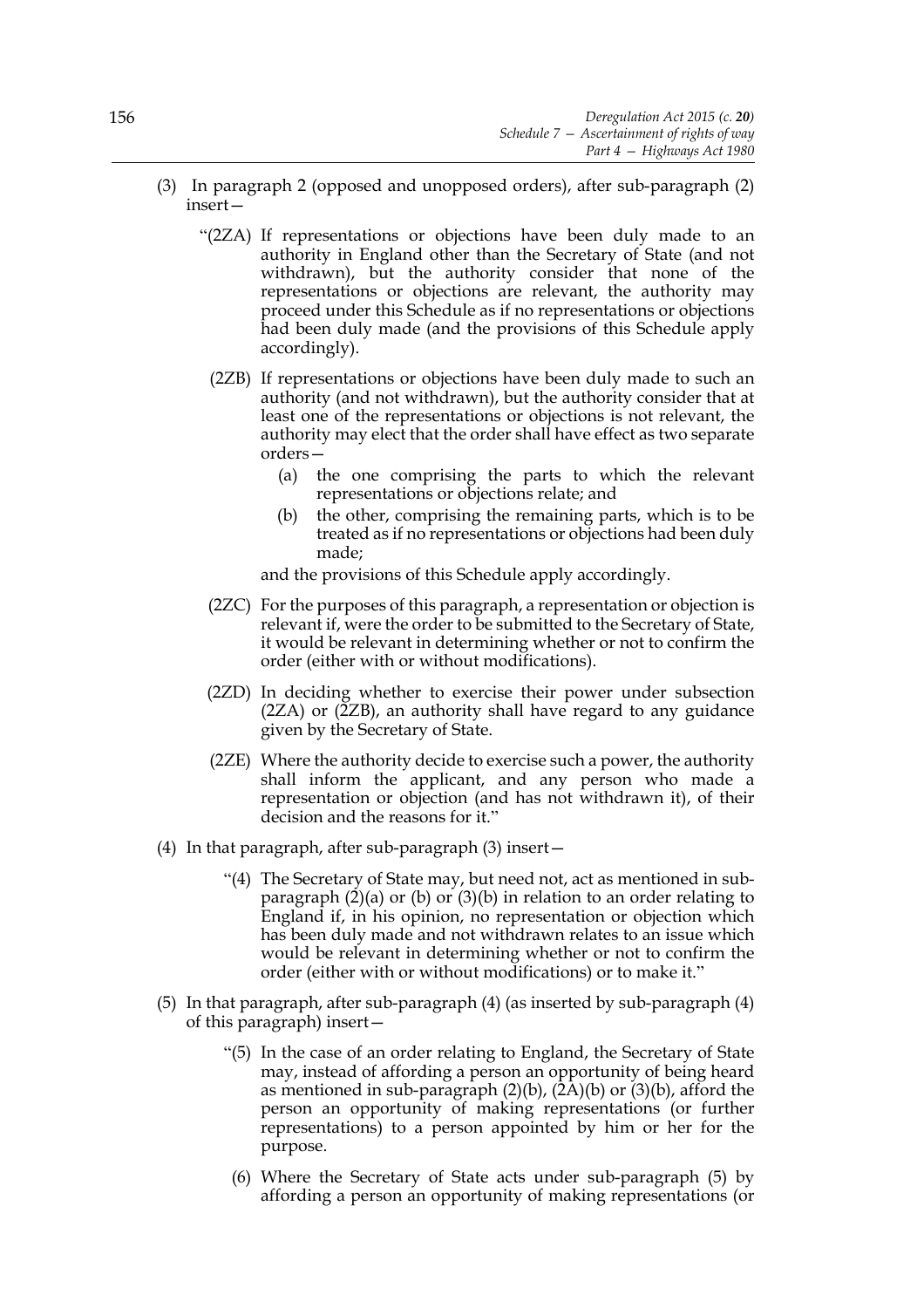(3) In paragraph 2 (opposed and unopposed orders), after sub-paragraph (2) insert—

> "(2ZA) If representations or objections have been duly made to an authority in England other than the Secretary of State (and not withdrawn), but the authority consider that none of the representations or objections are relevant, the authority may proceed under this Schedule as if no representations or objections had been duly made (and the provisions of this Schedule apply accordingly).
>
> (2ZB) If representations or objections have been duly made to such an authority (and not withdrawn), but the authority consider that at least one of the representations or objections is not relevant, the authority may elect that the order shall have effect as two separate orders—
>
> (a) the one comprising the parts to which the relevant representations or objections relate; and
>
> (b) the other, comprising the remaining parts, which is to be treated as if no representations or objections had been duly made;
>
> and the provisions of this Schedule apply accordingly.
>
> (2ZC) For the purposes of this paragraph, a representation or objection is relevant if, were the order to be submitted to the Secretary of State, it would be relevant in determining whether or not to confirm the order (either with or without modifications).
>
> (2ZD) In deciding whether to exercise their power under subsection (2ZA) or (2ZB), an authority shall have regard to any guidance given by the Secretary of State.
>
> (2ZE) Where the authority decide to exercise such a power, the authority shall inform the applicant, and any person who made a representation or objection (and has not withdrawn it), of their decision and the reasons for it."

(4) In that paragraph, after sub-paragraph (3) insert—

> "(4) The Secretary of State may, but need not, act as mentioned in sub-paragraph (2)(a) or (b) or (3)(b) in relation to an order relating to England if, in his opinion, no representation or objection which has been duly made and not withdrawn relates to an issue which would be relevant in determining whether or not to confirm the order (either with or without modifications) or to make it."

(5) In that paragraph, after sub-paragraph (4) (as inserted by sub-paragraph (4) of this paragraph) insert—

> "(5) In the case of an order relating to England, the Secretary of State may, instead of affording a person an opportunity of being heard as mentioned in sub-paragraph (2)(b), (2A)(b) or (3)(b), afford the person an opportunity of making representations (or further representations) to a person appointed by him or her for the purpose.
>
> (6) Where the Secretary of State acts under sub-paragraph (5) by affording a person an opportunity of making representations (or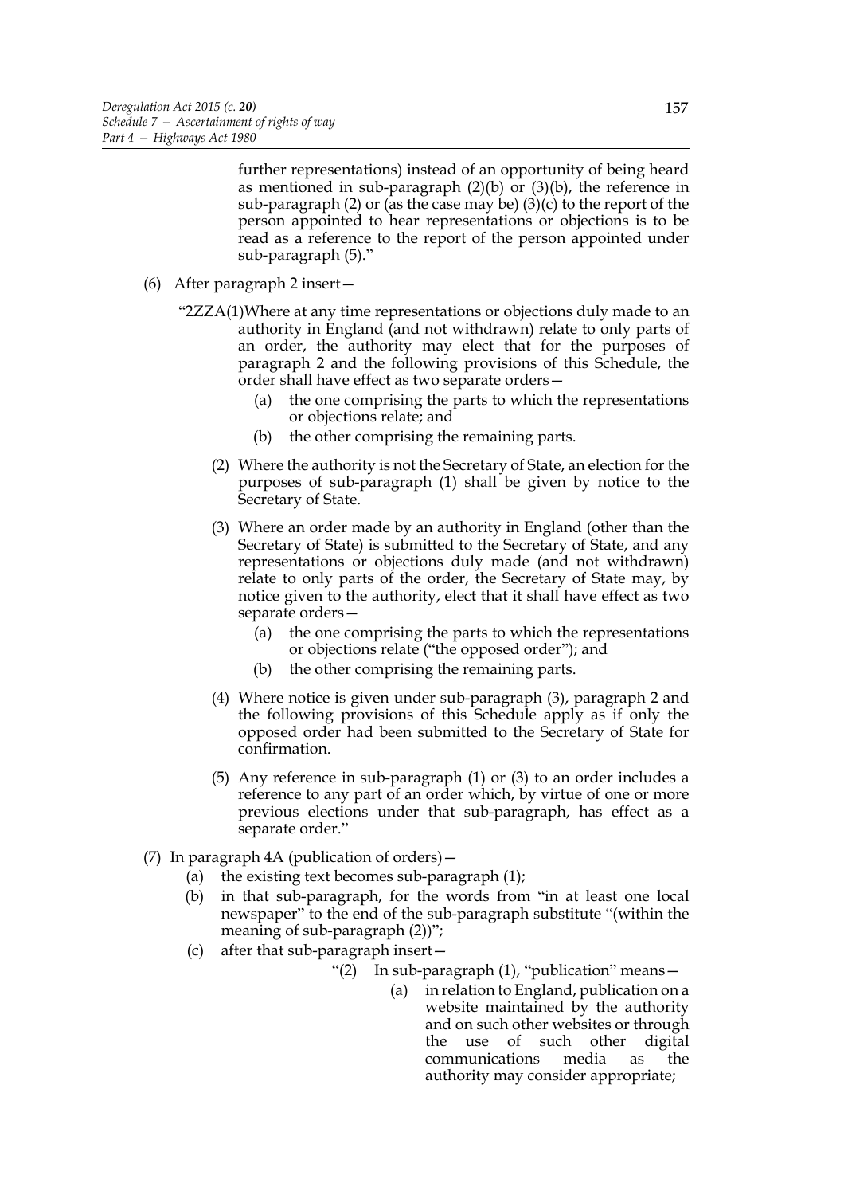further representations) instead of an opportunity of being heard as mentioned in sub-paragraph (2)(b) or (3)(b), the reference in sub-paragraph (2) or (as the case may be) (3)(c) to the report of the person appointed to hear representations or objections is to be read as a reference to the report of the person appointed under sub-paragraph (5)."

(6) After paragraph 2 insert—

"2ZZA(1) Where at any time representations or objections duly made to an authority in England (and not withdrawn) relate to only parts of an order, the authority may elect that for the purposes of paragraph 2 and the following provisions of this Schedule, the order shall have effect as two separate orders—

(a) the one comprising the parts to which the representations or objections relate; and

(b) the other comprising the remaining parts.

(2) Where the authority is not the Secretary of State, an election for the purposes of sub-paragraph (1) shall be given by notice to the Secretary of State.

(3) Where an order made by an authority in England (other than the Secretary of State) is submitted to the Secretary of State, and any representations or objections duly made (and not withdrawn) relate to only parts of the order, the Secretary of State may, by notice given to the authority, elect that it shall have effect as two separate orders—

(a) the one comprising the parts to which the representations or objections relate ("the opposed order"); and

(b) the other comprising the remaining parts.

(4) Where notice is given under sub-paragraph (3), paragraph 2 and the following provisions of this Schedule apply as if only the opposed order had been submitted to the Secretary of State for confirmation.

(5) Any reference in sub-paragraph (1) or (3) to an order includes a reference to any part of an order which, by virtue of one or more previous elections under that sub-paragraph, has effect as a separate order."

(7) In paragraph 4A (publication of orders)—

(a) the existing text becomes sub-paragraph (1);

(b) in that sub-paragraph, for the words from "in at least one local newspaper" to the end of the sub-paragraph substitute "(within the meaning of sub-paragraph (2))";

(c) after that sub-paragraph insert—

"(2) In sub-paragraph (1), "publication" means—

(a) in relation to England, publication on a website maintained by the authority and on such other websites or through the use of such other digital communications media as the authority may consider appropriate;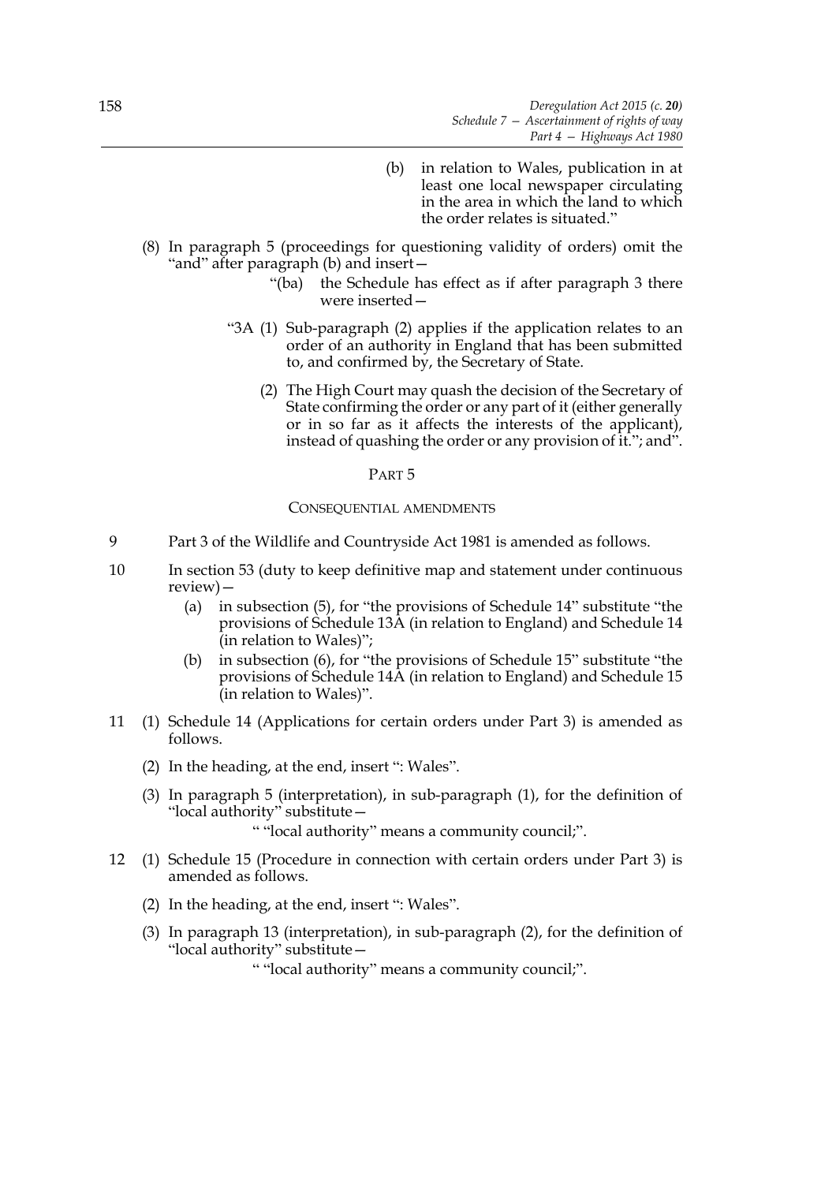(b) in relation to Wales, publication in at least one local newspaper circulating in the area in which the land to which the order relates is situated."

(8) In paragraph 5 (proceedings for questioning validity of orders) omit the "and" after paragraph (b) and insert—

"(ba) the Schedule has effect as if after paragraph 3 there were inserted—

"3A (1) Sub-paragraph (2) applies if the application relates to an order of an authority in England that has been submitted to, and confirmed by, the Secretary of State.

(2) The High Court may quash the decision of the Secretary of State confirming the order or any part of it (either generally or in so far as it affects the interests of the applicant), instead of quashing the order or any provision of it."; and".

## PART 5

### CONSEQUENTIAL AMENDMENTS

9 Part 3 of the Wildlife and Countryside Act 1981 is amended as follows.

10 In section 53 (duty to keep definitive map and statement under continuous review)—

(a) in subsection (5), for "the provisions of Schedule 14" substitute "the provisions of Schedule 13A (in relation to England) and Schedule 14 (in relation to Wales)";

(b) in subsection (6), for "the provisions of Schedule 15" substitute "the provisions of Schedule 14A (in relation to England) and Schedule 15 (in relation to Wales)".

11 (1) Schedule 14 (Applications for certain orders under Part 3) is amended as follows.

(2) In the heading, at the end, insert ": Wales".

(3) In paragraph 5 (interpretation), in sub-paragraph (1), for the definition of "local authority" substitute—

" "local authority" means a community council;".

12 (1) Schedule 15 (Procedure in connection with certain orders under Part 3) is amended as follows.

(2) In the heading, at the end, insert ": Wales".

(3) In paragraph 13 (interpretation), in sub-paragraph (2), for the definition of "local authority" substitute—

" "local authority" means a community council;".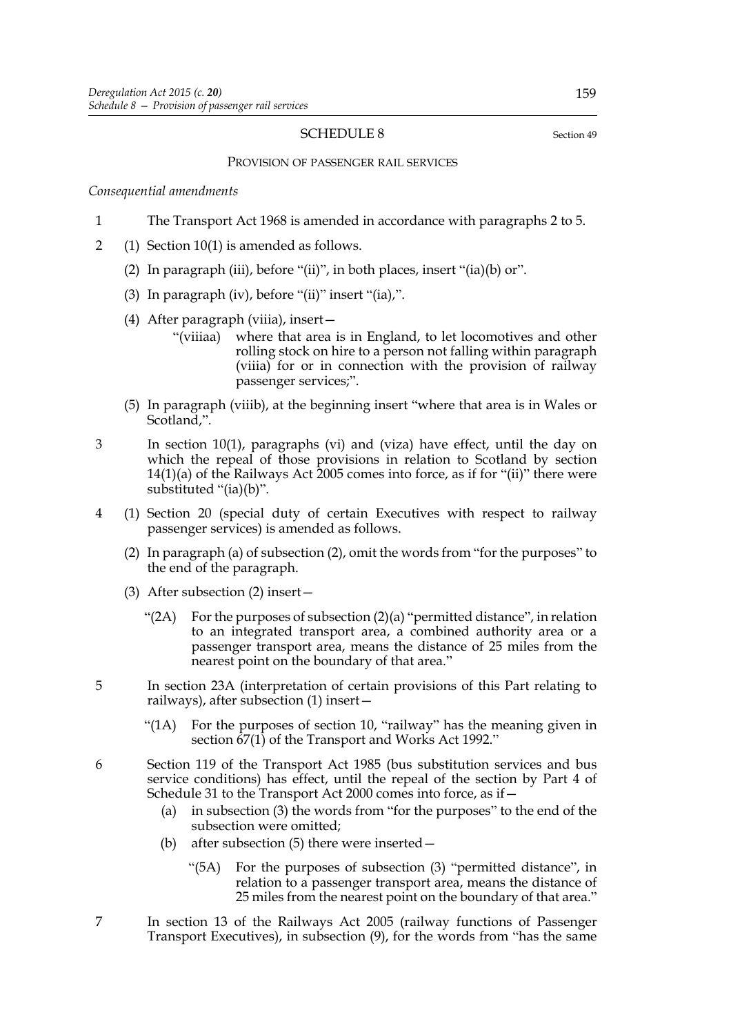## SCHEDULE 8

Section 49

### PROVISION OF PASSENGER RAIL SERVICES

*Consequential amendments*

1 The Transport Act 1968 is amended in accordance with paragraphs 2 to 5.

2 (1) Section 10(1) is amended as follows.

(2) In paragraph (iii), before "(ii)", in both places, insert "(ia)(b) or".

(3) In paragraph (iv), before "(ii)" insert "(ia),".

(4) After paragraph (viiia), insert—

"(viiiaa) where that area is in England, to let locomotives and other rolling stock on hire to a person not falling within paragraph (viiia) for or in connection with the provision of railway passenger services;".

(5) In paragraph (viiib), at the beginning insert "where that area is in Wales or Scotland,".

3 In section 10(1), paragraphs (vi) and (viza) have effect, until the day on which the repeal of those provisions in relation to Scotland by section 14(1)(a) of the Railways Act 2005 comes into force, as if for "(ii)" there were substituted "(ia)(b)".

4 (1) Section 20 (special duty of certain Executives with respect to railway passenger services) is amended as follows.

(2) In paragraph (a) of subsection (2), omit the words from "for the purposes" to the end of the paragraph.

(3) After subsection (2) insert—

"(2A) For the purposes of subsection (2)(a) "permitted distance", in relation to an integrated transport area, a combined authority area or a passenger transport area, means the distance of 25 miles from the nearest point on the boundary of that area."

5 In section 23A (interpretation of certain provisions of this Part relating to railways), after subsection (1) insert—

"(1A) For the purposes of section 10, "railway" has the meaning given in section 67(1) of the Transport and Works Act 1992."

6 Section 119 of the Transport Act 1985 (bus substitution services and bus service conditions) has effect, until the repeal of the section by Part 4 of Schedule 31 to the Transport Act 2000 comes into force, as if—

(a) in subsection (3) the words from "for the purposes" to the end of the subsection were omitted;

(b) after subsection (5) there were inserted—

"(5A) For the purposes of subsection (3) "permitted distance", in relation to a passenger transport area, means the distance of 25 miles from the nearest point on the boundary of that area."

7 In section 13 of the Railways Act 2005 (railway functions of Passenger Transport Executives), in subsection (9), for the words from "has the same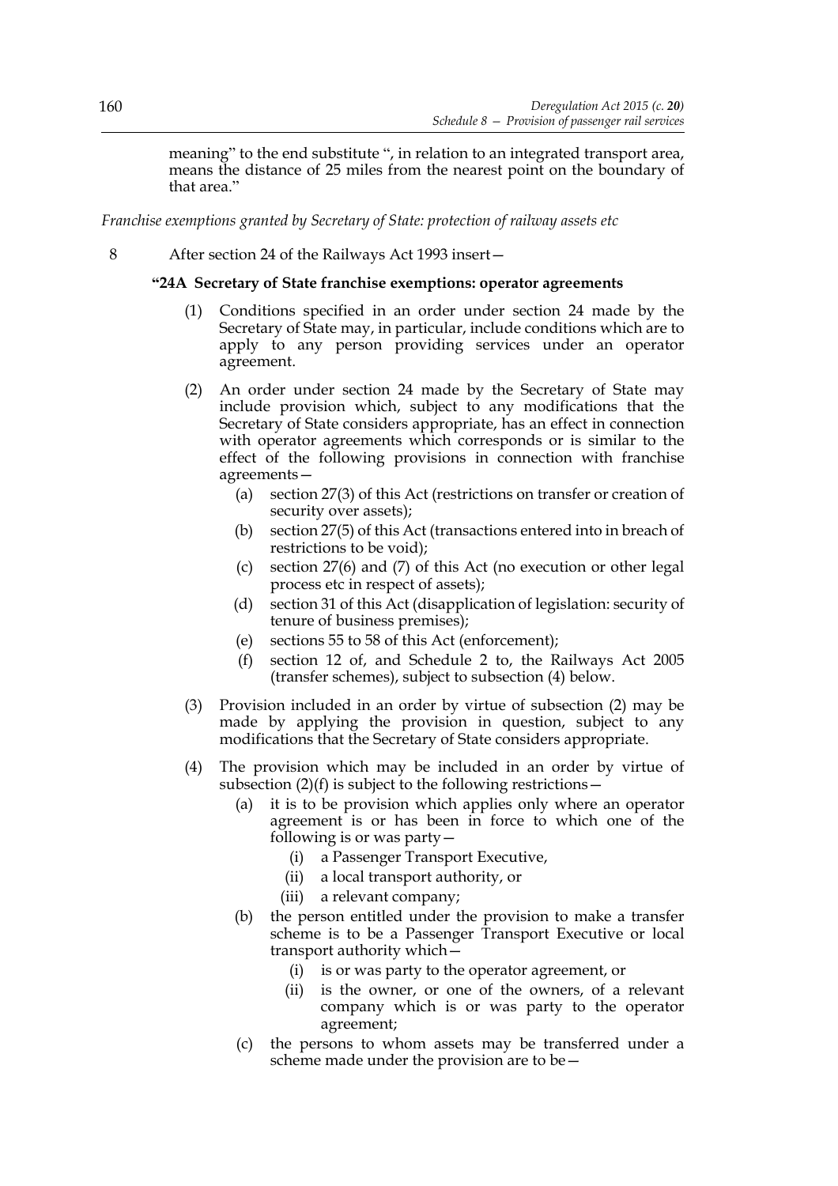meaning" to the end substitute ", in relation to an integrated transport area, means the distance of 25 miles from the nearest point on the boundary of that area."

*Franchise exemptions granted by Secretary of State: protection of railway assets etc*

8 After section 24 of the Railways Act 1993 insert—

**"24A Secretary of State franchise exemptions: operator agreements**

(1) Conditions specified in an order under section 24 made by the Secretary of State may, in particular, include conditions which are to apply to any person providing services under an operator agreement.

(2) An order under section 24 made by the Secretary of State may include provision which, subject to any modifications that the Secretary of State considers appropriate, has an effect in connection with operator agreements which corresponds or is similar to the effect of the following provisions in connection with franchise agreements—

(a) section 27(3) of this Act (restrictions on transfer or creation of security over assets);

(b) section 27(5) of this Act (transactions entered into in breach of restrictions to be void);

(c) section 27(6) and (7) of this Act (no execution or other legal process etc in respect of assets);

(d) section 31 of this Act (disapplication of legislation: security of tenure of business premises);

(e) sections 55 to 58 of this Act (enforcement);

(f) section 12 of, and Schedule 2 to, the Railways Act 2005 (transfer schemes), subject to subsection (4) below.

(3) Provision included in an order by virtue of subsection (2) may be made by applying the provision in question, subject to any modifications that the Secretary of State considers appropriate.

(4) The provision which may be included in an order by virtue of subsection (2)(f) is subject to the following restrictions—

(a) it is to be provision which applies only where an operator agreement is or has been in force to which one of the following is or was party—

(i) a Passenger Transport Executive,

(ii) a local transport authority, or

(iii) a relevant company;

(b) the person entitled under the provision to make a transfer scheme is to be a Passenger Transport Executive or local transport authority which—

(i) is or was party to the operator agreement, or

(ii) is the owner, or one of the owners, of a relevant company which is or was party to the operator agreement;

(c) the persons to whom assets may be transferred under a scheme made under the provision are to be—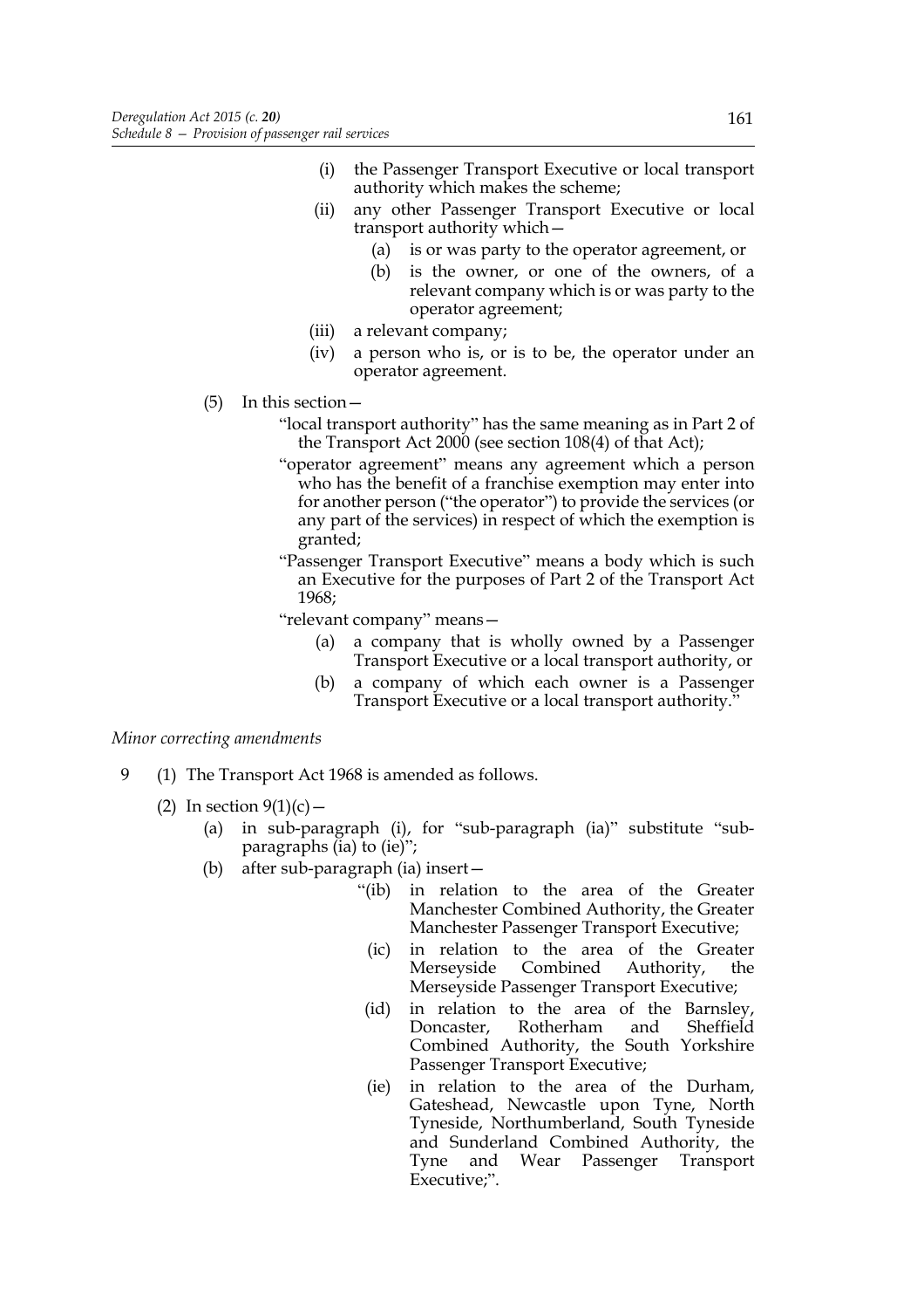(i) the Passenger Transport Executive or local transport authority which makes the scheme;

(ii) any other Passenger Transport Executive or local transport authority which—

(a) is or was party to the operator agreement, or

(b) is the owner, or one of the owners, of a relevant company which is or was party to the operator agreement;

(iii) a relevant company;

(iv) a person who is, or is to be, the operator under an operator agreement.

(5) In this section—

"local transport authority" has the same meaning as in Part 2 of the Transport Act 2000 (see section 108(4) of that Act);

"operator agreement" means any agreement which a person who has the benefit of a franchise exemption may enter into for another person ("the operator") to provide the services (or any part of the services) in respect of which the exemption is granted;

"Passenger Transport Executive" means a body which is such an Executive for the purposes of Part 2 of the Transport Act 1968;

"relevant company" means—

(a) a company that is wholly owned by a Passenger Transport Executive or a local transport authority, or

(b) a company of which each owner is a Passenger Transport Executive or a local transport authority."

*Minor correcting amendments*

9 (1) The Transport Act 1968 is amended as follows.

(2) In section 9(1)(c)—

(a) in sub-paragraph (i), for "sub-paragraph (ia)" substitute "sub-paragraphs (ia) to (ie)";

(b) after sub-paragraph (ia) insert—

"(ib) in relation to the area of the Greater Manchester Combined Authority, the Greater Manchester Passenger Transport Executive;

(ic) in relation to the area of the Greater Merseyside Combined Authority, the Merseyside Passenger Transport Executive;

(id) in relation to the area of the Barnsley, Doncaster, Rotherham and Sheffield Combined Authority, the South Yorkshire Passenger Transport Executive;

(ie) in relation to the area of the Durham, Gateshead, Newcastle upon Tyne, North Tyneside, Northumberland, South Tyneside and Sunderland Combined Authority, the Tyne and Wear Passenger Transport Executive;".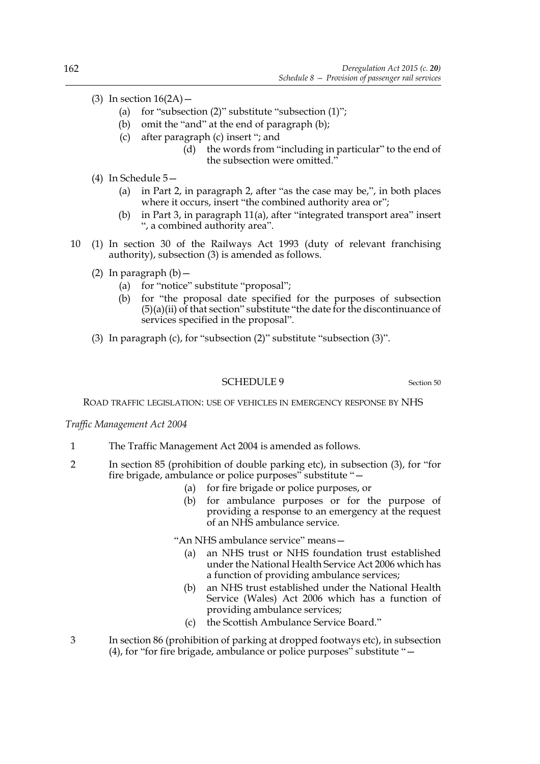(3) In section 16(2A)—

(a) for "subsection (2)" substitute "subsection (1)";

(b) omit the "and" at the end of paragraph (b);

(c) after paragraph (c) insert "; and

(d) the words from "including in particular" to the end of the subsection were omitted."

(4) In Schedule 5—

(a) in Part 2, in paragraph 2, after "as the case may be,", in both places where it occurs, insert "the combined authority area or";

(b) in Part 3, in paragraph 11(a), after "integrated transport area" insert ", a combined authority area".

10 (1) In section 30 of the Railways Act 1993 (duty of relevant franchising authority), subsection (3) is amended as follows.

(2) In paragraph (b)—

(a) for "notice" substitute "proposal";

(b) for "the proposal date specified for the purposes of subsection (5)(a)(ii) of that section" substitute "the date for the discontinuance of services specified in the proposal".

(3) In paragraph (c), for "subsection (2)" substitute "subsection (3)".

## SCHEDULE 9

Section 50

ROAD TRAFFIC LEGISLATION: USE OF VEHICLES IN EMERGENCY RESPONSE BY NHS

*Traffic Management Act 2004*

1 The Traffic Management Act 2004 is amended as follows.

2 In section 85 (prohibition of double parking etc), in subsection (3), for "for fire brigade, ambulance or police purposes" substitute "—

(a) for fire brigade or police purposes, or

(b) for ambulance purposes or for the purpose of providing a response to an emergency at the request of an NHS ambulance service.

"An NHS ambulance service" means—

(a) an NHS trust or NHS foundation trust established under the National Health Service Act 2006 which has a function of providing ambulance services;

(b) an NHS trust established under the National Health Service (Wales) Act 2006 which has a function of providing ambulance services;

(c) the Scottish Ambulance Service Board."

3 In section 86 (prohibition of parking at dropped footways etc), in subsection (4), for "for fire brigade, ambulance or police purposes" substitute "—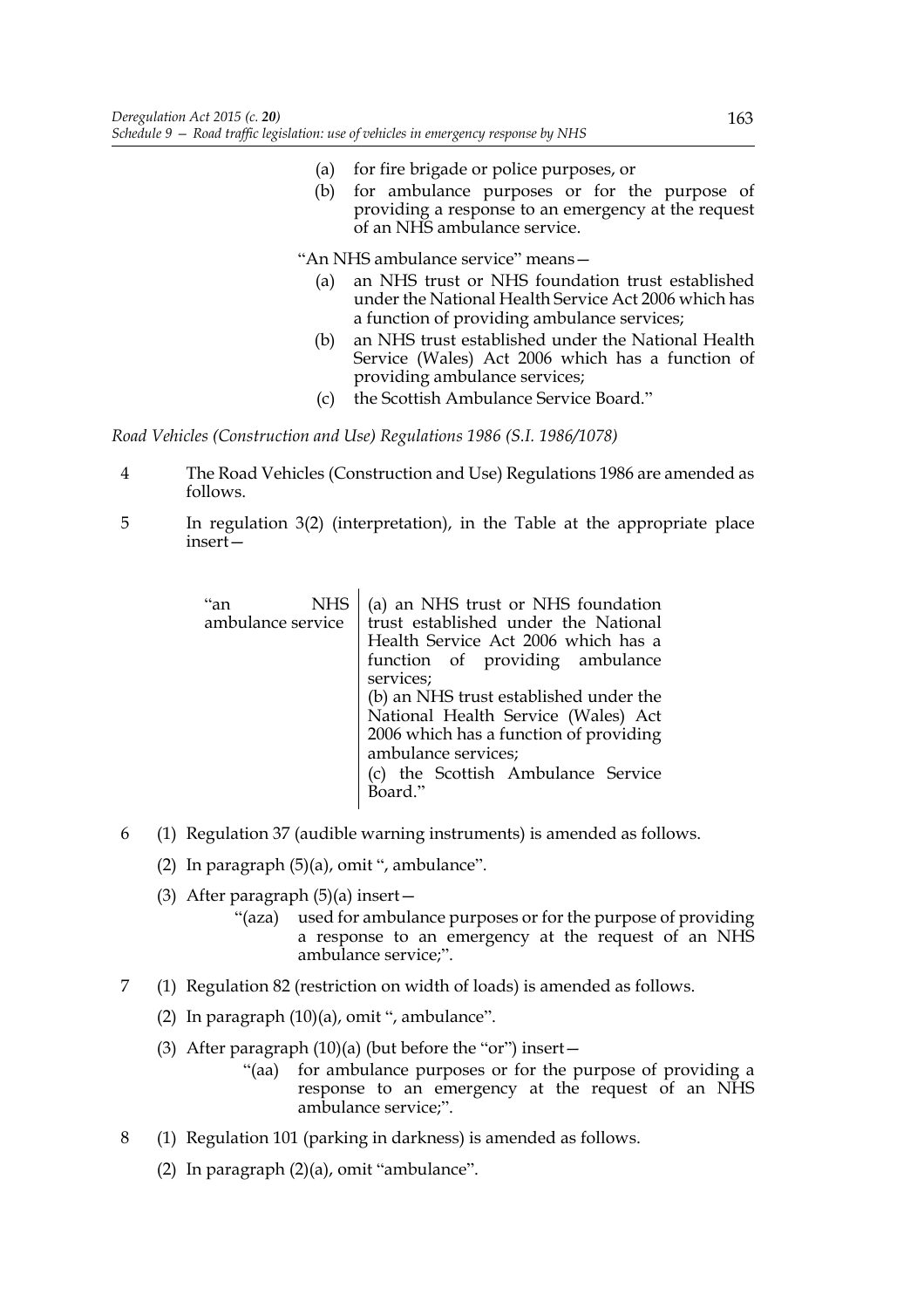(a) for fire brigade or police purposes, or

(b) for ambulance purposes or for the purpose of providing a response to an emergency at the request of an NHS ambulance service.

"An NHS ambulance service" means—

(a) an NHS trust or NHS foundation trust established under the National Health Service Act 2006 which has a function of providing ambulance services;

(b) an NHS trust established under the National Health Service (Wales) Act 2006 which has a function of providing ambulance services;

(c) the Scottish Ambulance Service Board."

*Road Vehicles (Construction and Use) Regulations 1986 (S.I. 1986/1078)*

4 The Road Vehicles (Construction and Use) Regulations 1986 are amended as follows.

5 In regulation 3(2) (interpretation), in the Table at the appropriate place insert—

| | |
|---|---|
| "an NHS ambulance service | (a) an NHS trust or NHS foundation trust established under the National Health Service Act 2006 which has a function of providing ambulance services;<br>(b) an NHS trust established under the National Health Service (Wales) Act 2006 which has a function of providing ambulance services;<br>(c) the Scottish Ambulance Service Board." |

6 (1) Regulation 37 (audible warning instruments) is amended as follows.

(2) In paragraph (5)(a), omit ", ambulance".

(3) After paragraph (5)(a) insert—

"(aza) used for ambulance purposes or for the purpose of providing a response to an emergency at the request of an NHS ambulance service;".

7 (1) Regulation 82 (restriction on width of loads) is amended as follows.

(2) In paragraph (10)(a), omit ", ambulance".

(3) After paragraph (10)(a) (but before the "or") insert—

"(aa) for ambulance purposes or for the purpose of providing a response to an emergency at the request of an NHS ambulance service;".

8 (1) Regulation 101 (parking in darkness) is amended as follows.

(2) In paragraph (2)(a), omit "ambulance".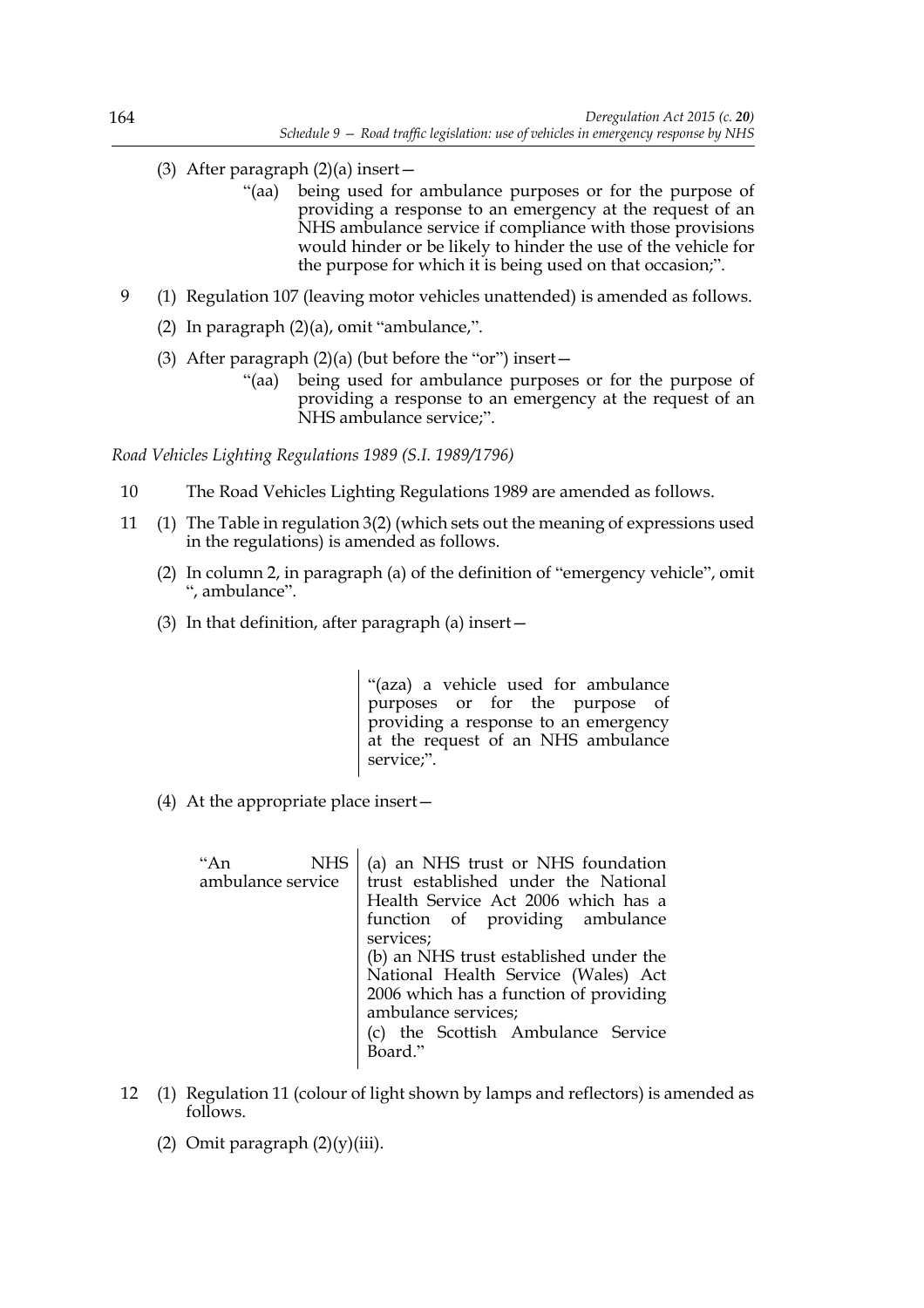(3) After paragraph (2)(a) insert—

> "(aa) being used for ambulance purposes or for the purpose of providing a response to an emergency at the request of an NHS ambulance service if compliance with those provisions would hinder or be likely to hinder the use of the vehicle for the purpose for which it is being used on that occasion;".

9 (1) Regulation 107 (leaving motor vehicles unattended) is amended as follows.

(2) In paragraph (2)(a), omit "ambulance,".

(3) After paragraph (2)(a) (but before the "or") insert—

> "(aa) being used for ambulance purposes or for the purpose of providing a response to an emergency at the request of an NHS ambulance service;".

*Road Vehicles Lighting Regulations 1989 (S.I. 1989/1796)*

10 The Road Vehicles Lighting Regulations 1989 are amended as follows.

11 (1) The Table in regulation 3(2) (which sets out the meaning of expressions used in the regulations) is amended as follows.

(2) In column 2, in paragraph (a) of the definition of "emergency vehicle", omit ", ambulance".

(3) In that definition, after paragraph (a) insert—

> "(aza) a vehicle used for ambulance purposes or for the purpose of providing a response to an emergency at the request of an NHS ambulance service;".

(4) At the appropriate place insert—

| | |
|---|---|
| "An NHS ambulance service | (a) an NHS trust or NHS foundation trust established under the National Health Service Act 2006 which has a function of providing ambulance services;<br>(b) an NHS trust established under the National Health Service (Wales) Act 2006 which has a function of providing ambulance services;<br>(c) the Scottish Ambulance Service Board." |

12 (1) Regulation 11 (colour of light shown by lamps and reflectors) is amended as follows.

(2) Omit paragraph (2)(y)(iii).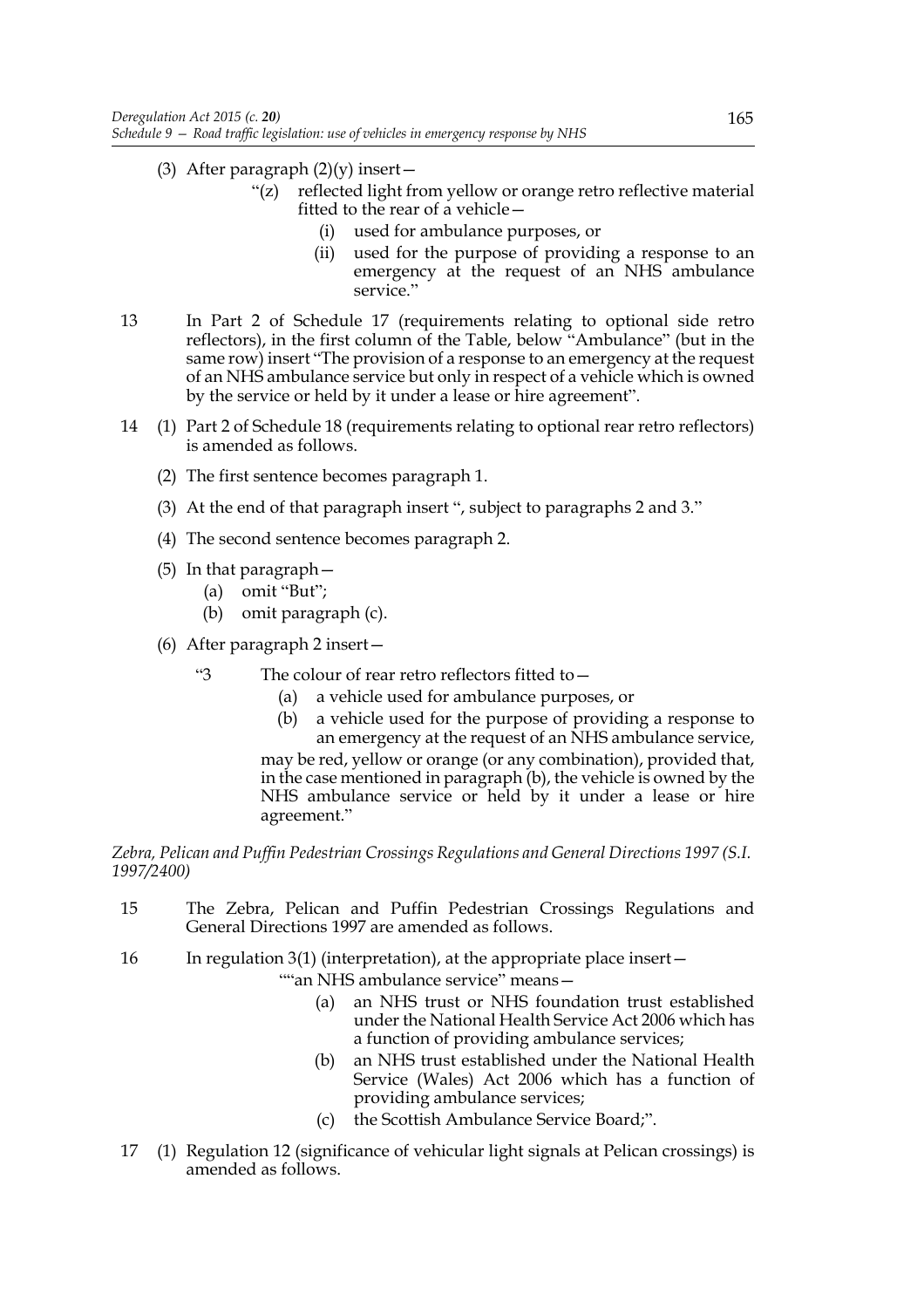(3) After paragraph (2)(y) insert—

> "(z) reflected light from yellow or orange retro reflective material fitted to the rear of a vehicle—
>
> (i) used for ambulance purposes, or
>
> (ii) used for the purpose of providing a response to an emergency at the request of an NHS ambulance service."

13 In Part 2 of Schedule 17 (requirements relating to optional side retro reflectors), in the first column of the Table, below "Ambulance" (but in the same row) insert "The provision of a response to an emergency at the request of an NHS ambulance service but only in respect of a vehicle which is owned by the service or held by it under a lease or hire agreement".

14 (1) Part 2 of Schedule 18 (requirements relating to optional rear retro reflectors) is amended as follows.

(2) The first sentence becomes paragraph 1.

(3) At the end of that paragraph insert ", subject to paragraphs 2 and 3."

(4) The second sentence becomes paragraph 2.

(5) In that paragraph—

(a) omit "But";

(b) omit paragraph (c).

(6) After paragraph 2 insert—

> "3 The colour of rear retro reflectors fitted to—
>
> (a) a vehicle used for ambulance purposes, or
>
> (b) a vehicle used for the purpose of providing a response to an emergency at the request of an NHS ambulance service,
>
> may be red, yellow or orange (or any combination), provided that, in the case mentioned in paragraph (b), the vehicle is owned by the NHS ambulance service or held by it under a lease or hire agreement."

*Zebra, Pelican and Puffin Pedestrian Crossings Regulations and General Directions 1997 (S.I. 1997/2400)*

15 The Zebra, Pelican and Puffin Pedestrian Crossings Regulations and General Directions 1997 are amended as follows.

16 In regulation 3(1) (interpretation), at the appropriate place insert—

> ""an NHS ambulance service" means—
>
> (a) an NHS trust or NHS foundation trust established under the National Health Service Act 2006 which has a function of providing ambulance services;
>
> (b) an NHS trust established under the National Health Service (Wales) Act 2006 which has a function of providing ambulance services;
>
> (c) the Scottish Ambulance Service Board;".

17 (1) Regulation 12 (significance of vehicular light signals at Pelican crossings) is amended as follows.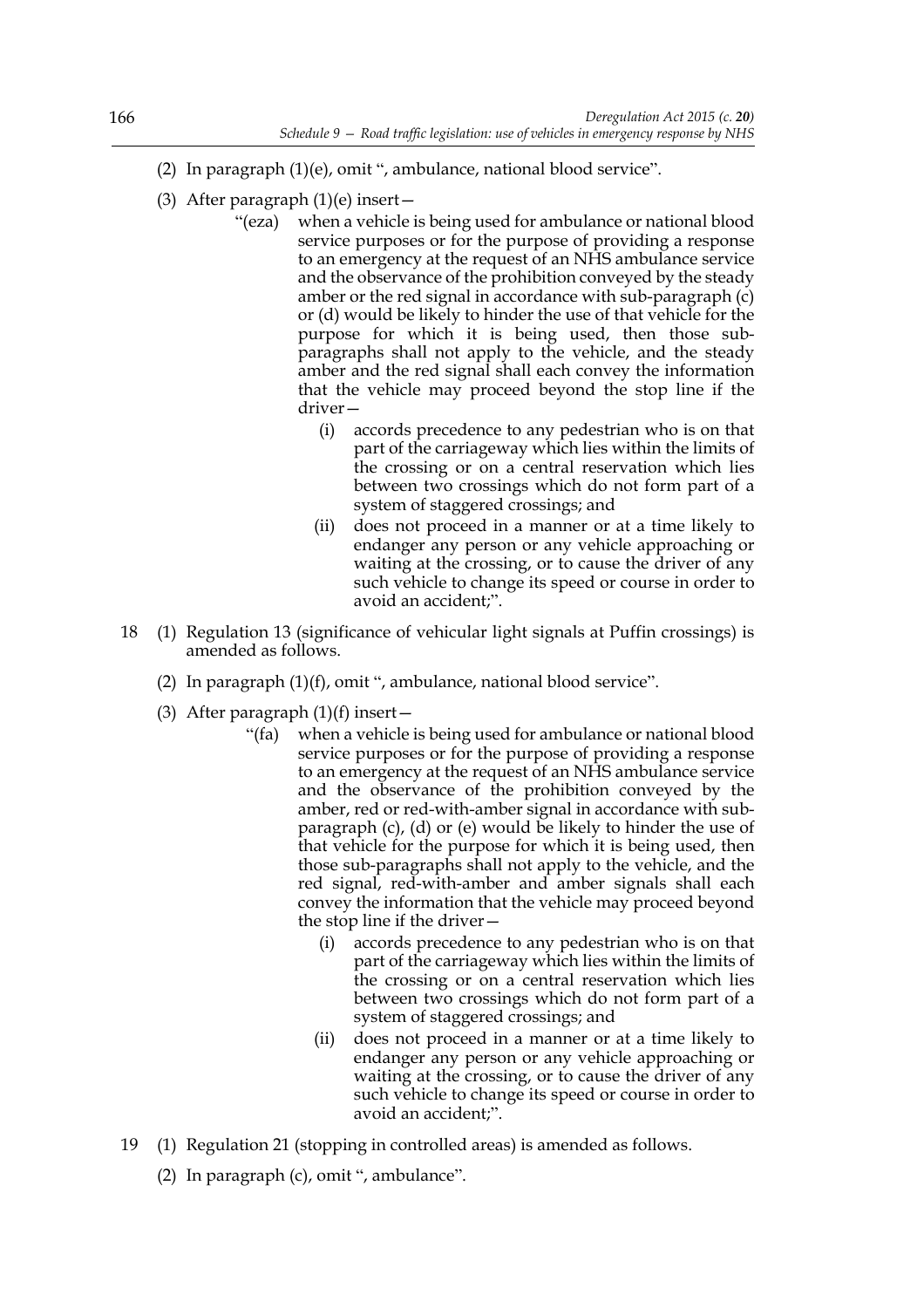(2) In paragraph (1)(e), omit ", ambulance, national blood service".

(3) After paragraph (1)(e) insert—

"(eza) when a vehicle is being used for ambulance or national blood service purposes or for the purpose of providing a response to an emergency at the request of an NHS ambulance service and the observance of the prohibition conveyed by the steady amber or the red signal in accordance with sub-paragraph (c) or (d) would be likely to hinder the use of that vehicle for the purpose for which it is being used, then those sub-paragraphs shall not apply to the vehicle, and the steady amber and the red signal shall each convey the information that the vehicle may proceed beyond the stop line if the driver—

(i) accords precedence to any pedestrian who is on that part of the carriageway which lies within the limits of the crossing or on a central reservation which lies between two crossings which do not form part of a system of staggered crossings; and

(ii) does not proceed in a manner or at a time likely to endanger any person or any vehicle approaching or waiting at the crossing, or to cause the driver of any such vehicle to change its speed or course in order to avoid an accident;".

18 (1) Regulation 13 (significance of vehicular light signals at Puffin crossings) is amended as follows.

(2) In paragraph (1)(f), omit ", ambulance, national blood service".

(3) After paragraph (1)(f) insert—

"(fa) when a vehicle is being used for ambulance or national blood service purposes or for the purpose of providing a response to an emergency at the request of an NHS ambulance service and the observance of the prohibition conveyed by the amber, red or red-with-amber signal in accordance with sub-paragraph (c), (d) or (e) would be likely to hinder the use of that vehicle for the purpose for which it is being used, then those sub-paragraphs shall not apply to the vehicle, and the red signal, red-with-amber and amber signals shall each convey the information that the vehicle may proceed beyond the stop line if the driver—

(i) accords precedence to any pedestrian who is on that part of the carriageway which lies within the limits of the crossing or on a central reservation which lies between two crossings which do not form part of a system of staggered crossings; and

(ii) does not proceed in a manner or at a time likely to endanger any person or any vehicle approaching or waiting at the crossing, or to cause the driver of any such vehicle to change its speed or course in order to avoid an accident;".

19 (1) Regulation 21 (stopping in controlled areas) is amended as follows.

(2) In paragraph (c), omit ", ambulance".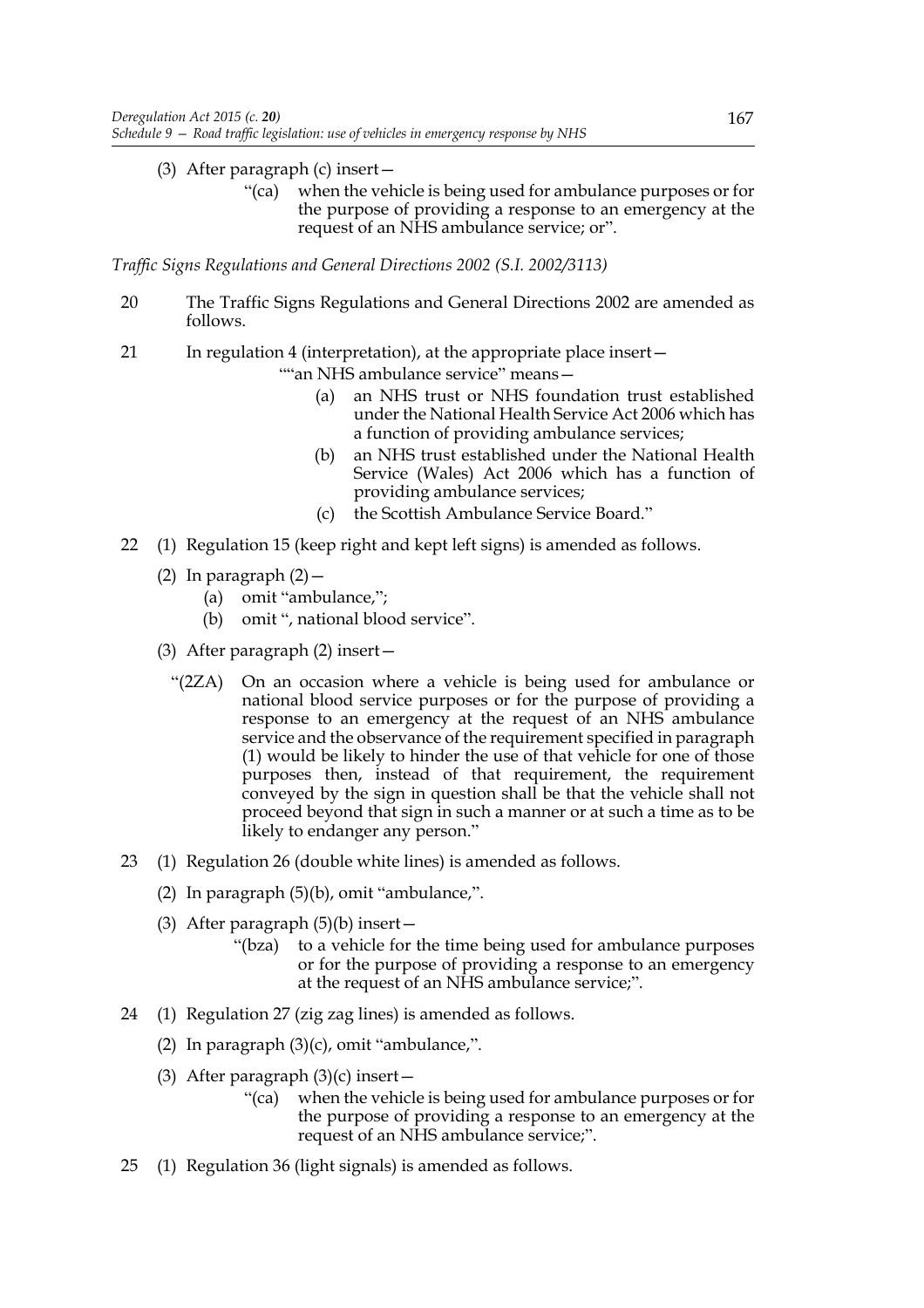(3) After paragraph (c) insert—

> "(ca) when the vehicle is being used for ambulance purposes or for the purpose of providing a response to an emergency at the request of an NHS ambulance service; or".

*Traffic Signs Regulations and General Directions 2002 (S.I. 2002/3113)*

20 The Traffic Signs Regulations and General Directions 2002 are amended as follows.

21 In regulation 4 (interpretation), at the appropriate place insert—

> ""an NHS ambulance service" means—
>
> (a) an NHS trust or NHS foundation trust established under the National Health Service Act 2006 which has a function of providing ambulance services;
>
> (b) an NHS trust established under the National Health Service (Wales) Act 2006 which has a function of providing ambulance services;
>
> (c) the Scottish Ambulance Service Board."

22 (1) Regulation 15 (keep right and kept left signs) is amended as follows.

(2) In paragraph (2)—

(a) omit "ambulance,";

(b) omit ", national blood service".

(3) After paragraph (2) insert—

> "(2ZA) On an occasion where a vehicle is being used for ambulance or national blood service purposes or for the purpose of providing a response to an emergency at the request of an NHS ambulance service and the observance of the requirement specified in paragraph (1) would be likely to hinder the use of that vehicle for one of those purposes then, instead of that requirement, the requirement conveyed by the sign in question shall be that the vehicle shall not proceed beyond that sign in such a manner or at such a time as to be likely to endanger any person."

23 (1) Regulation 26 (double white lines) is amended as follows.

(2) In paragraph (5)(b), omit "ambulance,".

(3) After paragraph (5)(b) insert—

> "(bza) to a vehicle for the time being used for ambulance purposes or for the purpose of providing a response to an emergency at the request of an NHS ambulance service;".

24 (1) Regulation 27 (zig zag lines) is amended as follows.

(2) In paragraph (3)(c), omit "ambulance,".

(3) After paragraph (3)(c) insert—

> "(ca) when the vehicle is being used for ambulance purposes or for the purpose of providing a response to an emergency at the request of an NHS ambulance service;".

25 (1) Regulation 36 (light signals) is amended as follows.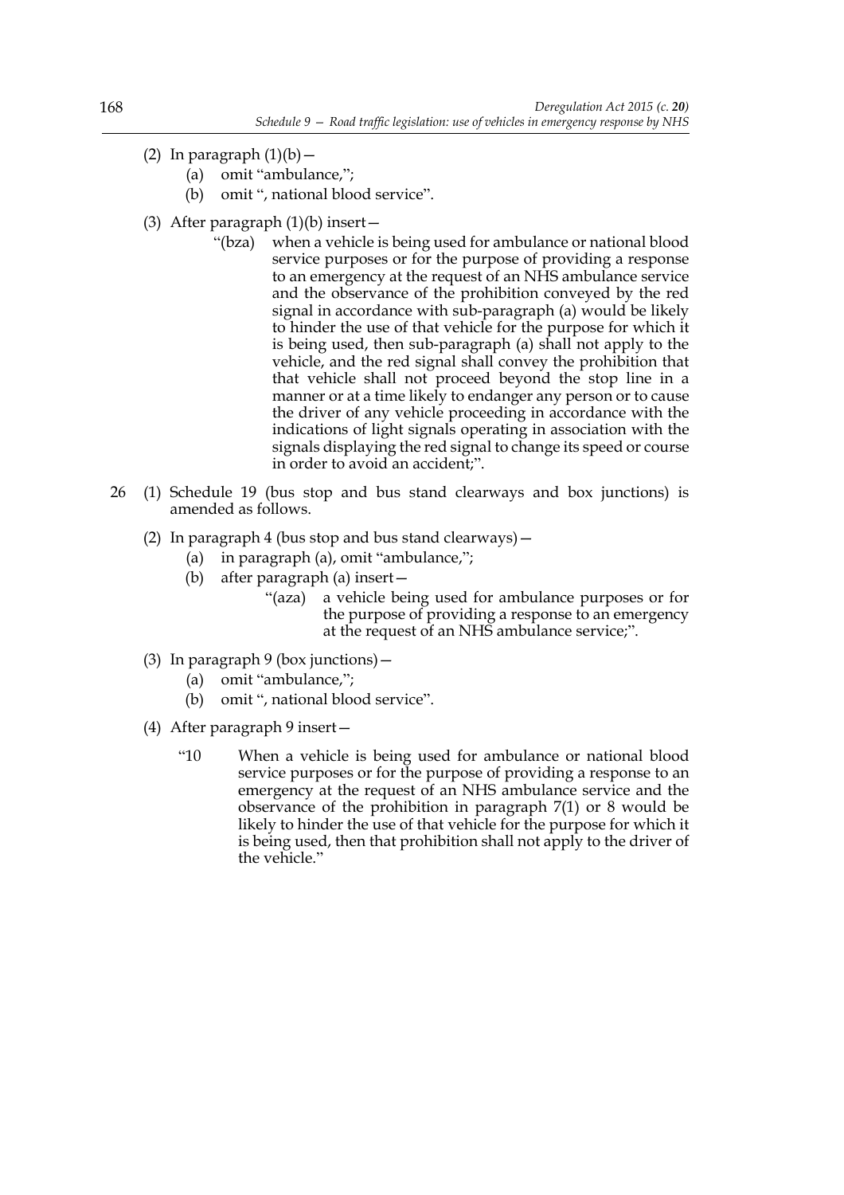(2) In paragraph (1)(b)—

(a) omit "ambulance,";

(b) omit ", national blood service".

(3) After paragraph (1)(b) insert—

"(bza) when a vehicle is being used for ambulance or national blood service purposes or for the purpose of providing a response to an emergency at the request of an NHS ambulance service and the observance of the prohibition conveyed by the red signal in accordance with sub-paragraph (a) would be likely to hinder the use of that vehicle for the purpose for which it is being used, then sub-paragraph (a) shall not apply to the vehicle, and the red signal shall convey the prohibition that that vehicle shall not proceed beyond the stop line in a manner or at a time likely to endanger any person or to cause the driver of any vehicle proceeding in accordance with the indications of light signals operating in association with the signals displaying the red signal to change its speed or course in order to avoid an accident;".

26 (1) Schedule 19 (bus stop and bus stand clearways and box junctions) is amended as follows.

(2) In paragraph 4 (bus stop and bus stand clearways)—

(a) in paragraph (a), omit "ambulance,";

(b) after paragraph (a) insert—

"(aza) a vehicle being used for ambulance purposes or for the purpose of providing a response to an emergency at the request of an NHS ambulance service;".

(3) In paragraph 9 (box junctions)—

(a) omit "ambulance,";

(b) omit ", national blood service".

(4) After paragraph 9 insert—

"10 When a vehicle is being used for ambulance or national blood service purposes or for the purpose of providing a response to an emergency at the request of an NHS ambulance service and the observance of the prohibition in paragraph 7(1) or 8 would be likely to hinder the use of that vehicle for the purpose for which it is being used, then that prohibition shall not apply to the driver of the vehicle."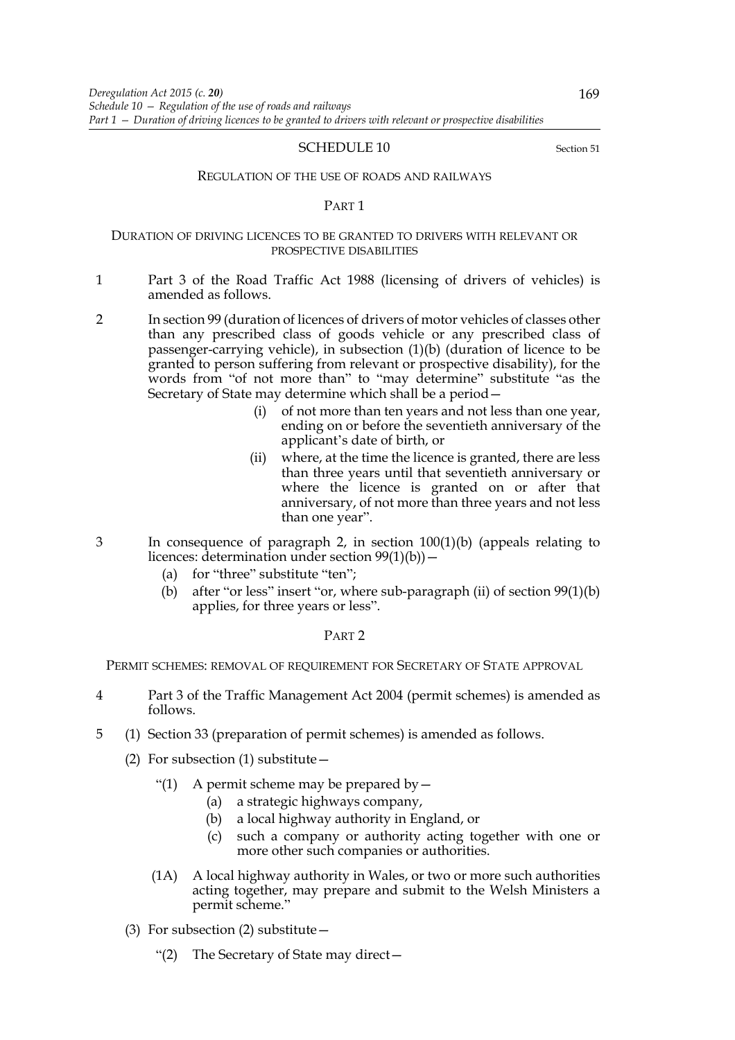# SCHEDULE 10

Section 51

## REGULATION OF THE USE OF ROADS AND RAILWAYS

### PART 1

#### DURATION OF DRIVING LICENCES TO BE GRANTED TO DRIVERS WITH RELEVANT OR PROSPECTIVE DISABILITIES

1 Part 3 of the Road Traffic Act 1988 (licensing of drivers of vehicles) is amended as follows.

2 In section 99 (duration of licences of drivers of motor vehicles of classes other than any prescribed class of goods vehicle or any prescribed class of passenger-carrying vehicle), in subsection (1)(b) (duration of licence to be granted to person suffering from relevant or prospective disability), for the words from "of not more than" to "may determine" substitute "as the Secretary of State may determine which shall be a period—

(i) of not more than ten years and not less than one year, ending on or before the seventieth anniversary of the applicant's date of birth, or

(ii) where, at the time the licence is granted, there are less than three years until that seventieth anniversary or where the licence is granted on or after that anniversary, of not more than three years and not less than one year".

3 In consequence of paragraph 2, in section 100(1)(b) (appeals relating to licences: determination under section 99(1)(b))—

(a) for "three" substitute "ten";

(b) after "or less" insert "or, where sub-paragraph (ii) of section 99(1)(b) applies, for three years or less".

### PART 2

#### PERMIT SCHEMES: REMOVAL OF REQUIREMENT FOR SECRETARY OF STATE APPROVAL

4 Part 3 of the Traffic Management Act 2004 (permit schemes) is amended as follows.

5 (1) Section 33 (preparation of permit schemes) is amended as follows.

(2) For subsection (1) substitute—

"(1) A permit scheme may be prepared by—

(a) a strategic highways company,

(b) a local highway authority in England, or

(c) such a company or authority acting together with one or more other such companies or authorities.

(1A) A local highway authority in Wales, or two or more such authorities acting together, may prepare and submit to the Welsh Ministers a permit scheme."

(3) For subsection (2) substitute—

"(2) The Secretary of State may direct—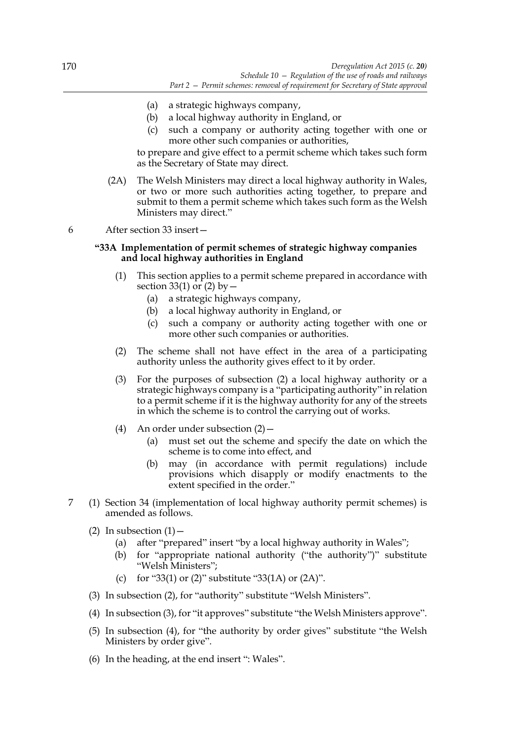(a) a strategic highways company,

(b) a local highway authority in England, or

(c) such a company or authority acting together with one or more other such companies or authorities,

to prepare and give effect to a permit scheme which takes such form as the Secretary of State may direct.

(2A) The Welsh Ministers may direct a local highway authority in Wales, or two or more such authorities acting together, to prepare and submit to them a permit scheme which takes such form as the Welsh Ministers may direct."

6 After section 33 insert—

**"33A Implementation of permit schemes of strategic highway companies and local highway authorities in England**

(1) This section applies to a permit scheme prepared in accordance with section 33(1) or (2) by—

(a) a strategic highways company,

(b) a local highway authority in England, or

(c) such a company or authority acting together with one or more other such companies or authorities.

(2) The scheme shall not have effect in the area of a participating authority unless the authority gives effect to it by order.

(3) For the purposes of subsection (2) a local highway authority or a strategic highways company is a "participating authority" in relation to a permit scheme if it is the highway authority for any of the streets in which the scheme is to control the carrying out of works.

(4) An order under subsection (2)—

(a) must set out the scheme and specify the date on which the scheme is to come into effect, and

(b) may (in accordance with permit regulations) include provisions which disapply or modify enactments to the extent specified in the order."

7 (1) Section 34 (implementation of local highway authority permit schemes) is amended as follows.

(2) In subsection (1)—

(a) after "prepared" insert "by a local highway authority in Wales";

(b) for "appropriate national authority ("the authority")" substitute "Welsh Ministers";

(c) for "33(1) or (2)" substitute "33(1A) or (2A)".

(3) In subsection (2), for "authority" substitute "Welsh Ministers".

(4) In subsection (3), for "it approves" substitute "the Welsh Ministers approve".

(5) In subsection (4), for "the authority by order gives" substitute "the Welsh Ministers by order give".

(6) In the heading, at the end insert ": Wales".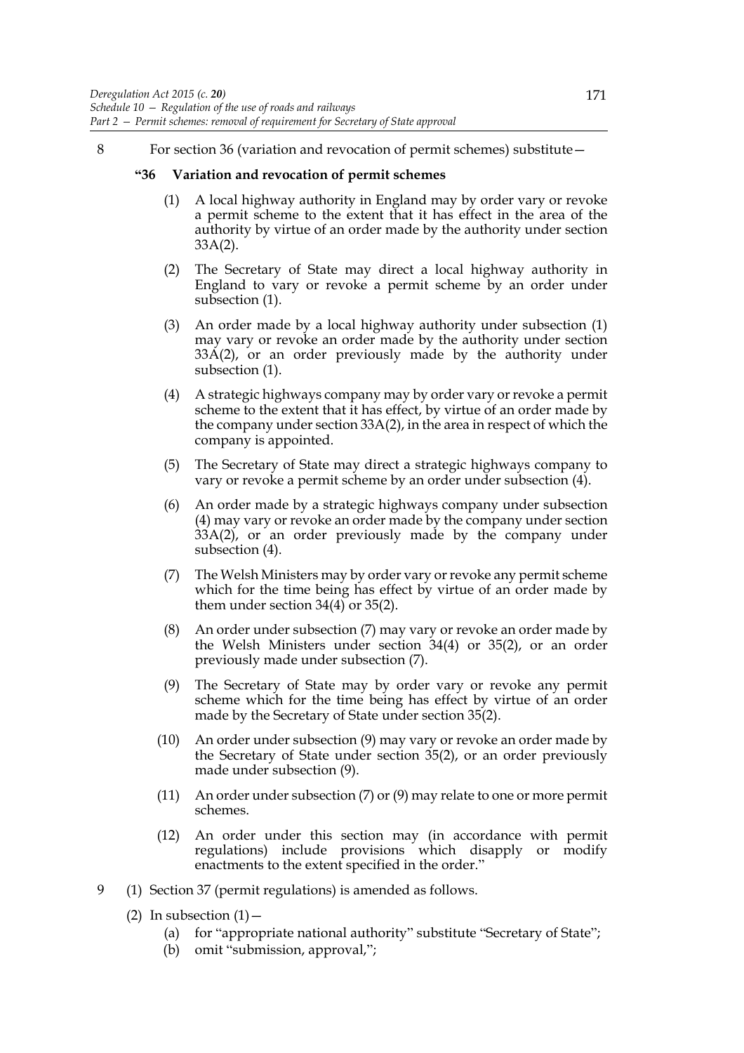8 For section 36 (variation and revocation of permit schemes) substitute—

**"36 Variation and revocation of permit schemes**

(1) A local highway authority in England may by order vary or revoke a permit scheme to the extent that it has effect in the area of the authority by virtue of an order made by the authority under section 33A(2).

(2) The Secretary of State may direct a local highway authority in England to vary or revoke a permit scheme by an order under subsection (1).

(3) An order made by a local highway authority under subsection (1) may vary or revoke an order made by the authority under section 33A(2), or an order previously made by the authority under subsection (1).

(4) A strategic highways company may by order vary or revoke a permit scheme to the extent that it has effect, by virtue of an order made by the company under section 33A(2), in the area in respect of which the company is appointed.

(5) The Secretary of State may direct a strategic highways company to vary or revoke a permit scheme by an order under subsection (4).

(6) An order made by a strategic highways company under subsection (4) may vary or revoke an order made by the company under section 33A(2), or an order previously made by the company under subsection (4).

(7) The Welsh Ministers may by order vary or revoke any permit scheme which for the time being has effect by virtue of an order made by them under section 34(4) or 35(2).

(8) An order under subsection (7) may vary or revoke an order made by the Welsh Ministers under section 34(4) or 35(2), or an order previously made under subsection (7).

(9) The Secretary of State may by order vary or revoke any permit scheme which for the time being has effect by virtue of an order made by the Secretary of State under section 35(2).

(10) An order under subsection (9) may vary or revoke an order made by the Secretary of State under section 35(2), or an order previously made under subsection (9).

(11) An order under subsection (7) or (9) may relate to one or more permit schemes.

(12) An order under this section may (in accordance with permit regulations) include provisions which disapply or modify enactments to the extent specified in the order."

9 (1) Section 37 (permit regulations) is amended as follows.

(2) In subsection (1)—

(a) for "appropriate national authority" substitute "Secretary of State";

(b) omit "submission, approval,";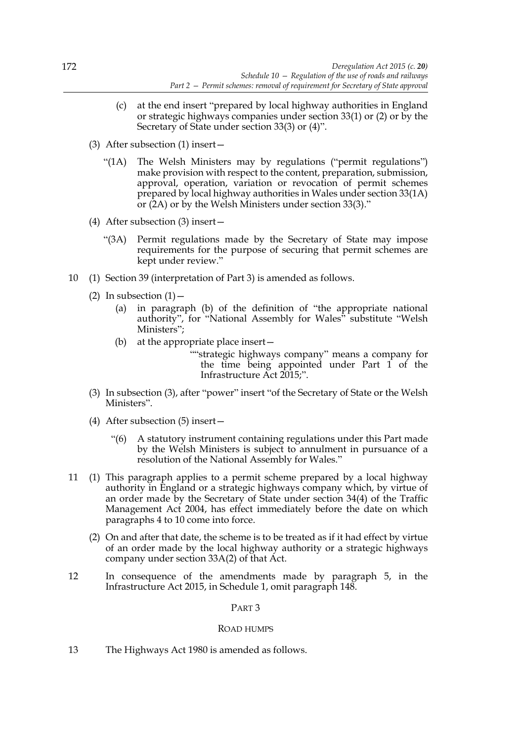(c) at the end insert "prepared by local highway authorities in England or strategic highways companies under section 33(1) or (2) or by the Secretary of State under section 33(3) or (4)".

(3) After subsection (1) insert—

"(1A) The Welsh Ministers may by regulations ("permit regulations") make provision with respect to the content, preparation, submission, approval, operation, variation or revocation of permit schemes prepared by local highway authorities in Wales under section 33(1A) or (2A) or by the Welsh Ministers under section 33(3)."

(4) After subsection (3) insert—

"(3A) Permit regulations made by the Secretary of State may impose requirements for the purpose of securing that permit schemes are kept under review."

10 (1) Section 39 (interpretation of Part 3) is amended as follows.

(2) In subsection (1)—

(a) in paragraph (b) of the definition of "the appropriate national authority", for "National Assembly for Wales" substitute "Welsh Ministers";

(b) at the appropriate place insert—

""strategic highways company" means a company for the time being appointed under Part 1 of the Infrastructure Act 2015;".

(3) In subsection (3), after "power" insert "of the Secretary of State or the Welsh Ministers".

(4) After subsection (5) insert—

"(6) A statutory instrument containing regulations under this Part made by the Welsh Ministers is subject to annulment in pursuance of a resolution of the National Assembly for Wales."

11 (1) This paragraph applies to a permit scheme prepared by a local highway authority in England or a strategic highways company which, by virtue of an order made by the Secretary of State under section 34(4) of the Traffic Management Act 2004, has effect immediately before the date on which paragraphs 4 to 10 come into force.

(2) On and after that date, the scheme is to be treated as if it had effect by virtue of an order made by the local highway authority or a strategic highways company under section 33A(2) of that Act.

12 In consequence of the amendments made by paragraph 5, in the Infrastructure Act 2015, in Schedule 1, omit paragraph 148.

## PART 3

### ROAD HUMPS

13 The Highways Act 1980 is amended as follows.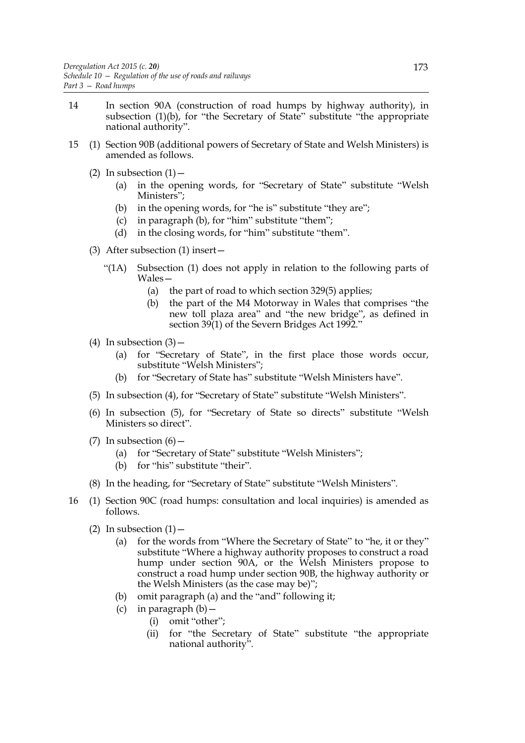14 In section 90A (construction of road humps by highway authority), in subsection (1)(b), for "the Secretary of State" substitute "the appropriate national authority".

15 (1) Section 90B (additional powers of Secretary of State and Welsh Ministers) is amended as follows.

(2) In subsection (1)—

(a) in the opening words, for "Secretary of State" substitute "Welsh Ministers";

(b) in the opening words, for "he is" substitute "they are";

(c) in paragraph (b), for "him" substitute "them";

(d) in the closing words, for "him" substitute "them".

(3) After subsection (1) insert—

"(1A) Subsection (1) does not apply in relation to the following parts of Wales—

(a) the part of road to which section 329(5) applies;

(b) the part of the M4 Motorway in Wales that comprises "the new toll plaza area" and "the new bridge", as defined in section 39(1) of the Severn Bridges Act 1992."

(4) In subsection (3)—

(a) for "Secretary of State", in the first place those words occur, substitute "Welsh Ministers";

(b) for "Secretary of State has" substitute "Welsh Ministers have".

(5) In subsection (4), for "Secretary of State" substitute "Welsh Ministers".

(6) In subsection (5), for "Secretary of State so directs" substitute "Welsh Ministers so direct".

(7) In subsection (6)—

(a) for "Secretary of State" substitute "Welsh Ministers";

(b) for "his" substitute "their".

(8) In the heading, for "Secretary of State" substitute "Welsh Ministers".

16 (1) Section 90C (road humps: consultation and local inquiries) is amended as follows.

(2) In subsection (1)—

(a) for the words from "Where the Secretary of State" to "he, it or they" substitute "Where a highway authority proposes to construct a road hump under section 90A, or the Welsh Ministers propose to construct a road hump under section 90B, the highway authority or the Welsh Ministers (as the case may be)";

(b) omit paragraph (a) and the "and" following it;

(c) in paragraph (b)—

(i) omit "other";

(ii) for "the Secretary of State" substitute "the appropriate national authority".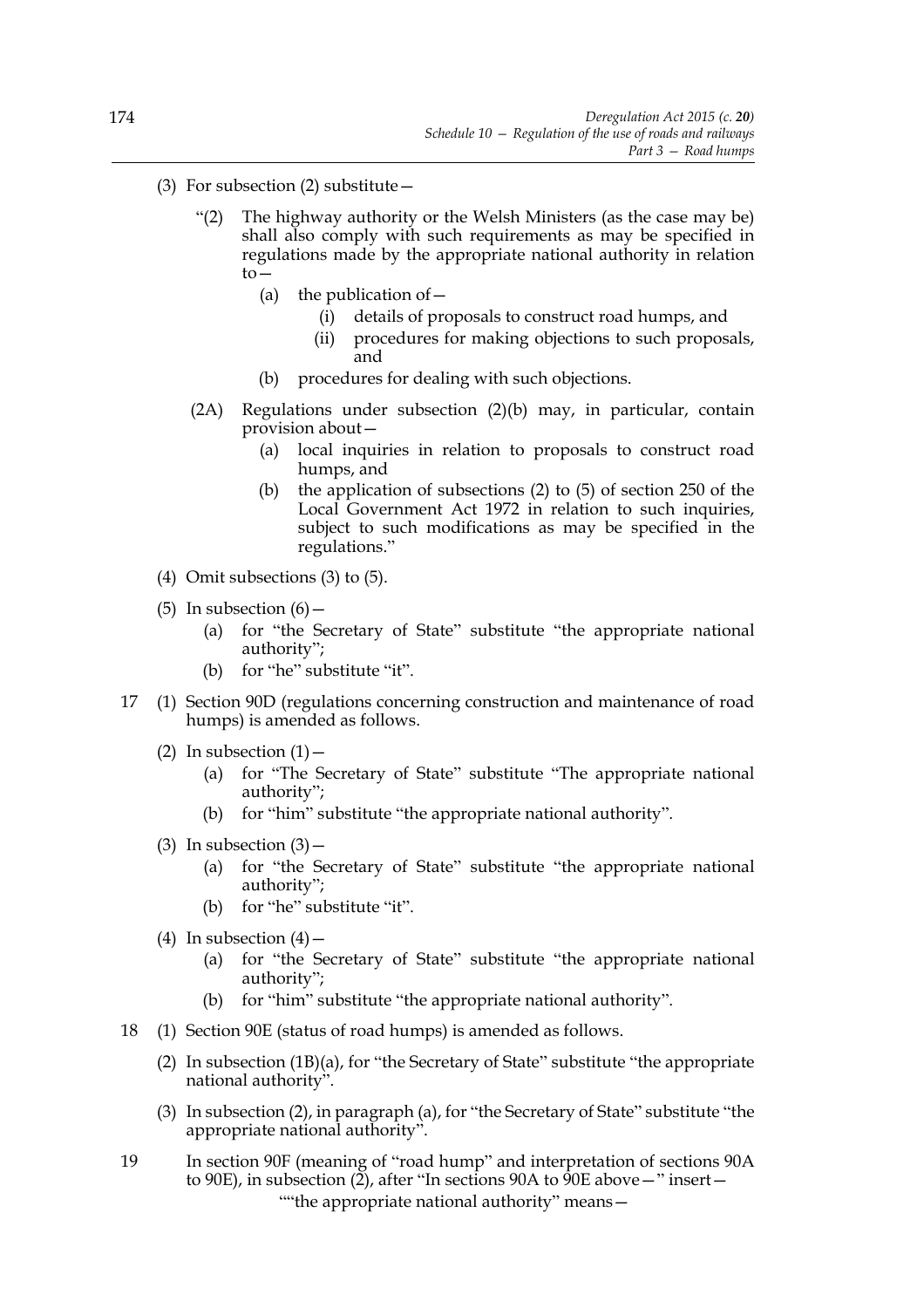(3) For subsection (2) substitute—

"(2) The highway authority or the Welsh Ministers (as the case may be) shall also comply with such requirements as may be specified in regulations made by the appropriate national authority in relation to—

(a) the publication of—

(i) details of proposals to construct road humps, and

(ii) procedures for making objections to such proposals, and

(b) procedures for dealing with such objections.

(2A) Regulations under subsection (2)(b) may, in particular, contain provision about—

(a) local inquiries in relation to proposals to construct road humps, and

(b) the application of subsections (2) to (5) of section 250 of the Local Government Act 1972 in relation to such inquiries, subject to such modifications as may be specified in the regulations."

(4) Omit subsections (3) to (5).

(5) In subsection (6)—

(a) for "the Secretary of State" substitute "the appropriate national authority";

(b) for "he" substitute "it".

17 (1) Section 90D (regulations concerning construction and maintenance of road humps) is amended as follows.

(2) In subsection (1)—

(a) for "The Secretary of State" substitute "The appropriate national authority";

(b) for "him" substitute "the appropriate national authority".

(3) In subsection (3)—

(a) for "the Secretary of State" substitute "the appropriate national authority";

(b) for "he" substitute "it".

(4) In subsection (4)—

(a) for "the Secretary of State" substitute "the appropriate national authority";

(b) for "him" substitute "the appropriate national authority".

18 (1) Section 90E (status of road humps) is amended as follows.

(2) In subsection (1B)(a), for "the Secretary of State" substitute "the appropriate national authority".

(3) In subsection (2), in paragraph (a), for "the Secretary of State" substitute "the appropriate national authority".

19 In section 90F (meaning of "road hump" and interpretation of sections 90A to 90E), in subsection (2), after "In sections 90A to 90E above—" insert—

""the appropriate national authority" means—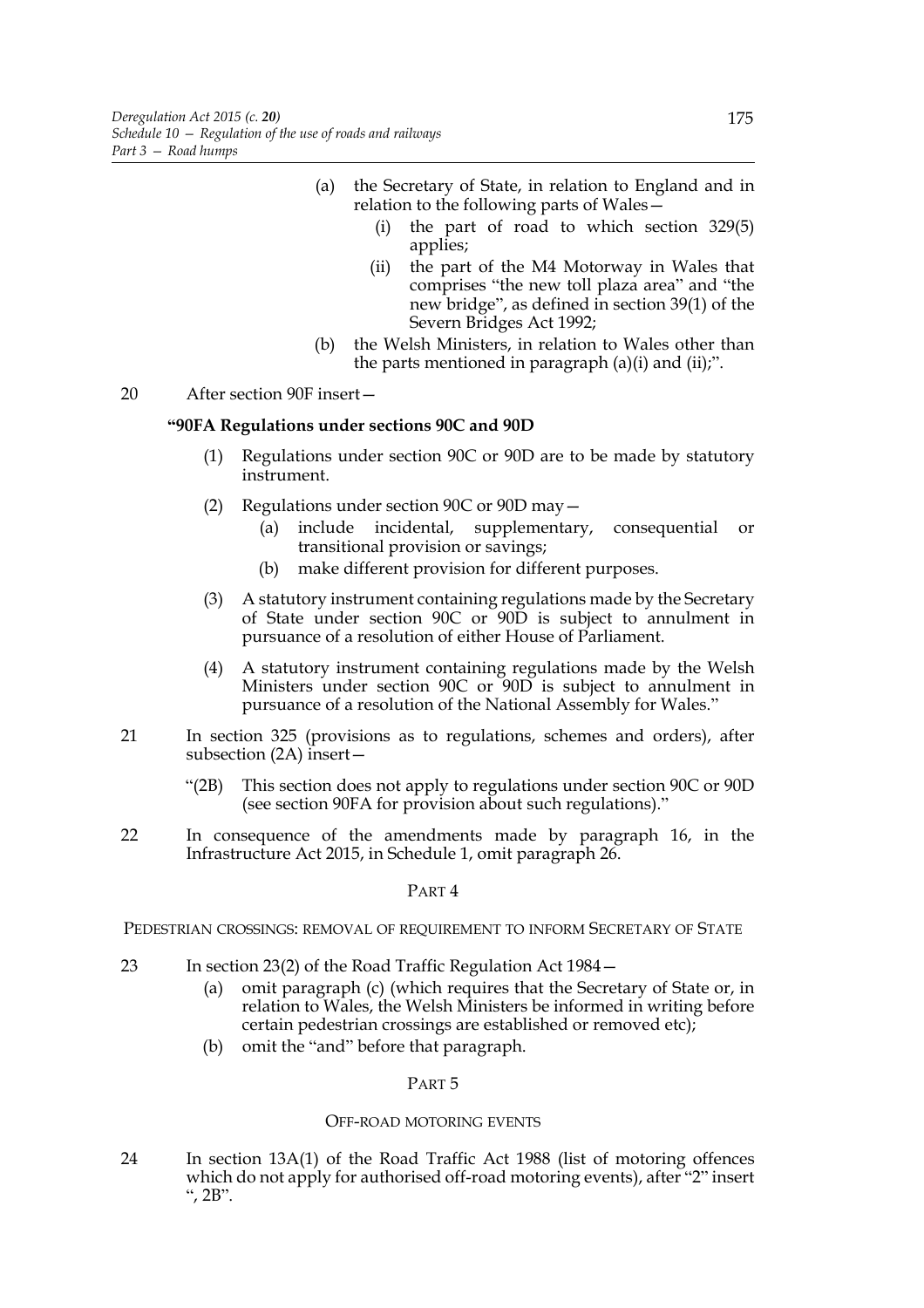(a) the Secretary of State, in relation to England and in relation to the following parts of Wales—

   (i) the part of road to which section 329(5) applies;

   (ii) the part of the M4 Motorway in Wales that comprises "the new toll plaza area" and "the new bridge", as defined in section 39(1) of the Severn Bridges Act 1992;

(b) the Welsh Ministers, in relation to Wales other than the parts mentioned in paragraph (a)(i) and (ii);".

20 After section 90F insert—

**"90FA Regulations under sections 90C and 90D**

(1) Regulations under section 90C or 90D are to be made by statutory instrument.

(2) Regulations under section 90C or 90D may—

   (a) include incidental, supplementary, consequential or transitional provision or savings;

   (b) make different provision for different purposes.

(3) A statutory instrument containing regulations made by the Secretary of State under section 90C or 90D is subject to annulment in pursuance of a resolution of either House of Parliament.

(4) A statutory instrument containing regulations made by the Welsh Ministers under section 90C or 90D is subject to annulment in pursuance of a resolution of the National Assembly for Wales."

21 In section 325 (provisions as to regulations, schemes and orders), after subsection (2A) insert—

"(2B) This section does not apply to regulations under section 90C or 90D (see section 90FA for provision about such regulations)."

22 In consequence of the amendments made by paragraph 16, in the Infrastructure Act 2015, in Schedule 1, omit paragraph 26.

## PART 4

### PEDESTRIAN CROSSINGS: REMOVAL OF REQUIREMENT TO INFORM SECRETARY OF STATE

23 In section 23(2) of the Road Traffic Regulation Act 1984—

   (a) omit paragraph (c) (which requires that the Secretary of State or, in relation to Wales, the Welsh Ministers be informed in writing before certain pedestrian crossings are established or removed etc);

   (b) omit the "and" before that paragraph.

## PART 5

### OFF-ROAD MOTORING EVENTS

24 In section 13A(1) of the Road Traffic Act 1988 (list of motoring offences which do not apply for authorised off-road motoring events), after "2" insert ", 2B".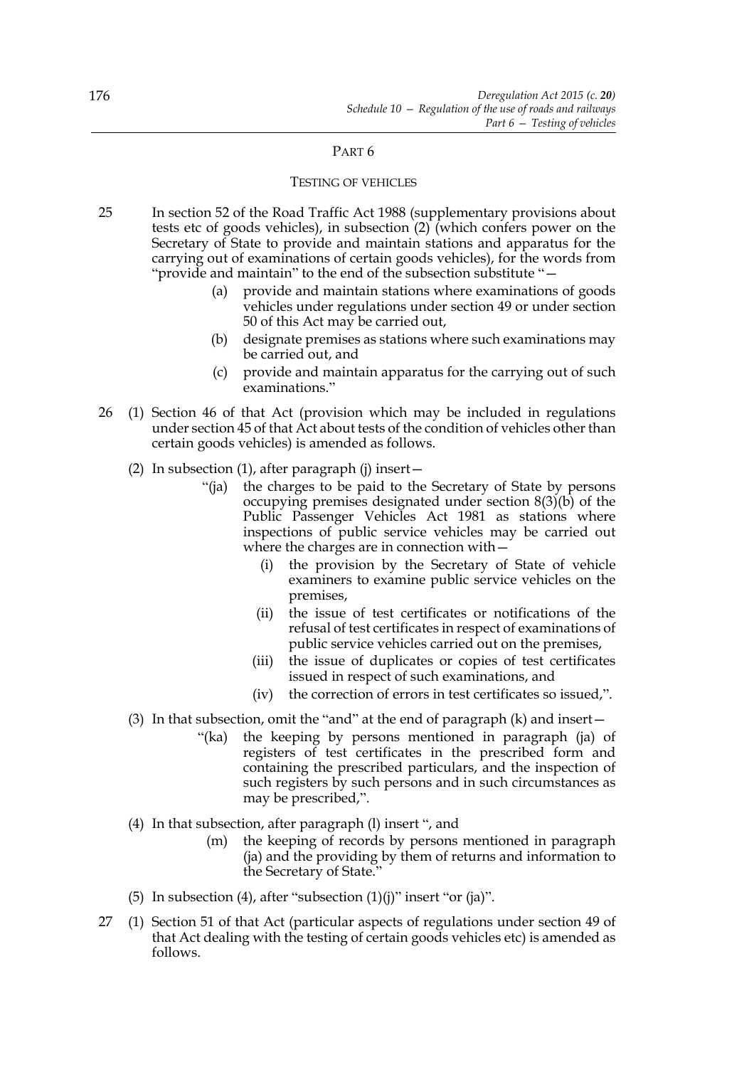## PART 6

### TESTING OF VEHICLES

25 In section 52 of the Road Traffic Act 1988 (supplementary provisions about tests etc of goods vehicles), in subsection (2) (which confers power on the Secretary of State to provide and maintain stations and apparatus for the carrying out of examinations of certain goods vehicles), for the words from "provide and maintain" to the end of the subsection substitute "—

> (a) provide and maintain stations where examinations of goods vehicles under regulations under section 49 or under section 50 of this Act may be carried out,
>
> (b) designate premises as stations where such examinations may be carried out, and
>
> (c) provide and maintain apparatus for the carrying out of such examinations."

26 (1) Section 46 of that Act (provision which may be included in regulations under section 45 of that Act about tests of the condition of vehicles other than certain goods vehicles) is amended as follows.

(2) In subsection (1), after paragraph (j) insert—

> "(ja) the charges to be paid to the Secretary of State by persons occupying premises designated under section 8(3)(b) of the Public Passenger Vehicles Act 1981 as stations where inspections of public service vehicles may be carried out where the charges are in connection with—
>
> (i) the provision by the Secretary of State of vehicle examiners to examine public service vehicles on the premises,
>
> (ii) the issue of test certificates or notifications of the refusal of test certificates in respect of examinations of public service vehicles carried out on the premises,
>
> (iii) the issue of duplicates or copies of test certificates issued in respect of such examinations, and
>
> (iv) the correction of errors in test certificates so issued,".

(3) In that subsection, omit the "and" at the end of paragraph (k) and insert—

> "(ka) the keeping by persons mentioned in paragraph (ja) of registers of test certificates in the prescribed form and containing the prescribed particulars, and the inspection of such registers by such persons and in such circumstances as may be prescribed,".

(4) In that subsection, after paragraph (l) insert ", and

> (m) the keeping of records by persons mentioned in paragraph (ja) and the providing by them of returns and information to the Secretary of State."

(5) In subsection (4), after "subsection (1)(j)" insert "or (ja)".

27 (1) Section 51 of that Act (particular aspects of regulations under section 49 of that Act dealing with the testing of certain goods vehicles etc) is amended as follows.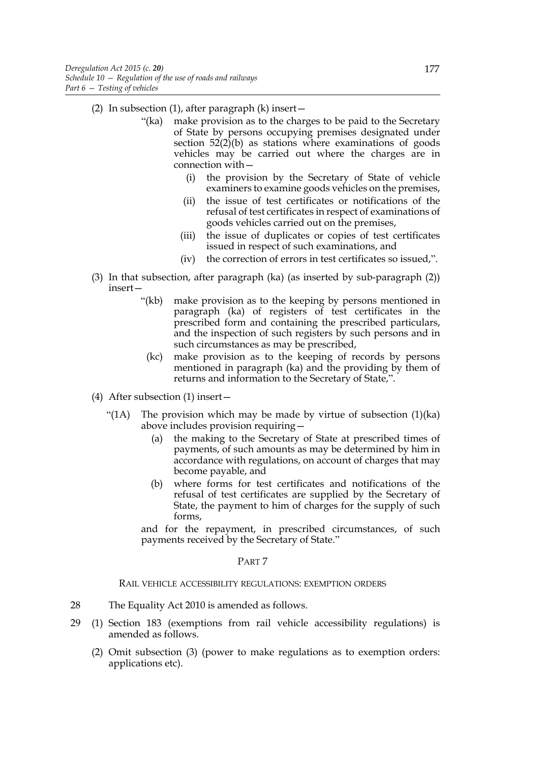(2) In subsection (1), after paragraph (k) insert—

> "(ka) make provision as to the charges to be paid to the Secretary of State by persons occupying premises designated under section 52(2)(b) as stations where examinations of goods vehicles may be carried out where the charges are in connection with—
>
> (i) the provision by the Secretary of State of vehicle examiners to examine goods vehicles on the premises,
>
> (ii) the issue of test certificates or notifications of the refusal of test certificates in respect of examinations of goods vehicles carried out on the premises,
>
> (iii) the issue of duplicates or copies of test certificates issued in respect of such examinations, and
>
> (iv) the correction of errors in test certificates so issued,".

(3) In that subsection, after paragraph (ka) (as inserted by sub-paragraph (2)) insert—

> "(kb) make provision as to the keeping by persons mentioned in paragraph (ka) of registers of test certificates in the prescribed form and containing the prescribed particulars, and the inspection of such registers by such persons and in such circumstances as may be prescribed,
>
> (kc) make provision as to the keeping of records by persons mentioned in paragraph (ka) and the providing by them of returns and information to the Secretary of State,".

(4) After subsection (1) insert—

> "(1A) The provision which may be made by virtue of subsection (1)(ka) above includes provision requiring—
>
> (a) the making to the Secretary of State at prescribed times of payments, of such amounts as may be determined by him in accordance with regulations, on account of charges that may become payable, and
>
> (b) where forms for test certificates and notifications of the refusal of test certificates are supplied by the Secretary of State, the payment to him of charges for the supply of such forms,
>
> and for the repayment, in prescribed circumstances, of such payments received by the Secretary of State."

## PART 7

### RAIL VEHICLE ACCESSIBILITY REGULATIONS: EXEMPTION ORDERS

28 The Equality Act 2010 is amended as follows.

29 (1) Section 183 (exemptions from rail vehicle accessibility regulations) is amended as follows.

(2) Omit subsection (3) (power to make regulations as to exemption orders: applications etc).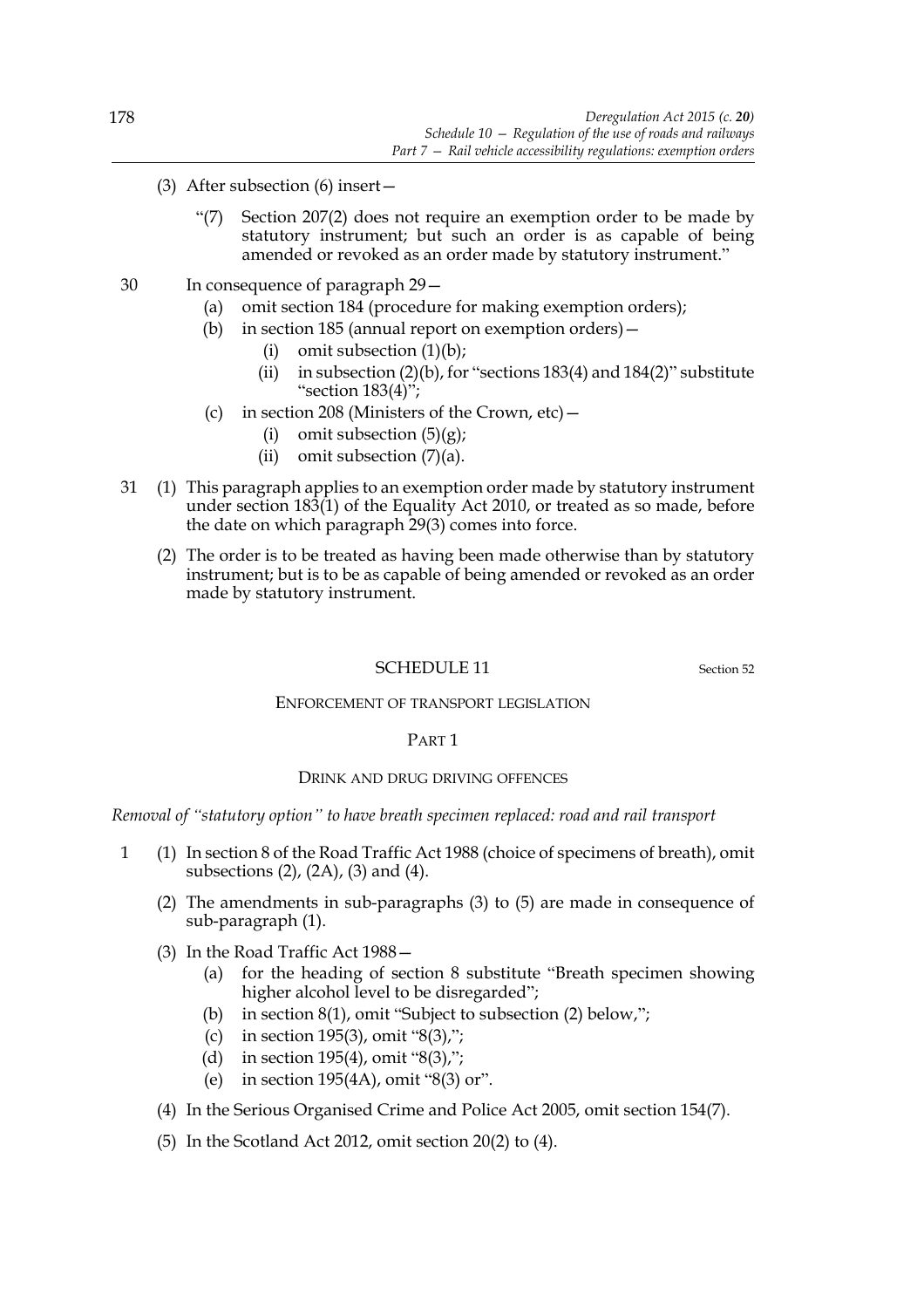(3) After subsection (6) insert—

"(7) Section 207(2) does not require an exemption order to be made by statutory instrument; but such an order is as capable of being amended or revoked as an order made by statutory instrument."

30 In consequence of paragraph 29—

(a) omit section 184 (procedure for making exemption orders);

(b) in section 185 (annual report on exemption orders)—

(i) omit subsection (1)(b);

(ii) in subsection (2)(b), for "sections 183(4) and 184(2)" substitute "section 183(4)";

(c) in section 208 (Ministers of the Crown, etc)—

(i) omit subsection (5)(g);

(ii) omit subsection (7)(a).

31 (1) This paragraph applies to an exemption order made by statutory instrument under section 183(1) of the Equality Act 2010, or treated as so made, before the date on which paragraph 29(3) comes into force.

(2) The order is to be treated as having been made otherwise than by statutory instrument; but is to be as capable of being amended or revoked as an order made by statutory instrument.

## SCHEDULE 11

Section 52

### ENFORCEMENT OF TRANSPORT LEGISLATION

### PART 1

### DRINK AND DRUG DRIVING OFFENCES

*Removal of "statutory option" to have breath specimen replaced: road and rail transport*

1 (1) In section 8 of the Road Traffic Act 1988 (choice of specimens of breath), omit subsections (2), (2A), (3) and (4).

(2) The amendments in sub-paragraphs (3) to (5) are made in consequence of sub-paragraph (1).

(3) In the Road Traffic Act 1988—

(a) for the heading of section 8 substitute "Breath specimen showing higher alcohol level to be disregarded";

(b) in section 8(1), omit "Subject to subsection (2) below,";

(c) in section 195(3), omit "8(3),";

(d) in section 195(4), omit "8(3),";

(e) in section 195(4A), omit "8(3) or".

(4) In the Serious Organised Crime and Police Act 2005, omit section 154(7).

(5) In the Scotland Act 2012, omit section 20(2) to (4).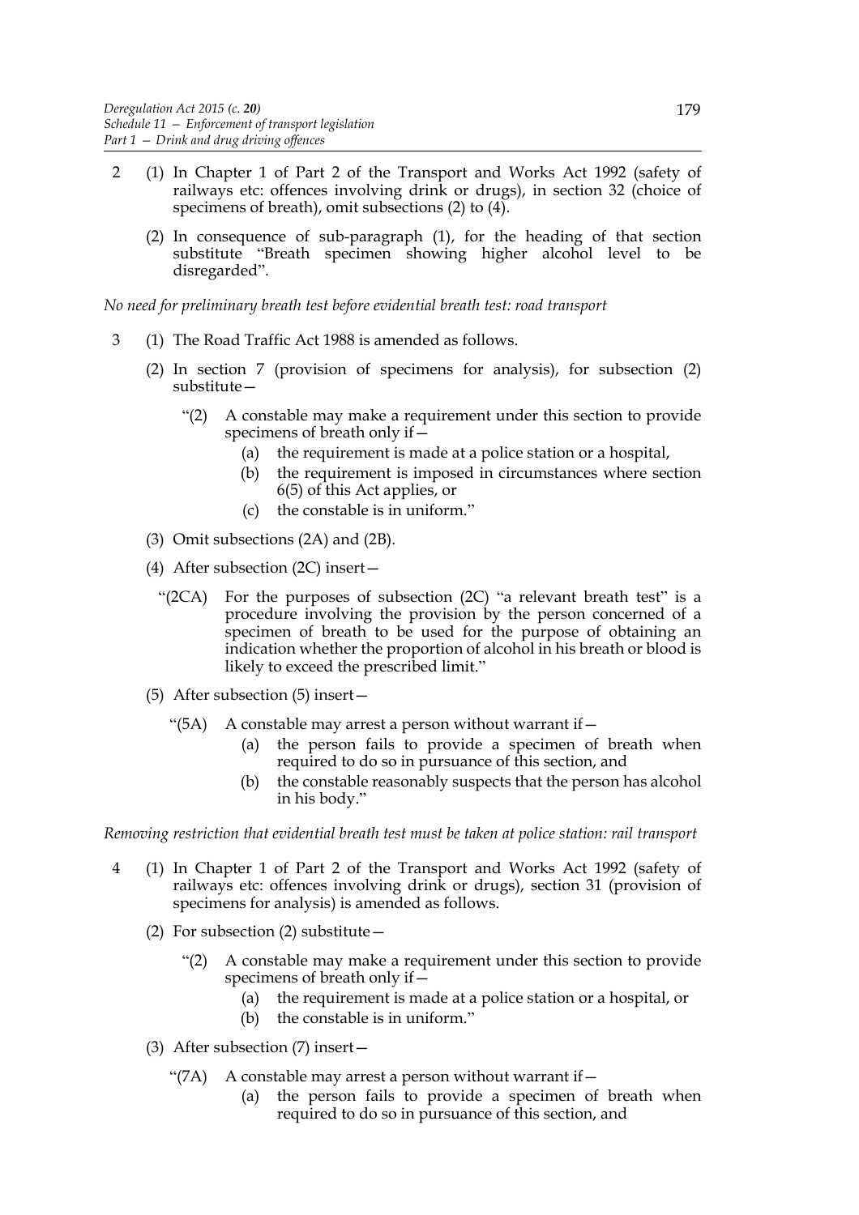2 (1) In Chapter 1 of Part 2 of the Transport and Works Act 1992 (safety of railways etc: offences involving drink or drugs), in section 32 (choice of specimens of breath), omit subsections (2) to (4).

(2) In consequence of sub-paragraph (1), for the heading of that section substitute "Breath specimen showing higher alcohol level to be disregarded".

*No need for preliminary breath test before evidential breath test: road transport*

3 (1) The Road Traffic Act 1988 is amended as follows.

(2) In section 7 (provision of specimens for analysis), for subsection (2) substitute—

"(2) A constable may make a requirement under this section to provide specimens of breath only if—

(a) the requirement is made at a police station or a hospital,

(b) the requirement is imposed in circumstances where section 6(5) of this Act applies, or

(c) the constable is in uniform."

(3) Omit subsections (2A) and (2B).

(4) After subsection (2C) insert—

"(2CA) For the purposes of subsection (2C) "a relevant breath test" is a procedure involving the provision by the person concerned of a specimen of breath to be used for the purpose of obtaining an indication whether the proportion of alcohol in his breath or blood is likely to exceed the prescribed limit."

(5) After subsection (5) insert—

"(5A) A constable may arrest a person without warrant if—

(a) the person fails to provide a specimen of breath when required to do so in pursuance of this section, and

(b) the constable reasonably suspects that the person has alcohol in his body."

*Removing restriction that evidential breath test must be taken at police station: rail transport*

4 (1) In Chapter 1 of Part 2 of the Transport and Works Act 1992 (safety of railways etc: offences involving drink or drugs), section 31 (provision of specimens for analysis) is amended as follows.

(2) For subsection (2) substitute—

"(2) A constable may make a requirement under this section to provide specimens of breath only if—

(a) the requirement is made at a police station or a hospital, or

(b) the constable is in uniform."

(3) After subsection (7) insert—

"(7A) A constable may arrest a person without warrant if—

(a) the person fails to provide a specimen of breath when required to do so in pursuance of this section, and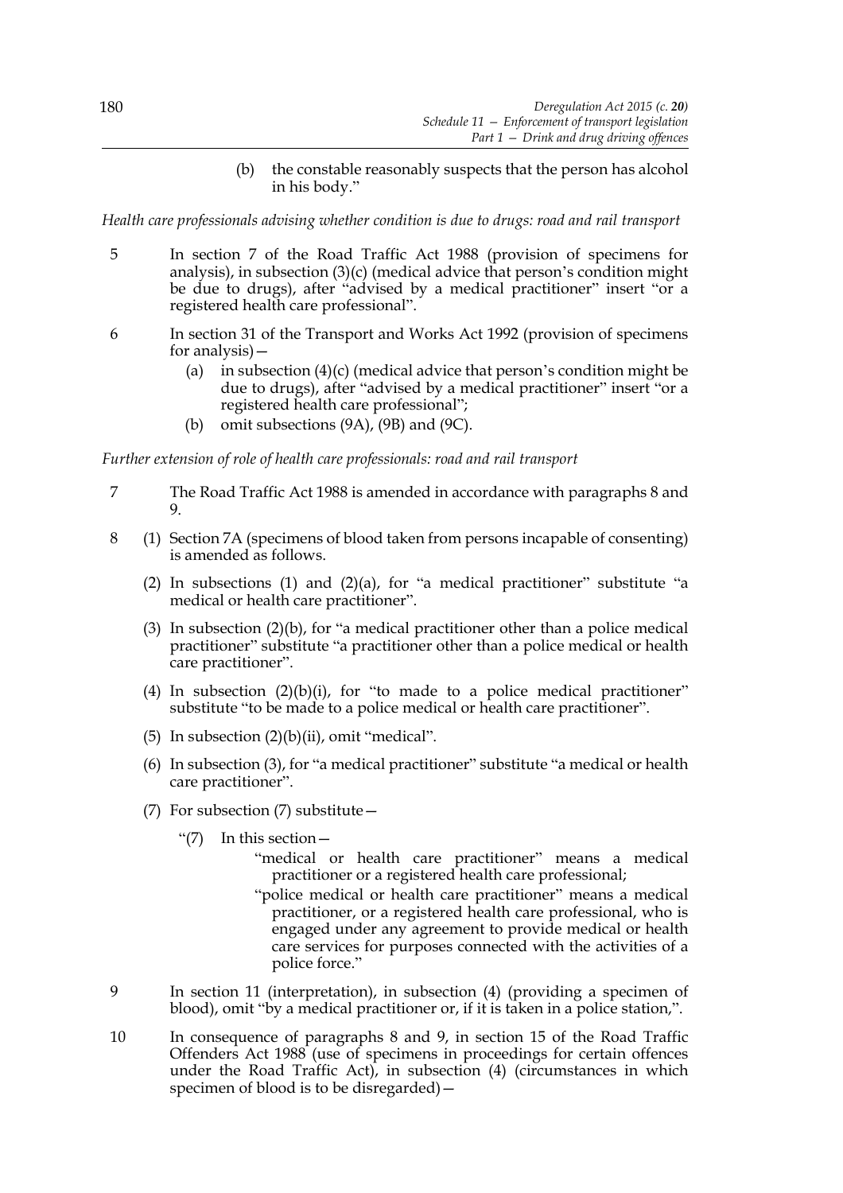(b) the constable reasonably suspects that the person has alcohol in his body."

*Health care professionals advising whether condition is due to drugs: road and rail transport*

5 In section 7 of the Road Traffic Act 1988 (provision of specimens for analysis), in subsection (3)(c) (medical advice that person's condition might be due to drugs), after "advised by a medical practitioner" insert "or a registered health care professional".

6 In section 31 of the Transport and Works Act 1992 (provision of specimens for analysis)—

(a) in subsection (4)(c) (medical advice that person's condition might be due to drugs), after "advised by a medical practitioner" insert "or a registered health care professional";

(b) omit subsections (9A), (9B) and (9C).

*Further extension of role of health care professionals: road and rail transport*

7 The Road Traffic Act 1988 is amended in accordance with paragraphs 8 and 9.

8 (1) Section 7A (specimens of blood taken from persons incapable of consenting) is amended as follows.

(2) In subsections (1) and (2)(a), for "a medical practitioner" substitute "a medical or health care practitioner".

(3) In subsection (2)(b), for "a medical practitioner other than a police medical practitioner" substitute "a practitioner other than a police medical or health care practitioner".

(4) In subsection (2)(b)(i), for "to made to a police medical practitioner" substitute "to be made to a police medical or health care practitioner".

(5) In subsection (2)(b)(ii), omit "medical".

(6) In subsection (3), for "a medical practitioner" substitute "a medical or health care practitioner".

(7) For subsection (7) substitute—

"(7) In this section—

"medical or health care practitioner" means a medical practitioner or a registered health care professional;

"police medical or health care practitioner" means a medical practitioner, or a registered health care professional, who is engaged under any agreement to provide medical or health care services for purposes connected with the activities of a police force."

9 In section 11 (interpretation), in subsection (4) (providing a specimen of blood), omit "by a medical practitioner or, if it is taken in a police station,".

10 In consequence of paragraphs 8 and 9, in section 15 of the Road Traffic Offenders Act 1988 (use of specimens in proceedings for certain offences under the Road Traffic Act), in subsection (4) (circumstances in which specimen of blood is to be disregarded)—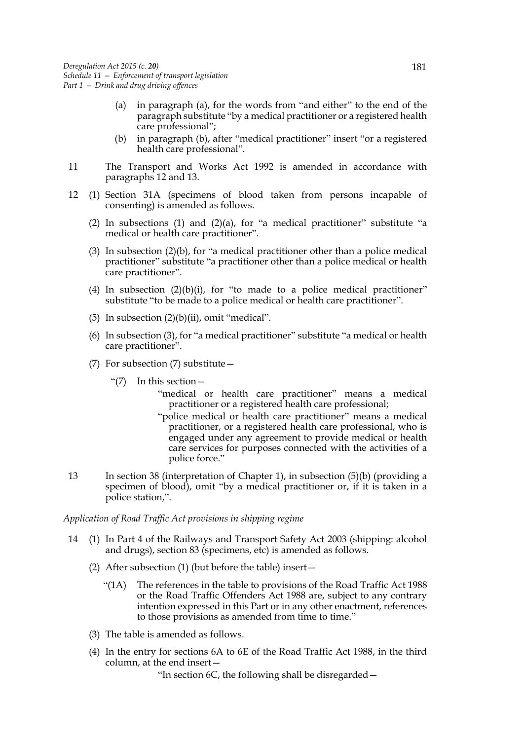(a) in paragraph (a), for the words from "and either" to the end of the paragraph substitute "by a medical practitioner or a registered health care professional";

(b) in paragraph (b), after "medical practitioner" insert "or a registered health care professional".

11 The Transport and Works Act 1992 is amended in accordance with paragraphs 12 and 13.

12 (1) Section 31A (specimens of blood taken from persons incapable of consenting) is amended as follows.

(2) In subsections (1) and (2)(a), for "a medical practitioner" substitute "a medical or health care practitioner".

(3) In subsection (2)(b), for "a medical practitioner other than a police medical practitioner" substitute "a practitioner other than a police medical or health care practitioner".

(4) In subsection (2)(b)(i), for "to made to a police medical practitioner" substitute "to be made to a police medical or health care practitioner".

(5) In subsection (2)(b)(ii), omit "medical".

(6) In subsection (3), for "a medical practitioner" substitute "a medical or health care practitioner".

(7) For subsection (7) substitute—

"(7) In this section—

"medical or health care practitioner" means a medical practitioner or a registered health care professional;

"police medical or health care practitioner" means a medical practitioner, or a registered health care professional, who is engaged under any agreement to provide medical or health care services for purposes connected with the activities of a police force."

13 In section 38 (interpretation of Chapter 1), in subsection (5)(b) (providing a specimen of blood), omit "by a medical practitioner or, if it is taken in a police station,".

*Application of Road Traffic Act provisions in shipping regime*

14 (1) In Part 4 of the Railways and Transport Safety Act 2003 (shipping: alcohol and drugs), section 83 (specimens, etc) is amended as follows.

(2) After subsection (1) (but before the table) insert—

"(1A) The references in the table to provisions of the Road Traffic Act 1988 or the Road Traffic Offenders Act 1988 are, subject to any contrary intention expressed in this Part or in any other enactment, references to those provisions as amended from time to time."

(3) The table is amended as follows.

(4) In the entry for sections 6A to 6E of the Road Traffic Act 1988, in the third column, at the end insert—

"In section 6C, the following shall be disregarded—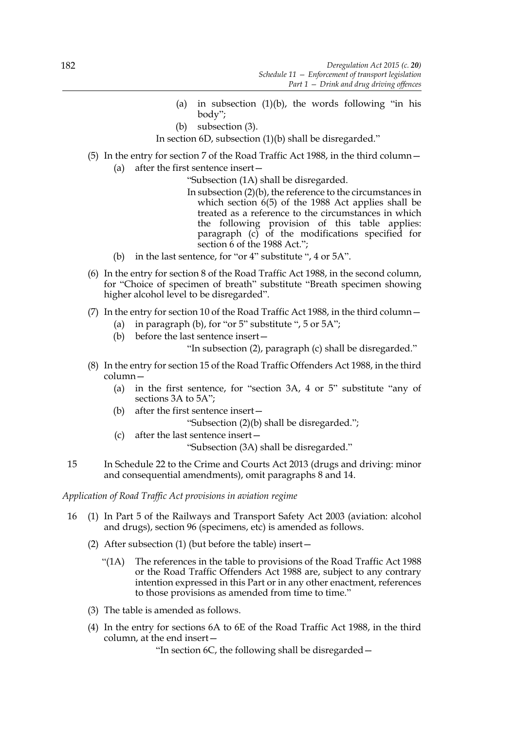(a) in subsection (1)(b), the words following "in his body";

(b) subsection (3).

In section 6D, subsection (1)(b) shall be disregarded."

(5) In the entry for section 7 of the Road Traffic Act 1988, in the third column—

(a) after the first sentence insert—

"Subsection (1A) shall be disregarded.

In subsection (2)(b), the reference to the circumstances in which section 6(5) of the 1988 Act applies shall be treated as a reference to the circumstances in which the following provision of this table applies: paragraph (c) of the modifications specified for section 6 of the 1988 Act.";

(b) in the last sentence, for "or 4" substitute ", 4 or 5A".

(6) In the entry for section 8 of the Road Traffic Act 1988, in the second column, for "Choice of specimen of breath" substitute "Breath specimen showing higher alcohol level to be disregarded".

(7) In the entry for section 10 of the Road Traffic Act 1988, in the third column—

(a) in paragraph (b), for "or 5" substitute ", 5 or 5A";

(b) before the last sentence insert—

"In subsection (2), paragraph (c) shall be disregarded."

(8) In the entry for section 15 of the Road Traffic Offenders Act 1988, in the third column—

(a) in the first sentence, for "section 3A, 4 or 5" substitute "any of sections 3A to 5A";

(b) after the first sentence insert—

"Subsection (2)(b) shall be disregarded.";

(c) after the last sentence insert—

"Subsection (3A) shall be disregarded."

15 In Schedule 22 to the Crime and Courts Act 2013 (drugs and driving: minor and consequential amendments), omit paragraphs 8 and 14.

*Application of Road Traffic Act provisions in aviation regime*

16 (1) In Part 5 of the Railways and Transport Safety Act 2003 (aviation: alcohol and drugs), section 96 (specimens, etc) is amended as follows.

(2) After subsection (1) (but before the table) insert—

"(1A) The references in the table to provisions of the Road Traffic Act 1988 or the Road Traffic Offenders Act 1988 are, subject to any contrary intention expressed in this Part or in any other enactment, references to those provisions as amended from time to time."

(3) The table is amended as follows.

(4) In the entry for sections 6A to 6E of the Road Traffic Act 1988, in the third column, at the end insert—

"In section 6C, the following shall be disregarded—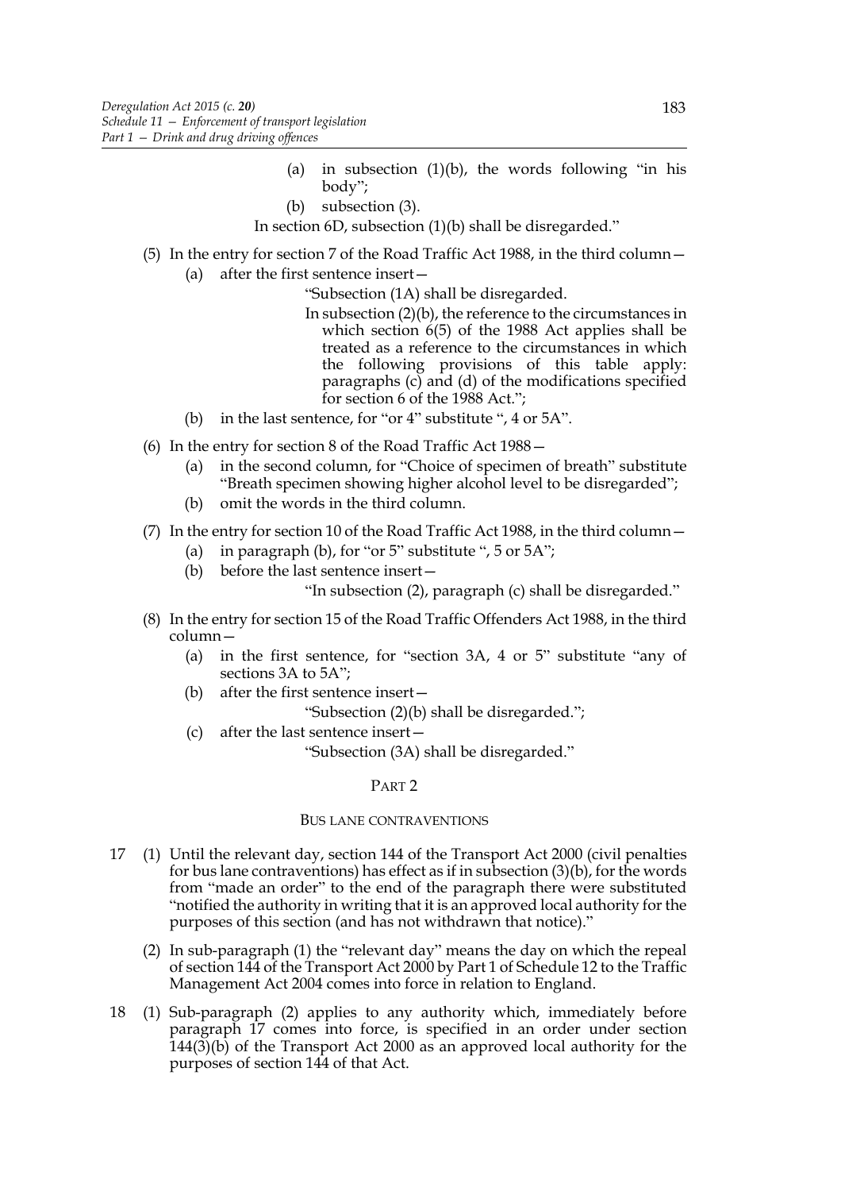(a) in subsection (1)(b), the words following "in his body";

(b) subsection (3).

In section 6D, subsection (1)(b) shall be disregarded."

(5) In the entry for section 7 of the Road Traffic Act 1988, in the third column—

(a) after the first sentence insert—

"Subsection (1A) shall be disregarded.

In subsection (2)(b), the reference to the circumstances in which section 6(5) of the 1988 Act applies shall be treated as a reference to the circumstances in which the following provisions of this table apply: paragraphs (c) and (d) of the modifications specified for section 6 of the 1988 Act.";

(b) in the last sentence, for "or 4" substitute ", 4 or 5A".

(6) In the entry for section 8 of the Road Traffic Act 1988—

(a) in the second column, for "Choice of specimen of breath" substitute "Breath specimen showing higher alcohol level to be disregarded";

(b) omit the words in the third column.

(7) In the entry for section 10 of the Road Traffic Act 1988, in the third column—

(a) in paragraph (b), for "or 5" substitute ", 5 or 5A";

(b) before the last sentence insert—

"In subsection (2), paragraph (c) shall be disregarded."

(8) In the entry for section 15 of the Road Traffic Offenders Act 1988, in the third column—

(a) in the first sentence, for "section 3A, 4 or 5" substitute "any of sections 3A to 5A";

(b) after the first sentence insert—

"Subsection (2)(b) shall be disregarded.";

(c) after the last sentence insert—

"Subsection (3A) shall be disregarded."

## PART 2

### BUS LANE CONTRAVENTIONS

17 (1) Until the relevant day, section 144 of the Transport Act 2000 (civil penalties for bus lane contraventions) has effect as if in subsection (3)(b), for the words from "made an order" to the end of the paragraph there were substituted "notified the authority in writing that it is an approved local authority for the purposes of this section (and has not withdrawn that notice)."

(2) In sub-paragraph (1) the "relevant day" means the day on which the repeal of section 144 of the Transport Act 2000 by Part 1 of Schedule 12 to the Traffic Management Act 2004 comes into force in relation to England.

18 (1) Sub-paragraph (2) applies to any authority which, immediately before paragraph 17 comes into force, is specified in an order under section 144(3)(b) of the Transport Act 2000 as an approved local authority for the purposes of section 144 of that Act.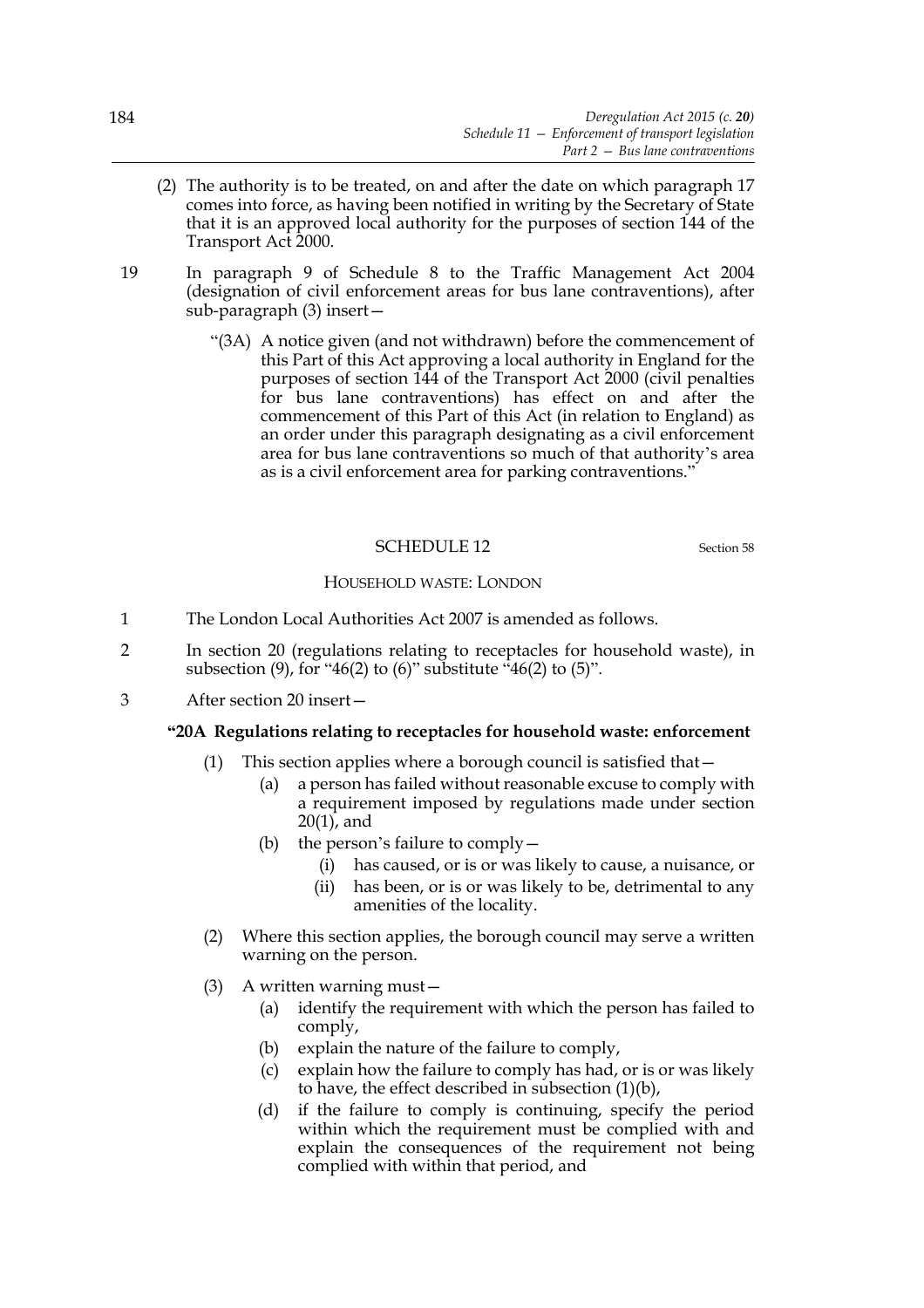(2) The authority is to be treated, on and after the date on which paragraph 17 comes into force, as having been notified in writing by the Secretary of State that it is an approved local authority for the purposes of section 144 of the Transport Act 2000.

19 In paragraph 9 of Schedule 8 to the Traffic Management Act 2004 (designation of civil enforcement areas for bus lane contraventions), after sub-paragraph (3) insert—

"(3A) A notice given (and not withdrawn) before the commencement of this Part of this Act approving a local authority in England for the purposes of section 144 of the Transport Act 2000 (civil penalties for bus lane contraventions) has effect on and after the commencement of this Part of this Act (in relation to England) as an order under this paragraph designating as a civil enforcement area for bus lane contraventions so much of that authority's area as is a civil enforcement area for parking contraventions."

## SCHEDULE 12

Section 58

### HOUSEHOLD WASTE: LONDON

1 The London Local Authorities Act 2007 is amended as follows.

2 In section 20 (regulations relating to receptacles for household waste), in subsection (9), for "46(2) to (6)" substitute "46(2) to (5)".

3 After section 20 insert—

**"20A Regulations relating to receptacles for household waste: enforcement**

(1) This section applies where a borough council is satisfied that—

(a) a person has failed without reasonable excuse to comply with a requirement imposed by regulations made under section 20(1), and

(b) the person's failure to comply—

(i) has caused, or is or was likely to cause, a nuisance, or

(ii) has been, or is or was likely to be, detrimental to any amenities of the locality.

(2) Where this section applies, the borough council may serve a written warning on the person.

(3) A written warning must—

(a) identify the requirement with which the person has failed to comply,

(b) explain the nature of the failure to comply,

(c) explain how the failure to comply has had, or is or was likely to have, the effect described in subsection (1)(b),

(d) if the failure to comply is continuing, specify the period within which the requirement must be complied with and explain the consequences of the requirement not being complied with within that period, and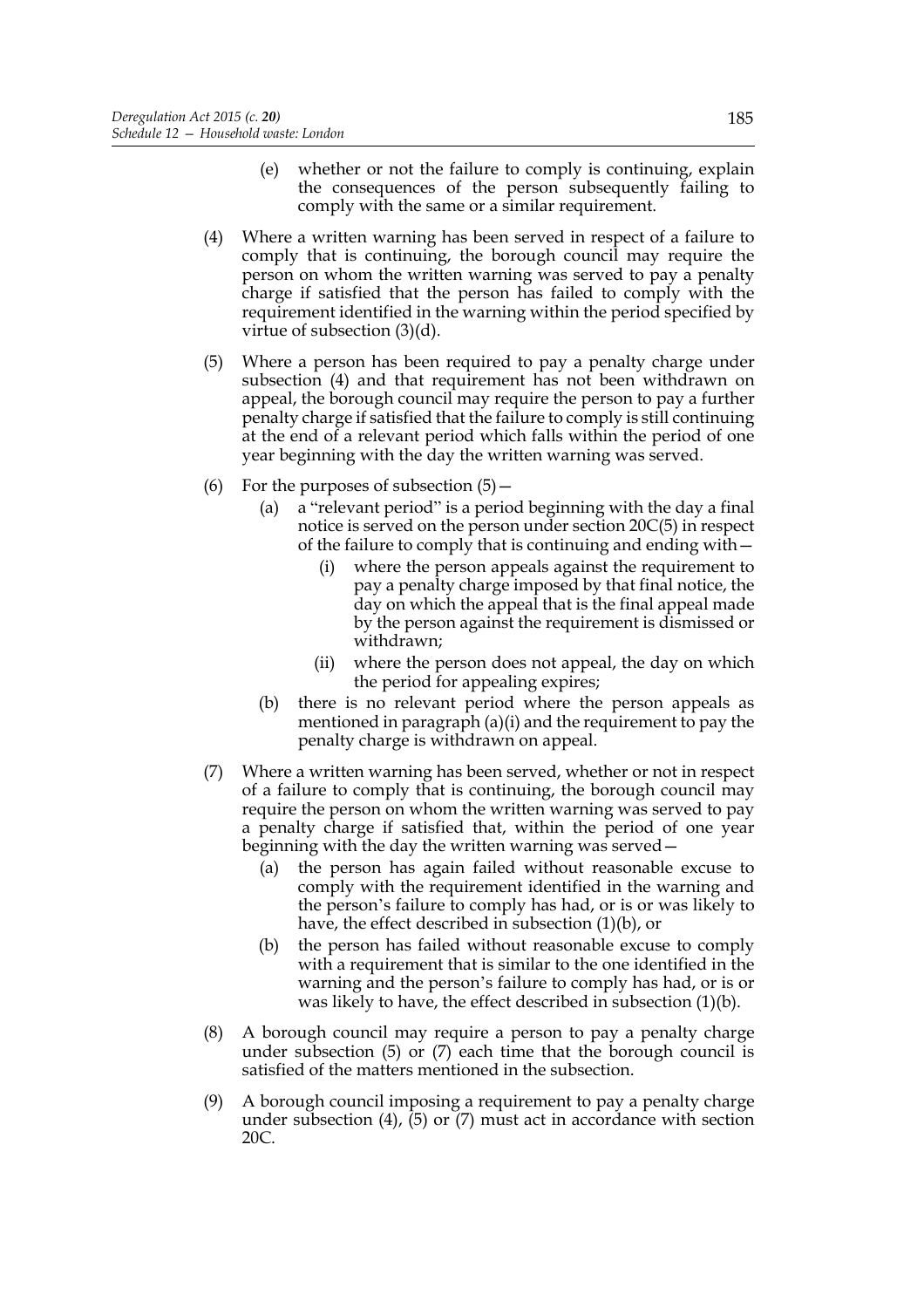(e) whether or not the failure to comply is continuing, explain the consequences of the person subsequently failing to comply with the same or a similar requirement.

(4) Where a written warning has been served in respect of a failure to comply that is continuing, the borough council may require the person on whom the written warning was served to pay a penalty charge if satisfied that the person has failed to comply with the requirement identified in the warning within the period specified by virtue of subsection (3)(d).

(5) Where a person has been required to pay a penalty charge under subsection (4) and that requirement has not been withdrawn on appeal, the borough council may require the person to pay a further penalty charge if satisfied that the failure to comply is still continuing at the end of a relevant period which falls within the period of one year beginning with the day the written warning was served.

(6) For the purposes of subsection (5)—

(a) a "relevant period" is a period beginning with the day a final notice is served on the person under section 20C(5) in respect of the failure to comply that is continuing and ending with—

(i) where the person appeals against the requirement to pay a penalty charge imposed by that final notice, the day on which the appeal that is the final appeal made by the person against the requirement is dismissed or withdrawn;

(ii) where the person does not appeal, the day on which the period for appealing expires;

(b) there is no relevant period where the person appeals as mentioned in paragraph (a)(i) and the requirement to pay the penalty charge is withdrawn on appeal.

(7) Where a written warning has been served, whether or not in respect of a failure to comply that is continuing, the borough council may require the person on whom the written warning was served to pay a penalty charge if satisfied that, within the period of one year beginning with the day the written warning was served—

(a) the person has again failed without reasonable excuse to comply with the requirement identified in the warning and the person's failure to comply has had, or is or was likely to have, the effect described in subsection (1)(b), or

(b) the person has failed without reasonable excuse to comply with a requirement that is similar to the one identified in the warning and the person's failure to comply has had, or is or was likely to have, the effect described in subsection (1)(b).

(8) A borough council may require a person to pay a penalty charge under subsection (5) or (7) each time that the borough council is satisfied of the matters mentioned in the subsection.

(9) A borough council imposing a requirement to pay a penalty charge under subsection (4), (5) or (7) must act in accordance with section 20C.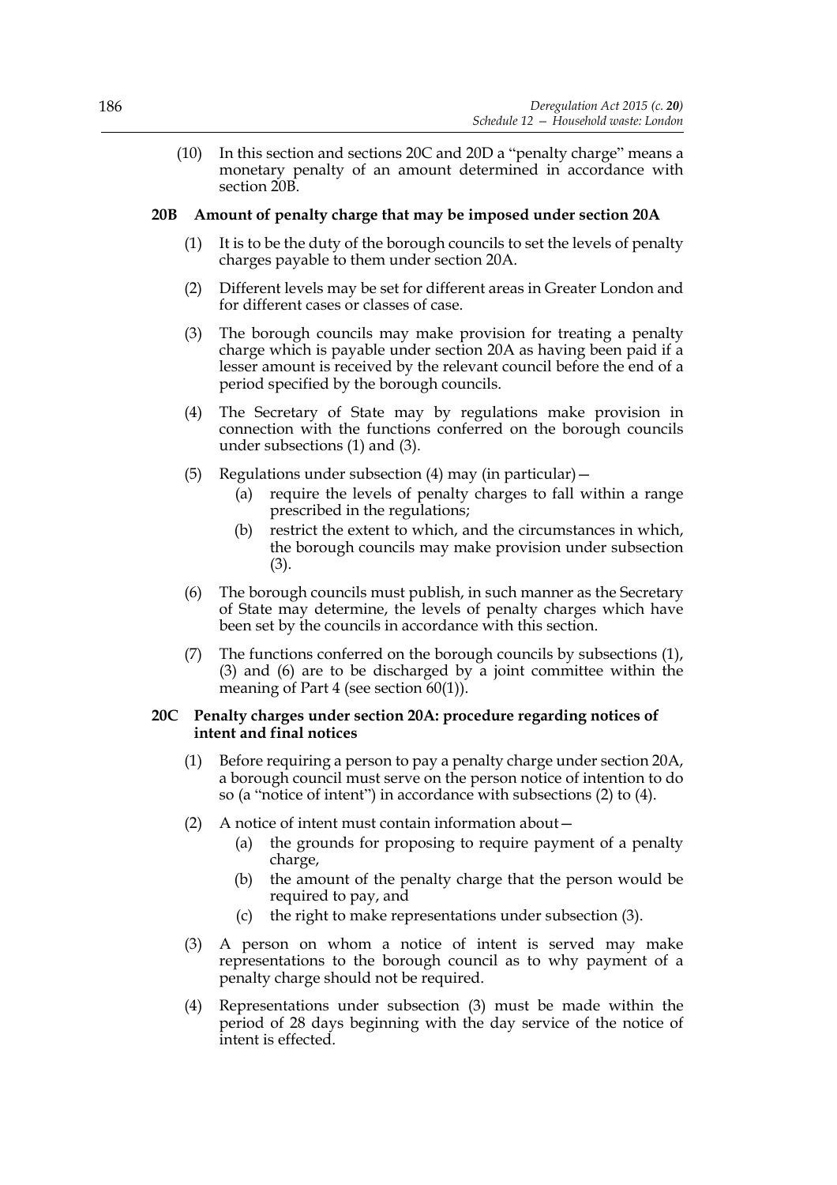(10) In this section and sections 20C and 20D a "penalty charge" means a monetary penalty of an amount determined in accordance with section 20B.

### 20B Amount of penalty charge that may be imposed under section 20A

(1) It is to be the duty of the borough councils to set the levels of penalty charges payable to them under section 20A.

(2) Different levels may be set for different areas in Greater London and for different cases or classes of case.

(3) The borough councils may make provision for treating a penalty charge which is payable under section 20A as having been paid if a lesser amount is received by the relevant council before the end of a period specified by the borough councils.

(4) The Secretary of State may by regulations make provision in connection with the functions conferred on the borough councils under subsections (1) and (3).

(5) Regulations under subsection (4) may (in particular)—

(a) require the levels of penalty charges to fall within a range prescribed in the regulations;

(b) restrict the extent to which, and the circumstances in which, the borough councils may make provision under subsection (3).

(6) The borough councils must publish, in such manner as the Secretary of State may determine, the levels of penalty charges which have been set by the councils in accordance with this section.

(7) The functions conferred on the borough councils by subsections (1), (3) and (6) are to be discharged by a joint committee within the meaning of Part 4 (see section 60(1)).

### 20C Penalty charges under section 20A: procedure regarding notices of intent and final notices

(1) Before requiring a person to pay a penalty charge under section 20A, a borough council must serve on the person notice of intention to do so (a "notice of intent") in accordance with subsections (2) to (4).

(2) A notice of intent must contain information about—

(a) the grounds for proposing to require payment of a penalty charge,

(b) the amount of the penalty charge that the person would be required to pay, and

(c) the right to make representations under subsection (3).

(3) A person on whom a notice of intent is served may make representations to the borough council as to why payment of a penalty charge should not be required.

(4) Representations under subsection (3) must be made within the period of 28 days beginning with the day service of the notice of intent is effected.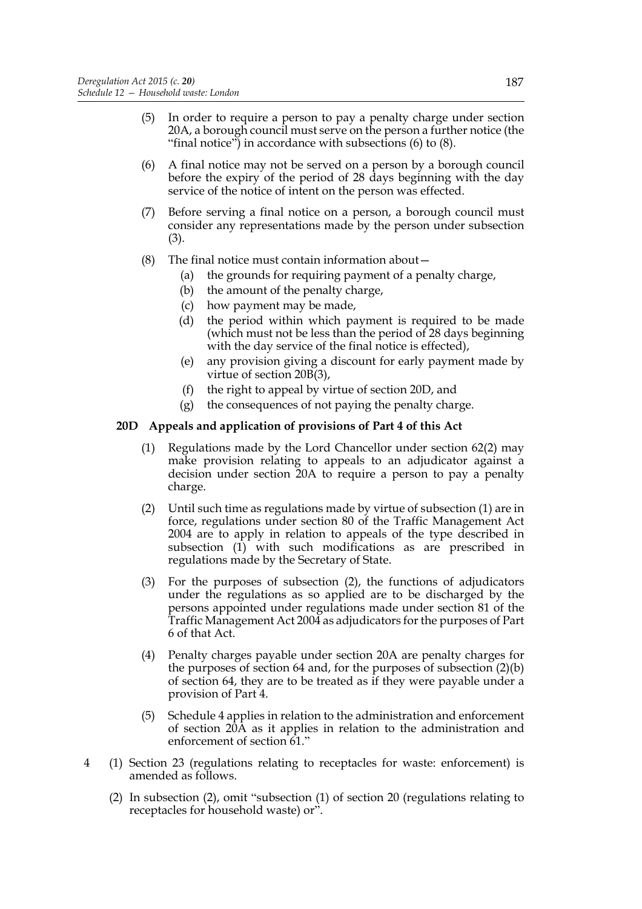(5) In order to require a person to pay a penalty charge under section 20A, a borough council must serve on the person a further notice (the "final notice") in accordance with subsections (6) to (8).

(6) A final notice may not be served on a person by a borough council before the expiry of the period of 28 days beginning with the day service of the notice of intent on the person was effected.

(7) Before serving a final notice on a person, a borough council must consider any representations made by the person under subsection (3).

(8) The final notice must contain information about—

  (a) the grounds for requiring payment of a penalty charge,

  (b) the amount of the penalty charge,

  (c) how payment may be made,

  (d) the period within which payment is required to be made (which must not be less than the period of 28 days beginning with the day service of the final notice is effected),

  (e) any provision giving a discount for early payment made by virtue of section 20B(3),

  (f) the right to appeal by virtue of section 20D, and

  (g) the consequences of not paying the penalty charge.

**20D Appeals and application of provisions of Part 4 of this Act**

(1) Regulations made by the Lord Chancellor under section 62(2) may make provision relating to appeals to an adjudicator against a decision under section 20A to require a person to pay a penalty charge.

(2) Until such time as regulations made by virtue of subsection (1) are in force, regulations under section 80 of the Traffic Management Act 2004 are to apply in relation to appeals of the type described in subsection (1) with such modifications as are prescribed in regulations made by the Secretary of State.

(3) For the purposes of subsection (2), the functions of adjudicators under the regulations as so applied are to be discharged by the persons appointed under regulations made under section 81 of the Traffic Management Act 2004 as adjudicators for the purposes of Part 6 of that Act.

(4) Penalty charges payable under section 20A are penalty charges for the purposes of section 64 and, for the purposes of subsection (2)(b) of section 64, they are to be treated as if they were payable under a provision of Part 4.

(5) Schedule 4 applies in relation to the administration and enforcement of section 20A as it applies in relation to the administration and enforcement of section 61."

4 (1) Section 23 (regulations relating to receptacles for waste: enforcement) is amended as follows.

(2) In subsection (2), omit "subsection (1) of section 20 (regulations relating to receptacles for household waste) or".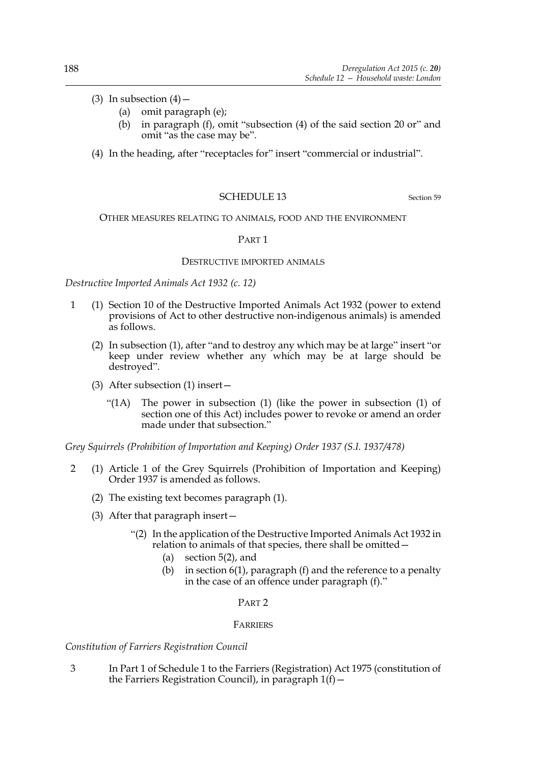(3) In subsection (4)—

   (a) omit paragraph (e);

   (b) in paragraph (f), omit "subsection (4) of the said section 20 or" and omit "as the case may be".

(4) In the heading, after "receptacles for" insert "commercial or industrial".

## SCHEDULE 13

Section 59

OTHER MEASURES RELATING TO ANIMALS, FOOD AND THE ENVIRONMENT

### PART 1

#### DESTRUCTIVE IMPORTED ANIMALS

*Destructive Imported Animals Act 1932 (c. 12)*

1 (1) Section 10 of the Destructive Imported Animals Act 1932 (power to extend provisions of Act to other destructive non-indigenous animals) is amended as follows.

(2) In subsection (1), after "and to destroy any which may be at large" insert "or keep under review whether any which may be at large should be destroyed".

(3) After subsection (1) insert—

"(1A) The power in subsection (1) (like the power in subsection (1) of section one of this Act) includes power to revoke or amend an order made under that subsection."

*Grey Squirrels (Prohibition of Importation and Keeping) Order 1937 (S.I. 1937/478)*

2 (1) Article 1 of the Grey Squirrels (Prohibition of Importation and Keeping) Order 1937 is amended as follows.

(2) The existing text becomes paragraph (1).

(3) After that paragraph insert—

"(2) In the application of the Destructive Imported Animals Act 1932 in relation to animals of that species, there shall be omitted—

   (a) section 5(2), and

   (b) in section 6(1), paragraph (f) and the reference to a penalty in the case of an offence under paragraph (f)."

### PART 2

#### FARRIERS

*Constitution of Farriers Registration Council*

3 In Part 1 of Schedule 1 to the Farriers (Registration) Act 1975 (constitution of the Farriers Registration Council), in paragraph 1(f)—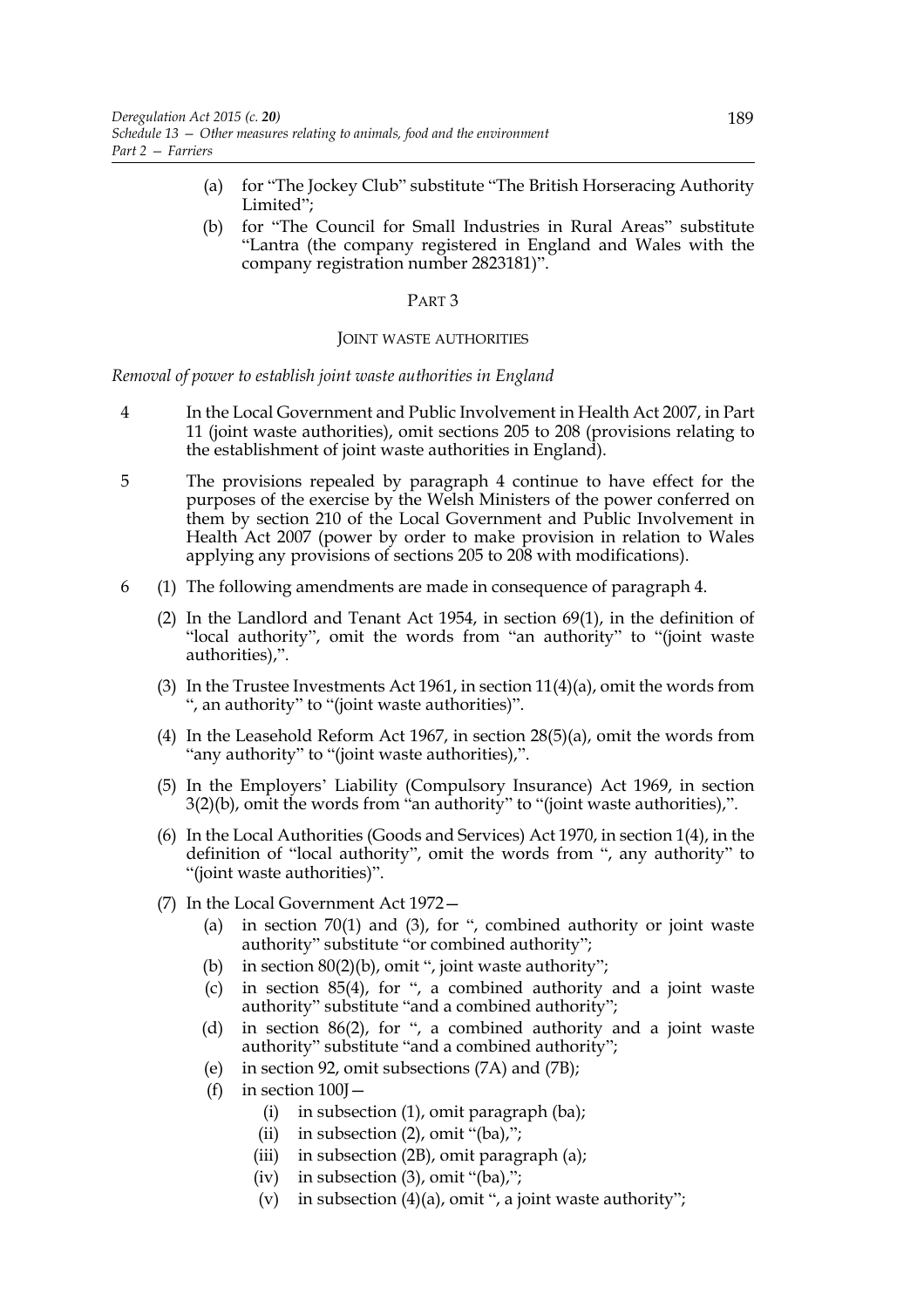(a) for "The Jockey Club" substitute "The British Horseracing Authority Limited";

(b) for "The Council for Small Industries in Rural Areas" substitute "Lantra (the company registered in England and Wales with the company registration number 2823181)".

PART 3

JOINT WASTE AUTHORITIES

*Removal of power to establish joint waste authorities in England*

4 In the Local Government and Public Involvement in Health Act 2007, in Part 11 (joint waste authorities), omit sections 205 to 208 (provisions relating to the establishment of joint waste authorities in England).

5 The provisions repealed by paragraph 4 continue to have effect for the purposes of the exercise by the Welsh Ministers of the power conferred on them by section 210 of the Local Government and Public Involvement in Health Act 2007 (power by order to make provision in relation to Wales applying any provisions of sections 205 to 208 with modifications).

6 (1) The following amendments are made in consequence of paragraph 4.

(2) In the Landlord and Tenant Act 1954, in section 69(1), in the definition of "local authority", omit the words from "an authority" to "(joint waste authorities),".

(3) In the Trustee Investments Act 1961, in section 11(4)(a), omit the words from ", an authority" to "(joint waste authorities)".

(4) In the Leasehold Reform Act 1967, in section 28(5)(a), omit the words from "any authority" to "(joint waste authorities),".

(5) In the Employers' Liability (Compulsory Insurance) Act 1969, in section 3(2)(b), omit the words from "an authority" to "(joint waste authorities),".

(6) In the Local Authorities (Goods and Services) Act 1970, in section 1(4), in the definition of "local authority", omit the words from ", any authority" to "(joint waste authorities)".

(7) In the Local Government Act 1972—

(a) in section 70(1) and (3), for ", combined authority or joint waste authority" substitute "or combined authority";

(b) in section 80(2)(b), omit ", joint waste authority";

(c) in section 85(4), for ", a combined authority and a joint waste authority" substitute "and a combined authority";

(d) in section 86(2), for ", a combined authority and a joint waste authority" substitute "and a combined authority";

(e) in section 92, omit subsections (7A) and (7B);

(f) in section 100J—

(i) in subsection (1), omit paragraph (ba);

(ii) in subsection (2), omit "(ba),";

(iii) in subsection (2B), omit paragraph (a);

(iv) in subsection (3), omit "(ba),";

(v) in subsection (4)(a), omit ", a joint waste authority";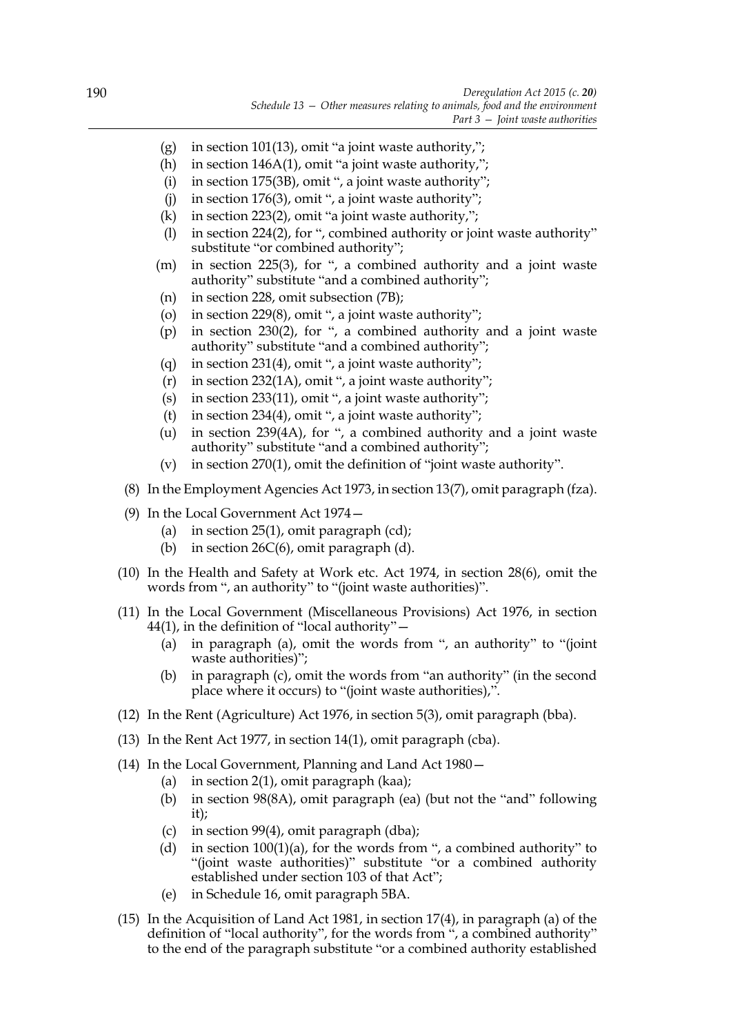(g) in section 101(13), omit "a joint waste authority,";
(h) in section 146A(1), omit "a joint waste authority,";
(i) in section 175(3B), omit ", a joint waste authority";
(j) in section 176(3), omit ", a joint waste authority";
(k) in section 223(2), omit "a joint waste authority,";
(l) in section 224(2), for ", combined authority or joint waste authority" substitute "or combined authority";
(m) in section 225(3), for ", a combined authority and a joint waste authority" substitute "and a combined authority";
(n) in section 228, omit subsection (7B);
(o) in section 229(8), omit ", a joint waste authority";
(p) in section 230(2), for ", a combined authority and a joint waste authority" substitute "and a combined authority";
(q) in section 231(4), omit ", a joint waste authority";
(r) in section 232(1A), omit ", a joint waste authority";
(s) in section 233(11), omit ", a joint waste authority";
(t) in section 234(4), omit ", a joint waste authority";
(u) in section 239(4A), for ", a combined authority and a joint waste authority" substitute "and a combined authority";
(v) in section 270(1), omit the definition of "joint waste authority".

(8) In the Employment Agencies Act 1973, in section 13(7), omit paragraph (fza).

(9) In the Local Government Act 1974—
(a) in section 25(1), omit paragraph (cd);
(b) in section 26C(6), omit paragraph (d).

(10) In the Health and Safety at Work etc. Act 1974, in section 28(6), omit the words from ", an authority" to "(joint waste authorities)".

(11) In the Local Government (Miscellaneous Provisions) Act 1976, in section 44(1), in the definition of "local authority"—
(a) in paragraph (a), omit the words from ", an authority" to "(joint waste authorities)";
(b) in paragraph (c), omit the words from "an authority" (in the second place where it occurs) to "(joint waste authorities),".

(12) In the Rent (Agriculture) Act 1976, in section 5(3), omit paragraph (bba).

(13) In the Rent Act 1977, in section 14(1), omit paragraph (cba).

(14) In the Local Government, Planning and Land Act 1980—
(a) in section 2(1), omit paragraph (kaa);
(b) in section 98(8A), omit paragraph (ea) (but not the "and" following it);
(c) in section 99(4), omit paragraph (dba);
(d) in section 100(1)(a), for the words from ", a combined authority" to "(joint waste authorities)" substitute "or a combined authority established under section 103 of that Act";
(e) in Schedule 16, omit paragraph 5BA.

(15) In the Acquisition of Land Act 1981, in section 17(4), in paragraph (a) of the definition of "local authority", for the words from ", a combined authority" to the end of the paragraph substitute "or a combined authority established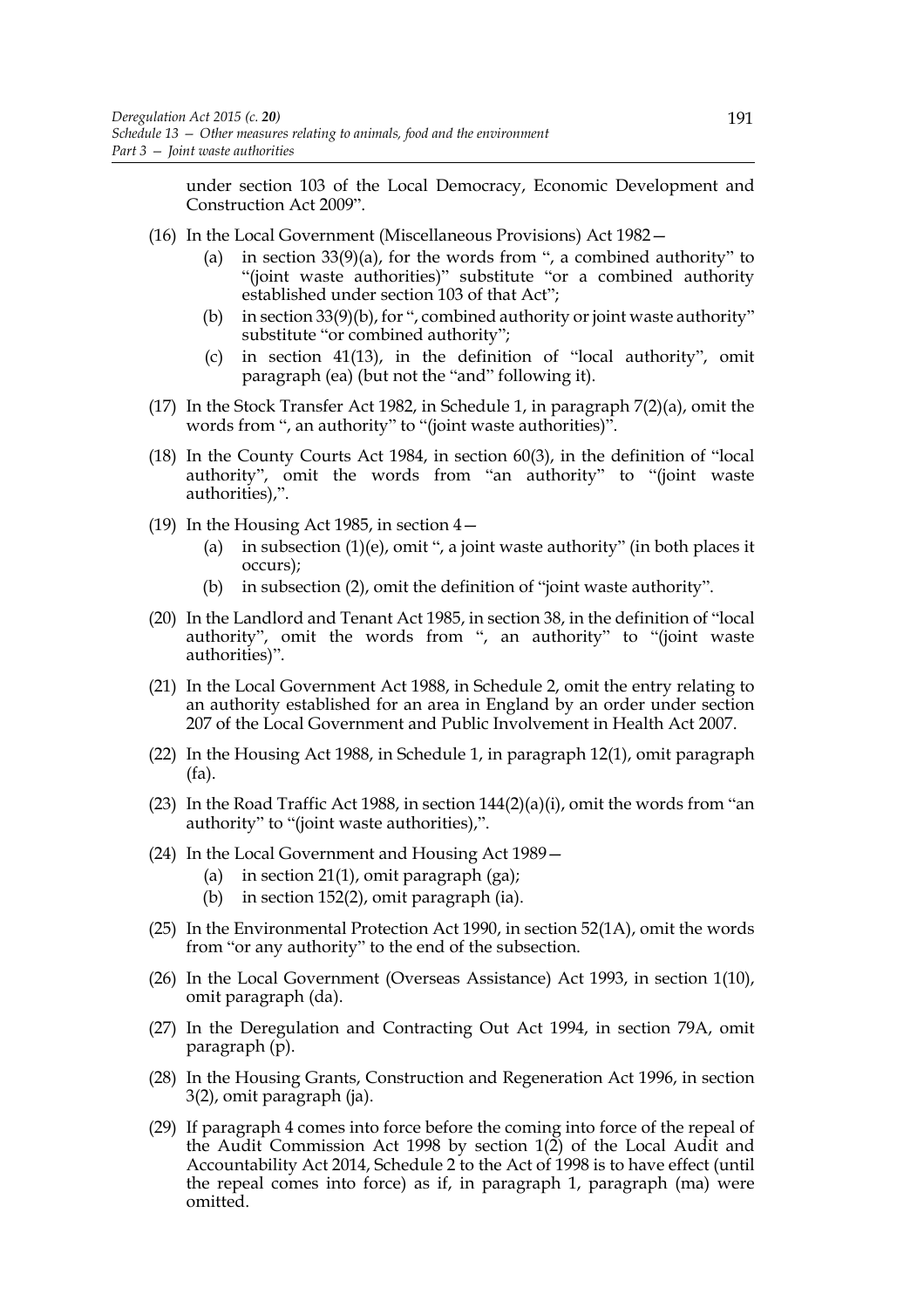under section 103 of the Local Democracy, Economic Development and Construction Act 2009".

(16) In the Local Government (Miscellaneous Provisions) Act 1982—

- (a) in section 33(9)(a), for the words from ", a combined authority" to "(joint waste authorities)" substitute "or a combined authority established under section 103 of that Act";
- (b) in section 33(9)(b), for ", combined authority or joint waste authority" substitute "or combined authority";
- (c) in section 41(13), in the definition of "local authority", omit paragraph (ea) (but not the "and" following it).

(17) In the Stock Transfer Act 1982, in Schedule 1, in paragraph 7(2)(a), omit the words from ", an authority" to "(joint waste authorities)".

(18) In the County Courts Act 1984, in section 60(3), in the definition of "local authority", omit the words from "an authority" to "(joint waste authorities),".

(19) In the Housing Act 1985, in section 4—

- (a) in subsection (1)(e), omit ", a joint waste authority" (in both places it occurs);
- (b) in subsection (2), omit the definition of "joint waste authority".

(20) In the Landlord and Tenant Act 1985, in section 38, in the definition of "local authority", omit the words from ", an authority" to "(joint waste authorities)".

(21) In the Local Government Act 1988, in Schedule 2, omit the entry relating to an authority established for an area in England by an order under section 207 of the Local Government and Public Involvement in Health Act 2007.

(22) In the Housing Act 1988, in Schedule 1, in paragraph 12(1), omit paragraph (fa).

(23) In the Road Traffic Act 1988, in section 144(2)(a)(i), omit the words from "an authority" to "(joint waste authorities),".

(24) In the Local Government and Housing Act 1989—

- (a) in section 21(1), omit paragraph (ga);
- (b) in section 152(2), omit paragraph (ia).

(25) In the Environmental Protection Act 1990, in section 52(1A), omit the words from "or any authority" to the end of the subsection.

(26) In the Local Government (Overseas Assistance) Act 1993, in section 1(10), omit paragraph (da).

(27) In the Deregulation and Contracting Out Act 1994, in section 79A, omit paragraph (p).

(28) In the Housing Grants, Construction and Regeneration Act 1996, in section 3(2), omit paragraph (ja).

(29) If paragraph 4 comes into force before the coming into force of the repeal of the Audit Commission Act 1998 by section 1(2) of the Local Audit and Accountability Act 2014, Schedule 2 to the Act of 1998 is to have effect (until the repeal comes into force) as if, in paragraph 1, paragraph (ma) were omitted.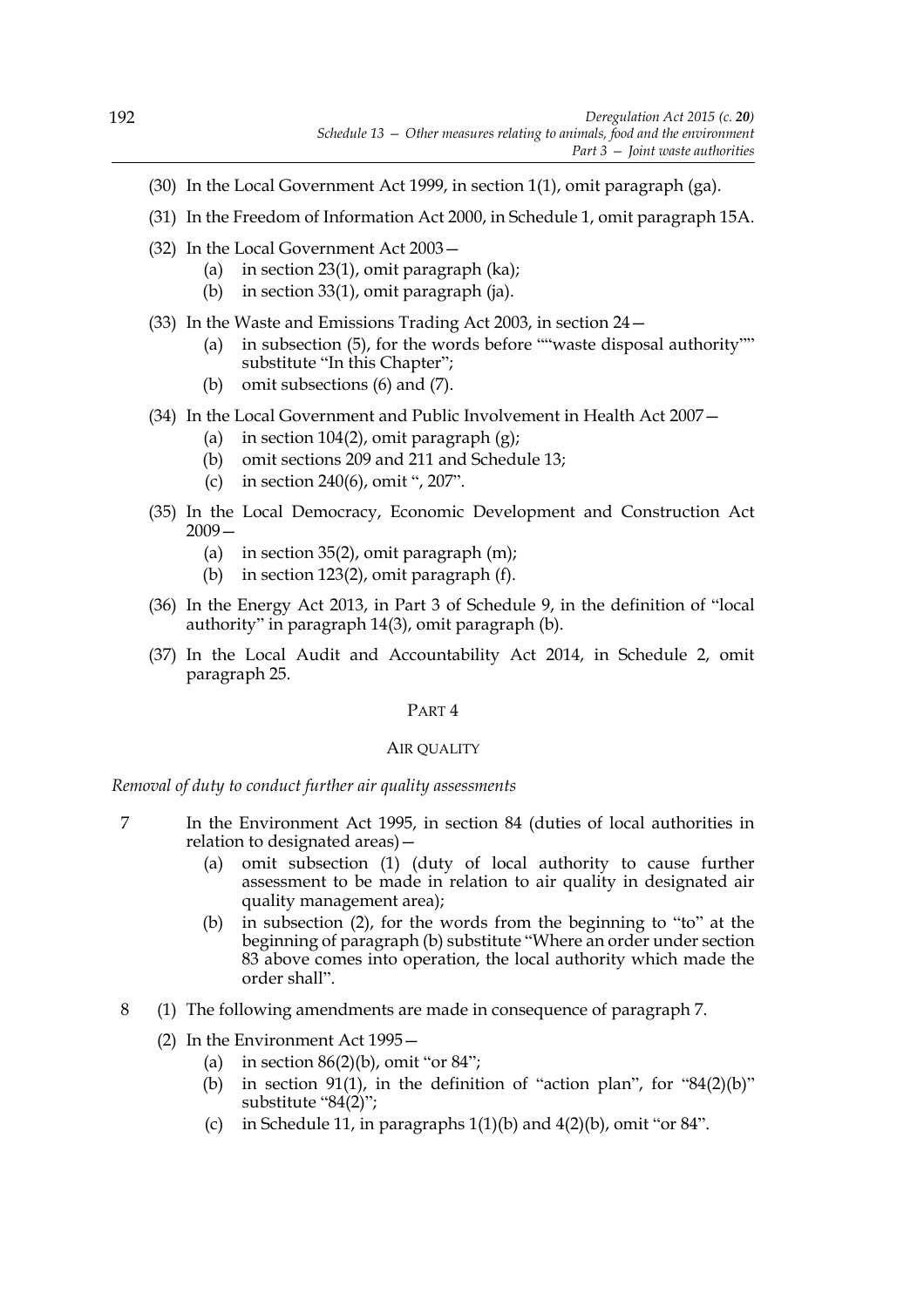(30) In the Local Government Act 1999, in section 1(1), omit paragraph (ga).

(31) In the Freedom of Information Act 2000, in Schedule 1, omit paragraph 15A.

(32) In the Local Government Act 2003—

  (a) in section 23(1), omit paragraph (ka);

  (b) in section 33(1), omit paragraph (ja).

(33) In the Waste and Emissions Trading Act 2003, in section 24—

  (a) in subsection (5), for the words before ""waste disposal authority"" substitute "In this Chapter";

  (b) omit subsections (6) and (7).

(34) In the Local Government and Public Involvement in Health Act 2007—

  (a) in section 104(2), omit paragraph (g);

  (b) omit sections 209 and 211 and Schedule 13;

  (c) in section 240(6), omit ", 207".

(35) In the Local Democracy, Economic Development and Construction Act 2009—

  (a) in section 35(2), omit paragraph (m);

  (b) in section 123(2), omit paragraph (f).

(36) In the Energy Act 2013, in Part 3 of Schedule 9, in the definition of "local authority" in paragraph 14(3), omit paragraph (b).

(37) In the Local Audit and Accountability Act 2014, in Schedule 2, omit paragraph 25.

## PART 4

## AIR QUALITY

*Removal of duty to conduct further air quality assessments*

7 In the Environment Act 1995, in section 84 (duties of local authorities in relation to designated areas)—

  (a) omit subsection (1) (duty of local authority to cause further assessment to be made in relation to air quality in designated air quality management area);

  (b) in subsection (2), for the words from the beginning to "to" at the beginning of paragraph (b) substitute "Where an order under section 83 above comes into operation, the local authority which made the order shall".

8 (1) The following amendments are made in consequence of paragraph 7.

(2) In the Environment Act 1995—

  (a) in section 86(2)(b), omit "or 84";

  (b) in section 91(1), in the definition of "action plan", for "84(2)(b)" substitute "84(2)";

  (c) in Schedule 11, in paragraphs 1(1)(b) and 4(2)(b), omit "or 84".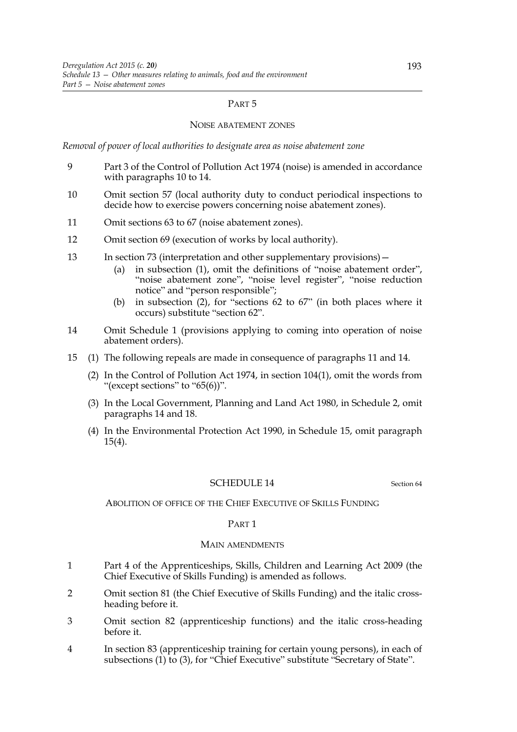PART 5

NOISE ABATEMENT ZONES

*Removal of power of local authorities to designate area as noise abatement zone*

9 Part 3 of the Control of Pollution Act 1974 (noise) is amended in accordance with paragraphs 10 to 14.

10 Omit section 57 (local authority duty to conduct periodical inspections to decide how to exercise powers concerning noise abatement zones).

11 Omit sections 63 to 67 (noise abatement zones).

12 Omit section 69 (execution of works by local authority).

13 In section 73 (interpretation and other supplementary provisions)—
- (a) in subsection (1), omit the definitions of "noise abatement order", "noise abatement zone", "noise level register", "noise reduction notice" and "person responsible";
- (b) in subsection (2), for "sections 62 to 67" (in both places where it occurs) substitute "section 62".

14 Omit Schedule 1 (provisions applying to coming into operation of noise abatement orders).

15 (1) The following repeals are made in consequence of paragraphs 11 and 14.

(2) In the Control of Pollution Act 1974, in section 104(1), omit the words from "(except sections" to "65(6))".

(3) In the Local Government, Planning and Land Act 1980, in Schedule 2, omit paragraphs 14 and 18.

(4) In the Environmental Protection Act 1990, in Schedule 15, omit paragraph 15(4).

SCHEDULE 14

Section 64

ABOLITION OF OFFICE OF THE CHIEF EXECUTIVE OF SKILLS FUNDING

PART 1

MAIN AMENDMENTS

1 Part 4 of the Apprenticeships, Skills, Children and Learning Act 2009 (the Chief Executive of Skills Funding) is amended as follows.

2 Omit section 81 (the Chief Executive of Skills Funding) and the italic cross-heading before it.

3 Omit section 82 (apprenticeship functions) and the italic cross-heading before it.

4 In section 83 (apprenticeship training for certain young persons), in each of subsections (1) to (3), for "Chief Executive" substitute "Secretary of State".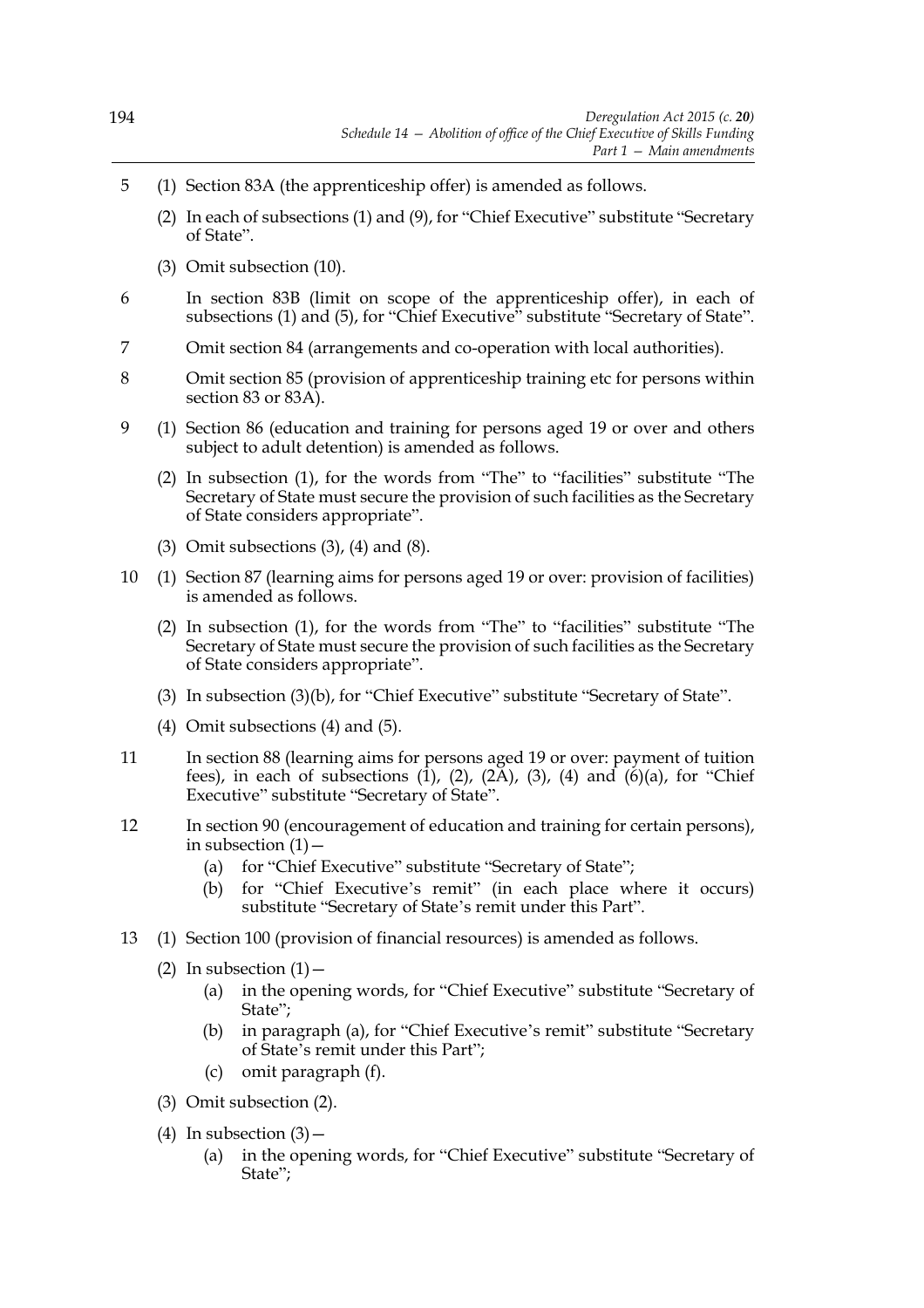5 (1) Section 83A (the apprenticeship offer) is amended as follows.

(2) In each of subsections (1) and (9), for "Chief Executive" substitute "Secretary of State".

(3) Omit subsection (10).

6 In section 83B (limit on scope of the apprenticeship offer), in each of subsections (1) and (5), for "Chief Executive" substitute "Secretary of State".

7 Omit section 84 (arrangements and co-operation with local authorities).

8 Omit section 85 (provision of apprenticeship training etc for persons within section 83 or 83A).

9 (1) Section 86 (education and training for persons aged 19 or over and others subject to adult detention) is amended as follows.

(2) In subsection (1), for the words from "The" to "facilities" substitute "The Secretary of State must secure the provision of such facilities as the Secretary of State considers appropriate".

(3) Omit subsections (3), (4) and (8).

10 (1) Section 87 (learning aims for persons aged 19 or over: provision of facilities) is amended as follows.

(2) In subsection (1), for the words from "The" to "facilities" substitute "The Secretary of State must secure the provision of such facilities as the Secretary of State considers appropriate".

(3) In subsection (3)(b), for "Chief Executive" substitute "Secretary of State".

(4) Omit subsections (4) and (5).

11 In section 88 (learning aims for persons aged 19 or over: payment of tuition fees), in each of subsections (1), (2), (2A), (3), (4) and (6)(a), for "Chief Executive" substitute "Secretary of State".

12 In section 90 (encouragement of education and training for certain persons), in subsection (1)—

(a) for "Chief Executive" substitute "Secretary of State";

(b) for "Chief Executive's remit" (in each place where it occurs) substitute "Secretary of State's remit under this Part".

13 (1) Section 100 (provision of financial resources) is amended as follows.

(2) In subsection (1)—

(a) in the opening words, for "Chief Executive" substitute "Secretary of State";

(b) in paragraph (a), for "Chief Executive's remit" substitute "Secretary of State's remit under this Part";

(c) omit paragraph (f).

(3) Omit subsection (2).

(4) In subsection (3)—

(a) in the opening words, for "Chief Executive" substitute "Secretary of State";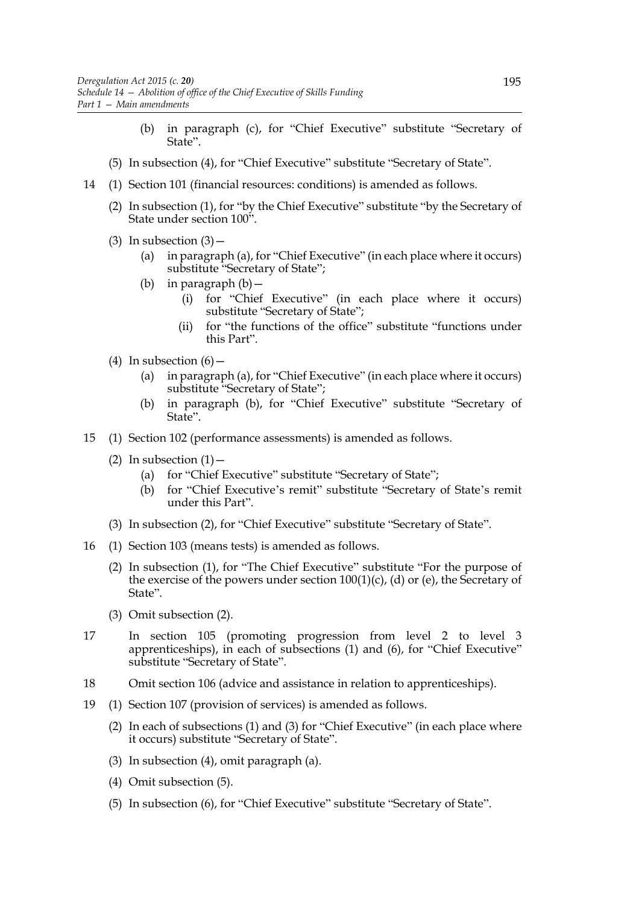(b) in paragraph (c), for "Chief Executive" substitute "Secretary of State".

(5) In subsection (4), for "Chief Executive" substitute "Secretary of State".

14 (1) Section 101 (financial resources: conditions) is amended as follows.

(2) In subsection (1), for "by the Chief Executive" substitute "by the Secretary of State under section 100".

(3) In subsection (3)—

(a) in paragraph (a), for "Chief Executive" (in each place where it occurs) substitute "Secretary of State";

(b) in paragraph (b)—

(i) for "Chief Executive" (in each place where it occurs) substitute "Secretary of State";

(ii) for "the functions of the office" substitute "functions under this Part".

(4) In subsection (6)—

(a) in paragraph (a), for "Chief Executive" (in each place where it occurs) substitute "Secretary of State";

(b) in paragraph (b), for "Chief Executive" substitute "Secretary of State".

15 (1) Section 102 (performance assessments) is amended as follows.

(2) In subsection (1)—

(a) for "Chief Executive" substitute "Secretary of State";

(b) for "Chief Executive's remit" substitute "Secretary of State's remit under this Part".

(3) In subsection (2), for "Chief Executive" substitute "Secretary of State".

16 (1) Section 103 (means tests) is amended as follows.

(2) In subsection (1), for "The Chief Executive" substitute "For the purpose of the exercise of the powers under section 100(1)(c), (d) or (e), the Secretary of State".

(3) Omit subsection (2).

17 In section 105 (promoting progression from level 2 to level 3 apprenticeships), in each of subsections (1) and (6), for "Chief Executive" substitute "Secretary of State".

18 Omit section 106 (advice and assistance in relation to apprenticeships).

19 (1) Section 107 (provision of services) is amended as follows.

(2) In each of subsections (1) and (3) for "Chief Executive" (in each place where it occurs) substitute "Secretary of State".

(3) In subsection (4), omit paragraph (a).

(4) Omit subsection (5).

(5) In subsection (6), for "Chief Executive" substitute "Secretary of State".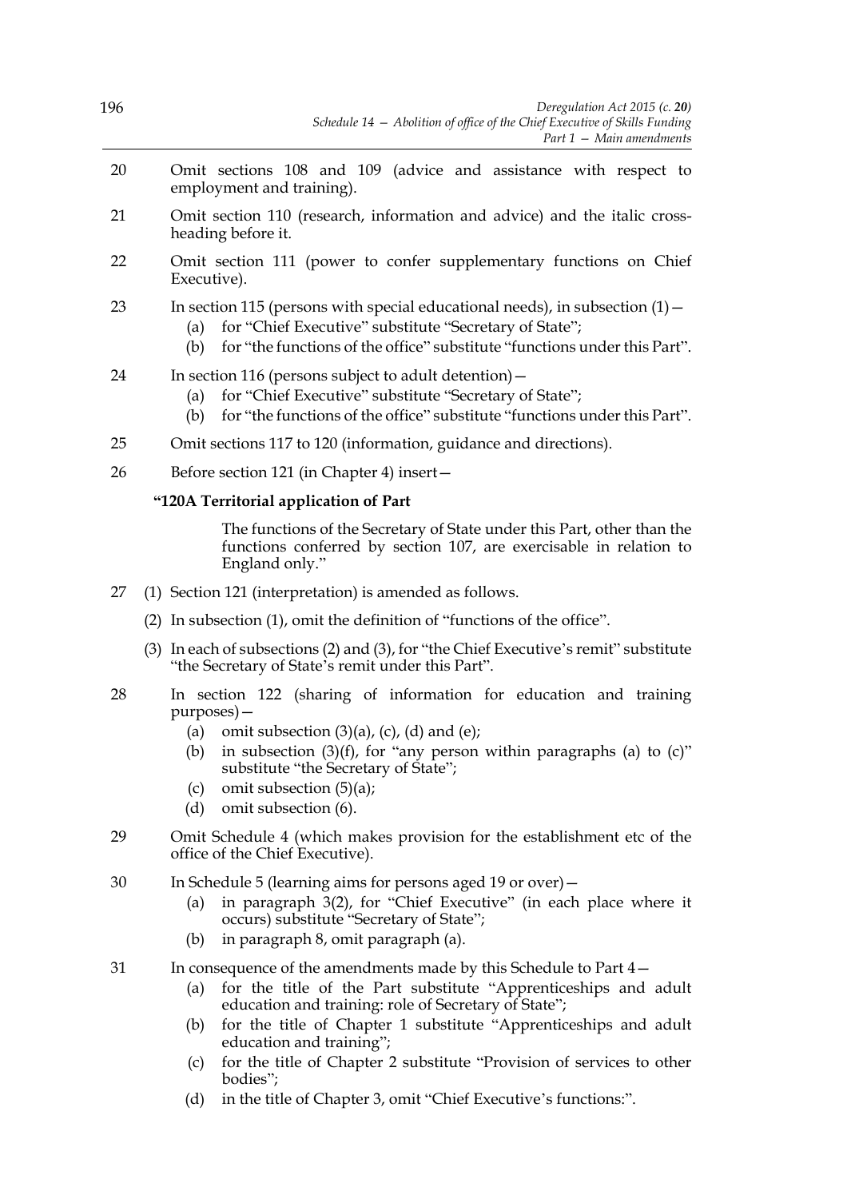20 Omit sections 108 and 109 (advice and assistance with respect to employment and training).

21 Omit section 110 (research, information and advice) and the italic cross-heading before it.

22 Omit section 111 (power to confer supplementary functions on Chief Executive).

23 In section 115 (persons with special educational needs), in subsection (1)—

- (a) for "Chief Executive" substitute "Secretary of State";
- (b) for "the functions of the office" substitute "functions under this Part".

24 In section 116 (persons subject to adult detention)—

- (a) for "Chief Executive" substitute "Secretary of State";
- (b) for "the functions of the office" substitute "functions under this Part".

25 Omit sections 117 to 120 (information, guidance and directions).

26 Before section 121 (in Chapter 4) insert—

**"120A Territorial application of Part**

The functions of the Secretary of State under this Part, other than the functions conferred by section 107, are exercisable in relation to England only."

27 (1) Section 121 (interpretation) is amended as follows.

(2) In subsection (1), omit the definition of "functions of the office".

(3) In each of subsections (2) and (3), for "the Chief Executive's remit" substitute "the Secretary of State's remit under this Part".

28 In section 122 (sharing of information for education and training purposes)—

- (a) omit subsection (3)(a), (c), (d) and (e);
- (b) in subsection (3)(f), for "any person within paragraphs (a) to (c)" substitute "the Secretary of State";
- (c) omit subsection (5)(a);
- (d) omit subsection (6).

29 Omit Schedule 4 (which makes provision for the establishment etc of the office of the Chief Executive).

30 In Schedule 5 (learning aims for persons aged 19 or over)—

- (a) in paragraph 3(2), for "Chief Executive" (in each place where it occurs) substitute "Secretary of State";
- (b) in paragraph 8, omit paragraph (a).

31 In consequence of the amendments made by this Schedule to Part 4—

- (a) for the title of the Part substitute "Apprenticeships and adult education and training: role of Secretary of State";
- (b) for the title of Chapter 1 substitute "Apprenticeships and adult education and training";
- (c) for the title of Chapter 2 substitute "Provision of services to other bodies";
- (d) in the title of Chapter 3, omit "Chief Executive's functions:".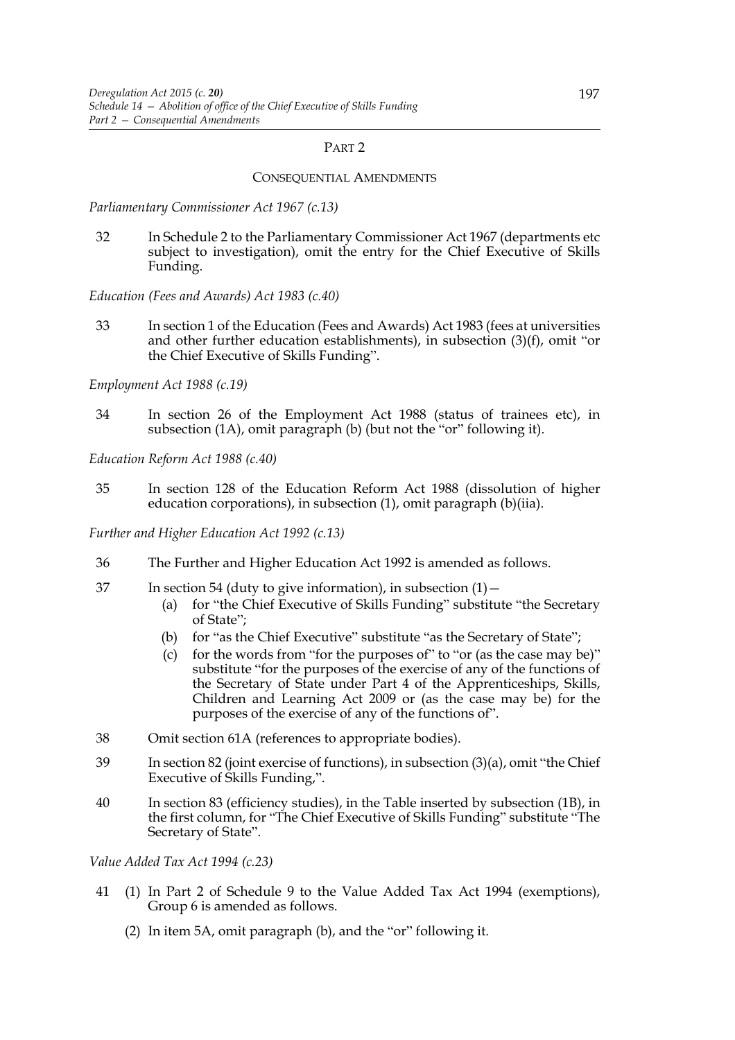## PART 2

### CONSEQUENTIAL AMENDMENTS

*Parliamentary Commissioner Act 1967 (c.13)*

32 In Schedule 2 to the Parliamentary Commissioner Act 1967 (departments etc subject to investigation), omit the entry for the Chief Executive of Skills Funding.

*Education (Fees and Awards) Act 1983 (c.40)*

33 In section 1 of the Education (Fees and Awards) Act 1983 (fees at universities and other further education establishments), in subsection (3)(f), omit "or the Chief Executive of Skills Funding".

*Employment Act 1988 (c.19)*

34 In section 26 of the Employment Act 1988 (status of trainees etc), in subsection (1A), omit paragraph (b) (but not the "or" following it).

*Education Reform Act 1988 (c.40)*

35 In section 128 of the Education Reform Act 1988 (dissolution of higher education corporations), in subsection (1), omit paragraph (b)(iia).

*Further and Higher Education Act 1992 (c.13)*

36 The Further and Higher Education Act 1992 is amended as follows.

37 In section 54 (duty to give information), in subsection (1)—

(a) for "the Chief Executive of Skills Funding" substitute "the Secretary of State";

(b) for "as the Chief Executive" substitute "as the Secretary of State";

(c) for the words from "for the purposes of" to "or (as the case may be)" substitute "for the purposes of the exercise of any of the functions of the Secretary of State under Part 4 of the Apprenticeships, Skills, Children and Learning Act 2009 or (as the case may be) for the purposes of the exercise of any of the functions of".

38 Omit section 61A (references to appropriate bodies).

39 In section 82 (joint exercise of functions), in subsection (3)(a), omit "the Chief Executive of Skills Funding,".

40 In section 83 (efficiency studies), in the Table inserted by subsection (1B), in the first column, for "The Chief Executive of Skills Funding" substitute "The Secretary of State".

*Value Added Tax Act 1994 (c.23)*

41 (1) In Part 2 of Schedule 9 to the Value Added Tax Act 1994 (exemptions), Group 6 is amended as follows.

(2) In item 5A, omit paragraph (b), and the "or" following it.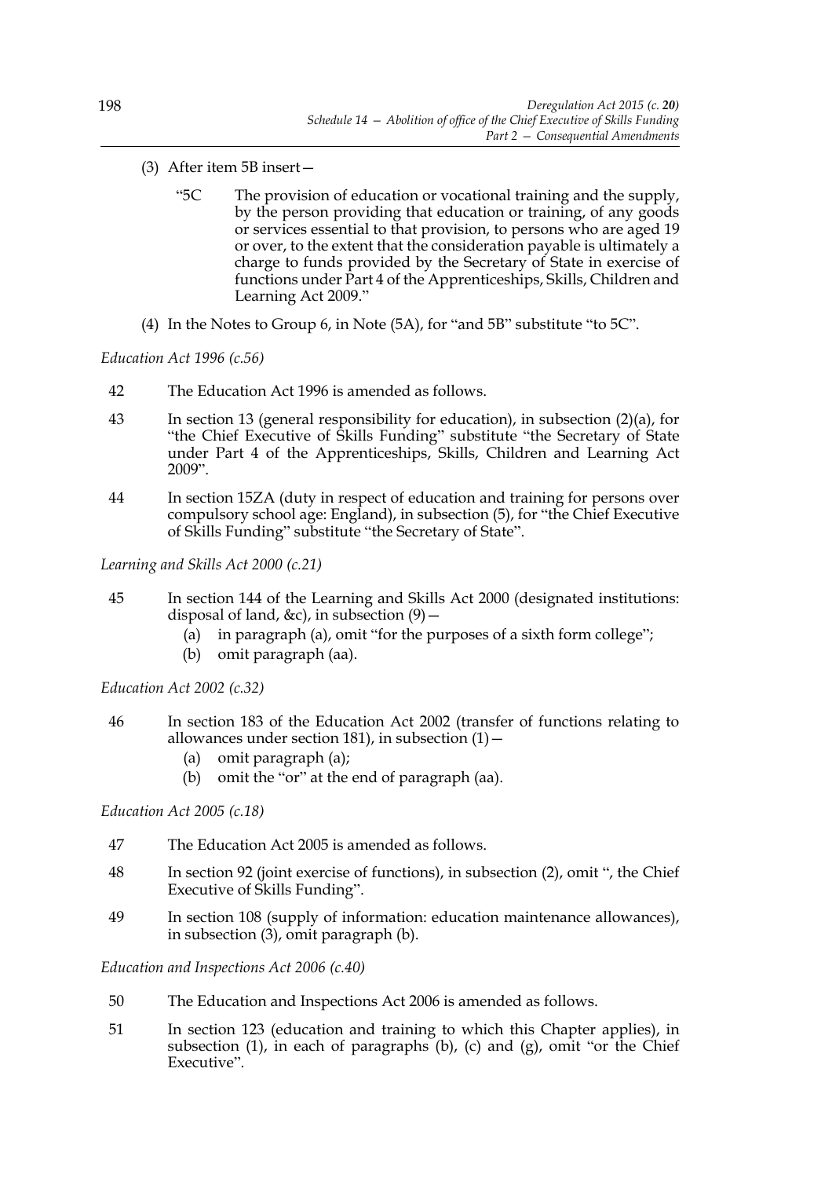(3) After item 5B insert—

> "5C The provision of education or vocational training and the supply, by the person providing that education or training, of any goods or services essential to that provision, to persons who are aged 19 or over, to the extent that the consideration payable is ultimately a charge to funds provided by the Secretary of State in exercise of functions under Part 4 of the Apprenticeships, Skills, Children and Learning Act 2009."

(4) In the Notes to Group 6, in Note (5A), for "and 5B" substitute "to 5C".

*Education Act 1996 (c.56)*

42 The Education Act 1996 is amended as follows.

43 In section 13 (general responsibility for education), in subsection (2)(a), for "the Chief Executive of Skills Funding" substitute "the Secretary of State under Part 4 of the Apprenticeships, Skills, Children and Learning Act 2009".

44 In section 15ZA (duty in respect of education and training for persons over compulsory school age: England), in subsection (5), for "the Chief Executive of Skills Funding" substitute "the Secretary of State".

*Learning and Skills Act 2000 (c.21)*

45 In section 144 of the Learning and Skills Act 2000 (designated institutions: disposal of land, &c), in subsection (9)—

(a) in paragraph (a), omit "for the purposes of a sixth form college";

(b) omit paragraph (aa).

*Education Act 2002 (c.32)*

46 In section 183 of the Education Act 2002 (transfer of functions relating to allowances under section 181), in subsection (1)—

(a) omit paragraph (a);

(b) omit the "or" at the end of paragraph (aa).

*Education Act 2005 (c.18)*

47 The Education Act 2005 is amended as follows.

48 In section 92 (joint exercise of functions), in subsection (2), omit ", the Chief Executive of Skills Funding".

49 In section 108 (supply of information: education maintenance allowances), in subsection (3), omit paragraph (b).

*Education and Inspections Act 2006 (c.40)*

50 The Education and Inspections Act 2006 is amended as follows.

51 In section 123 (education and training to which this Chapter applies), in subsection (1), in each of paragraphs (b), (c) and (g), omit "or the Chief Executive".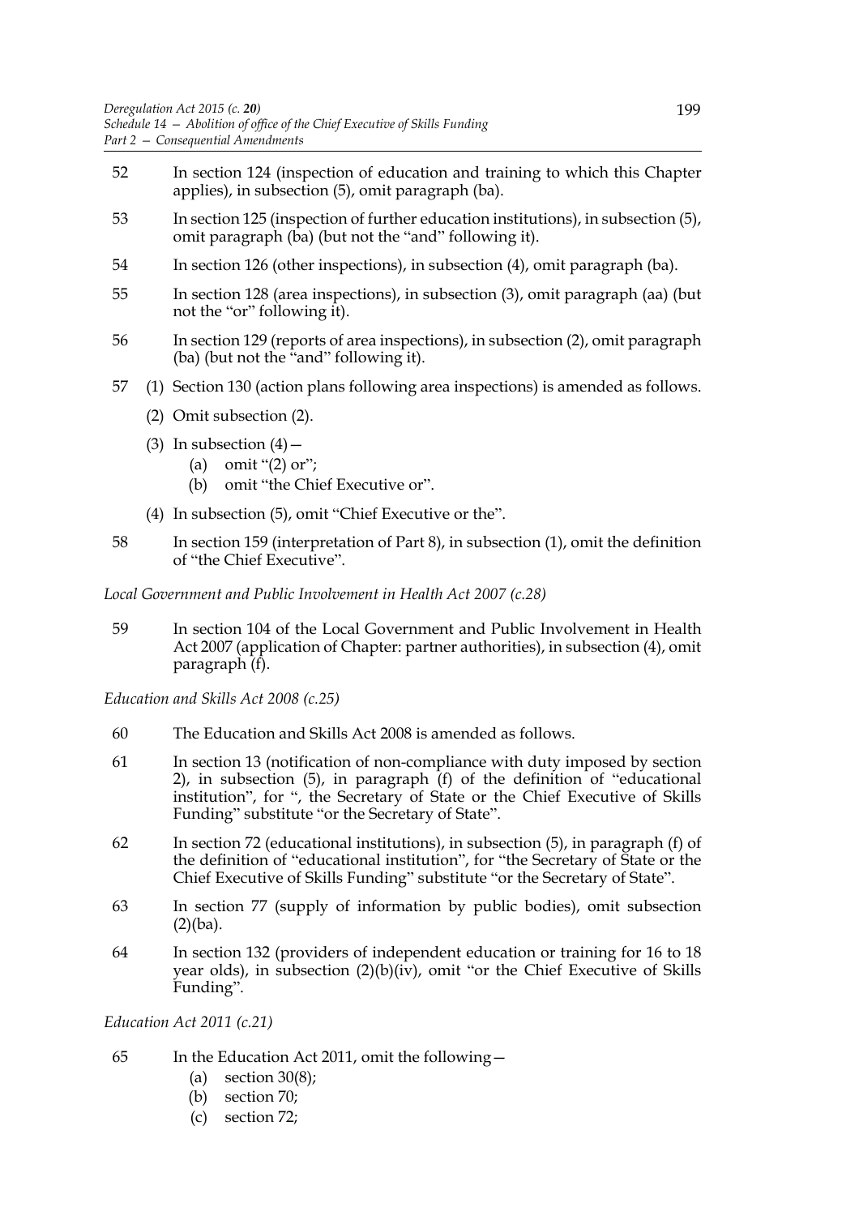52 In section 124 (inspection of education and training to which this Chapter applies), in subsection (5), omit paragraph (ba).

53 In section 125 (inspection of further education institutions), in subsection (5), omit paragraph (ba) (but not the "and" following it).

54 In section 126 (other inspections), in subsection (4), omit paragraph (ba).

55 In section 128 (area inspections), in subsection (3), omit paragraph (aa) (but not the "or" following it).

56 In section 129 (reports of area inspections), in subsection (2), omit paragraph (ba) (but not the "and" following it).

57 (1) Section 130 (action plans following area inspections) is amended as follows.

(2) Omit subsection (2).

(3) In subsection (4)—

- (a) omit "(2) or";
- (b) omit "the Chief Executive or".

(4) In subsection (5), omit "Chief Executive or the".

58 In section 159 (interpretation of Part 8), in subsection (1), omit the definition of "the Chief Executive".

*Local Government and Public Involvement in Health Act 2007 (c.28)*

59 In section 104 of the Local Government and Public Involvement in Health Act 2007 (application of Chapter: partner authorities), in subsection (4), omit paragraph (f).

*Education and Skills Act 2008 (c.25)*

60 The Education and Skills Act 2008 is amended as follows.

61 In section 13 (notification of non-compliance with duty imposed by section 2), in subsection (5), in paragraph (f) of the definition of "educational institution", for ", the Secretary of State or the Chief Executive of Skills Funding" substitute "or the Secretary of State".

62 In section 72 (educational institutions), in subsection (5), in paragraph (f) of the definition of "educational institution", for "the Secretary of State or the Chief Executive of Skills Funding" substitute "or the Secretary of State".

63 In section 77 (supply of information by public bodies), omit subsection (2)(ba).

64 In section 132 (providers of independent education or training for 16 to 18 year olds), in subsection (2)(b)(iv), omit "or the Chief Executive of Skills Funding".

*Education Act 2011 (c.21)*

65 In the Education Act 2011, omit the following—

- (a) section 30(8);
- (b) section 70;
- (c) section 72;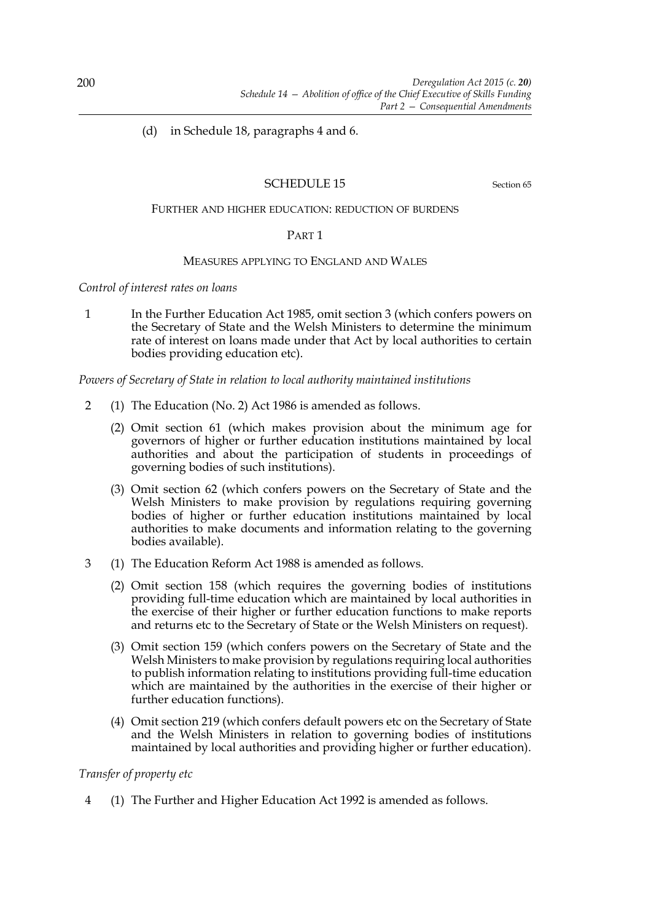(d) in Schedule 18, paragraphs 4 and 6.

## SCHEDULE 15

Section 65

FURTHER AND HIGHER EDUCATION: REDUCTION OF BURDENS

### PART 1

MEASURES APPLYING TO ENGLAND AND WALES

*Control of interest rates on loans*

1 In the Further Education Act 1985, omit section 3 (which confers powers on the Secretary of State and the Welsh Ministers to determine the minimum rate of interest on loans made under that Act by local authorities to certain bodies providing education etc).

*Powers of Secretary of State in relation to local authority maintained institutions*

2 (1) The Education (No. 2) Act 1986 is amended as follows.

(2) Omit section 61 (which makes provision about the minimum age for governors of higher or further education institutions maintained by local authorities and about the participation of students in proceedings of governing bodies of such institutions).

(3) Omit section 62 (which confers powers on the Secretary of State and the Welsh Ministers to make provision by regulations requiring governing bodies of higher or further education institutions maintained by local authorities to make documents and information relating to the governing bodies available).

3 (1) The Education Reform Act 1988 is amended as follows.

(2) Omit section 158 (which requires the governing bodies of institutions providing full-time education which are maintained by local authorities in the exercise of their higher or further education functions to make reports and returns etc to the Secretary of State or the Welsh Ministers on request).

(3) Omit section 159 (which confers powers on the Secretary of State and the Welsh Ministers to make provision by regulations requiring local authorities to publish information relating to institutions providing full-time education which are maintained by the authorities in the exercise of their higher or further education functions).

(4) Omit section 219 (which confers default powers etc on the Secretary of State and the Welsh Ministers in relation to governing bodies of institutions maintained by local authorities and providing higher or further education).

*Transfer of property etc*

4 (1) The Further and Higher Education Act 1992 is amended as follows.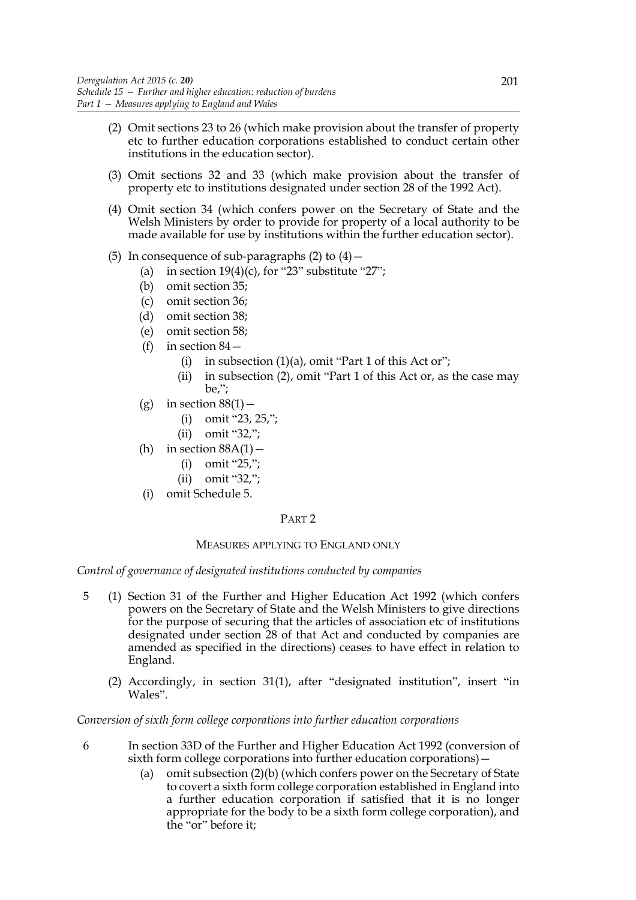(2) Omit sections 23 to 26 (which make provision about the transfer of property etc to further education corporations established to conduct certain other institutions in the education sector).

(3) Omit sections 32 and 33 (which make provision about the transfer of property etc to institutions designated under section 28 of the 1992 Act).

(4) Omit section 34 (which confers power on the Secretary of State and the Welsh Ministers by order to provide for property of a local authority to be made available for use by institutions within the further education sector).

(5) In consequence of sub-paragraphs (2) to (4)—

- (a) in section 19(4)(c), for "23" substitute "27";
- (b) omit section 35;
- (c) omit section 36;
- (d) omit section 38;
- (e) omit section 58;
- (f) in section 84—
  - (i) in subsection (1)(a), omit "Part 1 of this Act or";
  - (ii) in subsection (2), omit "Part 1 of this Act or, as the case may be,";
- (g) in section 88(1)—
  - (i) omit "23, 25,";
  - (ii) omit "32,";
- (h) in section 88A(1)—
  - (i) omit "25,";
  - (ii) omit "32,";
- (i) omit Schedule 5.

## PART 2

### MEASURES APPLYING TO ENGLAND ONLY

*Control of governance of designated institutions conducted by companies*

5 (1) Section 31 of the Further and Higher Education Act 1992 (which confers powers on the Secretary of State and the Welsh Ministers to give directions for the purpose of securing that the articles of association etc of institutions designated under section 28 of that Act and conducted by companies are amended as specified in the directions) ceases to have effect in relation to England.

(2) Accordingly, in section 31(1), after "designated institution", insert "in Wales".

*Conversion of sixth form college corporations into further education corporations*

6 In section 33D of the Further and Higher Education Act 1992 (conversion of sixth form college corporations into further education corporations)—

- (a) omit subsection (2)(b) (which confers power on the Secretary of State to covert a sixth form college corporation established in England into a further education corporation if satisfied that it is no longer appropriate for the body to be a sixth form college corporation), and the "or" before it;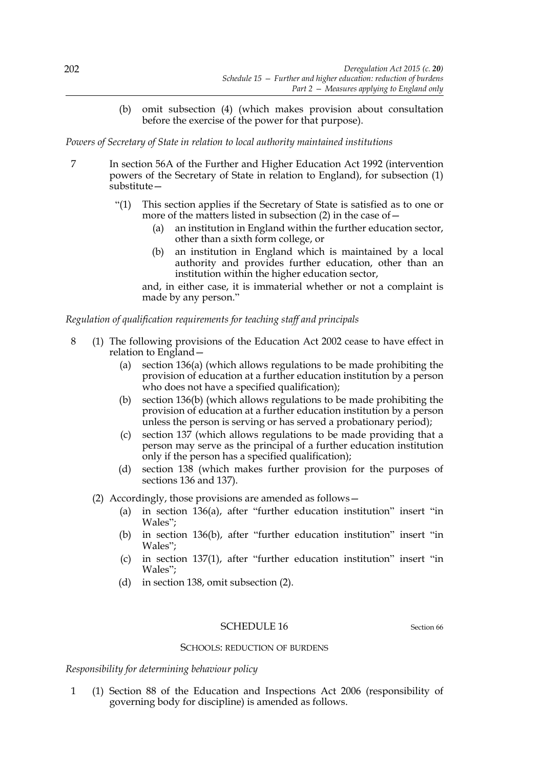(b) omit subsection (4) (which makes provision about consultation before the exercise of the power for that purpose).

*Powers of Secretary of State in relation to local authority maintained institutions*

7 In section 56A of the Further and Higher Education Act 1992 (intervention powers of the Secretary of State in relation to England), for subsection (1) substitute—

> "(1) This section applies if the Secretary of State is satisfied as to one or more of the matters listed in subsection (2) in the case of—
>
> (a) an institution in England within the further education sector, other than a sixth form college, or
>
> (b) an institution in England which is maintained by a local authority and provides further education, other than an institution within the higher education sector,
>
> and, in either case, it is immaterial whether or not a complaint is made by any person."

*Regulation of qualification requirements for teaching staff and principals*

8 (1) The following provisions of the Education Act 2002 cease to have effect in relation to England—

(a) section 136(a) (which allows regulations to be made prohibiting the provision of education at a further education institution by a person who does not have a specified qualification);

(b) section 136(b) (which allows regulations to be made prohibiting the provision of education at a further education institution by a person unless the person is serving or has served a probationary period);

(c) section 137 (which allows regulations to be made providing that a person may serve as the principal of a further education institution only if the person has a specified qualification);

(d) section 138 (which makes further provision for the purposes of sections 136 and 137).

(2) Accordingly, those provisions are amended as follows—

(a) in section 136(a), after "further education institution" insert "in Wales";

(b) in section 136(b), after "further education institution" insert "in Wales";

(c) in section 137(1), after "further education institution" insert "in Wales";

(d) in section 138, omit subsection (2).

## SCHEDULE 16

Section 66

### SCHOOLS: REDUCTION OF BURDENS

*Responsibility for determining behaviour policy*

1 (1) Section 88 of the Education and Inspections Act 2006 (responsibility of governing body for discipline) is amended as follows.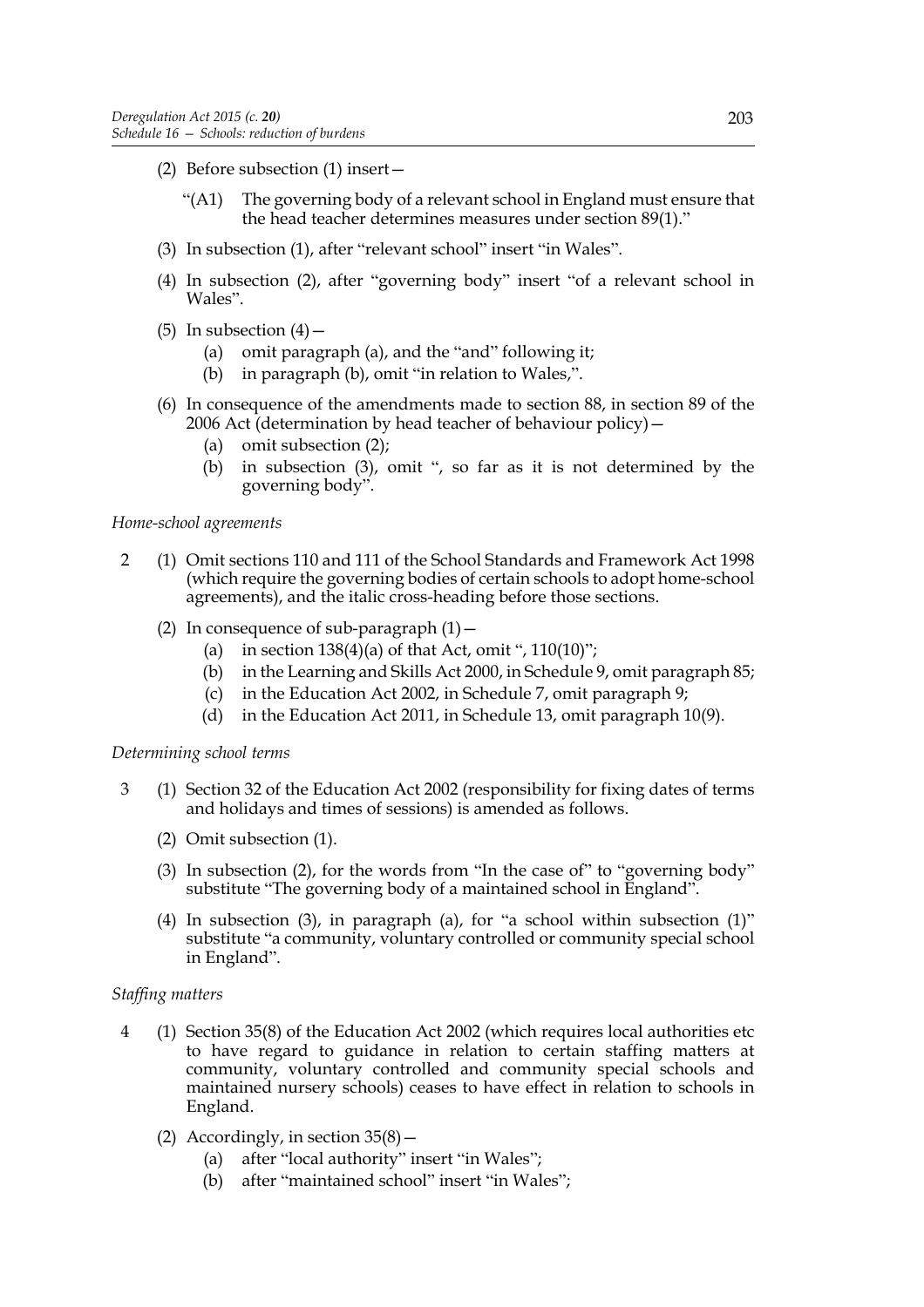(2) Before subsection (1) insert—

"(A1) The governing body of a relevant school in England must ensure that the head teacher determines measures under section 89(1)."

(3) In subsection (1), after "relevant school" insert "in Wales".

(4) In subsection (2), after "governing body" insert "of a relevant school in Wales".

(5) In subsection (4)—

(a) omit paragraph (a), and the "and" following it;

(b) in paragraph (b), omit "in relation to Wales,".

(6) In consequence of the amendments made to section 88, in section 89 of the 2006 Act (determination by head teacher of behaviour policy)—

(a) omit subsection (2);

(b) in subsection (3), omit ", so far as it is not determined by the governing body".

*Home-school agreements*

2 (1) Omit sections 110 and 111 of the School Standards and Framework Act 1998 (which require the governing bodies of certain schools to adopt home-school agreements), and the italic cross-heading before those sections.

(2) In consequence of sub-paragraph (1)—

(a) in section 138(4)(a) of that Act, omit ", 110(10)";

(b) in the Learning and Skills Act 2000, in Schedule 9, omit paragraph 85;

(c) in the Education Act 2002, in Schedule 7, omit paragraph 9;

(d) in the Education Act 2011, in Schedule 13, omit paragraph 10(9).

*Determining school terms*

3 (1) Section 32 of the Education Act 2002 (responsibility for fixing dates of terms and holidays and times of sessions) is amended as follows.

(2) Omit subsection (1).

(3) In subsection (2), for the words from "In the case of" to "governing body" substitute "The governing body of a maintained school in England".

(4) In subsection (3), in paragraph (a), for "a school within subsection (1)" substitute "a community, voluntary controlled or community special school in England".

*Staffing matters*

4 (1) Section 35(8) of the Education Act 2002 (which requires local authorities etc to have regard to guidance in relation to certain staffing matters at community, voluntary controlled and community special schools and maintained nursery schools) ceases to have effect in relation to schools in England.

(2) Accordingly, in section 35(8)—

(a) after "local authority" insert "in Wales";

(b) after "maintained school" insert "in Wales";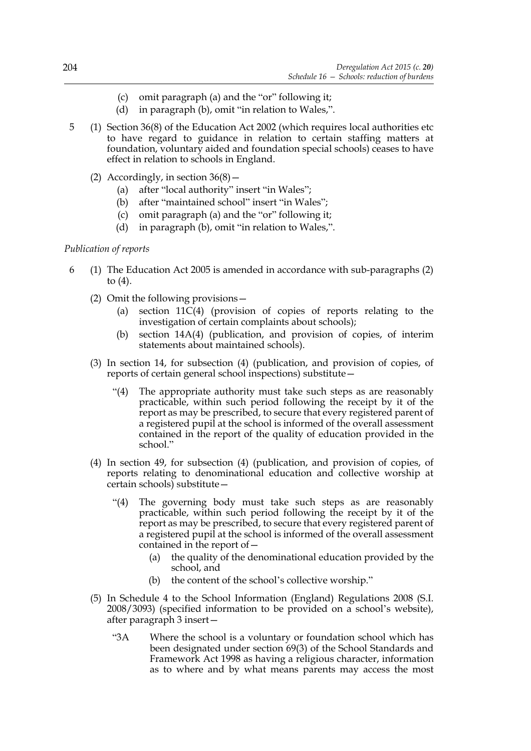(c) omit paragraph (a) and the "or" following it;

(d) in paragraph (b), omit "in relation to Wales,".

5 (1) Section 36(8) of the Education Act 2002 (which requires local authorities etc to have regard to guidance in relation to certain staffing matters at foundation, voluntary aided and foundation special schools) ceases to have effect in relation to schools in England.

(2) Accordingly, in section 36(8)—

(a) after "local authority" insert "in Wales";

(b) after "maintained school" insert "in Wales";

(c) omit paragraph (a) and the "or" following it;

(d) in paragraph (b), omit "in relation to Wales,".

*Publication of reports*

6 (1) The Education Act 2005 is amended in accordance with sub-paragraphs (2) to (4).

(2) Omit the following provisions—

(a) section 11C(4) (provision of copies of reports relating to the investigation of certain complaints about schools);

(b) section 14A(4) (publication, and provision of copies, of interim statements about maintained schools).

(3) In section 14, for subsection (4) (publication, and provision of copies, of reports of certain general school inspections) substitute—

"(4) The appropriate authority must take such steps as are reasonably practicable, within such period following the receipt by it of the report as may be prescribed, to secure that every registered parent of a registered pupil at the school is informed of the overall assessment contained in the report of the quality of education provided in the school."

(4) In section 49, for subsection (4) (publication, and provision of copies, of reports relating to denominational education and collective worship at certain schools) substitute—

"(4) The governing body must take such steps as are reasonably practicable, within such period following the receipt by it of the report as may be prescribed, to secure that every registered parent of a registered pupil at the school is informed of the overall assessment contained in the report of—

(a) the quality of the denominational education provided by the school, and

(b) the content of the school's collective worship."

(5) In Schedule 4 to the School Information (England) Regulations 2008 (S.I. 2008/3093) (specified information to be provided on a school's website), after paragraph 3 insert—

"3A Where the school is a voluntary or foundation school which has been designated under section 69(3) of the School Standards and Framework Act 1998 as having a religious character, information as to where and by what means parents may access the most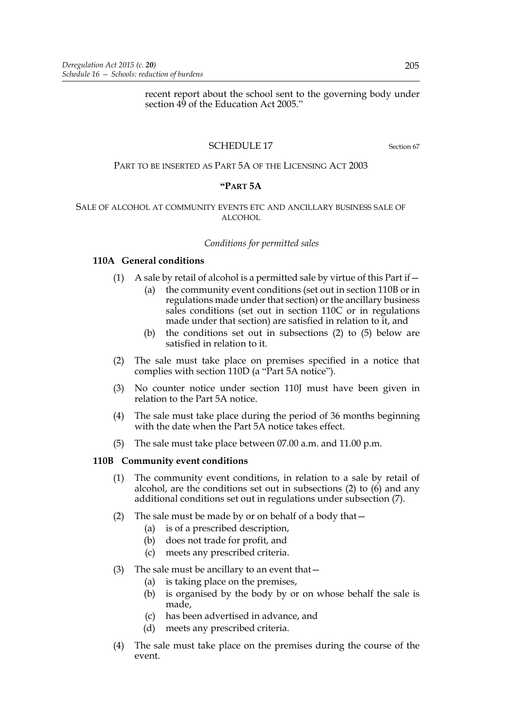recent report about the school sent to the governing body under section 49 of the Education Act 2005."

## SCHEDULE 17

Section 67

PART TO BE INSERTED AS PART 5A OF THE LICENSING ACT 2003

### "PART 5A

SALE OF ALCOHOL AT COMMUNITY EVENTS ETC AND ANCILLARY BUSINESS SALE OF ALCOHOL

*Conditions for permitted sales*

**110A General conditions**

(1) A sale by retail of alcohol is a permitted sale by virtue of this Part if—
   (a) the community event conditions (set out in section 110B or in regulations made under that section) or the ancillary business sales conditions (set out in section 110C or in regulations made under that section) are satisfied in relation to it, and
   (b) the conditions set out in subsections (2) to (5) below are satisfied in relation to it.

(2) The sale must take place on premises specified in a notice that complies with section 110D (a "Part 5A notice").

(3) No counter notice under section 110J must have been given in relation to the Part 5A notice.

(4) The sale must take place during the period of 36 months beginning with the date when the Part 5A notice takes effect.

(5) The sale must take place between 07.00 a.m. and 11.00 p.m.

**110B Community event conditions**

(1) The community event conditions, in relation to a sale by retail of alcohol, are the conditions set out in subsections (2) to (6) and any additional conditions set out in regulations under subsection (7).

(2) The sale must be made by or on behalf of a body that—
   (a) is of a prescribed description,
   (b) does not trade for profit, and
   (c) meets any prescribed criteria.

(3) The sale must be ancillary to an event that—
   (a) is taking place on the premises,
   (b) is organised by the body by or on whose behalf the sale is made,
   (c) has been advertised in advance, and
   (d) meets any prescribed criteria.

(4) The sale must take place on the premises during the course of the event.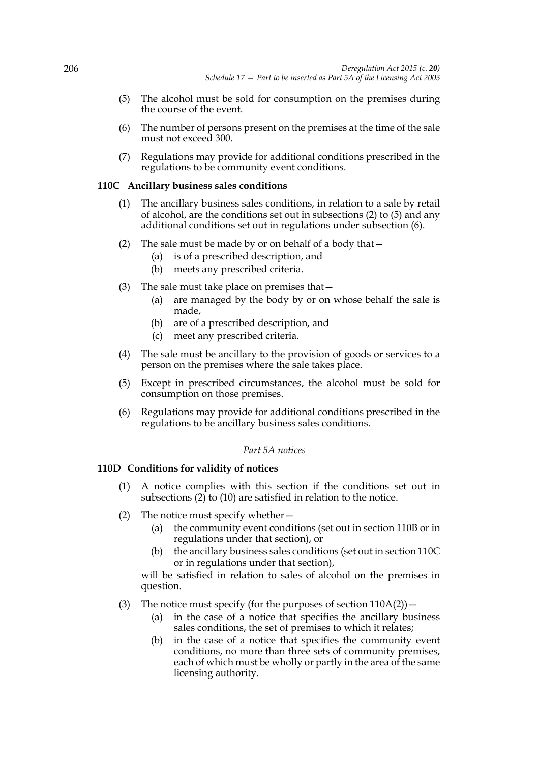(5) The alcohol must be sold for consumption on the premises during the course of the event.

(6) The number of persons present on the premises at the time of the sale must not exceed 300.

(7) Regulations may provide for additional conditions prescribed in the regulations to be community event conditions.

**110C Ancillary business sales conditions**

(1) The ancillary business sales conditions, in relation to a sale by retail of alcohol, are the conditions set out in subsections (2) to (5) and any additional conditions set out in regulations under subsection (6).

(2) The sale must be made by or on behalf of a body that—
   (a) is of a prescribed description, and
   (b) meets any prescribed criteria.

(3) The sale must take place on premises that—
   (a) are managed by the body by or on whose behalf the sale is made,
   (b) are of a prescribed description, and
   (c) meet any prescribed criteria.

(4) The sale must be ancillary to the provision of goods or services to a person on the premises where the sale takes place.

(5) Except in prescribed circumstances, the alcohol must be sold for consumption on those premises.

(6) Regulations may provide for additional conditions prescribed in the regulations to be ancillary business sales conditions.

*Part 5A notices*

**110D Conditions for validity of notices**

(1) A notice complies with this section if the conditions set out in subsections (2) to (10) are satisfied in relation to the notice.

(2) The notice must specify whether—
   (a) the community event conditions (set out in section 110B or in regulations under that section), or
   (b) the ancillary business sales conditions (set out in section 110C or in regulations under that section),

   will be satisfied in relation to sales of alcohol on the premises in question.

(3) The notice must specify (for the purposes of section 110A(2))—
   (a) in the case of a notice that specifies the ancillary business sales conditions, the set of premises to which it relates;
   (b) in the case of a notice that specifies the community event conditions, no more than three sets of community premises, each of which must be wholly or partly in the area of the same licensing authority.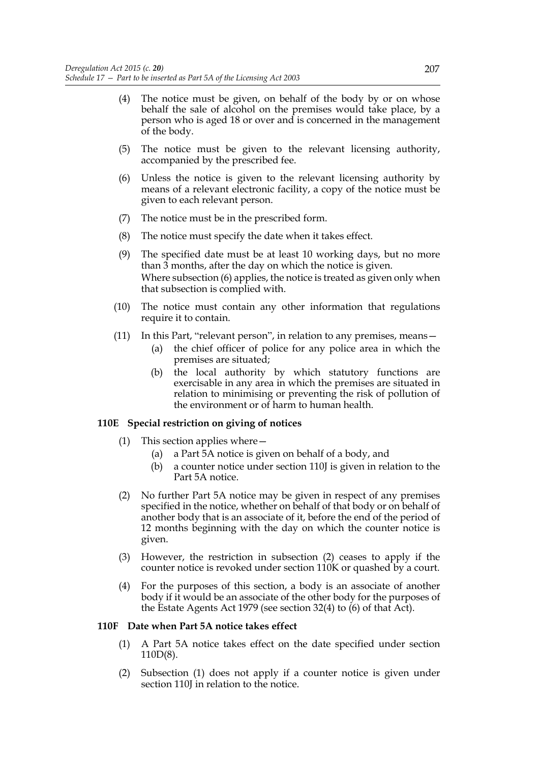(4) The notice must be given, on behalf of the body by or on whose behalf the sale of alcohol on the premises would take place, by a person who is aged 18 or over and is concerned in the management of the body.

(5) The notice must be given to the relevant licensing authority, accompanied by the prescribed fee.

(6) Unless the notice is given to the relevant licensing authority by means of a relevant electronic facility, a copy of the notice must be given to each relevant person.

(7) The notice must be in the prescribed form.

(8) The notice must specify the date when it takes effect.

(9) The specified date must be at least 10 working days, but no more than 3 months, after the day on which the notice is given.
Where subsection (6) applies, the notice is treated as given only when that subsection is complied with.

(10) The notice must contain any other information that regulations require it to contain.

(11) In this Part, "relevant person", in relation to any premises, means—
  (a) the chief officer of police for any police area in which the premises are situated;
  (b) the local authority by which statutory functions are exercisable in any area in which the premises are situated in relation to minimising or preventing the risk of pollution of the environment or of harm to human health.

**110E Special restriction on giving of notices**

(1) This section applies where—
  (a) a Part 5A notice is given on behalf of a body, and
  (b) a counter notice under section 110J is given in relation to the Part 5A notice.

(2) No further Part 5A notice may be given in respect of any premises specified in the notice, whether on behalf of that body or on behalf of another body that is an associate of it, before the end of the period of 12 months beginning with the day on which the counter notice is given.

(3) However, the restriction in subsection (2) ceases to apply if the counter notice is revoked under section 110K or quashed by a court.

(4) For the purposes of this section, a body is an associate of another body if it would be an associate of the other body for the purposes of the Estate Agents Act 1979 (see section 32(4) to (6) of that Act).

**110F Date when Part 5A notice takes effect**

(1) A Part 5A notice takes effect on the date specified under section 110D(8).

(2) Subsection (1) does not apply if a counter notice is given under section 110J in relation to the notice.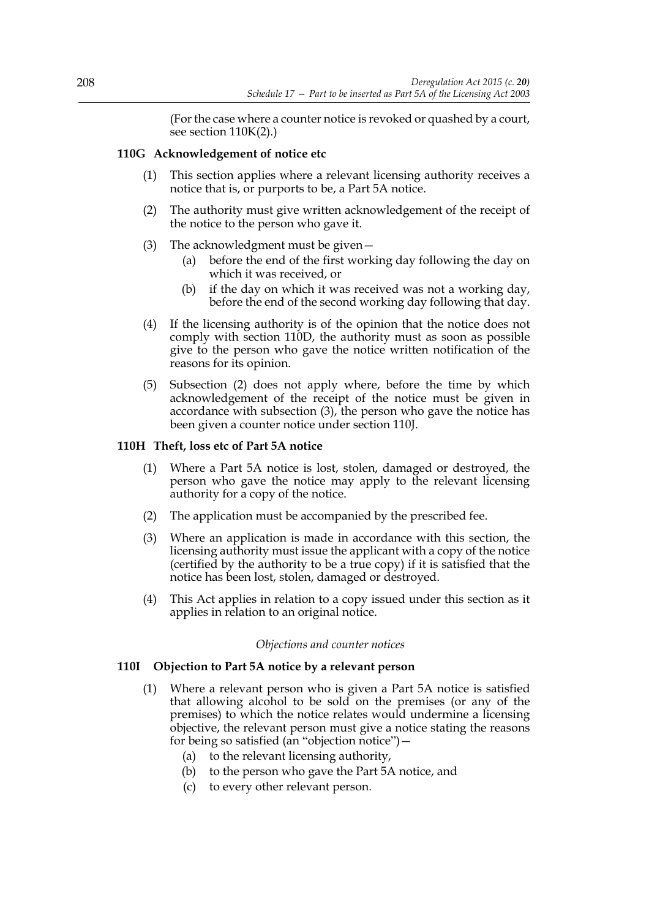(For the case where a counter notice is revoked or quashed by a court, see section 110K(2).)

### 110G Acknowledgement of notice etc

(1) This section applies where a relevant licensing authority receives a notice that is, or purports to be, a Part 5A notice.

(2) The authority must give written acknowledgement of the receipt of the notice to the person who gave it.

(3) The acknowledgment must be given—

(a) before the end of the first working day following the day on which it was received, or

(b) if the day on which it was received was not a working day, before the end of the second working day following that day.

(4) If the licensing authority is of the opinion that the notice does not comply with section 110D, the authority must as soon as possible give to the person who gave the notice written notification of the reasons for its opinion.

(5) Subsection (2) does not apply where, before the time by which acknowledgement of the receipt of the notice must be given in accordance with subsection (3), the person who gave the notice has been given a counter notice under section 110J.

### 110H Theft, loss etc of Part 5A notice

(1) Where a Part 5A notice is lost, stolen, damaged or destroyed, the person who gave the notice may apply to the relevant licensing authority for a copy of the notice.

(2) The application must be accompanied by the prescribed fee.

(3) Where an application is made in accordance with this section, the licensing authority must issue the applicant with a copy of the notice (certified by the authority to be a true copy) if it is satisfied that the notice has been lost, stolen, damaged or destroyed.

(4) This Act applies in relation to a copy issued under this section as it applies in relation to an original notice.

*Objections and counter notices*

### 110I Objection to Part 5A notice by a relevant person

(1) Where a relevant person who is given a Part 5A notice is satisfied that allowing alcohol to be sold on the premises (or any of the premises) to which the notice relates would undermine a licensing objective, the relevant person must give a notice stating the reasons for being so satisfied (an "objection notice")—

(a) to the relevant licensing authority,

(b) to the person who gave the Part 5A notice, and

(c) to every other relevant person.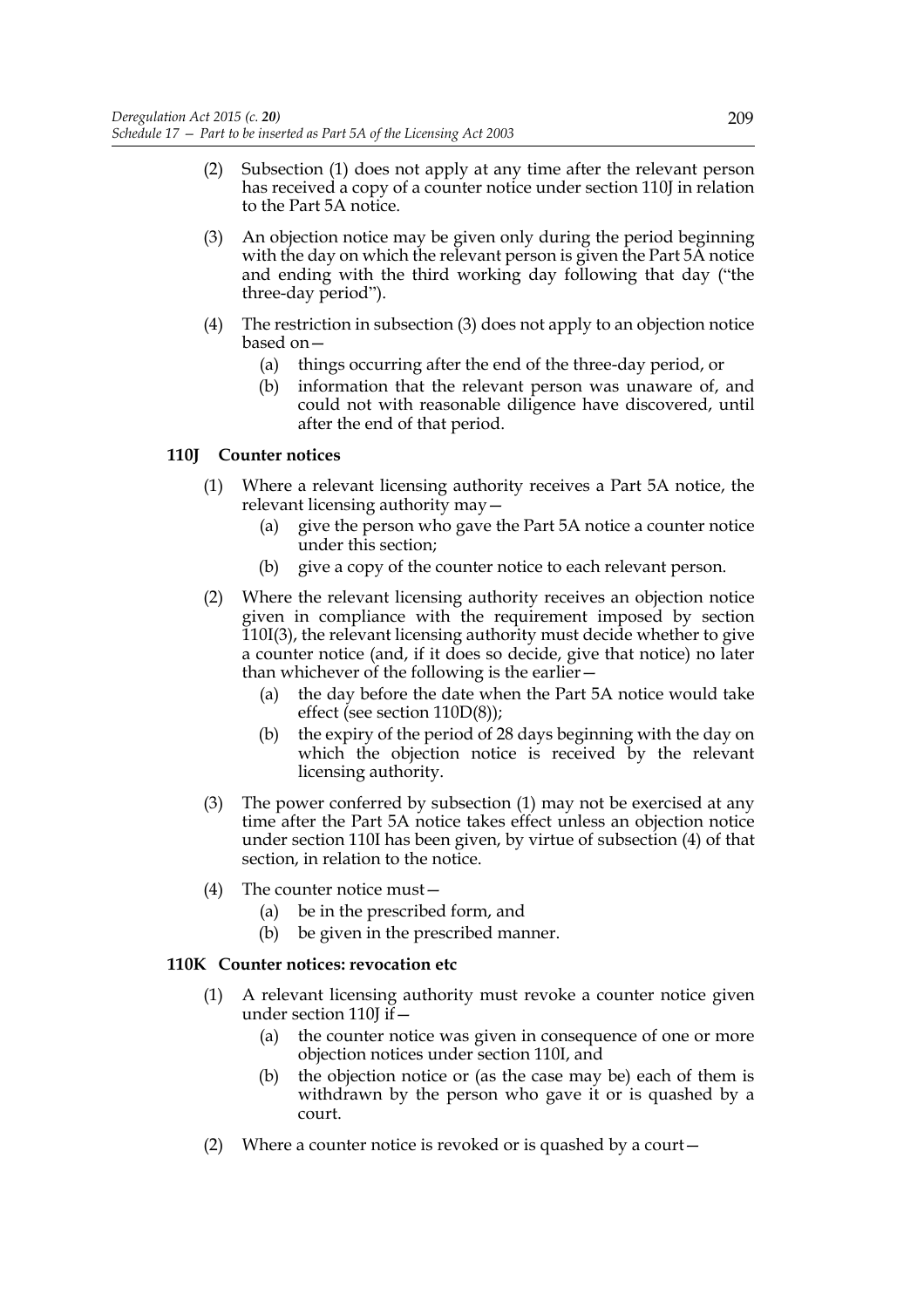(2) Subsection (1) does not apply at any time after the relevant person has received a copy of a counter notice under section 110J in relation to the Part 5A notice.

(3) An objection notice may be given only during the period beginning with the day on which the relevant person is given the Part 5A notice and ending with the third working day following that day ("the three-day period").

(4) The restriction in subsection (3) does not apply to an objection notice based on—

   (a) things occurring after the end of the three-day period, or

   (b) information that the relevant person was unaware of, and could not with reasonable diligence have discovered, until after the end of that period.

### 110J Counter notices

(1) Where a relevant licensing authority receives a Part 5A notice, the relevant licensing authority may—

   (a) give the person who gave the Part 5A notice a counter notice under this section;

   (b) give a copy of the counter notice to each relevant person.

(2) Where the relevant licensing authority receives an objection notice given in compliance with the requirement imposed by section 110I(3), the relevant licensing authority must decide whether to give a counter notice (and, if it does so decide, give that notice) no later than whichever of the following is the earlier—

   (a) the day before the date when the Part 5A notice would take effect (see section 110D(8));

   (b) the expiry of the period of 28 days beginning with the day on which the objection notice is received by the relevant licensing authority.

(3) The power conferred by subsection (1) may not be exercised at any time after the Part 5A notice takes effect unless an objection notice under section 110I has been given, by virtue of subsection (4) of that section, in relation to the notice.

(4) The counter notice must—

   (a) be in the prescribed form, and

   (b) be given in the prescribed manner.

### 110K Counter notices: revocation etc

(1) A relevant licensing authority must revoke a counter notice given under section 110J if—

   (a) the counter notice was given in consequence of one or more objection notices under section 110I, and

   (b) the objection notice or (as the case may be) each of them is withdrawn by the person who gave it or is quashed by a court.

(2) Where a counter notice is revoked or is quashed by a court—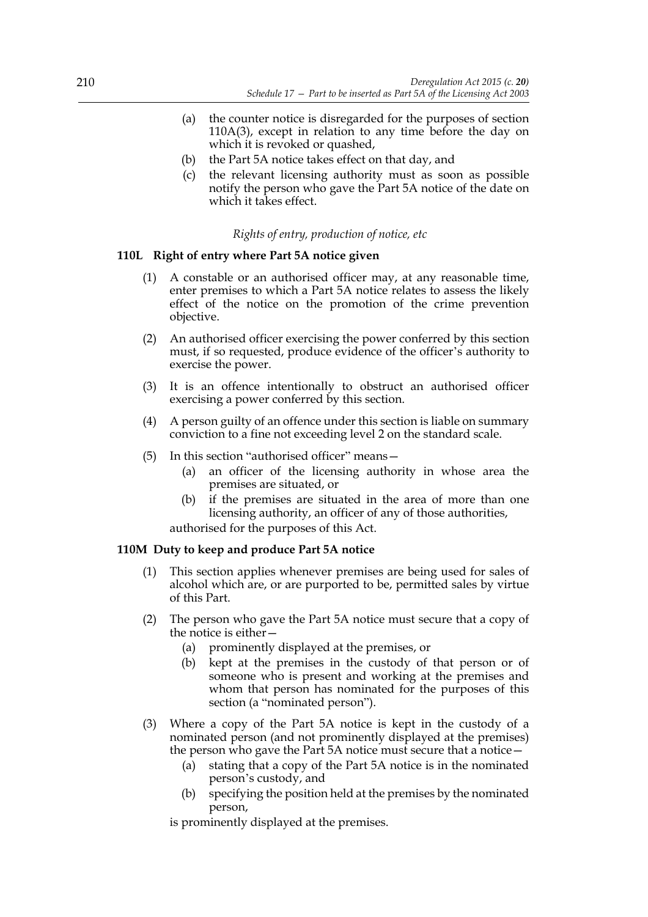(a) the counter notice is disregarded for the purposes of section 110A(3), except in relation to any time before the day on which it is revoked or quashed,

(b) the Part 5A notice takes effect on that day, and

(c) the relevant licensing authority must as soon as possible notify the person who gave the Part 5A notice of the date on which it takes effect.

*Rights of entry, production of notice, etc*

**110L Right of entry where Part 5A notice given**

(1) A constable or an authorised officer may, at any reasonable time, enter premises to which a Part 5A notice relates to assess the likely effect of the notice on the promotion of the crime prevention objective.

(2) An authorised officer exercising the power conferred by this section must, if so requested, produce evidence of the officer's authority to exercise the power.

(3) It is an offence intentionally to obstruct an authorised officer exercising a power conferred by this section.

(4) A person guilty of an offence under this section is liable on summary conviction to a fine not exceeding level 2 on the standard scale.

(5) In this section "authorised officer" means—

(a) an officer of the licensing authority in whose area the premises are situated, or

(b) if the premises are situated in the area of more than one licensing authority, an officer of any of those authorities,

authorised for the purposes of this Act.

**110M Duty to keep and produce Part 5A notice**

(1) This section applies whenever premises are being used for sales of alcohol which are, or are purported to be, permitted sales by virtue of this Part.

(2) The person who gave the Part 5A notice must secure that a copy of the notice is either—

(a) prominently displayed at the premises, or

(b) kept at the premises in the custody of that person or of someone who is present and working at the premises and whom that person has nominated for the purposes of this section (a "nominated person").

(3) Where a copy of the Part 5A notice is kept in the custody of a nominated person (and not prominently displayed at the premises) the person who gave the Part 5A notice must secure that a notice—

(a) stating that a copy of the Part 5A notice is in the nominated person's custody, and

(b) specifying the position held at the premises by the nominated person,

is prominently displayed at the premises.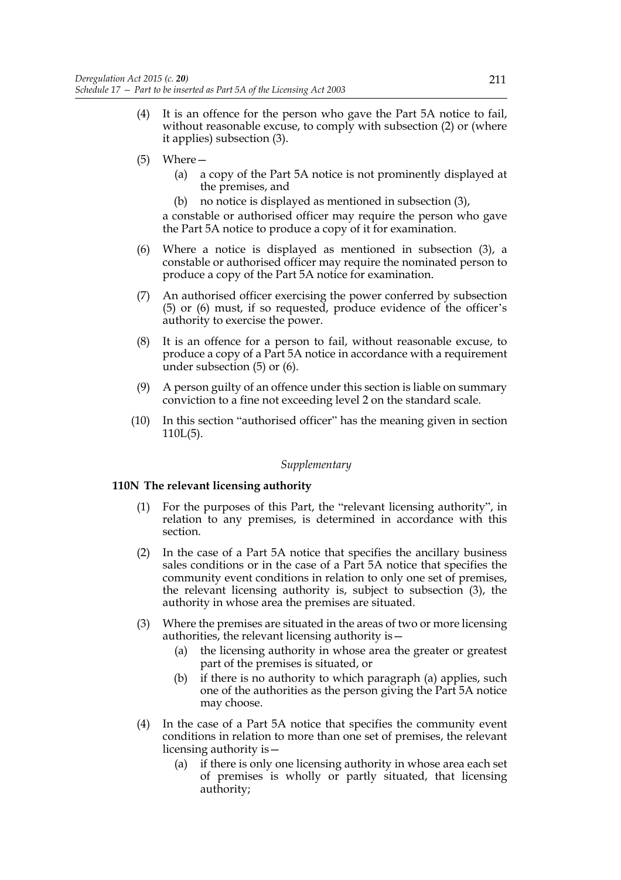(4) It is an offence for the person who gave the Part 5A notice to fail, without reasonable excuse, to comply with subsection (2) or (where it applies) subsection (3).

(5) Where—

  (a) a copy of the Part 5A notice is not prominently displayed at the premises, and

  (b) no notice is displayed as mentioned in subsection (3),

a constable or authorised officer may require the person who gave the Part 5A notice to produce a copy of it for examination.

(6) Where a notice is displayed as mentioned in subsection (3), a constable or authorised officer may require the nominated person to produce a copy of the Part 5A notice for examination.

(7) An authorised officer exercising the power conferred by subsection (5) or (6) must, if so requested, produce evidence of the officer's authority to exercise the power.

(8) It is an offence for a person to fail, without reasonable excuse, to produce a copy of a Part 5A notice in accordance with a requirement under subsection (5) or (6).

(9) A person guilty of an offence under this section is liable on summary conviction to a fine not exceeding level 2 on the standard scale.

(10) In this section "authorised officer" has the meaning given in section 110L(5).

*Supplementary*

**110N The relevant licensing authority**

(1) For the purposes of this Part, the "relevant licensing authority", in relation to any premises, is determined in accordance with this section.

(2) In the case of a Part 5A notice that specifies the ancillary business sales conditions or in the case of a Part 5A notice that specifies the community event conditions in relation to only one set of premises, the relevant licensing authority is, subject to subsection (3), the authority in whose area the premises are situated.

(3) Where the premises are situated in the areas of two or more licensing authorities, the relevant licensing authority is—

  (a) the licensing authority in whose area the greater or greatest part of the premises is situated, or

  (b) if there is no authority to which paragraph (a) applies, such one of the authorities as the person giving the Part 5A notice may choose.

(4) In the case of a Part 5A notice that specifies the community event conditions in relation to more than one set of premises, the relevant licensing authority is—

  (a) if there is only one licensing authority in whose area each set of premises is wholly or partly situated, that licensing authority;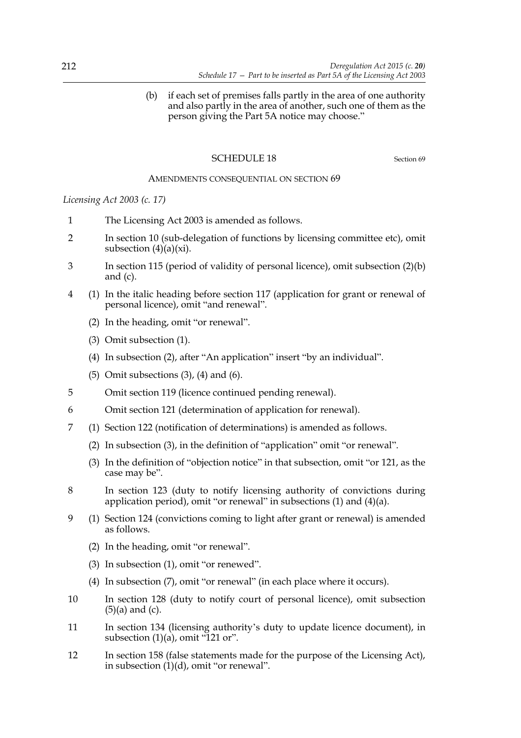(b) if each set of premises falls partly in the area of one authority and also partly in the area of another, such one of them as the person giving the Part 5A notice may choose."

## SCHEDULE 18

Section 69

AMENDMENTS CONSEQUENTIAL ON SECTION 69

*Licensing Act 2003 (c. 17)*

1 The Licensing Act 2003 is amended as follows.

2 In section 10 (sub-delegation of functions by licensing committee etc), omit subsection (4)(a)(xi).

3 In section 115 (period of validity of personal licence), omit subsection (2)(b) and (c).

4 (1) In the italic heading before section 117 (application for grant or renewal of personal licence), omit "and renewal".

(2) In the heading, omit "or renewal".

(3) Omit subsection (1).

(4) In subsection (2), after "An application" insert "by an individual".

(5) Omit subsections (3), (4) and (6).

5 Omit section 119 (licence continued pending renewal).

6 Omit section 121 (determination of application for renewal).

7 (1) Section 122 (notification of determinations) is amended as follows.

(2) In subsection (3), in the definition of "application" omit "or renewal".

(3) In the definition of "objection notice" in that subsection, omit "or 121, as the case may be".

8 In section 123 (duty to notify licensing authority of convictions during application period), omit "or renewal" in subsections (1) and (4)(a).

9 (1) Section 124 (convictions coming to light after grant or renewal) is amended as follows.

(2) In the heading, omit "or renewal".

(3) In subsection (1), omit "or renewed".

(4) In subsection (7), omit "or renewal" (in each place where it occurs).

10 In section 128 (duty to notify court of personal licence), omit subsection (5)(a) and (c).

11 In section 134 (licensing authority's duty to update licence document), in subsection (1)(a), omit "121 or".

12 In section 158 (false statements made for the purpose of the Licensing Act), in subsection (1)(d), omit "or renewal".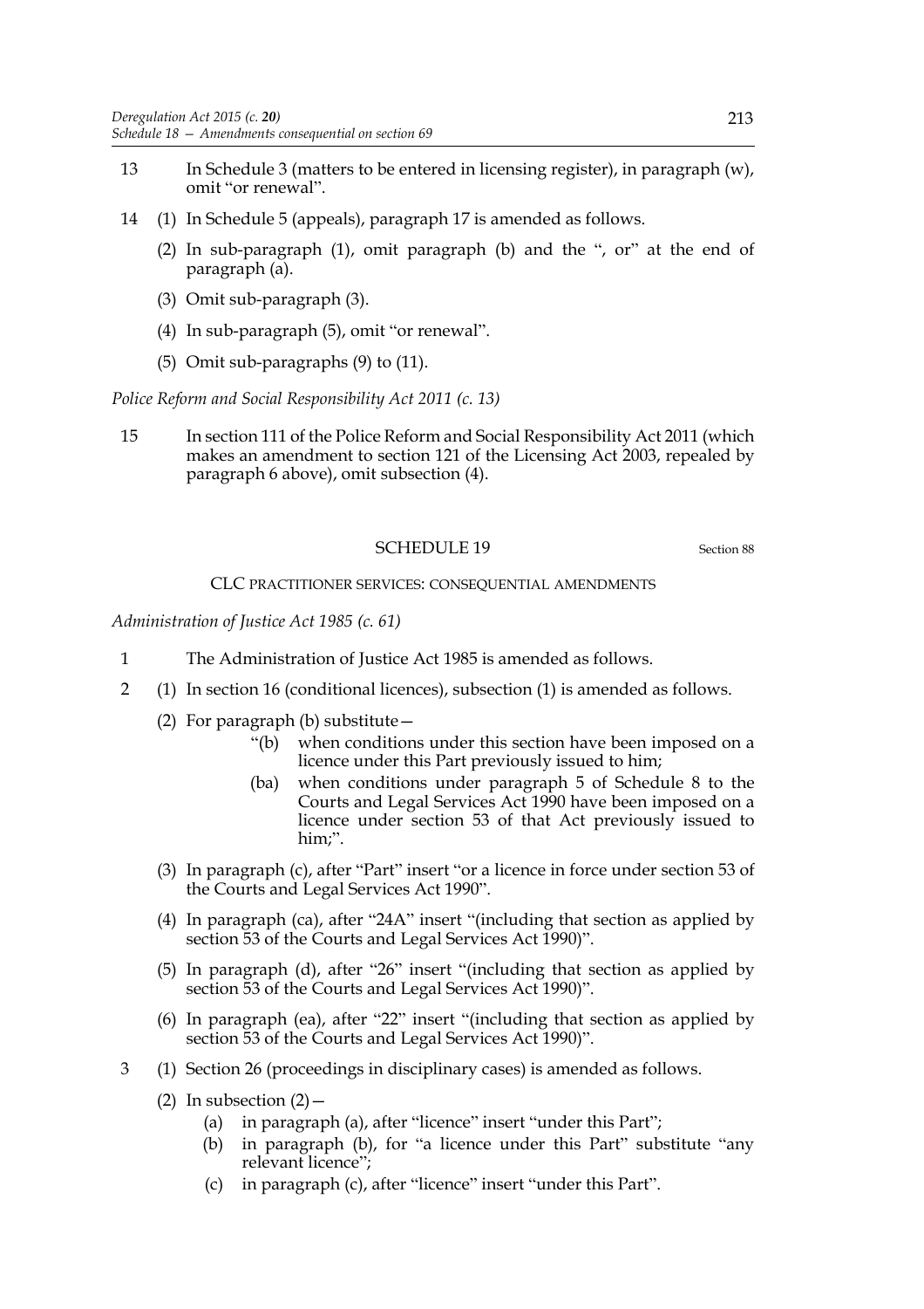13 In Schedule 3 (matters to be entered in licensing register), in paragraph (w), omit "or renewal".

14 (1) In Schedule 5 (appeals), paragraph 17 is amended as follows.

(2) In sub-paragraph (1), omit paragraph (b) and the ", or" at the end of paragraph (a).

(3) Omit sub-paragraph (3).

(4) In sub-paragraph (5), omit "or renewal".

(5) Omit sub-paragraphs (9) to (11).

*Police Reform and Social Responsibility Act 2011 (c. 13)*

15 In section 111 of the Police Reform and Social Responsibility Act 2011 (which makes an amendment to section 121 of the Licensing Act 2003, repealed by paragraph 6 above), omit subsection (4).

## SCHEDULE 19

Section 88

### CLC PRACTITIONER SERVICES: CONSEQUENTIAL AMENDMENTS

*Administration of Justice Act 1985 (c. 61)*

1 The Administration of Justice Act 1985 is amended as follows.

2 (1) In section 16 (conditional licences), subsection (1) is amended as follows.

(2) For paragraph (b) substitute—

"(b) when conditions under this section have been imposed on a licence under this Part previously issued to him;

(ba) when conditions under paragraph 5 of Schedule 8 to the Courts and Legal Services Act 1990 have been imposed on a licence under section 53 of that Act previously issued to him;".

(3) In paragraph (c), after "Part" insert "or a licence in force under section 53 of the Courts and Legal Services Act 1990".

(4) In paragraph (ca), after "24A" insert "(including that section as applied by section 53 of the Courts and Legal Services Act 1990)".

(5) In paragraph (d), after "26" insert "(including that section as applied by section 53 of the Courts and Legal Services Act 1990)".

(6) In paragraph (ea), after "22" insert "(including that section as applied by section 53 of the Courts and Legal Services Act 1990)".

3 (1) Section 26 (proceedings in disciplinary cases) is amended as follows.

(2) In subsection (2)—

(a) in paragraph (a), after "licence" insert "under this Part";

(b) in paragraph (b), for "a licence under this Part" substitute "any relevant licence";

(c) in paragraph (c), after "licence" insert "under this Part".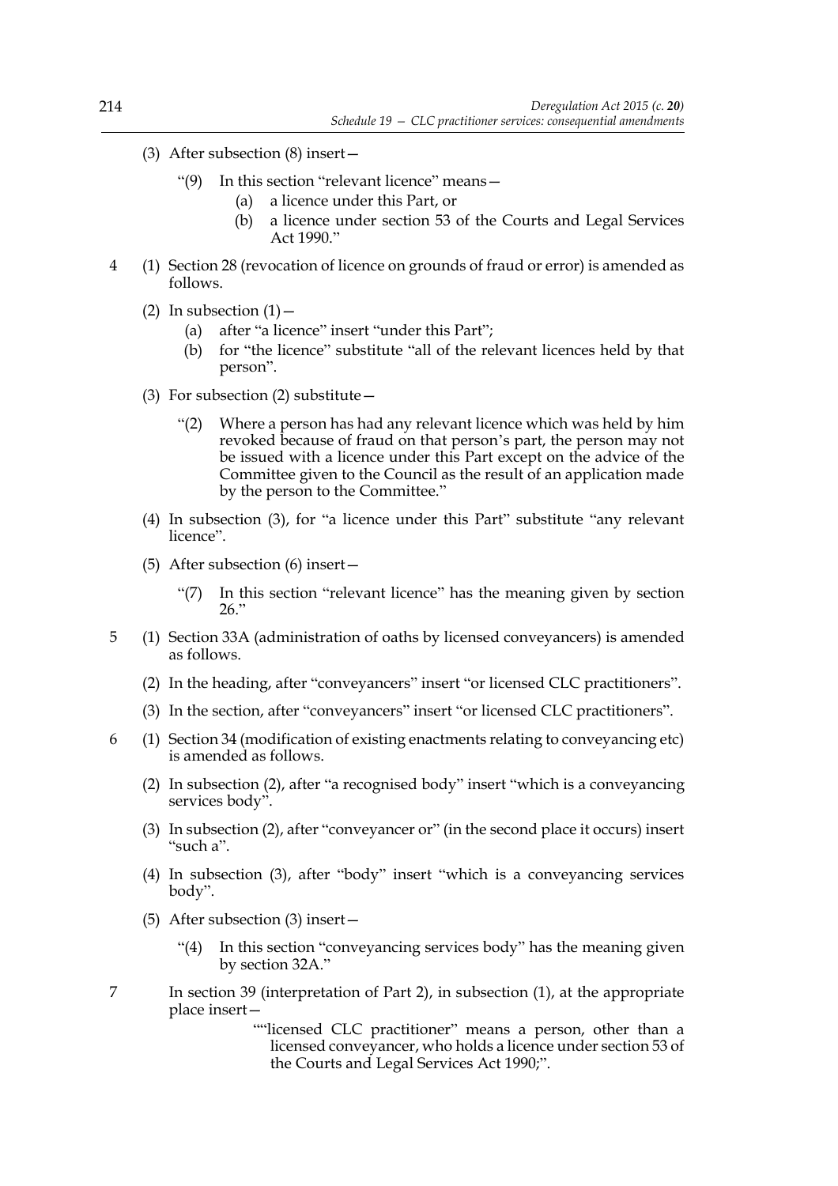(3) After subsection (8) insert—

> "(9) In this section "relevant licence" means—
>
> (a) a licence under this Part, or
>
> (b) a licence under section 53 of the Courts and Legal Services Act 1990."

4 (1) Section 28 (revocation of licence on grounds of fraud or error) is amended as follows.

(2) In subsection (1)—

(a) after "a licence" insert "under this Part";

(b) for "the licence" substitute "all of the relevant licences held by that person".

(3) For subsection (2) substitute—

> "(2) Where a person has had any relevant licence which was held by him revoked because of fraud on that person's part, the person may not be issued with a licence under this Part except on the advice of the Committee given to the Council as the result of an application made by the person to the Committee."

(4) In subsection (3), for "a licence under this Part" substitute "any relevant licence".

(5) After subsection (6) insert—

> "(7) In this section "relevant licence" has the meaning given by section 26."

5 (1) Section 33A (administration of oaths by licensed conveyancers) is amended as follows.

(2) In the heading, after "conveyancers" insert "or licensed CLC practitioners".

(3) In the section, after "conveyancers" insert "or licensed CLC practitioners".

6 (1) Section 34 (modification of existing enactments relating to conveyancing etc) is amended as follows.

(2) In subsection (2), after "a recognised body" insert "which is a conveyancing services body".

(3) In subsection (2), after "conveyancer or" (in the second place it occurs) insert "such a".

(4) In subsection (3), after "body" insert "which is a conveyancing services body".

(5) After subsection (3) insert—

> "(4) In this section "conveyancing services body" has the meaning given by section 32A."

7 In section 39 (interpretation of Part 2), in subsection (1), at the appropriate place insert—

> ""licensed CLC practitioner" means a person, other than a licensed conveyancer, who holds a licence under section 53 of the Courts and Legal Services Act 1990;".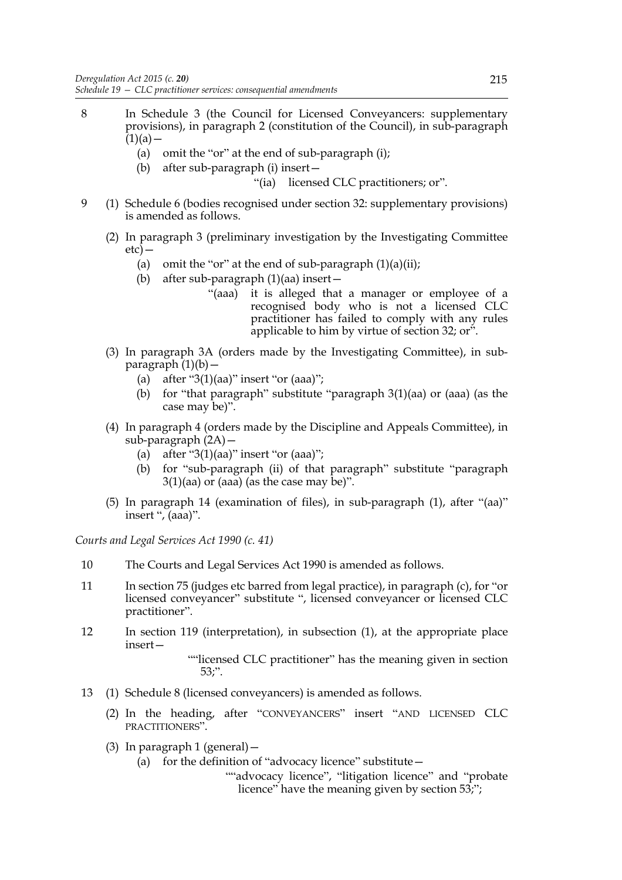8 In Schedule 3 (the Council for Licensed Conveyancers: supplementary provisions), in paragraph 2 (constitution of the Council), in sub-paragraph (1)(a)—

  (a) omit the "or" at the end of sub-paragraph (i);

  (b) after sub-paragraph (i) insert—

    "(ia) licensed CLC practitioners; or".

9 (1) Schedule 6 (bodies recognised under section 32: supplementary provisions) is amended as follows.

  (2) In paragraph 3 (preliminary investigation by the Investigating Committee etc)—

    (a) omit the "or" at the end of sub-paragraph (1)(a)(ii);

    (b) after sub-paragraph (1)(aa) insert—

      "(aaa) it is alleged that a manager or employee of a recognised body who is not a licensed CLC practitioner has failed to comply with any rules applicable to him by virtue of section 32; or".

  (3) In paragraph 3A (orders made by the Investigating Committee), in sub-paragraph (1)(b)—

    (a) after "3(1)(aa)" insert "or (aaa)";

    (b) for "that paragraph" substitute "paragraph 3(1)(aa) or (aaa) (as the case may be)".

  (4) In paragraph 4 (orders made by the Discipline and Appeals Committee), in sub-paragraph (2A)—

    (a) after "3(1)(aa)" insert "or (aaa)";

    (b) for "sub-paragraph (ii) of that paragraph" substitute "paragraph 3(1)(aa) or (aaa) (as the case may be)".

  (5) In paragraph 14 (examination of files), in sub-paragraph (1), after "(aa)" insert ", (aaa)".

*Courts and Legal Services Act 1990 (c. 41)*

10 The Courts and Legal Services Act 1990 is amended as follows.

11 In section 75 (judges etc barred from legal practice), in paragraph (c), for "or licensed conveyancer" substitute ", licensed conveyancer or licensed CLC practitioner".

12 In section 119 (interpretation), in subsection (1), at the appropriate place insert—

  ""licensed CLC practitioner" has the meaning given in section 53;".

13 (1) Schedule 8 (licensed conveyancers) is amended as follows.

  (2) In the heading, after "CONVEYANCERS" insert "AND LICENSED CLC PRACTITIONERS".

  (3) In paragraph 1 (general)—

    (a) for the definition of "advocacy licence" substitute—

      ""advocacy licence", "litigation licence" and "probate licence" have the meaning given by section 53;";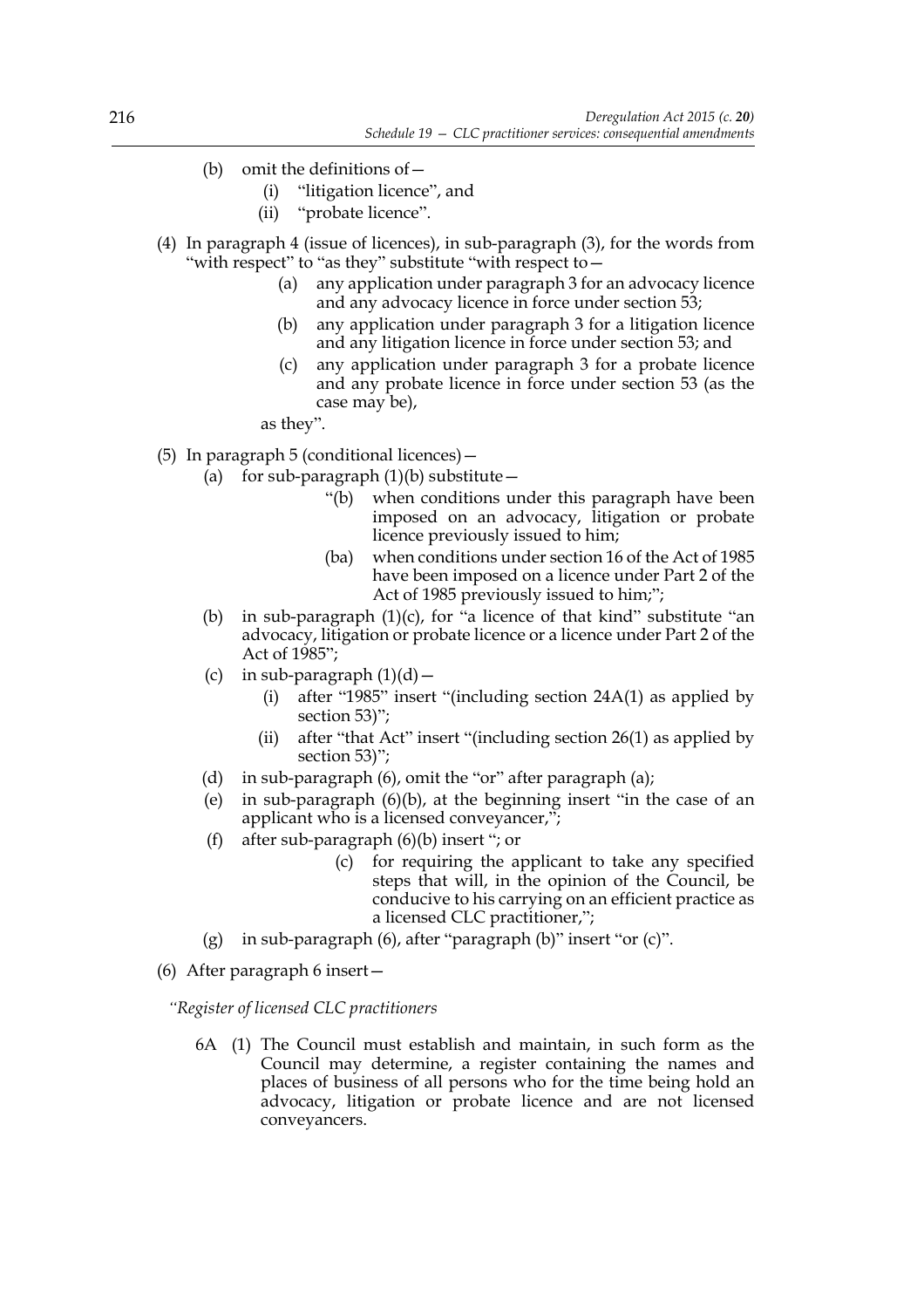(b) omit the definitions of—

(i) "litigation licence", and

(ii) "probate licence".

(4) In paragraph 4 (issue of licences), in sub-paragraph (3), for the words from "with respect" to "as they" substitute "with respect to—

(a) any application under paragraph 3 for an advocacy licence and any advocacy licence in force under section 53;

(b) any application under paragraph 3 for a litigation licence and any litigation licence in force under section 53; and

(c) any application under paragraph 3 for a probate licence and any probate licence in force under section 53 (as the case may be),

as they".

(5) In paragraph 5 (conditional licences)—

(a) for sub-paragraph (1)(b) substitute—

"(b) when conditions under this paragraph have been imposed on an advocacy, litigation or probate licence previously issued to him;

(ba) when conditions under section 16 of the Act of 1985 have been imposed on a licence under Part 2 of the Act of 1985 previously issued to him;";

(b) in sub-paragraph (1)(c), for "a licence of that kind" substitute "an advocacy, litigation or probate licence or a licence under Part 2 of the Act of 1985";

(c) in sub-paragraph (1)(d)—

(i) after "1985" insert "(including section 24A(1) as applied by section 53)";

(ii) after "that Act" insert "(including section 26(1) as applied by section 53)";

(d) in sub-paragraph (6), omit the "or" after paragraph (a);

(e) in sub-paragraph (6)(b), at the beginning insert "in the case of an applicant who is a licensed conveyancer,";

(f) after sub-paragraph (6)(b) insert "; or

(c) for requiring the applicant to take any specified steps that will, in the opinion of the Council, be conducive to his carrying on an efficient practice as a licensed CLC practitioner,";

(g) in sub-paragraph (6), after "paragraph (b)" insert "or (c)".

(6) After paragraph 6 insert—

*"Register of licensed CLC practitioners*

6A (1) The Council must establish and maintain, in such form as the Council may determine, a register containing the names and places of business of all persons who for the time being hold an advocacy, litigation or probate licence and are not licensed conveyancers.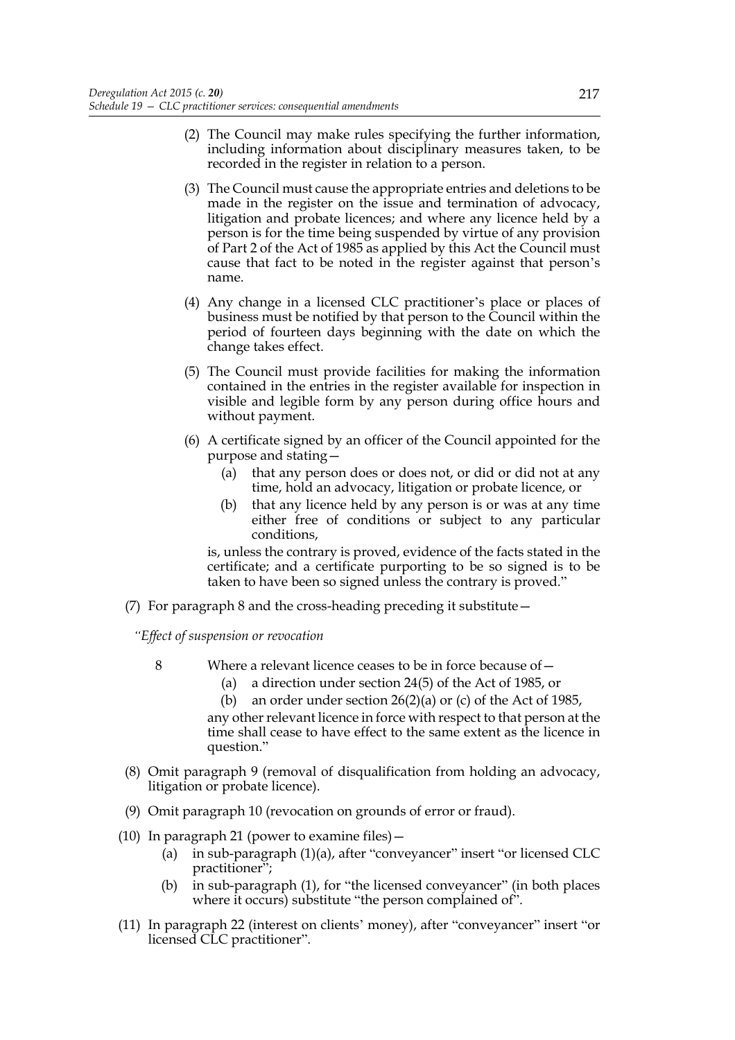(2) The Council may make rules specifying the further information, including information about disciplinary measures taken, to be recorded in the register in relation to a person.

(3) The Council must cause the appropriate entries and deletions to be made in the register on the issue and termination of advocacy, litigation and probate licences; and where any licence held by a person is for the time being suspended by virtue of any provision of Part 2 of the Act of 1985 as applied by this Act the Council must cause that fact to be noted in the register against that person's name.

(4) Any change in a licensed CLC practitioner's place or places of business must be notified by that person to the Council within the period of fourteen days beginning with the date on which the change takes effect.

(5) The Council must provide facilities for making the information contained in the entries in the register available for inspection in visible and legible form by any person during office hours and without payment.

(6) A certificate signed by an officer of the Council appointed for the purpose and stating—

(a) that any person does or does not, or did or did not at any time, hold an advocacy, litigation or probate licence, or

(b) that any licence held by any person is or was at any time either free of conditions or subject to any particular conditions,

is, unless the contrary is proved, evidence of the facts stated in the certificate; and a certificate purporting to be so signed is to be taken to have been so signed unless the contrary is proved."

(7) For paragraph 8 and the cross-heading preceding it substitute—

"*Effect of suspension or revocation*

8 Where a relevant licence ceases to be in force because of—

(a) a direction under section 24(5) of the Act of 1985, or

(b) an order under section 26(2)(a) or (c) of the Act of 1985,

any other relevant licence in force with respect to that person at the time shall cease to have effect to the same extent as the licence in question."

(8) Omit paragraph 9 (removal of disqualification from holding an advocacy, litigation or probate licence).

(9) Omit paragraph 10 (revocation on grounds of error or fraud).

(10) In paragraph 21 (power to examine files)—

(a) in sub-paragraph (1)(a), after "conveyancer" insert "or licensed CLC practitioner";

(b) in sub-paragraph (1), for "the licensed conveyancer" (in both places where it occurs) substitute "the person complained of".

(11) In paragraph 22 (interest on clients' money), after "conveyancer" insert "or licensed CLC practitioner".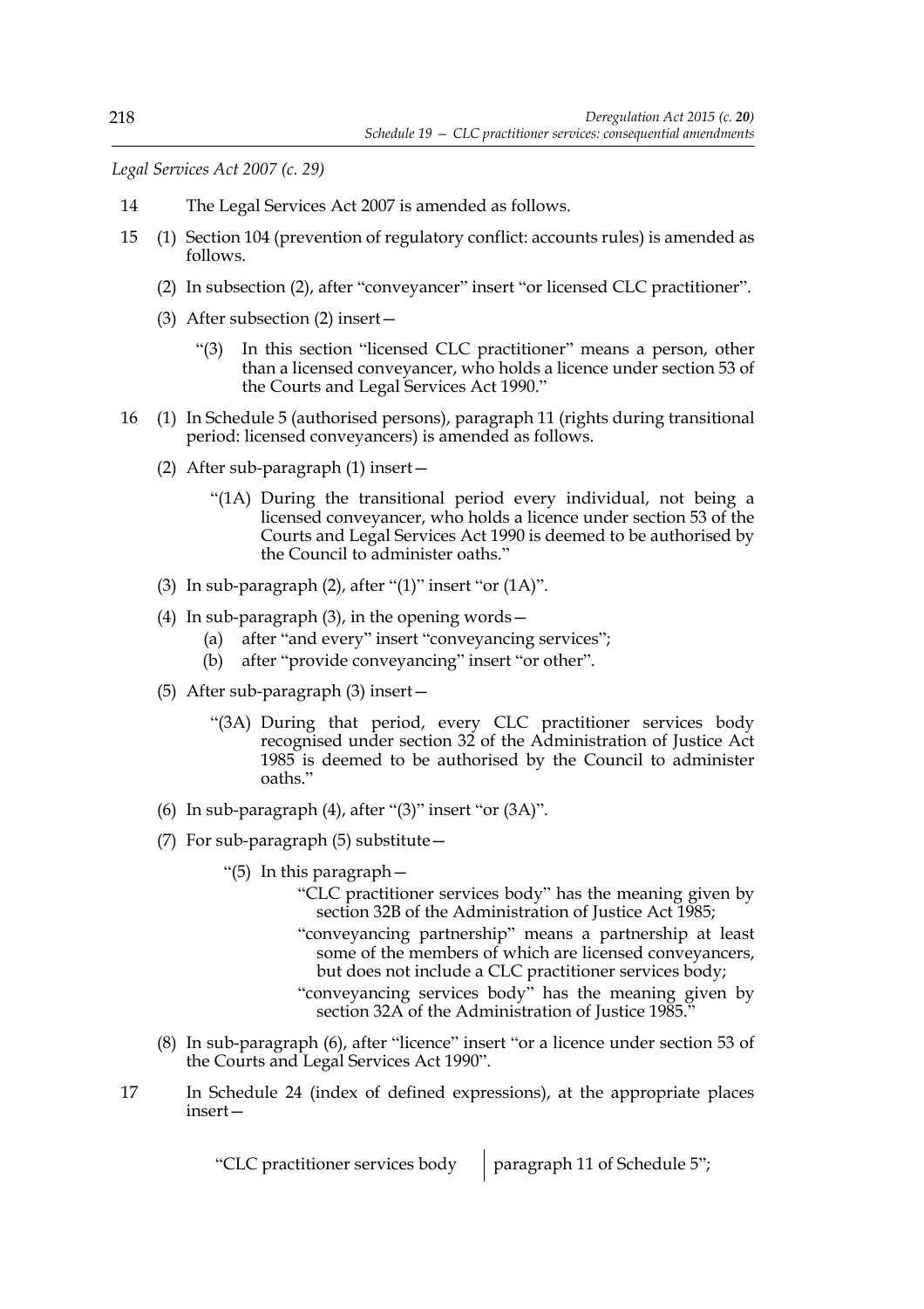*Legal Services Act 2007 (c. 29)*

14 The Legal Services Act 2007 is amended as follows.

15 (1) Section 104 (prevention of regulatory conflict: accounts rules) is amended as follows.

(2) In subsection (2), after "conveyancer" insert "or licensed CLC practitioner".

(3) After subsection (2) insert—

"(3) In this section "licensed CLC practitioner" means a person, other than a licensed conveyancer, who holds a licence under section 53 of the Courts and Legal Services Act 1990."

16 (1) In Schedule 5 (authorised persons), paragraph 11 (rights during transitional period: licensed conveyancers) is amended as follows.

(2) After sub-paragraph (1) insert—

"(1A) During the transitional period every individual, not being a licensed conveyancer, who holds a licence under section 53 of the Courts and Legal Services Act 1990 is deemed to be authorised by the Council to administer oaths."

(3) In sub-paragraph (2), after "(1)" insert "or (1A)".

(4) In sub-paragraph (3), in the opening words—

(a) after "and every" insert "conveyancing services";

(b) after "provide conveyancing" insert "or other".

(5) After sub-paragraph (3) insert—

"(3A) During that period, every CLC practitioner services body recognised under section 32 of the Administration of Justice Act 1985 is deemed to be authorised by the Council to administer oaths."

(6) In sub-paragraph (4), after "(3)" insert "or (3A)".

(7) For sub-paragraph (5) substitute—

"(5) In this paragraph—

"CLC practitioner services body" has the meaning given by section 32B of the Administration of Justice Act 1985;

"conveyancing partnership" means a partnership at least some of the members of which are licensed conveyancers, but does not include a CLC practitioner services body;

"conveyancing services body" has the meaning given by section 32A of the Administration of Justice 1985."

(8) In sub-paragraph (6), after "licence" insert "or a licence under section 53 of the Courts and Legal Services Act 1990".

17 In Schedule 24 (index of defined expressions), at the appropriate places insert—

| | |
|---|---|
| "CLC practitioner services body | paragraph 11 of Schedule 5"; |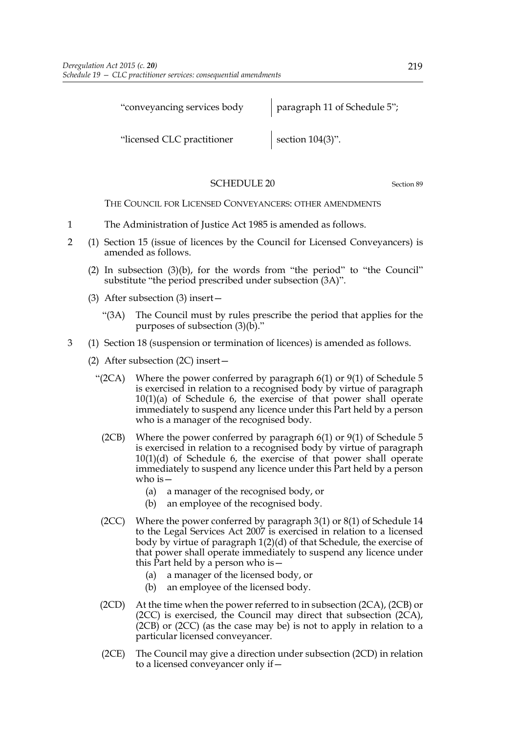| | |
|---|---|
| "conveyancing services body | paragraph 11 of Schedule 5"; |
| "licensed CLC practitioner | section 104(3)". |

## SCHEDULE 20

Section 89

THE COUNCIL FOR LICENSED CONVEYANCERS: OTHER AMENDMENTS

1 The Administration of Justice Act 1985 is amended as follows.

2 (1) Section 15 (issue of licences by the Council for Licensed Conveyancers) is amended as follows.

(2) In subsection (3)(b), for the words from "the period" to "the Council" substitute "the period prescribed under subsection (3A)".

(3) After subsection (3) insert—

"(3A) The Council must by rules prescribe the period that applies for the purposes of subsection (3)(b)."

3 (1) Section 18 (suspension or termination of licences) is amended as follows.

(2) After subsection (2C) insert—

"(2CA) Where the power conferred by paragraph 6(1) or 9(1) of Schedule 5 is exercised in relation to a recognised body by virtue of paragraph 10(1)(a) of Schedule 6, the exercise of that power shall operate immediately to suspend any licence under this Part held by a person who is a manager of the recognised body.

(2CB) Where the power conferred by paragraph 6(1) or 9(1) of Schedule 5 is exercised in relation to a recognised body by virtue of paragraph 10(1)(d) of Schedule 6, the exercise of that power shall operate immediately to suspend any licence under this Part held by a person who is—

(a) a manager of the recognised body, or
(b) an employee of the recognised body.

(2CC) Where the power conferred by paragraph 3(1) or 8(1) of Schedule 14 to the Legal Services Act 2007 is exercised in relation to a licensed body by virtue of paragraph 1(2)(d) of that Schedule, the exercise of that power shall operate immediately to suspend any licence under this Part held by a person who is—

(a) a manager of the licensed body, or
(b) an employee of the licensed body.

(2CD) At the time when the power referred to in subsection (2CA), (2CB) or (2CC) is exercised, the Council may direct that subsection (2CA), (2CB) or (2CC) (as the case may be) is not to apply in relation to a particular licensed conveyancer.

(2CE) The Council may give a direction under subsection (2CD) in relation to a licensed conveyancer only if—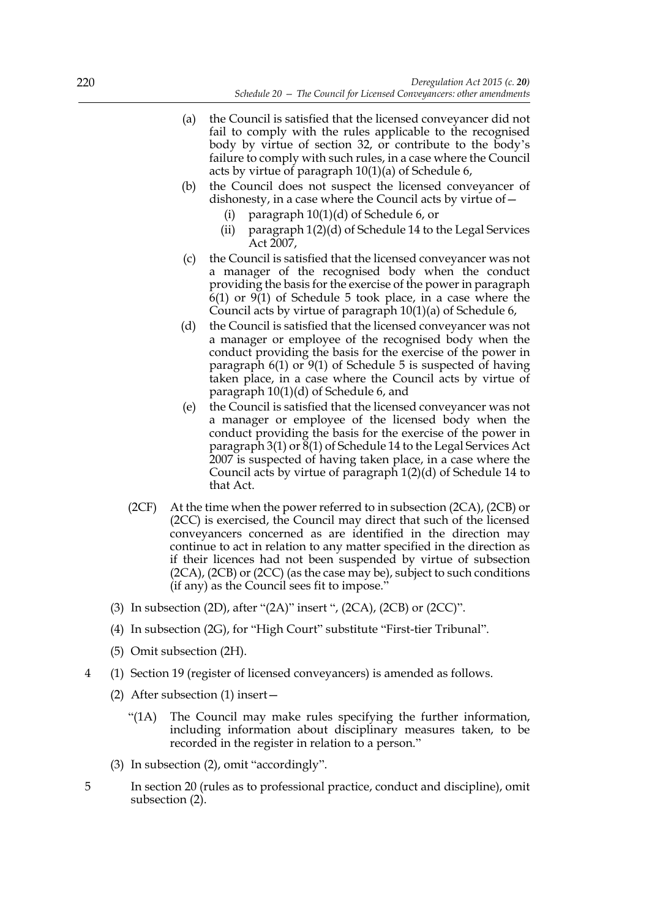(a) the Council is satisfied that the licensed conveyancer did not fail to comply with the rules applicable to the recognised body by virtue of section 32, or contribute to the body's failure to comply with such rules, in a case where the Council acts by virtue of paragraph 10(1)(a) of Schedule 6,

(b) the Council does not suspect the licensed conveyancer of dishonesty, in a case where the Council acts by virtue of—

   (i) paragraph 10(1)(d) of Schedule 6, or

   (ii) paragraph 1(2)(d) of Schedule 14 to the Legal Services Act 2007,

(c) the Council is satisfied that the licensed conveyancer was not a manager of the recognised body when the conduct providing the basis for the exercise of the power in paragraph 6(1) or 9(1) of Schedule 5 took place, in a case where the Council acts by virtue of paragraph 10(1)(a) of Schedule 6,

(d) the Council is satisfied that the licensed conveyancer was not a manager or employee of the recognised body when the conduct providing the basis for the exercise of the power in paragraph 6(1) or 9(1) of Schedule 5 is suspected of having taken place, in a case where the Council acts by virtue of paragraph 10(1)(d) of Schedule 6, and

(e) the Council is satisfied that the licensed conveyancer was not a manager or employee of the licensed body when the conduct providing the basis for the exercise of the power in paragraph 3(1) or 8(1) of Schedule 14 to the Legal Services Act 2007 is suspected of having taken place, in a case where the Council acts by virtue of paragraph 1(2)(d) of Schedule 14 to that Act.

(2CF) At the time when the power referred to in subsection (2CA), (2CB) or (2CC) is exercised, the Council may direct that such of the licensed conveyancers concerned as are identified in the direction may continue to act in relation to any matter specified in the direction as if their licences had not been suspended by virtue of subsection (2CA), (2CB) or (2CC) (as the case may be), subject to such conditions (if any) as the Council sees fit to impose."

(3) In subsection (2D), after "(2A)" insert ", (2CA), (2CB) or (2CC)".

(4) In subsection (2G), for "High Court" substitute "First-tier Tribunal".

(5) Omit subsection (2H).

4 (1) Section 19 (register of licensed conveyancers) is amended as follows.

(2) After subsection (1) insert—

"(1A) The Council may make rules specifying the further information, including information about disciplinary measures taken, to be recorded in the register in relation to a person."

(3) In subsection (2), omit "accordingly".

5 In section 20 (rules as to professional practice, conduct and discipline), omit subsection (2).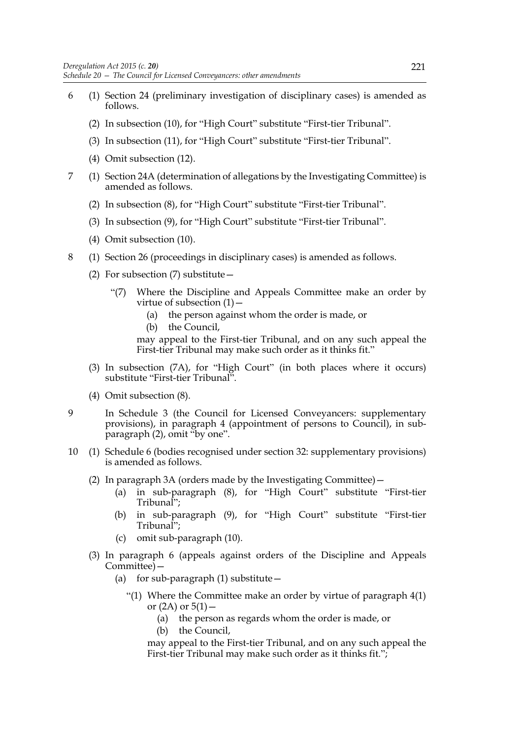6 (1) Section 24 (preliminary investigation of disciplinary cases) is amended as follows.

(2) In subsection (10), for "High Court" substitute "First-tier Tribunal".

(3) In subsection (11), for "High Court" substitute "First-tier Tribunal".

(4) Omit subsection (12).

7 (1) Section 24A (determination of allegations by the Investigating Committee) is amended as follows.

(2) In subsection (8), for "High Court" substitute "First-tier Tribunal".

(3) In subsection (9), for "High Court" substitute "First-tier Tribunal".

(4) Omit subsection (10).

8 (1) Section 26 (proceedings in disciplinary cases) is amended as follows.

(2) For subsection (7) substitute—

"(7) Where the Discipline and Appeals Committee make an order by virtue of subsection (1)—

(a) the person against whom the order is made, or

(b) the Council,

may appeal to the First-tier Tribunal, and on any such appeal the First-tier Tribunal may make such order as it thinks fit."

(3) In subsection (7A), for "High Court" (in both places where it occurs) substitute "First-tier Tribunal".

(4) Omit subsection (8).

9 In Schedule 3 (the Council for Licensed Conveyancers: supplementary provisions), in paragraph 4 (appointment of persons to Council), in sub-paragraph (2), omit "by one".

10 (1) Schedule 6 (bodies recognised under section 32: supplementary provisions) is amended as follows.

(2) In paragraph 3A (orders made by the Investigating Committee)—

(a) in sub-paragraph (8), for "High Court" substitute "First-tier Tribunal";

(b) in sub-paragraph (9), for "High Court" substitute "First-tier Tribunal";

(c) omit sub-paragraph (10).

(3) In paragraph 6 (appeals against orders of the Discipline and Appeals Committee)—

(a) for sub-paragraph (1) substitute—

"(1) Where the Committee make an order by virtue of paragraph 4(1) or (2A) or 5(1)—

(a) the person as regards whom the order is made, or

(b) the Council,

may appeal to the First-tier Tribunal, and on any such appeal the First-tier Tribunal may make such order as it thinks fit.";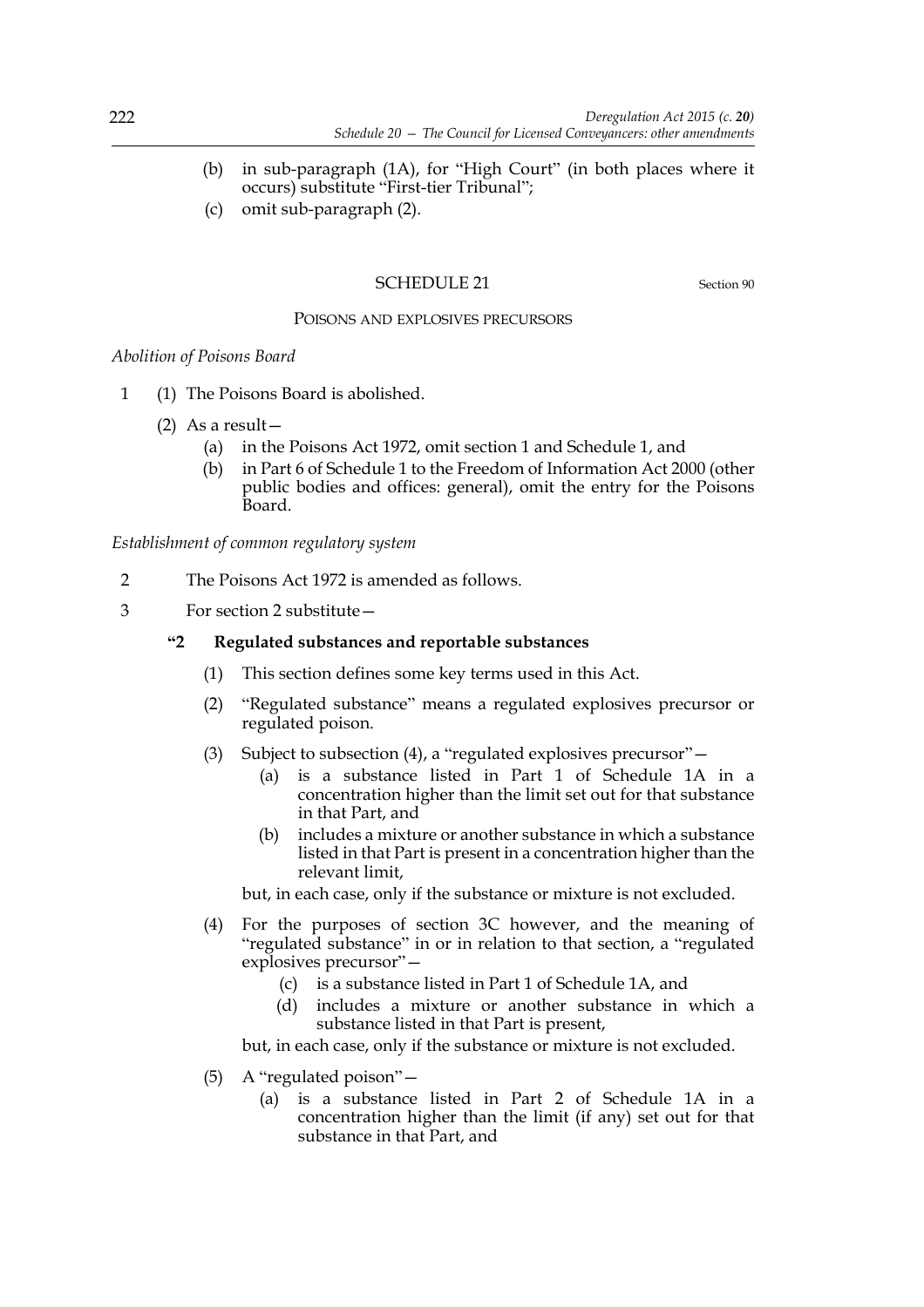(b) in sub-paragraph (1A), for "High Court" (in both places where it occurs) substitute "First-tier Tribunal";

(c) omit sub-paragraph (2).

## SCHEDULE 21

Section 90

### POISONS AND EXPLOSIVES PRECURSORS

*Abolition of Poisons Board*

1 (1) The Poisons Board is abolished.

(2) As a result—

(a) in the Poisons Act 1972, omit section 1 and Schedule 1, and

(b) in Part 6 of Schedule 1 to the Freedom of Information Act 2000 (other public bodies and offices: general), omit the entry for the Poisons Board.

*Establishment of common regulatory system*

2 The Poisons Act 1972 is amended as follows.

3 For section 2 substitute—

**"2 Regulated substances and reportable substances**

(1) This section defines some key terms used in this Act.

(2) "Regulated substance" means a regulated explosives precursor or regulated poison.

(3) Subject to subsection (4), a "regulated explosives precursor"—

(a) is a substance listed in Part 1 of Schedule 1A in a concentration higher than the limit set out for that substance in that Part, and

(b) includes a mixture or another substance in which a substance listed in that Part is present in a concentration higher than the relevant limit,

but, in each case, only if the substance or mixture is not excluded.

(4) For the purposes of section 3C however, and the meaning of "regulated substance" in or in relation to that section, a "regulated explosives precursor"—

(c) is a substance listed in Part 1 of Schedule 1A, and

(d) includes a mixture or another substance in which a substance listed in that Part is present,

but, in each case, only if the substance or mixture is not excluded.

(5) A "regulated poison"—

(a) is a substance listed in Part 2 of Schedule 1A in a concentration higher than the limit (if any) set out for that substance in that Part, and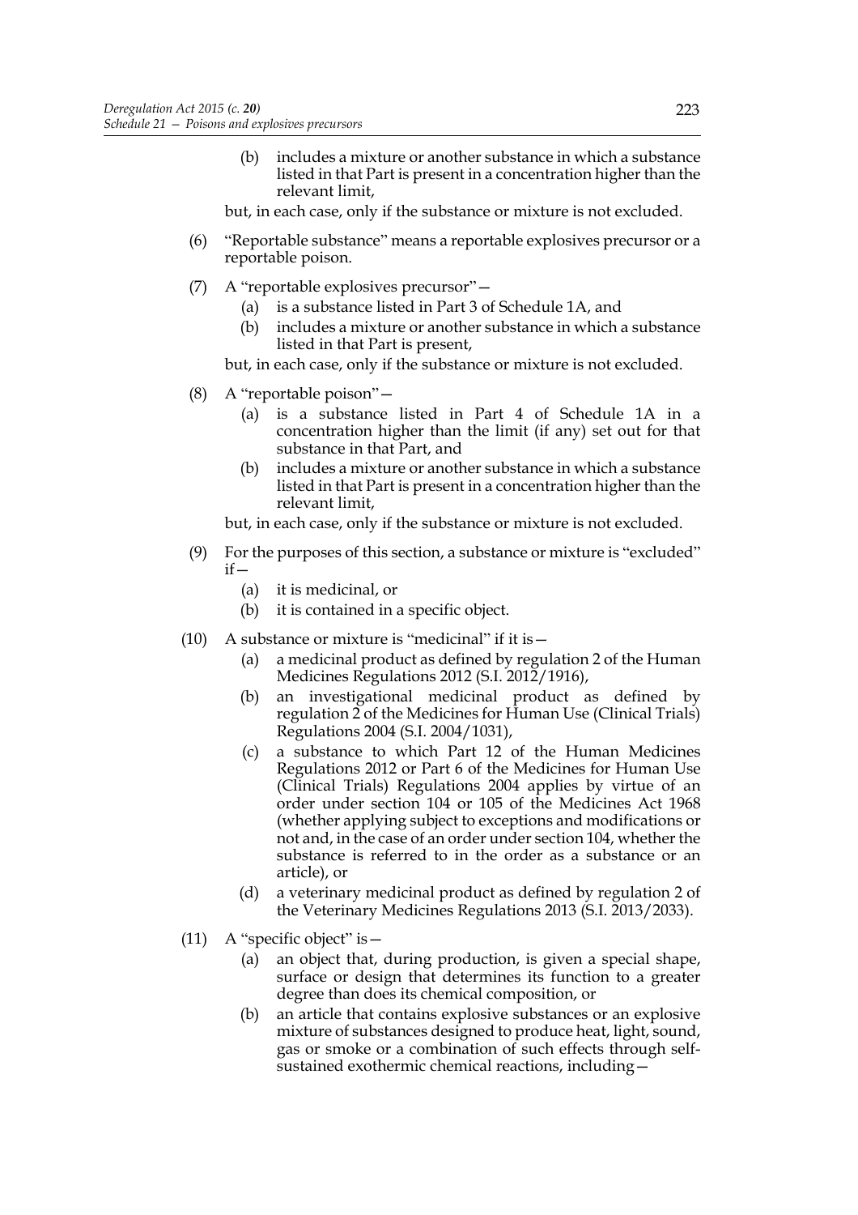(b) includes a mixture or another substance in which a substance listed in that Part is present in a concentration higher than the relevant limit,

but, in each case, only if the substance or mixture is not excluded.

(6) "Reportable substance" means a reportable explosives precursor or a reportable poison.

(7) A "reportable explosives precursor"—

(a) is a substance listed in Part 3 of Schedule 1A, and

(b) includes a mixture or another substance in which a substance listed in that Part is present,

but, in each case, only if the substance or mixture is not excluded.

(8) A "reportable poison"—

(a) is a substance listed in Part 4 of Schedule 1A in a concentration higher than the limit (if any) set out for that substance in that Part, and

(b) includes a mixture or another substance in which a substance listed in that Part is present in a concentration higher than the relevant limit,

but, in each case, only if the substance or mixture is not excluded.

(9) For the purposes of this section, a substance or mixture is "excluded" if—

(a) it is medicinal, or

(b) it is contained in a specific object.

(10) A substance or mixture is "medicinal" if it is—

(a) a medicinal product as defined by regulation 2 of the Human Medicines Regulations 2012 (S.I. 2012/1916),

(b) an investigational medicinal product as defined by regulation 2 of the Medicines for Human Use (Clinical Trials) Regulations 2004 (S.I. 2004/1031),

(c) a substance to which Part 12 of the Human Medicines Regulations 2012 or Part 6 of the Medicines for Human Use (Clinical Trials) Regulations 2004 applies by virtue of an order under section 104 or 105 of the Medicines Act 1968 (whether applying subject to exceptions and modifications or not and, in the case of an order under section 104, whether the substance is referred to in the order as a substance or an article), or

(d) a veterinary medicinal product as defined by regulation 2 of the Veterinary Medicines Regulations 2013 (S.I. 2013/2033).

(11) A "specific object" is—

(a) an object that, during production, is given a special shape, surface or design that determines its function to a greater degree than does its chemical composition, or

(b) an article that contains explosive substances or an explosive mixture of substances designed to produce heat, light, sound, gas or smoke or a combination of such effects through self-sustained exothermic chemical reactions, including—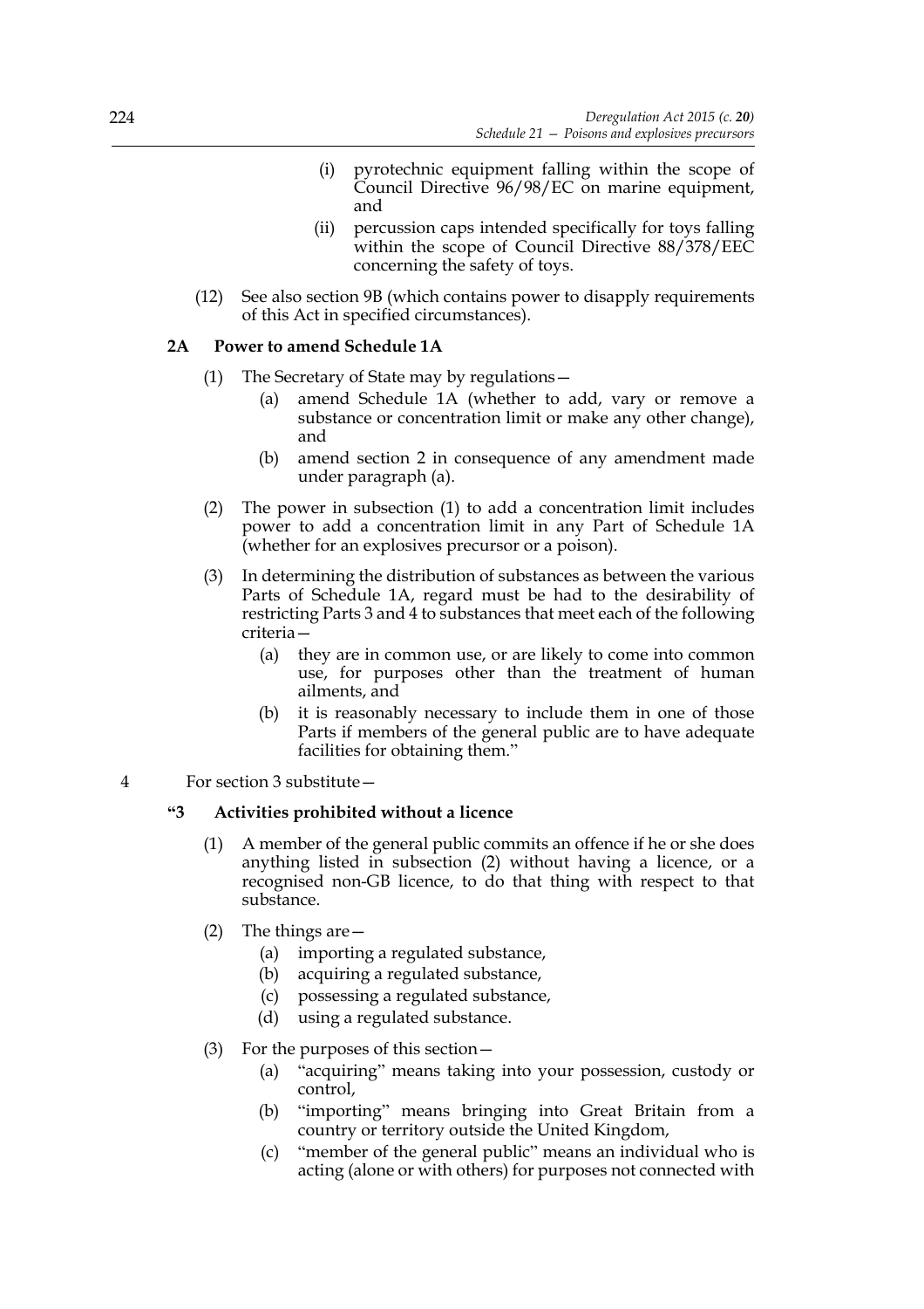(i) pyrotechnic equipment falling within the scope of Council Directive 96/98/EC on marine equipment, and

(ii) percussion caps intended specifically for toys falling within the scope of Council Directive 88/378/EEC concerning the safety of toys.

(12) See also section 9B (which contains power to disapply requirements of this Act in specified circumstances).

**2A Power to amend Schedule 1A**

(1) The Secretary of State may by regulations—

(a) amend Schedule 1A (whether to add, vary or remove a substance or concentration limit or make any other change), and

(b) amend section 2 in consequence of any amendment made under paragraph (a).

(2) The power in subsection (1) to add a concentration limit includes power to add a concentration limit in any Part of Schedule 1A (whether for an explosives precursor or a poison).

(3) In determining the distribution of substances as between the various Parts of Schedule 1A, regard must be had to the desirability of restricting Parts 3 and 4 to substances that meet each of the following criteria—

(a) they are in common use, or are likely to come into common use, for purposes other than the treatment of human ailments, and

(b) it is reasonably necessary to include them in one of those Parts if members of the general public are to have adequate facilities for obtaining them."

4 For section 3 substitute—

**"3 Activities prohibited without a licence**

(1) A member of the general public commits an offence if he or she does anything listed in subsection (2) without having a licence, or a recognised non-GB licence, to do that thing with respect to that substance.

(2) The things are—

(a) importing a regulated substance,

(b) acquiring a regulated substance,

(c) possessing a regulated substance,

(d) using a regulated substance.

(3) For the purposes of this section—

(a) "acquiring" means taking into your possession, custody or control,

(b) "importing" means bringing into Great Britain from a country or territory outside the United Kingdom,

(c) "member of the general public" means an individual who is acting (alone or with others) for purposes not connected with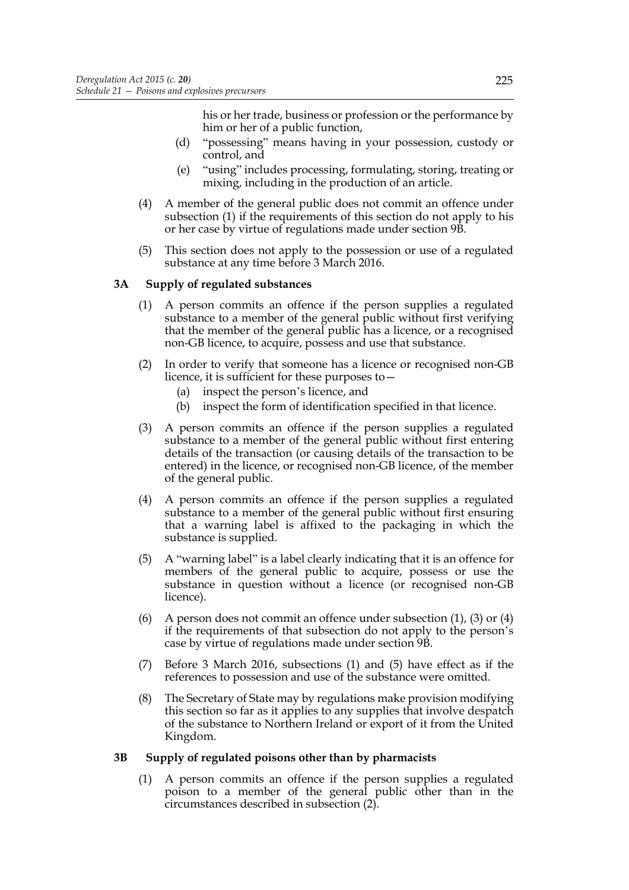his or her trade, business or profession or the performance by him or her of a public function,

(d) "possessing" means having in your possession, custody or control, and

(e) "using" includes processing, formulating, storing, treating or mixing, including in the production of an article.

(4) A member of the general public does not commit an offence under subsection (1) if the requirements of this section do not apply to his or her case by virtue of regulations made under section 9B.

(5) This section does not apply to the possession or use of a regulated substance at any time before 3 March 2016.

### 3A Supply of regulated substances

(1) A person commits an offence if the person supplies a regulated substance to a member of the general public without first verifying that the member of the general public has a licence, or a recognised non-GB licence, to acquire, possess and use that substance.

(2) In order to verify that someone has a licence or recognised non-GB licence, it is sufficient for these purposes to—

(a) inspect the person's licence, and

(b) inspect the form of identification specified in that licence.

(3) A person commits an offence if the person supplies a regulated substance to a member of the general public without first entering details of the transaction (or causing details of the transaction to be entered) in the licence, or recognised non-GB licence, of the member of the general public.

(4) A person commits an offence if the person supplies a regulated substance to a member of the general public without first ensuring that a warning label is affixed to the packaging in which the substance is supplied.

(5) A "warning label" is a label clearly indicating that it is an offence for members of the general public to acquire, possess or use the substance in question without a licence (or recognised non-GB licence).

(6) A person does not commit an offence under subsection (1), (3) or (4) if the requirements of that subsection do not apply to the person's case by virtue of regulations made under section 9B.

(7) Before 3 March 2016, subsections (1) and (5) have effect as if the references to possession and use of the substance were omitted.

(8) The Secretary of State may by regulations make provision modifying this section so far as it applies to any supplies that involve despatch of the substance to Northern Ireland or export of it from the United Kingdom.

### 3B Supply of regulated poisons other than by pharmacists

(1) A person commits an offence if the person supplies a regulated poison to a member of the general public other than in the circumstances described in subsection (2).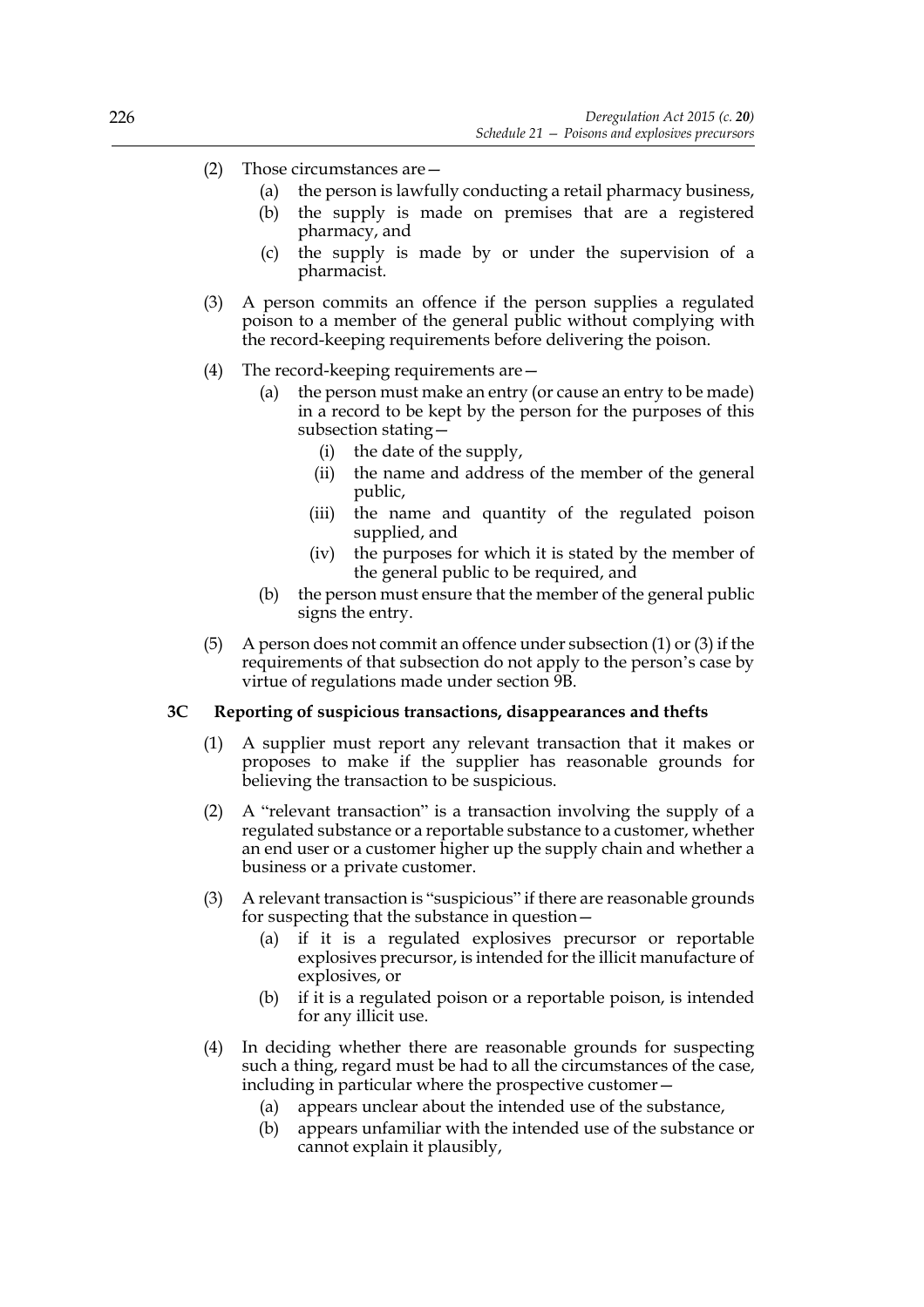(2) Those circumstances are—

(a) the person is lawfully conducting a retail pharmacy business,

(b) the supply is made on premises that are a registered pharmacy, and

(c) the supply is made by or under the supervision of a pharmacist.

(3) A person commits an offence if the person supplies a regulated poison to a member of the general public without complying with the record-keeping requirements before delivering the poison.

(4) The record-keeping requirements are—

(a) the person must make an entry (or cause an entry to be made) in a record to be kept by the person for the purposes of this subsection stating—

(i) the date of the supply,

(ii) the name and address of the member of the general public,

(iii) the name and quantity of the regulated poison supplied, and

(iv) the purposes for which it is stated by the member of the general public to be required, and

(b) the person must ensure that the member of the general public signs the entry.

(5) A person does not commit an offence under subsection (1) or (3) if the requirements of that subsection do not apply to the person's case by virtue of regulations made under section 9B.

**3C Reporting of suspicious transactions, disappearances and thefts**

(1) A supplier must report any relevant transaction that it makes or proposes to make if the supplier has reasonable grounds for believing the transaction to be suspicious.

(2) A "relevant transaction" is a transaction involving the supply of a regulated substance or a reportable substance to a customer, whether an end user or a customer higher up the supply chain and whether a business or a private customer.

(3) A relevant transaction is "suspicious" if there are reasonable grounds for suspecting that the substance in question—

(a) if it is a regulated explosives precursor or reportable explosives precursor, is intended for the illicit manufacture of explosives, or

(b) if it is a regulated poison or a reportable poison, is intended for any illicit use.

(4) In deciding whether there are reasonable grounds for suspecting such a thing, regard must be had to all the circumstances of the case, including in particular where the prospective customer—

(a) appears unclear about the intended use of the substance,

(b) appears unfamiliar with the intended use of the substance or cannot explain it plausibly,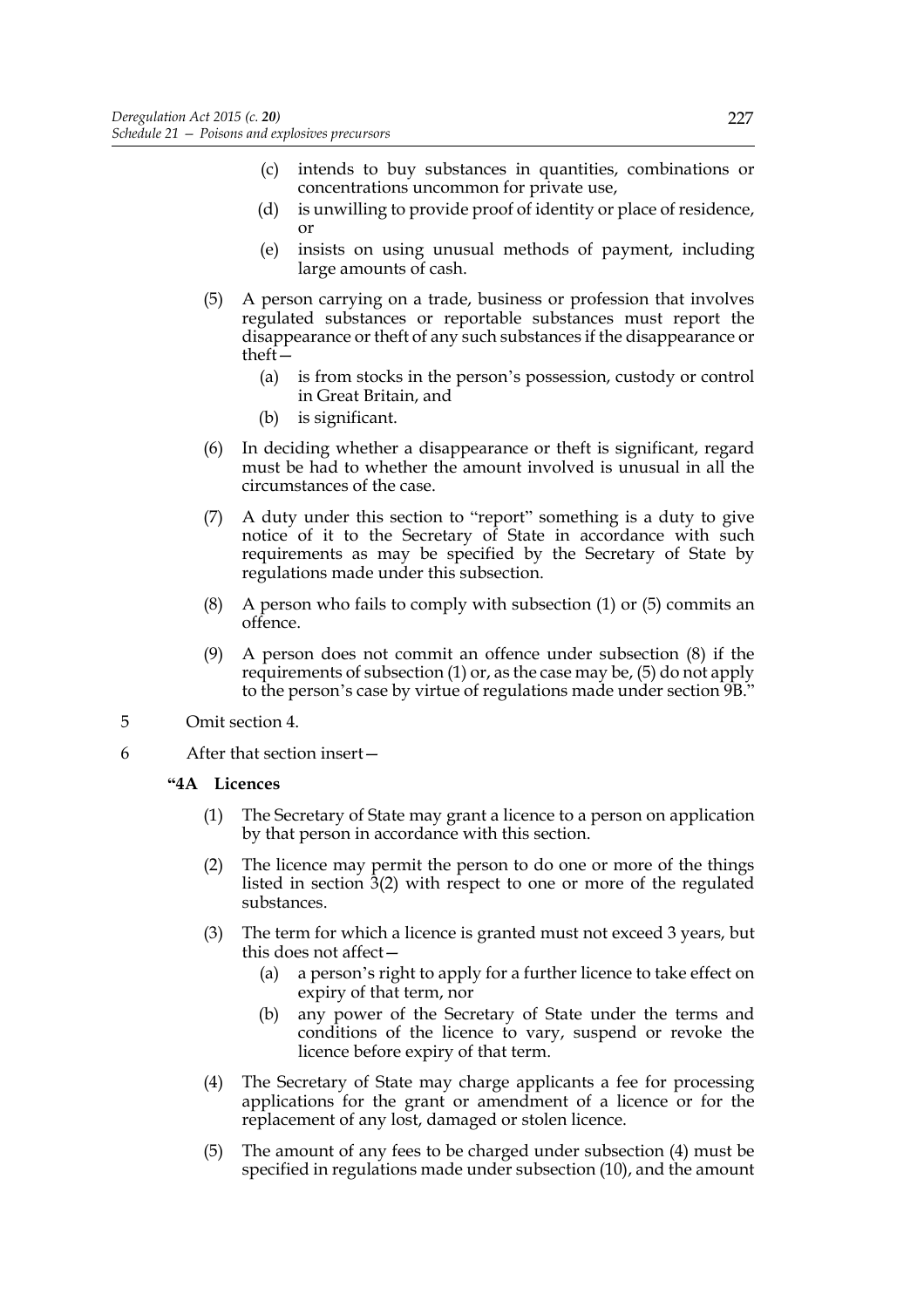(c) intends to buy substances in quantities, combinations or concentrations uncommon for private use,

(d) is unwilling to provide proof of identity or place of residence, or

(e) insists on using unusual methods of payment, including large amounts of cash.

(5) A person carrying on a trade, business or profession that involves regulated substances or reportable substances must report the disappearance or theft of any such substances if the disappearance or theft—

(a) is from stocks in the person's possession, custody or control in Great Britain, and

(b) is significant.

(6) In deciding whether a disappearance or theft is significant, regard must be had to whether the amount involved is unusual in all the circumstances of the case.

(7) A duty under this section to "report" something is a duty to give notice of it to the Secretary of State in accordance with such requirements as may be specified by the Secretary of State by regulations made under this subsection.

(8) A person who fails to comply with subsection (1) or (5) commits an offence.

(9) A person does not commit an offence under subsection (8) if the requirements of subsection (1) or, as the case may be, (5) do not apply to the person's case by virtue of regulations made under section 9B."

5 Omit section 4.

6 After that section insert—

**"4A Licences**

(1) The Secretary of State may grant a licence to a person on application by that person in accordance with this section.

(2) The licence may permit the person to do one or more of the things listed in section 3(2) with respect to one or more of the regulated substances.

(3) The term for which a licence is granted must not exceed 3 years, but this does not affect—

(a) a person's right to apply for a further licence to take effect on expiry of that term, nor

(b) any power of the Secretary of State under the terms and conditions of the licence to vary, suspend or revoke the licence before expiry of that term.

(4) The Secretary of State may charge applicants a fee for processing applications for the grant or amendment of a licence or for the replacement of any lost, damaged or stolen licence.

(5) The amount of any fees to be charged under subsection (4) must be specified in regulations made under subsection (10), and the amount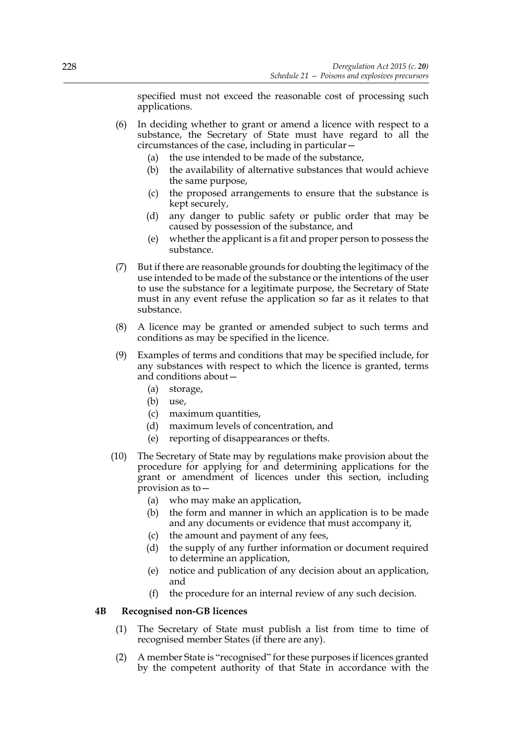specified must not exceed the reasonable cost of processing such applications.

(6) In deciding whether to grant or amend a licence with respect to a substance, the Secretary of State must have regard to all the circumstances of the case, including in particular—

(a) the use intended to be made of the substance,

(b) the availability of alternative substances that would achieve the same purpose,

(c) the proposed arrangements to ensure that the substance is kept securely,

(d) any danger to public safety or public order that may be caused by possession of the substance, and

(e) whether the applicant is a fit and proper person to possess the substance.

(7) But if there are reasonable grounds for doubting the legitimacy of the use intended to be made of the substance or the intentions of the user to use the substance for a legitimate purpose, the Secretary of State must in any event refuse the application so far as it relates to that substance.

(8) A licence may be granted or amended subject to such terms and conditions as may be specified in the licence.

(9) Examples of terms and conditions that may be specified include, for any substances with respect to which the licence is granted, terms and conditions about—

(a) storage,

(b) use,

(c) maximum quantities,

(d) maximum levels of concentration, and

(e) reporting of disappearances or thefts.

(10) The Secretary of State may by regulations make provision about the procedure for applying for and determining applications for the grant or amendment of licences under this section, including provision as to—

(a) who may make an application,

(b) the form and manner in which an application is to be made and any documents or evidence that must accompany it,

(c) the amount and payment of any fees,

(d) the supply of any further information or document required to determine an application,

(e) notice and publication of any decision about an application, and

(f) the procedure for an internal review of any such decision.

**4B Recognised non-GB licences**

(1) The Secretary of State must publish a list from time to time of recognised member States (if there are any).

(2) A member State is "recognised" for these purposes if licences granted by the competent authority of that State in accordance with the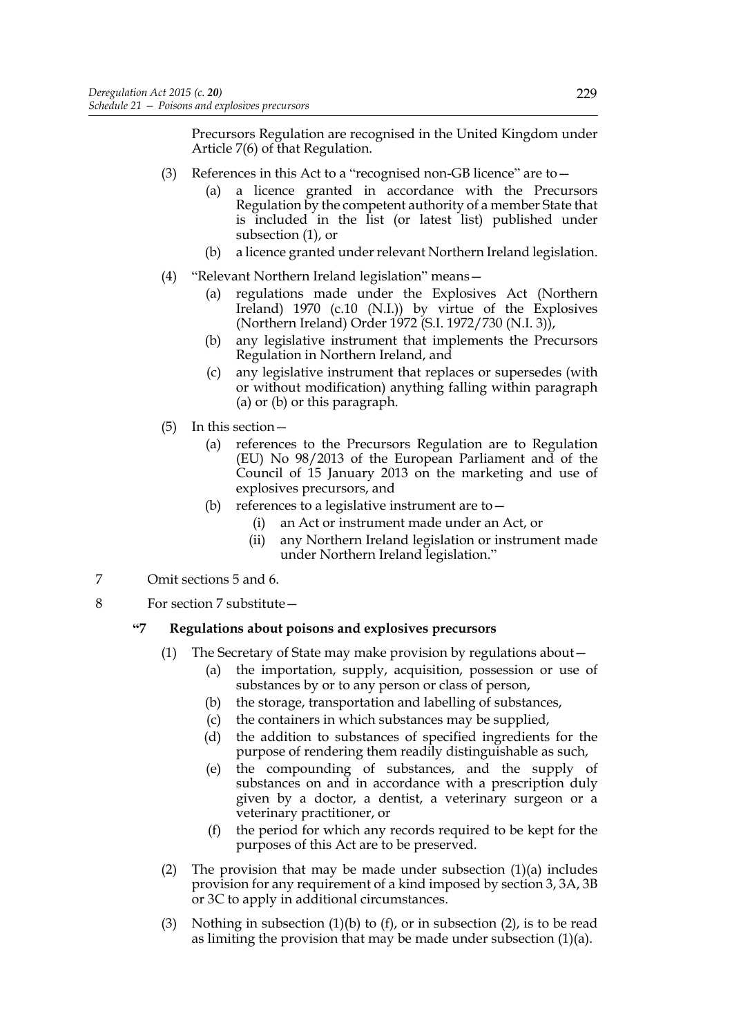Precursors Regulation are recognised in the United Kingdom under Article 7(6) of that Regulation.

(3) References in this Act to a "recognised non-GB licence" are to—

(a) a licence granted in accordance with the Precursors Regulation by the competent authority of a member State that is included in the list (or latest list) published under subsection (1), or

(b) a licence granted under relevant Northern Ireland legislation.

(4) "Relevant Northern Ireland legislation" means—

(a) regulations made under the Explosives Act (Northern Ireland) 1970 (c.10 (N.I.)) by virtue of the Explosives (Northern Ireland) Order 1972 (S.I. 1972/730 (N.I. 3)),

(b) any legislative instrument that implements the Precursors Regulation in Northern Ireland, and

(c) any legislative instrument that replaces or supersedes (with or without modification) anything falling within paragraph (a) or (b) or this paragraph.

(5) In this section—

(a) references to the Precursors Regulation are to Regulation (EU) No 98/2013 of the European Parliament and of the Council of 15 January 2013 on the marketing and use of explosives precursors, and

(b) references to a legislative instrument are to—

(i) an Act or instrument made under an Act, or

(ii) any Northern Ireland legislation or instrument made under Northern Ireland legislation."

7 Omit sections 5 and 6.

8 For section 7 substitute—

### "7 Regulations about poisons and explosives precursors

(1) The Secretary of State may make provision by regulations about—

(a) the importation, supply, acquisition, possession or use of substances by or to any person or class of person,

(b) the storage, transportation and labelling of substances,

(c) the containers in which substances may be supplied,

(d) the addition to substances of specified ingredients for the purpose of rendering them readily distinguishable as such,

(e) the compounding of substances, and the supply of substances on and in accordance with a prescription duly given by a doctor, a dentist, a veterinary surgeon or a veterinary practitioner, or

(f) the period for which any records required to be kept for the purposes of this Act are to be preserved.

(2) The provision that may be made under subsection (1)(a) includes provision for any requirement of a kind imposed by section 3, 3A, 3B or 3C to apply in additional circumstances.

(3) Nothing in subsection (1)(b) to (f), or in subsection (2), is to be read as limiting the provision that may be made under subsection (1)(a).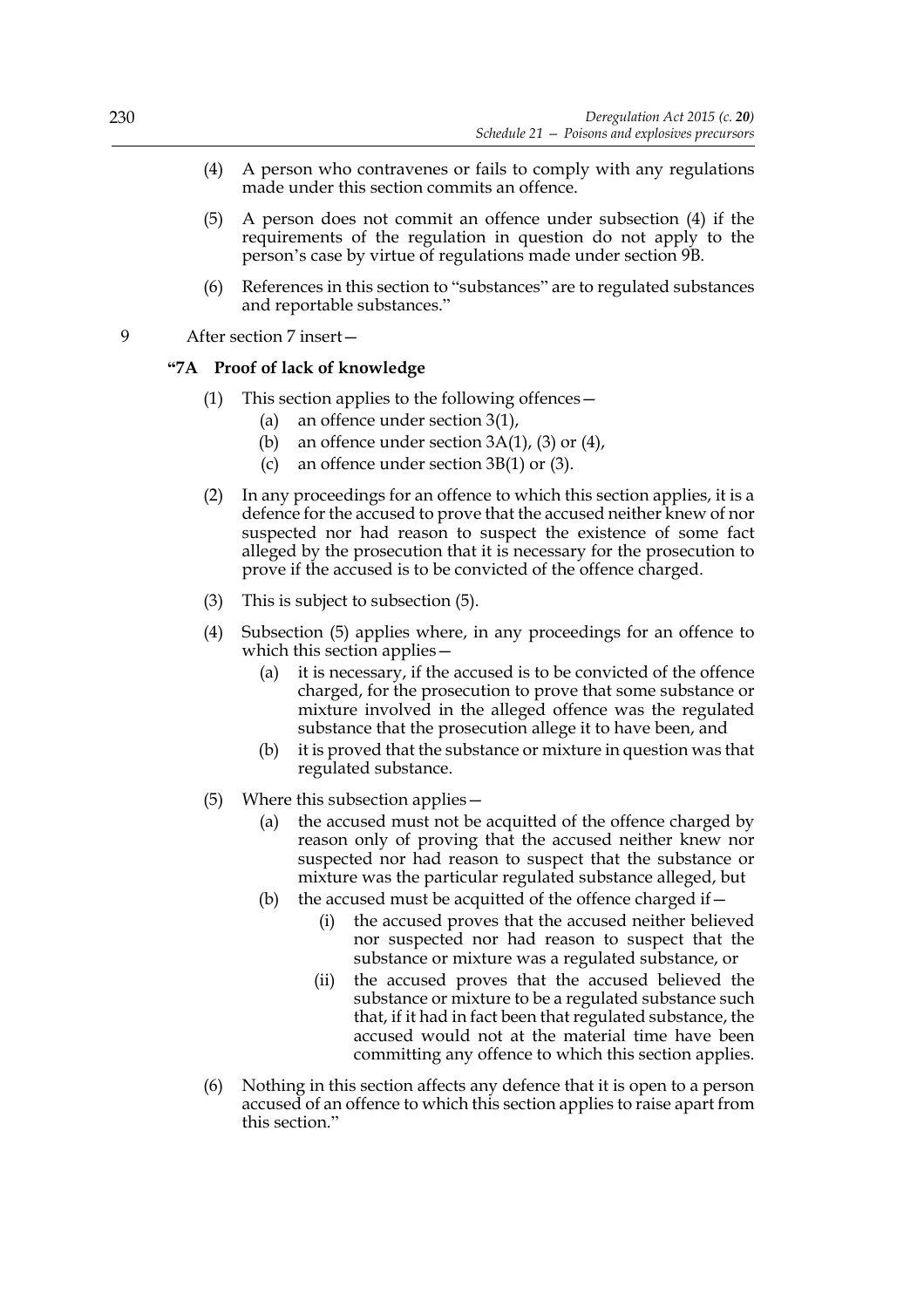(4) A person who contravenes or fails to comply with any regulations made under this section commits an offence.

(5) A person does not commit an offence under subsection (4) if the requirements of the regulation in question do not apply to the person's case by virtue of regulations made under section 9B.

(6) References in this section to "substances" are to regulated substances and reportable substances."

9 After section 7 insert—

**"7A Proof of lack of knowledge**

(1) This section applies to the following offences—

(a) an offence under section 3(1),

(b) an offence under section 3A(1), (3) or (4),

(c) an offence under section 3B(1) or (3).

(2) In any proceedings for an offence to which this section applies, it is a defence for the accused to prove that the accused neither knew of nor suspected nor had reason to suspect the existence of some fact alleged by the prosecution that it is necessary for the prosecution to prove if the accused is to be convicted of the offence charged.

(3) This is subject to subsection (5).

(4) Subsection (5) applies where, in any proceedings for an offence to which this section applies—

(a) it is necessary, if the accused is to be convicted of the offence charged, for the prosecution to prove that some substance or mixture involved in the alleged offence was the regulated substance that the prosecution allege it to have been, and

(b) it is proved that the substance or mixture in question was that regulated substance.

(5) Where this subsection applies—

(a) the accused must not be acquitted of the offence charged by reason only of proving that the accused neither knew nor suspected nor had reason to suspect that the substance or mixture was the particular regulated substance alleged, but

(b) the accused must be acquitted of the offence charged if—

(i) the accused proves that the accused neither believed nor suspected nor had reason to suspect that the substance or mixture was a regulated substance, or

(ii) the accused proves that the accused believed the substance or mixture to be a regulated substance such that, if it had in fact been that regulated substance, the accused would not at the material time have been committing any offence to which this section applies.

(6) Nothing in this section affects any defence that it is open to a person accused of an offence to which this section applies to raise apart from this section."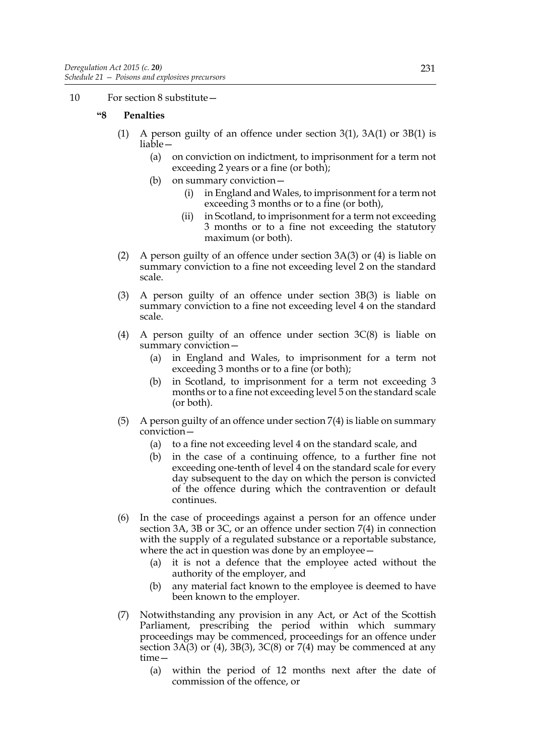10 For section 8 substitute—

**"8 Penalties**

(1) A person guilty of an offence under section 3(1), 3A(1) or 3B(1) is liable—

(a) on conviction on indictment, to imprisonment for a term not exceeding 2 years or a fine (or both);

(b) on summary conviction—

(i) in England and Wales, to imprisonment for a term not exceeding 3 months or to a fine (or both),

(ii) in Scotland, to imprisonment for a term not exceeding 3 months or to a fine not exceeding the statutory maximum (or both).

(2) A person guilty of an offence under section 3A(3) or (4) is liable on summary conviction to a fine not exceeding level 2 on the standard scale.

(3) A person guilty of an offence under section 3B(3) is liable on summary conviction to a fine not exceeding level 4 on the standard scale.

(4) A person guilty of an offence under section 3C(8) is liable on summary conviction—

(a) in England and Wales, to imprisonment for a term not exceeding 3 months or to a fine (or both);

(b) in Scotland, to imprisonment for a term not exceeding 3 months or to a fine not exceeding level 5 on the standard scale (or both).

(5) A person guilty of an offence under section 7(4) is liable on summary conviction—

(a) to a fine not exceeding level 4 on the standard scale, and

(b) in the case of a continuing offence, to a further fine not exceeding one-tenth of level 4 on the standard scale for every day subsequent to the day on which the person is convicted of the offence during which the contravention or default continues.

(6) In the case of proceedings against a person for an offence under section 3A, 3B or 3C, or an offence under section 7(4) in connection with the supply of a regulated substance or a reportable substance, where the act in question was done by an employee—

(a) it is not a defence that the employee acted without the authority of the employer, and

(b) any material fact known to the employee is deemed to have been known to the employer.

(7) Notwithstanding any provision in any Act, or Act of the Scottish Parliament, prescribing the period within which summary proceedings may be commenced, proceedings for an offence under section 3A(3) or (4), 3B(3), 3C(8) or 7(4) may be commenced at any time—

(a) within the period of 12 months next after the date of commission of the offence, or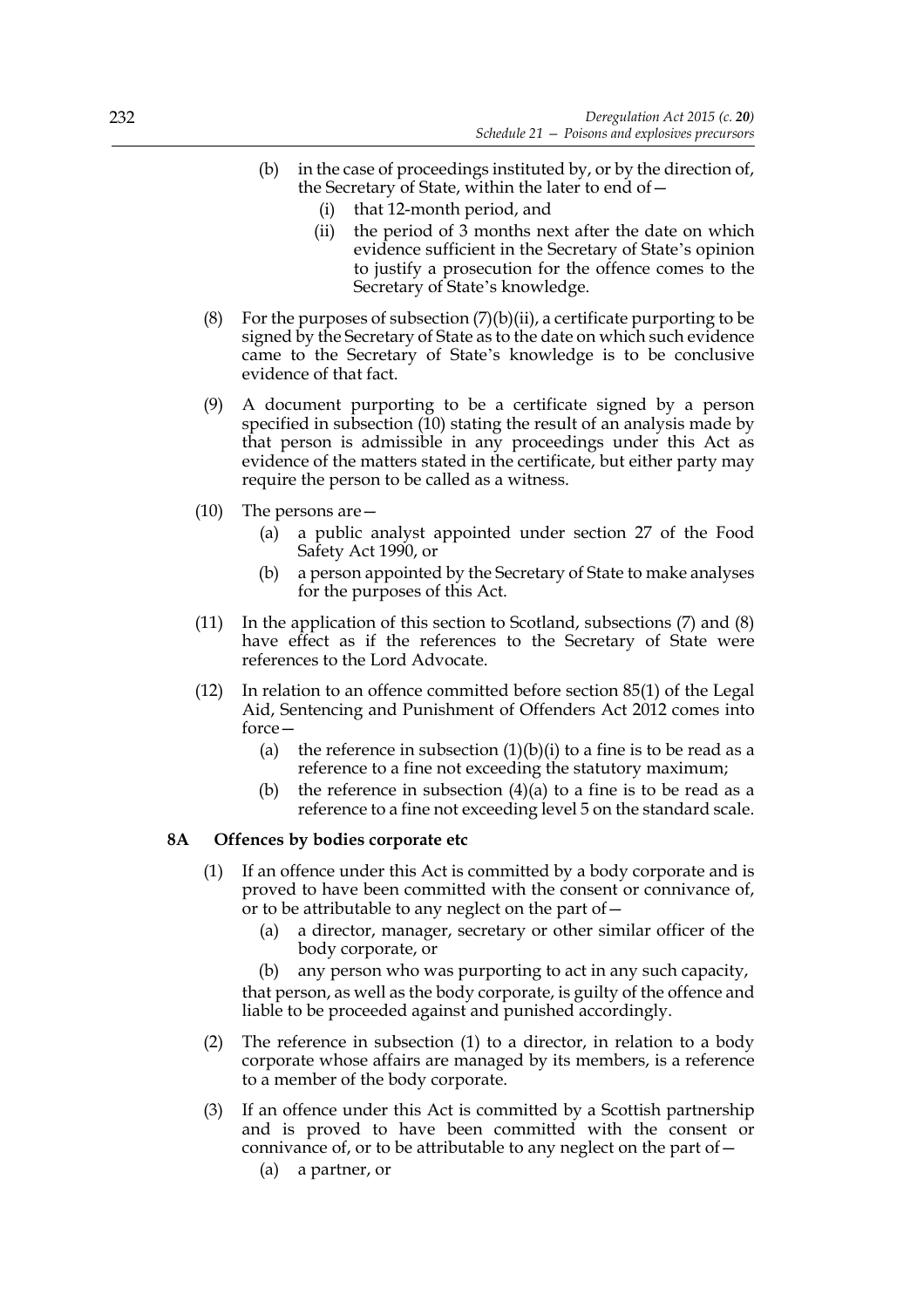(b) in the case of proceedings instituted by, or by the direction of, the Secretary of State, within the later to end of—

   (i) that 12-month period, and

   (ii) the period of 3 months next after the date on which evidence sufficient in the Secretary of State's opinion to justify a prosecution for the offence comes to the Secretary of State's knowledge.

(8) For the purposes of subsection (7)(b)(ii), a certificate purporting to be signed by the Secretary of State as to the date on which such evidence came to the Secretary of State's knowledge is to be conclusive evidence of that fact.

(9) A document purporting to be a certificate signed by a person specified in subsection (10) stating the result of an analysis made by that person is admissible in any proceedings under this Act as evidence of the matters stated in the certificate, but either party may require the person to be called as a witness.

(10) The persons are—

   (a) a public analyst appointed under section 27 of the Food Safety Act 1990, or

   (b) a person appointed by the Secretary of State to make analyses for the purposes of this Act.

(11) In the application of this section to Scotland, subsections (7) and (8) have effect as if the references to the Secretary of State were references to the Lord Advocate.

(12) In relation to an offence committed before section 85(1) of the Legal Aid, Sentencing and Punishment of Offenders Act 2012 comes into force—

   (a) the reference in subsection (1)(b)(i) to a fine is to be read as a reference to a fine not exceeding the statutory maximum;

   (b) the reference in subsection (4)(a) to a fine is to be read as a reference to a fine not exceeding level 5 on the standard scale.

**8A Offences by bodies corporate etc**

(1) If an offence under this Act is committed by a body corporate and is proved to have been committed with the consent or connivance of, or to be attributable to any neglect on the part of—

   (a) a director, manager, secretary or other similar officer of the body corporate, or

   (b) any person who was purporting to act in any such capacity,

that person, as well as the body corporate, is guilty of the offence and liable to be proceeded against and punished accordingly.

(2) The reference in subsection (1) to a director, in relation to a body corporate whose affairs are managed by its members, is a reference to a member of the body corporate.

(3) If an offence under this Act is committed by a Scottish partnership and is proved to have been committed with the consent or connivance of, or to be attributable to any neglect on the part of—

   (a) a partner, or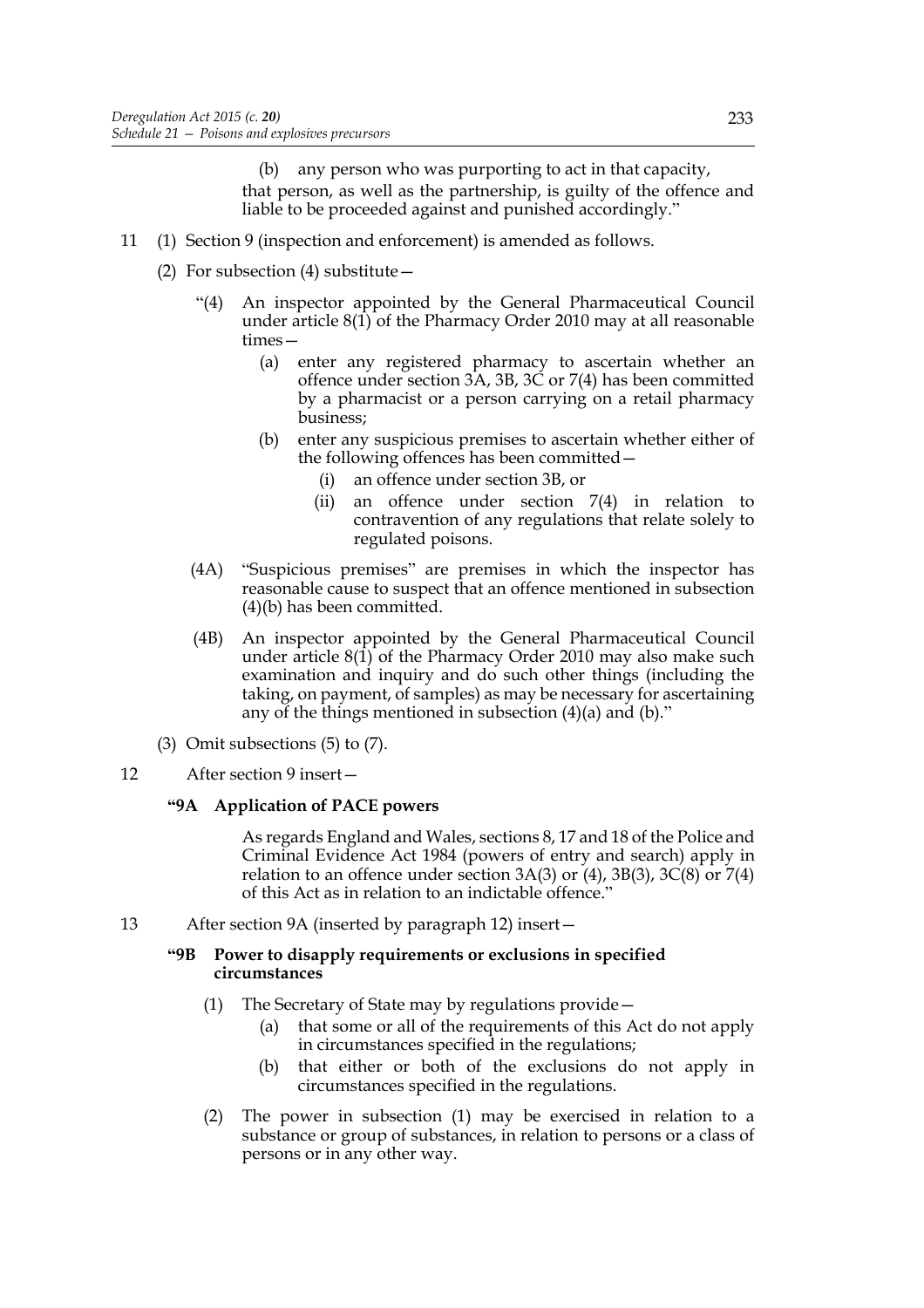(b) any person who was purporting to act in that capacity,

that person, as well as the partnership, is guilty of the offence and liable to be proceeded against and punished accordingly."

11 (1) Section 9 (inspection and enforcement) is amended as follows.

(2) For subsection (4) substitute—

"(4) An inspector appointed by the General Pharmaceutical Council under article 8(1) of the Pharmacy Order 2010 may at all reasonable times—

(a) enter any registered pharmacy to ascertain whether an offence under section 3A, 3B, 3C or 7(4) has been committed by a pharmacist or a person carrying on a retail pharmacy business;

(b) enter any suspicious premises to ascertain whether either of the following offences has been committed—

(i) an offence under section 3B, or

(ii) an offence under section 7(4) in relation to contravention of any regulations that relate solely to regulated poisons.

(4A) "Suspicious premises" are premises in which the inspector has reasonable cause to suspect that an offence mentioned in subsection (4)(b) has been committed.

(4B) An inspector appointed by the General Pharmaceutical Council under article 8(1) of the Pharmacy Order 2010 may also make such examination and inquiry and do such other things (including the taking, on payment, of samples) as may be necessary for ascertaining any of the things mentioned in subsection (4)(a) and (b)."

(3) Omit subsections (5) to (7).

12 After section 9 insert—

**"9A Application of PACE powers**

As regards England and Wales, sections 8, 17 and 18 of the Police and Criminal Evidence Act 1984 (powers of entry and search) apply in relation to an offence under section 3A(3) or (4), 3B(3), 3C(8) or 7(4) of this Act as in relation to an indictable offence."

13 After section 9A (inserted by paragraph 12) insert—

**"9B Power to disapply requirements or exclusions in specified circumstances**

(1) The Secretary of State may by regulations provide—

(a) that some or all of the requirements of this Act do not apply in circumstances specified in the regulations;

(b) that either or both of the exclusions do not apply in circumstances specified in the regulations.

(2) The power in subsection (1) may be exercised in relation to a substance or group of substances, in relation to persons or a class of persons or in any other way.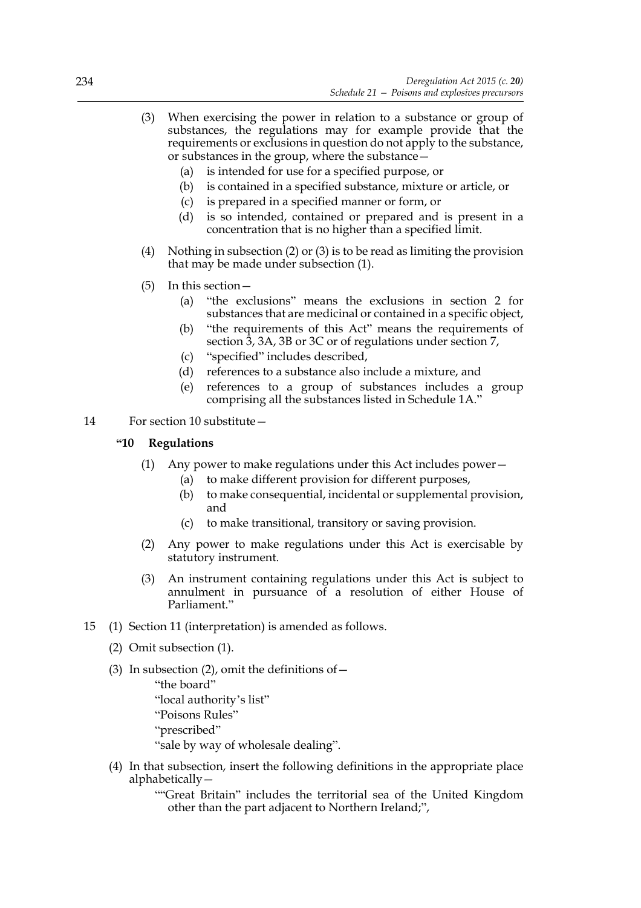(3) When exercising the power in relation to a substance or group of substances, the regulations may for example provide that the requirements or exclusions in question do not apply to the substance, or substances in the group, where the substance—

(a) is intended for use for a specified purpose, or

(b) is contained in a specified substance, mixture or article, or

(c) is prepared in a specified manner or form, or

(d) is so intended, contained or prepared and is present in a concentration that is no higher than a specified limit.

(4) Nothing in subsection (2) or (3) is to be read as limiting the provision that may be made under subsection (1).

(5) In this section—

(a) "the exclusions" means the exclusions in section 2 for substances that are medicinal or contained in a specific object,

(b) "the requirements of this Act" means the requirements of section 3, 3A, 3B or 3C or of regulations under section 7,

(c) "specified" includes described,

(d) references to a substance also include a mixture, and

(e) references to a group of substances includes a group comprising all the substances listed in Schedule 1A."

14 For section 10 substitute—

**"10 Regulations**

(1) Any power to make regulations under this Act includes power—

(a) to make different provision for different purposes,

(b) to make consequential, incidental or supplemental provision, and

(c) to make transitional, transitory or saving provision.

(2) Any power to make regulations under this Act is exercisable by statutory instrument.

(3) An instrument containing regulations under this Act is subject to annulment in pursuance of a resolution of either House of Parliament."

15 (1) Section 11 (interpretation) is amended as follows.

(2) Omit subsection (1).

(3) In subsection (2), omit the definitions of—

"the board"

"local authority's list"

"Poisons Rules"

"prescribed"

"sale by way of wholesale dealing".

(4) In that subsection, insert the following definitions in the appropriate place alphabetically—

""Great Britain" includes the territorial sea of the United Kingdom other than the part adjacent to Northern Ireland;",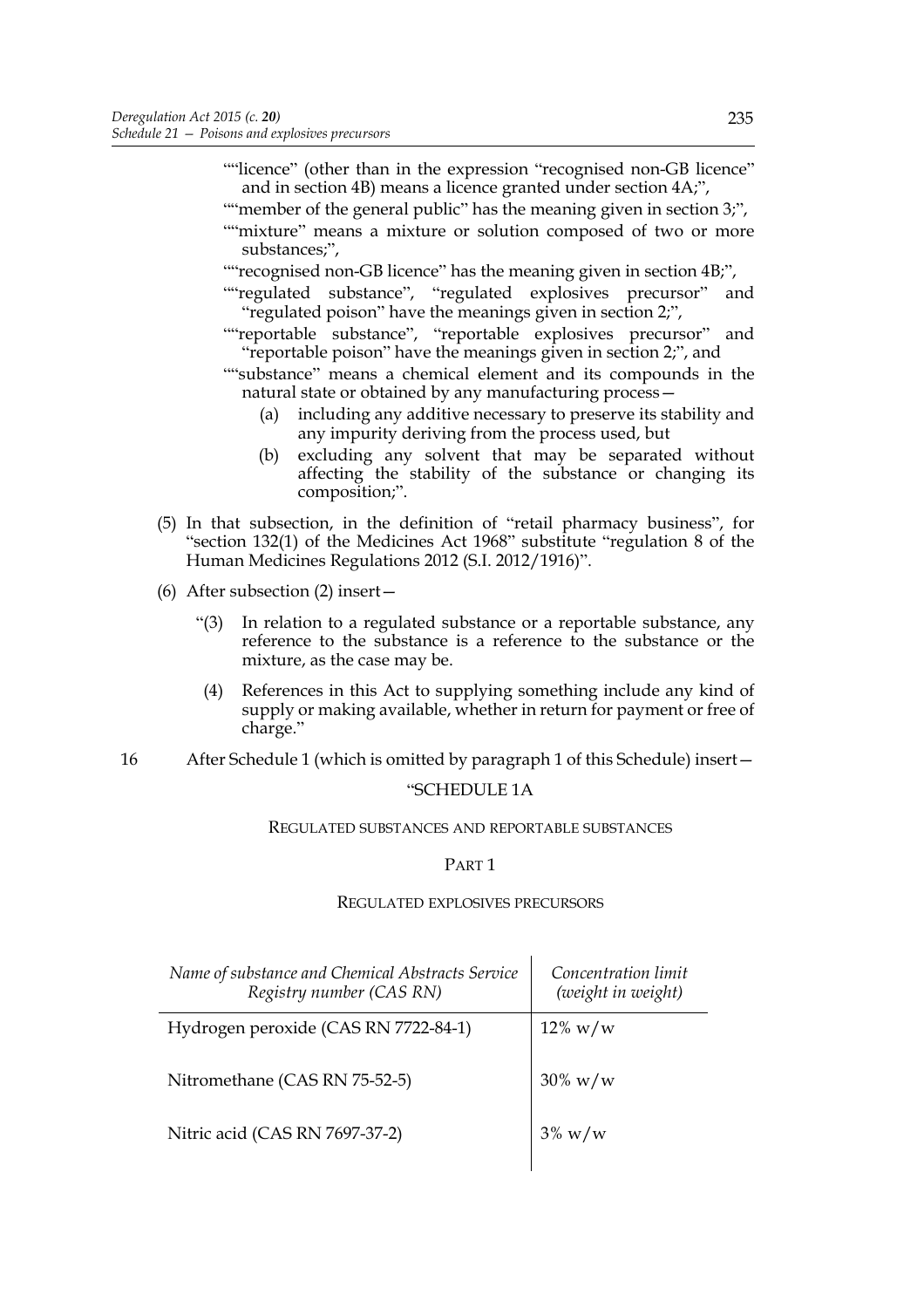""licence" (other than in the expression "recognised non-GB licence" and in section 4B) means a licence granted under section 4A;",

""member of the general public" has the meaning given in section 3;",

""mixture" means a mixture or solution composed of two or more substances;",

""recognised non-GB licence" has the meaning given in section 4B;",

""regulated substance", "regulated explosives precursor" and "regulated poison" have the meanings given in section 2;",

""reportable substance", "reportable explosives precursor" and "reportable poison" have the meanings given in section 2;", and

""substance" means a chemical element and its compounds in the natural state or obtained by any manufacturing process—

(a) including any additive necessary to preserve its stability and any impurity deriving from the process used, but

(b) excluding any solvent that may be separated without affecting the stability of the substance or changing its composition;".

(5) In that subsection, in the definition of "retail pharmacy business", for "section 132(1) of the Medicines Act 1968" substitute "regulation 8 of the Human Medicines Regulations 2012 (S.I. 2012/1916)".

(6) After subsection (2) insert—

"(3) In relation to a regulated substance or a reportable substance, any reference to the substance is a reference to the substance or the mixture, as the case may be.

(4) References in this Act to supplying something include any kind of supply or making available, whether in return for payment or free of charge."

16 After Schedule 1 (which is omitted by paragraph 1 of this Schedule) insert—

"SCHEDULE 1A

REGULATED SUBSTANCES AND REPORTABLE SUBSTANCES

PART 1

REGULATED EXPLOSIVES PRECURSORS

| *Name of substance and Chemical Abstracts Service Registry number (CAS RN)* | *Concentration limit (weight in weight)* |
|---|---|
| Hydrogen peroxide (CAS RN 7722-84-1) | 12% w/w |
| Nitromethane (CAS RN 75-52-5) | 30% w/w |
| Nitric acid (CAS RN 7697-37-2) | 3% w/w |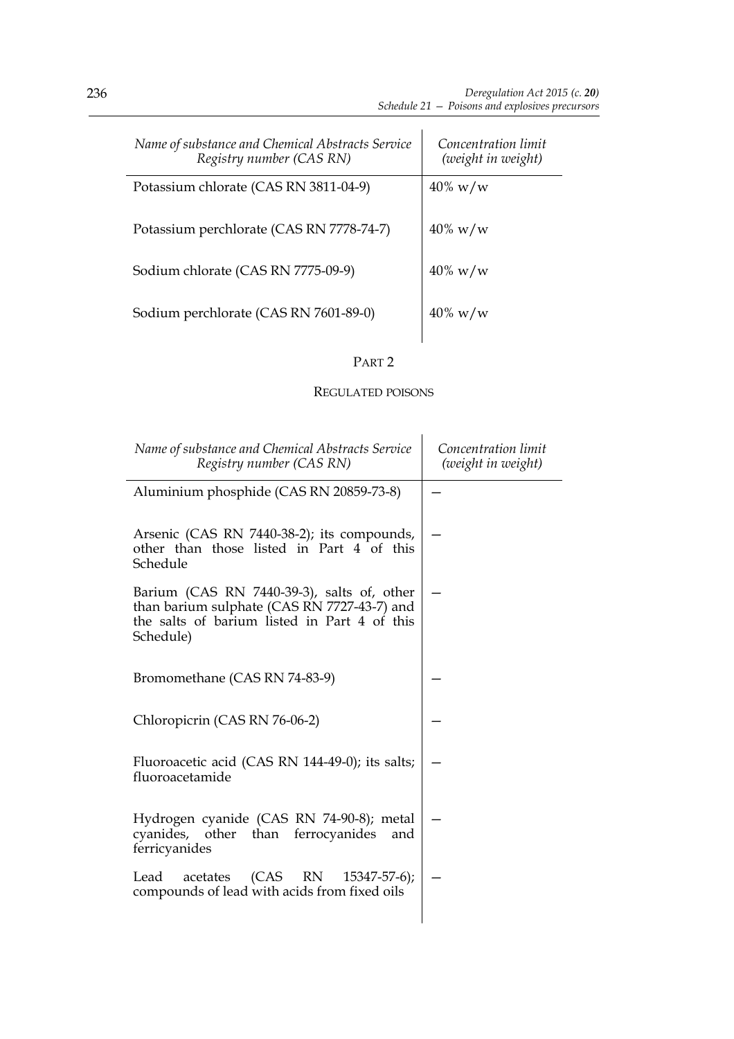| *Name of substance and Chemical Abstracts Service Registry number (CAS RN)* | *Concentration limit (weight in weight)* |
|---|---|
| Potassium chlorate (CAS RN 3811-04-9) | 40% w/w |
| Potassium perchlorate (CAS RN 7778-74-7) | 40% w/w |
| Sodium chlorate (CAS RN 7775-09-9) | 40% w/w |
| Sodium perchlorate (CAS RN 7601-89-0) | 40% w/w |

PART 2

REGULATED POISONS

| *Name of substance and Chemical Abstracts Service Registry number (CAS RN)* | *Concentration limit (weight in weight)* |
|---|---|
| Aluminium phosphide (CAS RN 20859-73-8) | — |
| Arsenic (CAS RN 7440-38-2); its compounds, other than those listed in Part 4 of this Schedule | — |
| Barium (CAS RN 7440-39-3), salts of, other than barium sulphate (CAS RN 7727-43-7) and the salts of barium listed in Part 4 of this Schedule) | — |
| Bromomethane (CAS RN 74-83-9) | — |
| Chloropicrin (CAS RN 76-06-2) | — |
| Fluoroacetic acid (CAS RN 144-49-0); its salts; fluoroacetamide | — |
| Hydrogen cyanide (CAS RN 74-90-8); metal cyanides, other than ferrocyanides and ferricyanides | — |
| Lead acetates (CAS RN 15347-57-6); compounds of lead with acids from fixed oils | — |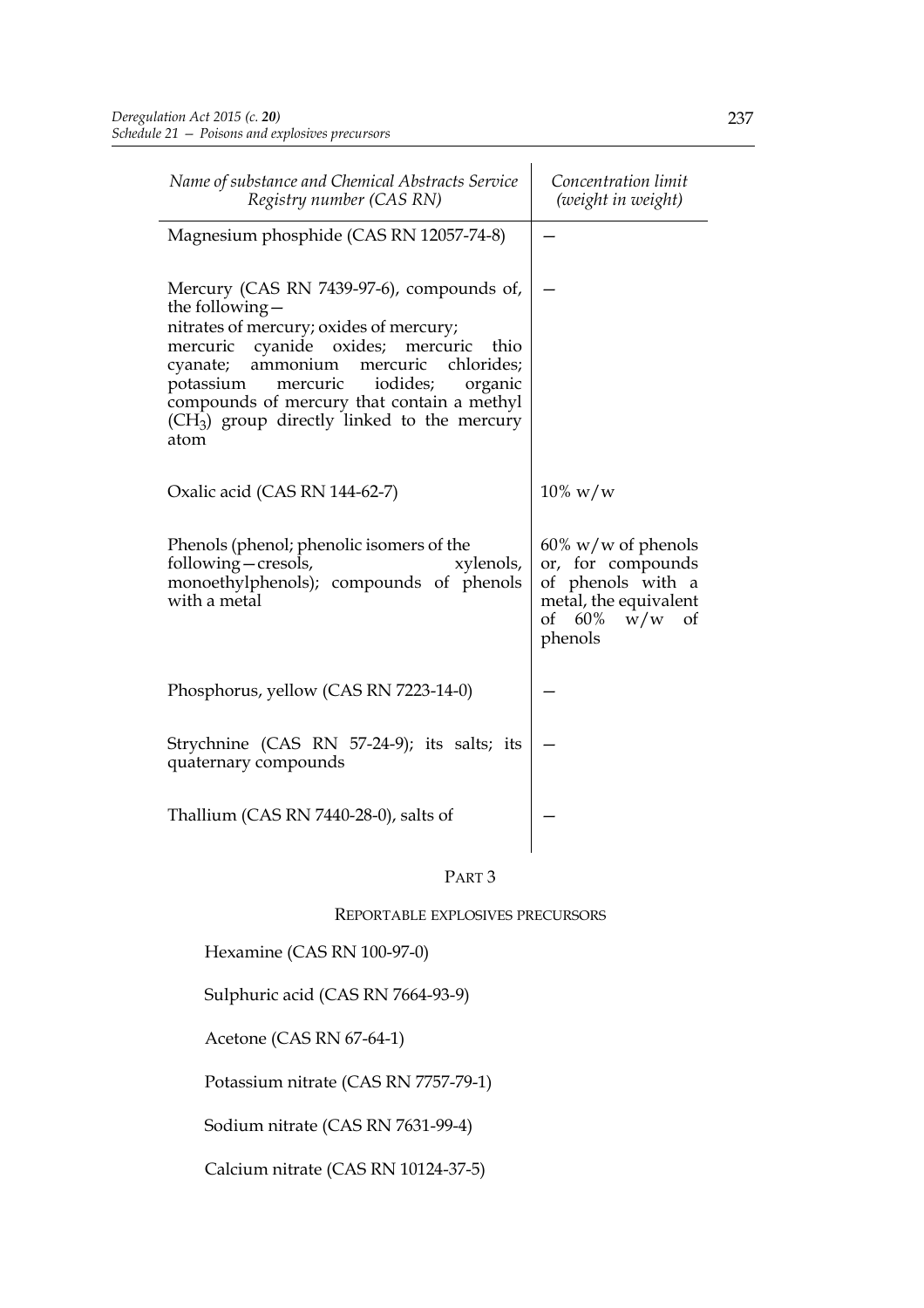| *Name of substance and Chemical Abstracts Service Registry number (CAS RN)* | *Concentration limit (weight in weight)* |
|---|---|
| Magnesium phosphide (CAS RN 12057-74-8) | — |
| Mercury (CAS RN 7439-97-6), compounds of, the following— nitrates of mercury; oxides of mercury; mercuric cyanide oxides; mercuric thio cyanate; ammonium mercuric chlorides; potassium mercuric iodides; organic compounds of mercury that contain a methyl ($CH_3$) group directly linked to the mercury atom | — |
| Oxalic acid (CAS RN 144-62-7) | 10% w/w |
| Phenols (phenol; phenolic isomers of the following—cresols, xylenols, monoethylphenols); compounds of phenols with a metal | 60% w/w of phenols or, for compounds of phenols with a metal, the equivalent of 60% w/w of phenols |
| Phosphorus, yellow (CAS RN 7223-14-0) | — |
| Strychnine (CAS RN 57-24-9); its salts; its quaternary compounds | — |
| Thallium (CAS RN 7440-28-0), salts of | — |

## PART 3

### REPORTABLE EXPLOSIVES PRECURSORS

Hexamine (CAS RN 100-97-0)

Sulphuric acid (CAS RN 7664-93-9)

Acetone (CAS RN 67-64-1)

Potassium nitrate (CAS RN 7757-79-1)

Sodium nitrate (CAS RN 7631-99-4)

Calcium nitrate (CAS RN 10124-37-5)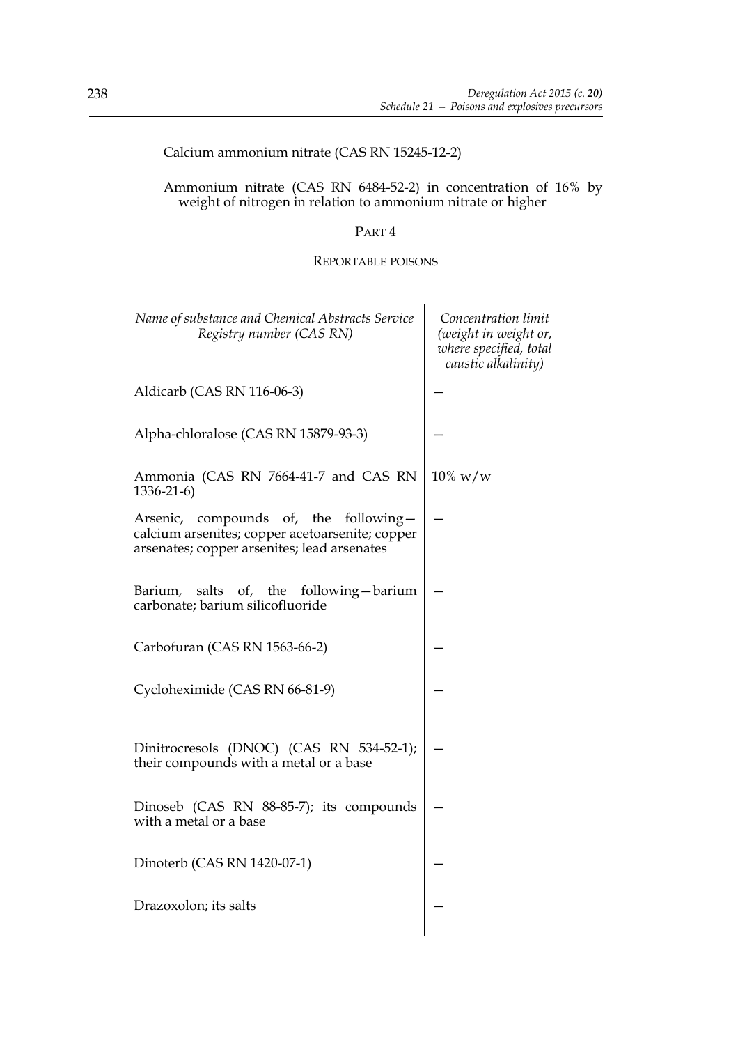Calcium ammonium nitrate (CAS RN 15245-12-2)

Ammonium nitrate (CAS RN 6484-52-2) in concentration of 16% by weight of nitrogen in relation to ammonium nitrate or higher

PART 4

REPORTABLE POISONS

| *Name of substance and Chemical Abstracts Service Registry number (CAS RN)* | *Concentration limit (weight in weight or, where specified, total caustic alkalinity)* |
| --- | --- |
| Aldicarb (CAS RN 116-06-3) | — |
| Alpha-chloralose (CAS RN 15879-93-3) | — |
| Ammonia (CAS RN 7664-41-7 and CAS RN 1336-21-6) | 10% w/w |
| Arsenic, compounds of, the following—calcium arsenites; copper acetoarsenite; copper arsenates; copper arsenites; lead arsenates | — |
| Barium, salts of, the following—barium carbonate; barium silicofluoride | — |
| Carbofuran (CAS RN 1563-66-2) | — |
| Cycloheximide (CAS RN 66-81-9) | — |
| Dinitrocresols (DNOC) (CAS RN 534-52-1); their compounds with a metal or a base | — |
| Dinoseb (CAS RN 88-85-7); its compounds with a metal or a base | — |
| Dinoterb (CAS RN 1420-07-1) | — |
| Drazoxolon; its salts | — |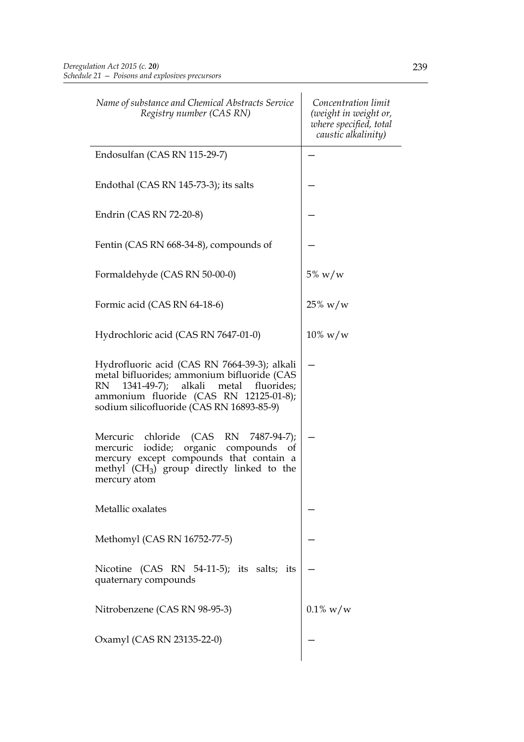| *Name of substance and Chemical Abstracts Service Registry number (CAS RN)* | *Concentration limit (weight in weight or, where specified, total caustic alkalinity)* |
|---|---|
| Endosulfan (CAS RN 115-29-7) | — |
| Endothal (CAS RN 145-73-3); its salts | — |
| Endrin (CAS RN 72-20-8) | — |
| Fentin (CAS RN 668-34-8), compounds of | — |
| Formaldehyde (CAS RN 50-00-0) | 5% w/w |
| Formic acid (CAS RN 64-18-6) | 25% w/w |
| Hydrochloric acid (CAS RN 7647-01-0) | 10% w/w |
| Hydrofluoric acid (CAS RN 7664-39-3); alkali metal bifluorides; ammonium bifluoride (CAS RN 1341-49-7); alkali metal fluorides; ammonium fluoride (CAS RN 12125-01-8); sodium silicofluoride (CAS RN 16893-85-9) | — |
| Mercuric chloride (CAS RN 7487-94-7); mercuric iodide; organic compounds of mercury except compounds that contain a methyl ($CH_3$) group directly linked to the mercury atom | — |
| Metallic oxalates | — |
| Methomyl (CAS RN 16752-77-5) | — |
| Nicotine (CAS RN 54-11-5); its salts; its quaternary compounds | — |
| Nitrobenzene (CAS RN 98-95-3) | 0.1% w/w |
| Oxamyl (CAS RN 23135-22-0) | — |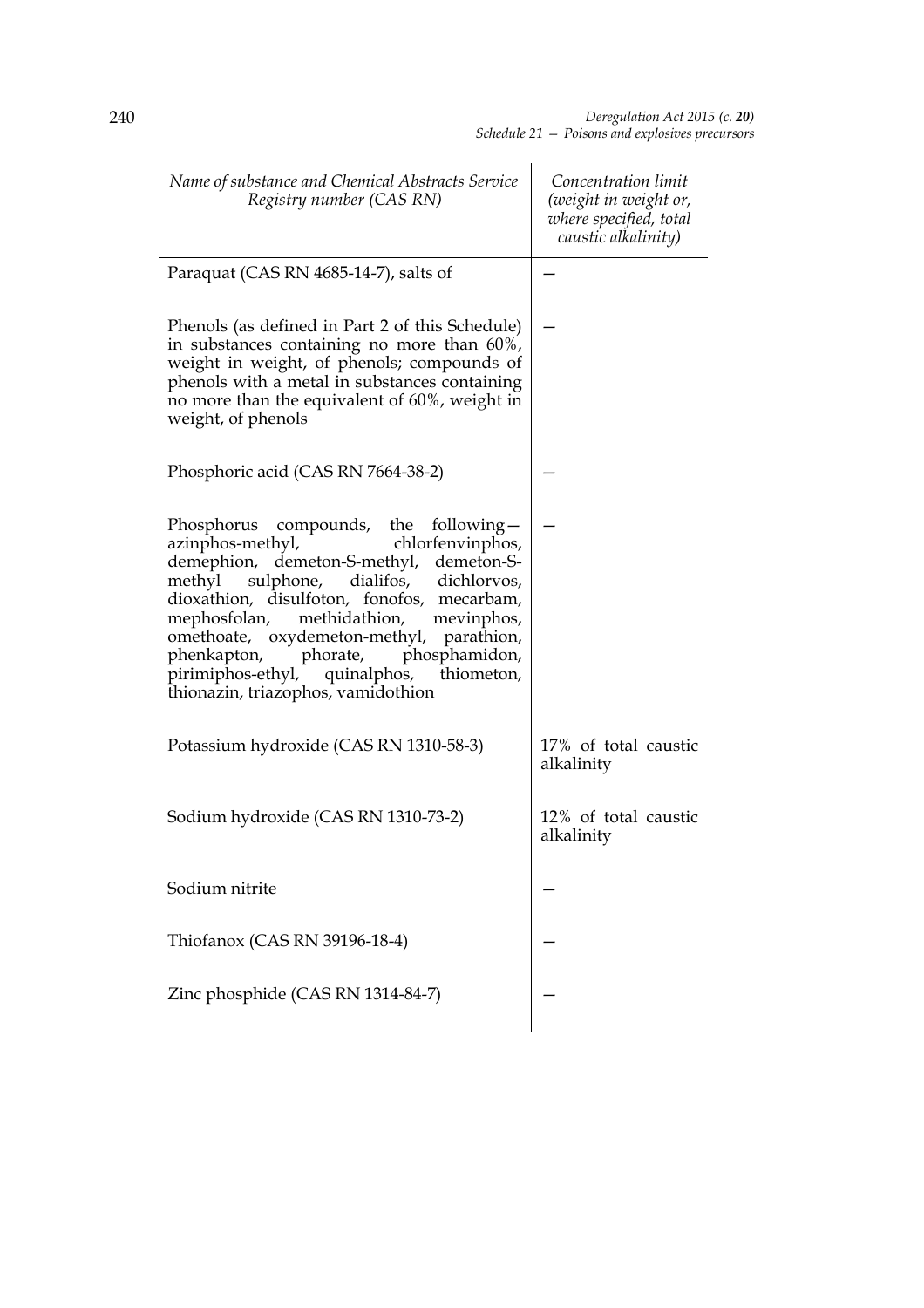| *Name of substance and Chemical Abstracts Service Registry number (CAS RN)* | *Concentration limit (weight in weight or, where specified, total caustic alkalinity)* |
|---|---|
| Paraquat (CAS RN 4685-14-7), salts of | — |
| Phenols (as defined in Part 2 of this Schedule) in substances containing no more than 60%, weight in weight, of phenols; compounds of phenols with a metal in substances containing no more than the equivalent of 60%, weight in weight, of phenols | — |
| Phosphoric acid (CAS RN 7664-38-2) | — |
| Phosphorus compounds, the following— azinphos-methyl, chlorfenvinphos, demephion, demeton-S-methyl, demeton-S-methyl sulphone, dialifos, dichlorvos, dioxathion, disulfoton, fonofos, mecarbam, mephosfolan, methidathion, mevinphos, omethoate, oxydemeton-methyl, parathion, phenkapton, phorate, phosphamidon, pirimiphos-ethyl, quinalphos, thiometon, thionazin, triazophos, vamidothion | — |
| Potassium hydroxide (CAS RN 1310-58-3) | 17% of total caustic alkalinity |
| Sodium hydroxide (CAS RN 1310-73-2) | 12% of total caustic alkalinity |
| Sodium nitrite | — |
| Thiofanox (CAS RN 39196-18-4) | — |
| Zinc phosphide (CAS RN 1314-84-7) | — |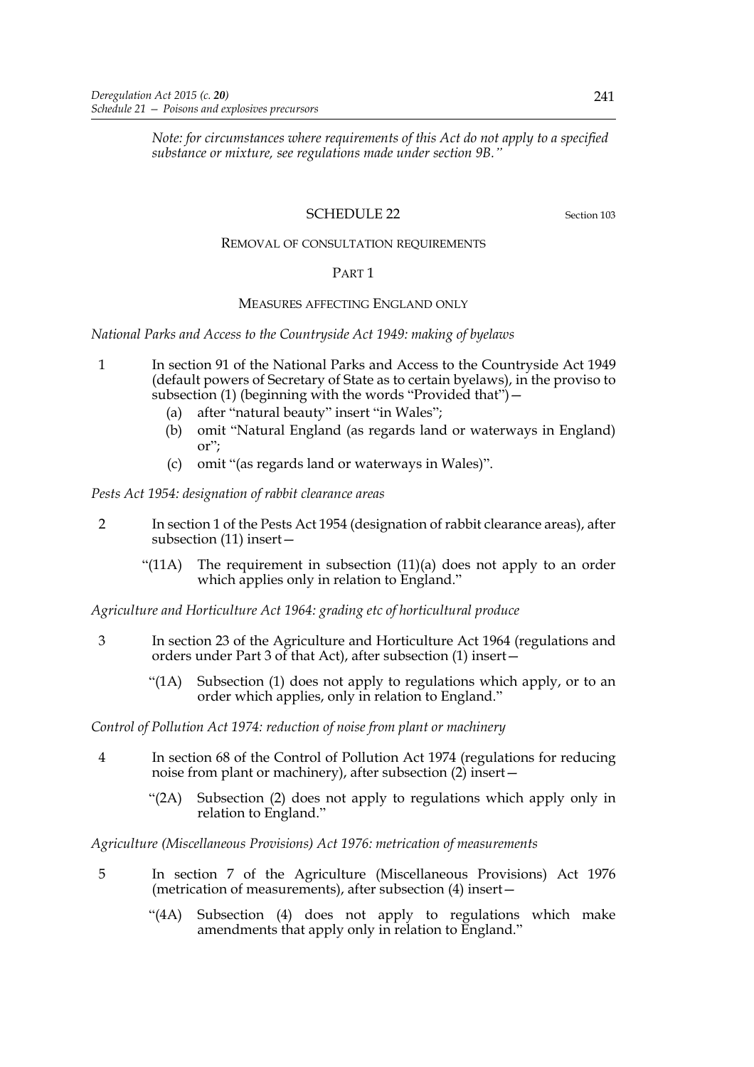*Note: for circumstances where requirements of this Act do not apply to a specified substance or mixture, see regulations made under section 9B."*

## SCHEDULE 22

Section 103

REMOVAL OF CONSULTATION REQUIREMENTS

### PART 1

#### MEASURES AFFECTING ENGLAND ONLY

*National Parks and Access to the Countryside Act 1949: making of byelaws*

1 In section 91 of the National Parks and Access to the Countryside Act 1949 (default powers of Secretary of State as to certain byelaws), in the proviso to subsection (1) (beginning with the words "Provided that")—

- (a) after "natural beauty" insert "in Wales";
- (b) omit "Natural England (as regards land or waterways in England) or";
- (c) omit "(as regards land or waterways in Wales)".

*Pests Act 1954: designation of rabbit clearance areas*

2 In section 1 of the Pests Act 1954 (designation of rabbit clearance areas), after subsection (11) insert—

"(11A) The requirement in subsection (11)(a) does not apply to an order which applies only in relation to England."

*Agriculture and Horticulture Act 1964: grading etc of horticultural produce*

3 In section 23 of the Agriculture and Horticulture Act 1964 (regulations and orders under Part 3 of that Act), after subsection (1) insert—

"(1A) Subsection (1) does not apply to regulations which apply, or to an order which applies, only in relation to England."

*Control of Pollution Act 1974: reduction of noise from plant or machinery*

4 In section 68 of the Control of Pollution Act 1974 (regulations for reducing noise from plant or machinery), after subsection (2) insert—

"(2A) Subsection (2) does not apply to regulations which apply only in relation to England."

*Agriculture (Miscellaneous Provisions) Act 1976: metrication of measurements*

5 In section 7 of the Agriculture (Miscellaneous Provisions) Act 1976 (metrication of measurements), after subsection (4) insert—

"(4A) Subsection (4) does not apply to regulations which make amendments that apply only in relation to England."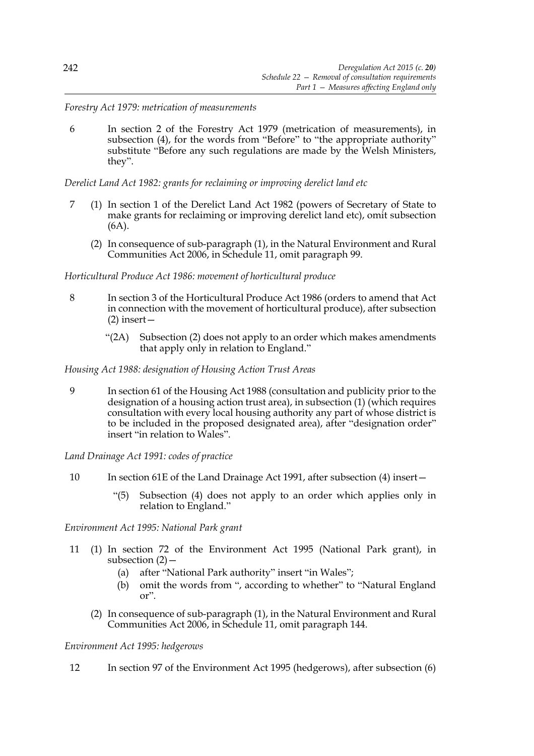*Forestry Act 1979: metrication of measurements*

6 In section 2 of the Forestry Act 1979 (metrication of measurements), in subsection (4), for the words from "Before" to "the appropriate authority" substitute "Before any such regulations are made by the Welsh Ministers, they".

*Derelict Land Act 1982: grants for reclaiming or improving derelict land etc*

7 (1) In section 1 of the Derelict Land Act 1982 (powers of Secretary of State to make grants for reclaiming or improving derelict land etc), omit subsection (6A).

(2) In consequence of sub-paragraph (1), in the Natural Environment and Rural Communities Act 2006, in Schedule 11, omit paragraph 99.

*Horticultural Produce Act 1986: movement of horticultural produce*

8 In section 3 of the Horticultural Produce Act 1986 (orders to amend that Act in connection with the movement of horticultural produce), after subsection (2) insert—

"(2A) Subsection (2) does not apply to an order which makes amendments that apply only in relation to England."

*Housing Act 1988: designation of Housing Action Trust Areas*

9 In section 61 of the Housing Act 1988 (consultation and publicity prior to the designation of a housing action trust area), in subsection (1) (which requires consultation with every local housing authority any part of whose district is to be included in the proposed designated area), after "designation order" insert "in relation to Wales".

*Land Drainage Act 1991: codes of practice*

10 In section 61E of the Land Drainage Act 1991, after subsection (4) insert—

"(5) Subsection (4) does not apply to an order which applies only in relation to England."

*Environment Act 1995: National Park grant*

11 (1) In section 72 of the Environment Act 1995 (National Park grant), in subsection (2)—

(a) after "National Park authority" insert "in Wales";

(b) omit the words from ", according to whether" to "Natural England or".

(2) In consequence of sub-paragraph (1), in the Natural Environment and Rural Communities Act 2006, in Schedule 11, omit paragraph 144.

*Environment Act 1995: hedgerows*

12 In section 97 of the Environment Act 1995 (hedgerows), after subsection (6)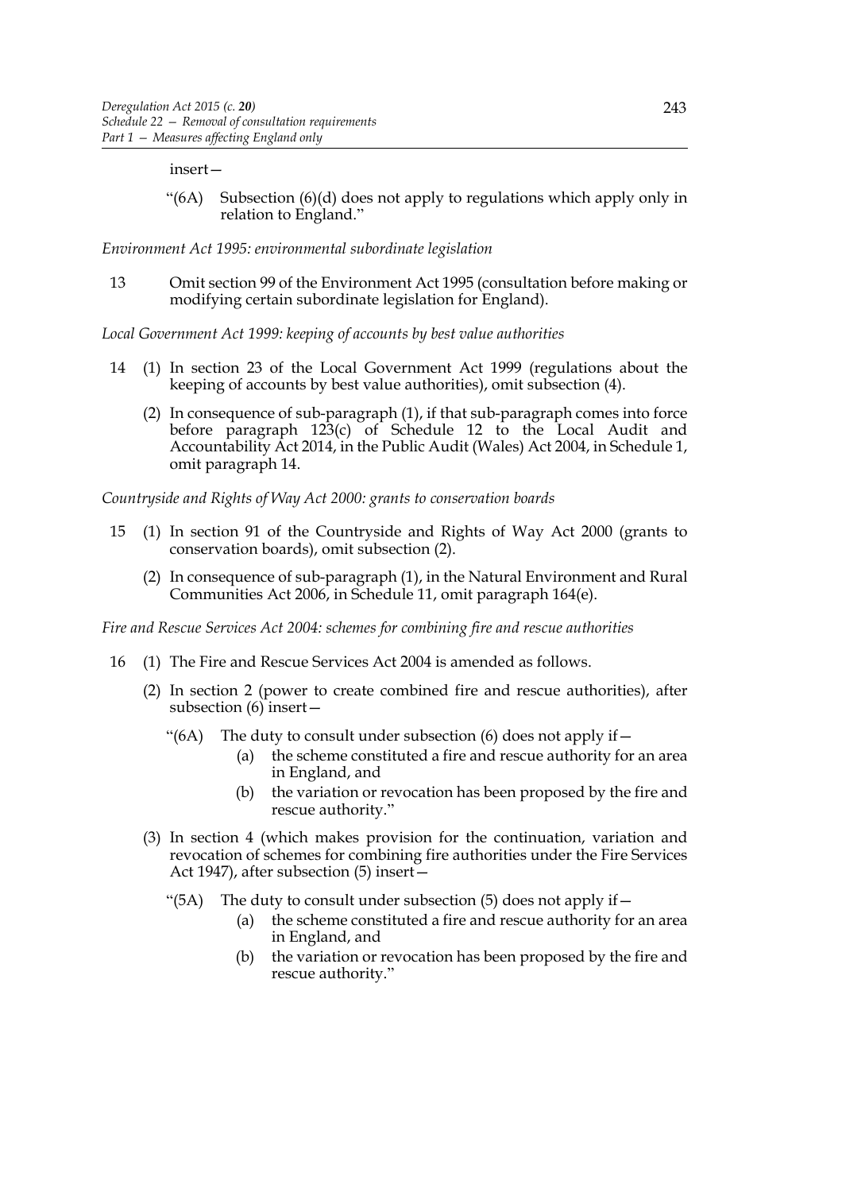insert—

"(6A) Subsection (6)(d) does not apply to regulations which apply only in relation to England."

*Environment Act 1995: environmental subordinate legislation*

13 Omit section 99 of the Environment Act 1995 (consultation before making or modifying certain subordinate legislation for England).

*Local Government Act 1999: keeping of accounts by best value authorities*

14 (1) In section 23 of the Local Government Act 1999 (regulations about the keeping of accounts by best value authorities), omit subsection (4).

(2) In consequence of sub-paragraph (1), if that sub-paragraph comes into force before paragraph 123(c) of Schedule 12 to the Local Audit and Accountability Act 2014, in the Public Audit (Wales) Act 2004, in Schedule 1, omit paragraph 14.

*Countryside and Rights of Way Act 2000: grants to conservation boards*

15 (1) In section 91 of the Countryside and Rights of Way Act 2000 (grants to conservation boards), omit subsection (2).

(2) In consequence of sub-paragraph (1), in the Natural Environment and Rural Communities Act 2006, in Schedule 11, omit paragraph 164(e).

*Fire and Rescue Services Act 2004: schemes for combining fire and rescue authorities*

16 (1) The Fire and Rescue Services Act 2004 is amended as follows.

(2) In section 2 (power to create combined fire and rescue authorities), after subsection (6) insert—

"(6A) The duty to consult under subsection (6) does not apply if—

(a) the scheme constituted a fire and rescue authority for an area in England, and

(b) the variation or revocation has been proposed by the fire and rescue authority."

(3) In section 4 (which makes provision for the continuation, variation and revocation of schemes for combining fire authorities under the Fire Services Act 1947), after subsection (5) insert—

"(5A) The duty to consult under subsection (5) does not apply if—

(a) the scheme constituted a fire and rescue authority for an area in England, and

(b) the variation or revocation has been proposed by the fire and rescue authority."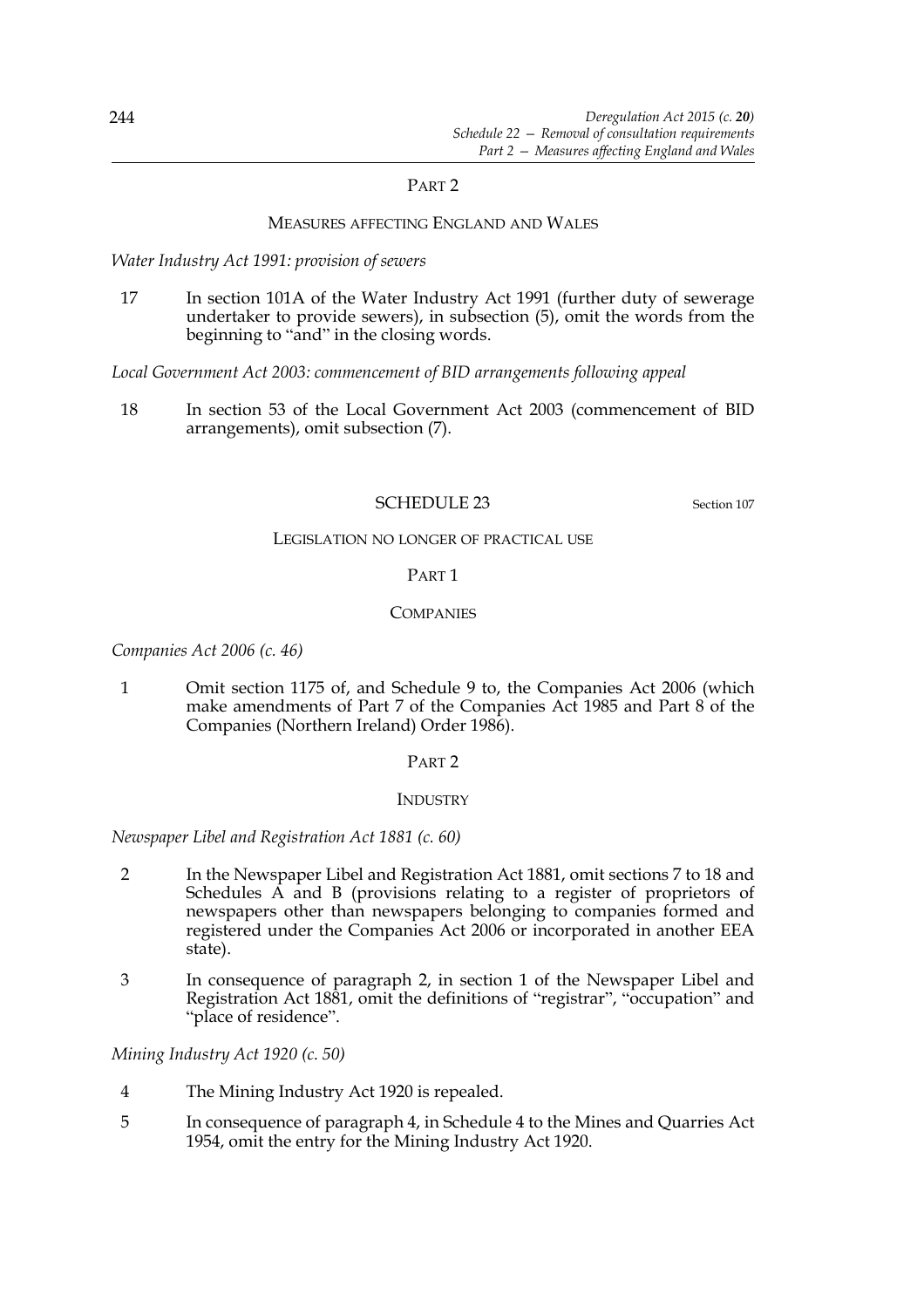## PART 2

### MEASURES AFFECTING ENGLAND AND WALES

*Water Industry Act 1991: provision of sewers*

17 In section 101A of the Water Industry Act 1991 (further duty of sewerage undertaker to provide sewers), in subsection (5), omit the words from the beginning to "and" in the closing words.

*Local Government Act 2003: commencement of BID arrangements following appeal*

18 In section 53 of the Local Government Act 2003 (commencement of BID arrangements), omit subsection (7).

## SCHEDULE 23

Section 107

### LEGISLATION NO LONGER OF PRACTICAL USE

## PART 1

### COMPANIES

*Companies Act 2006 (c. 46)*

1 Omit section 1175 of, and Schedule 9 to, the Companies Act 2006 (which make amendments of Part 7 of the Companies Act 1985 and Part 8 of the Companies (Northern Ireland) Order 1986).

## PART 2

### INDUSTRY

*Newspaper Libel and Registration Act 1881 (c. 60)*

2 In the Newspaper Libel and Registration Act 1881, omit sections 7 to 18 and Schedules A and B (provisions relating to a register of proprietors of newspapers other than newspapers belonging to companies formed and registered under the Companies Act 2006 or incorporated in another EEA state).

3 In consequence of paragraph 2, in section 1 of the Newspaper Libel and Registration Act 1881, omit the definitions of "registrar", "occupation" and "place of residence".

*Mining Industry Act 1920 (c. 50)*

4 The Mining Industry Act 1920 is repealed.

5 In consequence of paragraph 4, in Schedule 4 to the Mines and Quarries Act 1954, omit the entry for the Mining Industry Act 1920.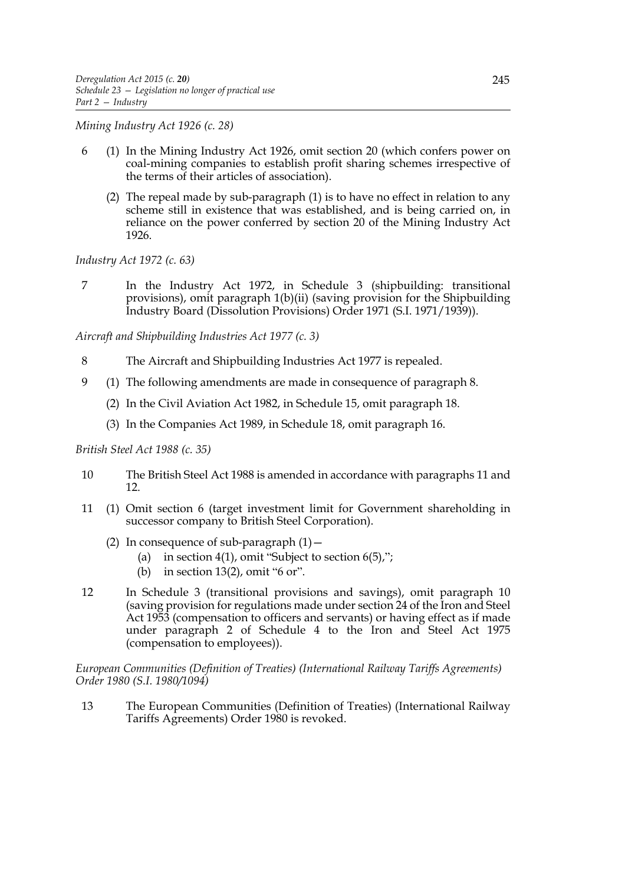*Mining Industry Act 1926 (c. 28)*

6 (1) In the Mining Industry Act 1926, omit section 20 (which confers power on coal-mining companies to establish profit sharing schemes irrespective of the terms of their articles of association).

(2) The repeal made by sub-paragraph (1) is to have no effect in relation to any scheme still in existence that was established, and is being carried on, in reliance on the power conferred by section 20 of the Mining Industry Act 1926.

*Industry Act 1972 (c. 63)*

7 In the Industry Act 1972, in Schedule 3 (shipbuilding: transitional provisions), omit paragraph 1(b)(ii) (saving provision for the Shipbuilding Industry Board (Dissolution Provisions) Order 1971 (S.I. 1971/1939)).

*Aircraft and Shipbuilding Industries Act 1977 (c. 3)*

8 The Aircraft and Shipbuilding Industries Act 1977 is repealed.

9 (1) The following amendments are made in consequence of paragraph 8.

(2) In the Civil Aviation Act 1982, in Schedule 15, omit paragraph 18.

(3) In the Companies Act 1989, in Schedule 18, omit paragraph 16.

*British Steel Act 1988 (c. 35)*

10 The British Steel Act 1988 is amended in accordance with paragraphs 11 and 12.

11 (1) Omit section 6 (target investment limit for Government shareholding in successor company to British Steel Corporation).

(2) In consequence of sub-paragraph (1)—

(a) in section 4(1), omit "Subject to section 6(5),";

(b) in section 13(2), omit "6 or".

12 In Schedule 3 (transitional provisions and savings), omit paragraph 10 (saving provision for regulations made under section 24 of the Iron and Steel Act 1953 (compensation to officers and servants) or having effect as if made under paragraph 2 of Schedule 4 to the Iron and Steel Act 1975 (compensation to employees)).

*European Communities (Definition of Treaties) (International Railway Tariffs Agreements) Order 1980 (S.I. 1980/1094)*

13 The European Communities (Definition of Treaties) (International Railway Tariffs Agreements) Order 1980 is revoked.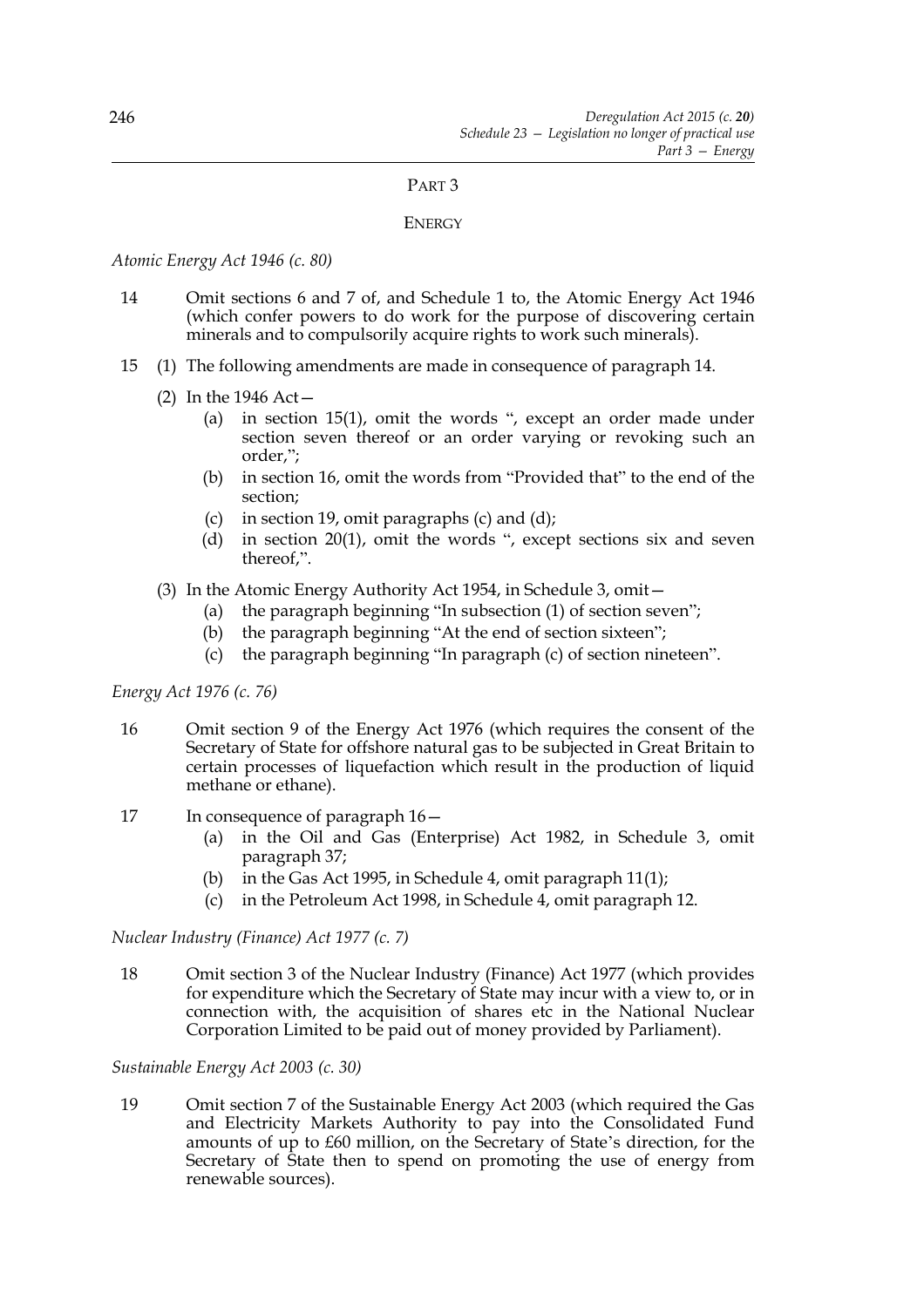## PART 3

### ENERGY

*Atomic Energy Act 1946 (c. 80)*

14 Omit sections 6 and 7 of, and Schedule 1 to, the Atomic Energy Act 1946 (which confer powers to do work for the purpose of discovering certain minerals and to compulsorily acquire rights to work such minerals).

15 (1) The following amendments are made in consequence of paragraph 14.

(2) In the 1946 Act—

(a) in section 15(1), omit the words ", except an order made under section seven thereof or an order varying or revoking such an order,";

(b) in section 16, omit the words from "Provided that" to the end of the section;

(c) in section 19, omit paragraphs (c) and (d);

(d) in section 20(1), omit the words ", except sections six and seven thereof,".

(3) In the Atomic Energy Authority Act 1954, in Schedule 3, omit—

(a) the paragraph beginning "In subsection (1) of section seven";

(b) the paragraph beginning "At the end of section sixteen";

(c) the paragraph beginning "In paragraph (c) of section nineteen".

*Energy Act 1976 (c. 76)*

16 Omit section 9 of the Energy Act 1976 (which requires the consent of the Secretary of State for offshore natural gas to be subjected in Great Britain to certain processes of liquefaction which result in the production of liquid methane or ethane).

17 In consequence of paragraph 16—

(a) in the Oil and Gas (Enterprise) Act 1982, in Schedule 3, omit paragraph 37;

(b) in the Gas Act 1995, in Schedule 4, omit paragraph 11(1);

(c) in the Petroleum Act 1998, in Schedule 4, omit paragraph 12.

*Nuclear Industry (Finance) Act 1977 (c. 7)*

18 Omit section 3 of the Nuclear Industry (Finance) Act 1977 (which provides for expenditure which the Secretary of State may incur with a view to, or in connection with, the acquisition of shares etc in the National Nuclear Corporation Limited to be paid out of money provided by Parliament).

*Sustainable Energy Act 2003 (c. 30)*

19 Omit section 7 of the Sustainable Energy Act 2003 (which required the Gas and Electricity Markets Authority to pay into the Consolidated Fund amounts of up to £60 million, on the Secretary of State's direction, for the Secretary of State then to spend on promoting the use of energy from renewable sources).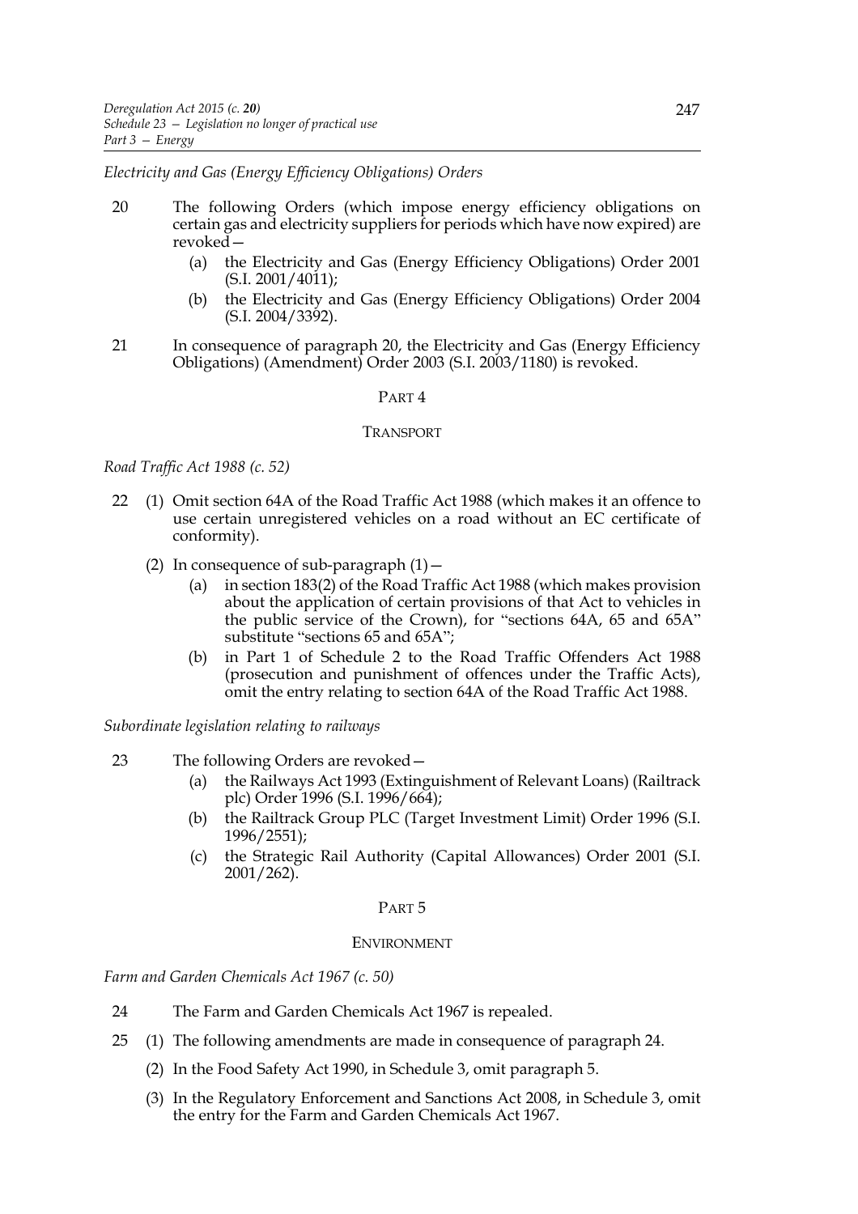*Electricity and Gas (Energy Efficiency Obligations) Orders*

20 The following Orders (which impose energy efficiency obligations on certain gas and electricity suppliers for periods which have now expired) are revoked—

   (a) the Electricity and Gas (Energy Efficiency Obligations) Order 2001 (S.I. 2001/4011);

   (b) the Electricity and Gas (Energy Efficiency Obligations) Order 2004 (S.I. 2004/3392).

21 In consequence of paragraph 20, the Electricity and Gas (Energy Efficiency Obligations) (Amendment) Order 2003 (S.I. 2003/1180) is revoked.

## PART 4

## TRANSPORT

*Road Traffic Act 1988 (c. 52)*

22 (1) Omit section 64A of the Road Traffic Act 1988 (which makes it an offence to use certain unregistered vehicles on a road without an EC certificate of conformity).

   (2) In consequence of sub-paragraph (1)—

   (a) in section 183(2) of the Road Traffic Act 1988 (which makes provision about the application of certain provisions of that Act to vehicles in the public service of the Crown), for "sections 64A, 65 and 65A" substitute "sections 65 and 65A";

   (b) in Part 1 of Schedule 2 to the Road Traffic Offenders Act 1988 (prosecution and punishment of offences under the Traffic Acts), omit the entry relating to section 64A of the Road Traffic Act 1988.

*Subordinate legislation relating to railways*

23 The following Orders are revoked—

   (a) the Railways Act 1993 (Extinguishment of Relevant Loans) (Railtrack plc) Order 1996 (S.I. 1996/664);

   (b) the Railtrack Group PLC (Target Investment Limit) Order 1996 (S.I. 1996/2551);

   (c) the Strategic Rail Authority (Capital Allowances) Order 2001 (S.I. 2001/262).

## PART 5

## ENVIRONMENT

*Farm and Garden Chemicals Act 1967 (c. 50)*

24 The Farm and Garden Chemicals Act 1967 is repealed.

25 (1) The following amendments are made in consequence of paragraph 24.

   (2) In the Food Safety Act 1990, in Schedule 3, omit paragraph 5.

   (3) In the Regulatory Enforcement and Sanctions Act 2008, in Schedule 3, omit the entry for the Farm and Garden Chemicals Act 1967.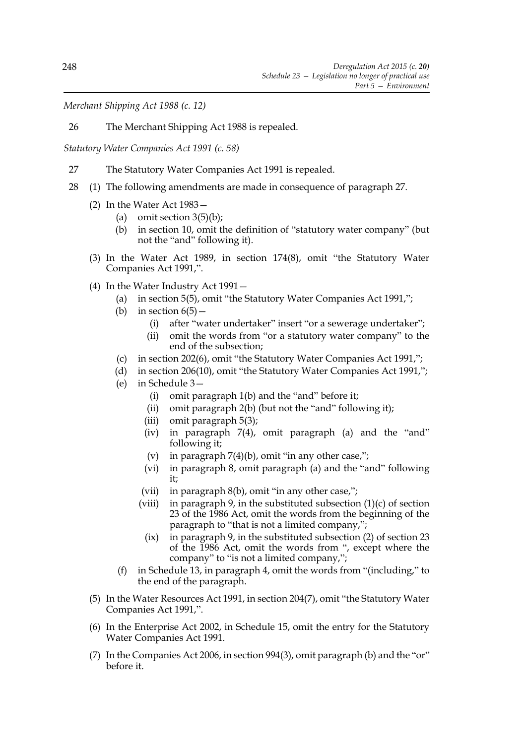*Merchant Shipping Act 1988 (c. 12)*

26 The Merchant Shipping Act 1988 is repealed.

*Statutory Water Companies Act 1991 (c. 58)*

27 The Statutory Water Companies Act 1991 is repealed.

28 (1) The following amendments are made in consequence of paragraph 27.

(2) In the Water Act 1983—

- (a) omit section 3(5)(b);
- (b) in section 10, omit the definition of "statutory water company" (but not the "and" following it).

(3) In the Water Act 1989, in section 174(8), omit "the Statutory Water Companies Act 1991,".

(4) In the Water Industry Act 1991—

- (a) in section 5(5), omit "the Statutory Water Companies Act 1991,";
- (b) in section 6(5)—
  - (i) after "water undertaker" insert "or a sewerage undertaker";
  - (ii) omit the words from "or a statutory water company" to the end of the subsection;
- (c) in section 202(6), omit "the Statutory Water Companies Act 1991,";
- (d) in section 206(10), omit "the Statutory Water Companies Act 1991,";
- (e) in Schedule 3—
  - (i) omit paragraph 1(b) and the "and" before it;
  - (ii) omit paragraph 2(b) (but not the "and" following it);
  - (iii) omit paragraph 5(3);
  - (iv) in paragraph 7(4), omit paragraph (a) and the "and" following it;
  - (v) in paragraph 7(4)(b), omit "in any other case,";
  - (vi) in paragraph 8, omit paragraph (a) and the "and" following it;
  - (vii) in paragraph 8(b), omit "in any other case,";
  - (viii) in paragraph 9, in the substituted subsection (1)(c) of section 23 of the 1986 Act, omit the words from the beginning of the paragraph to "that is not a limited company,";
  - (ix) in paragraph 9, in the substituted subsection (2) of section 23 of the 1986 Act, omit the words from ", except where the company" to "is not a limited company,";
- (f) in Schedule 13, in paragraph 4, omit the words from "(including," to the end of the paragraph.

(5) In the Water Resources Act 1991, in section 204(7), omit "the Statutory Water Companies Act 1991,".

(6) In the Enterprise Act 2002, in Schedule 15, omit the entry for the Statutory Water Companies Act 1991.

(7) In the Companies Act 2006, in section 994(3), omit paragraph (b) and the "or" before it.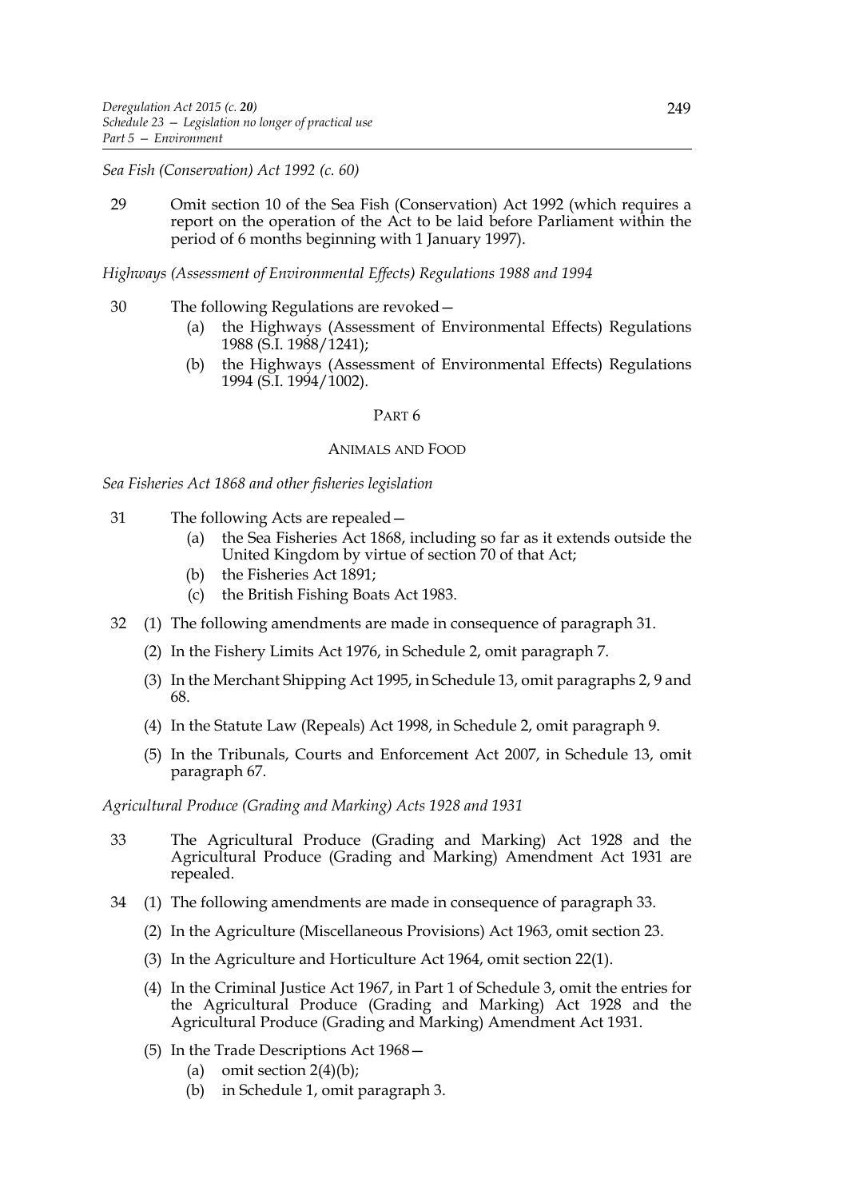*Sea Fish (Conservation) Act 1992 (c. 60)*

29 Omit section 10 of the Sea Fish (Conservation) Act 1992 (which requires a report on the operation of the Act to be laid before Parliament within the period of 6 months beginning with 1 January 1997).

*Highways (Assessment of Environmental Effects) Regulations 1988 and 1994*

30 The following Regulations are revoked—

(a) the Highways (Assessment of Environmental Effects) Regulations 1988 (S.I. 1988/1241);

(b) the Highways (Assessment of Environmental Effects) Regulations 1994 (S.I. 1994/1002).

## PART 6

## ANIMALS AND FOOD

*Sea Fisheries Act 1868 and other fisheries legislation*

31 The following Acts are repealed—

(a) the Sea Fisheries Act 1868, including so far as it extends outside the United Kingdom by virtue of section 70 of that Act;

(b) the Fisheries Act 1891;

(c) the British Fishing Boats Act 1983.

32 (1) The following amendments are made in consequence of paragraph 31.

(2) In the Fishery Limits Act 1976, in Schedule 2, omit paragraph 7.

(3) In the Merchant Shipping Act 1995, in Schedule 13, omit paragraphs 2, 9 and 68.

(4) In the Statute Law (Repeals) Act 1998, in Schedule 2, omit paragraph 9.

(5) In the Tribunals, Courts and Enforcement Act 2007, in Schedule 13, omit paragraph 67.

*Agricultural Produce (Grading and Marking) Acts 1928 and 1931*

33 The Agricultural Produce (Grading and Marking) Act 1928 and the Agricultural Produce (Grading and Marking) Amendment Act 1931 are repealed.

34 (1) The following amendments are made in consequence of paragraph 33.

(2) In the Agriculture (Miscellaneous Provisions) Act 1963, omit section 23.

(3) In the Agriculture and Horticulture Act 1964, omit section 22(1).

(4) In the Criminal Justice Act 1967, in Part 1 of Schedule 3, omit the entries for the Agricultural Produce (Grading and Marking) Act 1928 and the Agricultural Produce (Grading and Marking) Amendment Act 1931.

(5) In the Trade Descriptions Act 1968—

(a) omit section 2(4)(b);

(b) in Schedule 1, omit paragraph 3.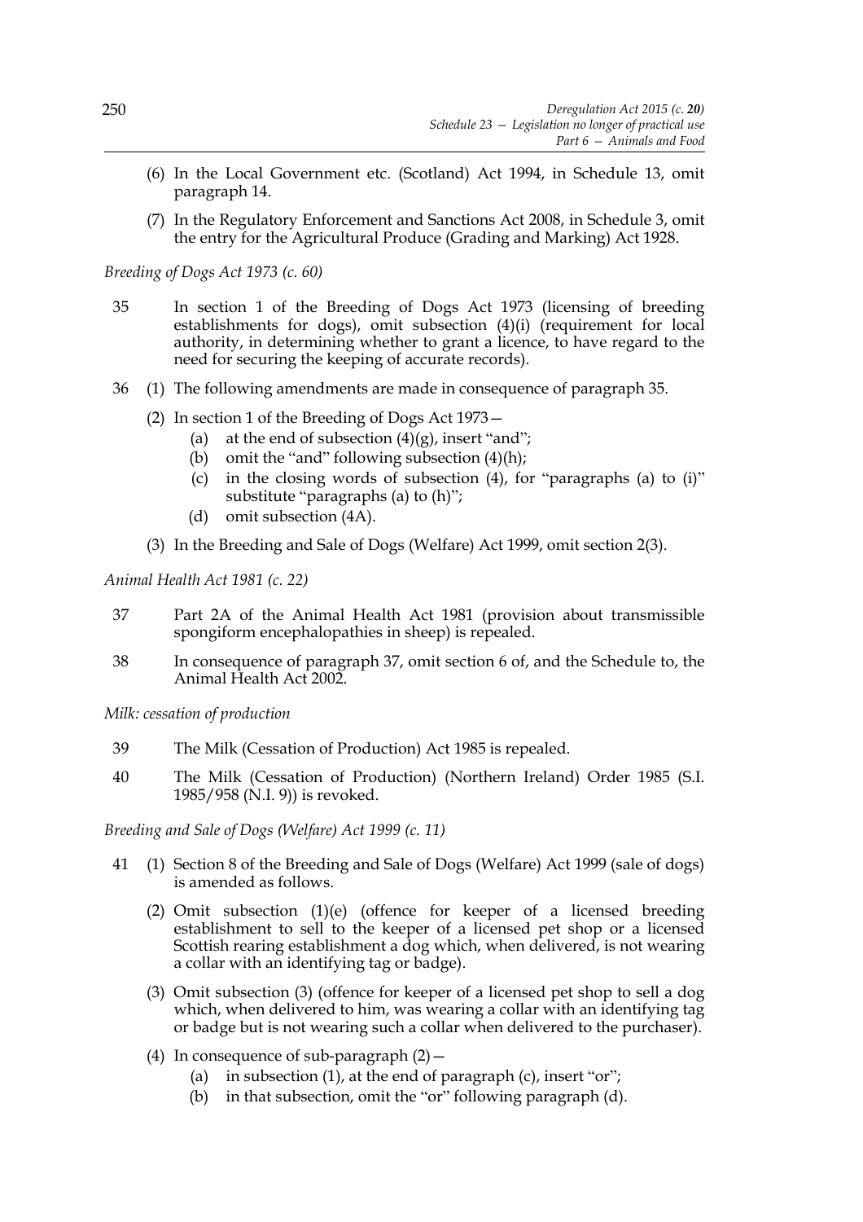(6) In the Local Government etc. (Scotland) Act 1994, in Schedule 13, omit paragraph 14.

(7) In the Regulatory Enforcement and Sanctions Act 2008, in Schedule 3, omit the entry for the Agricultural Produce (Grading and Marking) Act 1928.

*Breeding of Dogs Act 1973 (c. 60)*

35 In section 1 of the Breeding of Dogs Act 1973 (licensing of breeding establishments for dogs), omit subsection (4)(i) (requirement for local authority, in determining whether to grant a licence, to have regard to the need for securing the keeping of accurate records).

36 (1) The following amendments are made in consequence of paragraph 35.

(2) In section 1 of the Breeding of Dogs Act 1973—
- (a) at the end of subsection (4)(g), insert "and";
- (b) omit the "and" following subsection (4)(h);
- (c) in the closing words of subsection (4), for "paragraphs (a) to (i)" substitute "paragraphs (a) to (h)";
- (d) omit subsection (4A).

(3) In the Breeding and Sale of Dogs (Welfare) Act 1999, omit section 2(3).

*Animal Health Act 1981 (c. 22)*

37 Part 2A of the Animal Health Act 1981 (provision about transmissible spongiform encephalopathies in sheep) is repealed.

38 In consequence of paragraph 37, omit section 6 of, and the Schedule to, the Animal Health Act 2002.

*Milk: cessation of production*

39 The Milk (Cessation of Production) Act 1985 is repealed.

40 The Milk (Cessation of Production) (Northern Ireland) Order 1985 (S.I. 1985/958 (N.I. 9)) is revoked.

*Breeding and Sale of Dogs (Welfare) Act 1999 (c. 11)*

41 (1) Section 8 of the Breeding and Sale of Dogs (Welfare) Act 1999 (sale of dogs) is amended as follows.

(2) Omit subsection (1)(e) (offence for keeper of a licensed breeding establishment to sell to the keeper of a licensed pet shop or a licensed Scottish rearing establishment a dog which, when delivered, is not wearing a collar with an identifying tag or badge).

(3) Omit subsection (3) (offence for keeper of a licensed pet shop to sell a dog which, when delivered to him, was wearing a collar with an identifying tag or badge but is not wearing such a collar when delivered to the purchaser).

(4) In consequence of sub-paragraph (2)—
- (a) in subsection (1), at the end of paragraph (c), insert "or";
- (b) in that subsection, omit the "or" following paragraph (d).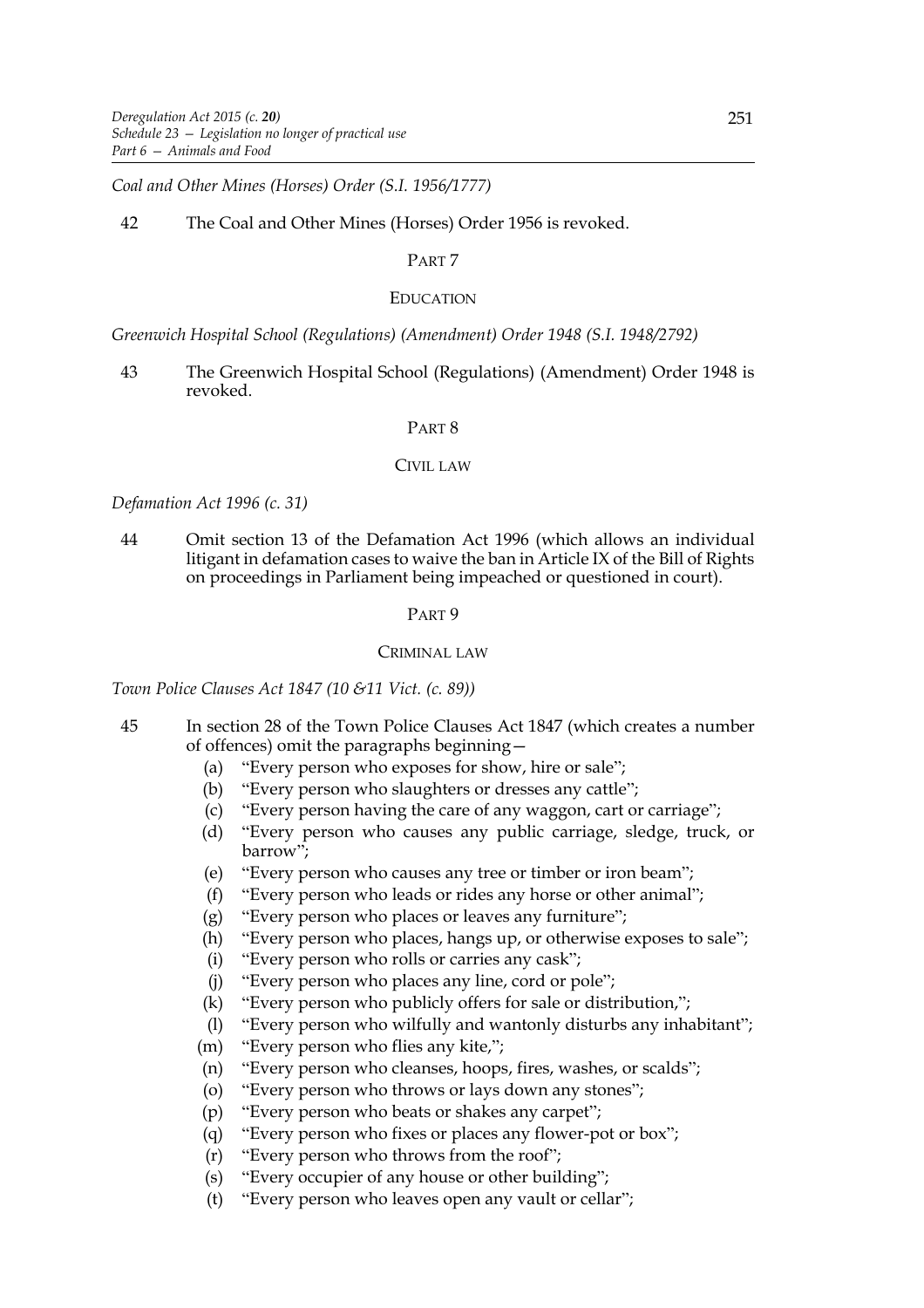*Coal and Other Mines (Horses) Order (S.I. 1956/1777)*

42 The Coal and Other Mines (Horses) Order 1956 is revoked.

## PART 7

## EDUCATION

*Greenwich Hospital School (Regulations) (Amendment) Order 1948 (S.I. 1948/2792)*

43 The Greenwich Hospital School (Regulations) (Amendment) Order 1948 is revoked.

## PART 8

## CIVIL LAW

*Defamation Act 1996 (c. 31)*

44 Omit section 13 of the Defamation Act 1996 (which allows an individual litigant in defamation cases to waive the ban in Article IX of the Bill of Rights on proceedings in Parliament being impeached or questioned in court).

## PART 9

## CRIMINAL LAW

*Town Police Clauses Act 1847 (10 &11 Vict. (c. 89))*

45 In section 28 of the Town Police Clauses Act 1847 (which creates a number of offences) omit the paragraphs beginning—

(a) "Every person who exposes for show, hire or sale";

(b) "Every person who slaughters or dresses any cattle";

(c) "Every person having the care of any waggon, cart or carriage";

(d) "Every person who causes any public carriage, sledge, truck, or barrow";

(e) "Every person who causes any tree or timber or iron beam";

(f) "Every person who leads or rides any horse or other animal";

(g) "Every person who places or leaves any furniture";

(h) "Every person who places, hangs up, or otherwise exposes to sale";

(i) "Every person who rolls or carries any cask";

(j) "Every person who places any line, cord or pole";

(k) "Every person who publicly offers for sale or distribution,";

(l) "Every person who wilfully and wantonly disturbs any inhabitant";

(m) "Every person who flies any kite,";

(n) "Every person who cleanses, hoops, fires, washes, or scalds";

(o) "Every person who throws or lays down any stones";

(p) "Every person who beats or shakes any carpet";

(q) "Every person who fixes or places any flower-pot or box";

(r) "Every person who throws from the roof";

(s) "Every occupier of any house or other building";

(t) "Every person who leaves open any vault or cellar";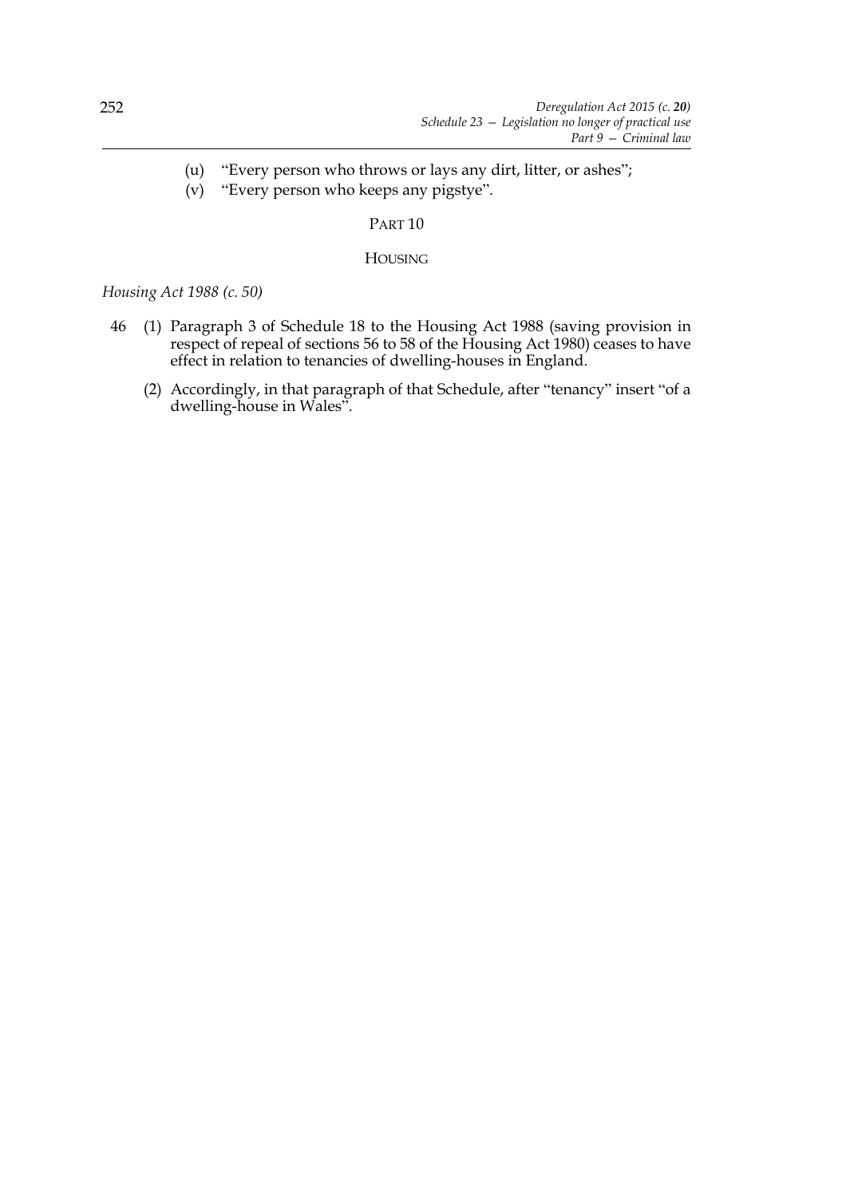(u) "Every person who throws or lays any dirt, litter, or ashes";

(v) "Every person who keeps any pigstye".

## PART 10

## HOUSING

*Housing Act 1988 (c. 50)*

46 (1) Paragraph 3 of Schedule 18 to the Housing Act 1988 (saving provision in respect of repeal of sections 56 to 58 of the Housing Act 1980) ceases to have effect in relation to tenancies of dwelling-houses in England.

(2) Accordingly, in that paragraph of that Schedule, after "tenancy" insert "of a dwelling-house in Wales".